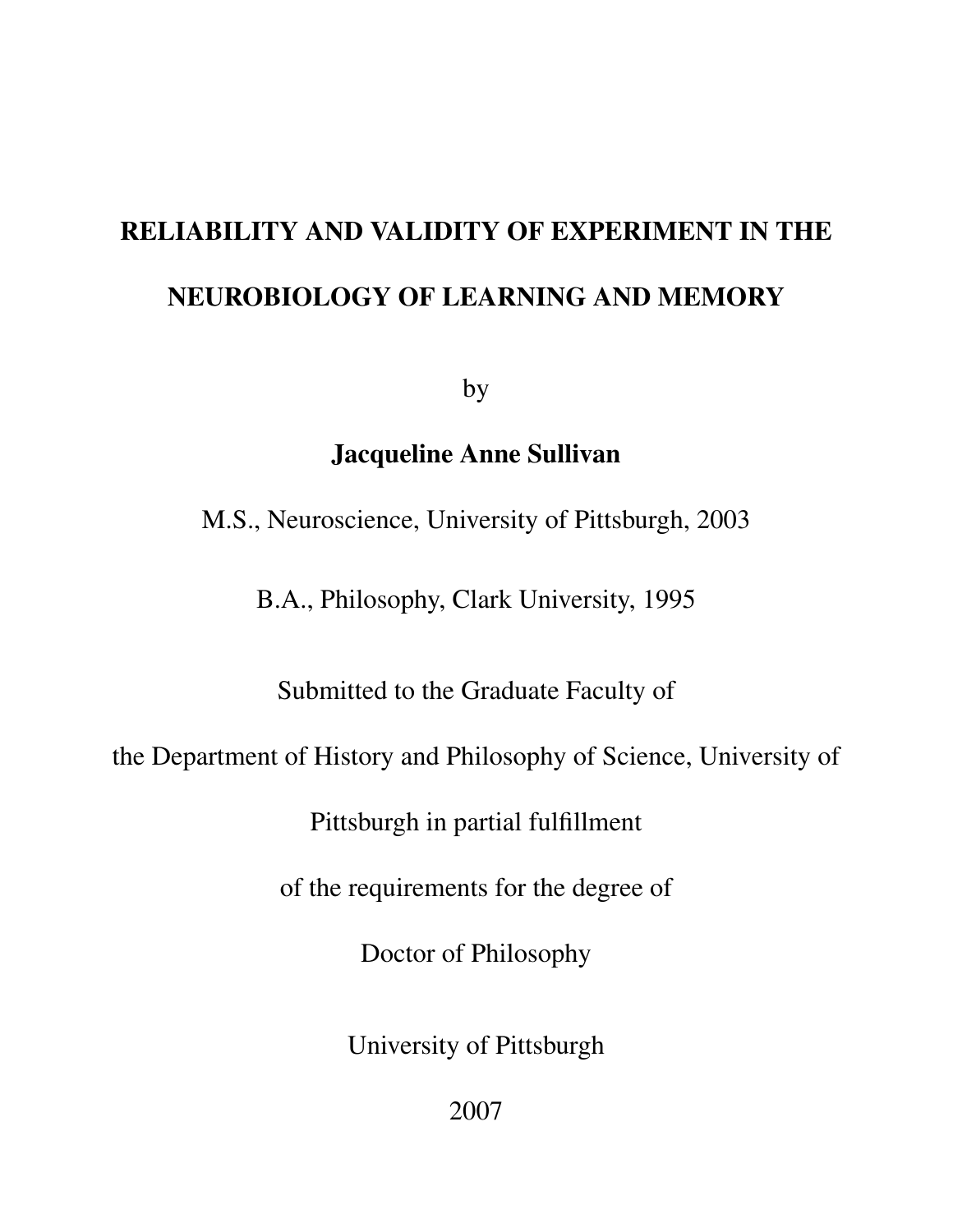# RELIABILITY AND VALIDITY OF EXPERIMENT IN THE NEUROBIOLOGY OF LEARNING AND MEMORY

by

**Jacqueline Anne Sullivan**

M.S., Neuroscience, University of Pittsburgh, 2003

B.A., Philosophy, Clark University, 1995

Submitted to the Graduate Faculty of

the Department of History and Philosophy of Science, University of

Pittsburgh in partial fulfillment

of the requirements for the degree of

Doctor of Philosophy

University of Pittsburgh

2007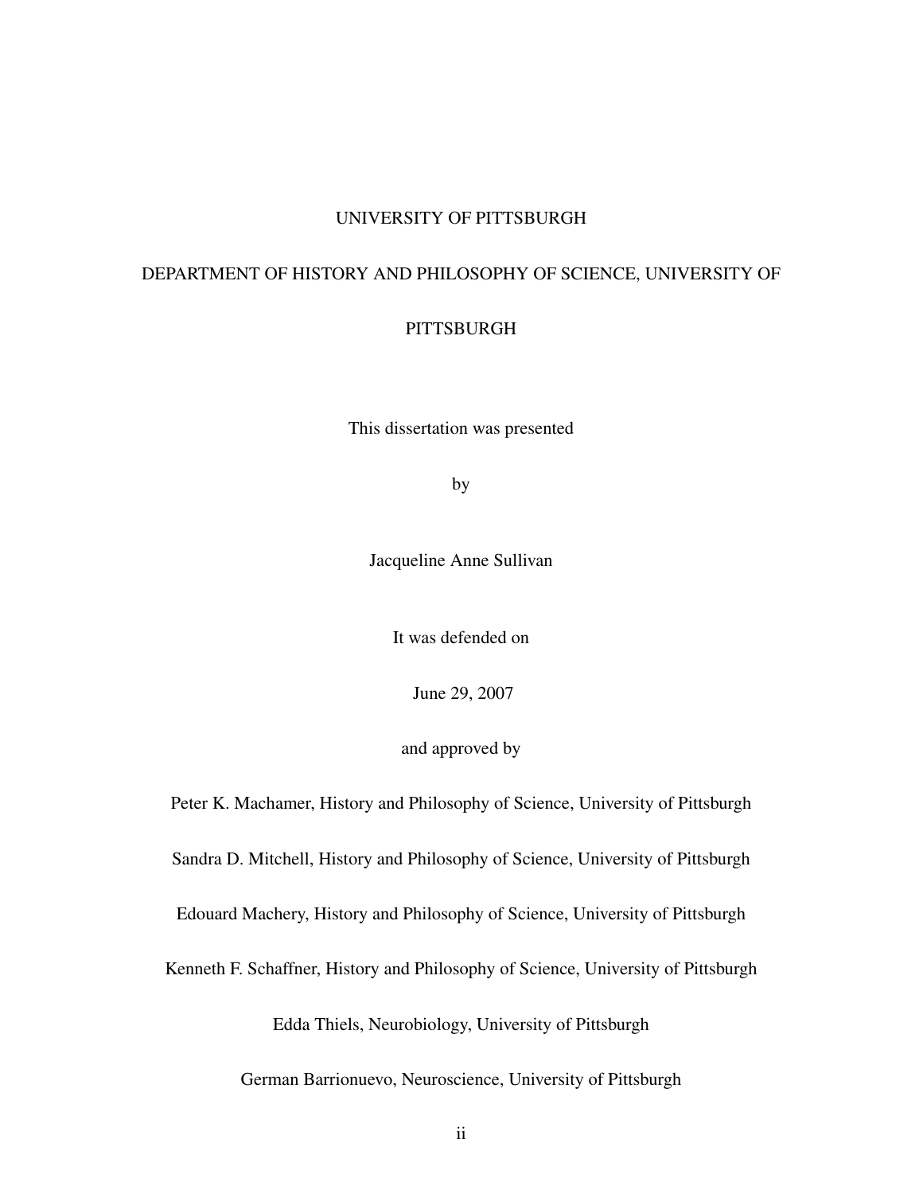UNIVERSITY OF PITTSBURGH

DEPARTMENT OF HISTORY AND PHILOSOPHY OF SCIENCE, UNIVERSITY OF PITTSBURGH

This dissertation was presented

by

Jacqueline Anne Sullivan

It was defended on

June 29, 2007

and approved by

Peter K. Machamer, History and Philosophy of Science, University of Pittsburgh

Sandra D. Mitchell, History and Philosophy of Science, University of Pittsburgh

Edouard Machery, History and Philosophy of Science, University of Pittsburgh

Kenneth F. Schaffner, History and Philosophy of Science, University of Pittsburgh

Edda Thiels, Neurobiology, University of Pittsburgh

German Barrionuevo, Neuroscience, University of Pittsburgh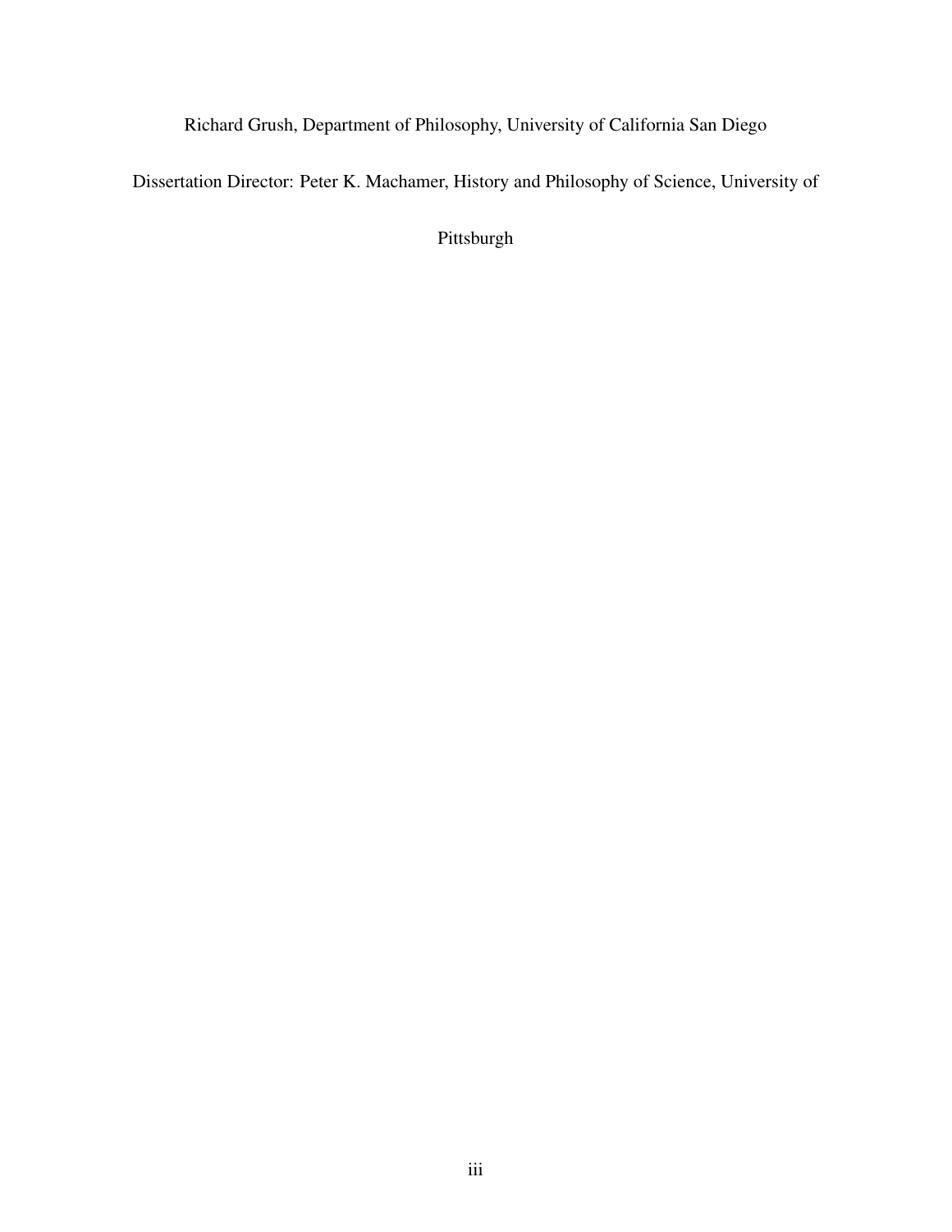Richard Grush, Department of Philosophy, University of California San Diego

Dissertation Director: Peter K. Machamer, History and Philosophy of Science, University of Pittsburgh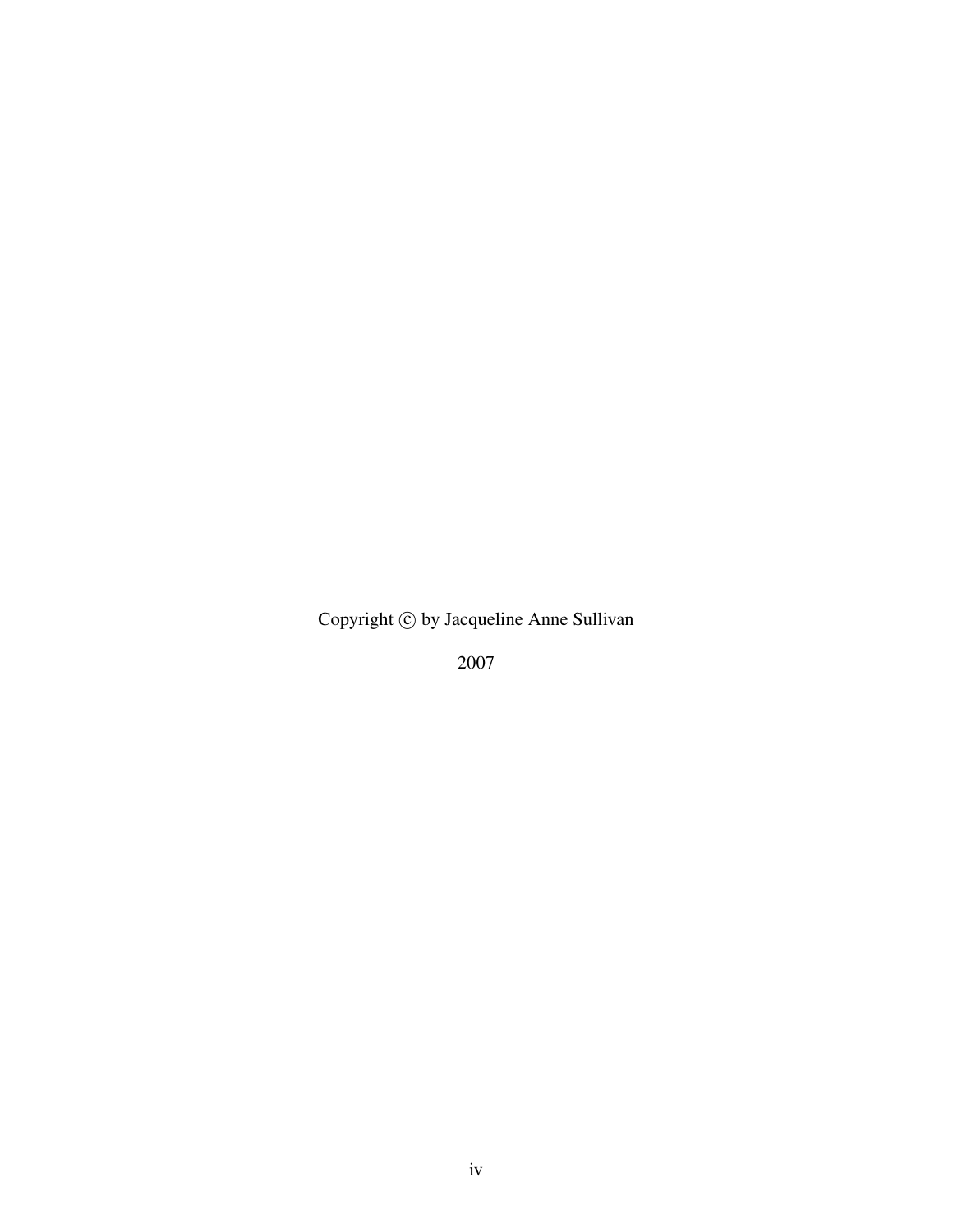Copyright © by Jacqueline Anne Sullivan

2007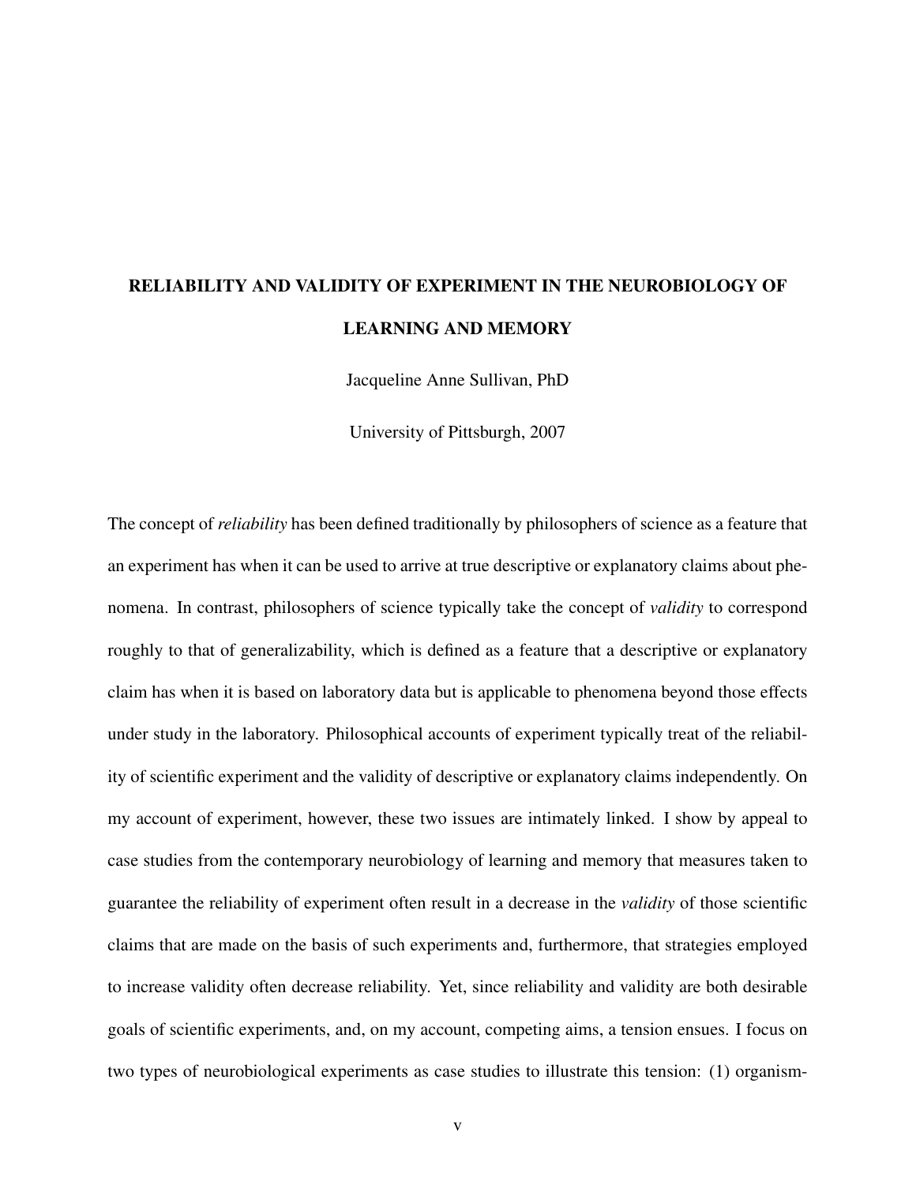**RELIABILITY AND VALIDITY OF EXPERIMENT IN THE NEUROBIOLOGY OF LEARNING AND MEMORY**

Jacqueline Anne Sullivan, PhD

University of Pittsburgh, 2007

The concept of *reliability* has been defined traditionally by philosophers of science as a feature that an experiment has when it can be used to arrive at true descriptive or explanatory claims about phenomena. In contrast, philosophers of science typically take the concept of *validity* to correspond roughly to that of generalizability, which is defined as a feature that a descriptive or explanatory claim has when it is based on laboratory data but is applicable to phenomena beyond those effects under study in the laboratory. Philosophical accounts of experiment typically treat of the reliability of scientific experiment and the validity of descriptive or explanatory claims independently. On my account of experiment, however, these two issues are intimately linked. I show by appeal to case studies from the contemporary neurobiology of learning and memory that measures taken to guarantee the reliability of experiment often result in a decrease in the *validity* of those scientific claims that are made on the basis of such experiments and, furthermore, that strategies employed to increase validity often decrease reliability. Yet, since reliability and validity are both desirable goals of scientific experiments, and, on my account, competing aims, a tension ensues. I focus on two types of neurobiological experiments as case studies to illustrate this tension: (1) organism-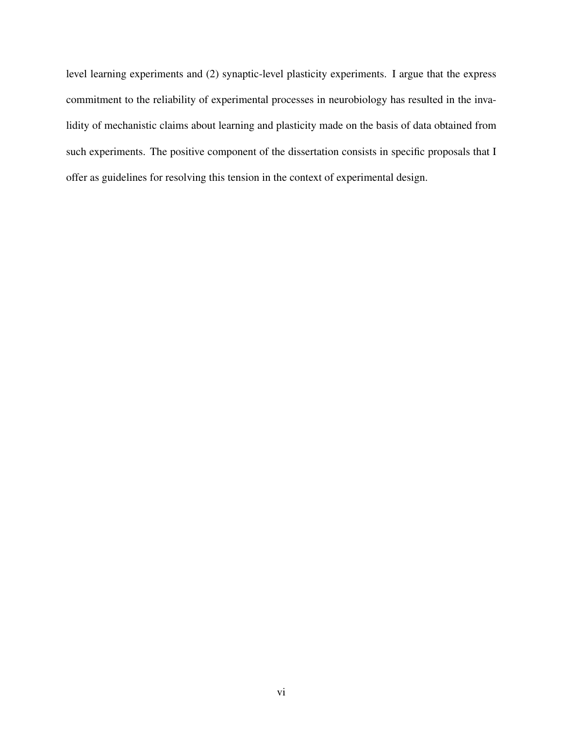level learning experiments and (2) synaptic-level plasticity experiments. I argue that the express commitment to the reliability of experimental processes in neurobiology has resulted in the invalidity of mechanistic claims about learning and plasticity made on the basis of data obtained from such experiments. The positive component of the dissertation consists in specific proposals that I offer as guidelines for resolving this tension in the context of experimental design.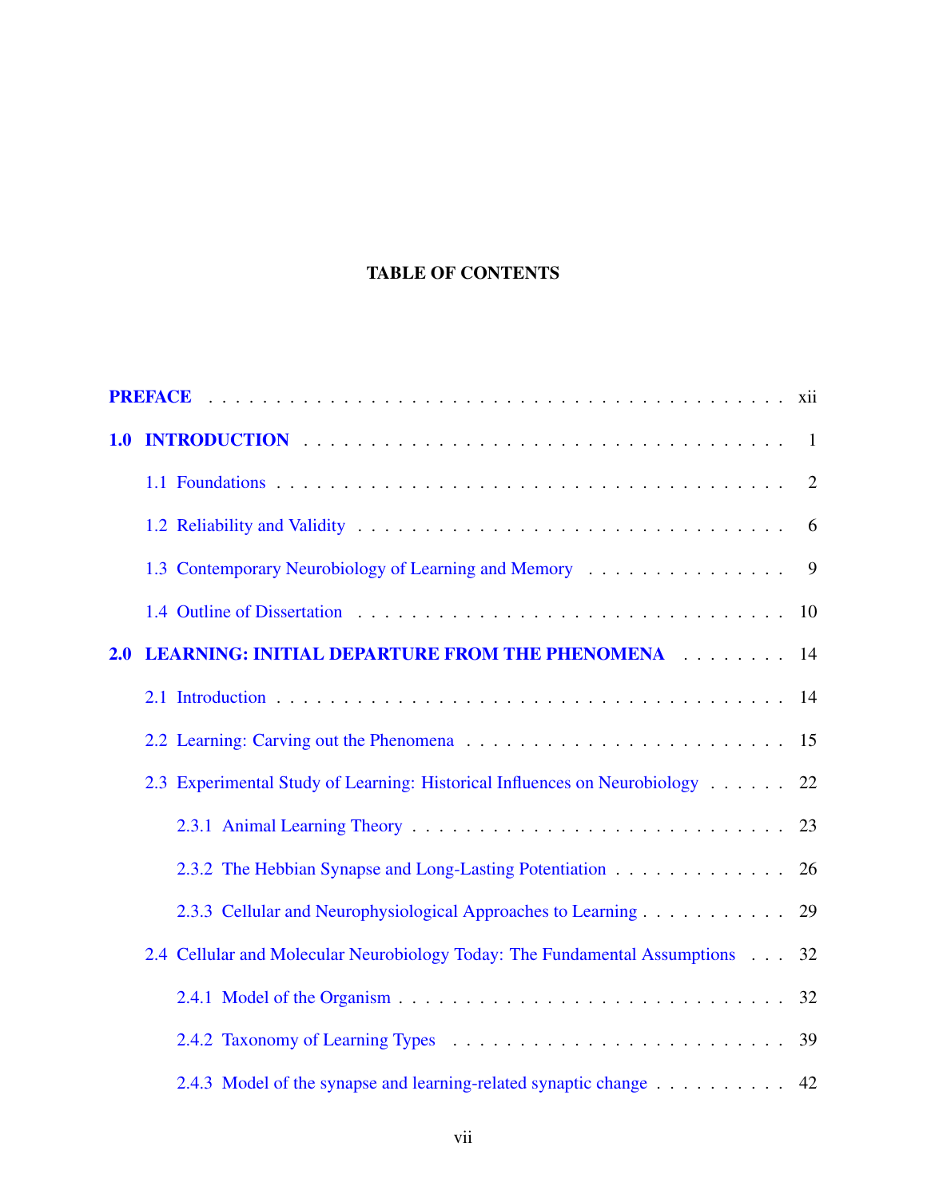# TABLE OF CONTENTS

PREFACE . . . . . . . . . . . . . . . . . . . . . . . . . . . . . . . . . . . . . . . . xii

**1.0 INTRODUCTION** . . . . . . . . . . . . . . . . . . . . . . . . . . . . . . . . . 1

- 1.1 Foundations . . . . . . . . . . . . . . . . . . . . . . . . . . . . . . . . . . . 2
- 1.2 Reliability and Validity . . . . . . . . . . . . . . . . . . . . . . . . . . . . 6
- 1.3 Contemporary Neurobiology of Learning and Memory . . . . . . . . . . . . . . 9
- 1.4 Outline of Dissertation . . . . . . . . . . . . . . . . . . . . . . . . . . . . 10

**2.0 LEARNING: INITIAL DEPARTURE FROM THE PHENOMENA** . . . . . . . . 14

- 2.1 Introduction . . . . . . . . . . . . . . . . . . . . . . . . . . . . . . . . . . 14
- 2.2 Learning: Carving out the Phenomena . . . . . . . . . . . . . . . . . . . . . 15
- 2.3 Experimental Study of Learning: Historical Influences on Neurobiology . . . . . . 22
  - 2.3.1 Animal Learning Theory . . . . . . . . . . . . . . . . . . . . . . . . . 23
  - 2.3.2 The Hebbian Synapse and Long-Lasting Potentiation . . . . . . . . . . . . 26
  - 2.3.3 Cellular and Neurophysiological Approaches to Learning . . . . . . . . . . 29
- 2.4 Cellular and Molecular Neurobiology Today: The Fundamental Assumptions . . . 32
  - 2.4.1 Model of the Organism . . . . . . . . . . . . . . . . . . . . . . . . . . 32
  - 2.4.2 Taxonomy of Learning Types . . . . . . . . . . . . . . . . . . . . . . . 39
  - 2.4.3 Model of the synapse and learning-related synaptic change . . . . . . . . . 42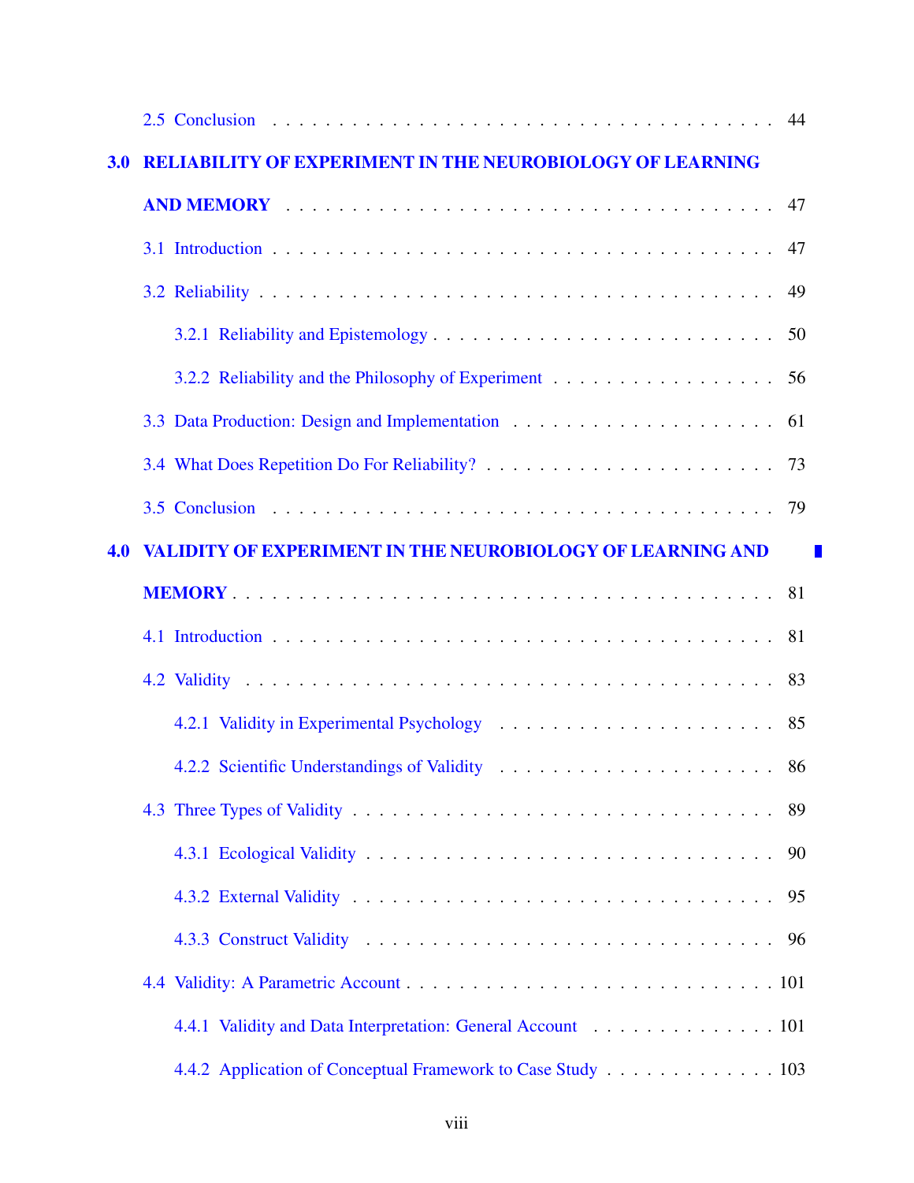2.5 Conclusion . . . . . . . . . . . . . . . . . . . . . . . . . . . . . . . . . . . . 44

**3.0 RELIABILITY OF EXPERIMENT IN THE NEUROBIOLOGY OF LEARNING AND MEMORY** . . . . . . . . . . . . . . . . . . . . . . . . . . . . . . . . . . . . 47

3.1 Introduction . . . . . . . . . . . . . . . . . . . . . . . . . . . . . . . . . . . . 47

3.2 Reliability . . . . . . . . . . . . . . . . . . . . . . . . . . . . . . . . . . . . 49

3.2.1 Reliability and Epistemology . . . . . . . . . . . . . . . . . . . . . . . . . 50

3.2.2 Reliability and the Philosophy of Experiment . . . . . . . . . . . . . . . . . 56

3.3 Data Production: Design and Implementation . . . . . . . . . . . . . . . . . . . 61

3.4 What Does Repetition Do For Reliability? . . . . . . . . . . . . . . . . . . . . 73

3.5 Conclusion . . . . . . . . . . . . . . . . . . . . . . . . . . . . . . . . . . . . 79

**4.0 VALIDITY OF EXPERIMENT IN THE NEUROBIOLOGY OF LEARNING AND MEMORY** . . . . . . . . . . . . . . . . . . . . . . . . . . . . . . . . . . . . 81

4.1 Introduction . . . . . . . . . . . . . . . . . . . . . . . . . . . . . . . . . . . . 81

4.2 Validity . . . . . . . . . . . . . . . . . . . . . . . . . . . . . . . . . . . . 83

4.2.1 Validity in Experimental Psychology . . . . . . . . . . . . . . . . . . . . . 85

4.2.2 Scientific Understandings of Validity . . . . . . . . . . . . . . . . . . . . . 86

4.3 Three Types of Validity . . . . . . . . . . . . . . . . . . . . . . . . . . . . . . 89

4.3.1 Ecological Validity . . . . . . . . . . . . . . . . . . . . . . . . . . . . . 90

4.3.2 External Validity . . . . . . . . . . . . . . . . . . . . . . . . . . . . . . 95

4.3.3 Construct Validity . . . . . . . . . . . . . . . . . . . . . . . . . . . . . 96

4.4 Validity: A Parametric Account . . . . . . . . . . . . . . . . . . . . . . . . . . 101

4.4.1 Validity and Data Interpretation: General Account . . . . . . . . . . . . . . 101

4.4.2 Application of Conceptual Framework to Case Study . . . . . . . . . . . . . 103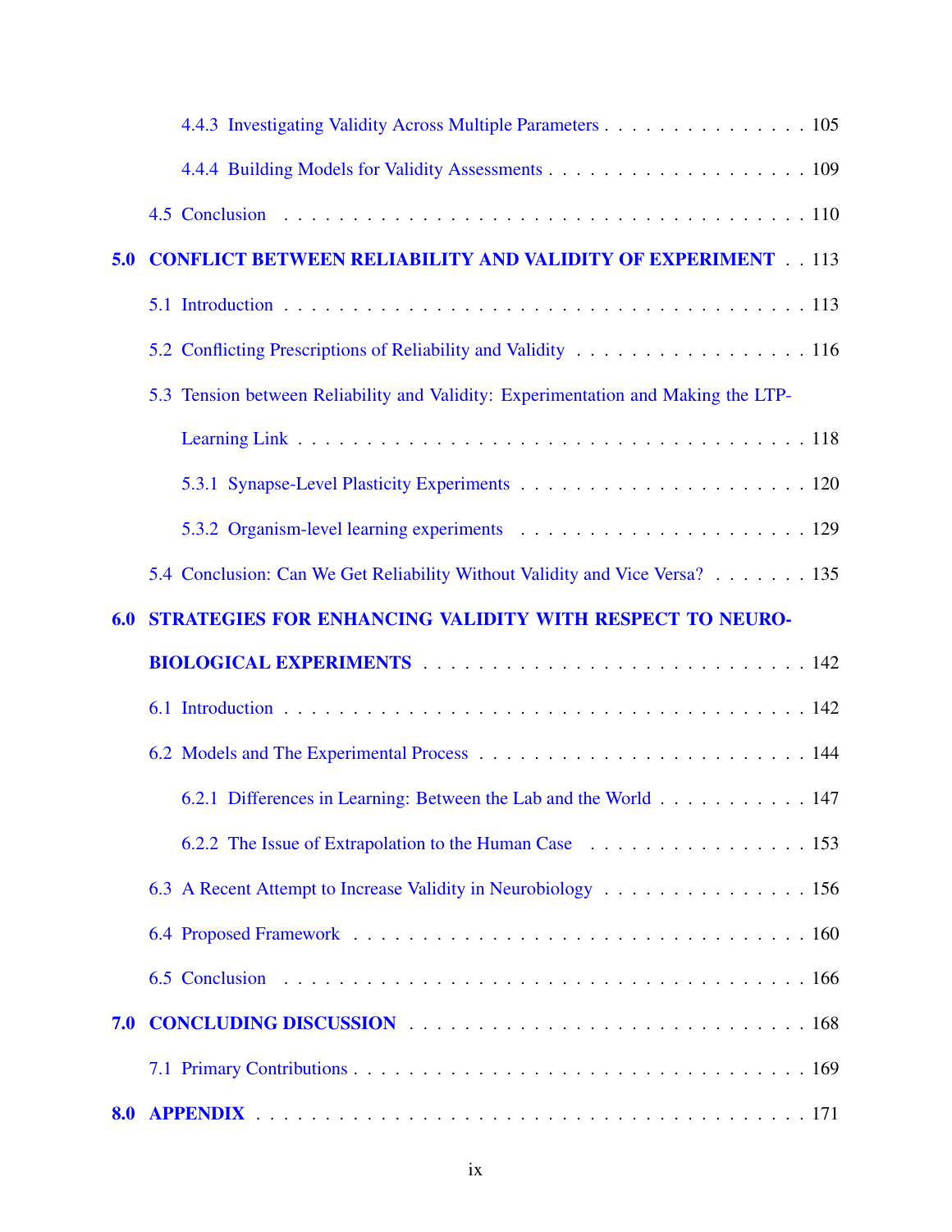4.4.3 Investigating Validity Across Multiple Parameters . . . . . . . . . . . . . . . . 105

4.4.4 Building Models for Validity Assessments . . . . . . . . . . . . . . . . . . . 109

4.5 Conclusion . . . . . . . . . . . . . . . . . . . . . . . . . . . . . . . . . . . . 110

**5.0 CONFLICT BETWEEN RELIABILITY AND VALIDITY OF EXPERIMENT** . . 113

5.1 Introduction . . . . . . . . . . . . . . . . . . . . . . . . . . . . . . . . . . . . 113

5.2 Conflicting Prescriptions of Reliability and Validity . . . . . . . . . . . . . . . . . 116

5.3 Tension between Reliability and Validity: Experimentation and Making the LTP-Learning Link . . . . . . . . . . . . . . . . . . . . . . . . . . . . . . . . . . . 118

5.3.1 Synapse-Level Plasticity Experiments . . . . . . . . . . . . . . . . . . . . . 120

5.3.2 Organism-level learning experiments . . . . . . . . . . . . . . . . . . . . . 129

5.4 Conclusion: Can We Get Reliability Without Validity and Vice Versa? . . . . . . . 135

**6.0 STRATEGIES FOR ENHANCING VALIDITY WITH RESPECT TO NEUROBIOLOGICAL EXPERIMENTS** . . . . . . . . . . . . . . . . . . . . . . . . . . . . 142

6.1 Introduction . . . . . . . . . . . . . . . . . . . . . . . . . . . . . . . . . . . . 142

6.2 Models and The Experimental Process . . . . . . . . . . . . . . . . . . . . . . . 144

6.2.1 Differences in Learning: Between the Lab and the World . . . . . . . . . . . 147

6.2.2 The Issue of Extrapolation to the Human Case . . . . . . . . . . . . . . . . . 153

6.3 A Recent Attempt to Increase Validity in Neurobiology . . . . . . . . . . . . . . . 156

6.4 Proposed Framework . . . . . . . . . . . . . . . . . . . . . . . . . . . . . . . . 160

6.5 Conclusion . . . . . . . . . . . . . . . . . . . . . . . . . . . . . . . . . . . . 166

**7.0 CONCLUDING DISCUSSION** . . . . . . . . . . . . . . . . . . . . . . . . . . . 168

7.1 Primary Contributions . . . . . . . . . . . . . . . . . . . . . . . . . . . . . . . 169

**8.0 APPENDIX** . . . . . . . . . . . . . . . . . . . . . . . . . . . . . . . . . . . . 171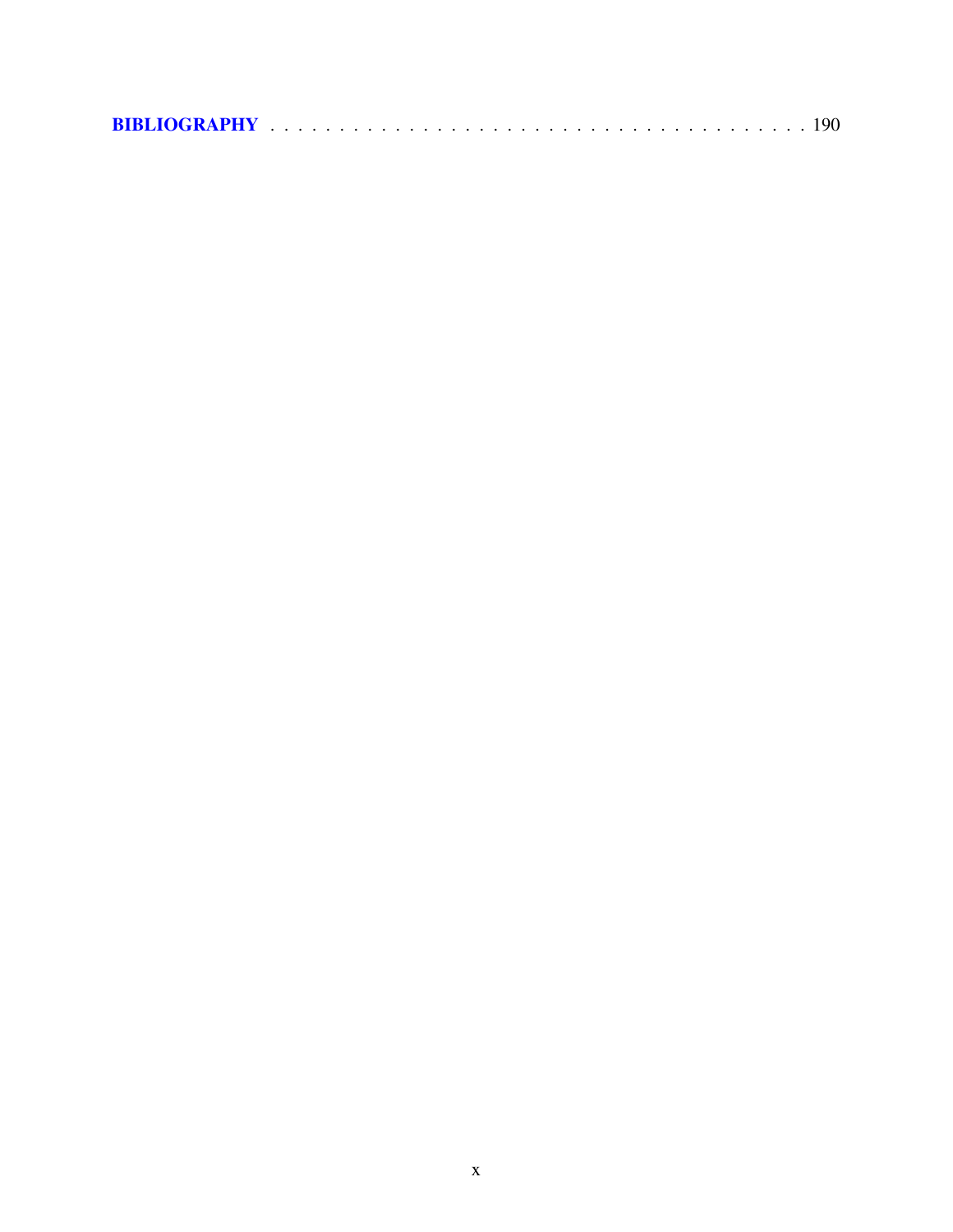**BIBLIOGRAPHY** . . . . . . . . . . . . . . . . . . . . . . . . . . . . . . . . . . . . . . . . 190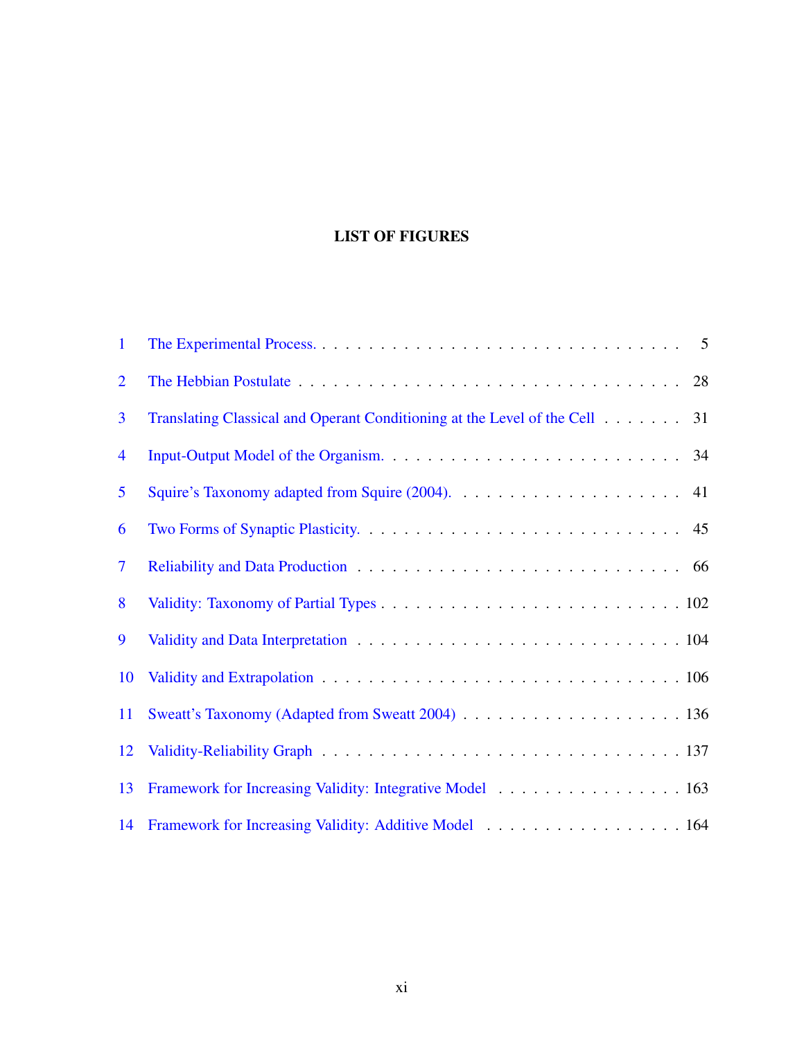# LIST OF FIGURES

| | | |
|---|---|---|
| 1 | The Experimental Process. | 5 |
| 2 | The Hebbian Postulate | 28 |
| 3 | Translating Classical and Operant Conditioning at the Level of the Cell | 31 |
| 4 | Input-Output Model of the Organism. | 34 |
| 5 | Squire's Taxonomy adapted from Squire (2004). | 41 |
| 6 | Two Forms of Synaptic Plasticity. | 45 |
| 7 | Reliability and Data Production | 66 |
| 8 | Validity: Taxonomy of Partial Types | 102 |
| 9 | Validity and Data Interpretation | 104 |
| 10 | Validity and Extrapolation | 106 |
| 11 | Sweatt's Taxonomy (Adapted from Sweatt 2004) | 136 |
| 12 | Validity-Reliability Graph | 137 |
| 13 | Framework for Increasing Validity: Integrative Model | 163 |
| 14 | Framework for Increasing Validity: Additive Model | 164 |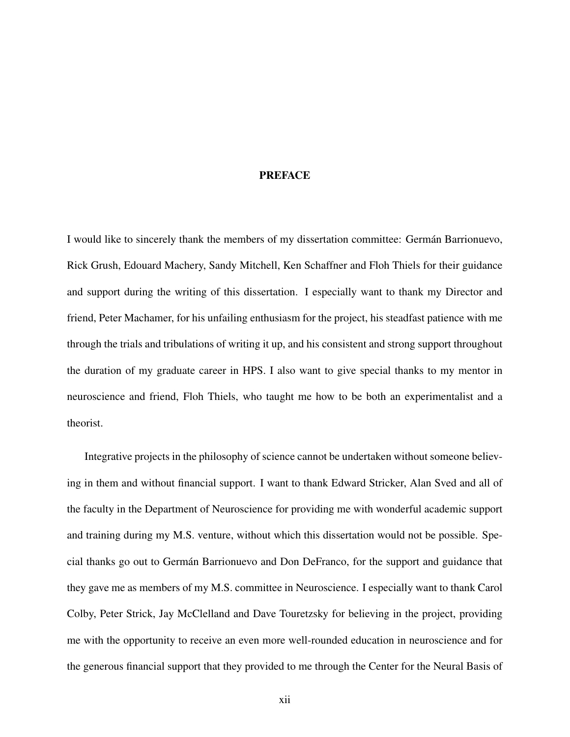# PREFACE

I would like to sincerely thank the members of my dissertation committee: Germán Barrionuevo, Rick Grush, Edouard Machery, Sandy Mitchell, Ken Schaffner and Floh Thiels for their guidance and support during the writing of this dissertation. I especially want to thank my Director and friend, Peter Machamer, for his unfailing enthusiasm for the project, his steadfast patience with me through the trials and tribulations of writing it up, and his consistent and strong support throughout the duration of my graduate career in HPS. I also want to give special thanks to my mentor in neuroscience and friend, Floh Thiels, who taught me how to be both an experimentalist and a theorist.

Integrative projects in the philosophy of science cannot be undertaken without someone believing in them and without financial support. I want to thank Edward Stricker, Alan Sved and all of the faculty in the Department of Neuroscience for providing me with wonderful academic support and training during my M.S. venture, without which this dissertation would not be possible. Special thanks go out to Germán Barrionuevo and Don DeFranco, for the support and guidance that they gave me as members of my M.S. committee in Neuroscience. I especially want to thank Carol Colby, Peter Strick, Jay McClelland and Dave Touretzsky for believing in the project, providing me with the opportunity to receive an even more well-rounded education in neuroscience and for the generous financial support that they provided to me through the Center for the Neural Basis of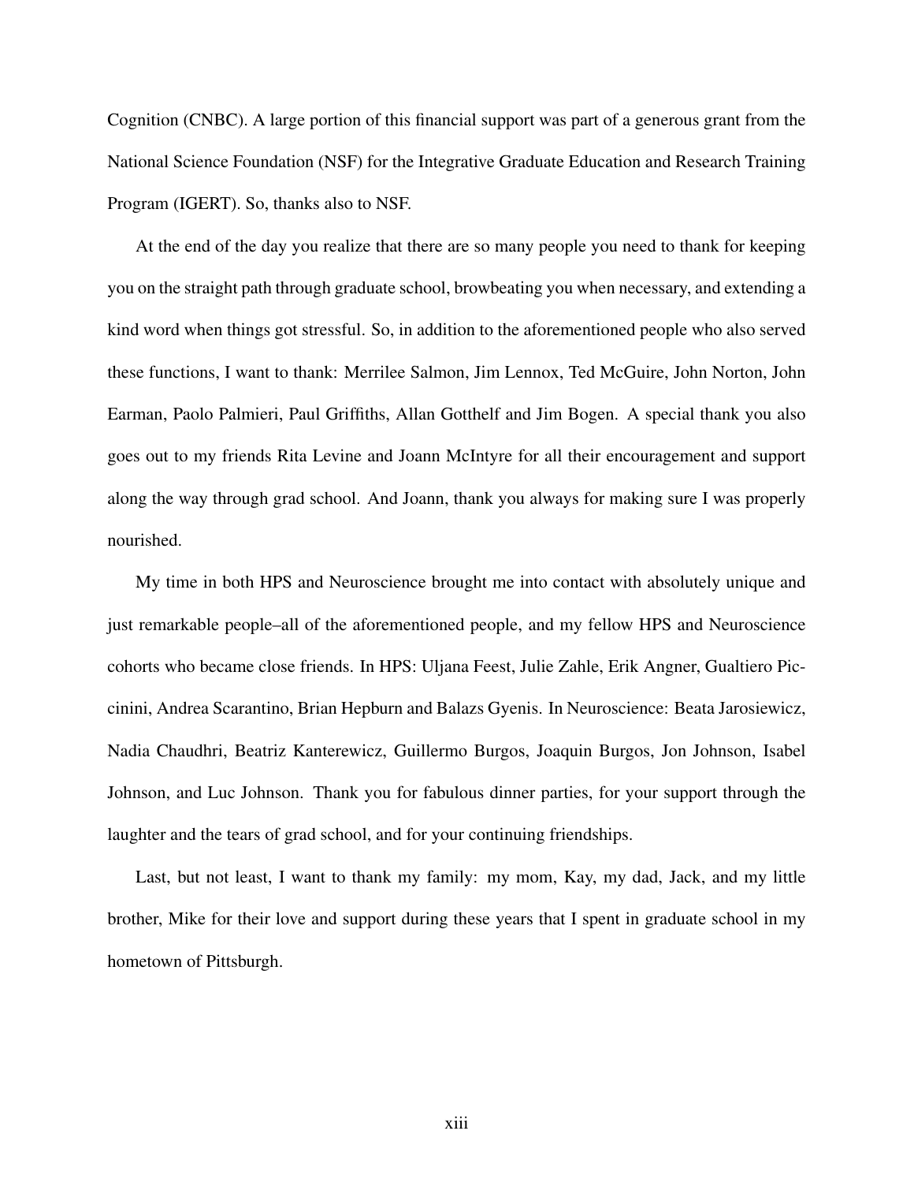Cognition (CNBC). A large portion of this financial support was part of a generous grant from the National Science Foundation (NSF) for the Integrative Graduate Education and Research Training Program (IGERT). So, thanks also to NSF.

At the end of the day you realize that there are so many people you need to thank for keeping you on the straight path through graduate school, browbeating you when necessary, and extending a kind word when things got stressful. So, in addition to the aforementioned people who also served these functions, I want to thank: Merrilee Salmon, Jim Lennox, Ted McGuire, John Norton, John Earman, Paolo Palmieri, Paul Griffiths, Allan Gotthelf and Jim Bogen. A special thank you also goes out to my friends Rita Levine and Joann McIntyre for all their encouragement and support along the way through grad school. And Joann, thank you always for making sure I was properly nourished.

My time in both HPS and Neuroscience brought me into contact with absolutely unique and just remarkable people–all of the aforementioned people, and my fellow HPS and Neuroscience cohorts who became close friends. In HPS: Uljana Feest, Julie Zahle, Erik Angner, Gualtiero Piccinini, Andrea Scarantino, Brian Hepburn and Balazs Gyenis. In Neuroscience: Beata Jarosiewicz, Nadia Chaudhri, Beatriz Kanterewicz, Guillermo Burgos, Joaquin Burgos, Jon Johnson, Isabel Johnson, and Luc Johnson. Thank you for fabulous dinner parties, for your support through the laughter and the tears of grad school, and for your continuing friendships.

Last, but not least, I want to thank my family: my mom, Kay, my dad, Jack, and my little brother, Mike for their love and support during these years that I spent in graduate school in my hometown of Pittsburgh.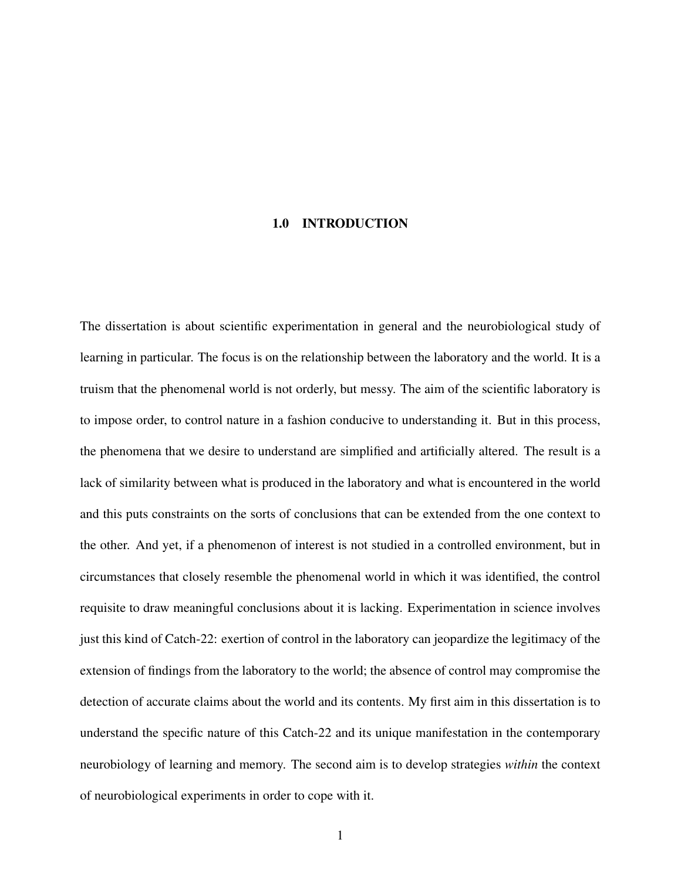# 1.0 INTRODUCTION

The dissertation is about scientific experimentation in general and the neurobiological study of learning in particular. The focus is on the relationship between the laboratory and the world. It is a truism that the phenomenal world is not orderly, but messy. The aim of the scientific laboratory is to impose order, to control nature in a fashion conducive to understanding it. But in this process, the phenomena that we desire to understand are simplified and artificially altered. The result is a lack of similarity between what is produced in the laboratory and what is encountered in the world and this puts constraints on the sorts of conclusions that can be extended from the one context to the other. And yet, if a phenomenon of interest is not studied in a controlled environment, but in circumstances that closely resemble the phenomenal world in which it was identified, the control requisite to draw meaningful conclusions about it is lacking. Experimentation in science involves just this kind of Catch-22: exertion of control in the laboratory can jeopardize the legitimacy of the extension of findings from the laboratory to the world; the absence of control may compromise the detection of accurate claims about the world and its contents. My first aim in this dissertation is to understand the specific nature of this Catch-22 and its unique manifestation in the contemporary neurobiology of learning and memory. The second aim is to develop strategies *within* the context of neurobiological experiments in order to cope with it.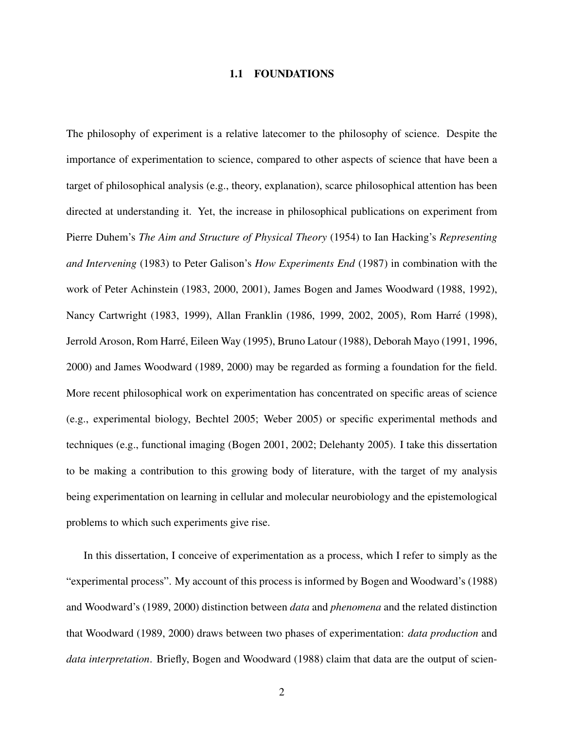## 1.1 FOUNDATIONS

The philosophy of experiment is a relative latecomer to the philosophy of science. Despite the importance of experimentation to science, compared to other aspects of science that have been a target of philosophical analysis (e.g., theory, explanation), scarce philosophical attention has been directed at understanding it. Yet, the increase in philosophical publications on experiment from Pierre Duhem's *The Aim and Structure of Physical Theory* (1954) to Ian Hacking's *Representing and Intervening* (1983) to Peter Galison's *How Experiments End* (1987) in combination with the work of Peter Achinstein (1983, 2000, 2001), James Bogen and James Woodward (1988, 1992), Nancy Cartwright (1983, 1999), Allan Franklin (1986, 1999, 2002, 2005), Rom Harré (1998), Jerrold Aroson, Rom Harré, Eileen Way (1995), Bruno Latour (1988), Deborah Mayo (1991, 1996, 2000) and James Woodward (1989, 2000) may be regarded as forming a foundation for the field. More recent philosophical work on experimentation has concentrated on specific areas of science (e.g., experimental biology, Bechtel 2005; Weber 2005) or specific experimental methods and techniques (e.g., functional imaging (Bogen 2001, 2002; Delehanty 2005). I take this dissertation to be making a contribution to this growing body of literature, with the target of my analysis being experimentation on learning in cellular and molecular neurobiology and the epistemological problems to which such experiments give rise.

In this dissertation, I conceive of experimentation as a process, which I refer to simply as the "experimental process". My account of this process is informed by Bogen and Woodward's (1988) and Woodward's (1989, 2000) distinction between *data* and *phenomena* and the related distinction that Woodward (1989, 2000) draws between two phases of experimentation: *data production* and *data interpretation*. Briefly, Bogen and Woodward (1988) claim that data are the output of scien-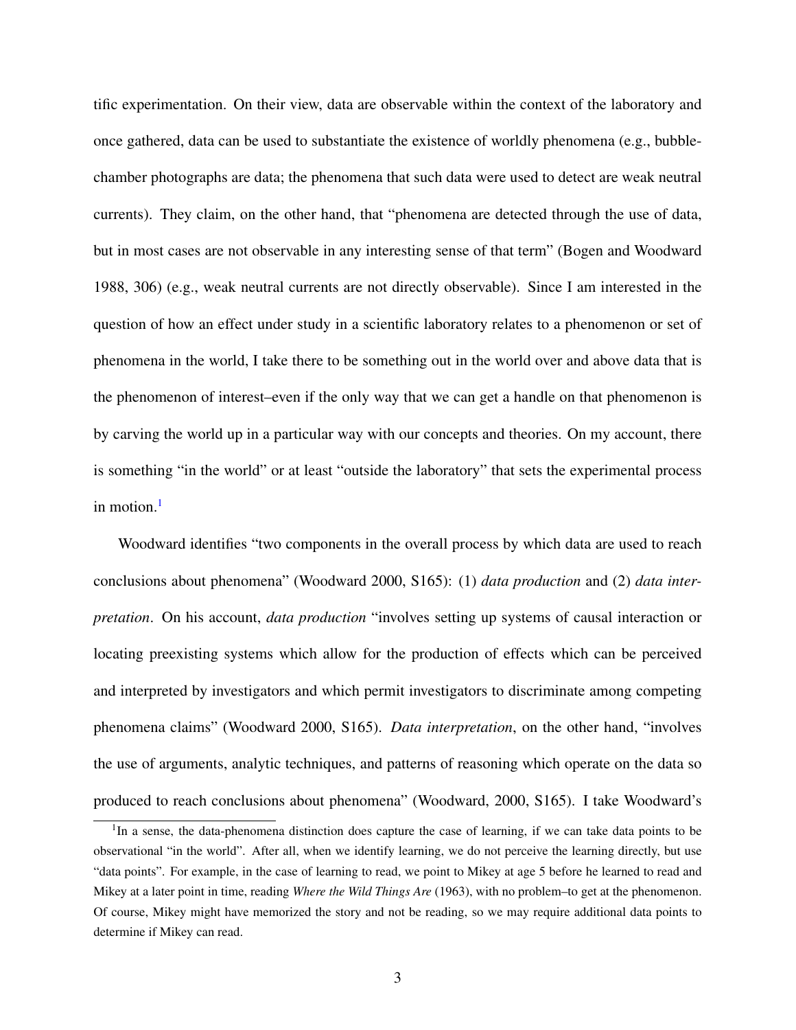tific experimentation. On their view, data are observable within the context of the laboratory and once gathered, data can be used to substantiate the existence of worldly phenomena (e.g., bubble-chamber photographs are data; the phenomena that such data were used to detect are weak neutral currents). They claim, on the other hand, that "phenomena are detected through the use of data, but in most cases are not observable in any interesting sense of that term" (Bogen and Woodward 1988, 306) (e.g., weak neutral currents are not directly observable). Since I am interested in the question of how an effect under study in a scientific laboratory relates to a phenomenon or set of phenomena in the world, I take there to be something out in the world over and above data that is the phenomenon of interest–even if the only way that we can get a handle on that phenomenon is by carving the world up in a particular way with our concepts and theories. On my account, there is something "in the world" or at least "outside the laboratory" that sets the experimental process in motion.[1]

Woodward identifies "two components in the overall process by which data are used to reach conclusions about phenomena" (Woodward 2000, S165): (1) *data production* and (2) *data interpretation*. On his account, *data production* "involves setting up systems of causal interaction or locating preexisting systems which allow for the production of effects which can be perceived and interpreted by investigators and which permit investigators to discriminate among competing phenomena claims" (Woodward 2000, S165). *Data interpretation*, on the other hand, "involves the use of arguments, analytic techniques, and patterns of reasoning which operate on the data so produced to reach conclusions about phenomena" (Woodward, 2000, S165). I take Woodward's

[1] In a sense, the data-phenomena distinction does capture the case of learning, if we can take data points to be observational "in the world". After all, when we identify learning, we do not perceive the learning directly, but use "data points". For example, in the case of learning to read, we point to Mikey at age 5 before he learned to read and Mikey at a later point in time, reading *Where the Wild Things Are* (1963), with no problem–to get at the phenomenon. Of course, Mikey might have memorized the story and not be reading, so we may require additional data points to determine if Mikey can read.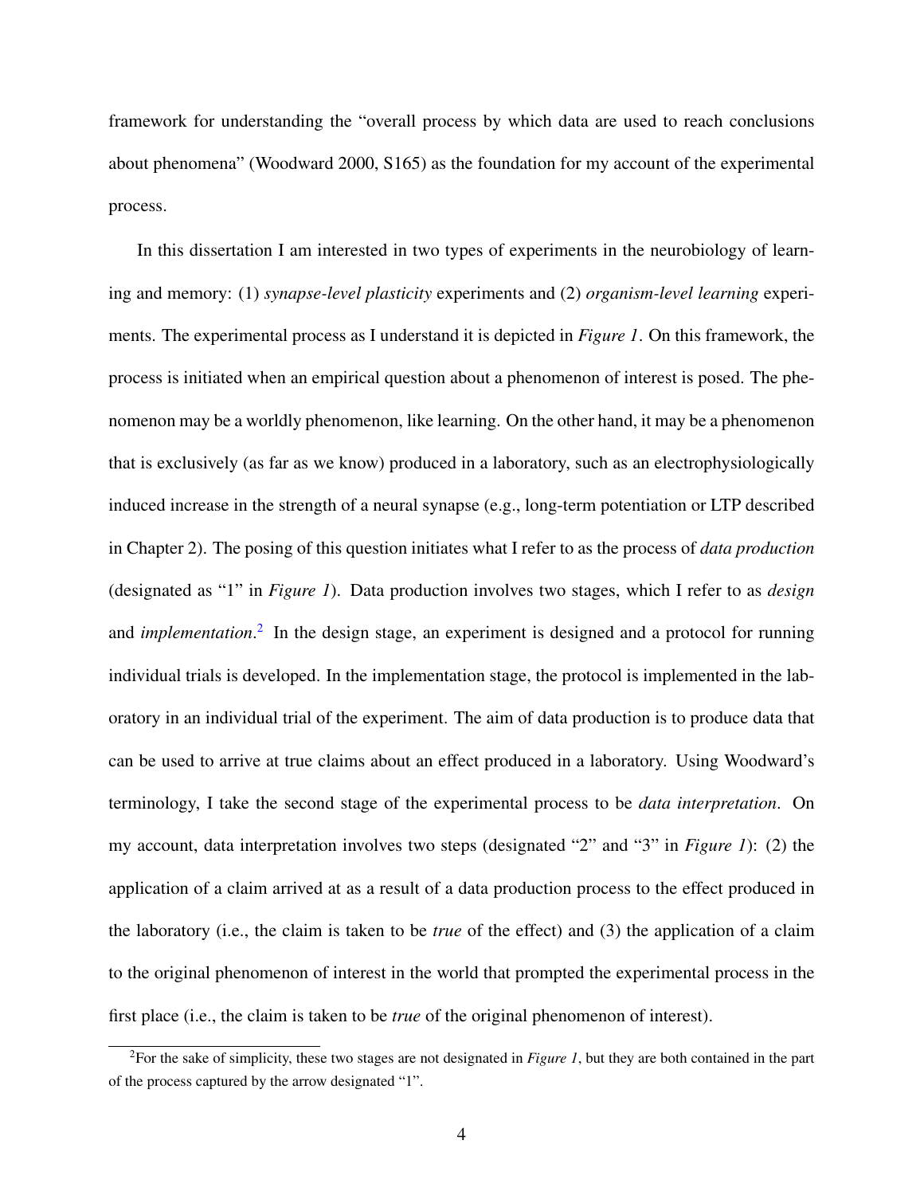framework for understanding the "overall process by which data are used to reach conclusions about phenomena" (Woodward 2000, S165) as the foundation for my account of the experimental process.

In this dissertation I am interested in two types of experiments in the neurobiology of learning and memory: (1) *synapse-level plasticity* experiments and (2) *organism-level learning* experiments. The experimental process as I understand it is depicted in *Figure 1*. On this framework, the process is initiated when an empirical question about a phenomenon of interest is posed. The phenomenon may be a worldly phenomenon, like learning. On the other hand, it may be a phenomenon that is exclusively (as far as we know) produced in a laboratory, such as an electrophysiologically induced increase in the strength of a neural synapse (e.g., long-term potentiation or LTP described in Chapter 2). The posing of this question initiates what I refer to as the process of *data production* (designated as "1" in *Figure 1*). Data production involves two stages, which I refer to as *design* and *implementation*.[2] In the design stage, an experiment is designed and a protocol for running individual trials is developed. In the implementation stage, the protocol is implemented in the laboratory in an individual trial of the experiment. The aim of data production is to produce data that can be used to arrive at true claims about an effect produced in a laboratory. Using Woodward's terminology, I take the second stage of the experimental process to be *data interpretation*. On my account, data interpretation involves two steps (designated "2" and "3" in *Figure 1*): (2) the application of a claim arrived at as a result of a data production process to the effect produced in the laboratory (i.e., the claim is taken to be *true* of the effect) and (3) the application of a claim to the original phenomenon of interest in the world that prompted the experimental process in the first place (i.e., the claim is taken to be *true* of the original phenomenon of interest).

[2] For the sake of simplicity, these two stages are not designated in *Figure 1*, but they are both contained in the part of the process captured by the arrow designated "1".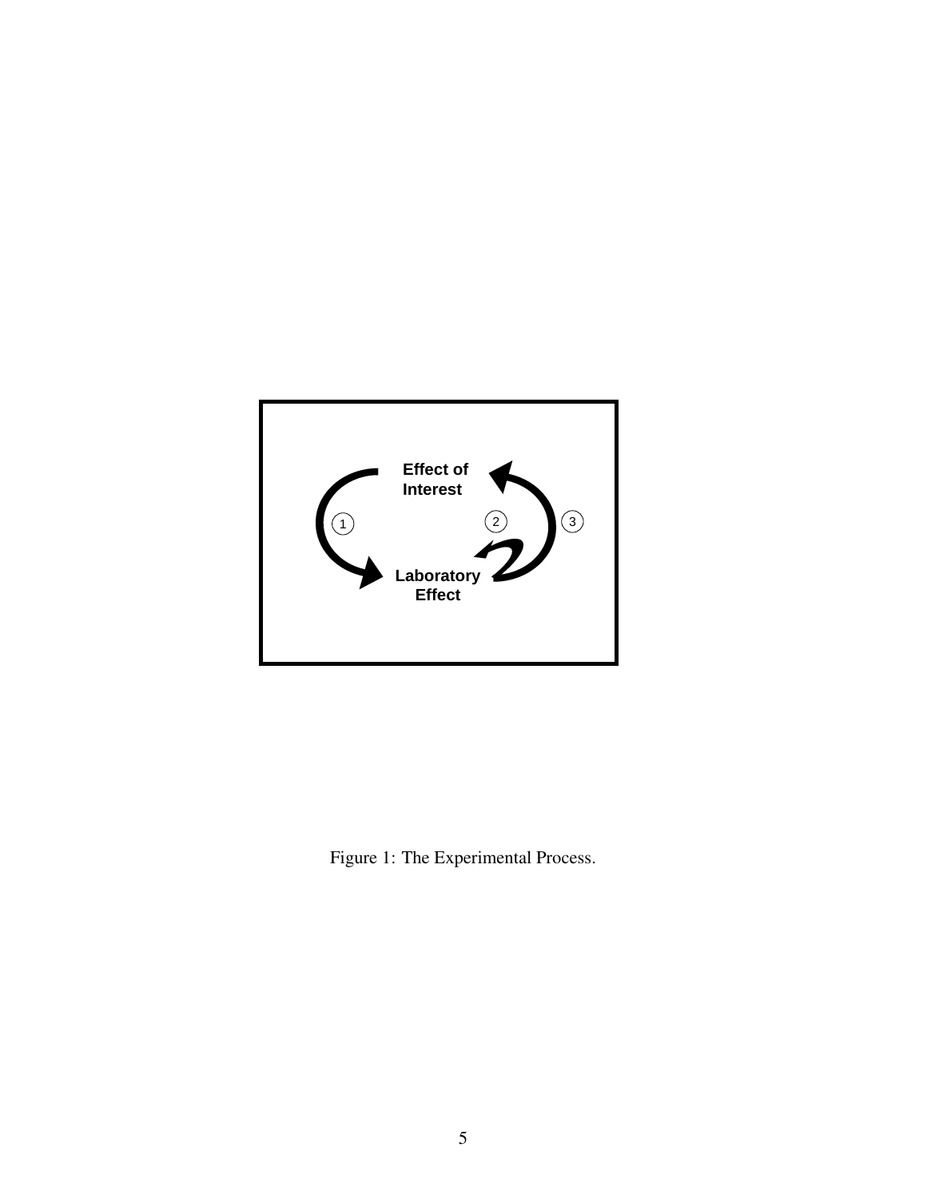Effect of Interest

1

2

3

Laboratory Effect

Figure 1: The Experimental Process.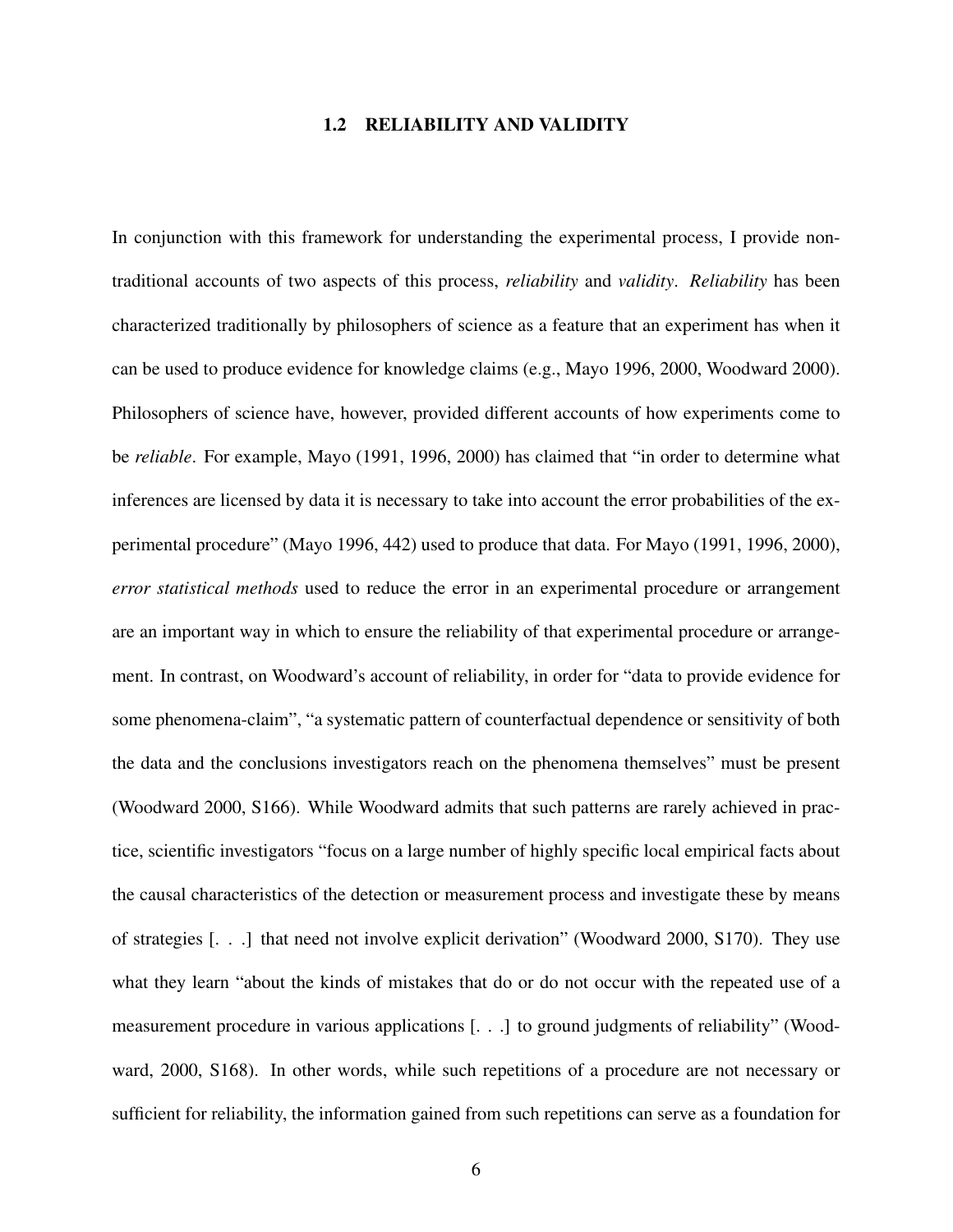## 1.2 RELIABILITY AND VALIDITY

In conjunction with this framework for understanding the experimental process, I provide non-traditional accounts of two aspects of this process, *reliability* and *validity*. *Reliability* has been characterized traditionally by philosophers of science as a feature that an experiment has when it can be used to produce evidence for knowledge claims (e.g., Mayo 1996, 2000, Woodward 2000). Philosophers of science have, however, provided different accounts of how experiments come to be *reliable*. For example, Mayo (1991, 1996, 2000) has claimed that "in order to determine what inferences are licensed by data it is necessary to take into account the error probabilities of the experimental procedure" (Mayo 1996, 442) used to produce that data. For Mayo (1991, 1996, 2000), *error statistical methods* used to reduce the error in an experimental procedure or arrangement are an important way in which to ensure the reliability of that experimental procedure or arrangement. In contrast, on Woodward's account of reliability, in order for "data to provide evidence for some phenomena-claim", "a systematic pattern of counterfactual dependence or sensitivity of both the data and the conclusions investigators reach on the phenomena themselves" must be present (Woodward 2000, S166). While Woodward admits that such patterns are rarely achieved in practice, scientific investigators "focus on a large number of highly specific local empirical facts about the causal characteristics of the detection or measurement process and investigate these by means of strategies [. . .] that need not involve explicit derivation" (Woodward 2000, S170). They use what they learn "about the kinds of mistakes that do or do not occur with the repeated use of a measurement procedure in various applications [. . .] to ground judgments of reliability" (Woodward, 2000, S168). In other words, while such repetitions of a procedure are not necessary or sufficient for reliability, the information gained from such repetitions can serve as a foundation for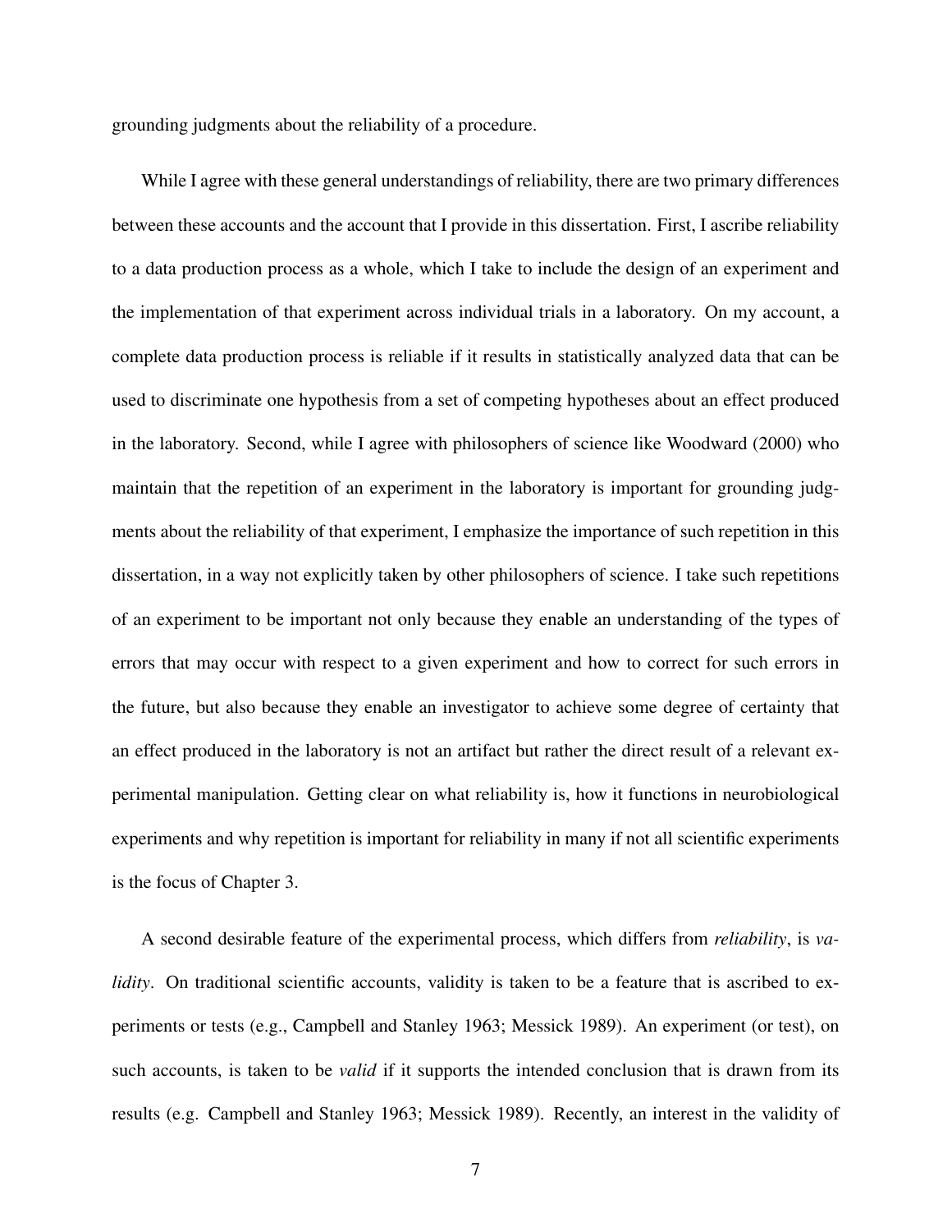grounding judgments about the reliability of a procedure.

While I agree with these general understandings of reliability, there are two primary differences between these accounts and the account that I provide in this dissertation. First, I ascribe reliability to a data production process as a whole, which I take to include the design of an experiment and the implementation of that experiment across individual trials in a laboratory. On my account, a complete data production process is reliable if it results in statistically analyzed data that can be used to discriminate one hypothesis from a set of competing hypotheses about an effect produced in the laboratory. Second, while I agree with philosophers of science like Woodward (2000) who maintain that the repetition of an experiment in the laboratory is important for grounding judgments about the reliability of that experiment, I emphasize the importance of such repetition in this dissertation, in a way not explicitly taken by other philosophers of science. I take such repetitions of an experiment to be important not only because they enable an understanding of the types of errors that may occur with respect to a given experiment and how to correct for such errors in the future, but also because they enable an investigator to achieve some degree of certainty that an effect produced in the laboratory is not an artifact but rather the direct result of a relevant experimental manipulation. Getting clear on what reliability is, how it functions in neurobiological experiments and why repetition is important for reliability in many if not all scientific experiments is the focus of Chapter 3.

A second desirable feature of the experimental process, which differs from *reliability*, is *validity*. On traditional scientific accounts, validity is taken to be a feature that is ascribed to experiments or tests (e.g., Campbell and Stanley 1963; Messick 1989). An experiment (or test), on such accounts, is taken to be *valid* if it supports the intended conclusion that is drawn from its results (e.g. Campbell and Stanley 1963; Messick 1989). Recently, an interest in the validity of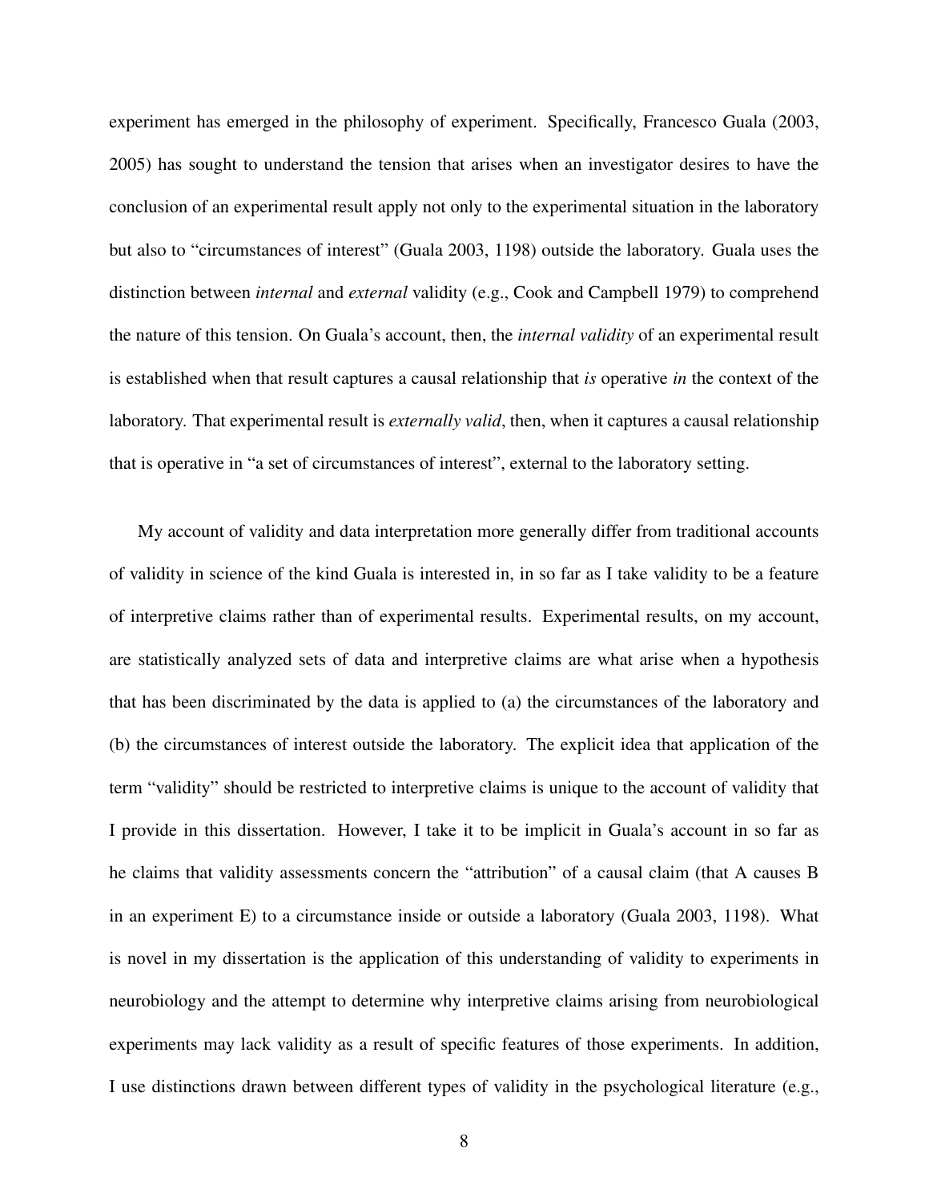experiment has emerged in the philosophy of experiment. Specifically, Francesco Guala (2003, 2005) has sought to understand the tension that arises when an investigator desires to have the conclusion of an experimental result apply not only to the experimental situation in the laboratory but also to "circumstances of interest" (Guala 2003, 1198) outside the laboratory. Guala uses the distinction between *internal* and *external* validity (e.g., Cook and Campbell 1979) to comprehend the nature of this tension. On Guala's account, then, the *internal validity* of an experimental result is established when that result captures a causal relationship that *is* operative *in* the context of the laboratory. That experimental result is *externally valid*, then, when it captures a causal relationship that is operative in "a set of circumstances of interest", external to the laboratory setting.

My account of validity and data interpretation more generally differ from traditional accounts of validity in science of the kind Guala is interested in, in so far as I take validity to be a feature of interpretive claims rather than of experimental results. Experimental results, on my account, are statistically analyzed sets of data and interpretive claims are what arise when a hypothesis that has been discriminated by the data is applied to (a) the circumstances of the laboratory and (b) the circumstances of interest outside the laboratory. The explicit idea that application of the term "validity" should be restricted to interpretive claims is unique to the account of validity that I provide in this dissertation. However, I take it to be implicit in Guala's account in so far as he claims that validity assessments concern the "attribution" of a causal claim (that A causes B in an experiment E) to a circumstance inside or outside a laboratory (Guala 2003, 1198). What is novel in my dissertation is the application of this understanding of validity to experiments in neurobiology and the attempt to determine why interpretive claims arising from neurobiological experiments may lack validity as a result of specific features of those experiments. In addition, I use distinctions drawn between different types of validity in the psychological literature (e.g.,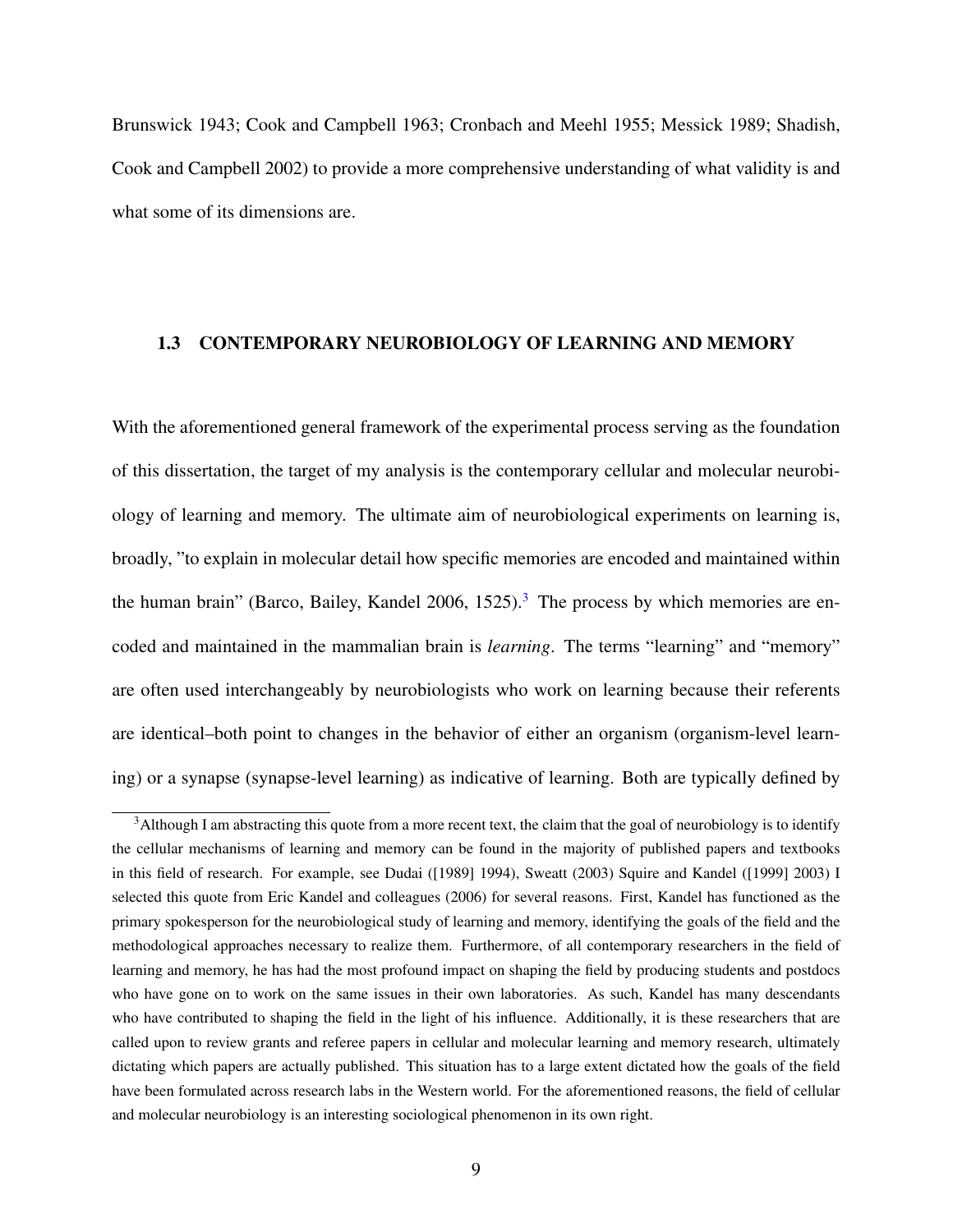Brunswick 1943; Cook and Campbell 1963; Cronbach and Meehl 1955; Messick 1989; Shadish, Cook and Campbell 2002) to provide a more comprehensive understanding of what validity is and what some of its dimensions are.

## 1.3 CONTEMPORARY NEUROBIOLOGY OF LEARNING AND MEMORY

With the aforementioned general framework of the experimental process serving as the foundation of this dissertation, the target of my analysis is the contemporary cellular and molecular neurobiology of learning and memory. The ultimate aim of neurobiological experiments on learning is, broadly, "to explain in molecular detail how specific memories are encoded and maintained within the human brain" (Barco, Bailey, Kandel 2006, 1525).[3] The process by which memories are encoded and maintained in the mammalian brain is *learning*. The terms "learning" and "memory" are often used interchangeably by neurobiologists who work on learning because their referents are identical–both point to changes in the behavior of either an organism (organism-level learning) or a synapse (synapse-level learning) as indicative of learning. Both are typically defined by

[3] Although I am abstracting this quote from a more recent text, the claim that the goal of neurobiology is to identify the cellular mechanisms of learning and memory can be found in the majority of published papers and textbooks in this field of research. For example, see Dudai ([1989] 1994), Sweatt (2003) Squire and Kandel ([1999] 2003) I selected this quote from Eric Kandel and colleagues (2006) for several reasons. First, Kandel has functioned as the primary spokesperson for the neurobiological study of learning and memory, identifying the goals of the field and the methodological approaches necessary to realize them. Furthermore, of all contemporary researchers in the field of learning and memory, he has had the most profound impact on shaping the field by producing students and postdocs who have gone on to work on the same issues in their own laboratories. As such, Kandel has many descendants who have contributed to shaping the field in the light of his influence. Additionally, it is these researchers that are called upon to review grants and referee papers in cellular and molecular learning and memory research, ultimately dictating which papers are actually published. This situation has to a large extent dictated how the goals of the field have been formulated across research labs in the Western world. For the aforementioned reasons, the field of cellular and molecular neurobiology is an interesting sociological phenomenon in its own right.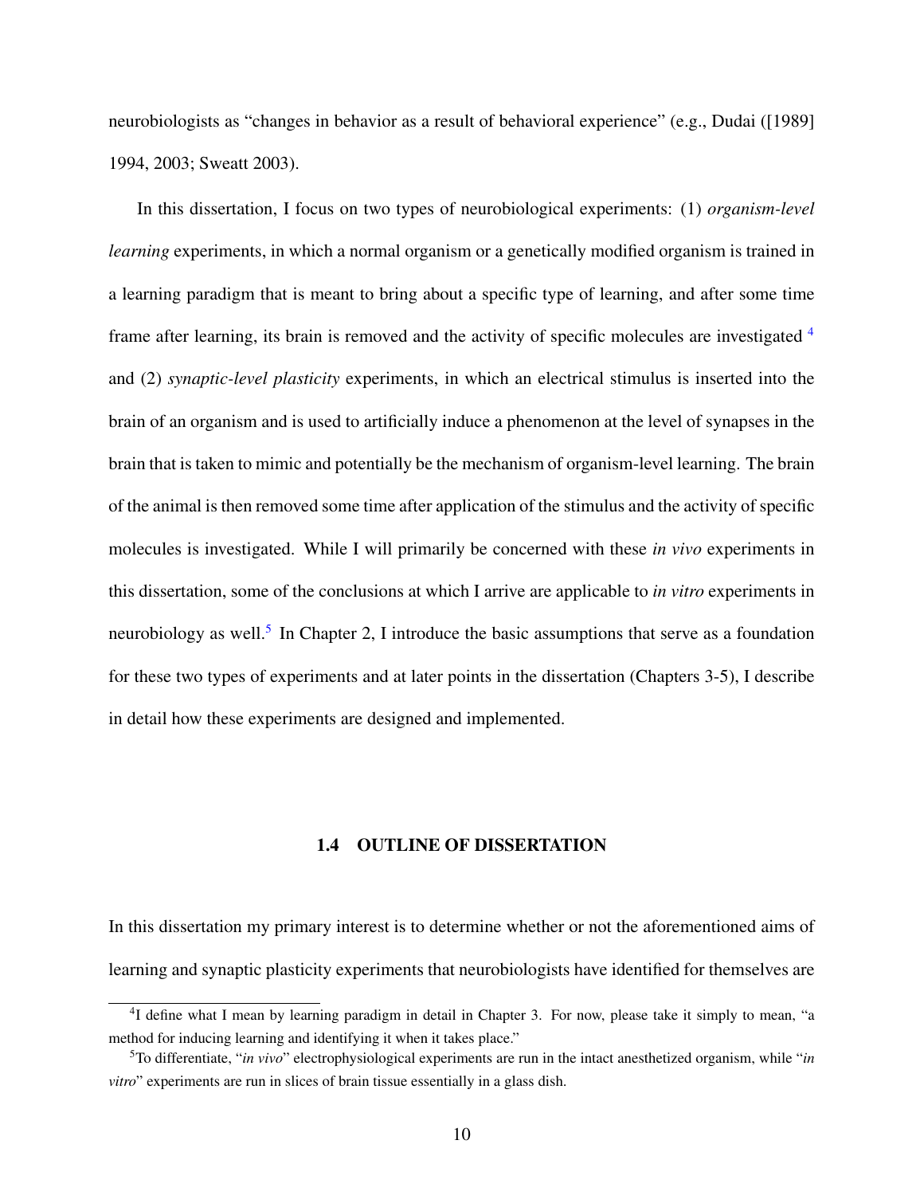neurobiologists as "changes in behavior as a result of behavioral experience" (e.g., Dudai ([1989] 1994, 2003; Sweatt 2003).

In this dissertation, I focus on two types of neurobiological experiments: (1) *organism-level learning* experiments, in which a normal organism or a genetically modified organism is trained in a learning paradigm that is meant to bring about a specific type of learning, and after some time frame after learning, its brain is removed and the activity of specific molecules are investigated [4] and (2) *synaptic-level plasticity* experiments, in which an electrical stimulus is inserted into the brain of an organism and is used to artificially induce a phenomenon at the level of synapses in the brain that is taken to mimic and potentially be the mechanism of organism-level learning. The brain of the animal is then removed some time after application of the stimulus and the activity of specific molecules is investigated. While I will primarily be concerned with these *in vivo* experiments in this dissertation, some of the conclusions at which I arrive are applicable to *in vitro* experiments in neurobiology as well.[5] In Chapter 2, I introduce the basic assumptions that serve as a foundation for these two types of experiments and at later points in the dissertation (Chapters 3-5), I describe in detail how these experiments are designed and implemented.

## 1.4 OUTLINE OF DISSERTATION

In this dissertation my primary interest is to determine whether or not the aforementioned aims of learning and synaptic plasticity experiments that neurobiologists have identified for themselves are

[4] I define what I mean by learning paradigm in detail in Chapter 3. For now, please take it simply to mean, "a method for inducing learning and identifying it when it takes place."

[5] To differentiate, "*in vivo*" electrophysiological experiments are run in the intact anesthetized organism, while "*in vitro*" experiments are run in slices of brain tissue essentially in a glass dish.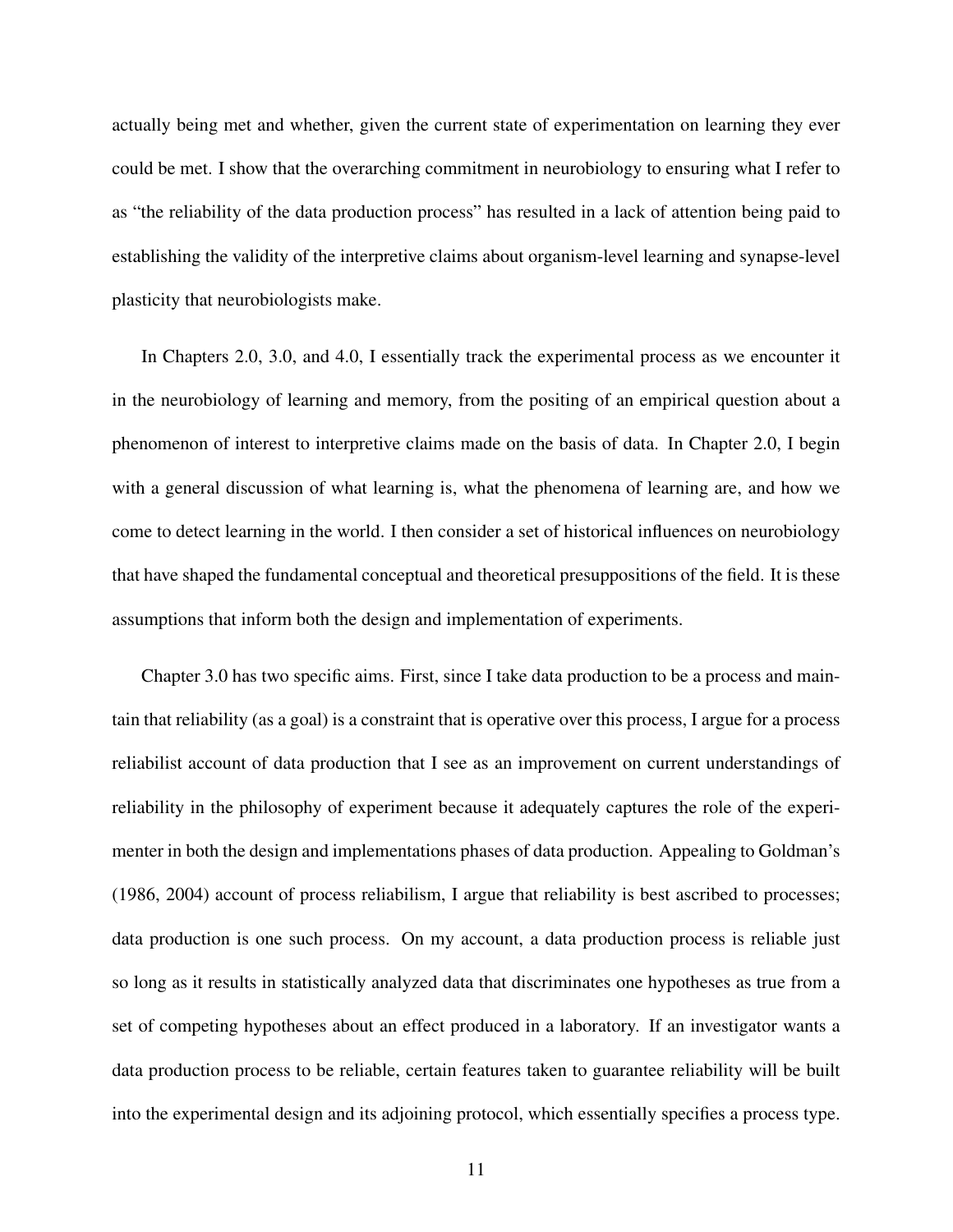actually being met and whether, given the current state of experimentation on learning they ever could be met. I show that the overarching commitment in neurobiology to ensuring what I refer to as "the reliability of the data production process" has resulted in a lack of attention being paid to establishing the validity of the interpretive claims about organism-level learning and synapse-level plasticity that neurobiologists make.

In Chapters 2.0, 3.0, and 4.0, I essentially track the experimental process as we encounter it in the neurobiology of learning and memory, from the positing of an empirical question about a phenomenon of interest to interpretive claims made on the basis of data. In Chapter 2.0, I begin with a general discussion of what learning is, what the phenomena of learning are, and how we come to detect learning in the world. I then consider a set of historical influences on neurobiology that have shaped the fundamental conceptual and theoretical presuppositions of the field. It is these assumptions that inform both the design and implementation of experiments.

Chapter 3.0 has two specific aims. First, since I take data production to be a process and maintain that reliability (as a goal) is a constraint that is operative over this process, I argue for a process reliabilist account of data production that I see as an improvement on current understandings of reliability in the philosophy of experiment because it adequately captures the role of the experimenter in both the design and implementations phases of data production. Appealing to Goldman's (1986, 2004) account of process reliabilism, I argue that reliability is best ascribed to processes; data production is one such process. On my account, a data production process is reliable just so long as it results in statistically analyzed data that discriminates one hypotheses as true from a set of competing hypotheses about an effect produced in a laboratory. If an investigator wants a data production process to be reliable, certain features taken to guarantee reliability will be built into the experimental design and its adjoining protocol, which essentially specifies a process type.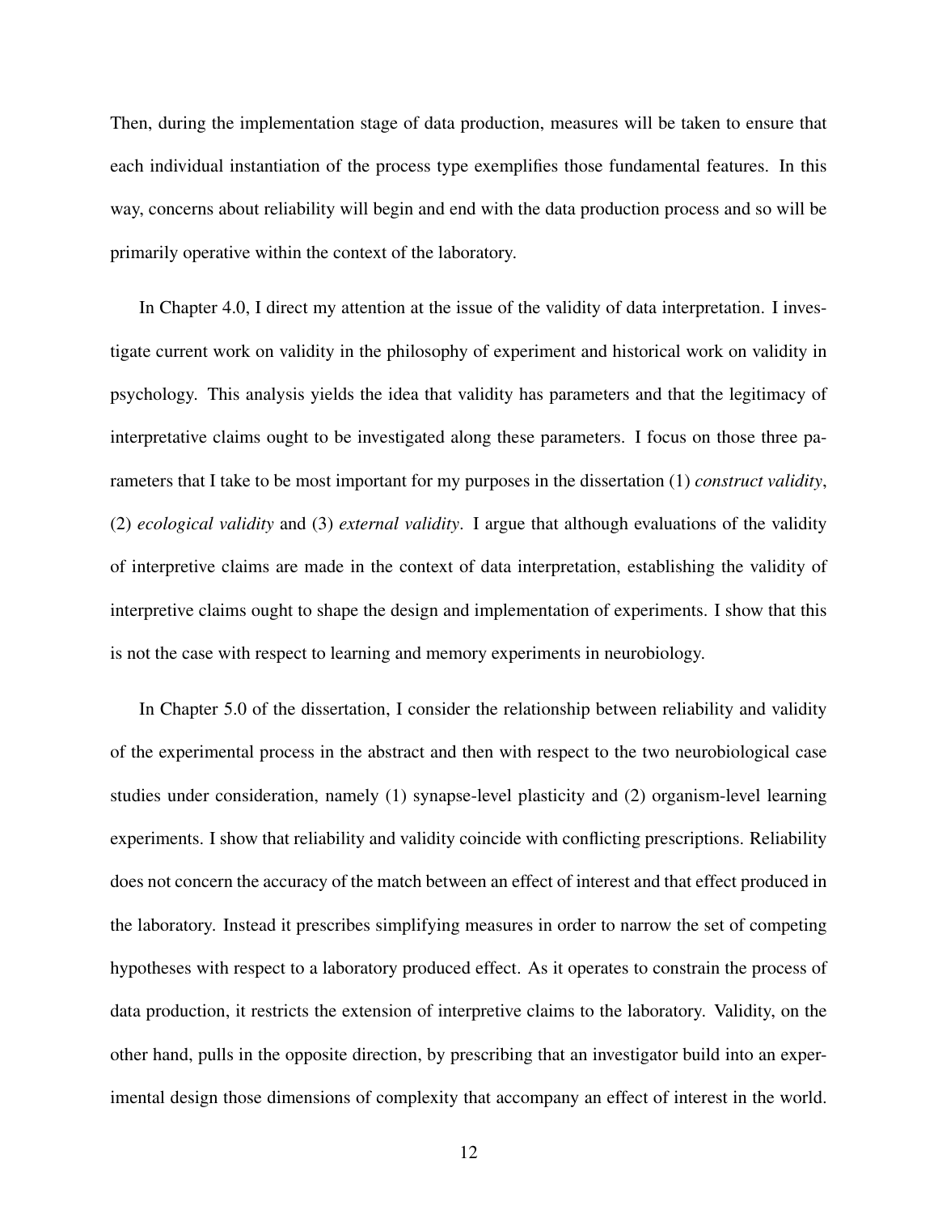Then, during the implementation stage of data production, measures will be taken to ensure that each individual instantiation of the process type exemplifies those fundamental features. In this way, concerns about reliability will begin and end with the data production process and so will be primarily operative within the context of the laboratory.

In Chapter 4.0, I direct my attention at the issue of the validity of data interpretation. I investigate current work on validity in the philosophy of experiment and historical work on validity in psychology. This analysis yields the idea that validity has parameters and that the legitimacy of interpretative claims ought to be investigated along these parameters. I focus on those three parameters that I take to be most important for my purposes in the dissertation (1) *construct validity*, (2) *ecological validity* and (3) *external validity*. I argue that although evaluations of the validity of interpretive claims are made in the context of data interpretation, establishing the validity of interpretive claims ought to shape the design and implementation of experiments. I show that this is not the case with respect to learning and memory experiments in neurobiology.

In Chapter 5.0 of the dissertation, I consider the relationship between reliability and validity of the experimental process in the abstract and then with respect to the two neurobiological case studies under consideration, namely (1) synapse-level plasticity and (2) organism-level learning experiments. I show that reliability and validity coincide with conflicting prescriptions. Reliability does not concern the accuracy of the match between an effect of interest and that effect produced in the laboratory. Instead it prescribes simplifying measures in order to narrow the set of competing hypotheses with respect to a laboratory produced effect. As it operates to constrain the process of data production, it restricts the extension of interpretive claims to the laboratory. Validity, on the other hand, pulls in the opposite direction, by prescribing that an investigator build into an experimental design those dimensions of complexity that accompany an effect of interest in the world.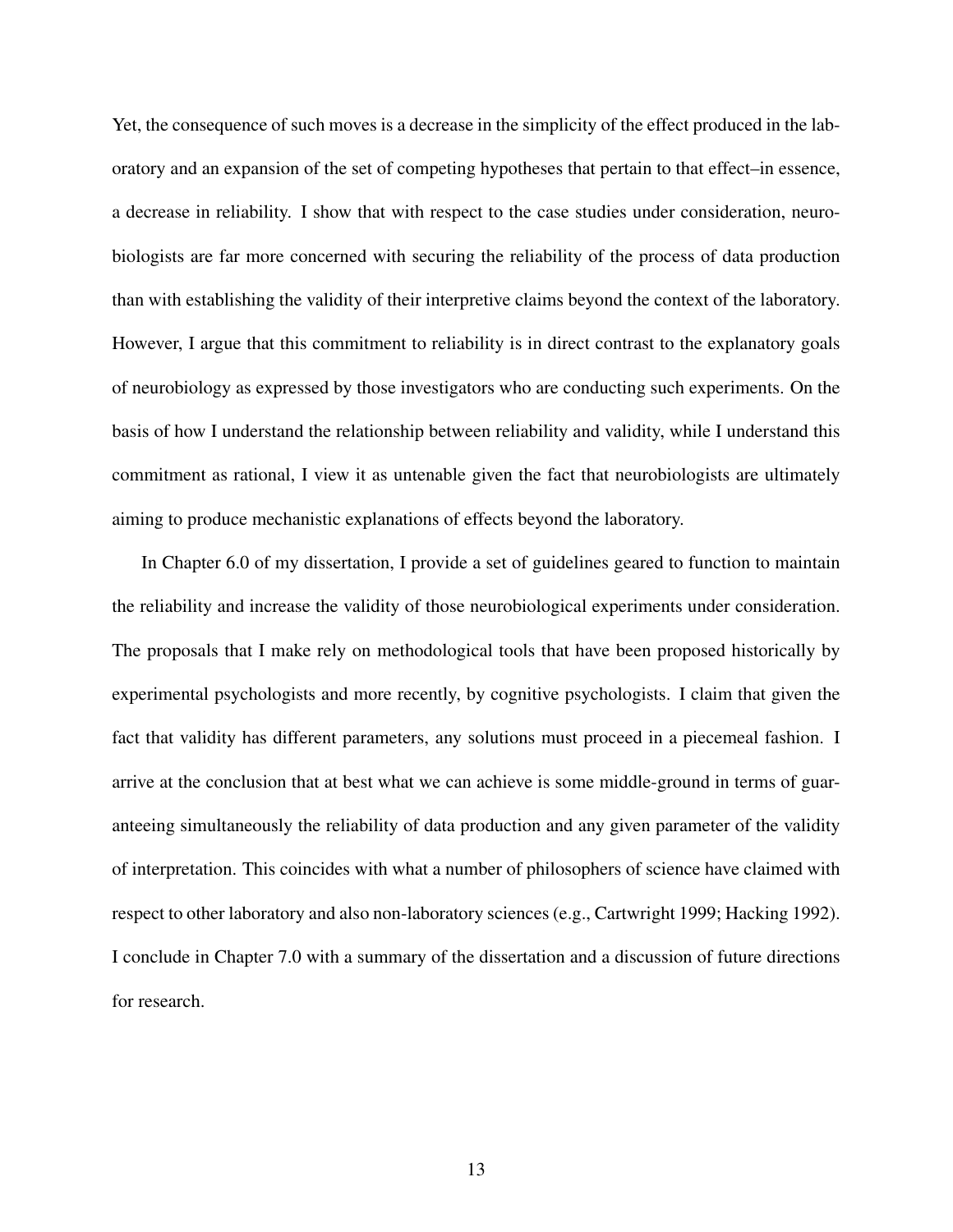Yet, the consequence of such moves is a decrease in the simplicity of the effect produced in the laboratory and an expansion of the set of competing hypotheses that pertain to that effect–in essence, a decrease in reliability. I show that with respect to the case studies under consideration, neurobiologists are far more concerned with securing the reliability of the process of data production than with establishing the validity of their interpretive claims beyond the context of the laboratory. However, I argue that this commitment to reliability is in direct contrast to the explanatory goals of neurobiology as expressed by those investigators who are conducting such experiments. On the basis of how I understand the relationship between reliability and validity, while I understand this commitment as rational, I view it as untenable given the fact that neurobiologists are ultimately aiming to produce mechanistic explanations of effects beyond the laboratory.

In Chapter 6.0 of my dissertation, I provide a set of guidelines geared to function to maintain the reliability and increase the validity of those neurobiological experiments under consideration. The proposals that I make rely on methodological tools that have been proposed historically by experimental psychologists and more recently, by cognitive psychologists. I claim that given the fact that validity has different parameters, any solutions must proceed in a piecemeal fashion. I arrive at the conclusion that at best what we can achieve is some middle-ground in terms of guaranteeing simultaneously the reliability of data production and any given parameter of the validity of interpretation. This coincides with what a number of philosophers of science have claimed with respect to other laboratory and also non-laboratory sciences (e.g., Cartwright 1999; Hacking 1992). I conclude in Chapter 7.0 with a summary of the dissertation and a discussion of future directions for research.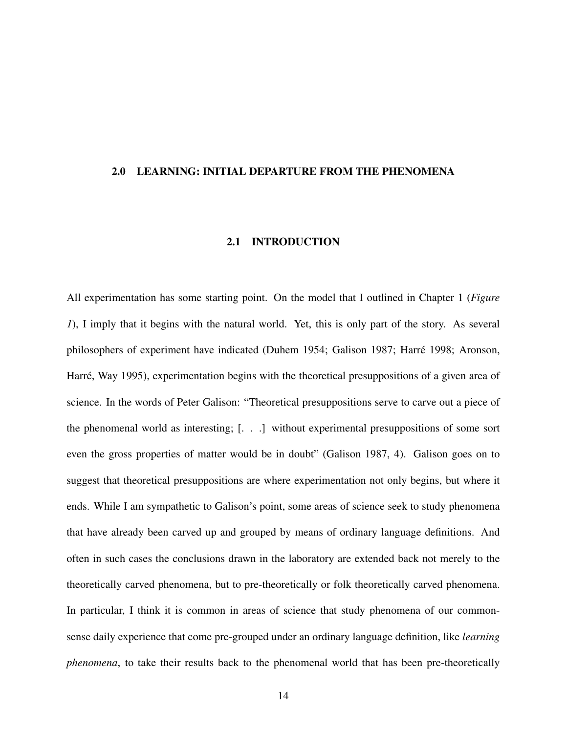# 2.0 LEARNING: INITIAL DEPARTURE FROM THE PHENOMENA

## 2.1 INTRODUCTION

All experimentation has some starting point. On the model that I outlined in Chapter 1 (*Figure 1*), I imply that it begins with the natural world. Yet, this is only part of the story. As several philosophers of experiment have indicated (Duhem 1954; Galison 1987; Harré 1998; Aronson, Harré, Way 1995), experimentation begins with the theoretical presuppositions of a given area of science. In the words of Peter Galison: "Theoretical presuppositions serve to carve out a piece of the phenomenal world as interesting; [. . .] without experimental presuppositions of some sort even the gross properties of matter would be in doubt" (Galison 1987, 4). Galison goes on to suggest that theoretical presuppositions are where experimentation not only begins, but where it ends. While I am sympathetic to Galison's point, some areas of science seek to study phenomena that have already been carved up and grouped by means of ordinary language definitions. And often in such cases the conclusions drawn in the laboratory are extended back not merely to the theoretically carved phenomena, but to pre-theoretically or folk theoretically carved phenomena. In particular, I think it is common in areas of science that study phenomena of our common-sense daily experience that come pre-grouped under an ordinary language definition, like *learning phenomena*, to take their results back to the phenomenal world that has been pre-theoretically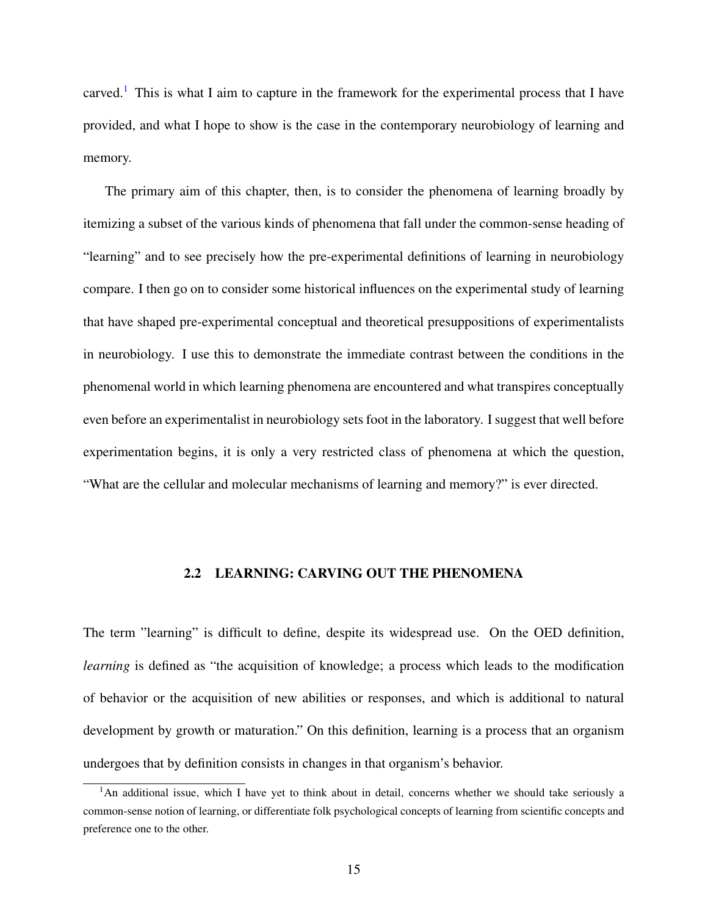carved.[1] This is what I aim to capture in the framework for the experimental process that I have provided, and what I hope to show is the case in the contemporary neurobiology of learning and memory.

The primary aim of this chapter, then, is to consider the phenomena of learning broadly by itemizing a subset of the various kinds of phenomena that fall under the common-sense heading of "learning" and to see precisely how the pre-experimental definitions of learning in neurobiology compare. I then go on to consider some historical influences on the experimental study of learning that have shaped pre-experimental conceptual and theoretical presuppositions of experimentalists in neurobiology. I use this to demonstrate the immediate contrast between the conditions in the phenomenal world in which learning phenomena are encountered and what transpires conceptually even before an experimentalist in neurobiology sets foot in the laboratory. I suggest that well before experimentation begins, it is only a very restricted class of phenomena at which the question, "What are the cellular and molecular mechanisms of learning and memory?" is ever directed.

## 2.2 LEARNING: CARVING OUT THE PHENOMENA

The term "learning" is difficult to define, despite its widespread use. On the OED definition, *learning* is defined as "the acquisition of knowledge; a process which leads to the modification of behavior or the acquisition of new abilities or responses, and which is additional to natural development by growth or maturation." On this definition, learning is a process that an organism undergoes that by definition consists in changes in that organism's behavior.

[1] An additional issue, which I have yet to think about in detail, concerns whether we should take seriously a common-sense notion of learning, or differentiate folk psychological concepts of learning from scientific concepts and preference one to the other.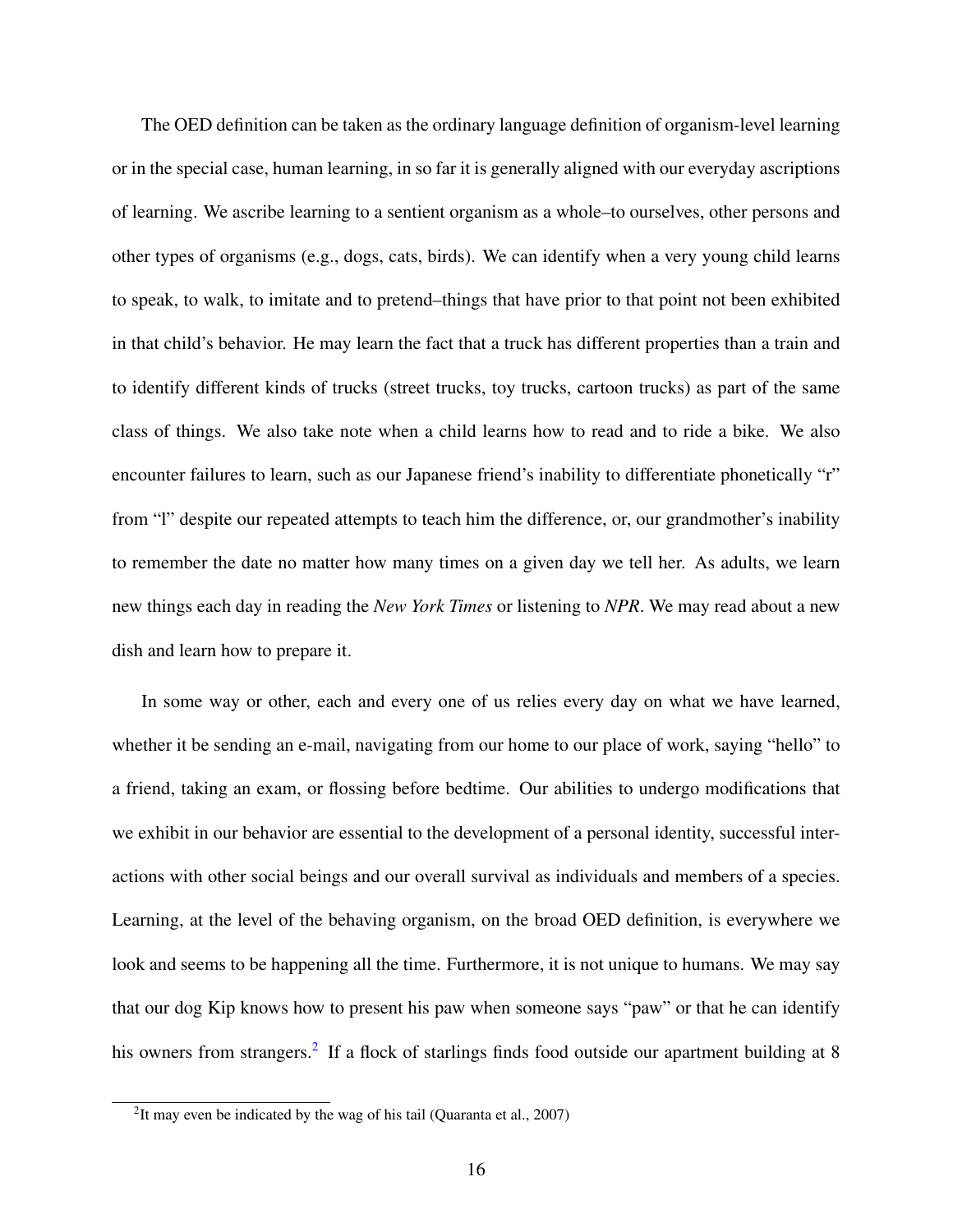The OED definition can be taken as the ordinary language definition of organism-level learning or in the special case, human learning, in so far it is generally aligned with our everyday ascriptions of learning. We ascribe learning to a sentient organism as a whole–to ourselves, other persons and other types of organisms (e.g., dogs, cats, birds). We can identify when a very young child learns to speak, to walk, to imitate and to pretend–things that have prior to that point not been exhibited in that child's behavior. He may learn the fact that a truck has different properties than a train and to identify different kinds of trucks (street trucks, toy trucks, cartoon trucks) as part of the same class of things. We also take note when a child learns how to read and to ride a bike. We also encounter failures to learn, such as our Japanese friend's inability to differentiate phonetically "r" from "l" despite our repeated attempts to teach him the difference, or, our grandmother's inability to remember the date no matter how many times on a given day we tell her. As adults, we learn new things each day in reading the *New York Times* or listening to *NPR*. We may read about a new dish and learn how to prepare it.

In some way or other, each and every one of us relies every day on what we have learned, whether it be sending an e-mail, navigating from our home to our place of work, saying "hello" to a friend, taking an exam, or flossing before bedtime. Our abilities to undergo modifications that we exhibit in our behavior are essential to the development of a personal identity, successful interactions with other social beings and our overall survival as individuals and members of a species. Learning, at the level of the behaving organism, on the broad OED definition, is everywhere we look and seems to be happening all the time. Furthermore, it is not unique to humans. We may say that our dog Kip knows how to present his paw when someone says "paw" or that he can identify his owners from strangers.[2] If a flock of starlings finds food outside our apartment building at 8

[2] It may even be indicated by the wag of his tail (Quaranta et al., 2007)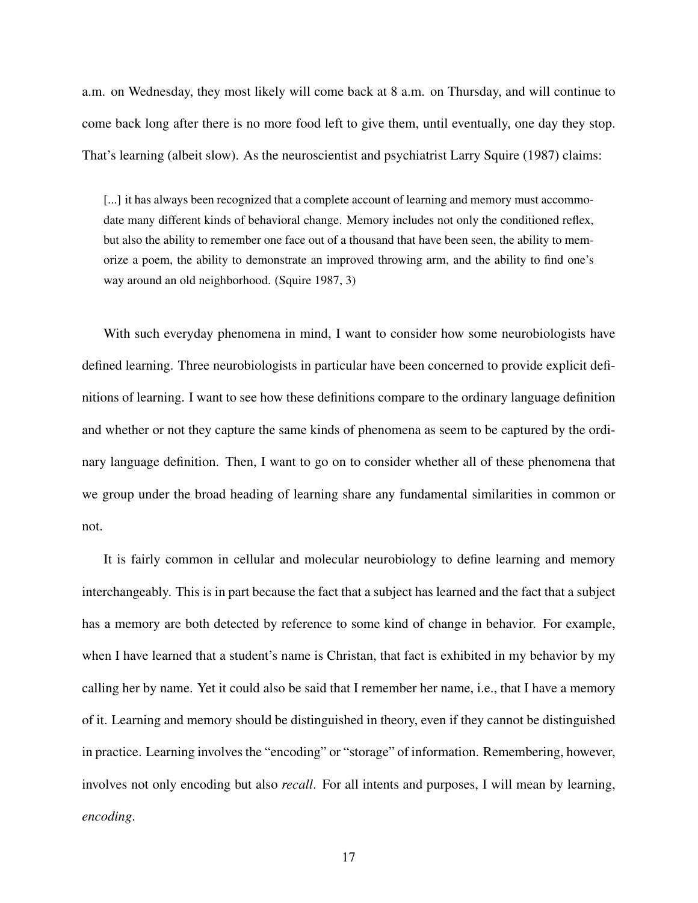a.m. on Wednesday, they most likely will come back at 8 a.m. on Thursday, and will continue to come back long after there is no more food left to give them, until eventually, one day they stop. That's learning (albeit slow). As the neuroscientist and psychiatrist Larry Squire (1987) claims:

> [...] it has always been recognized that a complete account of learning and memory must accommodate many different kinds of behavioral change. Memory includes not only the conditioned reflex, but also the ability to remember one face out of a thousand that have been seen, the ability to memorize a poem, the ability to demonstrate an improved throwing arm, and the ability to find one's way around an old neighborhood. (Squire 1987, 3)

With such everyday phenomena in mind, I want to consider how some neurobiologists have defined learning. Three neurobiologists in particular have been concerned to provide explicit definitions of learning. I want to see how these definitions compare to the ordinary language definition and whether or not they capture the same kinds of phenomena as seem to be captured by the ordinary language definition. Then, I want to go on to consider whether all of these phenomena that we group under the broad heading of learning share any fundamental similarities in common or not.

It is fairly common in cellular and molecular neurobiology to define learning and memory interchangeably. This is in part because the fact that a subject has learned and the fact that a subject has a memory are both detected by reference to some kind of change in behavior. For example, when I have learned that a student's name is Christan, that fact is exhibited in my behavior by my calling her by name. Yet it could also be said that I remember her name, i.e., that I have a memory of it. Learning and memory should be distinguished in theory, even if they cannot be distinguished in practice. Learning involves the "encoding" or "storage" of information. Remembering, however, involves not only encoding but also *recall*. For all intents and purposes, I will mean by learning, *encoding*.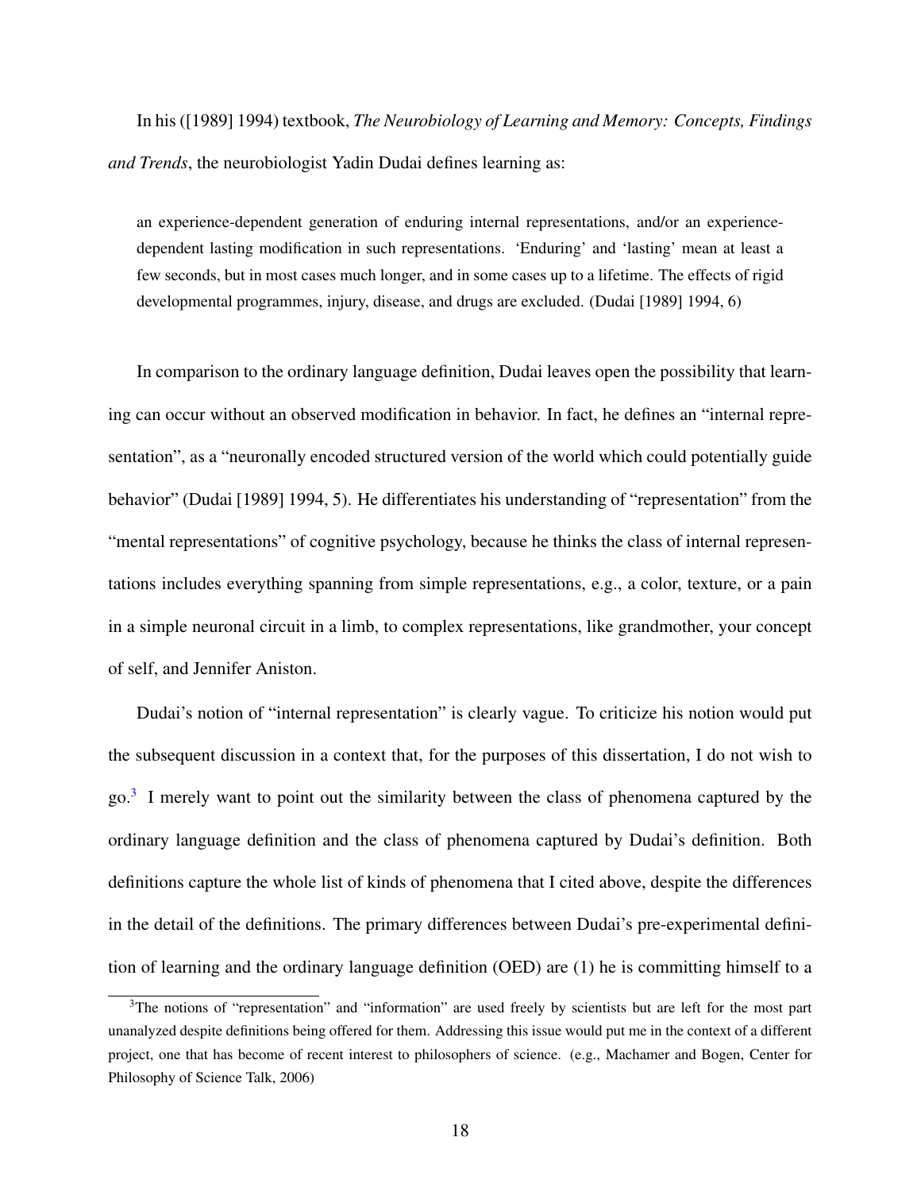In his ([1989] 1994) textbook, *The Neurobiology of Learning and Memory: Concepts, Findings and Trends*, the neurobiologist Yadin Dudai defines learning as:

> an experience-dependent generation of enduring internal representations, and/or an experience-dependent lasting modification in such representations. 'Enduring' and 'lasting' mean at least a few seconds, but in most cases much longer, and in some cases up to a lifetime. The effects of rigid developmental programmes, injury, disease, and drugs are excluded. (Dudai [1989] 1994, 6)

In comparison to the ordinary language definition, Dudai leaves open the possibility that learning can occur without an observed modification in behavior. In fact, he defines an "internal representation", as a "neuronally encoded structured version of the world which could potentially guide behavior" (Dudai [1989] 1994, 5). He differentiates his understanding of "representation" from the "mental representations" of cognitive psychology, because he thinks the class of internal representations includes everything spanning from simple representations, e.g., a color, texture, or a pain in a simple neuronal circuit in a limb, to complex representations, like grandmother, your concept of self, and Jennifer Aniston.

Dudai's notion of "internal representation" is clearly vague. To criticize his notion would put the subsequent discussion in a context that, for the purposes of this dissertation, I do not wish to go.[3] I merely want to point out the similarity between the class of phenomena captured by the ordinary language definition and the class of phenomena captured by Dudai's definition. Both definitions capture the whole list of kinds of phenomena that I cited above, despite the differences in the detail of the definitions. The primary differences between Dudai's pre-experimental definition of learning and the ordinary language definition (OED) are (1) he is committing himself to a

[3] The notions of "representation" and "information" are used freely by scientists but are left for the most part unanalyzed despite definitions being offered for them. Addressing this issue would put me in the context of a different project, one that has become of recent interest to philosophers of science. (e.g., Machamer and Bogen, Center for Philosophy of Science Talk, 2006)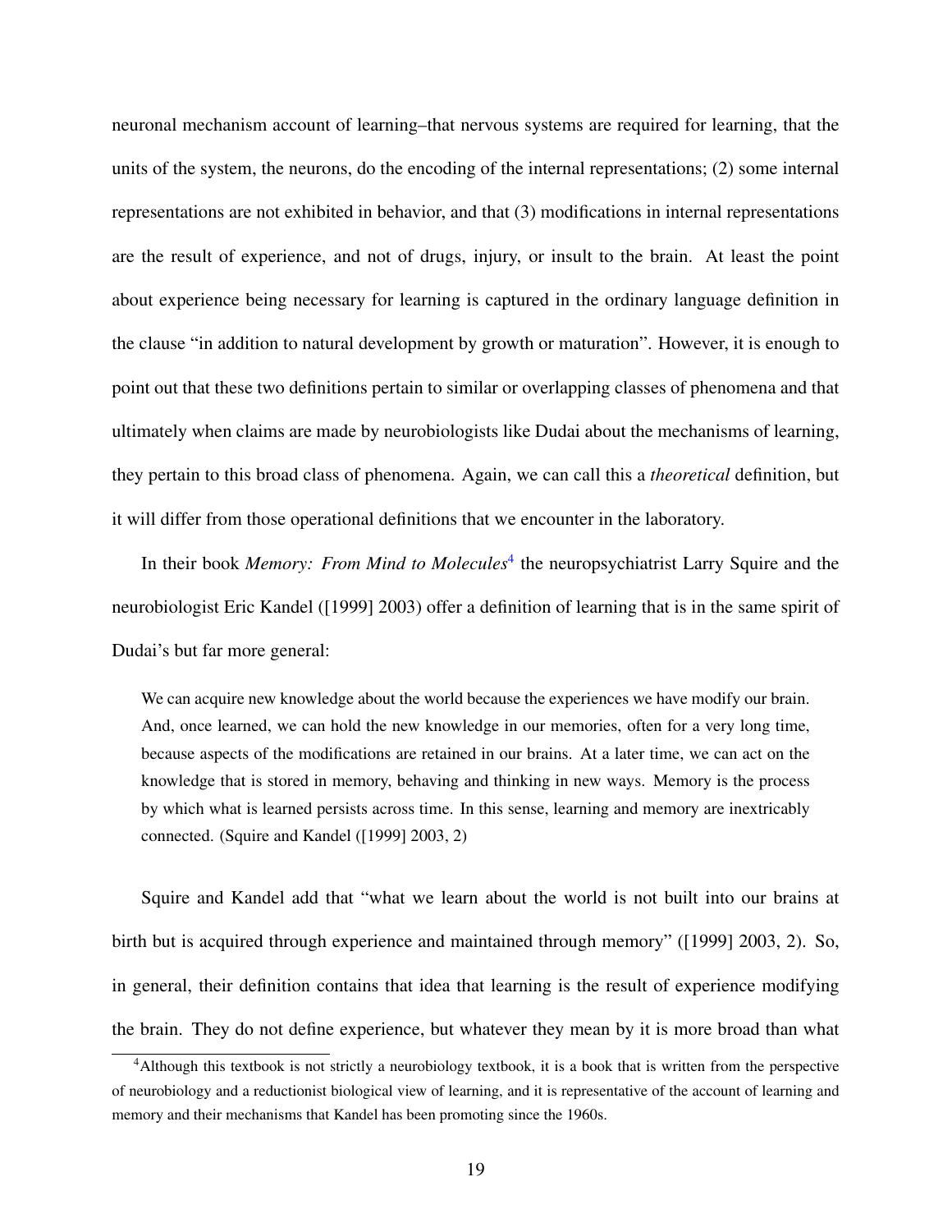neuronal mechanism account of learning–that nervous systems are required for learning, that the units of the system, the neurons, do the encoding of the internal representations; (2) some internal representations are not exhibited in behavior, and that (3) modifications in internal representations are the result of experience, and not of drugs, injury, or insult to the brain. At least the point about experience being necessary for learning is captured in the ordinary language definition in the clause "in addition to natural development by growth or maturation". However, it is enough to point out that these two definitions pertain to similar or overlapping classes of phenomena and that ultimately when claims are made by neurobiologists like Dudai about the mechanisms of learning, they pertain to this broad class of phenomena. Again, we can call this a *theoretical* definition, but it will differ from those operational definitions that we encounter in the laboratory.

In their book *Memory: From Mind to Molecules*[4] the neuropsychiatrist Larry Squire and the neurobiologist Eric Kandel ([1999] 2003) offer a definition of learning that is in the same spirit of Dudai's but far more general:

> We can acquire new knowledge about the world because the experiences we have modify our brain. And, once learned, we can hold the new knowledge in our memories, often for a very long time, because aspects of the modifications are retained in our brains. At a later time, we can act on the knowledge that is stored in memory, behaving and thinking in new ways. Memory is the process by which what is learned persists across time. In this sense, learning and memory are inextricably connected. (Squire and Kandel ([1999] 2003, 2)

Squire and Kandel add that "what we learn about the world is not built into our brains at birth but is acquired through experience and maintained through memory" ([1999] 2003, 2). So, in general, their definition contains that idea that learning is the result of experience modifying the brain. They do not define experience, but whatever they mean by it is more broad than what

[4]Although this textbook is not strictly a neurobiology textbook, it is a book that is written from the perspective of neurobiology and a reductionist biological view of learning, and it is representative of the account of learning and memory and their mechanisms that Kandel has been promoting since the 1960s.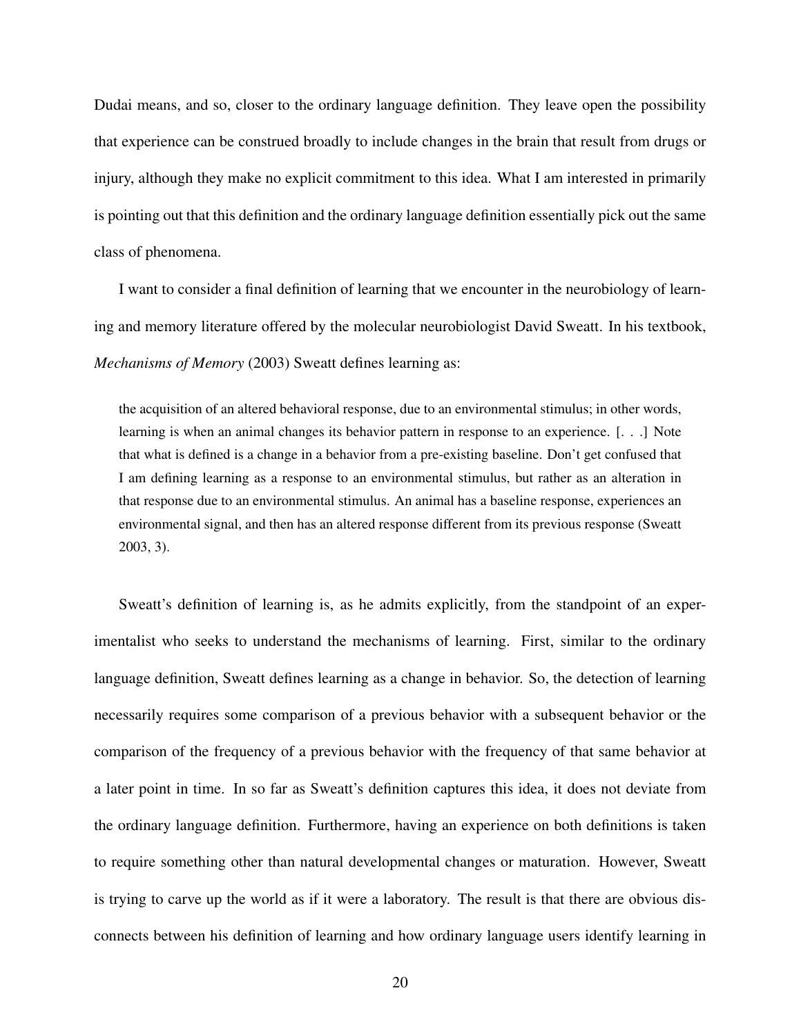Dudai means, and so, closer to the ordinary language definition. They leave open the possibility that experience can be construed broadly to include changes in the brain that result from drugs or injury, although they make no explicit commitment to this idea. What I am interested in primarily is pointing out that this definition and the ordinary language definition essentially pick out the same class of phenomena.

I want to consider a final definition of learning that we encounter in the neurobiology of learning and memory literature offered by the molecular neurobiologist David Sweatt. In his textbook, *Mechanisms of Memory* (2003) Sweatt defines learning as:

> the acquisition of an altered behavioral response, due to an environmental stimulus; in other words, learning is when an animal changes its behavior pattern in response to an experience. [. . .] Note that what is defined is a change in a behavior from a pre-existing baseline. Don't get confused that I am defining learning as a response to an environmental stimulus, but rather as an alteration in that response due to an environmental stimulus. An animal has a baseline response, experiences an environmental signal, and then has an altered response different from its previous response (Sweatt 2003, 3).

Sweatt's definition of learning is, as he admits explicitly, from the standpoint of an experimentalist who seeks to understand the mechanisms of learning. First, similar to the ordinary language definition, Sweatt defines learning as a change in behavior. So, the detection of learning necessarily requires some comparison of a previous behavior with a subsequent behavior or the comparison of the frequency of a previous behavior with the frequency of that same behavior at a later point in time. In so far as Sweatt's definition captures this idea, it does not deviate from the ordinary language definition. Furthermore, having an experience on both definitions is taken to require something other than natural developmental changes or maturation. However, Sweatt is trying to carve up the world as if it were a laboratory. The result is that there are obvious disconnects between his definition of learning and how ordinary language users identify learning in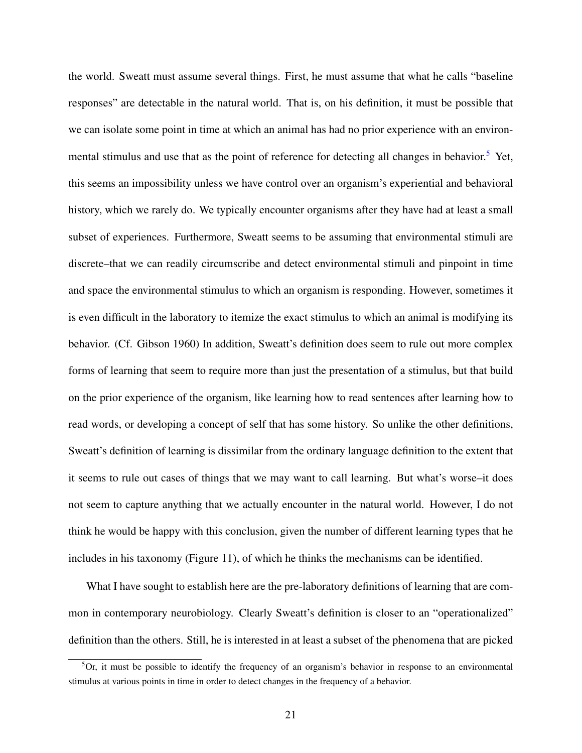the world. Sweatt must assume several things. First, he must assume that what he calls "baseline responses" are detectable in the natural world. That is, on his definition, it must be possible that we can isolate some point in time at which an animal has had no prior experience with an environmental stimulus and use that as the point of reference for detecting all changes in behavior.[5] Yet, this seems an impossibility unless we have control over an organism's experiential and behavioral history, which we rarely do. We typically encounter organisms after they have had at least a small subset of experiences. Furthermore, Sweatt seems to be assuming that environmental stimuli are discrete–that we can readily circumscribe and detect environmental stimuli and pinpoint in time and space the environmental stimulus to which an organism is responding. However, sometimes it is even difficult in the laboratory to itemize the exact stimulus to which an animal is modifying its behavior. (Cf. Gibson 1960) In addition, Sweatt's definition does seem to rule out more complex forms of learning that seem to require more than just the presentation of a stimulus, but that build on the prior experience of the organism, like learning how to read sentences after learning how to read words, or developing a concept of self that has some history. So unlike the other definitions, Sweatt's definition of learning is dissimilar from the ordinary language definition to the extent that it seems to rule out cases of things that we may want to call learning. But what's worse–it does not seem to capture anything that we actually encounter in the natural world. However, I do not think he would be happy with this conclusion, given the number of different learning types that he includes in his taxonomy (Figure 11), of which he thinks the mechanisms can be identified.

What I have sought to establish here are the pre-laboratory definitions of learning that are common in contemporary neurobiology. Clearly Sweatt's definition is closer to an "operationalized" definition than the others. Still, he is interested in at least a subset of the phenomena that are picked

[5] Or, it must be possible to identify the frequency of an organism's behavior in response to an environmental stimulus at various points in time in order to detect changes in the frequency of a behavior.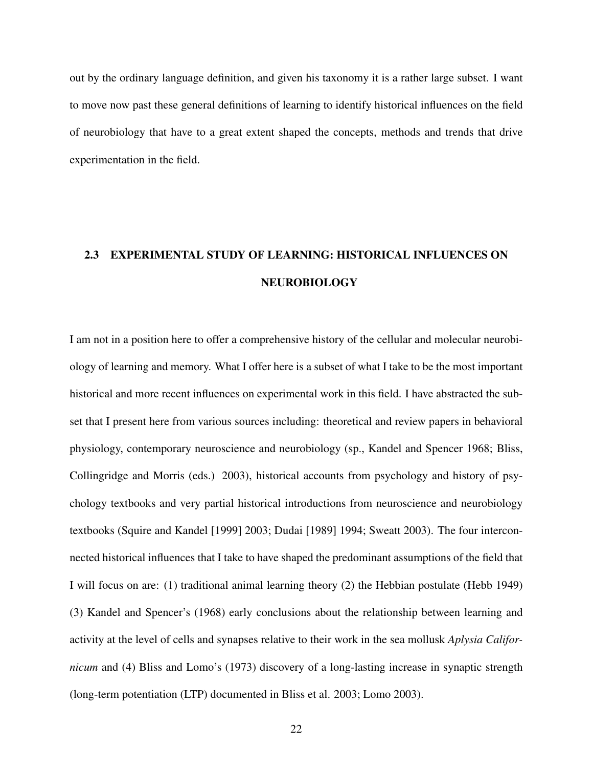out by the ordinary language definition, and given his taxonomy it is a rather large subset. I want to move now past these general definitions of learning to identify historical influences on the field of neurobiology that have to a great extent shaped the concepts, methods and trends that drive experimentation in the field.

## 2.3 EXPERIMENTAL STUDY OF LEARNING: HISTORICAL INFLUENCES ON NEUROBIOLOGY

I am not in a position here to offer a comprehensive history of the cellular and molecular neurobiology of learning and memory. What I offer here is a subset of what I take to be the most important historical and more recent influences on experimental work in this field. I have abstracted the subset that I present here from various sources including: theoretical and review papers in behavioral physiology, contemporary neuroscience and neurobiology (sp., Kandel and Spencer 1968; Bliss, Collingridge and Morris (eds.) 2003), historical accounts from psychology and history of psychology textbooks and very partial historical introductions from neuroscience and neurobiology textbooks (Squire and Kandel [1999] 2003; Dudai [1989] 1994; Sweatt 2003). The four interconnected historical influences that I take to have shaped the predominant assumptions of the field that I will focus on are: (1) traditional animal learning theory (2) the Hebbian postulate (Hebb 1949) (3) Kandel and Spencer's (1968) early conclusions about the relationship between learning and activity at the level of cells and synapses relative to their work in the sea mollusk *Aplysia Californicum* and (4) Bliss and Lomo's (1973) discovery of a long-lasting increase in synaptic strength (long-term potentiation (LTP) documented in Bliss et al. 2003; Lomo 2003).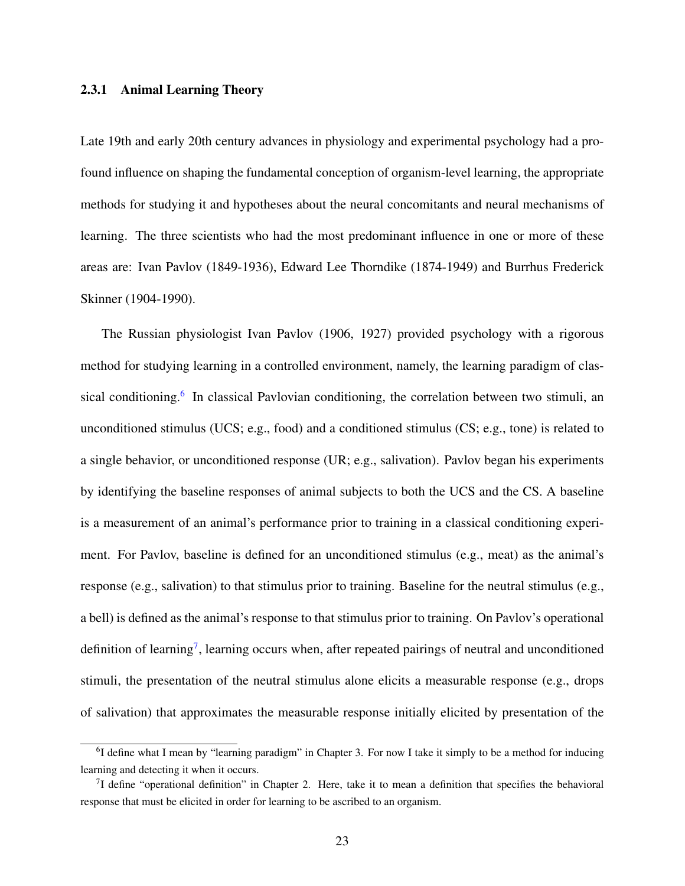### 2.3.1 Animal Learning Theory

Late 19th and early 20th century advances in physiology and experimental psychology had a profound influence on shaping the fundamental conception of organism-level learning, the appropriate methods for studying it and hypotheses about the neural concomitants and neural mechanisms of learning. The three scientists who had the most predominant influence in one or more of these areas are: Ivan Pavlov (1849-1936), Edward Lee Thorndike (1874-1949) and Burrhus Frederick Skinner (1904-1990).

The Russian physiologist Ivan Pavlov (1906, 1927) provided psychology with a rigorous method for studying learning in a controlled environment, namely, the learning paradigm of classical conditioning.[6] In classical Pavlovian conditioning, the correlation between two stimuli, an unconditioned stimulus (UCS; e.g., food) and a conditioned stimulus (CS; e.g., tone) is related to a single behavior, or unconditioned response (UR; e.g., salivation). Pavlov began his experiments by identifying the baseline responses of animal subjects to both the UCS and the CS. A baseline is a measurement of an animal's performance prior to training in a classical conditioning experiment. For Pavlov, baseline is defined for an unconditioned stimulus (e.g., meat) as the animal's response (e.g., salivation) to that stimulus prior to training. Baseline for the neutral stimulus (e.g., a bell) is defined as the animal's response to that stimulus prior to training. On Pavlov's operational definition of learning[7], learning occurs when, after repeated pairings of neutral and unconditioned stimuli, the presentation of the neutral stimulus alone elicits a measurable response (e.g., drops of salivation) that approximates the measurable response initially elicited by presentation of the

---

[6] I define what I mean by "learning paradigm" in Chapter 3. For now I take it simply to be a method for inducing learning and detecting it when it occurs.

[7] I define "operational definition" in Chapter 2. Here, take it to mean a definition that specifies the behavioral response that must be elicited in order for learning to be ascribed to an organism.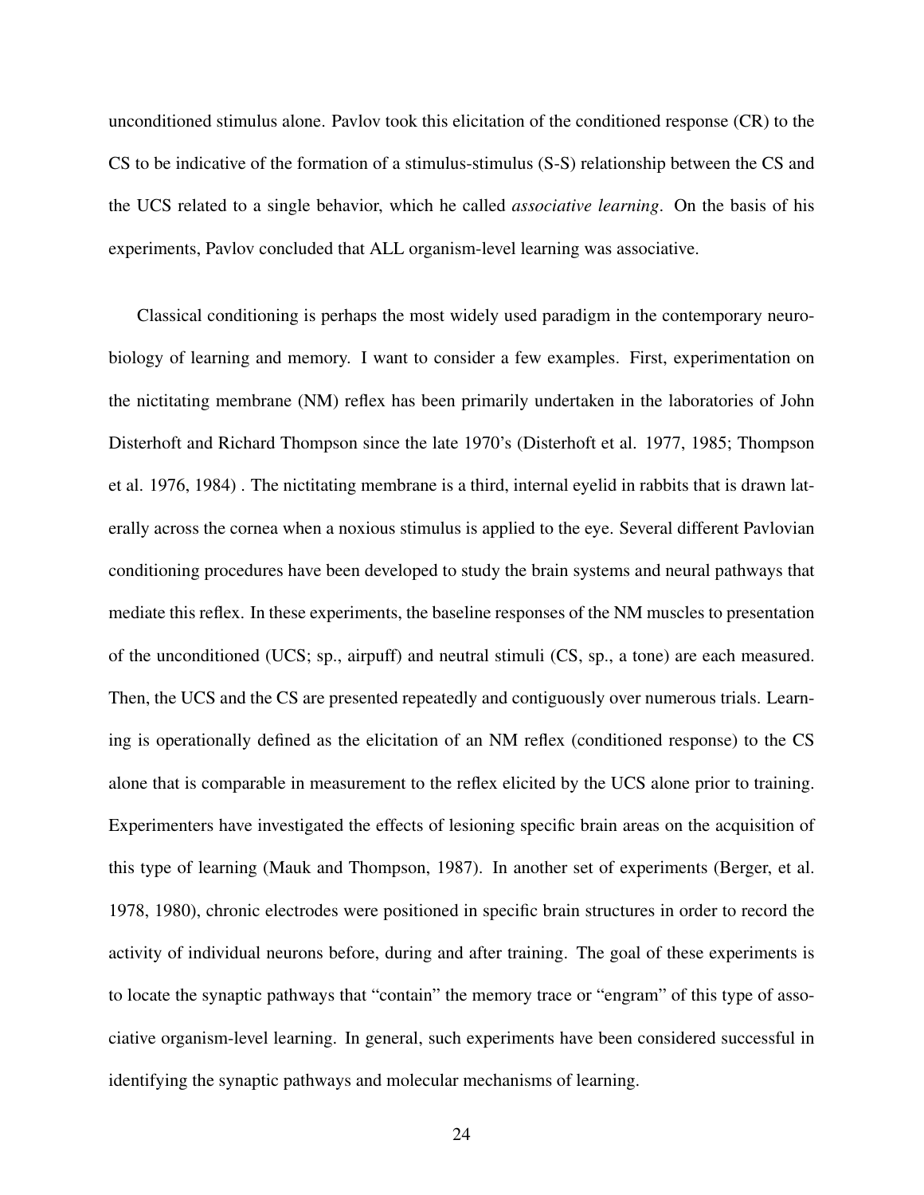unconditioned stimulus alone. Pavlov took this elicitation of the conditioned response (CR) to the CS to be indicative of the formation of a stimulus-stimulus (S-S) relationship between the CS and the UCS related to a single behavior, which he called *associative learning*. On the basis of his experiments, Pavlov concluded that ALL organism-level learning was associative.

Classical conditioning is perhaps the most widely used paradigm in the contemporary neurobiology of learning and memory. I want to consider a few examples. First, experimentation on the nictitating membrane (NM) reflex has been primarily undertaken in the laboratories of John Disterhoft and Richard Thompson since the late 1970's (Disterhoft et al. 1977, 1985; Thompson et al. 1976, 1984) . The nictitating membrane is a third, internal eyelid in rabbits that is drawn laterally across the cornea when a noxious stimulus is applied to the eye. Several different Pavlovian conditioning procedures have been developed to study the brain systems and neural pathways that mediate this reflex. In these experiments, the baseline responses of the NM muscles to presentation of the unconditioned (UCS; sp., airpuff) and neutral stimuli (CS, sp., a tone) are each measured. Then, the UCS and the CS are presented repeatedly and contiguously over numerous trials. Learning is operationally defined as the elicitation of an NM reflex (conditioned response) to the CS alone that is comparable in measurement to the reflex elicited by the UCS alone prior to training. Experimenters have investigated the effects of lesioning specific brain areas on the acquisition of this type of learning (Mauk and Thompson, 1987). In another set of experiments (Berger, et al. 1978, 1980), chronic electrodes were positioned in specific brain structures in order to record the activity of individual neurons before, during and after training. The goal of these experiments is to locate the synaptic pathways that "contain" the memory trace or "engram" of this type of associative organism-level learning. In general, such experiments have been considered successful in identifying the synaptic pathways and molecular mechanisms of learning.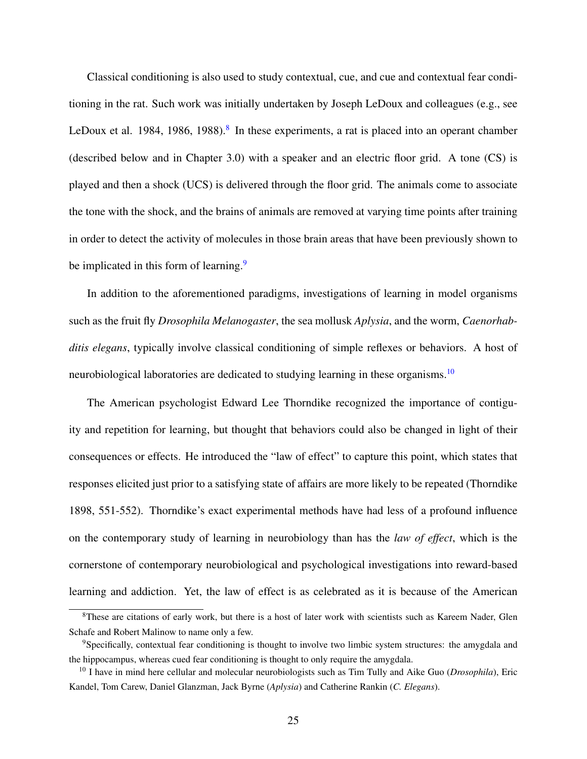Classical conditioning is also used to study contextual, cue, and cue and contextual fear conditioning in the rat. Such work was initially undertaken by Joseph LeDoux and colleagues (e.g., see LeDoux et al. 1984, 1986, 1988).[8] In these experiments, a rat is placed into an operant chamber (described below and in Chapter 3.0) with a speaker and an electric floor grid. A tone (CS) is played and then a shock (UCS) is delivered through the floor grid. The animals come to associate the tone with the shock, and the brains of animals are removed at varying time points after training in order to detect the activity of molecules in those brain areas that have been previously shown to be implicated in this form of learning.[9]

In addition to the aforementioned paradigms, investigations of learning in model organisms such as the fruit fly *Drosophila Melanogaster*, the sea mollusk *Aplysia*, and the worm, *Caenorhabditis elegans*, typically involve classical conditioning of simple reflexes or behaviors. A host of neurobiological laboratories are dedicated to studying learning in these organisms.[10]

The American psychologist Edward Lee Thorndike recognized the importance of contiguity and repetition for learning, but thought that behaviors could also be changed in light of their consequences or effects. He introduced the "law of effect" to capture this point, which states that responses elicited just prior to a satisfying state of affairs are more likely to be repeated (Thorndike 1898, 551-552). Thorndike's exact experimental methods have had less of a profound influence on the contemporary study of learning in neurobiology than has the *law of effect*, which is the cornerstone of contemporary neurobiological and psychological investigations into reward-based learning and addiction. Yet, the law of effect is as celebrated as it is because of the American

[8] These are citations of early work, but there is a host of later work with scientists such as Kareem Nader, Glen Schafe and Robert Malinow to name only a few.

[9] Specifically, contextual fear conditioning is thought to involve two limbic system structures: the amygdala and the hippocampus, whereas cued fear conditioning is thought to only require the amygdala.

[10] I have in mind here cellular and molecular neurobiologists such as Tim Tully and Aike Guo (*Drosophila*), Eric Kandel, Tom Carew, Daniel Glanzman, Jack Byrne (*Aplysia*) and Catherine Rankin (*C. Elegans*).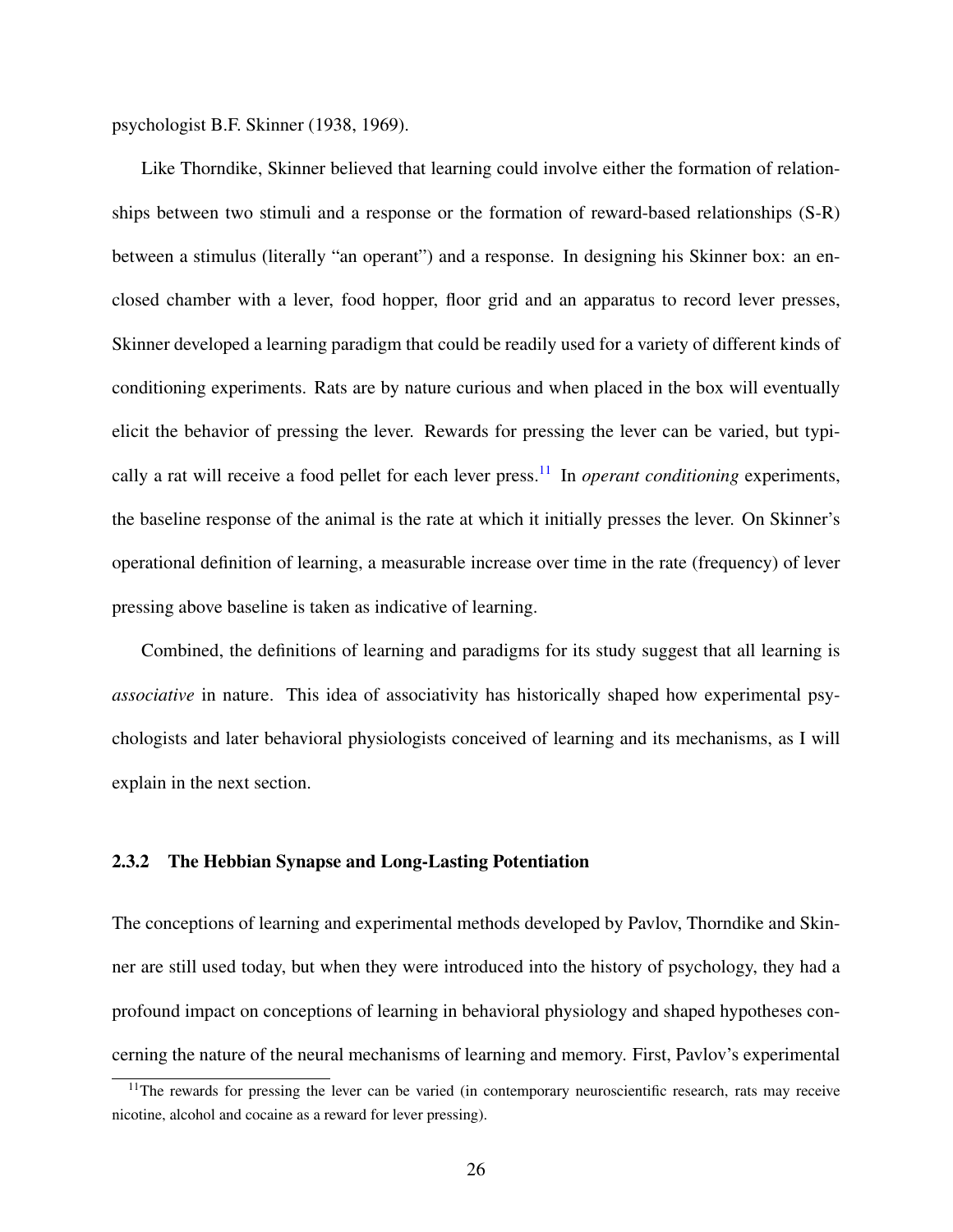psychologist B.F. Skinner (1938, 1969).

Like Thorndike, Skinner believed that learning could involve either the formation of relationships between two stimuli and a response or the formation of reward-based relationships (S-R) between a stimulus (literally "an operant") and a response. In designing his Skinner box: an enclosed chamber with a lever, food hopper, floor grid and an apparatus to record lever presses, Skinner developed a learning paradigm that could be readily used for a variety of different kinds of conditioning experiments. Rats are by nature curious and when placed in the box will eventually elicit the behavior of pressing the lever. Rewards for pressing the lever can be varied, but typically a rat will receive a food pellet for each lever press.[11] In *operant conditioning* experiments, the baseline response of the animal is the rate at which it initially presses the lever. On Skinner's operational definition of learning, a measurable increase over time in the rate (frequency) of lever pressing above baseline is taken as indicative of learning.

Combined, the definitions of learning and paradigms for its study suggest that all learning is *associative* in nature. This idea of associativity has historically shaped how experimental psychologists and later behavioral physiologists conceived of learning and its mechanisms, as I will explain in the next section.

### 2.3.2 The Hebbian Synapse and Long-Lasting Potentiation

The conceptions of learning and experimental methods developed by Pavlov, Thorndike and Skinner are still used today, but when they were introduced into the history of psychology, they had a profound impact on conceptions of learning in behavioral physiology and shaped hypotheses concerning the nature of the neural mechanisms of learning and memory. First, Pavlov's experimental

[11] The rewards for pressing the lever can be varied (in contemporary neuroscientific research, rats may receive nicotine, alcohol and cocaine as a reward for lever pressing).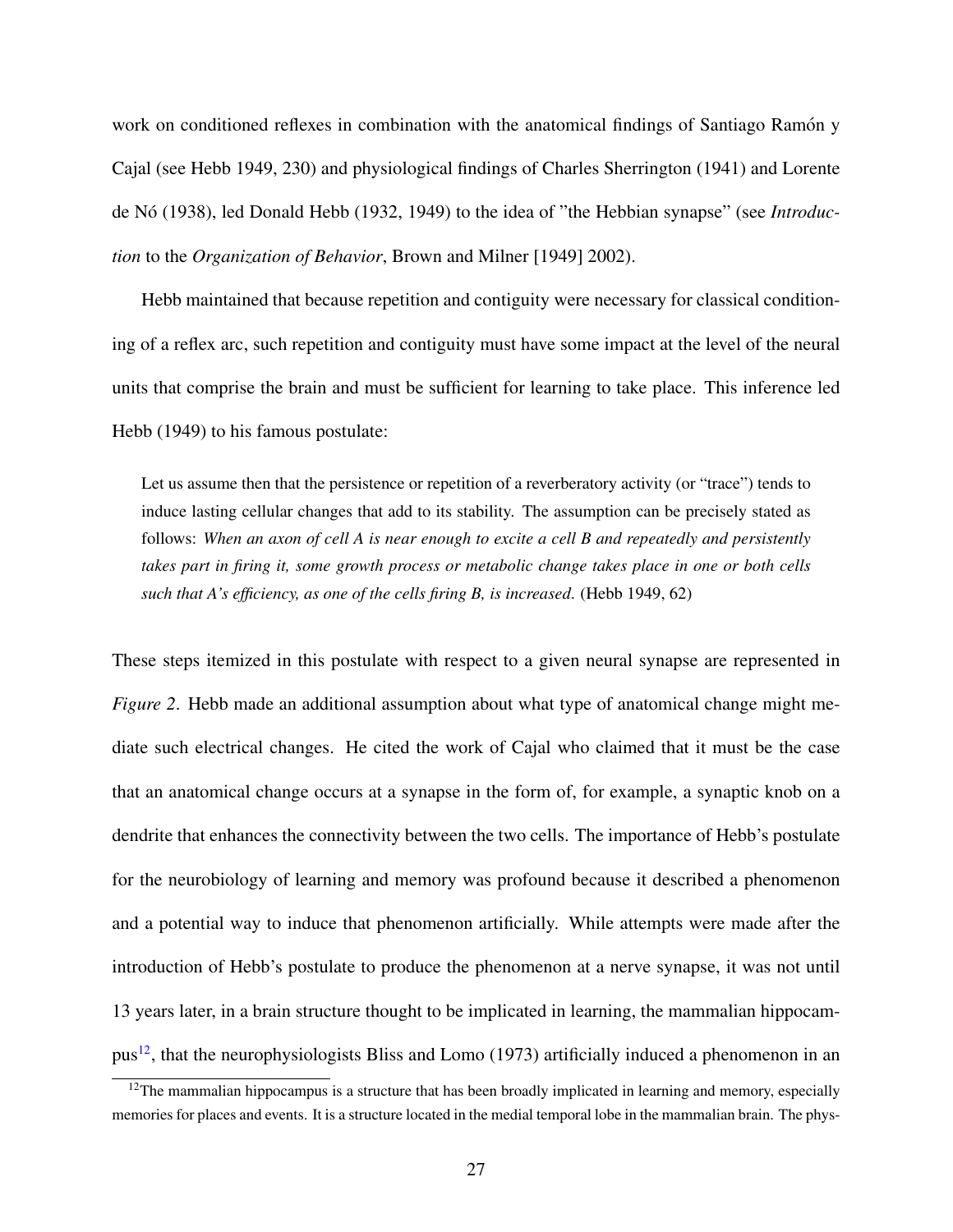work on conditioned reflexes in combination with the anatomical findings of Santiago Ramón y Cajal (see Hebb 1949, 230) and physiological findings of Charles Sherrington (1941) and Lorente de Nó (1938), led Donald Hebb (1932, 1949) to the idea of "the Hebbian synapse" (see *Introduction* to the *Organization of Behavior*, Brown and Milner [1949] 2002).

Hebb maintained that because repetition and contiguity were necessary for classical conditioning of a reflex arc, such repetition and contiguity must have some impact at the level of the neural units that comprise the brain and must be sufficient for learning to take place. This inference led Hebb (1949) to his famous postulate:

> Let us assume then that the persistence or repetition of a reverberatory activity (or "trace") tends to induce lasting cellular changes that add to its stability. The assumption can be precisely stated as follows: *When an axon of cell A is near enough to excite a cell B and repeatedly and persistently takes part in firing it, some growth process or metabolic change takes place in one or both cells such that A's efficiency, as one of the cells firing B, is increased*. (Hebb 1949, 62)

These steps itemized in this postulate with respect to a given neural synapse are represented in *Figure 2*. Hebb made an additional assumption about what type of anatomical change might mediate such electrical changes. He cited the work of Cajal who claimed that it must be the case that an anatomical change occurs at a synapse in the form of, for example, a synaptic knob on a dendrite that enhances the connectivity between the two cells. The importance of Hebb's postulate for the neurobiology of learning and memory was profound because it described a phenomenon and a potential way to induce that phenomenon artificially. While attempts were made after the introduction of Hebb's postulate to produce the phenomenon at a nerve synapse, it was not until 13 years later, in a brain structure thought to be implicated in learning, the mammalian hippocampus[12], that the neurophysiologists Bliss and Lomo (1973) artificially induced a phenomenon in an

[12]The mammalian hippocampus is a structure that has been broadly implicated in learning and memory, especially memories for places and events. It is a structure located in the medial temporal lobe in the mammalian brain. The phys-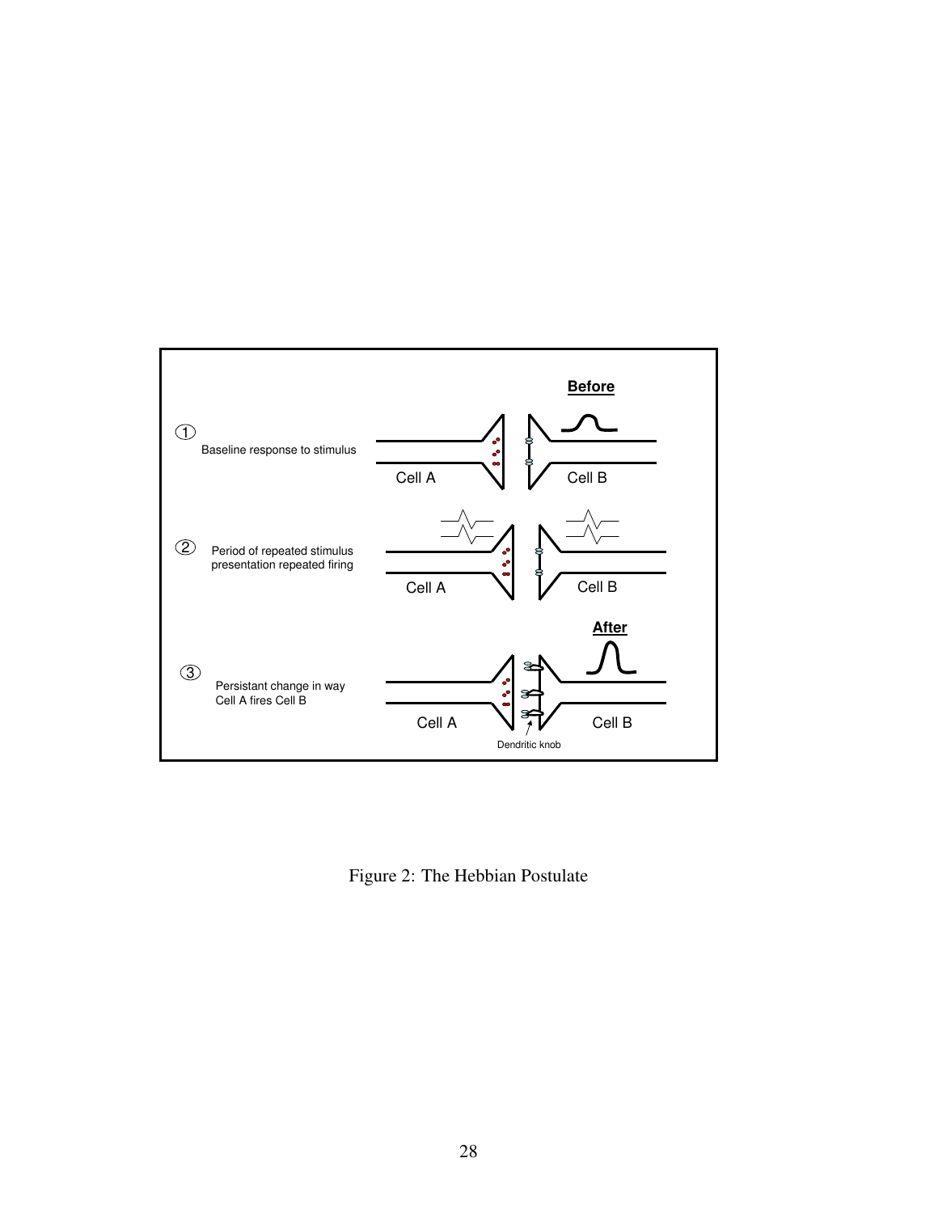Figure 2: The Hebbian Postulate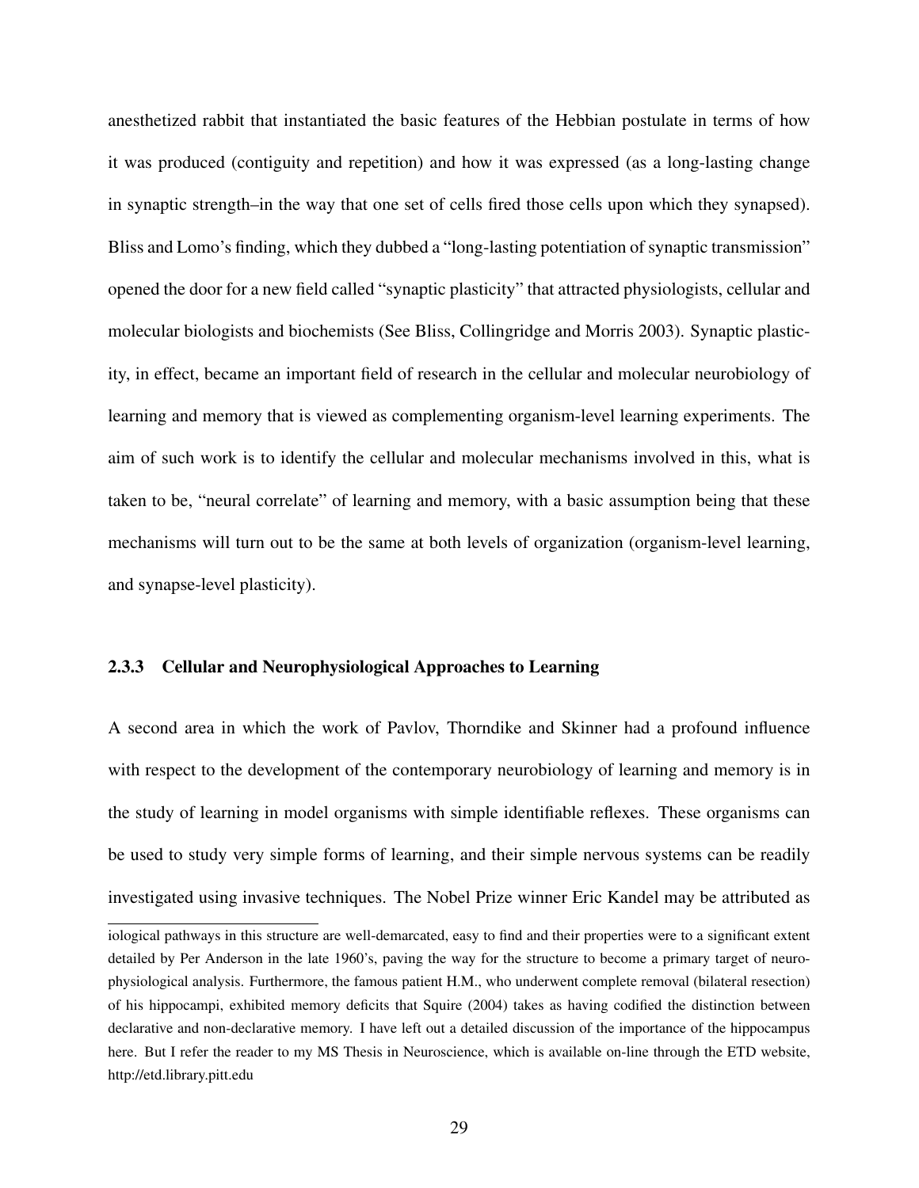anesthetized rabbit that instantiated the basic features of the Hebbian postulate in terms of how it was produced (contiguity and repetition) and how it was expressed (as a long-lasting change in synaptic strength–in the way that one set of cells fired those cells upon which they synapsed). Bliss and Lomo's finding, which they dubbed a "long-lasting potentiation of synaptic transmission" opened the door for a new field called "synaptic plasticity" that attracted physiologists, cellular and molecular biologists and biochemists (See Bliss, Collingridge and Morris 2003). Synaptic plasticity, in effect, became an important field of research in the cellular and molecular neurobiology of learning and memory that is viewed as complementing organism-level learning experiments. The aim of such work is to identify the cellular and molecular mechanisms involved in this, what is taken to be, "neural correlate" of learning and memory, with a basic assumption being that these mechanisms will turn out to be the same at both levels of organization (organism-level learning, and synapse-level plasticity).

### 2.3.3 Cellular and Neurophysiological Approaches to Learning

A second area in which the work of Pavlov, Thorndike and Skinner had a profound influence with respect to the development of the contemporary neurobiology of learning and memory is in the study of learning in model organisms with simple identifiable reflexes. These organisms can be used to study very simple forms of learning, and their simple nervous systems can be readily investigated using invasive techniques. The Nobel Prize winner Eric Kandel may be attributed as

---

iological pathways in this structure are well-demarcated, easy to find and their properties were to a significant extent detailed by Per Anderson in the late 1960's, paving the way for the structure to become a primary target of neurophysiological analysis. Furthermore, the famous patient H.M., who underwent complete removal (bilateral resection) of his hippocampi, exhibited memory deficits that Squire (2004) takes as having codified the distinction between declarative and non-declarative memory. I have left out a detailed discussion of the importance of the hippocampus here. But I refer the reader to my MS Thesis in Neuroscience, which is available on-line through the ETD website, http://etd.library.pitt.edu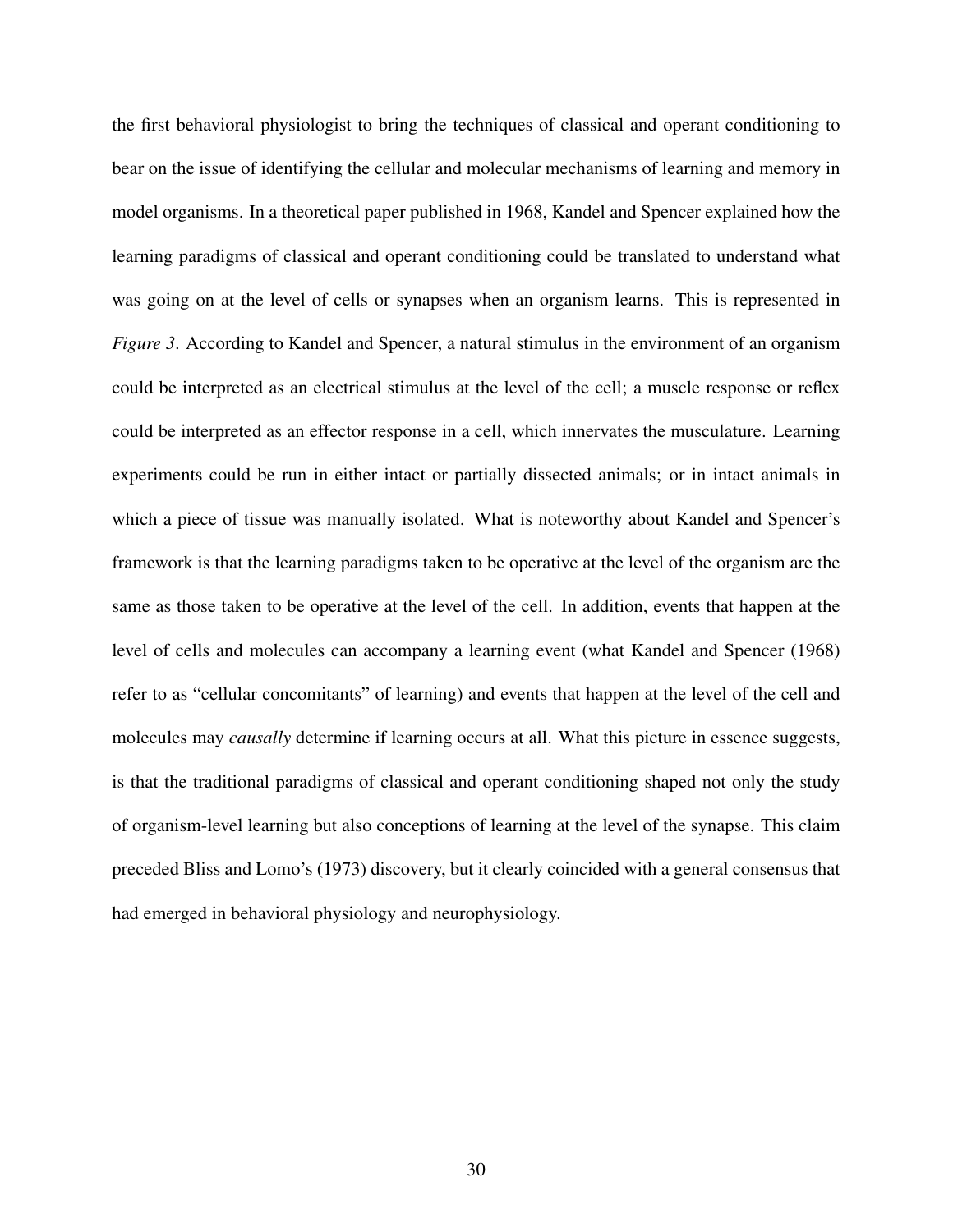the first behavioral physiologist to bring the techniques of classical and operant conditioning to bear on the issue of identifying the cellular and molecular mechanisms of learning and memory in model organisms. In a theoretical paper published in 1968, Kandel and Spencer explained how the learning paradigms of classical and operant conditioning could be translated to understand what was going on at the level of cells or synapses when an organism learns. This is represented in *Figure 3*. According to Kandel and Spencer, a natural stimulus in the environment of an organism could be interpreted as an electrical stimulus at the level of the cell; a muscle response or reflex could be interpreted as an effector response in a cell, which innervates the musculature. Learning experiments could be run in either intact or partially dissected animals; or in intact animals in which a piece of tissue was manually isolated. What is noteworthy about Kandel and Spencer's framework is that the learning paradigms taken to be operative at the level of the organism are the same as those taken to be operative at the level of the cell. In addition, events that happen at the level of cells and molecules can accompany a learning event (what Kandel and Spencer (1968) refer to as "cellular concomitants" of learning) and events that happen at the level of the cell and molecules may *causally* determine if learning occurs at all. What this picture in essence suggests, is that the traditional paradigms of classical and operant conditioning shaped not only the study of organism-level learning but also conceptions of learning at the level of the synapse. This claim preceded Bliss and Lomo's (1973) discovery, but it clearly coincided with a general consensus that had emerged in behavioral physiology and neurophysiology.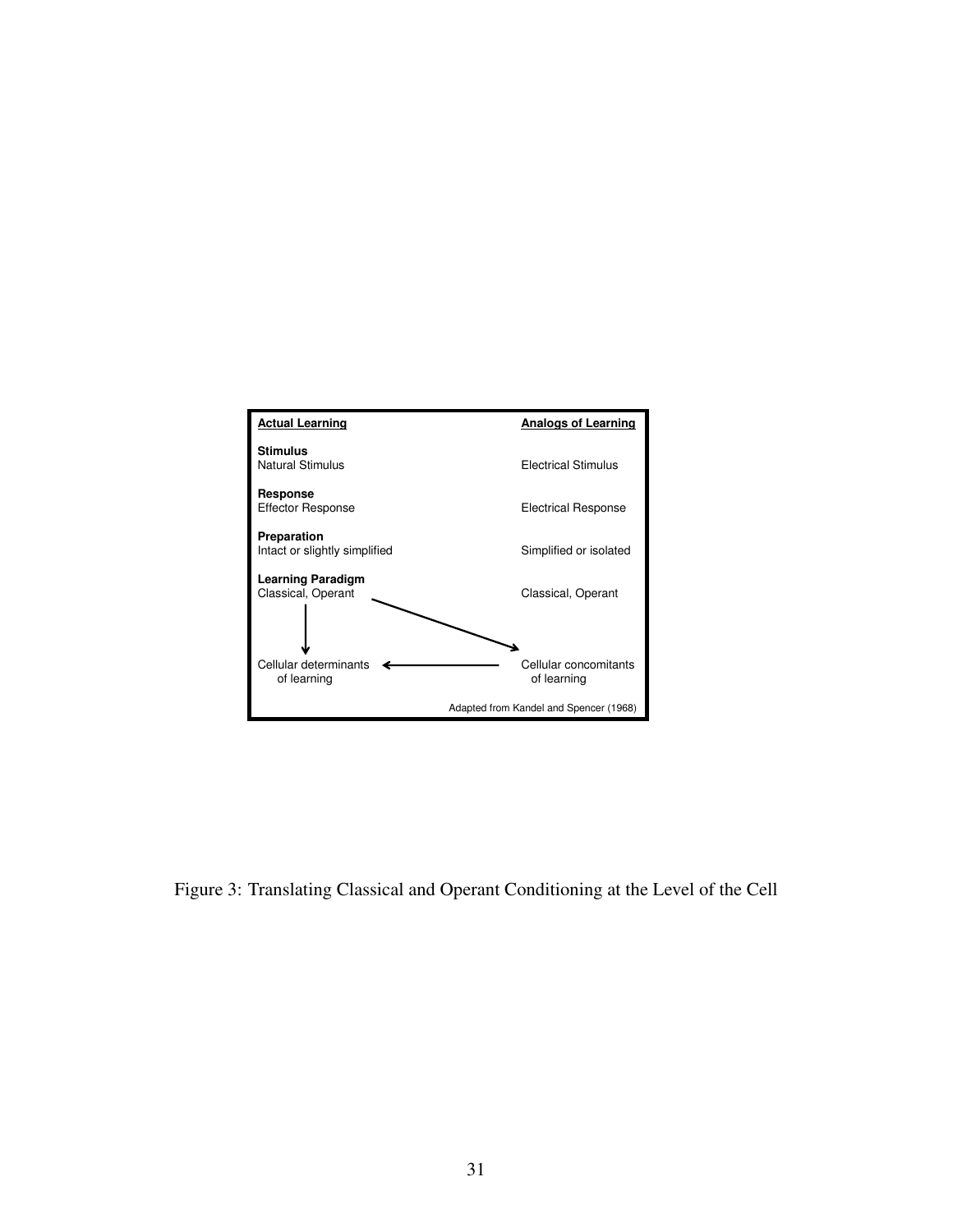| Actual Learning | Analogs of Learning |
| --- | --- |
| **Stimulus** Natural Stimulus | Electrical Stimulus |
| **Response** Effector Response | Electrical Response |
| **Preparation** Intact or slightly simplified | Simplified or isolated |
| **Learning Paradigm** Classical, Operant | Classical, Operant |
| Cellular determinants of learning | Cellular concomitants of learning |

Adapted from Kandel and Spencer (1968)

Figure 3: Translating Classical and Operant Conditioning at the Level of the Cell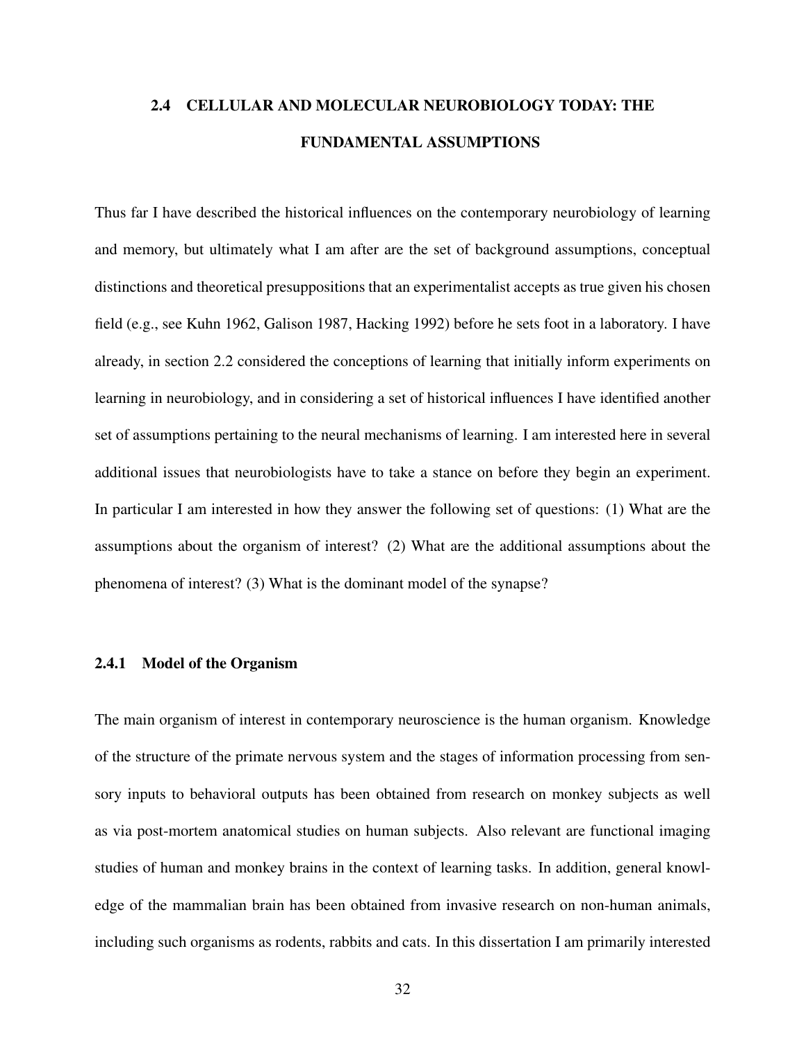## 2.4 CELLULAR AND MOLECULAR NEUROBIOLOGY TODAY: THE FUNDAMENTAL ASSUMPTIONS

Thus far I have described the historical influences on the contemporary neurobiology of learning and memory, but ultimately what I am after are the set of background assumptions, conceptual distinctions and theoretical presuppositions that an experimentalist accepts as true given his chosen field (e.g., see Kuhn 1962, Galison 1987, Hacking 1992) before he sets foot in a laboratory. I have already, in section 2.2 considered the conceptions of learning that initially inform experiments on learning in neurobiology, and in considering a set of historical influences I have identified another set of assumptions pertaining to the neural mechanisms of learning. I am interested here in several additional issues that neurobiologists have to take a stance on before they begin an experiment. In particular I am interested in how they answer the following set of questions: (1) What are the assumptions about the organism of interest? (2) What are the additional assumptions about the phenomena of interest? (3) What is the dominant model of the synapse?

### 2.4.1 Model of the Organism

The main organism of interest in contemporary neuroscience is the human organism. Knowledge of the structure of the primate nervous system and the stages of information processing from sensory inputs to behavioral outputs has been obtained from research on monkey subjects as well as via post-mortem anatomical studies on human subjects. Also relevant are functional imaging studies of human and monkey brains in the context of learning tasks. In addition, general knowledge of the mammalian brain has been obtained from invasive research on non-human animals, including such organisms as rodents, rabbits and cats. In this dissertation I am primarily interested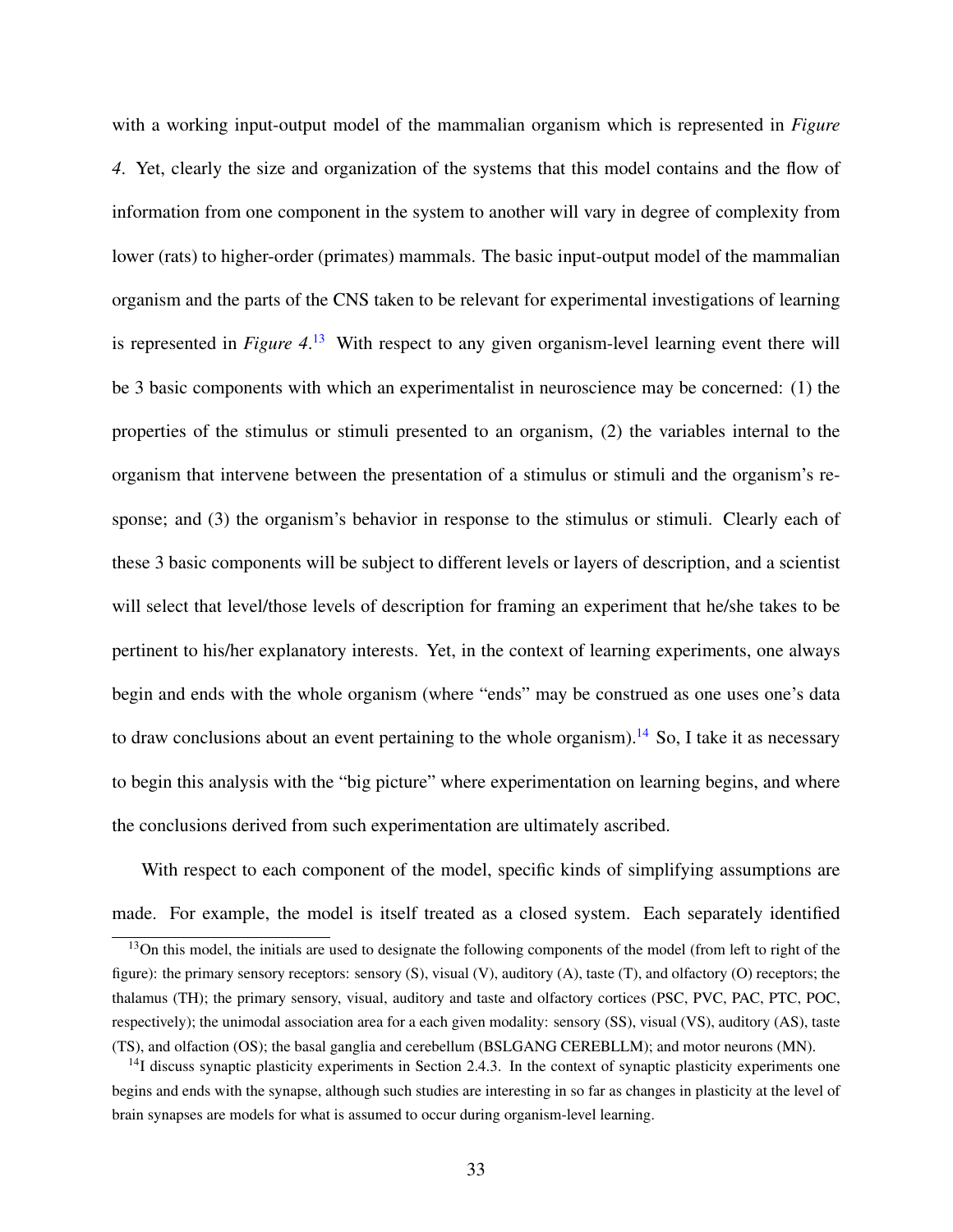with a working input-output model of the mammalian organism which is represented in *Figure 4*. Yet, clearly the size and organization of the systems that this model contains and the flow of information from one component in the system to another will vary in degree of complexity from lower (rats) to higher-order (primates) mammals. The basic input-output model of the mammalian organism and the parts of the CNS taken to be relevant for experimental investigations of learning is represented in *Figure 4*.[13] With respect to any given organism-level learning event there will be 3 basic components with which an experimentalist in neuroscience may be concerned: (1) the properties of the stimulus or stimuli presented to an organism, (2) the variables internal to the organism that intervene between the presentation of a stimulus or stimuli and the organism's response; and (3) the organism's behavior in response to the stimulus or stimuli. Clearly each of these 3 basic components will be subject to different levels or layers of description, and a scientist will select that level/those levels of description for framing an experiment that he/she takes to be pertinent to his/her explanatory interests. Yet, in the context of learning experiments, one always begin and ends with the whole organism (where "ends" may be construed as one uses one's data to draw conclusions about an event pertaining to the whole organism).[14] So, I take it as necessary to begin this analysis with the "big picture" where experimentation on learning begins, and where the conclusions derived from such experimentation are ultimately ascribed.

With respect to each component of the model, specific kinds of simplifying assumptions are made. For example, the model is itself treated as a closed system. Each separately identified

---

[13] On this model, the initials are used to designate the following components of the model (from left to right of the figure): the primary sensory receptors: sensory (S), visual (V), auditory (A), taste (T), and olfactory (O) receptors; the thalamus (TH); the primary sensory, visual, auditory and taste and olfactory cortices (PSC, PVC, PAC, PTC, POC, respectively); the unimodal association area for a each given modality: sensory (SS), visual (VS), auditory (AS), taste (TS), and olfaction (OS); the basal ganglia and cerebellum (BSLGANG CEREBLLM); and motor neurons (MN).

[14] I discuss synaptic plasticity experiments in Section 2.4.3. In the context of synaptic plasticity experiments one begins and ends with the synapse, although such studies are interesting in so far as changes in plasticity at the level of brain synapses are models for what is assumed to occur during organism-level learning.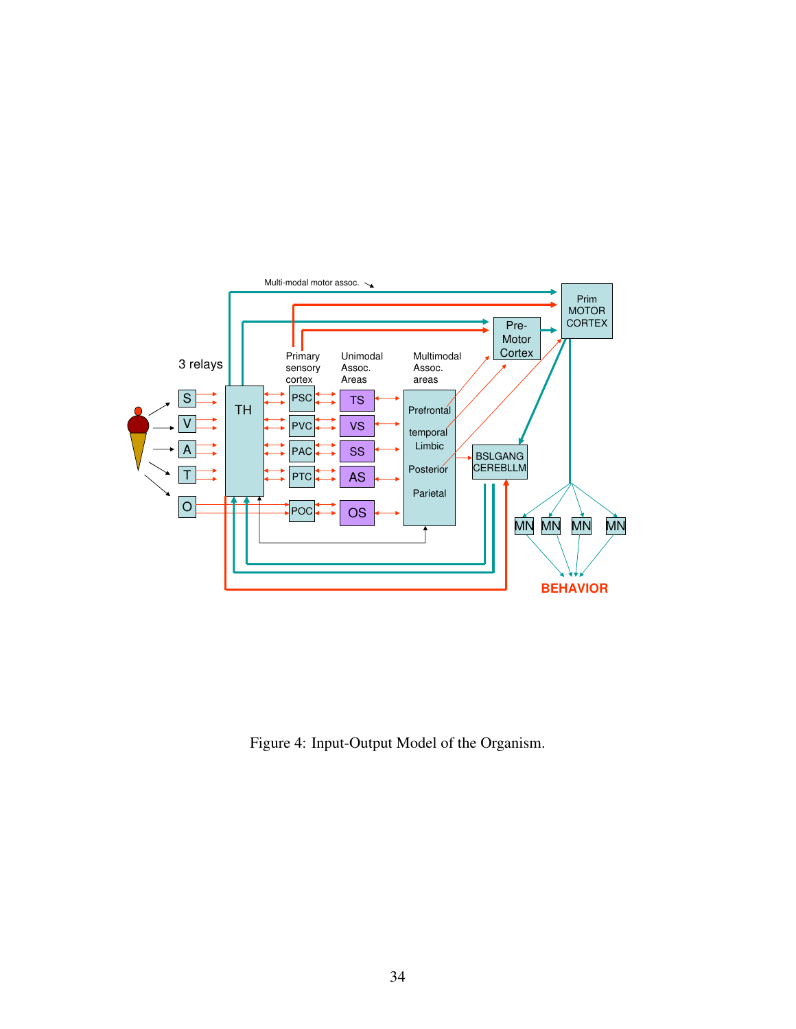Figure 4: Input-Output Model of the Organism.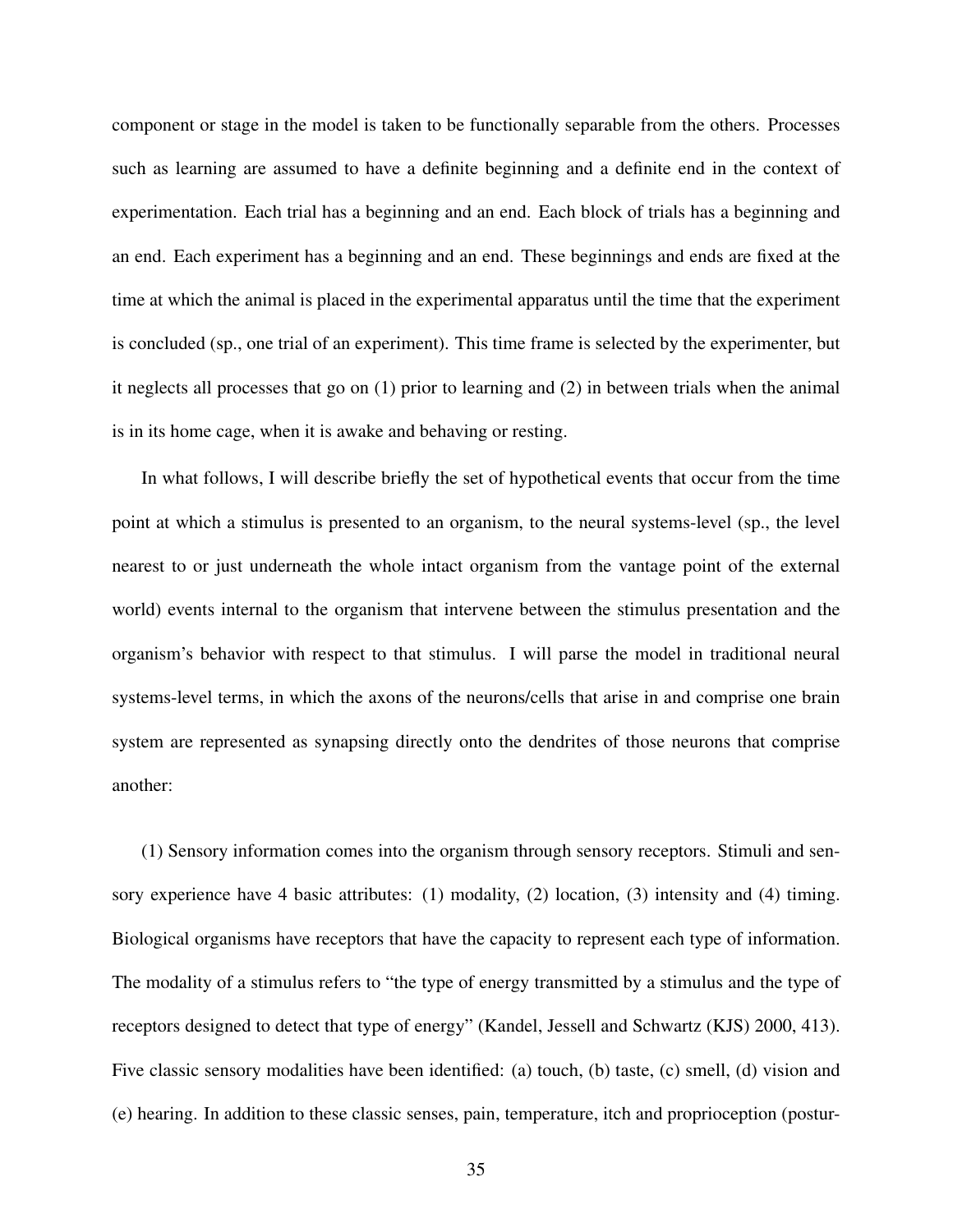component or stage in the model is taken to be functionally separable from the others. Processes such as learning are assumed to have a definite beginning and a definite end in the context of experimentation. Each trial has a beginning and an end. Each block of trials has a beginning and an end. Each experiment has a beginning and an end. These beginnings and ends are fixed at the time at which the animal is placed in the experimental apparatus until the time that the experiment is concluded (sp., one trial of an experiment). This time frame is selected by the experimenter, but it neglects all processes that go on (1) prior to learning and (2) in between trials when the animal is in its home cage, when it is awake and behaving or resting.

In what follows, I will describe briefly the set of hypothetical events that occur from the time point at which a stimulus is presented to an organism, to the neural systems-level (sp., the level nearest to or just underneath the whole intact organism from the vantage point of the external world) events internal to the organism that intervene between the stimulus presentation and the organism's behavior with respect to that stimulus. I will parse the model in traditional neural systems-level terms, in which the axons of the neurons/cells that arise in and comprise one brain system are represented as synapsing directly onto the dendrites of those neurons that comprise another:

(1) Sensory information comes into the organism through sensory receptors. Stimuli and sensory experience have 4 basic attributes: (1) modality, (2) location, (3) intensity and (4) timing. Biological organisms have receptors that have the capacity to represent each type of information. The modality of a stimulus refers to "the type of energy transmitted by a stimulus and the type of receptors designed to detect that type of energy" (Kandel, Jessell and Schwartz (KJS) 2000, 413). Five classic sensory modalities have been identified: (a) touch, (b) taste, (c) smell, (d) vision and (e) hearing. In addition to these classic senses, pain, temperature, itch and proprioception (postur-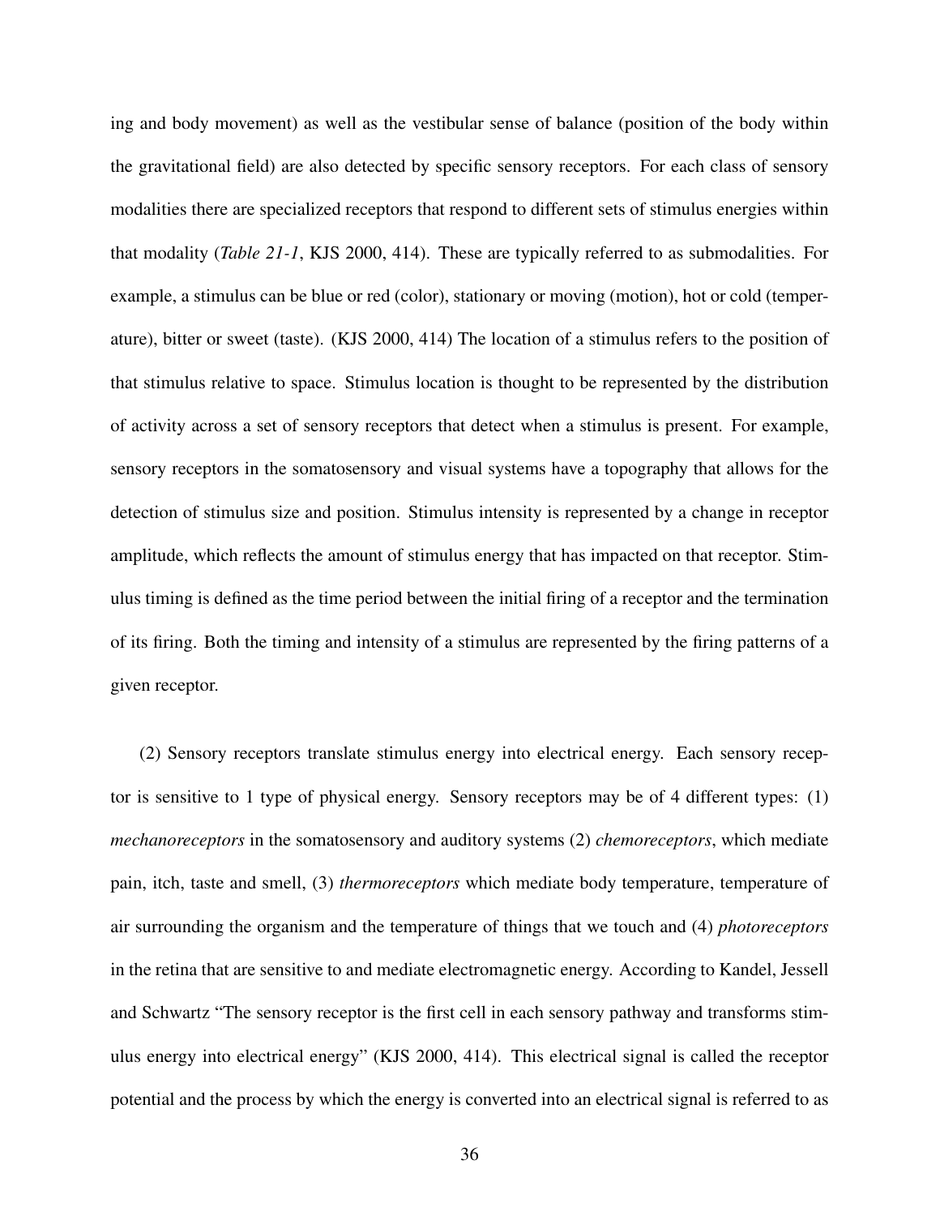ing and body movement) as well as the vestibular sense of balance (position of the body within the gravitational field) are also detected by specific sensory receptors. For each class of sensory modalities there are specialized receptors that respond to different sets of stimulus energies within that modality (*Table 21-1*, KJS 2000, 414). These are typically referred to as submodalities. For example, a stimulus can be blue or red (color), stationary or moving (motion), hot or cold (temperature), bitter or sweet (taste). (KJS 2000, 414) The location of a stimulus refers to the position of that stimulus relative to space. Stimulus location is thought to be represented by the distribution of activity across a set of sensory receptors that detect when a stimulus is present. For example, sensory receptors in the somatosensory and visual systems have a topography that allows for the detection of stimulus size and position. Stimulus intensity is represented by a change in receptor amplitude, which reflects the amount of stimulus energy that has impacted on that receptor. Stimulus timing is defined as the time period between the initial firing of a receptor and the termination of its firing. Both the timing and intensity of a stimulus are represented by the firing patterns of a given receptor.

(2) Sensory receptors translate stimulus energy into electrical energy. Each sensory receptor is sensitive to 1 type of physical energy. Sensory receptors may be of 4 different types: (1) *mechanoreceptors* in the somatosensory and auditory systems (2) *chemoreceptors*, which mediate pain, itch, taste and smell, (3) *thermoreceptors* which mediate body temperature, temperature of air surrounding the organism and the temperature of things that we touch and (4) *photoreceptors* in the retina that are sensitive to and mediate electromagnetic energy. According to Kandel, Jessell and Schwartz "The sensory receptor is the first cell in each sensory pathway and transforms stimulus energy into electrical energy" (KJS 2000, 414). This electrical signal is called the receptor potential and the process by which the energy is converted into an electrical signal is referred to as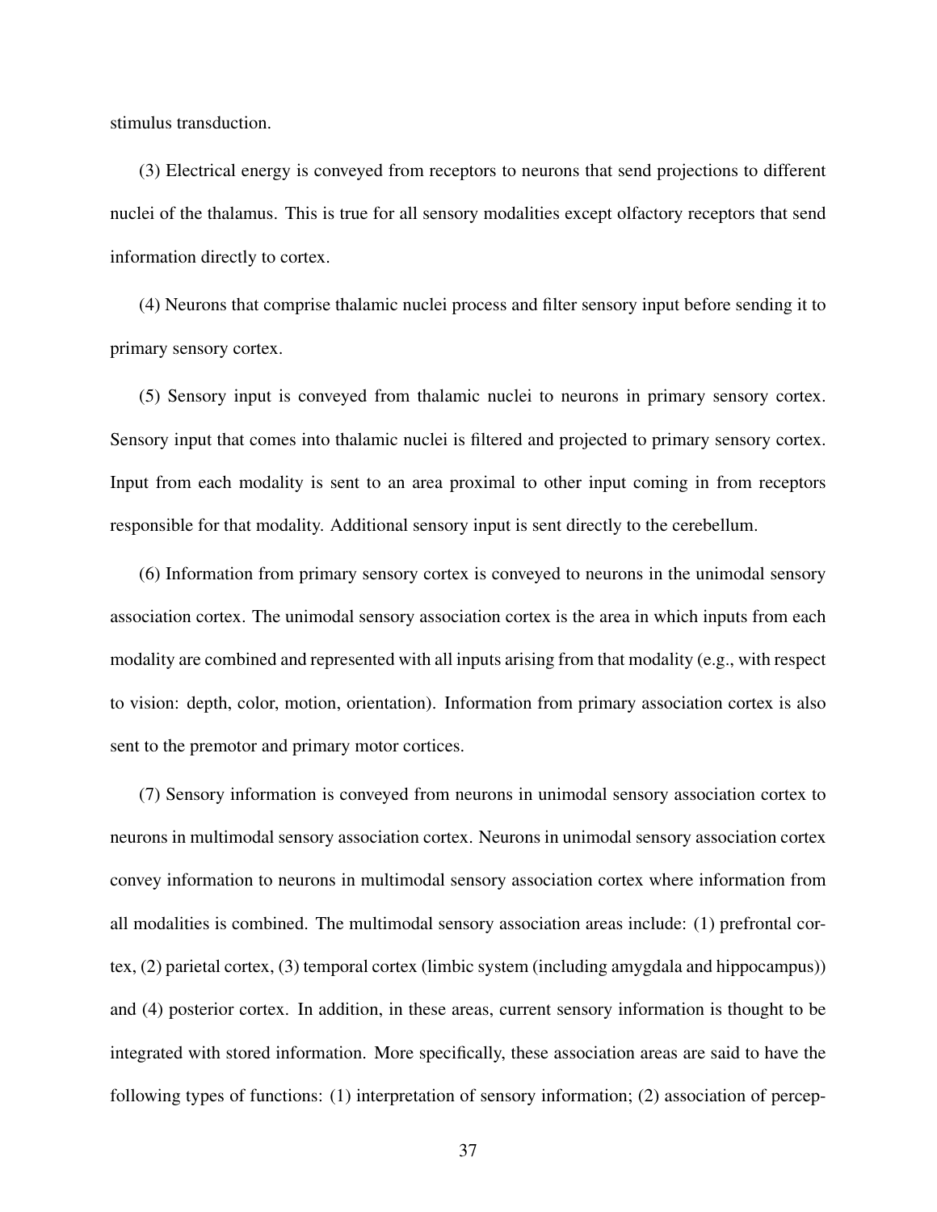stimulus transduction.

(3) Electrical energy is conveyed from receptors to neurons that send projections to different nuclei of the thalamus. This is true for all sensory modalities except olfactory receptors that send information directly to cortex.

(4) Neurons that comprise thalamic nuclei process and filter sensory input before sending it to primary sensory cortex.

(5) Sensory input is conveyed from thalamic nuclei to neurons in primary sensory cortex. Sensory input that comes into thalamic nuclei is filtered and projected to primary sensory cortex. Input from each modality is sent to an area proximal to other input coming in from receptors responsible for that modality. Additional sensory input is sent directly to the cerebellum.

(6) Information from primary sensory cortex is conveyed to neurons in the unimodal sensory association cortex. The unimodal sensory association cortex is the area in which inputs from each modality are combined and represented with all inputs arising from that modality (e.g., with respect to vision: depth, color, motion, orientation). Information from primary association cortex is also sent to the premotor and primary motor cortices.

(7) Sensory information is conveyed from neurons in unimodal sensory association cortex to neurons in multimodal sensory association cortex. Neurons in unimodal sensory association cortex convey information to neurons in multimodal sensory association cortex where information from all modalities is combined. The multimodal sensory association areas include: (1) prefrontal cortex, (2) parietal cortex, (3) temporal cortex (limbic system (including amygdala and hippocampus)) and (4) posterior cortex. In addition, in these areas, current sensory information is thought to be integrated with stored information. More specifically, these association areas are said to have the following types of functions: (1) interpretation of sensory information; (2) association of percep-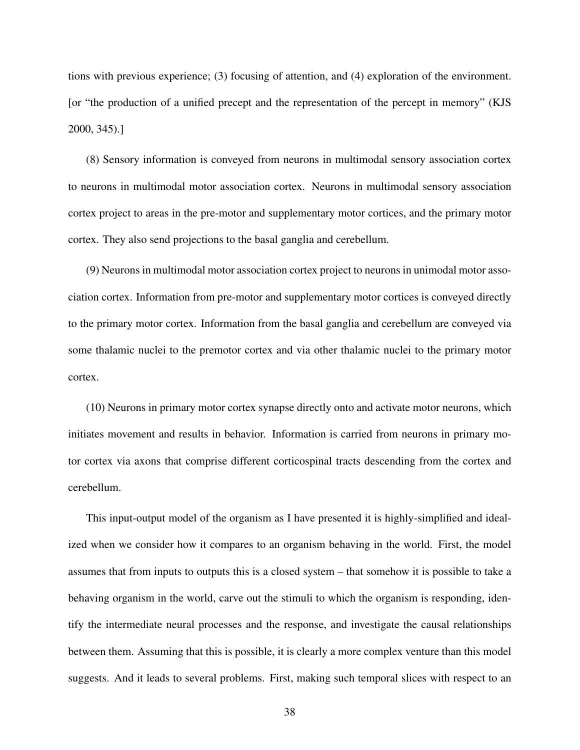tions with previous experience; (3) focusing of attention, and (4) exploration of the environment. [or "the production of a unified precept and the representation of the percept in memory" (KJS 2000, 345).]

(8) Sensory information is conveyed from neurons in multimodal sensory association cortex to neurons in multimodal motor association cortex. Neurons in multimodal sensory association cortex project to areas in the pre-motor and supplementary motor cortices, and the primary motor cortex. They also send projections to the basal ganglia and cerebellum.

(9) Neurons in multimodal motor association cortex project to neurons in unimodal motor association cortex. Information from pre-motor and supplementary motor cortices is conveyed directly to the primary motor cortex. Information from the basal ganglia and cerebellum are conveyed via some thalamic nuclei to the premotor cortex and via other thalamic nuclei to the primary motor cortex.

(10) Neurons in primary motor cortex synapse directly onto and activate motor neurons, which initiates movement and results in behavior. Information is carried from neurons in primary motor cortex via axons that comprise different corticospinal tracts descending from the cortex and cerebellum.

This input-output model of the organism as I have presented it is highly-simplified and idealized when we consider how it compares to an organism behaving in the world. First, the model assumes that from inputs to outputs this is a closed system – that somehow it is possible to take a behaving organism in the world, carve out the stimuli to which the organism is responding, identify the intermediate neural processes and the response, and investigate the causal relationships between them. Assuming that this is possible, it is clearly a more complex venture than this model suggests. And it leads to several problems. First, making such temporal slices with respect to an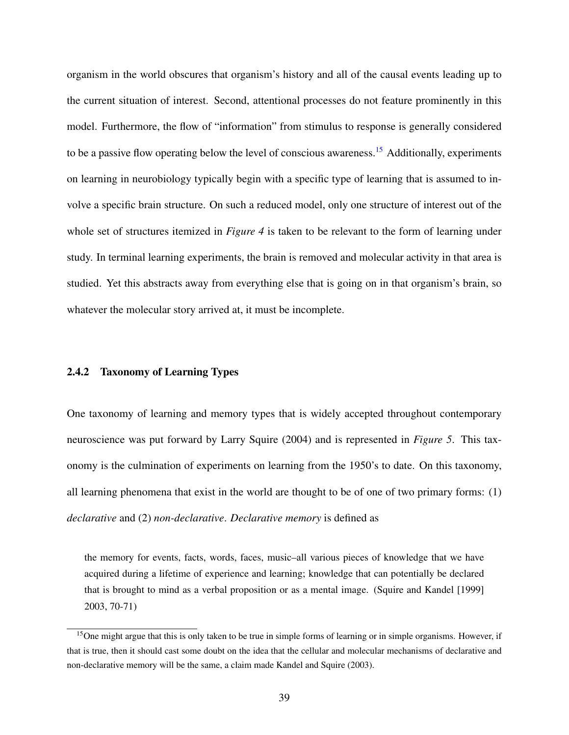organism in the world obscures that organism's history and all of the causal events leading up to the current situation of interest. Second, attentional processes do not feature prominently in this model. Furthermore, the flow of "information" from stimulus to response is generally considered to be a passive flow operating below the level of conscious awareness.[15] Additionally, experiments on learning in neurobiology typically begin with a specific type of learning that is assumed to involve a specific brain structure. On such a reduced model, only one structure of interest out of the whole set of structures itemized in *Figure 4* is taken to be relevant to the form of learning under study. In terminal learning experiments, the brain is removed and molecular activity in that area is studied. Yet this abstracts away from everything else that is going on in that organism's brain, so whatever the molecular story arrived at, it must be incomplete.

### 2.4.2 Taxonomy of Learning Types

One taxonomy of learning and memory types that is widely accepted throughout contemporary neuroscience was put forward by Larry Squire (2004) and is represented in *Figure 5*. This taxonomy is the culmination of experiments on learning from the 1950's to date. On this taxonomy, all learning phenomena that exist in the world are thought to be of one of two primary forms: (1) *declarative* and (2) *non-declarative*. *Declarative memory* is defined as

> the memory for events, facts, words, faces, music–all various pieces of knowledge that we have acquired during a lifetime of experience and learning; knowledge that can potentially be declared that is brought to mind as a verbal proposition or as a mental image. (Squire and Kandel [1999] 2003, 70-71)

[15] One might argue that this is only taken to be true in simple forms of learning or in simple organisms. However, if that is true, then it should cast some doubt on the idea that the cellular and molecular mechanisms of declarative and non-declarative memory will be the same, a claim made Kandel and Squire (2003).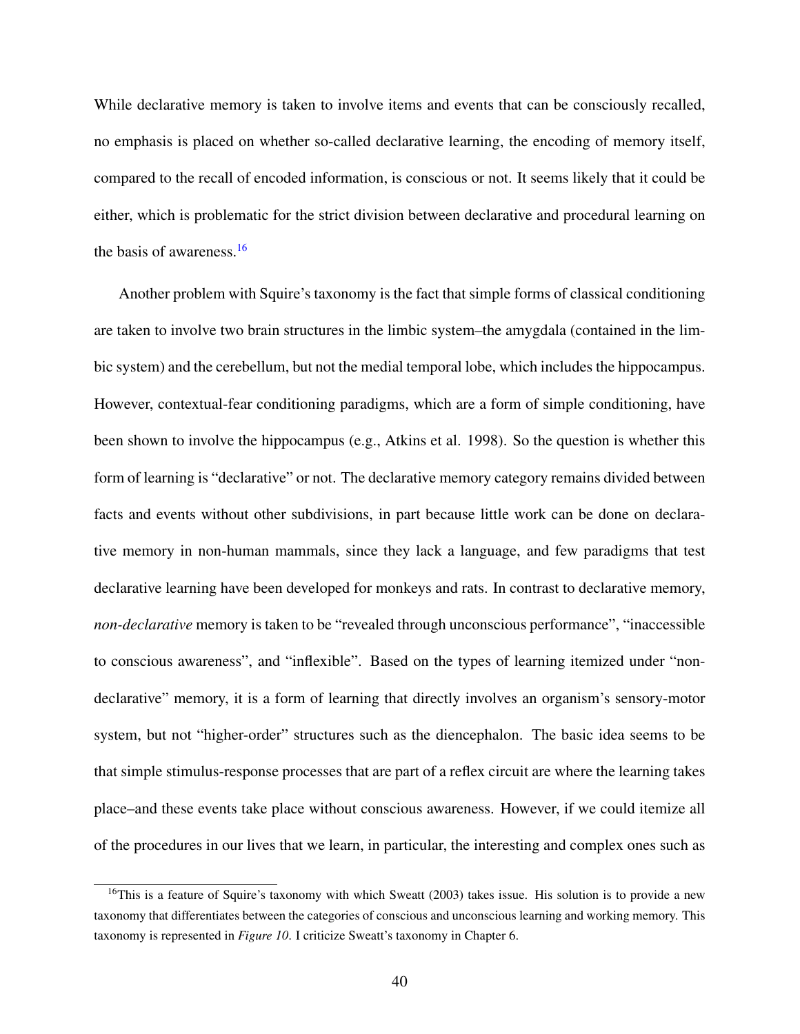While declarative memory is taken to involve items and events that can be consciously recalled, no emphasis is placed on whether so-called declarative learning, the encoding of memory itself, compared to the recall of encoded information, is conscious or not. It seems likely that it could be either, which is problematic for the strict division between declarative and procedural learning on the basis of awareness.[16]

Another problem with Squire's taxonomy is the fact that simple forms of classical conditioning are taken to involve two brain structures in the limbic system–the amygdala (contained in the limbic system) and the cerebellum, but not the medial temporal lobe, which includes the hippocampus. However, contextual-fear conditioning paradigms, which are a form of simple conditioning, have been shown to involve the hippocampus (e.g., Atkins et al. 1998). So the question is whether this form of learning is "declarative" or not. The declarative memory category remains divided between facts and events without other subdivisions, in part because little work can be done on declarative memory in non-human mammals, since they lack a language, and few paradigms that test declarative learning have been developed for monkeys and rats. In contrast to declarative memory, *non-declarative* memory is taken to be "revealed through unconscious performance", "inaccessible to conscious awareness", and "inflexible". Based on the types of learning itemized under "non-declarative" memory, it is a form of learning that directly involves an organism's sensory-motor system, but not "higher-order" structures such as the diencephalon. The basic idea seems to be that simple stimulus-response processes that are part of a reflex circuit are where the learning takes place–and these events take place without conscious awareness. However, if we could itemize all of the procedures in our lives that we learn, in particular, the interesting and complex ones such as

[16] This is a feature of Squire's taxonomy with which Sweatt (2003) takes issue. His solution is to provide a new taxonomy that differentiates between the categories of conscious and unconscious learning and working memory. This taxonomy is represented in *Figure 10*. I criticize Sweatt's taxonomy in Chapter 6.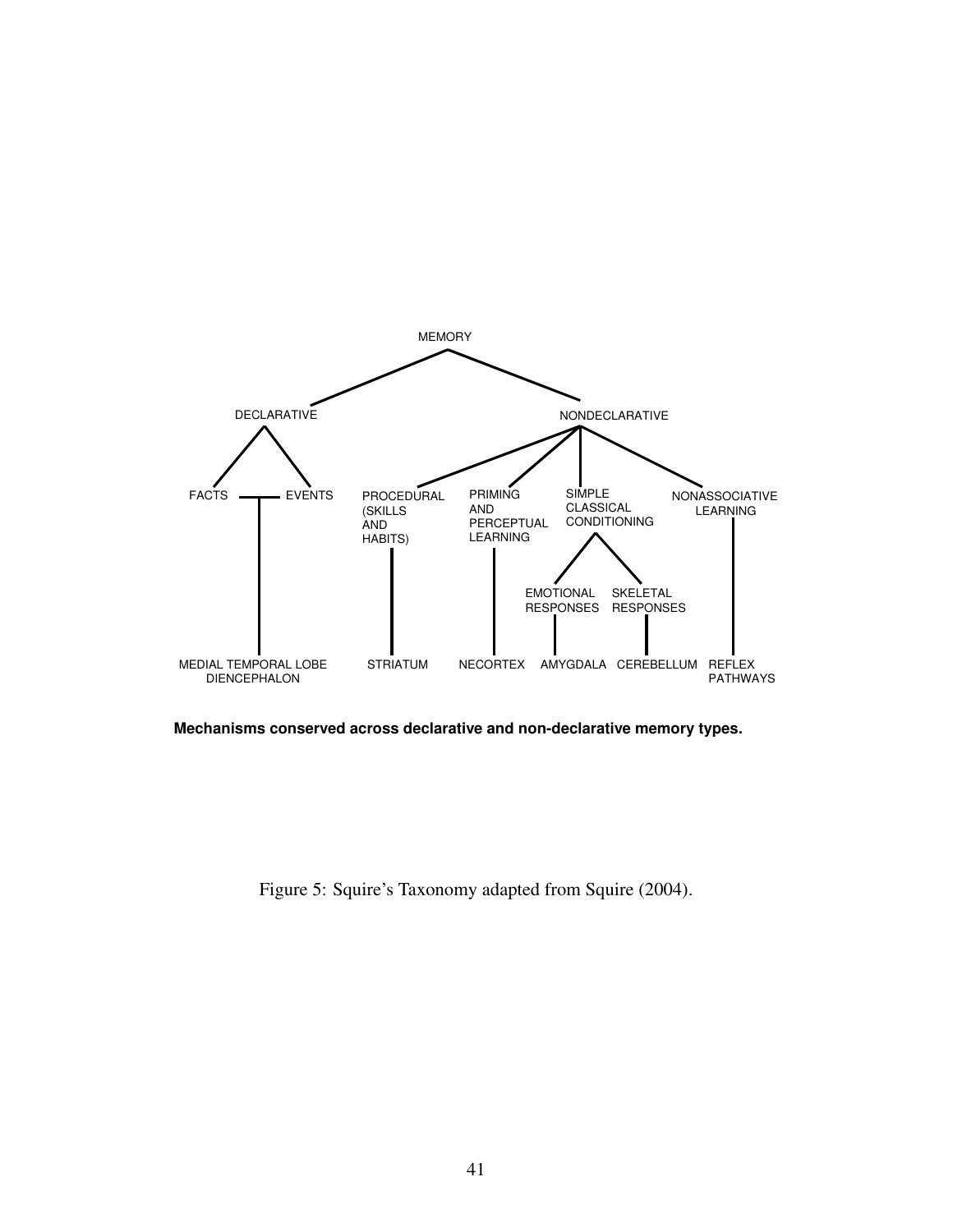MEMORY

DECLARATIVE

NONDECLARATIVE

FACTS

EVENTS

PROCEDURAL (SKILLS AND HABITS)

PRIMING AND PERCEPTUAL LEARNING

SIMPLE CLASSICAL CONDITIONING

NONASSOCIATIVE LEARNING

EMOTIONAL RESPONSES

SKELETAL RESPONSES

MEDIAL TEMPORAL LOBE DIENCEPHALON

STRIATUM

NECORTEX

AMYGDALA

CEREBELLUM

REFLEX PATHWAYS

**Mechanisms conserved across declarative and non-declarative memory types.**

Figure 5: Squire's Taxonomy adapted from Squire (2004).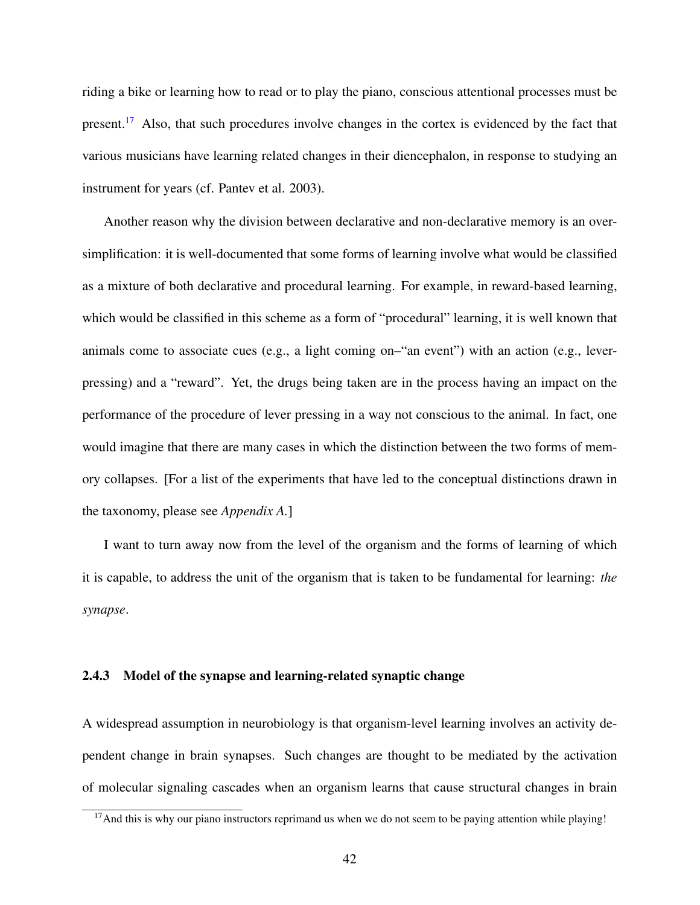riding a bike or learning how to read or to play the piano, conscious attentional processes must be present.[17] Also, that such procedures involve changes in the cortex is evidenced by the fact that various musicians have learning related changes in their diencephalon, in response to studying an instrument for years (cf. Pantev et al. 2003).

Another reason why the division between declarative and non-declarative memory is an over-simplification: it is well-documented that some forms of learning involve what would be classified as a mixture of both declarative and procedural learning. For example, in reward-based learning, which would be classified in this scheme as a form of "procedural" learning, it is well known that animals come to associate cues (e.g., a light coming on–"an event") with an action (e.g., lever-pressing) and a "reward". Yet, the drugs being taken are in the process having an impact on the performance of the procedure of lever pressing in a way not conscious to the animal. In fact, one would imagine that there are many cases in which the distinction between the two forms of memory collapses. [For a list of the experiments that have led to the conceptual distinctions drawn in the taxonomy, please see *Appendix A.*]

I want to turn away now from the level of the organism and the forms of learning of which it is capable, to address the unit of the organism that is taken to be fundamental for learning: *the synapse*.

### 2.4.3 Model of the synapse and learning-related synaptic change

A widespread assumption in neurobiology is that organism-level learning involves an activity dependent change in brain synapses. Such changes are thought to be mediated by the activation of molecular signaling cascades when an organism learns that cause structural changes in brain

[17] And this is why our piano instructors reprimand us when we do not seem to be paying attention while playing!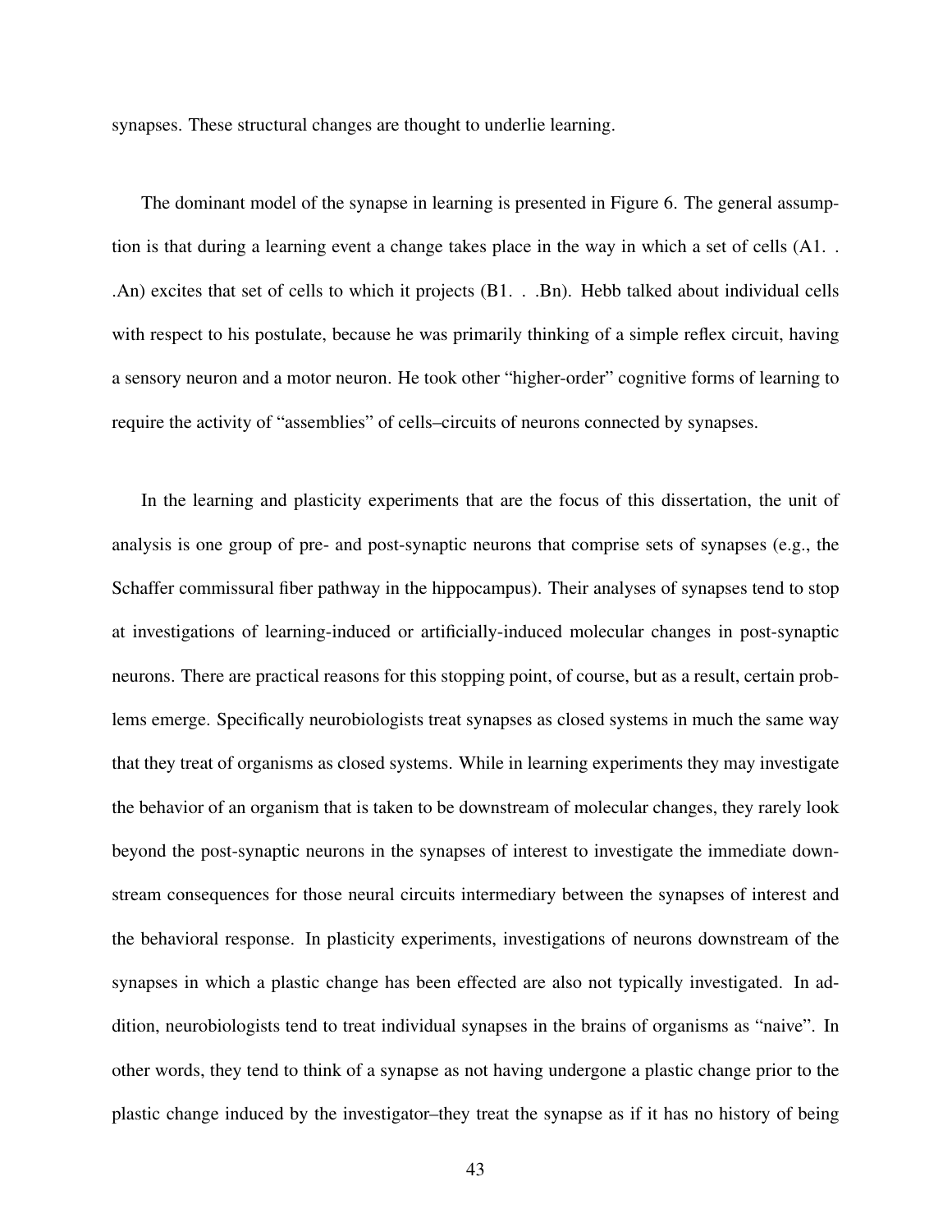synapses. These structural changes are thought to underlie learning.

The dominant model of the synapse in learning is presented in Figure 6. The general assumption is that during a learning event a change takes place in the way in which a set of cells (A1. . .An) excites that set of cells to which it projects (B1. . .Bn). Hebb talked about individual cells with respect to his postulate, because he was primarily thinking of a simple reflex circuit, having a sensory neuron and a motor neuron. He took other "higher-order" cognitive forms of learning to require the activity of "assemblies" of cells–circuits of neurons connected by synapses.

In the learning and plasticity experiments that are the focus of this dissertation, the unit of analysis is one group of pre- and post-synaptic neurons that comprise sets of synapses (e.g., the Schaffer commissural fiber pathway in the hippocampus). Their analyses of synapses tend to stop at investigations of learning-induced or artificially-induced molecular changes in post-synaptic neurons. There are practical reasons for this stopping point, of course, but as a result, certain problems emerge. Specifically neurobiologists treat synapses as closed systems in much the same way that they treat of organisms as closed systems. While in learning experiments they may investigate the behavior of an organism that is taken to be downstream of molecular changes, they rarely look beyond the post-synaptic neurons in the synapses of interest to investigate the immediate downstream consequences for those neural circuits intermediary between the synapses of interest and the behavioral response. In plasticity experiments, investigations of neurons downstream of the synapses in which a plastic change has been effected are also not typically investigated. In addition, neurobiologists tend to treat individual synapses in the brains of organisms as "naive". In other words, they tend to think of a synapse as not having undergone a plastic change prior to the plastic change induced by the investigator–they treat the synapse as if it has no history of being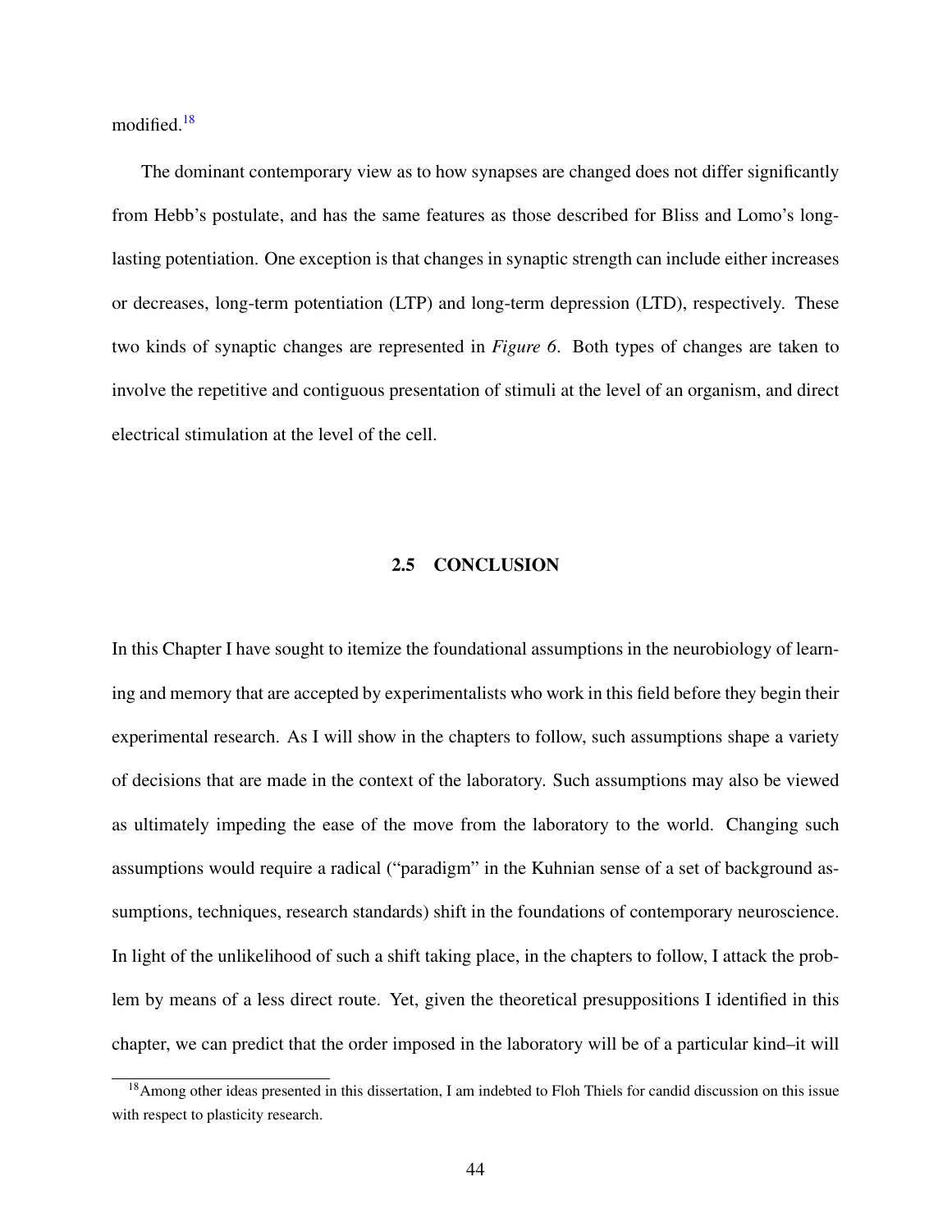modified.[18]

The dominant contemporary view as to how synapses are changed does not differ significantly from Hebb's postulate, and has the same features as those described for Bliss and Lomo's long-lasting potentiation. One exception is that changes in synaptic strength can include either increases or decreases, long-term potentiation (LTP) and long-term depression (LTD), respectively. These two kinds of synaptic changes are represented in *Figure 6*. Both types of changes are taken to involve the repetitive and contiguous presentation of stimuli at the level of an organism, and direct electrical stimulation at the level of the cell.

## 2.5 CONCLUSION

In this Chapter I have sought to itemize the foundational assumptions in the neurobiology of learning and memory that are accepted by experimentalists who work in this field before they begin their experimental research. As I will show in the chapters to follow, such assumptions shape a variety of decisions that are made in the context of the laboratory. Such assumptions may also be viewed as ultimately impeding the ease of the move from the laboratory to the world. Changing such assumptions would require a radical ("paradigm" in the Kuhnian sense of a set of background assumptions, techniques, research standards) shift in the foundations of contemporary neuroscience. In light of the unlikelihood of such a shift taking place, in the chapters to follow, I attack the problem by means of a less direct route. Yet, given the theoretical presuppositions I identified in this chapter, we can predict that the order imposed in the laboratory will be of a particular kind–it will

[18] Among other ideas presented in this dissertation, I am indebted to Floh Thiels for candid discussion on this issue with respect to plasticity research.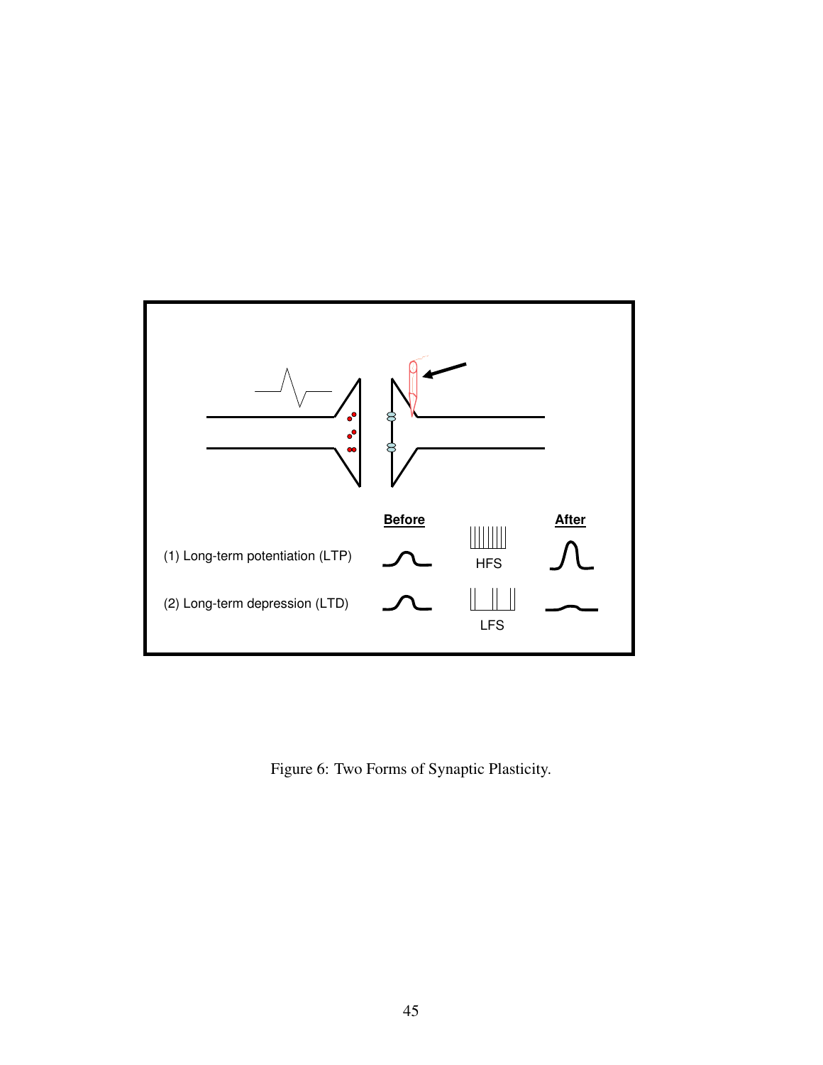(1) Long-term potentiation (LTP)

(2) Long-term depression (LTD)

**Before**

HFS

LFS

**After**

Figure 6: Two Forms of Synaptic Plasticity.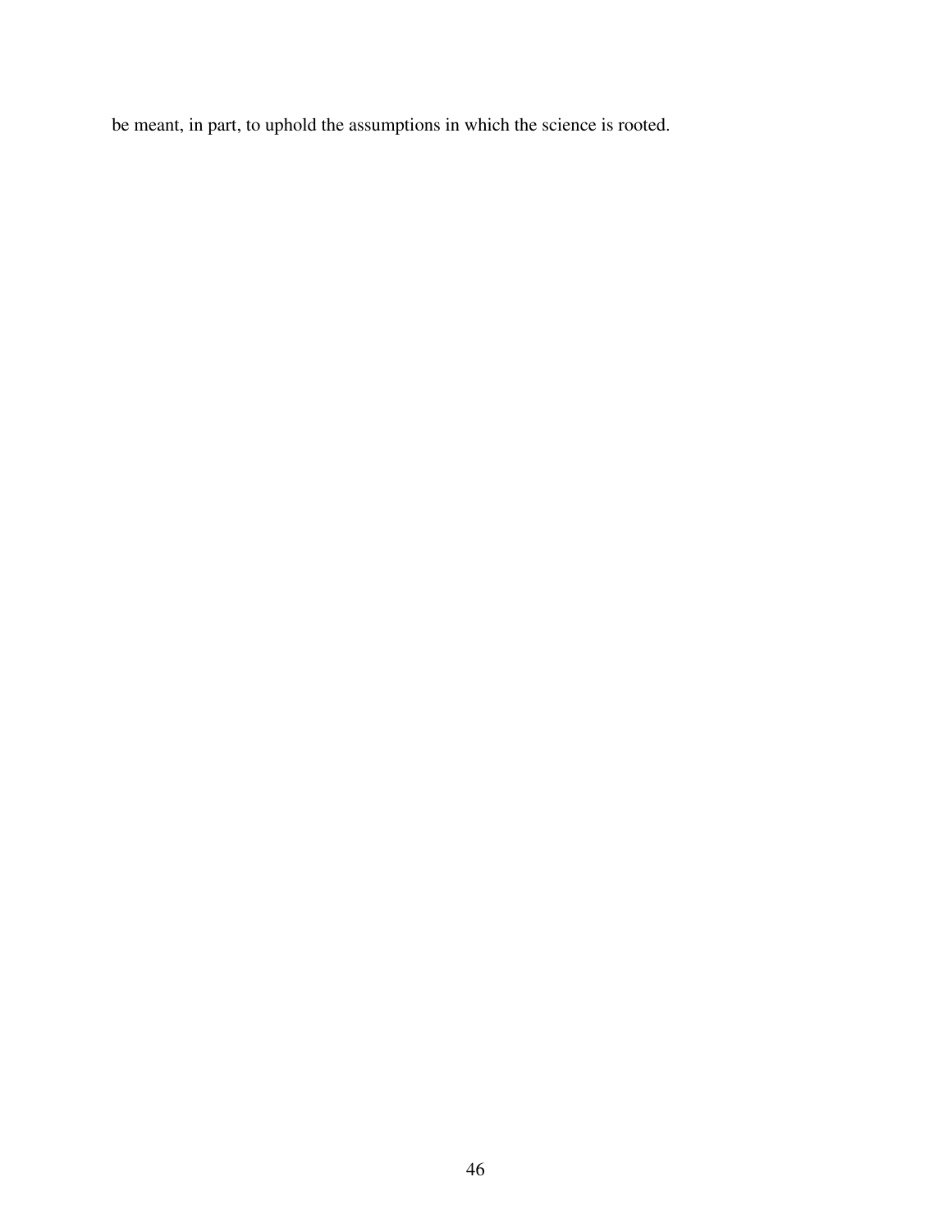be meant, in part, to uphold the assumptions in which the science is rooted.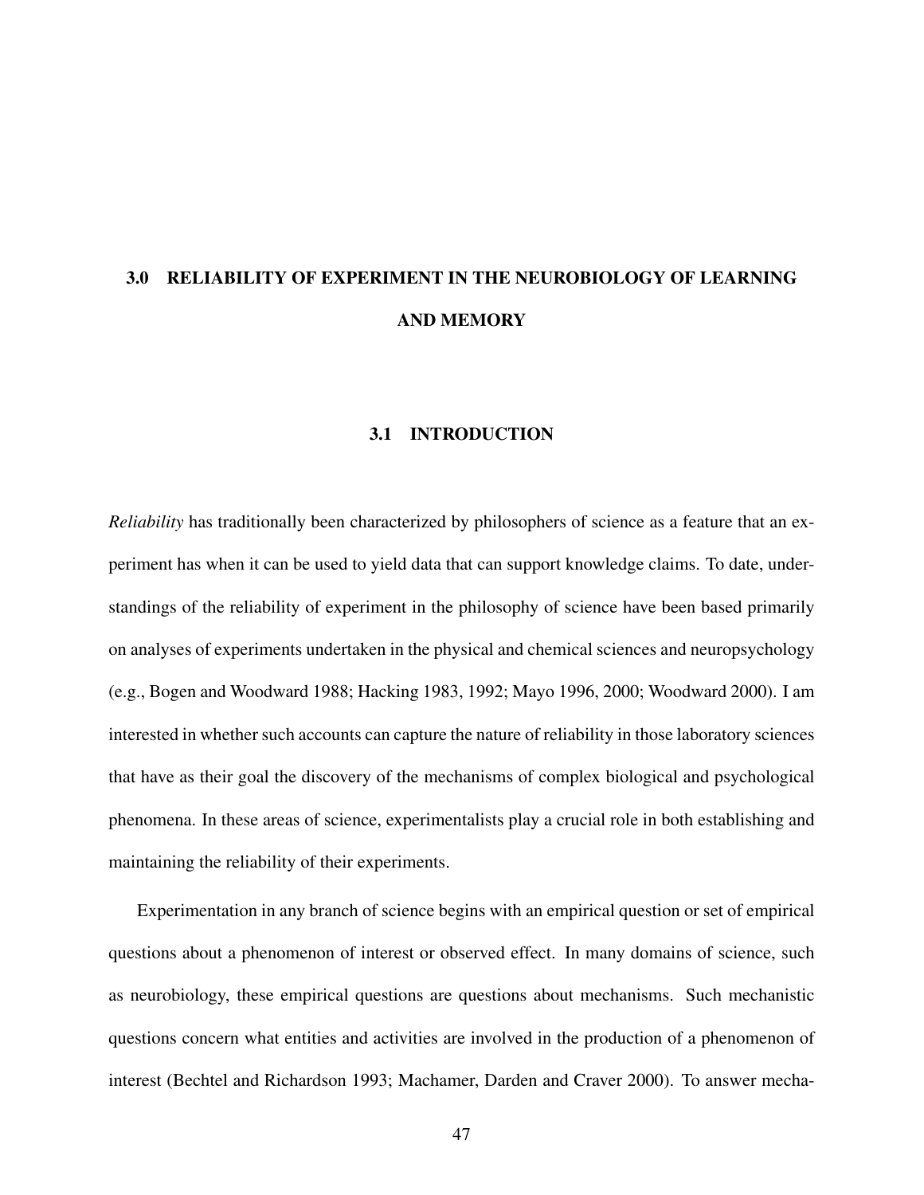# 3.0 RELIABILITY OF EXPERIMENT IN THE NEUROBIOLOGY OF LEARNING AND MEMORY

## 3.1 INTRODUCTION

*Reliability* has traditionally been characterized by philosophers of science as a feature that an experiment has when it can be used to yield data that can support knowledge claims. To date, understandings of the reliability of experiment in the philosophy of science have been based primarily on analyses of experiments undertaken in the physical and chemical sciences and neuropsychology (e.g., Bogen and Woodward 1988; Hacking 1983, 1992; Mayo 1996, 2000; Woodward 2000). I am interested in whether such accounts can capture the nature of reliability in those laboratory sciences that have as their goal the discovery of the mechanisms of complex biological and psychological phenomena. In these areas of science, experimentalists play a crucial role in both establishing and maintaining the reliability of their experiments.

Experimentation in any branch of science begins with an empirical question or set of empirical questions about a phenomenon of interest or observed effect. In many domains of science, such as neurobiology, these empirical questions are questions about mechanisms. Such mechanistic questions concern what entities and activities are involved in the production of a phenomenon of interest (Bechtel and Richardson 1993; Machamer, Darden and Craver 2000). To answer mecha-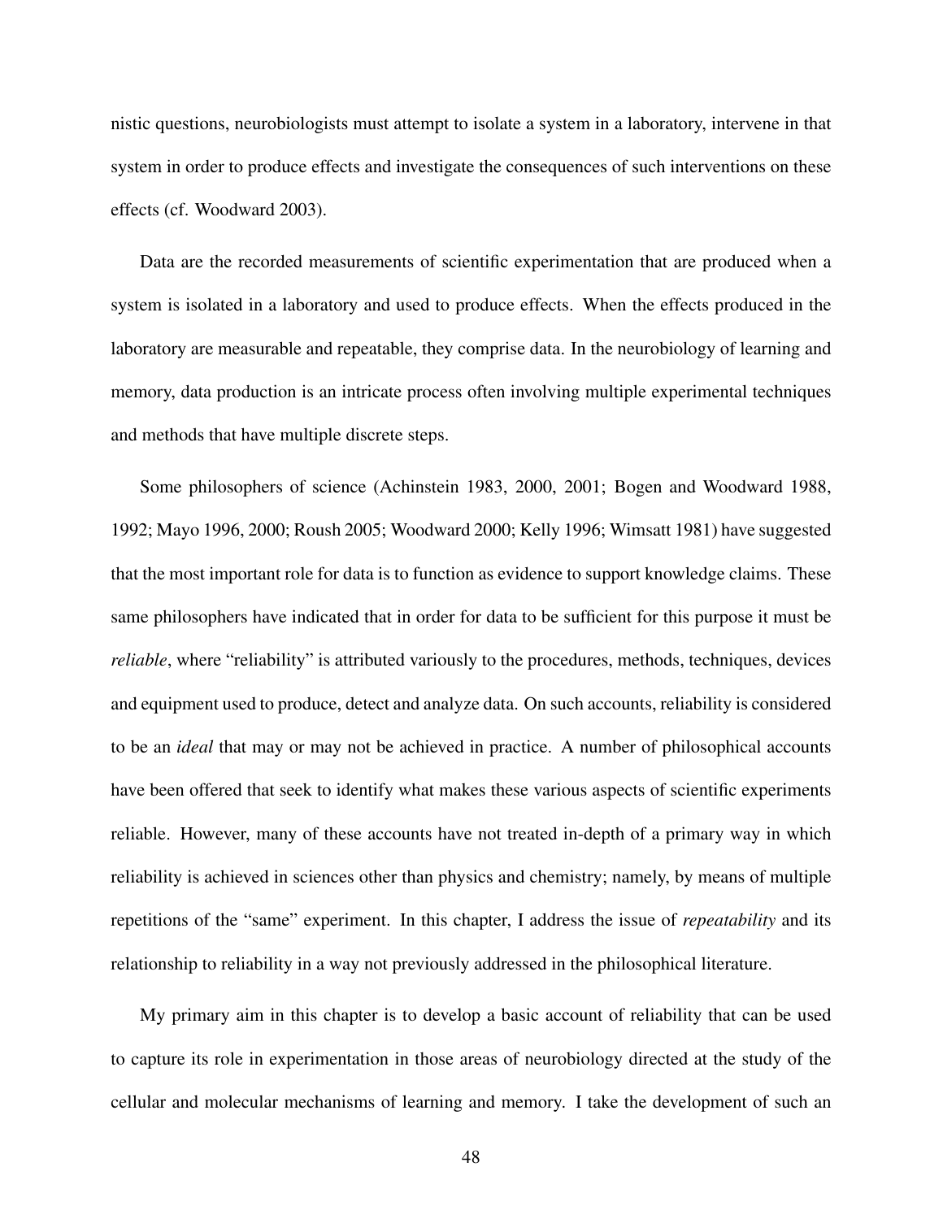nistic questions, neurobiologists must attempt to isolate a system in a laboratory, intervene in that system in order to produce effects and investigate the consequences of such interventions on these effects (cf. Woodward 2003).

Data are the recorded measurements of scientific experimentation that are produced when a system is isolated in a laboratory and used to produce effects. When the effects produced in the laboratory are measurable and repeatable, they comprise data. In the neurobiology of learning and memory, data production is an intricate process often involving multiple experimental techniques and methods that have multiple discrete steps.

Some philosophers of science (Achinstein 1983, 2000, 2001; Bogen and Woodward 1988, 1992; Mayo 1996, 2000; Roush 2005; Woodward 2000; Kelly 1996; Wimsatt 1981) have suggested that the most important role for data is to function as evidence to support knowledge claims. These same philosophers have indicated that in order for data to be sufficient for this purpose it must be *reliable*, where "reliability" is attributed variously to the procedures, methods, techniques, devices and equipment used to produce, detect and analyze data. On such accounts, reliability is considered to be an *ideal* that may or may not be achieved in practice. A number of philosophical accounts have been offered that seek to identify what makes these various aspects of scientific experiments reliable. However, many of these accounts have not treated in-depth of a primary way in which reliability is achieved in sciences other than physics and chemistry; namely, by means of multiple repetitions of the "same" experiment. In this chapter, I address the issue of *repeatability* and its relationship to reliability in a way not previously addressed in the philosophical literature.

My primary aim in this chapter is to develop a basic account of reliability that can be used to capture its role in experimentation in those areas of neurobiology directed at the study of the cellular and molecular mechanisms of learning and memory. I take the development of such an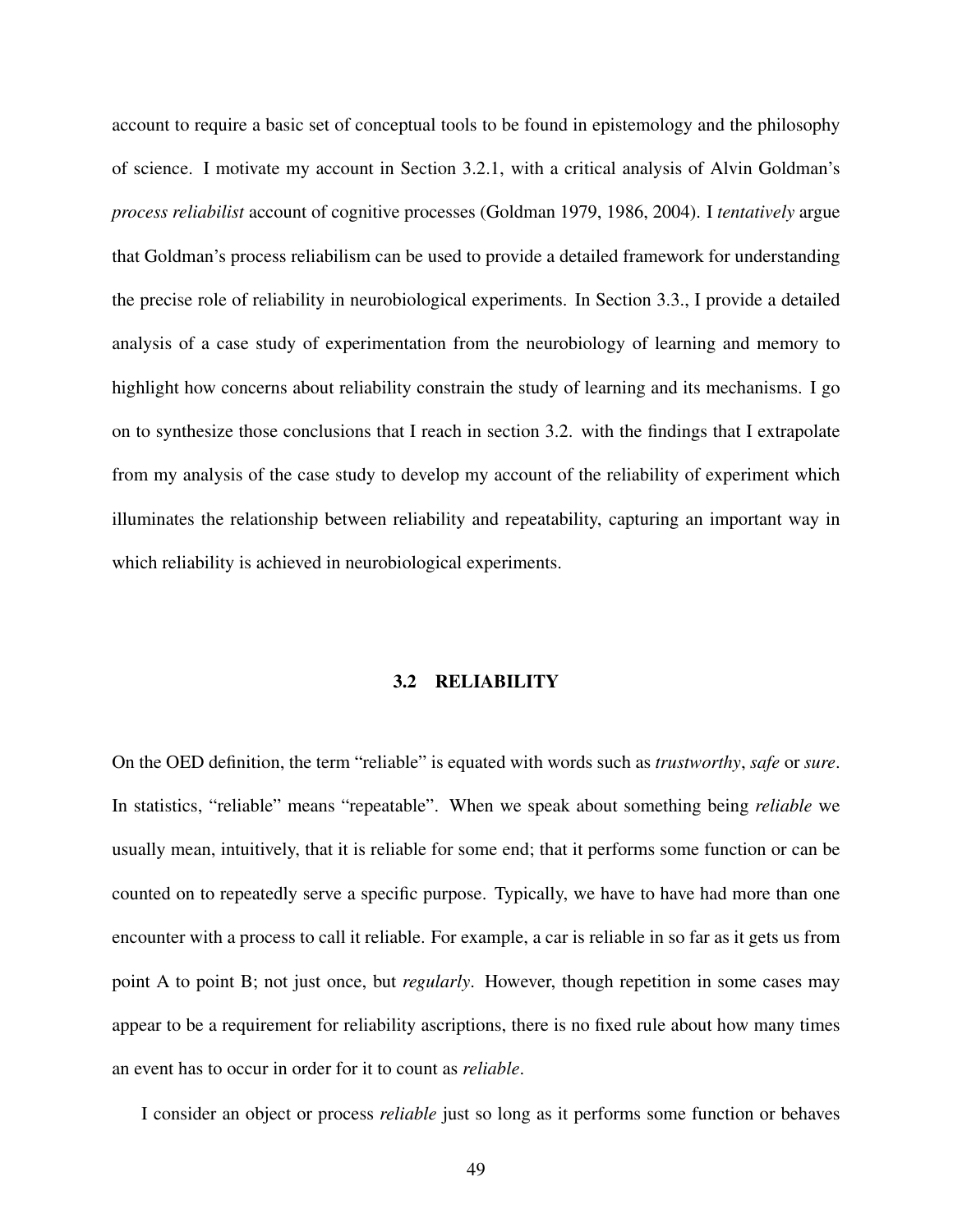account to require a basic set of conceptual tools to be found in epistemology and the philosophy of science. I motivate my account in Section 3.2.1, with a critical analysis of Alvin Goldman's *process reliabilist* account of cognitive processes (Goldman 1979, 1986, 2004). I *tentatively* argue that Goldman's process reliabilism can be used to provide a detailed framework for understanding the precise role of reliability in neurobiological experiments. In Section 3.3., I provide a detailed analysis of a case study of experimentation from the neurobiology of learning and memory to highlight how concerns about reliability constrain the study of learning and its mechanisms. I go on to synthesize those conclusions that I reach in section 3.2. with the findings that I extrapolate from my analysis of the case study to develop my account of the reliability of experiment which illuminates the relationship between reliability and repeatability, capturing an important way in which reliability is achieved in neurobiological experiments.

## 3.2 RELIABILITY

On the OED definition, the term "reliable" is equated with words such as *trustworthy*, *safe* or *sure*. In statistics, "reliable" means "repeatable". When we speak about something being *reliable* we usually mean, intuitively, that it is reliable for some end; that it performs some function or can be counted on to repeatedly serve a specific purpose. Typically, we have to have had more than one encounter with a process to call it reliable. For example, a car is reliable in so far as it gets us from point A to point B; not just once, but *regularly*. However, though repetition in some cases may appear to be a requirement for reliability ascriptions, there is no fixed rule about how many times an event has to occur in order for it to count as *reliable*.

I consider an object or process *reliable* just so long as it performs some function or behaves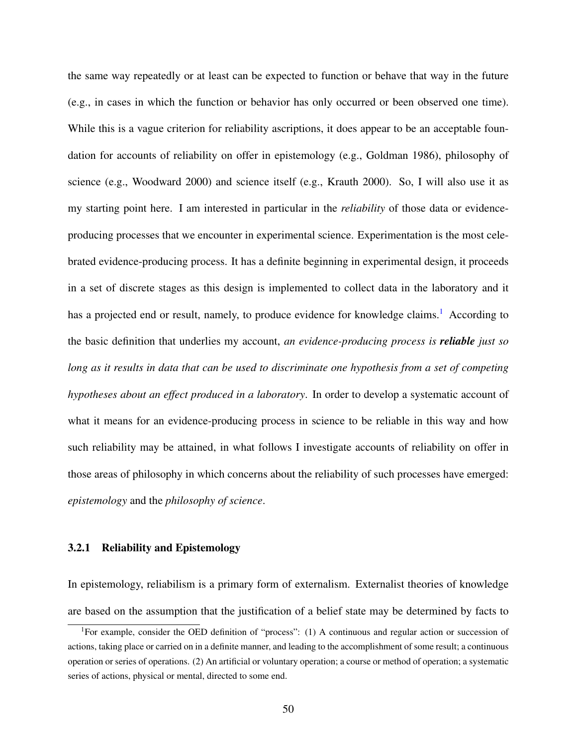the same way repeatedly or at least can be expected to function or behave that way in the future (e.g., in cases in which the function or behavior has only occurred or been observed one time). While this is a vague criterion for reliability ascriptions, it does appear to be an acceptable foundation for accounts of reliability on offer in epistemology (e.g., Goldman 1986), philosophy of science (e.g., Woodward 2000) and science itself (e.g., Krauth 2000). So, I will also use it as my starting point here. I am interested in particular in the *reliability* of those data or evidence-producing processes that we encounter in experimental science. Experimentation is the most celebrated evidence-producing process. It has a definite beginning in experimental design, it proceeds in a set of discrete stages as this design is implemented to collect data in the laboratory and it has a projected end or result, namely, to produce evidence for knowledge claims.[1] According to the basic definition that underlies my account, *an evidence-producing process is **reliable** just so long as it results in data that can be used to discriminate one hypothesis from a set of competing hypotheses about an effect produced in a laboratory*. In order to develop a systematic account of what it means for an evidence-producing process in science to be reliable in this way and how such reliability may be attained, in what follows I investigate accounts of reliability on offer in those areas of philosophy in which concerns about the reliability of such processes have emerged: *epistemology* and the *philosophy of science*.

### 3.2.1 Reliability and Epistemology

In epistemology, reliabilism is a primary form of externalism. Externalist theories of knowledge are based on the assumption that the justification of a belief state may be determined by facts to

[1] For example, consider the OED definition of "process": (1) A continuous and regular action or succession of actions, taking place or carried on in a definite manner, and leading to the accomplishment of some result; a continuous operation or series of operations. (2) An artificial or voluntary operation; a course or method of operation; a systematic series of actions, physical or mental, directed to some end.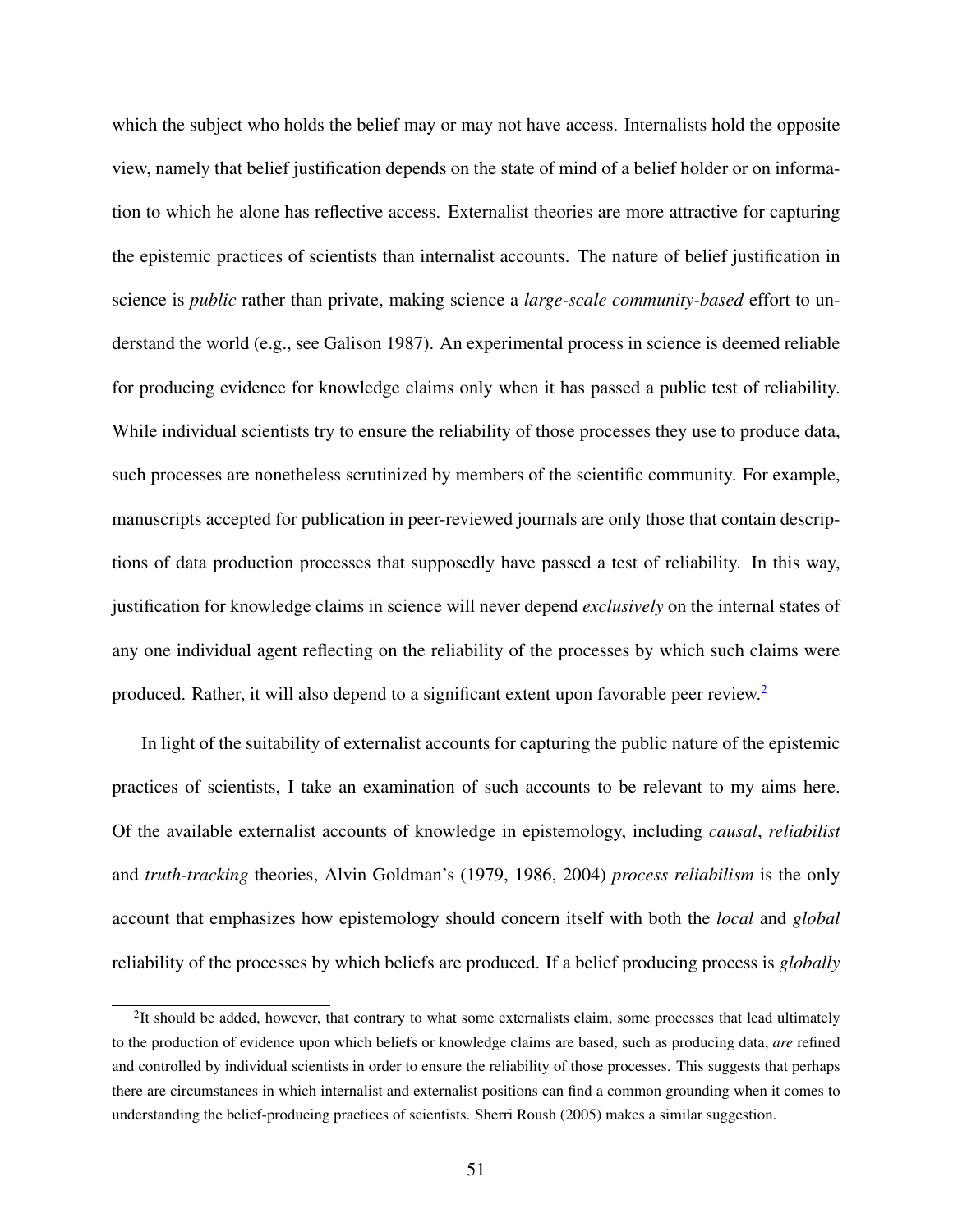which the subject who holds the belief may or may not have access. Internalists hold the opposite view, namely that belief justification depends on the state of mind of a belief holder or on information to which he alone has reflective access. Externalist theories are more attractive for capturing the epistemic practices of scientists than internalist accounts. The nature of belief justification in science is *public* rather than private, making science a *large-scale community-based* effort to understand the world (e.g., see Galison 1987). An experimental process in science is deemed reliable for producing evidence for knowledge claims only when it has passed a public test of reliability. While individual scientists try to ensure the reliability of those processes they use to produce data, such processes are nonetheless scrutinized by members of the scientific community. For example, manuscripts accepted for publication in peer-reviewed journals are only those that contain descriptions of data production processes that supposedly have passed a test of reliability. In this way, justification for knowledge claims in science will never depend *exclusively* on the internal states of any one individual agent reflecting on the reliability of the processes by which such claims were produced. Rather, it will also depend to a significant extent upon favorable peer review.[2]

In light of the suitability of externalist accounts for capturing the public nature of the epistemic practices of scientists, I take an examination of such accounts to be relevant to my aims here. Of the available externalist accounts of knowledge in epistemology, including *causal*, *reliabilist* and *truth-tracking* theories, Alvin Goldman's (1979, 1986, 2004) *process reliabilism* is the only account that emphasizes how epistemology should concern itself with both the *local* and *global* reliability of the processes by which beliefs are produced. If a belief producing process is *globally*

[2]It should be added, however, that contrary to what some externalists claim, some processes that lead ultimately to the production of evidence upon which beliefs or knowledge claims are based, such as producing data, *are* refined and controlled by individual scientists in order to ensure the reliability of those processes. This suggests that perhaps there are circumstances in which internalist and externalist positions can find a common grounding when it comes to understanding the belief-producing practices of scientists. Sherri Roush (2005) makes a similar suggestion.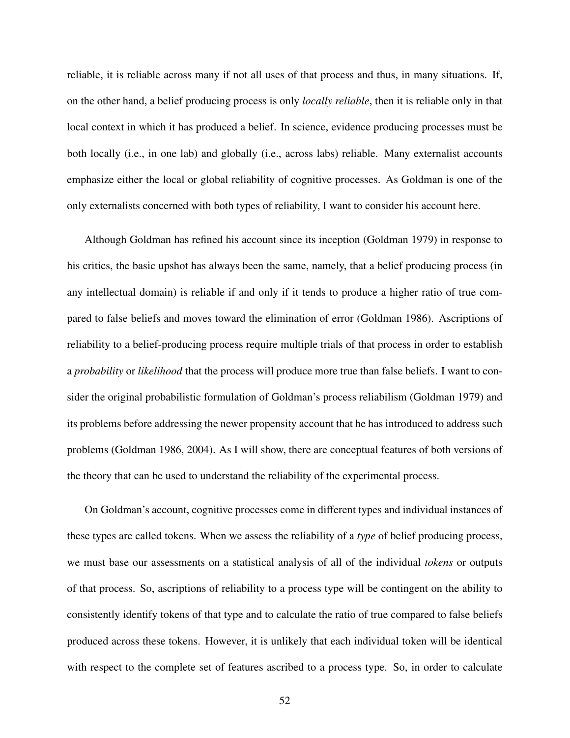reliable, it is reliable across many if not all uses of that process and thus, in many situations. If, on the other hand, a belief producing process is only *locally reliable*, then it is reliable only in that local context in which it has produced a belief. In science, evidence producing processes must be both locally (i.e., in one lab) and globally (i.e., across labs) reliable. Many externalist accounts emphasize either the local or global reliability of cognitive processes. As Goldman is one of the only externalists concerned with both types of reliability, I want to consider his account here.

Although Goldman has refined his account since its inception (Goldman 1979) in response to his critics, the basic upshot has always been the same, namely, that a belief producing process (in any intellectual domain) is reliable if and only if it tends to produce a higher ratio of true compared to false beliefs and moves toward the elimination of error (Goldman 1986). Ascriptions of reliability to a belief-producing process require multiple trials of that process in order to establish a *probability* or *likelihood* that the process will produce more true than false beliefs. I want to consider the original probabilistic formulation of Goldman's process reliabilism (Goldman 1979) and its problems before addressing the newer propensity account that he has introduced to address such problems (Goldman 1986, 2004). As I will show, there are conceptual features of both versions of the theory that can be used to understand the reliability of the experimental process.

On Goldman's account, cognitive processes come in different types and individual instances of these types are called tokens. When we assess the reliability of a *type* of belief producing process, we must base our assessments on a statistical analysis of all of the individual *tokens* or outputs of that process. So, ascriptions of reliability to a process type will be contingent on the ability to consistently identify tokens of that type and to calculate the ratio of true compared to false beliefs produced across these tokens. However, it is unlikely that each individual token will be identical with respect to the complete set of features ascribed to a process type. So, in order to calculate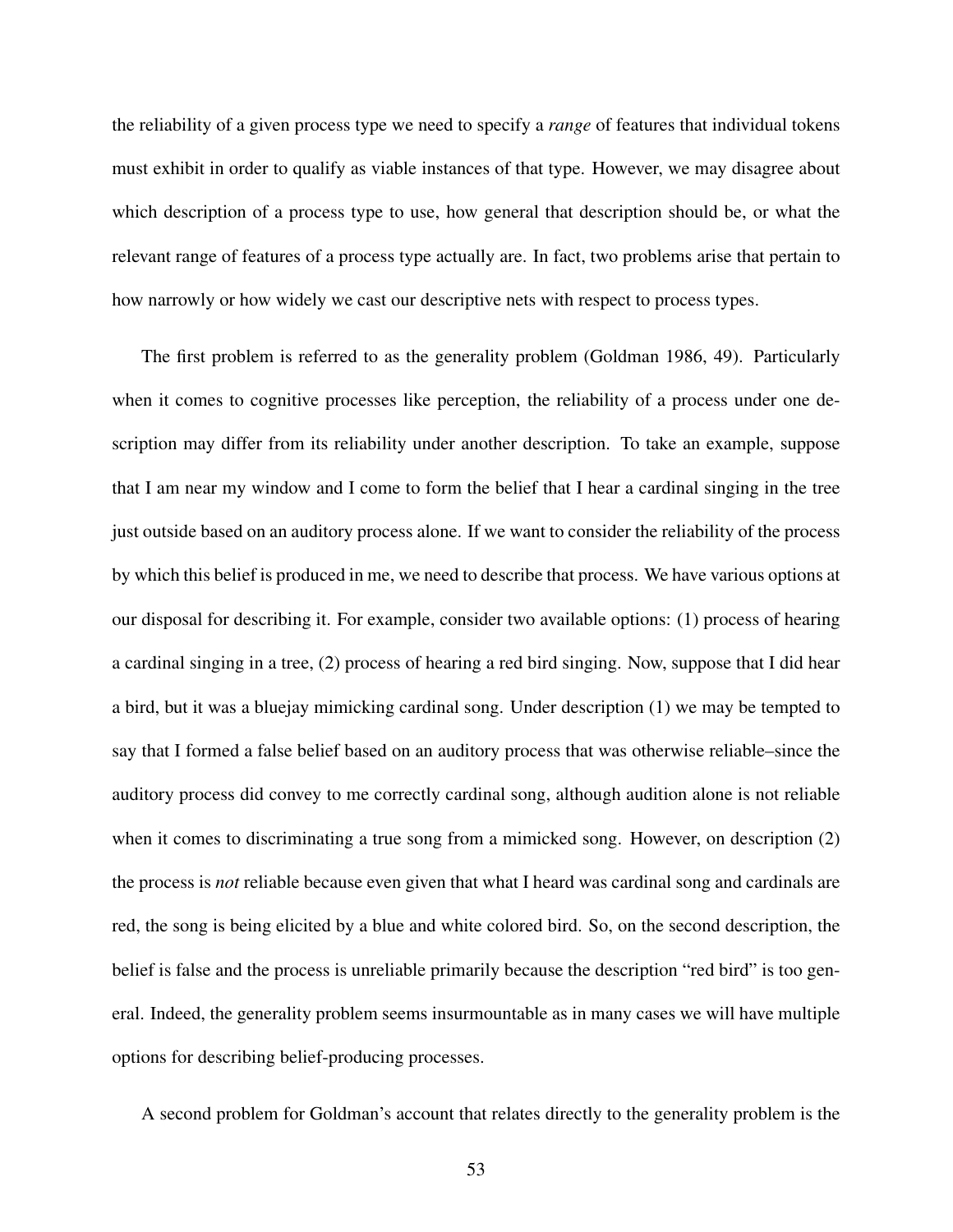the reliability of a given process type we need to specify a *range* of features that individual tokens must exhibit in order to qualify as viable instances of that type. However, we may disagree about which description of a process type to use, how general that description should be, or what the relevant range of features of a process type actually are. In fact, two problems arise that pertain to how narrowly or how widely we cast our descriptive nets with respect to process types.

The first problem is referred to as the generality problem (Goldman 1986, 49). Particularly when it comes to cognitive processes like perception, the reliability of a process under one description may differ from its reliability under another description. To take an example, suppose that I am near my window and I come to form the belief that I hear a cardinal singing in the tree just outside based on an auditory process alone. If we want to consider the reliability of the process by which this belief is produced in me, we need to describe that process. We have various options at our disposal for describing it. For example, consider two available options: (1) process of hearing a cardinal singing in a tree, (2) process of hearing a red bird singing. Now, suppose that I did hear a bird, but it was a bluejay mimicking cardinal song. Under description (1) we may be tempted to say that I formed a false belief based on an auditory process that was otherwise reliable–since the auditory process did convey to me correctly cardinal song, although audition alone is not reliable when it comes to discriminating a true song from a mimicked song. However, on description (2) the process is *not* reliable because even given that what I heard was cardinal song and cardinals are red, the song is being elicited by a blue and white colored bird. So, on the second description, the belief is false and the process is unreliable primarily because the description "red bird" is too general. Indeed, the generality problem seems insurmountable as in many cases we will have multiple options for describing belief-producing processes.

A second problem for Goldman's account that relates directly to the generality problem is the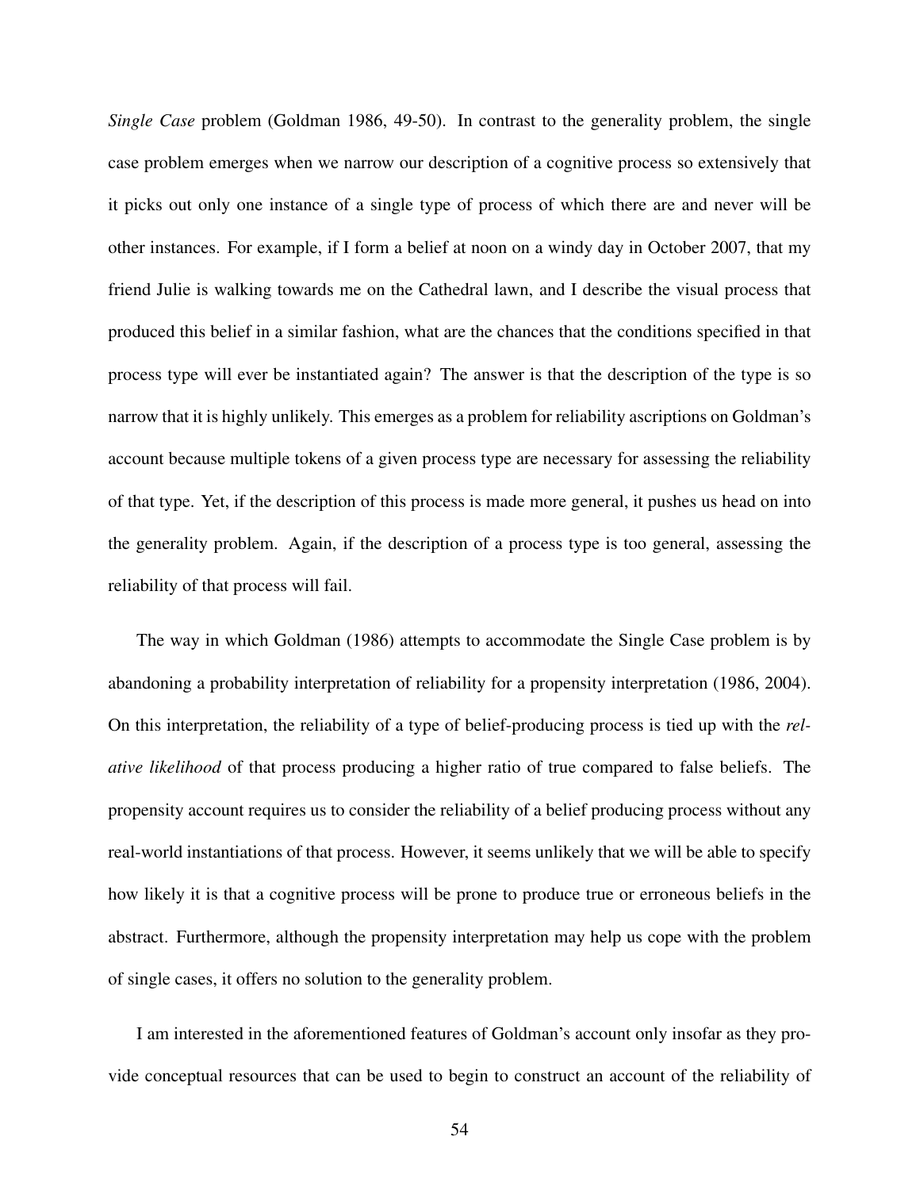*Single Case* problem (Goldman 1986, 49-50). In contrast to the generality problem, the single case problem emerges when we narrow our description of a cognitive process so extensively that it picks out only one instance of a single type of process of which there are and never will be other instances. For example, if I form a belief at noon on a windy day in October 2007, that my friend Julie is walking towards me on the Cathedral lawn, and I describe the visual process that produced this belief in a similar fashion, what are the chances that the conditions specified in that process type will ever be instantiated again? The answer is that the description of the type is so narrow that it is highly unlikely. This emerges as a problem for reliability ascriptions on Goldman's account because multiple tokens of a given process type are necessary for assessing the reliability of that type. Yet, if the description of this process is made more general, it pushes us head on into the generality problem. Again, if the description of a process type is too general, assessing the reliability of that process will fail.

The way in which Goldman (1986) attempts to accommodate the Single Case problem is by abandoning a probability interpretation of reliability for a propensity interpretation (1986, 2004). On this interpretation, the reliability of a type of belief-producing process is tied up with the *relative likelihood* of that process producing a higher ratio of true compared to false beliefs. The propensity account requires us to consider the reliability of a belief producing process without any real-world instantiations of that process. However, it seems unlikely that we will be able to specify how likely it is that a cognitive process will be prone to produce true or erroneous beliefs in the abstract. Furthermore, although the propensity interpretation may help us cope with the problem of single cases, it offers no solution to the generality problem.

I am interested in the aforementioned features of Goldman's account only insofar as they provide conceptual resources that can be used to begin to construct an account of the reliability of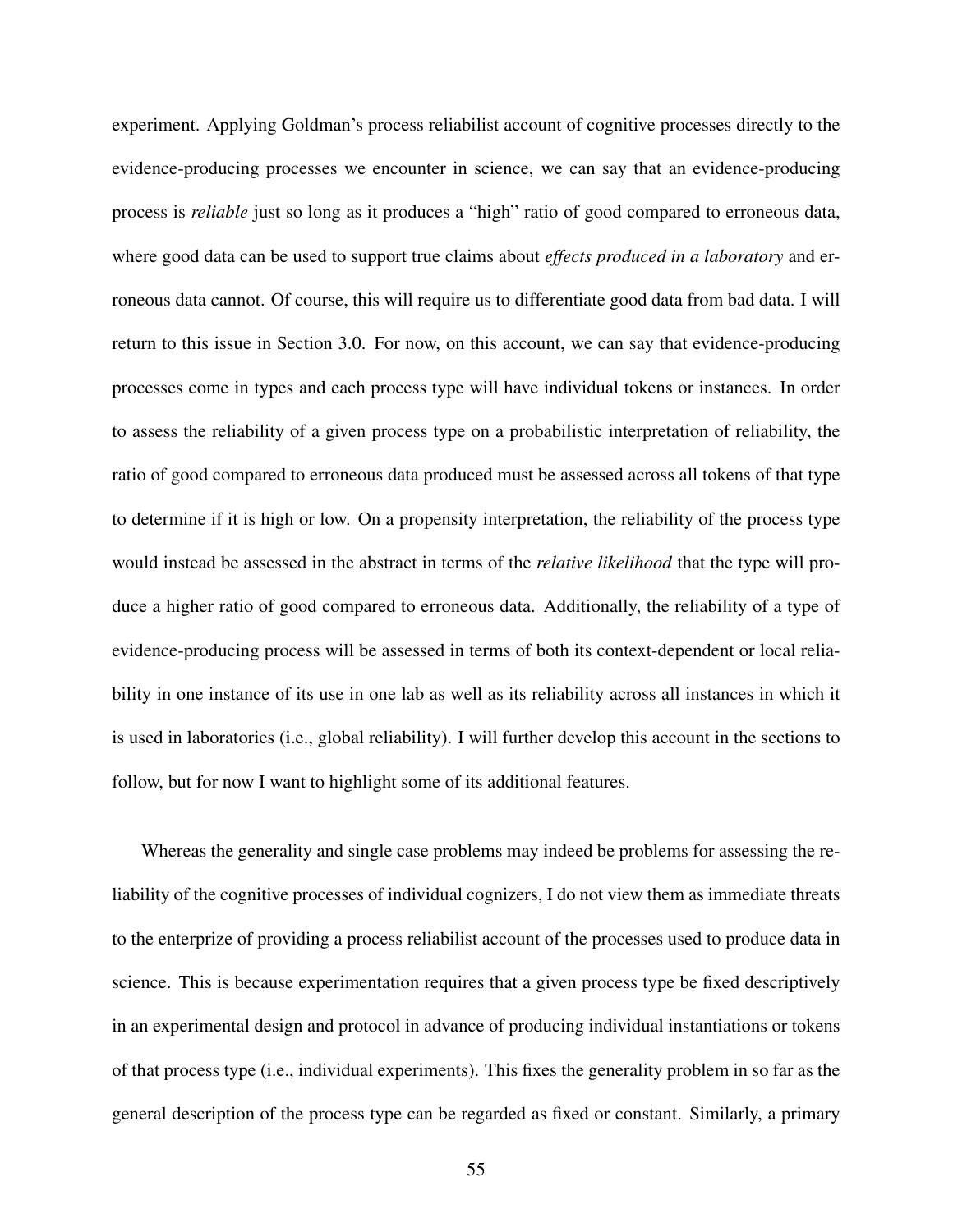experiment. Applying Goldman's process reliabilist account of cognitive processes directly to the evidence-producing processes we encounter in science, we can say that an evidence-producing process is *reliable* just so long as it produces a "high" ratio of good compared to erroneous data, where good data can be used to support true claims about *effects produced in a laboratory* and erroneous data cannot. Of course, this will require us to differentiate good data from bad data. I will return to this issue in Section 3.0. For now, on this account, we can say that evidence-producing processes come in types and each process type will have individual tokens or instances. In order to assess the reliability of a given process type on a probabilistic interpretation of reliability, the ratio of good compared to erroneous data produced must be assessed across all tokens of that type to determine if it is high or low. On a propensity interpretation, the reliability of the process type would instead be assessed in the abstract in terms of the *relative likelihood* that the type will produce a higher ratio of good compared to erroneous data. Additionally, the reliability of a type of evidence-producing process will be assessed in terms of both its context-dependent or local reliability in one instance of its use in one lab as well as its reliability across all instances in which it is used in laboratories (i.e., global reliability). I will further develop this account in the sections to follow, but for now I want to highlight some of its additional features.

Whereas the generality and single case problems may indeed be problems for assessing the reliability of the cognitive processes of individual cognizers, I do not view them as immediate threats to the enterprize of providing a process reliabilist account of the processes used to produce data in science. This is because experimentation requires that a given process type be fixed descriptively in an experimental design and protocol in advance of producing individual instantiations or tokens of that process type (i.e., individual experiments). This fixes the generality problem in so far as the general description of the process type can be regarded as fixed or constant. Similarly, a primary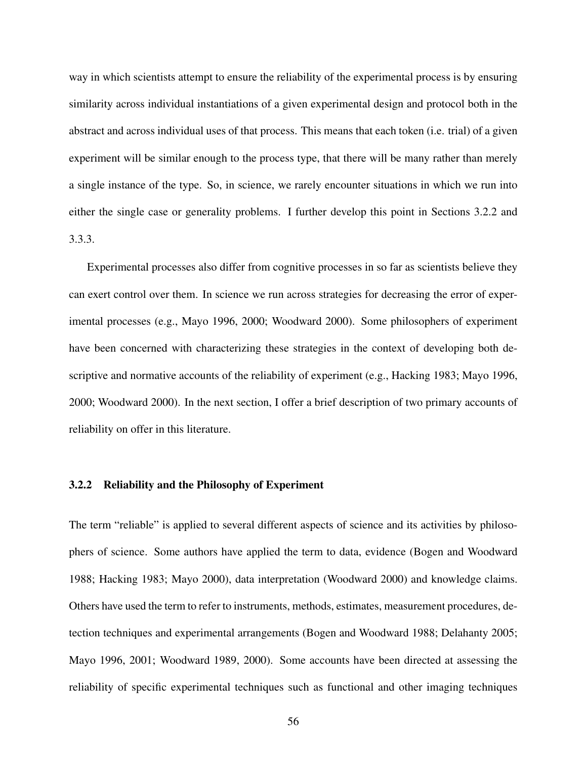way in which scientists attempt to ensure the reliability of the experimental process is by ensuring similarity across individual instantiations of a given experimental design and protocol both in the abstract and across individual uses of that process. This means that each token (i.e. trial) of a given experiment will be similar enough to the process type, that there will be many rather than merely a single instance of the type. So, in science, we rarely encounter situations in which we run into either the single case or generality problems. I further develop this point in Sections 3.2.2 and 3.3.3.

Experimental processes also differ from cognitive processes in so far as scientists believe they can exert control over them. In science we run across strategies for decreasing the error of experimental processes (e.g., Mayo 1996, 2000; Woodward 2000). Some philosophers of experiment have been concerned with characterizing these strategies in the context of developing both descriptive and normative accounts of the reliability of experiment (e.g., Hacking 1983; Mayo 1996, 2000; Woodward 2000). In the next section, I offer a brief description of two primary accounts of reliability on offer in this literature.

### 3.2.2 Reliability and the Philosophy of Experiment

The term "reliable" is applied to several different aspects of science and its activities by philosophers of science. Some authors have applied the term to data, evidence (Bogen and Woodward 1988; Hacking 1983; Mayo 2000), data interpretation (Woodward 2000) and knowledge claims. Others have used the term to refer to instruments, methods, estimates, measurement procedures, detection techniques and experimental arrangements (Bogen and Woodward 1988; Delahanty 2005; Mayo 1996, 2001; Woodward 1989, 2000). Some accounts have been directed at assessing the reliability of specific experimental techniques such as functional and other imaging techniques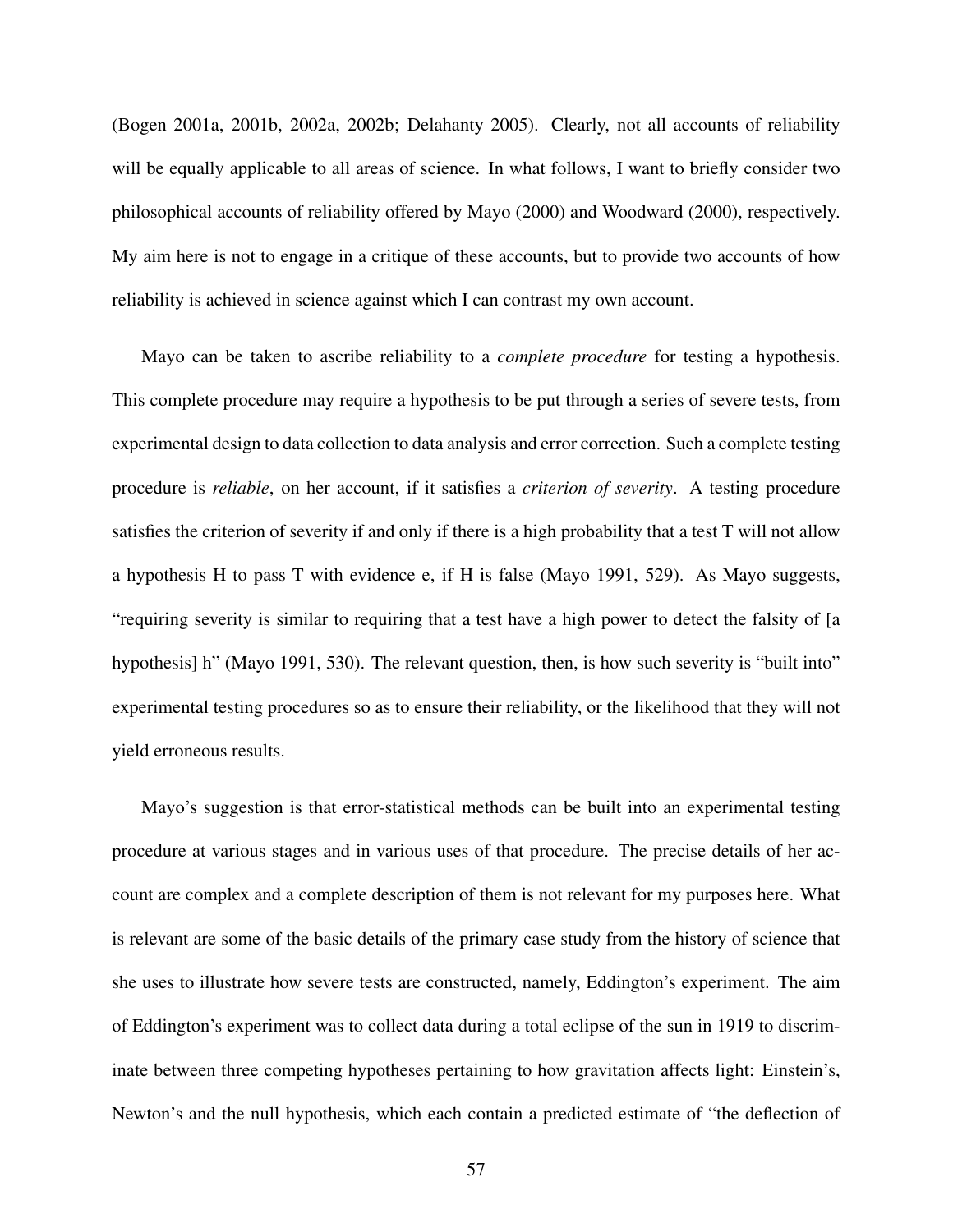(Bogen 2001a, 2001b, 2002a, 2002b; Delahanty 2005). Clearly, not all accounts of reliability will be equally applicable to all areas of science. In what follows, I want to briefly consider two philosophical accounts of reliability offered by Mayo (2000) and Woodward (2000), respectively. My aim here is not to engage in a critique of these accounts, but to provide two accounts of how reliability is achieved in science against which I can contrast my own account.

Mayo can be taken to ascribe reliability to a *complete procedure* for testing a hypothesis. This complete procedure may require a hypothesis to be put through a series of severe tests, from experimental design to data collection to data analysis and error correction. Such a complete testing procedure is *reliable*, on her account, if it satisfies a *criterion of severity*. A testing procedure satisfies the criterion of severity if and only if there is a high probability that a test T will not allow a hypothesis H to pass T with evidence e, if H is false (Mayo 1991, 529). As Mayo suggests, "requiring severity is similar to requiring that a test have a high power to detect the falsity of [a hypothesis] h" (Mayo 1991, 530). The relevant question, then, is how such severity is "built into" experimental testing procedures so as to ensure their reliability, or the likelihood that they will not yield erroneous results.

Mayo's suggestion is that error-statistical methods can be built into an experimental testing procedure at various stages and in various uses of that procedure. The precise details of her account are complex and a complete description of them is not relevant for my purposes here. What is relevant are some of the basic details of the primary case study from the history of science that she uses to illustrate how severe tests are constructed, namely, Eddington's experiment. The aim of Eddington's experiment was to collect data during a total eclipse of the sun in 1919 to discriminate between three competing hypotheses pertaining to how gravitation affects light: Einstein's, Newton's and the null hypothesis, which each contain a predicted estimate of "the deflection of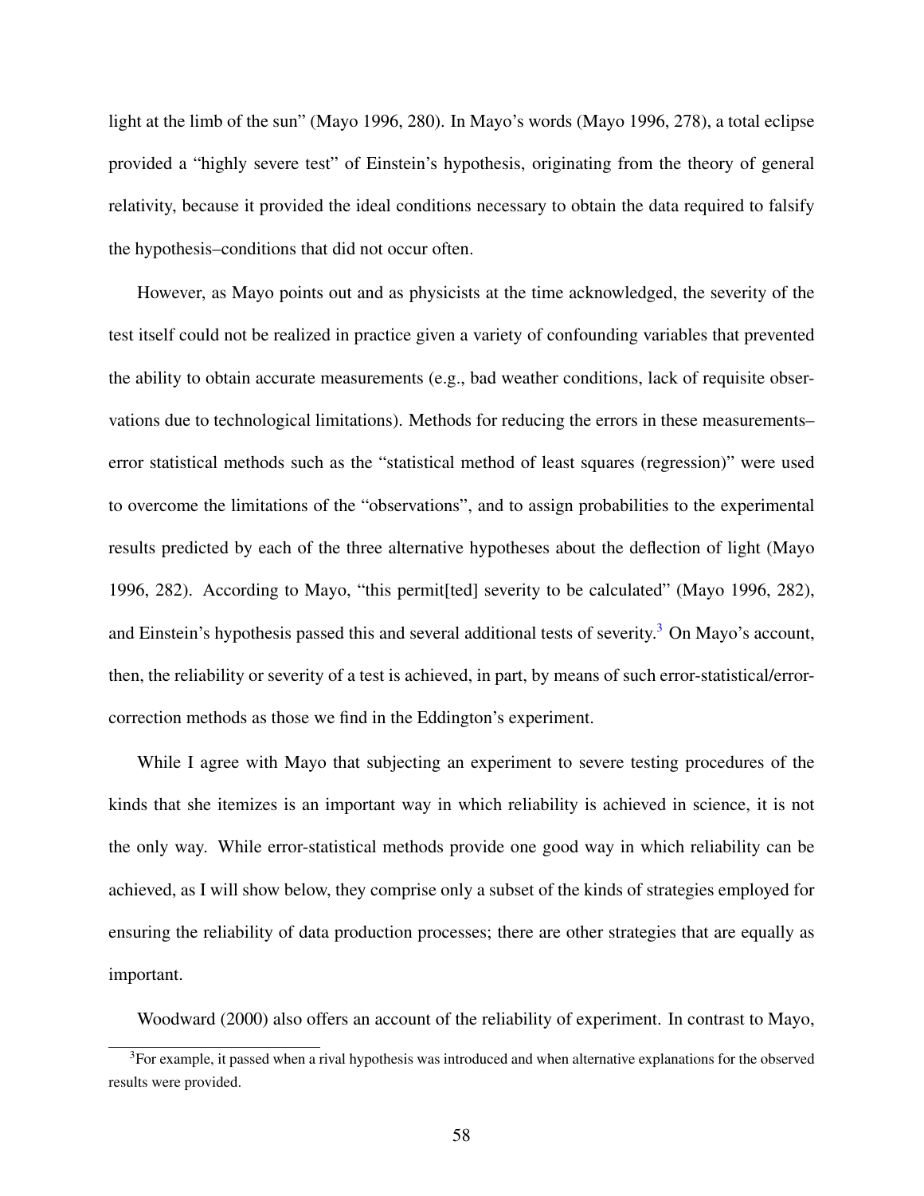light at the limb of the sun" (Mayo 1996, 280). In Mayo's words (Mayo 1996, 278), a total eclipse provided a "highly severe test" of Einstein's hypothesis, originating from the theory of general relativity, because it provided the ideal conditions necessary to obtain the data required to falsify the hypothesis–conditions that did not occur often.

However, as Mayo points out and as physicists at the time acknowledged, the severity of the test itself could not be realized in practice given a variety of confounding variables that prevented the ability to obtain accurate measurements (e.g., bad weather conditions, lack of requisite observations due to technological limitations). Methods for reducing the errors in these measurements–error statistical methods such as the "statistical method of least squares (regression)" were used to overcome the limitations of the "observations", and to assign probabilities to the experimental results predicted by each of the three alternative hypotheses about the deflection of light (Mayo 1996, 282). According to Mayo, "this permit[ted] severity to be calculated" (Mayo 1996, 282), and Einstein's hypothesis passed this and several additional tests of severity.[3] On Mayo's account, then, the reliability or severity of a test is achieved, in part, by means of such error-statistical/error-correction methods as those we find in the Eddington's experiment.

While I agree with Mayo that subjecting an experiment to severe testing procedures of the kinds that she itemizes is an important way in which reliability is achieved in science, it is not the only way. While error-statistical methods provide one good way in which reliability can be achieved, as I will show below, they comprise only a subset of the kinds of strategies employed for ensuring the reliability of data production processes; there are other strategies that are equally as important.

Woodward (2000) also offers an account of the reliability of experiment. In contrast to Mayo,

[3] For example, it passed when a rival hypothesis was introduced and when alternative explanations for the observed results were provided.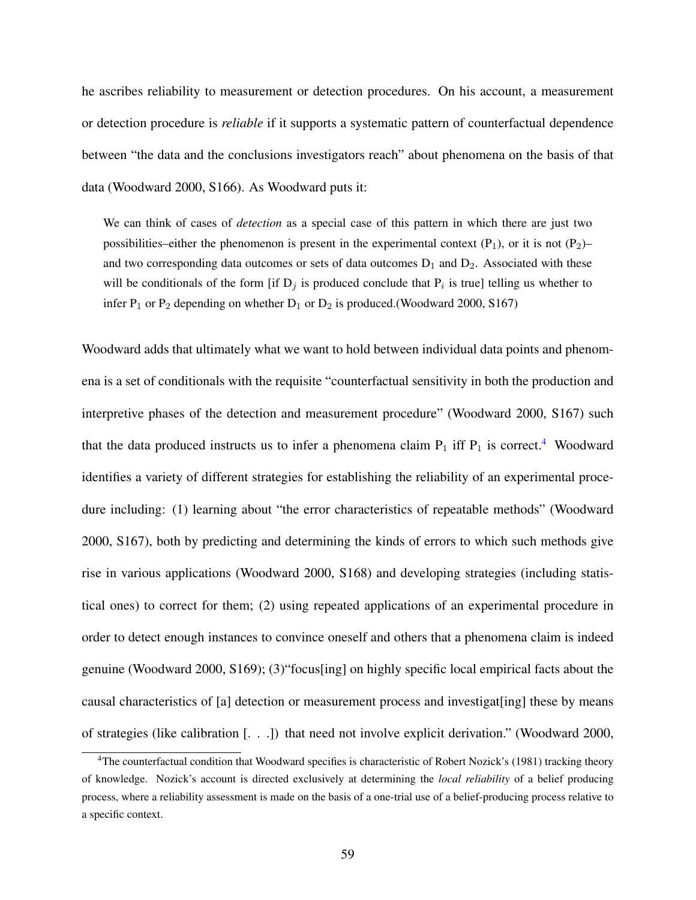he ascribes reliability to measurement or detection procedures. On his account, a measurement or detection procedure is *reliable* if it supports a systematic pattern of counterfactual dependence between "the data and the conclusions investigators reach" about phenomena on the basis of that data (Woodward 2000, S166). As Woodward puts it:

> We can think of cases of *detection* as a special case of this pattern in which there are just two possibilities–either the phenomenon is present in the experimental context ($P_1$), or it is not ($P_2$)–and two corresponding data outcomes or sets of data outcomes $D_1$ and $D_2$. Associated with these will be conditionals of the form [if $D_j$ is produced conclude that $P_i$ is true] telling us whether to infer $P_1$ or $P_2$ depending on whether $D_1$ or $D_2$ is produced.(Woodward 2000, S167)

Woodward adds that ultimately what we want to hold between individual data points and phenomena is a set of conditionals with the requisite "counterfactual sensitivity in both the production and interpretive phases of the detection and measurement procedure" (Woodward 2000, S167) such that the data produced instructs us to infer a phenomena claim $P_1$ iff $P_1$ is correct.[4] Woodward identifies a variety of different strategies for establishing the reliability of an experimental procedure including: (1) learning about "the error characteristics of repeatable methods" (Woodward 2000, S167), both by predicting and determining the kinds of errors to which such methods give rise in various applications (Woodward 2000, S168) and developing strategies (including statistical ones) to correct for them; (2) using repeated applications of an experimental procedure in order to detect enough instances to convince oneself and others that a phenomena claim is indeed genuine (Woodward 2000, S169); (3)"focus[ing] on highly specific local empirical facts about the causal characteristics of [a] detection or measurement process and investigat[ing] these by means of strategies (like calibration [. . .]) that need not involve explicit derivation." (Woodward 2000,

[4] The counterfactual condition that Woodward specifies is characteristic of Robert Nozick's (1981) tracking theory of knowledge. Nozick's account is directed exclusively at determining the *local reliability* of a belief producing process, where a reliability assessment is made on the basis of a one-trial use of a belief-producing process relative to a specific context.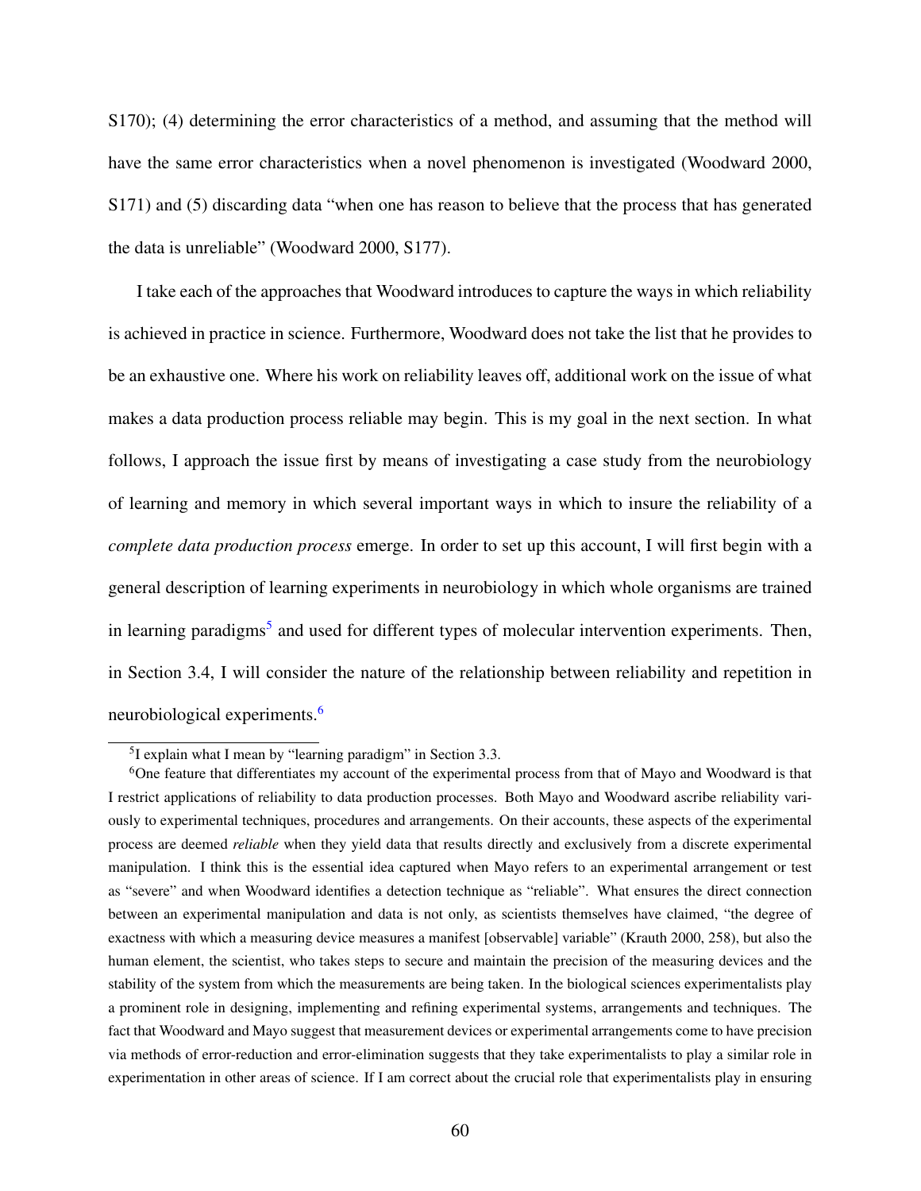S170); (4) determining the error characteristics of a method, and assuming that the method will have the same error characteristics when a novel phenomenon is investigated (Woodward 2000, S171) and (5) discarding data "when one has reason to believe that the process that has generated the data is unreliable" (Woodward 2000, S177).

I take each of the approaches that Woodward introduces to capture the ways in which reliability is achieved in practice in science. Furthermore, Woodward does not take the list that he provides to be an exhaustive one. Where his work on reliability leaves off, additional work on the issue of what makes a data production process reliable may begin. This is my goal in the next section. In what follows, I approach the issue first by means of investigating a case study from the neurobiology of learning and memory in which several important ways in which to insure the reliability of a *complete data production process* emerge. In order to set up this account, I will first begin with a general description of learning experiments in neurobiology in which whole organisms are trained in learning paradigms[5] and used for different types of molecular intervention experiments. Then, in Section 3.4, I will consider the nature of the relationship between reliability and repetition in neurobiological experiments.[6]

[5] I explain what I mean by "learning paradigm" in Section 3.3.

[6] One feature that differentiates my account of the experimental process from that of Mayo and Woodward is that I restrict applications of reliability to data production processes. Both Mayo and Woodward ascribe reliability variously to experimental techniques, procedures and arrangements. On their accounts, these aspects of the experimental process are deemed *reliable* when they yield data that results directly and exclusively from a discrete experimental manipulation. I think this is the essential idea captured when Mayo refers to an experimental arrangement or test as "severe" and when Woodward identifies a detection technique as "reliable". What ensures the direct connection between an experimental manipulation and data is not only, as scientists themselves have claimed, "the degree of exactness with which a measuring device measures a manifest [observable] variable" (Krauth 2000, 258), but also the human element, the scientist, who takes steps to secure and maintain the precision of the measuring devices and the stability of the system from which the measurements are being taken. In the biological sciences experimentalists play a prominent role in designing, implementing and refining experimental systems, arrangements and techniques. The fact that Woodward and Mayo suggest that measurement devices or experimental arrangements come to have precision via methods of error-reduction and error-elimination suggests that they take experimentalists to play a similar role in experimentation in other areas of science. If I am correct about the crucial role that experimentalists play in ensuring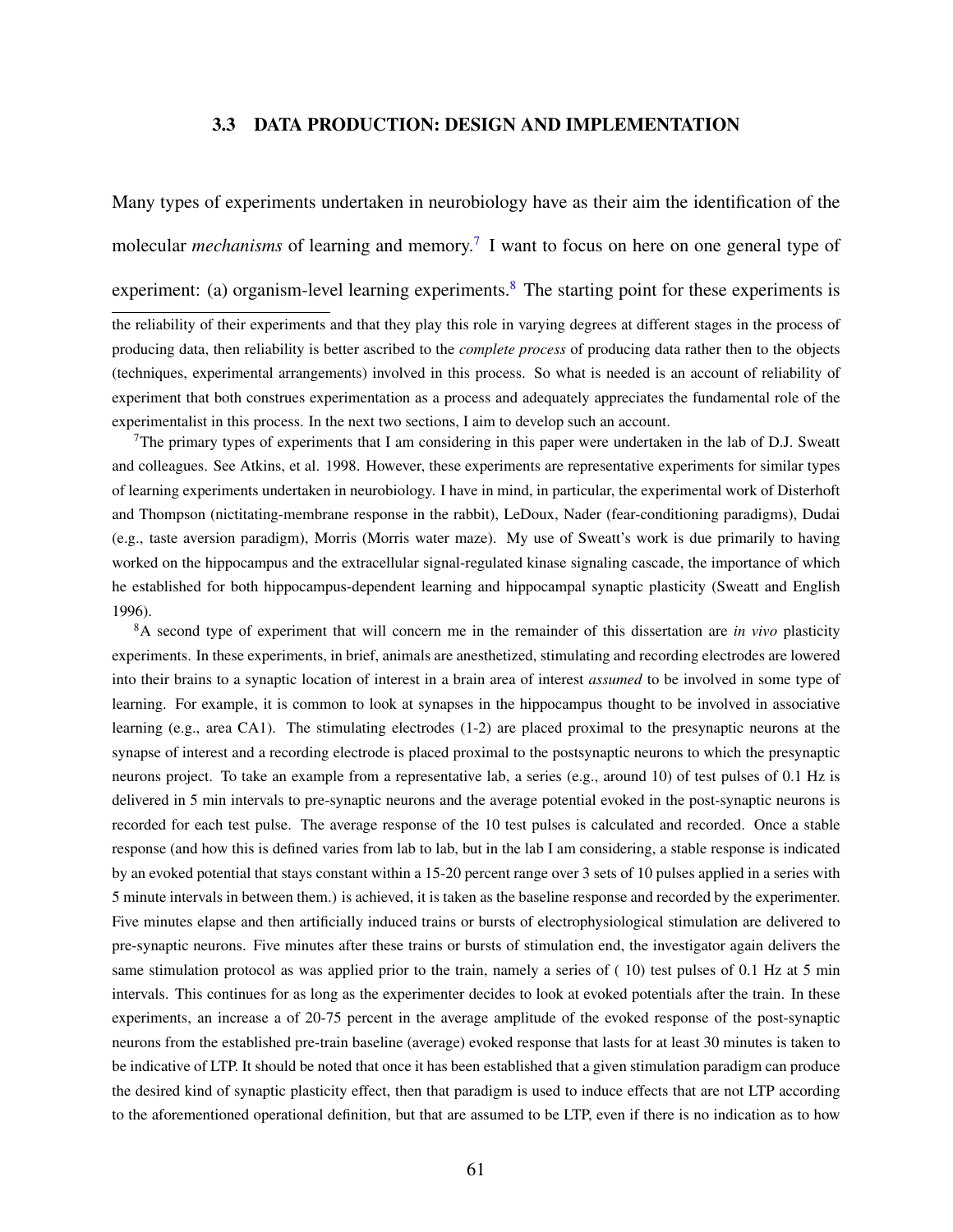### 3.3 DATA PRODUCTION: DESIGN AND IMPLEMENTATION

Many types of experiments undertaken in neurobiology have as their aim the identification of the molecular *mechanisms* of learning and memory.[7] I want to focus on here on one general type of experiment: (a) organism-level learning experiments.[8] The starting point for these experiments is

---

the reliability of their experiments and that they play this role in varying degrees at different stages in the process of producing data, then reliability is better ascribed to the *complete process* of producing data rather then to the objects (techniques, experimental arrangements) involved in this process. So what is needed is an account of reliability of experiment that both construes experimentation as a process and adequately appreciates the fundamental role of the experimentalist in this process. In the next two sections, I aim to develop such an account.

[7]The primary types of experiments that I am considering in this paper were undertaken in the lab of D.J. Sweatt and colleagues. See Atkins, et al. 1998. However, these experiments are representative experiments for similar types of learning experiments undertaken in neurobiology. I have in mind, in particular, the experimental work of Disterhoft and Thompson (nictitating-membrane response in the rabbit), LeDoux, Nader (fear-conditioning paradigms), Dudai (e.g., taste aversion paradigm), Morris (Morris water maze). My use of Sweatt's work is due primarily to having worked on the hippocampus and the extracellular signal-regulated kinase signaling cascade, the importance of which he established for both hippocampus-dependent learning and hippocampal synaptic plasticity (Sweatt and English 1996).

[8]A second type of experiment that will concern me in the remainder of this dissertation are *in vivo* plasticity experiments. In these experiments, in brief, animals are anesthetized, stimulating and recording electrodes are lowered into their brains to a synaptic location of interest in a brain area of interest *assumed* to be involved in some type of learning. For example, it is common to look at synapses in the hippocampus thought to be involved in associative learning (e.g., area CA1). The stimulating electrodes (1-2) are placed proximal to the presynaptic neurons at the synapse of interest and a recording electrode is placed proximal to the postsynaptic neurons to which the presynaptic neurons project. To take an example from a representative lab, a series (e.g., around 10) of test pulses of 0.1 Hz is delivered in 5 min intervals to pre-synaptic neurons and the average potential evoked in the post-synaptic neurons is recorded for each test pulse. The average response of the 10 test pulses is calculated and recorded. Once a stable response (and how this is defined varies from lab to lab, but in the lab I am considering, a stable response is indicated by an evoked potential that stays constant within a 15-20 percent range over 3 sets of 10 pulses applied in a series with 5 minute intervals in between them.) is achieved, it is taken as the baseline response and recorded by the experimenter. Five minutes elapse and then artificially induced trains or bursts of electrophysiological stimulation are delivered to pre-synaptic neurons. Five minutes after these trains or bursts of stimulation end, the investigator again delivers the same stimulation protocol as was applied prior to the train, namely a series of ( 10) test pulses of 0.1 Hz at 5 min intervals. This continues for as long as the experimenter decides to look at evoked potentials after the train. In these experiments, an increase a of 20-75 percent in the average amplitude of the evoked response of the post-synaptic neurons from the established pre-train baseline (average) evoked response that lasts for at least 30 minutes is taken to be indicative of LTP. It should be noted that once it has been established that a given stimulation paradigm can produce the desired kind of synaptic plasticity effect, then that paradigm is used to induce effects that are not LTP according to the aforementioned operational definition, but that are assumed to be LTP, even if there is no indication as to how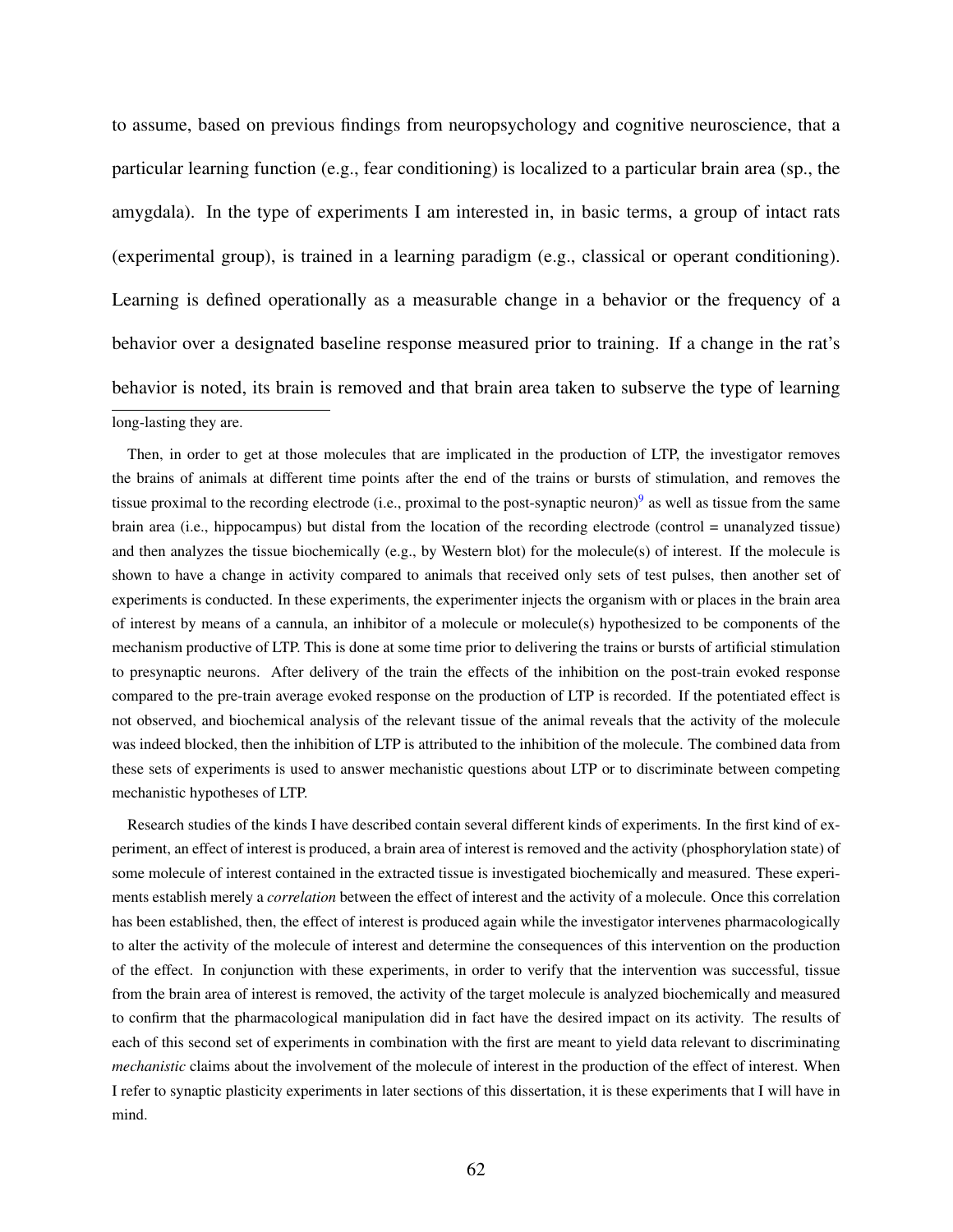to assume, based on previous findings from neuropsychology and cognitive neuroscience, that a particular learning function (e.g., fear conditioning) is localized to a particular brain area (sp., the amygdala). In the type of experiments I am interested in, in basic terms, a group of intact rats (experimental group), is trained in a learning paradigm (e.g., classical or operant conditioning). Learning is defined operationally as a measurable change in a behavior or the frequency of a behavior over a designated baseline response measured prior to training. If a change in the rat's behavior is noted, its brain is removed and that brain area taken to subserve the type of learning

---

long-lasting they are.

Then, in order to get at those molecules that are implicated in the production of LTP, the investigator removes the brains of animals at different time points after the end of the trains or bursts of stimulation, and removes the tissue proximal to the recording electrode (i.e., proximal to the post-synaptic neuron)[9] as well as tissue from the same brain area (i.e., hippocampus) but distal from the location of the recording electrode (control = unanalyzed tissue) and then analyzes the tissue biochemically (e.g., by Western blot) for the molecule(s) of interest. If the molecule is shown to have a change in activity compared to animals that received only sets of test pulses, then another set of experiments is conducted. In these experiments, the experimenter injects the organism with or places in the brain area of interest by means of a cannula, an inhibitor of a molecule or molecule(s) hypothesized to be components of the mechanism productive of LTP. This is done at some time prior to delivering the trains or bursts of artificial stimulation to presynaptic neurons. After delivery of the train the effects of the inhibition on the post-train evoked response compared to the pre-train average evoked response on the production of LTP is recorded. If the potentiated effect is not observed, and biochemical analysis of the relevant tissue of the animal reveals that the activity of the molecule was indeed blocked, then the inhibition of LTP is attributed to the inhibition of the molecule. The combined data from these sets of experiments is used to answer mechanistic questions about LTP or to discriminate between competing mechanistic hypotheses of LTP.

Research studies of the kinds I have described contain several different kinds of experiments. In the first kind of experiment, an effect of interest is produced, a brain area of interest is removed and the activity (phosphorylation state) of some molecule of interest contained in the extracted tissue is investigated biochemically and measured. These experiments establish merely a *correlation* between the effect of interest and the activity of a molecule. Once this correlation has been established, then, the effect of interest is produced again while the investigator intervenes pharmacologically to alter the activity of the molecule of interest and determine the consequences of this intervention on the production of the effect. In conjunction with these experiments, in order to verify that the intervention was successful, tissue from the brain area of interest is removed, the activity of the target molecule is analyzed biochemically and measured to confirm that the pharmacological manipulation did in fact have the desired impact on its activity. The results of each of this second set of experiments in combination with the first are meant to yield data relevant to discriminating *mechanistic* claims about the involvement of the molecule of interest in the production of the effect of interest. When I refer to synaptic plasticity experiments in later sections of this dissertation, it is these experiments that I will have in mind.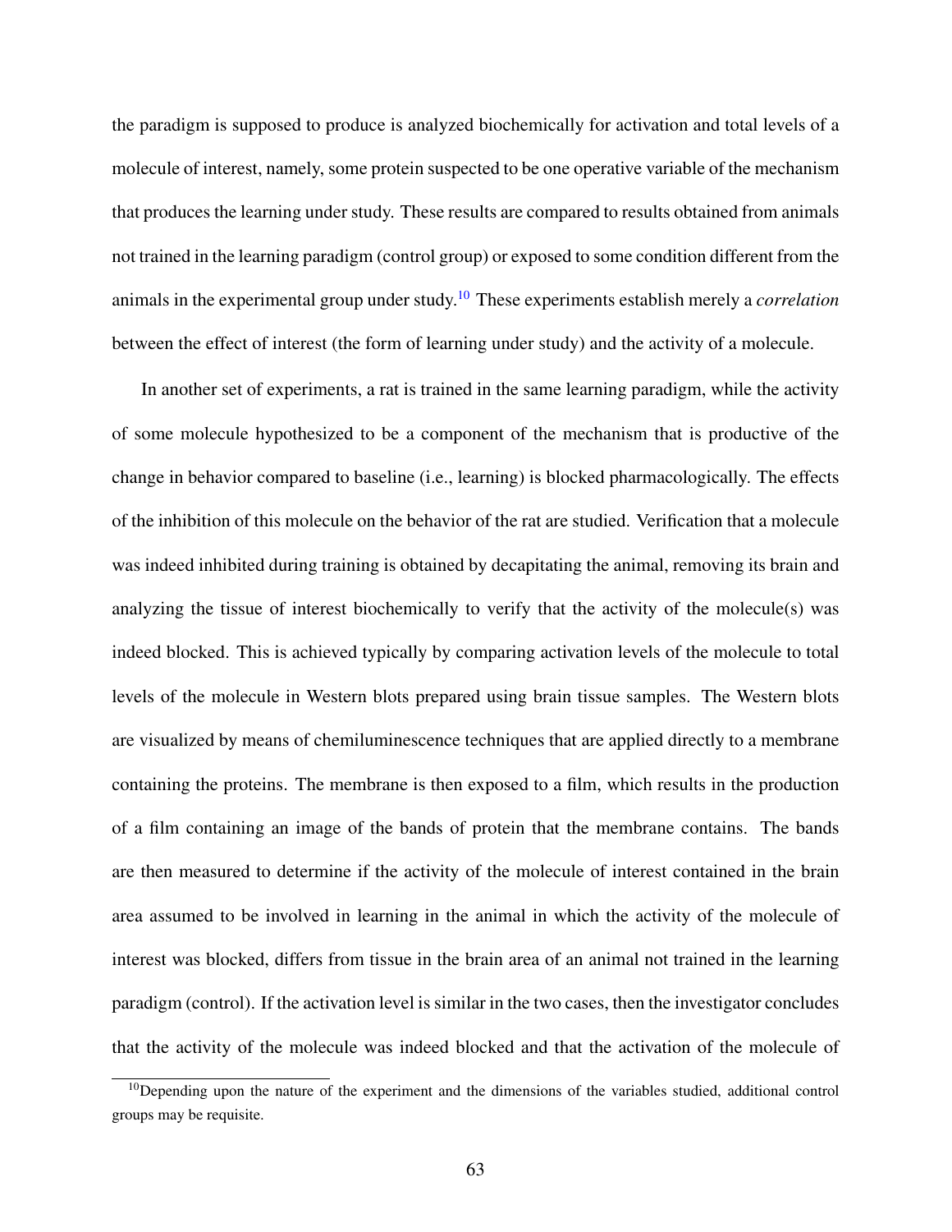the paradigm is supposed to produce is analyzed biochemically for activation and total levels of a molecule of interest, namely, some protein suspected to be one operative variable of the mechanism that produces the learning under study. These results are compared to results obtained from animals not trained in the learning paradigm (control group) or exposed to some condition different from the animals in the experimental group under study.[10] These experiments establish merely a *correlation* between the effect of interest (the form of learning under study) and the activity of a molecule.

In another set of experiments, a rat is trained in the same learning paradigm, while the activity of some molecule hypothesized to be a component of the mechanism that is productive of the change in behavior compared to baseline (i.e., learning) is blocked pharmacologically. The effects of the inhibition of this molecule on the behavior of the rat are studied. Verification that a molecule was indeed inhibited during training is obtained by decapitating the animal, removing its brain and analyzing the tissue of interest biochemically to verify that the activity of the molecule(s) was indeed blocked. This is achieved typically by comparing activation levels of the molecule to total levels of the molecule in Western blots prepared using brain tissue samples. The Western blots are visualized by means of chemiluminescence techniques that are applied directly to a membrane containing the proteins. The membrane is then exposed to a film, which results in the production of a film containing an image of the bands of protein that the membrane contains. The bands are then measured to determine if the activity of the molecule of interest contained in the brain area assumed to be involved in learning in the animal in which the activity of the molecule of interest was blocked, differs from tissue in the brain area of an animal not trained in the learning paradigm (control). If the activation level is similar in the two cases, then the investigator concludes that the activity of the molecule was indeed blocked and that the activation of the molecule of

[10] Depending upon the nature of the experiment and the dimensions of the variables studied, additional control groups may be requisite.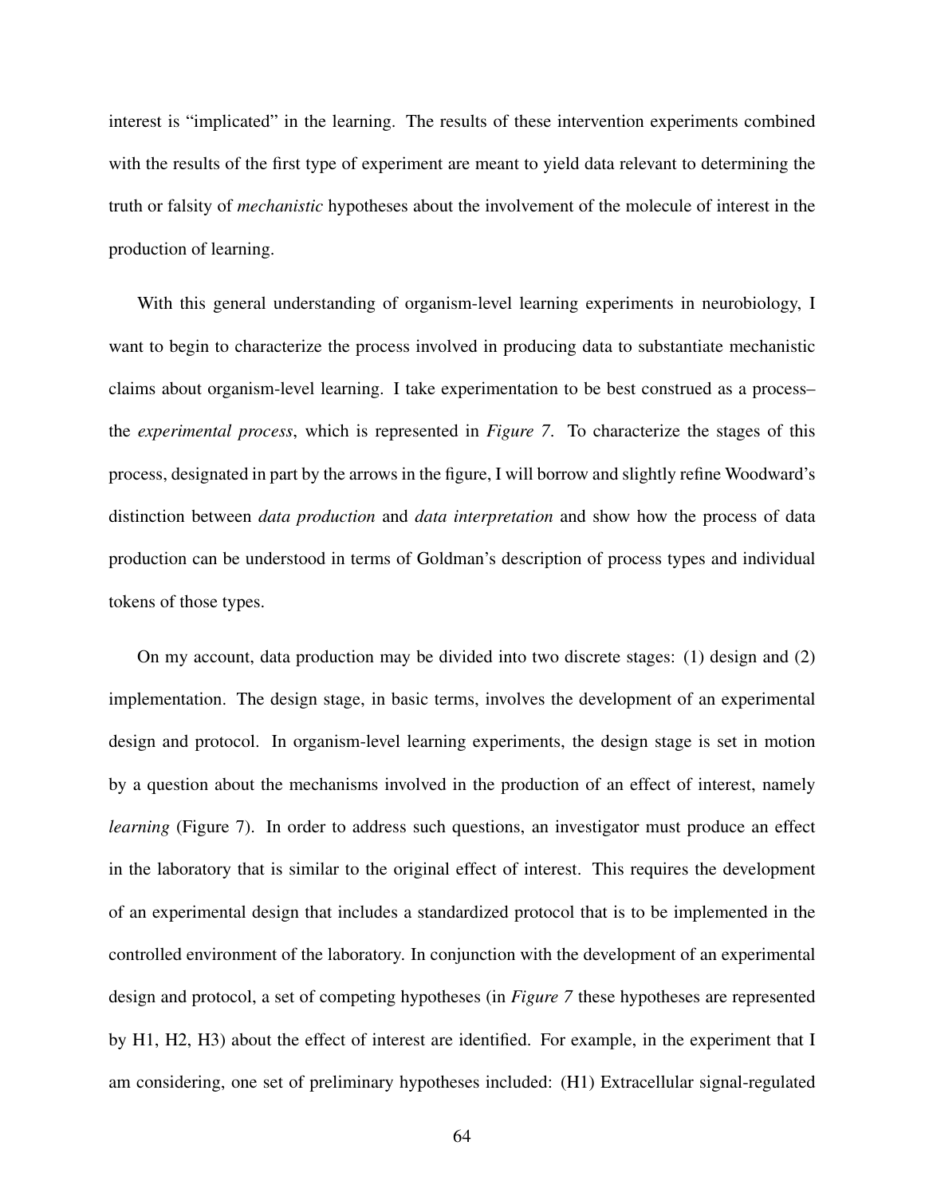interest is "implicated" in the learning. The results of these intervention experiments combined with the results of the first type of experiment are meant to yield data relevant to determining the truth or falsity of *mechanistic* hypotheses about the involvement of the molecule of interest in the production of learning.

With this general understanding of organism-level learning experiments in neurobiology, I want to begin to characterize the process involved in producing data to substantiate mechanistic claims about organism-level learning. I take experimentation to be best construed as a process– the *experimental process*, which is represented in *Figure 7*. To characterize the stages of this process, designated in part by the arrows in the figure, I will borrow and slightly refine Woodward's distinction between *data production* and *data interpretation* and show how the process of data production can be understood in terms of Goldman's description of process types and individual tokens of those types.

On my account, data production may be divided into two discrete stages: (1) design and (2) implementation. The design stage, in basic terms, involves the development of an experimental design and protocol. In organism-level learning experiments, the design stage is set in motion by a question about the mechanisms involved in the production of an effect of interest, namely *learning* (Figure 7). In order to address such questions, an investigator must produce an effect in the laboratory that is similar to the original effect of interest. This requires the development of an experimental design that includes a standardized protocol that is to be implemented in the controlled environment of the laboratory. In conjunction with the development of an experimental design and protocol, a set of competing hypotheses (in *Figure 7* these hypotheses are represented by H1, H2, H3) about the effect of interest are identified. For example, in the experiment that I am considering, one set of preliminary hypotheses included: (H1) Extracellular signal-regulated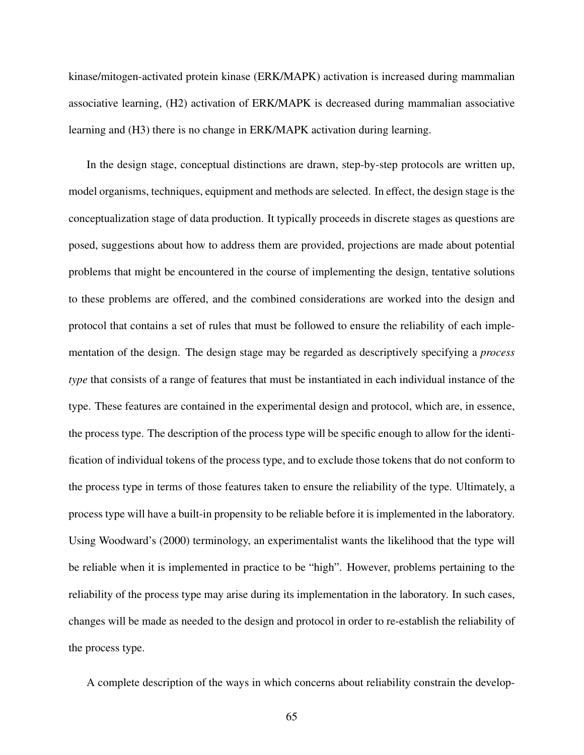kinase/mitogen-activated protein kinase (ERK/MAPK) activation is increased during mammalian associative learning, (H2) activation of ERK/MAPK is decreased during mammalian associative learning and (H3) there is no change in ERK/MAPK activation during learning.

In the design stage, conceptual distinctions are drawn, step-by-step protocols are written up, model organisms, techniques, equipment and methods are selected. In effect, the design stage is the conceptualization stage of data production. It typically proceeds in discrete stages as questions are posed, suggestions about how to address them are provided, projections are made about potential problems that might be encountered in the course of implementing the design, tentative solutions to these problems are offered, and the combined considerations are worked into the design and protocol that contains a set of rules that must be followed to ensure the reliability of each implementation of the design. The design stage may be regarded as descriptively specifying a *process type* that consists of a range of features that must be instantiated in each individual instance of the type. These features are contained in the experimental design and protocol, which are, in essence, the process type. The description of the process type will be specific enough to allow for the identification of individual tokens of the process type, and to exclude those tokens that do not conform to the process type in terms of those features taken to ensure the reliability of the type. Ultimately, a process type will have a built-in propensity to be reliable before it is implemented in the laboratory. Using Woodward's (2000) terminology, an experimentalist wants the likelihood that the type will be reliable when it is implemented in practice to be "high". However, problems pertaining to the reliability of the process type may arise during its implementation in the laboratory. In such cases, changes will be made as needed to the design and protocol in order to re-establish the reliability of the process type.

A complete description of the ways in which concerns about reliability constrain the develop-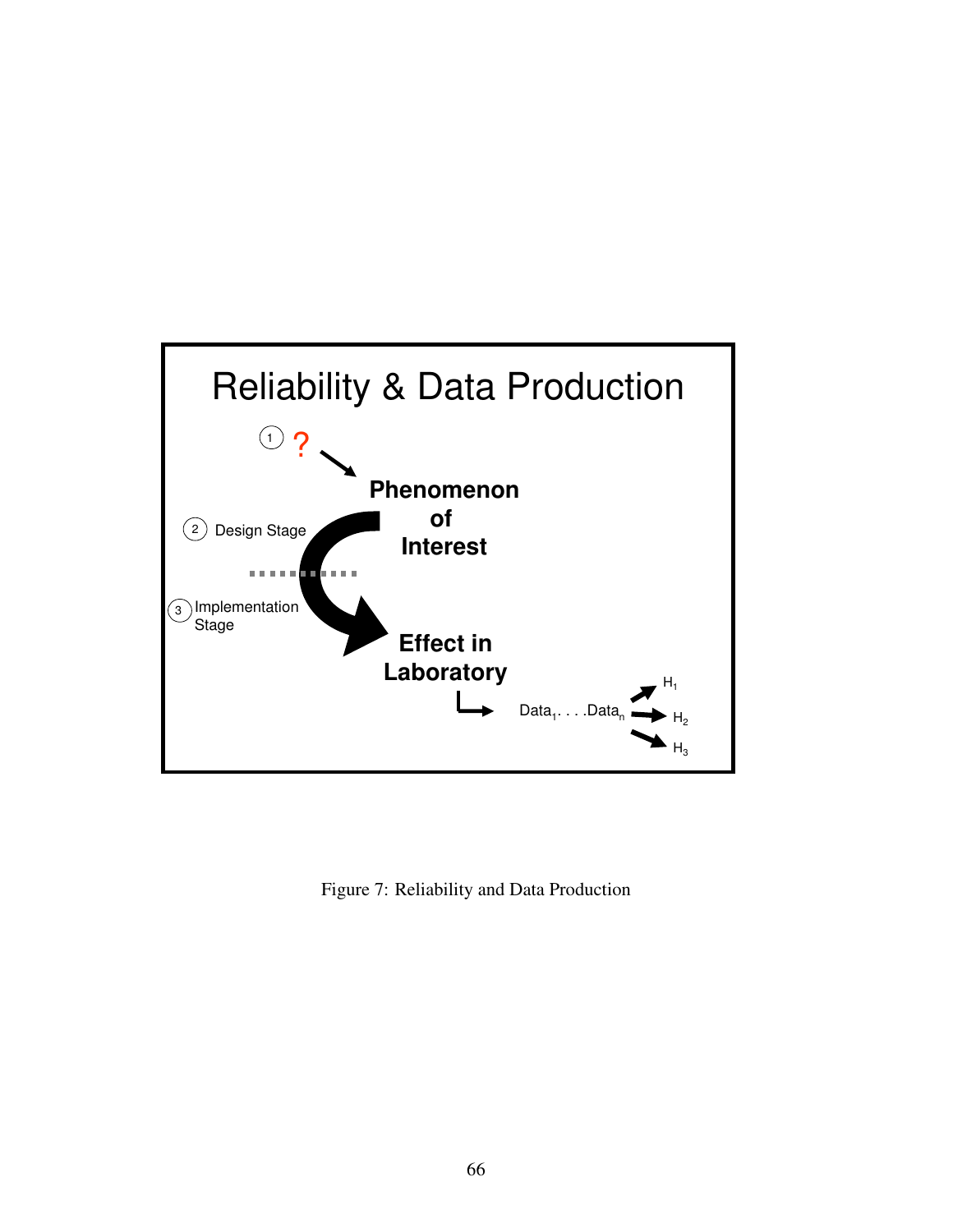# Reliability & Data Production

1 ?

**Phenomenon of Interest**

2 Design Stage

3 Implementation Stage

**Effect in Laboratory**

$Data_1 \ldots Data_n$ → $H_1$, $H_2$, $H_3$

Figure 7: Reliability and Data Production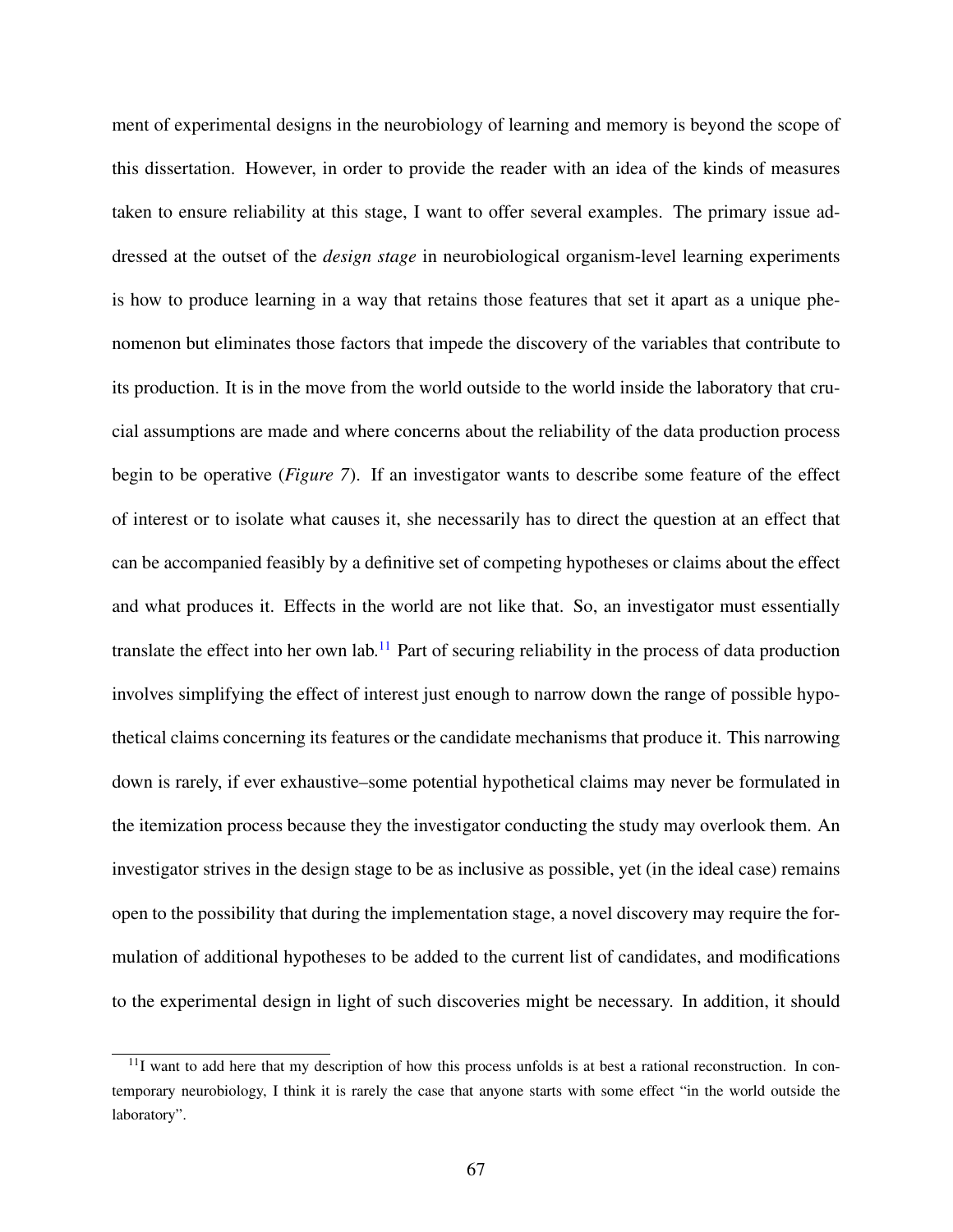ment of experimental designs in the neurobiology of learning and memory is beyond the scope of this dissertation. However, in order to provide the reader with an idea of the kinds of measures taken to ensure reliability at this stage, I want to offer several examples. The primary issue addressed at the outset of the *design stage* in neurobiological organism-level learning experiments is how to produce learning in a way that retains those features that set it apart as a unique phenomenon but eliminates those factors that impede the discovery of the variables that contribute to its production. It is in the move from the world outside to the world inside the laboratory that crucial assumptions are made and where concerns about the reliability of the data production process begin to be operative (*Figure 7*). If an investigator wants to describe some feature of the effect of interest or to isolate what causes it, she necessarily has to direct the question at an effect that can be accompanied feasibly by a definitive set of competing hypotheses or claims about the effect and what produces it. Effects in the world are not like that. So, an investigator must essentially translate the effect into her own lab.[11] Part of securing reliability in the process of data production involves simplifying the effect of interest just enough to narrow down the range of possible hypothetical claims concerning its features or the candidate mechanisms that produce it. This narrowing down is rarely, if ever exhaustive–some potential hypothetical claims may never be formulated in the itemization process because they the investigator conducting the study may overlook them. An investigator strives in the design stage to be as inclusive as possible, yet (in the ideal case) remains open to the possibility that during the implementation stage, a novel discovery may require the formulation of additional hypotheses to be added to the current list of candidates, and modifications to the experimental design in light of such discoveries might be necessary. In addition, it should

[11] I want to add here that my description of how this process unfolds is at best a rational reconstruction. In contemporary neurobiology, I think it is rarely the case that anyone starts with some effect "in the world outside the laboratory".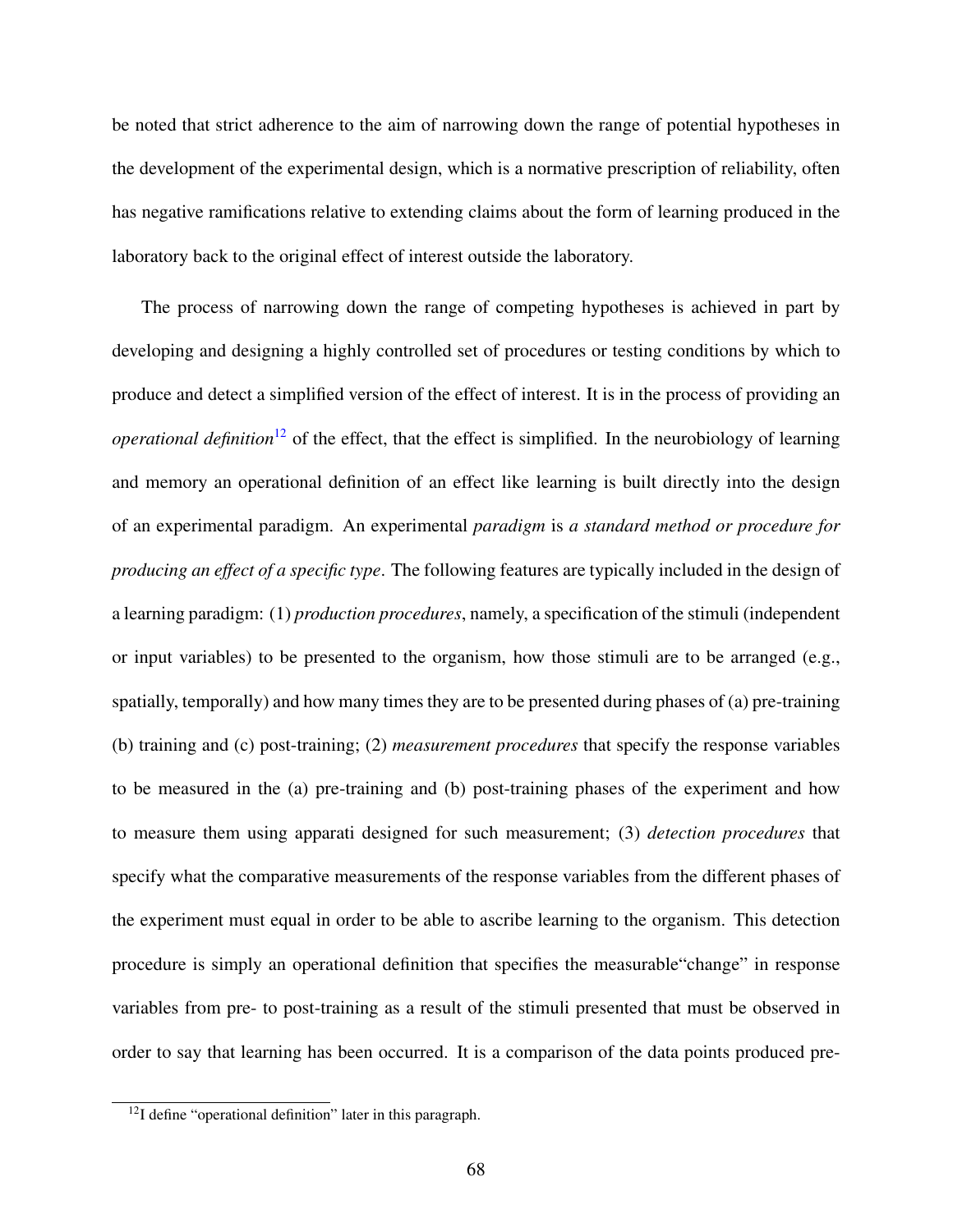be noted that strict adherence to the aim of narrowing down the range of potential hypotheses in the development of the experimental design, which is a normative prescription of reliability, often has negative ramifications relative to extending claims about the form of learning produced in the laboratory back to the original effect of interest outside the laboratory.

The process of narrowing down the range of competing hypotheses is achieved in part by developing and designing a highly controlled set of procedures or testing conditions by which to produce and detect a simplified version of the effect of interest. It is in the process of providing an *operational definition*[12] of the effect, that the effect is simplified. In the neurobiology of learning and memory an operational definition of an effect like learning is built directly into the design of an experimental paradigm. An experimental *paradigm* is *a standard method or procedure for producing an effect of a specific type*. The following features are typically included in the design of a learning paradigm: (1) *production procedures*, namely, a specification of the stimuli (independent or input variables) to be presented to the organism, how those stimuli are to be arranged (e.g., spatially, temporally) and how many times they are to be presented during phases of (a) pre-training (b) training and (c) post-training; (2) *measurement procedures* that specify the response variables to be measured in the (a) pre-training and (b) post-training phases of the experiment and how to measure them using apparati designed for such measurement; (3) *detection procedures* that specify what the comparative measurements of the response variables from the different phases of the experiment must equal in order to be able to ascribe learning to the organism. This detection procedure is simply an operational definition that specifies the measurable"change" in response variables from pre- to post-training as a result of the stimuli presented that must be observed in order to say that learning has been occurred. It is a comparison of the data points produced pre-

[12] I define "operational definition" later in this paragraph.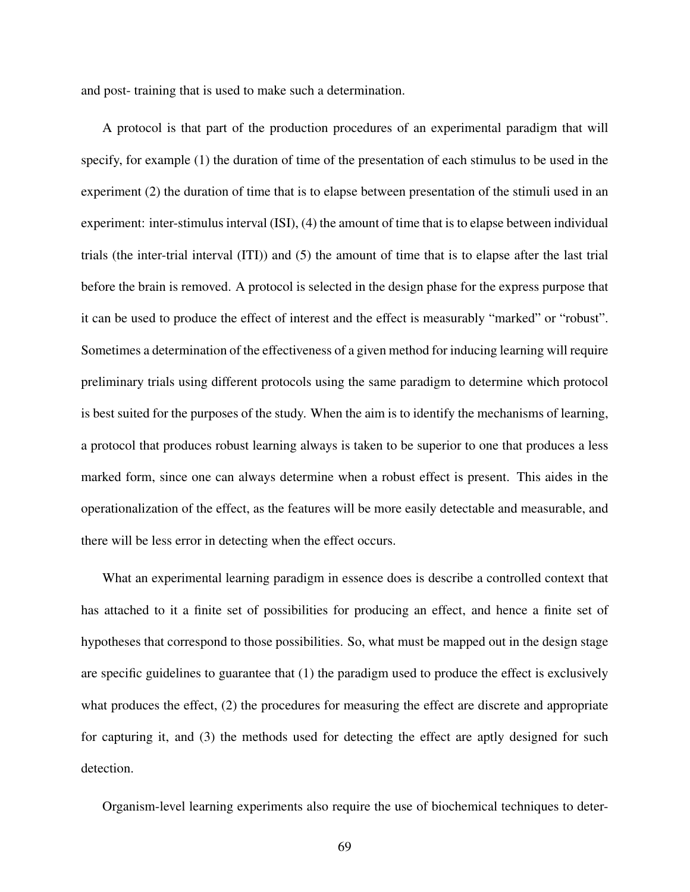and post- training that is used to make such a determination.

A protocol is that part of the production procedures of an experimental paradigm that will specify, for example (1) the duration of time of the presentation of each stimulus to be used in the experiment (2) the duration of time that is to elapse between presentation of the stimuli used in an experiment: inter-stimulus interval (ISI), (4) the amount of time that is to elapse between individual trials (the inter-trial interval (ITI)) and (5) the amount of time that is to elapse after the last trial before the brain is removed. A protocol is selected in the design phase for the express purpose that it can be used to produce the effect of interest and the effect is measurably "marked" or "robust". Sometimes a determination of the effectiveness of a given method for inducing learning will require preliminary trials using different protocols using the same paradigm to determine which protocol is best suited for the purposes of the study. When the aim is to identify the mechanisms of learning, a protocol that produces robust learning always is taken to be superior to one that produces a less marked form, since one can always determine when a robust effect is present. This aides in the operationalization of the effect, as the features will be more easily detectable and measurable, and there will be less error in detecting when the effect occurs.

What an experimental learning paradigm in essence does is describe a controlled context that has attached to it a finite set of possibilities for producing an effect, and hence a finite set of hypotheses that correspond to those possibilities. So, what must be mapped out in the design stage are specific guidelines to guarantee that (1) the paradigm used to produce the effect is exclusively what produces the effect, (2) the procedures for measuring the effect are discrete and appropriate for capturing it, and (3) the methods used for detecting the effect are aptly designed for such detection.

Organism-level learning experiments also require the use of biochemical techniques to deter-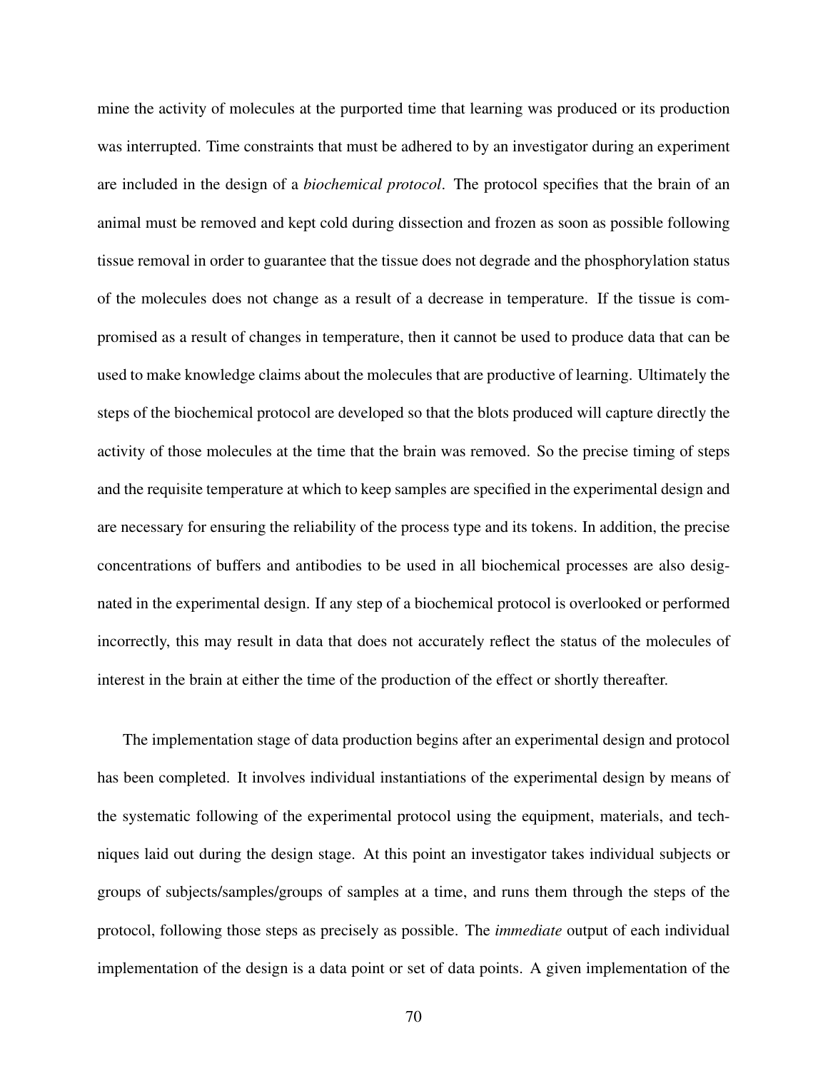mine the activity of molecules at the purported time that learning was produced or its production was interrupted. Time constraints that must be adhered to by an investigator during an experiment are included in the design of a *biochemical protocol*. The protocol specifies that the brain of an animal must be removed and kept cold during dissection and frozen as soon as possible following tissue removal in order to guarantee that the tissue does not degrade and the phosphorylation status of the molecules does not change as a result of a decrease in temperature. If the tissue is compromised as a result of changes in temperature, then it cannot be used to produce data that can be used to make knowledge claims about the molecules that are productive of learning. Ultimately the steps of the biochemical protocol are developed so that the blots produced will capture directly the activity of those molecules at the time that the brain was removed. So the precise timing of steps and the requisite temperature at which to keep samples are specified in the experimental design and are necessary for ensuring the reliability of the process type and its tokens. In addition, the precise concentrations of buffers and antibodies to be used in all biochemical processes are also designated in the experimental design. If any step of a biochemical protocol is overlooked or performed incorrectly, this may result in data that does not accurately reflect the status of the molecules of interest in the brain at either the time of the production of the effect or shortly thereafter.

The implementation stage of data production begins after an experimental design and protocol has been completed. It involves individual instantiations of the experimental design by means of the systematic following of the experimental protocol using the equipment, materials, and techniques laid out during the design stage. At this point an investigator takes individual subjects or groups of subjects/samples/groups of samples at a time, and runs them through the steps of the protocol, following those steps as precisely as possible. The *immediate* output of each individual implementation of the design is a data point or set of data points. A given implementation of the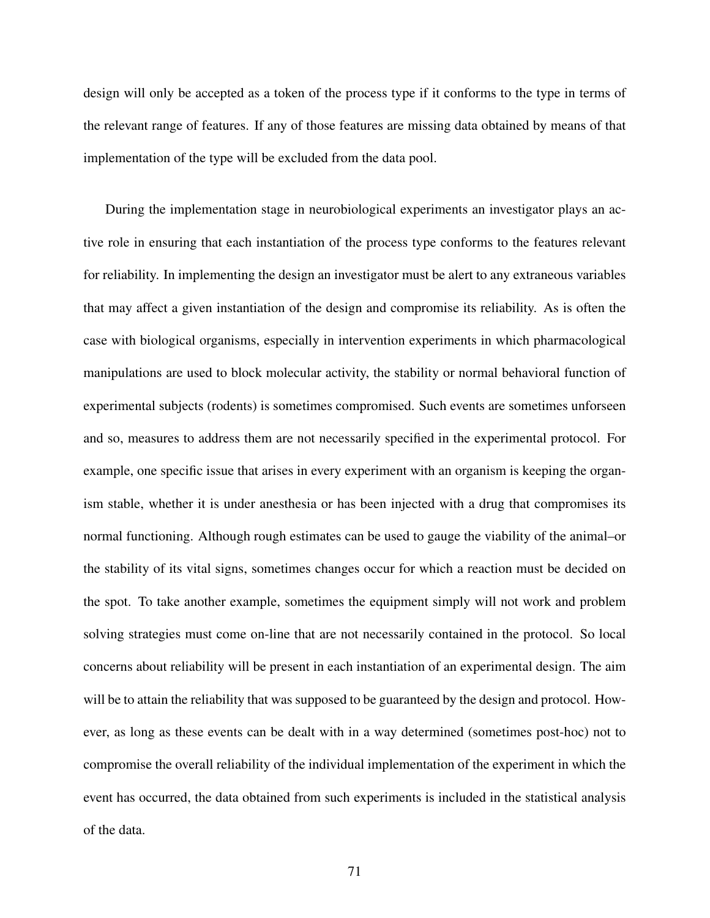design will only be accepted as a token of the process type if it conforms to the type in terms of the relevant range of features. If any of those features are missing data obtained by means of that implementation of the type will be excluded from the data pool.

During the implementation stage in neurobiological experiments an investigator plays an active role in ensuring that each instantiation of the process type conforms to the features relevant for reliability. In implementing the design an investigator must be alert to any extraneous variables that may affect a given instantiation of the design and compromise its reliability. As is often the case with biological organisms, especially in intervention experiments in which pharmacological manipulations are used to block molecular activity, the stability or normal behavioral function of experimental subjects (rodents) is sometimes compromised. Such events are sometimes unforseen and so, measures to address them are not necessarily specified in the experimental protocol. For example, one specific issue that arises in every experiment with an organism is keeping the organism stable, whether it is under anesthesia or has been injected with a drug that compromises its normal functioning. Although rough estimates can be used to gauge the viability of the animal–or the stability of its vital signs, sometimes changes occur for which a reaction must be decided on the spot. To take another example, sometimes the equipment simply will not work and problem solving strategies must come on-line that are not necessarily contained in the protocol. So local concerns about reliability will be present in each instantiation of an experimental design. The aim will be to attain the reliability that was supposed to be guaranteed by the design and protocol. However, as long as these events can be dealt with in a way determined (sometimes post-hoc) not to compromise the overall reliability of the individual implementation of the experiment in which the event has occurred, the data obtained from such experiments is included in the statistical analysis of the data.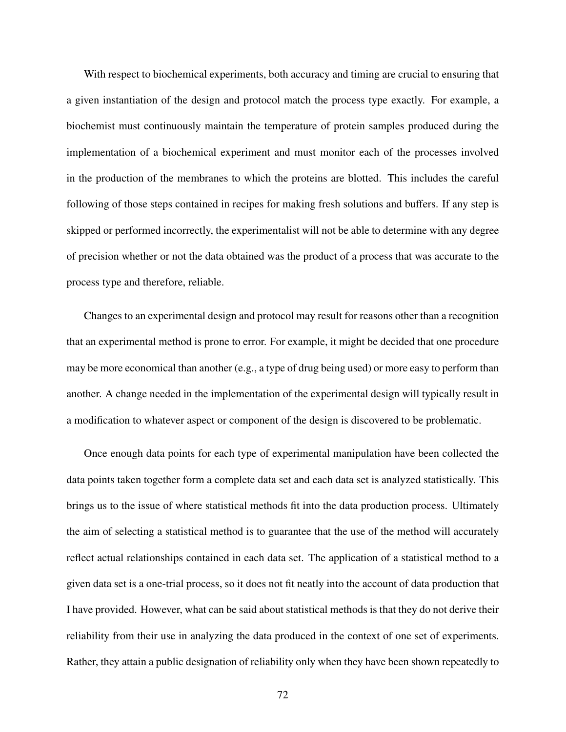With respect to biochemical experiments, both accuracy and timing are crucial to ensuring that a given instantiation of the design and protocol match the process type exactly. For example, a biochemist must continuously maintain the temperature of protein samples produced during the implementation of a biochemical experiment and must monitor each of the processes involved in the production of the membranes to which the proteins are blotted. This includes the careful following of those steps contained in recipes for making fresh solutions and buffers. If any step is skipped or performed incorrectly, the experimentalist will not be able to determine with any degree of precision whether or not the data obtained was the product of a process that was accurate to the process type and therefore, reliable.

Changes to an experimental design and protocol may result for reasons other than a recognition that an experimental method is prone to error. For example, it might be decided that one procedure may be more economical than another (e.g., a type of drug being used) or more easy to perform than another. A change needed in the implementation of the experimental design will typically result in a modification to whatever aspect or component of the design is discovered to be problematic.

Once enough data points for each type of experimental manipulation have been collected the data points taken together form a complete data set and each data set is analyzed statistically. This brings us to the issue of where statistical methods fit into the data production process. Ultimately the aim of selecting a statistical method is to guarantee that the use of the method will accurately reflect actual relationships contained in each data set. The application of a statistical method to a given data set is a one-trial process, so it does not fit neatly into the account of data production that I have provided. However, what can be said about statistical methods is that they do not derive their reliability from their use in analyzing the data produced in the context of one set of experiments. Rather, they attain a public designation of reliability only when they have been shown repeatedly to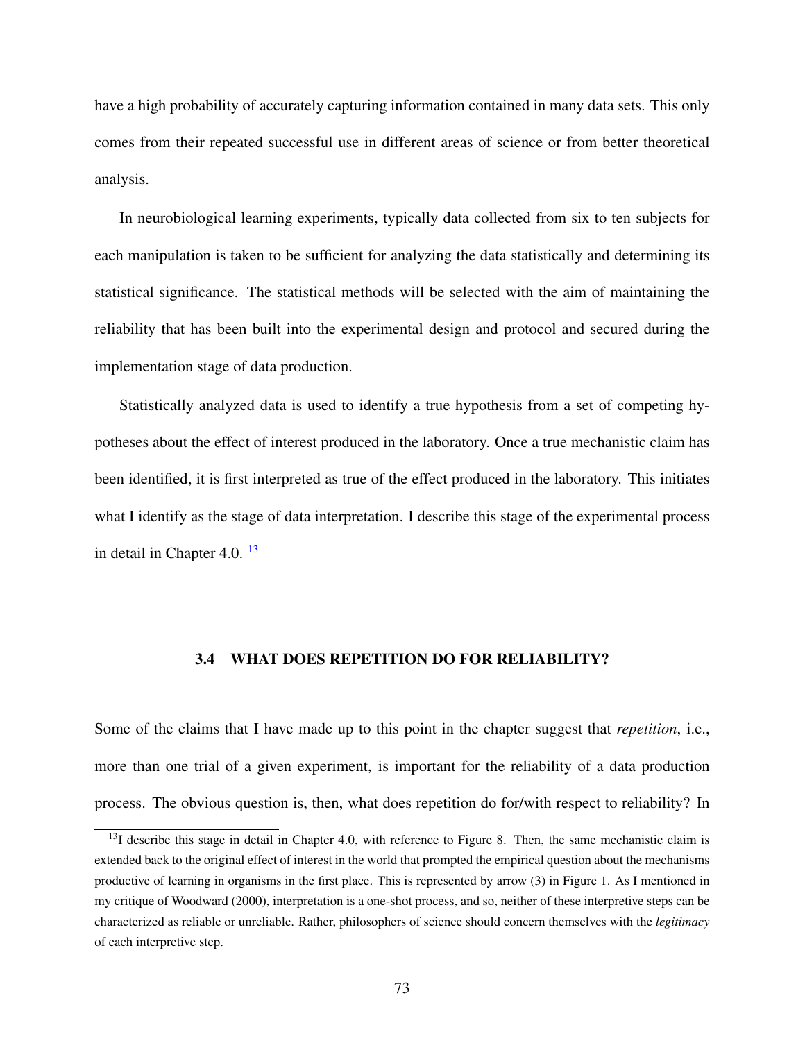have a high probability of accurately capturing information contained in many data sets. This only comes from their repeated successful use in different areas of science or from better theoretical analysis.

In neurobiological learning experiments, typically data collected from six to ten subjects for each manipulation is taken to be sufficient for analyzing the data statistically and determining its statistical significance. The statistical methods will be selected with the aim of maintaining the reliability that has been built into the experimental design and protocol and secured during the implementation stage of data production.

Statistically analyzed data is used to identify a true hypothesis from a set of competing hypotheses about the effect of interest produced in the laboratory. Once a true mechanistic claim has been identified, it is first interpreted as true of the effect produced in the laboratory. This initiates what I identify as the stage of data interpretation. I describe this stage of the experimental process in detail in Chapter 4.0. [13]

### 3.4 WHAT DOES REPETITION DO FOR RELIABILITY?

Some of the claims that I have made up to this point in the chapter suggest that *repetition*, i.e., more than one trial of a given experiment, is important for the reliability of a data production process. The obvious question is, then, what does repetition do for/with respect to reliability? In

[13] I describe this stage in detail in Chapter 4.0, with reference to Figure 8. Then, the same mechanistic claim is extended back to the original effect of interest in the world that prompted the empirical question about the mechanisms productive of learning in organisms in the first place. This is represented by arrow (3) in Figure 1. As I mentioned in my critique of Woodward (2000), interpretation is a one-shot process, and so, neither of these interpretive steps can be characterized as reliable or unreliable. Rather, philosophers of science should concern themselves with the *legitimacy* of each interpretive step.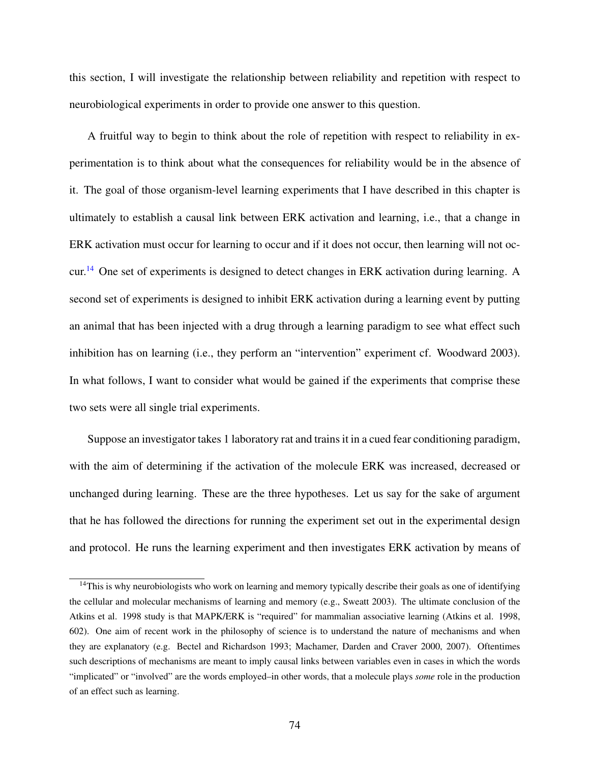this section, I will investigate the relationship between reliability and repetition with respect to neurobiological experiments in order to provide one answer to this question.

A fruitful way to begin to think about the role of repetition with respect to reliability in experimentation is to think about what the consequences for reliability would be in the absence of it. The goal of those organism-level learning experiments that I have described in this chapter is ultimately to establish a causal link between ERK activation and learning, i.e., that a change in ERK activation must occur for learning to occur and if it does not occur, then learning will not occur.[14] One set of experiments is designed to detect changes in ERK activation during learning. A second set of experiments is designed to inhibit ERK activation during a learning event by putting an animal that has been injected with a drug through a learning paradigm to see what effect such inhibition has on learning (i.e., they perform an "intervention" experiment cf. Woodward 2003). In what follows, I want to consider what would be gained if the experiments that comprise these two sets were all single trial experiments.

Suppose an investigator takes 1 laboratory rat and trains it in a cued fear conditioning paradigm, with the aim of determining if the activation of the molecule ERK was increased, decreased or unchanged during learning. These are the three hypotheses. Let us say for the sake of argument that he has followed the directions for running the experiment set out in the experimental design and protocol. He runs the learning experiment and then investigates ERK activation by means of

[14] This is why neurobiologists who work on learning and memory typically describe their goals as one of identifying the cellular and molecular mechanisms of learning and memory (e.g., Sweatt 2003). The ultimate conclusion of the Atkins et al. 1998 study is that MAPK/ERK is "required" for mammalian associative learning (Atkins et al. 1998, 602). One aim of recent work in the philosophy of science is to understand the nature of mechanisms and when they are explanatory (e.g. Bectel and Richardson 1993; Machamer, Darden and Craver 2000, 2007). Oftentimes such descriptions of mechanisms are meant to imply causal links between variables even in cases in which the words "implicated" or "involved" are the words employed–in other words, that a molecule plays *some* role in the production of an effect such as learning.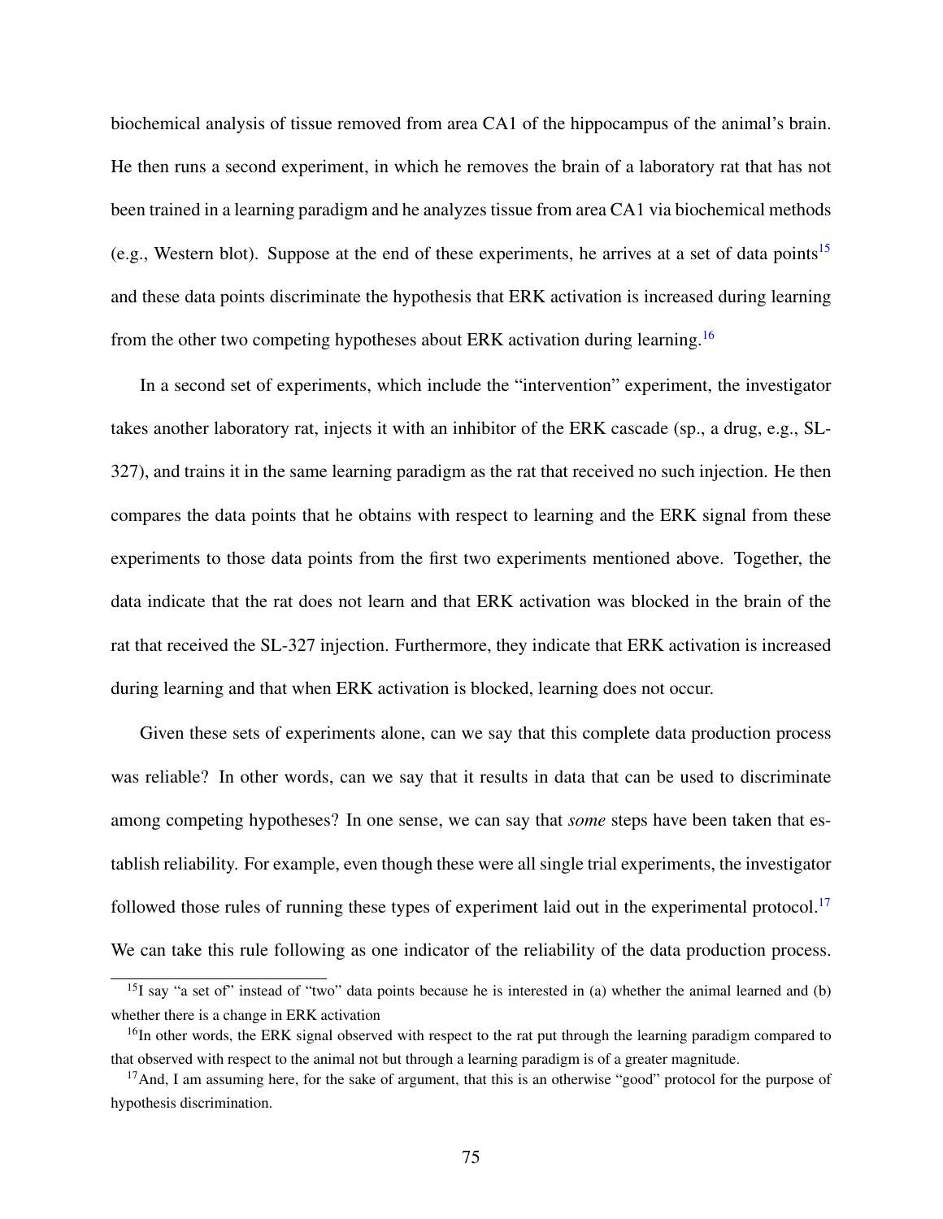biochemical analysis of tissue removed from area CA1 of the hippocampus of the animal's brain. He then runs a second experiment, in which he removes the brain of a laboratory rat that has not been trained in a learning paradigm and he analyzes tissue from area CA1 via biochemical methods (e.g., Western blot). Suppose at the end of these experiments, he arrives at a set of data points[15] and these data points discriminate the hypothesis that ERK activation is increased during learning from the other two competing hypotheses about ERK activation during learning.[16]

In a second set of experiments, which include the "intervention" experiment, the investigator takes another laboratory rat, injects it with an inhibitor of the ERK cascade (sp., a drug, e.g., SL-327), and trains it in the same learning paradigm as the rat that received no such injection. He then compares the data points that he obtains with respect to learning and the ERK signal from these experiments to those data points from the first two experiments mentioned above. Together, the data indicate that the rat does not learn and that ERK activation was blocked in the brain of the rat that received the SL-327 injection. Furthermore, they indicate that ERK activation is increased during learning and that when ERK activation is blocked, learning does not occur.

Given these sets of experiments alone, can we say that this complete data production process was reliable? In other words, can we say that it results in data that can be used to discriminate among competing hypotheses? In one sense, we can say that *some* steps have been taken that establish reliability. For example, even though these were all single trial experiments, the investigator followed those rules of running these types of experiment laid out in the experimental protocol.[17] We can take this rule following as one indicator of the reliability of the data production process.

[15] I say "a set of" instead of "two" data points because he is interested in (a) whether the animal learned and (b) whether there is a change in ERK activation

[16] In other words, the ERK signal observed with respect to the rat put through the learning paradigm compared to that observed with respect to the animal not but through a learning paradigm is of a greater magnitude.

[17] And, I am assuming here, for the sake of argument, that this is an otherwise "good" protocol for the purpose of hypothesis discrimination.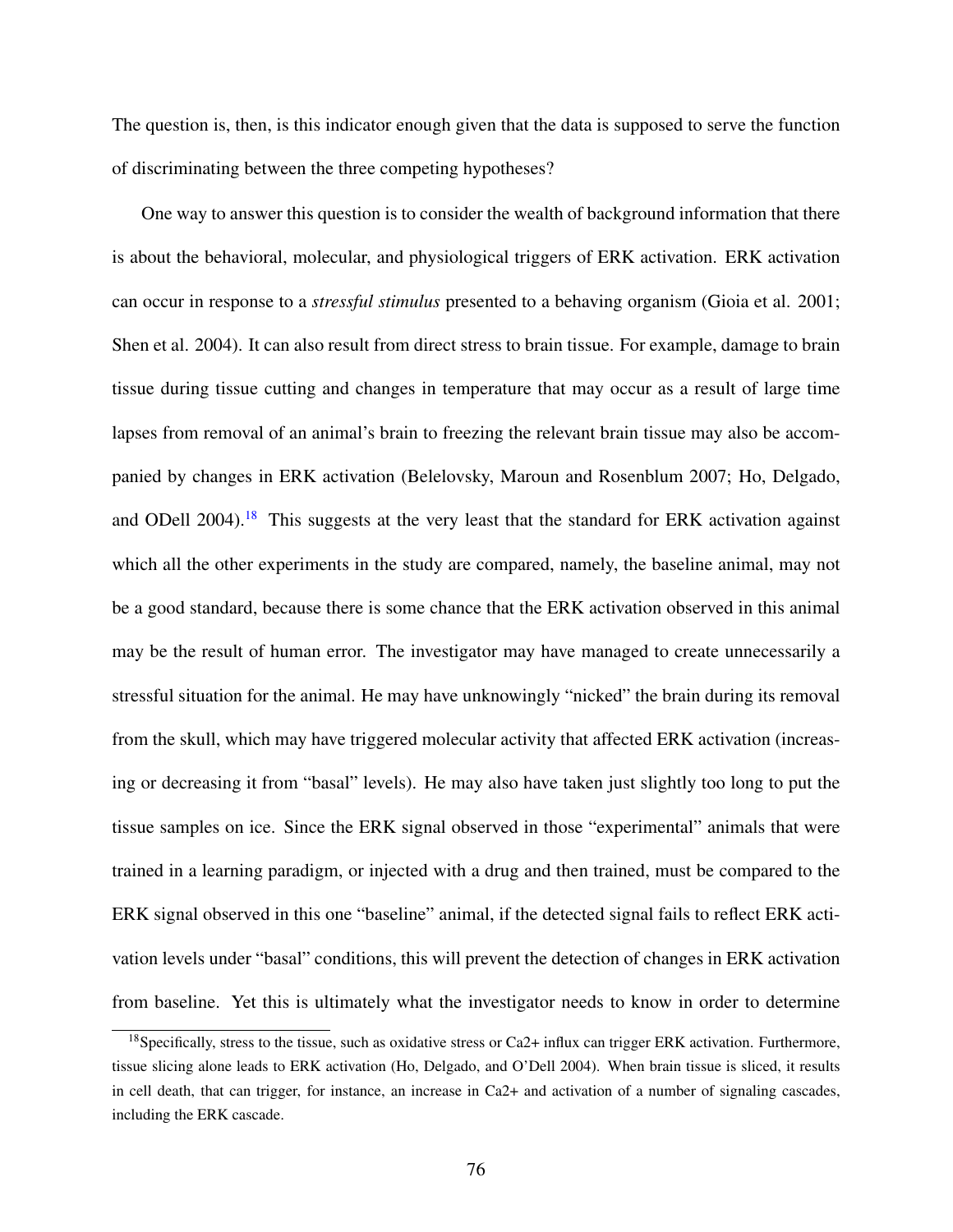The question is, then, is this indicator enough given that the data is supposed to serve the function of discriminating between the three competing hypotheses?

One way to answer this question is to consider the wealth of background information that there is about the behavioral, molecular, and physiological triggers of ERK activation. ERK activation can occur in response to a *stressful stimulus* presented to a behaving organism (Gioia et al. 2001; Shen et al. 2004). It can also result from direct stress to brain tissue. For example, damage to brain tissue during tissue cutting and changes in temperature that may occur as a result of large time lapses from removal of an animal's brain to freezing the relevant brain tissue may also be accompanied by changes in ERK activation (Belelovsky, Maroun and Rosenblum 2007; Ho, Delgado, and ODell 2004).[18] This suggests at the very least that the standard for ERK activation against which all the other experiments in the study are compared, namely, the baseline animal, may not be a good standard, because there is some chance that the ERK activation observed in this animal may be the result of human error. The investigator may have managed to create unnecessarily a stressful situation for the animal. He may have unknowingly "nicked" the brain during its removal from the skull, which may have triggered molecular activity that affected ERK activation (increasing or decreasing it from "basal" levels). He may also have taken just slightly too long to put the tissue samples on ice. Since the ERK signal observed in those "experimental" animals that were trained in a learning paradigm, or injected with a drug and then trained, must be compared to the ERK signal observed in this one "baseline" animal, if the detected signal fails to reflect ERK activation levels under "basal" conditions, this will prevent the detection of changes in ERK activation from baseline. Yet this is ultimately what the investigator needs to know in order to determine

[18] Specifically, stress to the tissue, such as oxidative stress or $Ca^{2+}$ influx can trigger ERK activation. Furthermore, tissue slicing alone leads to ERK activation (Ho, Delgado, and O'Dell 2004). When brain tissue is sliced, it results in cell death, that can trigger, for instance, an increase in $Ca^{2+}$ and activation of a number of signaling cascades, including the ERK cascade.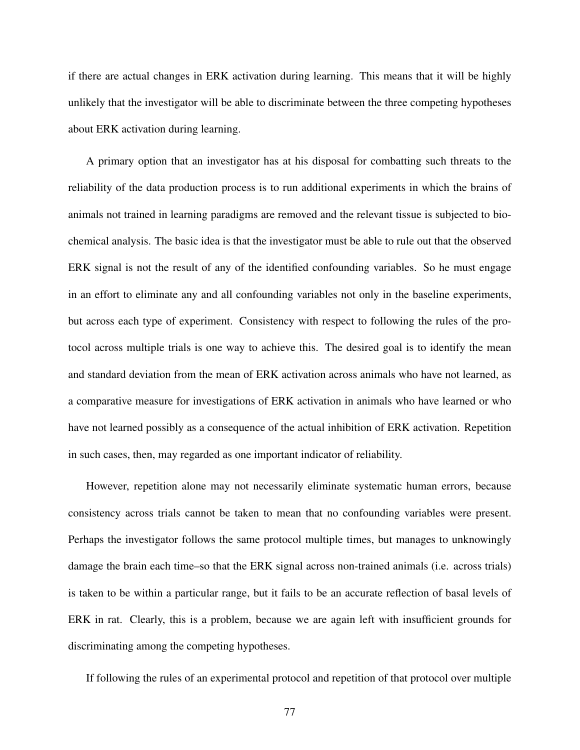if there are actual changes in ERK activation during learning. This means that it will be highly unlikely that the investigator will be able to discriminate between the three competing hypotheses about ERK activation during learning.

A primary option that an investigator has at his disposal for combatting such threats to the reliability of the data production process is to run additional experiments in which the brains of animals not trained in learning paradigms are removed and the relevant tissue is subjected to biochemical analysis. The basic idea is that the investigator must be able to rule out that the observed ERK signal is not the result of any of the identified confounding variables. So he must engage in an effort to eliminate any and all confounding variables not only in the baseline experiments, but across each type of experiment. Consistency with respect to following the rules of the protocol across multiple trials is one way to achieve this. The desired goal is to identify the mean and standard deviation from the mean of ERK activation across animals who have not learned, as a comparative measure for investigations of ERK activation in animals who have learned or who have not learned possibly as a consequence of the actual inhibition of ERK activation. Repetition in such cases, then, may regarded as one important indicator of reliability.

However, repetition alone may not necessarily eliminate systematic human errors, because consistency across trials cannot be taken to mean that no confounding variables were present. Perhaps the investigator follows the same protocol multiple times, but manages to unknowingly damage the brain each time–so that the ERK signal across non-trained animals (i.e. across trials) is taken to be within a particular range, but it fails to be an accurate reflection of basal levels of ERK in rat. Clearly, this is a problem, because we are again left with insufficient grounds for discriminating among the competing hypotheses.

If following the rules of an experimental protocol and repetition of that protocol over multiple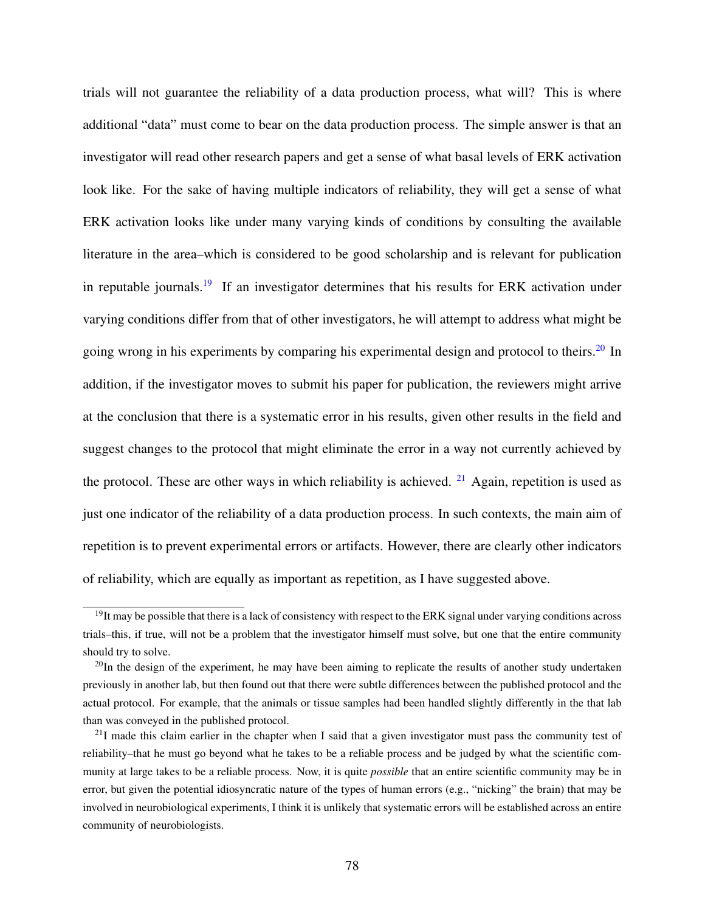trials will not guarantee the reliability of a data production process, what will? This is where additional "data" must come to bear on the data production process. The simple answer is that an investigator will read other research papers and get a sense of what basal levels of ERK activation look like. For the sake of having multiple indicators of reliability, they will get a sense of what ERK activation looks like under many varying kinds of conditions by consulting the available literature in the area–which is considered to be good scholarship and is relevant for publication in reputable journals.[19] If an investigator determines that his results for ERK activation under varying conditions differ from that of other investigators, he will attempt to address what might be going wrong in his experiments by comparing his experimental design and protocol to theirs.[20] In addition, if the investigator moves to submit his paper for publication, the reviewers might arrive at the conclusion that there is a systematic error in his results, given other results in the field and suggest changes to the protocol that might eliminate the error in a way not currently achieved by the protocol. These are other ways in which reliability is achieved. [21] Again, repetition is used as just one indicator of the reliability of a data production process. In such contexts, the main aim of repetition is to prevent experimental errors or artifacts. However, there are clearly other indicators of reliability, which are equally as important as repetition, as I have suggested above.

---

[19] It may be possible that there is a lack of consistency with respect to the ERK signal under varying conditions across trials–this, if true, will not be a problem that the investigator himself must solve, but one that the entire community should try to solve.

[20] In the design of the experiment, he may have been aiming to replicate the results of another study undertaken previously in another lab, but then found out that there were subtle differences between the published protocol and the actual protocol. For example, that the animals or tissue samples had been handled slightly differently in the that lab than was conveyed in the published protocol.

[21] I made this claim earlier in the chapter when I said that a given investigator must pass the community test of reliability–that he must go beyond what he takes to be a reliable process and be judged by what the scientific community at large takes to be a reliable process. Now, it is quite *possible* that an entire scientific community may be in error, but given the potential idiosyncratic nature of the types of human errors (e.g., "nicking" the brain) that may be involved in neurobiological experiments, I think it is unlikely that systematic errors will be established across an entire community of neurobiologists.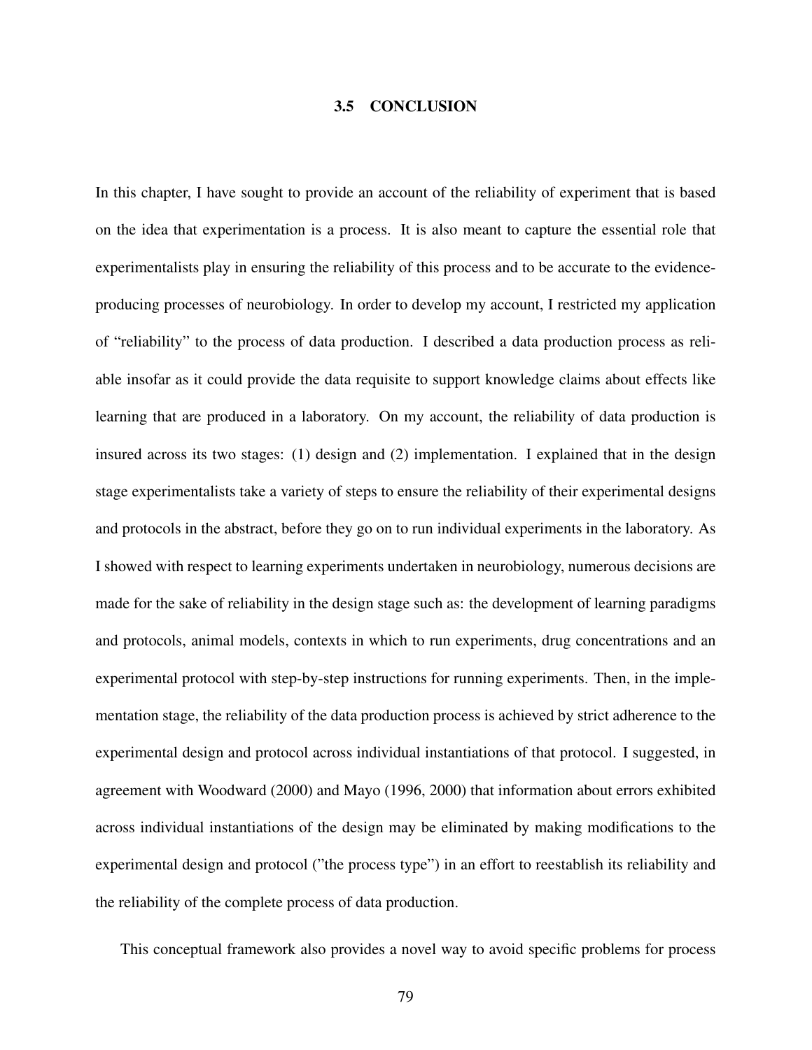## 3.5 CONCLUSION

In this chapter, I have sought to provide an account of the reliability of experiment that is based on the idea that experimentation is a process. It is also meant to capture the essential role that experimentalists play in ensuring the reliability of this process and to be accurate to the evidence-producing processes of neurobiology. In order to develop my account, I restricted my application of "reliability" to the process of data production. I described a data production process as reliable insofar as it could provide the data requisite to support knowledge claims about effects like learning that are produced in a laboratory. On my account, the reliability of data production is insured across its two stages: (1) design and (2) implementation. I explained that in the design stage experimentalists take a variety of steps to ensure the reliability of their experimental designs and protocols in the abstract, before they go on to run individual experiments in the laboratory. As I showed with respect to learning experiments undertaken in neurobiology, numerous decisions are made for the sake of reliability in the design stage such as: the development of learning paradigms and protocols, animal models, contexts in which to run experiments, drug concentrations and an experimental protocol with step-by-step instructions for running experiments. Then, in the implementation stage, the reliability of the data production process is achieved by strict adherence to the experimental design and protocol across individual instantiations of that protocol. I suggested, in agreement with Woodward (2000) and Mayo (1996, 2000) that information about errors exhibited across individual instantiations of the design may be eliminated by making modifications to the experimental design and protocol ("the process type") in an effort to reestablish its reliability and the reliability of the complete process of data production.

This conceptual framework also provides a novel way to avoid specific problems for process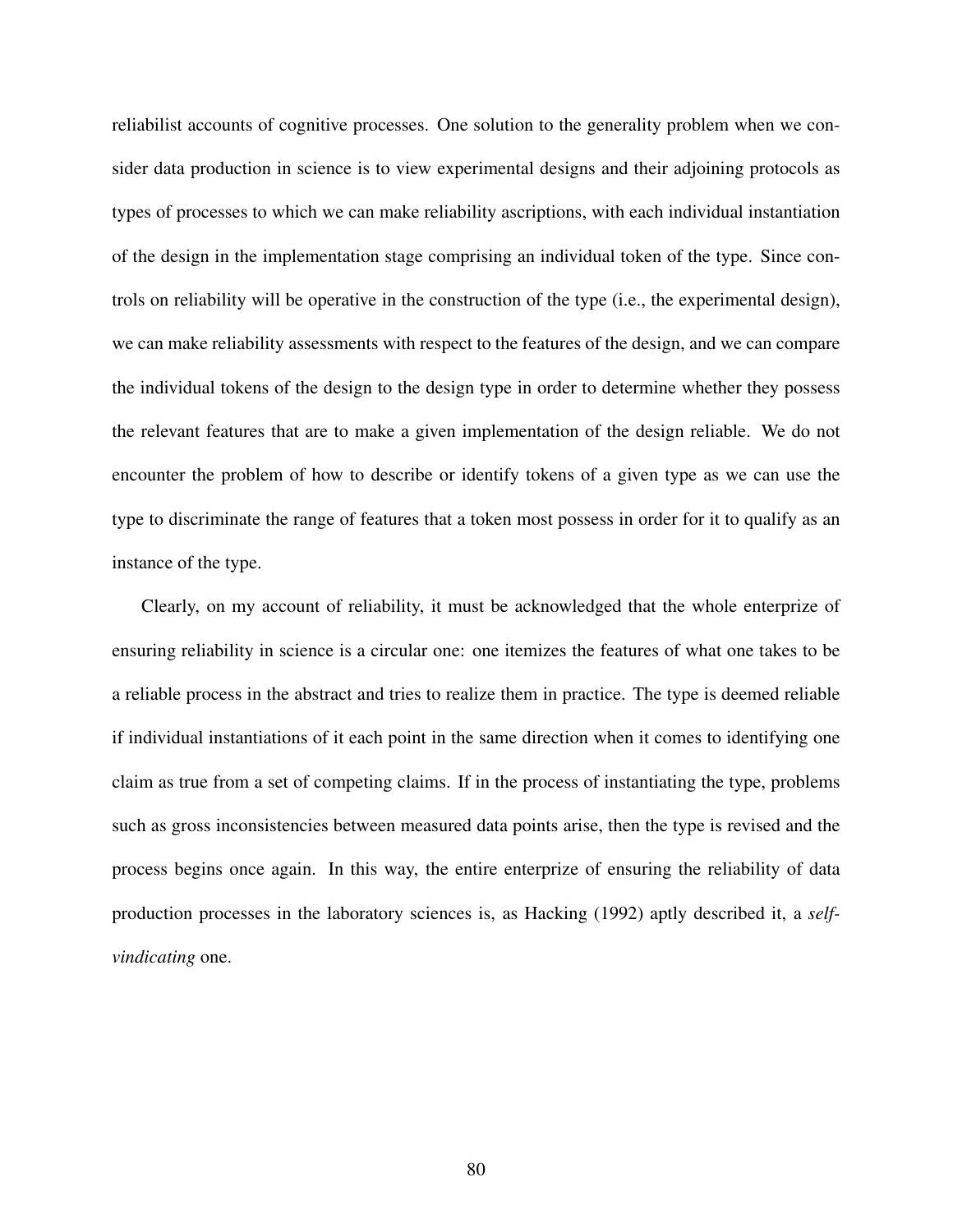reliabilist accounts of cognitive processes. One solution to the generality problem when we consider data production in science is to view experimental designs and their adjoining protocols as types of processes to which we can make reliability ascriptions, with each individual instantiation of the design in the implementation stage comprising an individual token of the type. Since controls on reliability will be operative in the construction of the type (i.e., the experimental design), we can make reliability assessments with respect to the features of the design, and we can compare the individual tokens of the design to the design type in order to determine whether they possess the relevant features that are to make a given implementation of the design reliable. We do not encounter the problem of how to describe or identify tokens of a given type as we can use the type to discriminate the range of features that a token most possess in order for it to qualify as an instance of the type.

Clearly, on my account of reliability, it must be acknowledged that the whole enterprize of ensuring reliability in science is a circular one: one itemizes the features of what one takes to be a reliable process in the abstract and tries to realize them in practice. The type is deemed reliable if individual instantiations of it each point in the same direction when it comes to identifying one claim as true from a set of competing claims. If in the process of instantiating the type, problems such as gross inconsistencies between measured data points arise, then the type is revised and the process begins once again. In this way, the entire enterprize of ensuring the reliability of data production processes in the laboratory sciences is, as Hacking (1992) aptly described it, a *self-vindicating* one.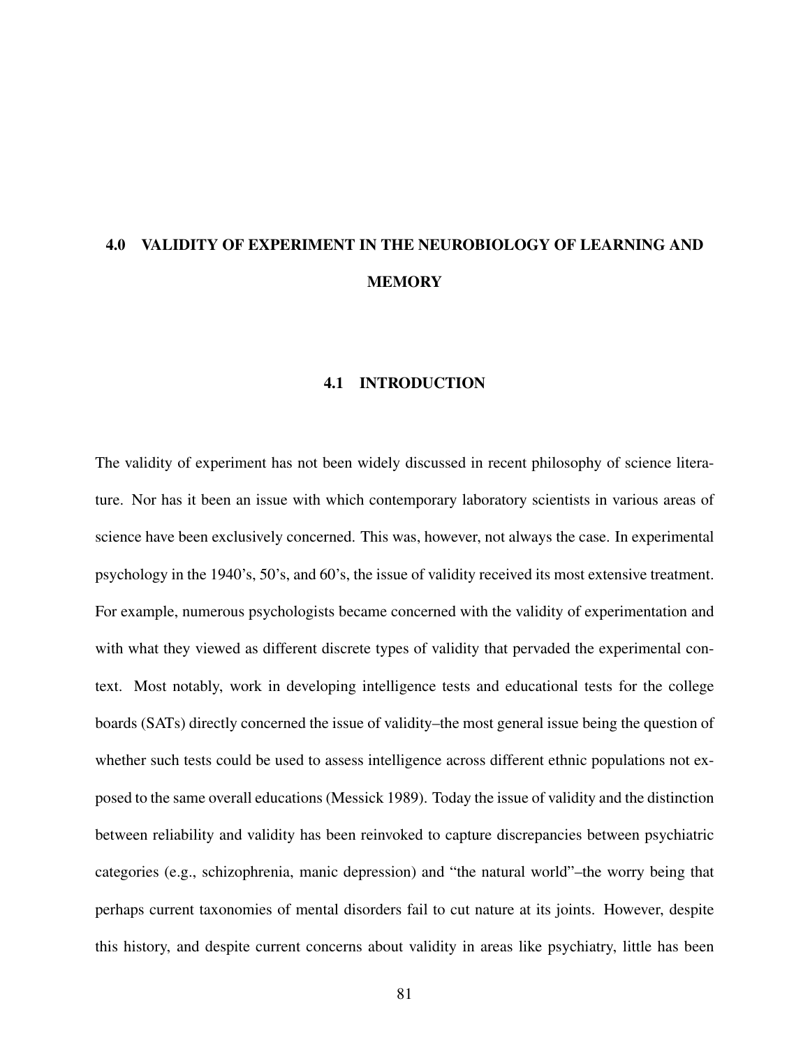# 4.0 VALIDITY OF EXPERIMENT IN THE NEUROBIOLOGY OF LEARNING AND MEMORY

## 4.1 INTRODUCTION

The validity of experiment has not been widely discussed in recent philosophy of science literature. Nor has it been an issue with which contemporary laboratory scientists in various areas of science have been exclusively concerned. This was, however, not always the case. In experimental psychology in the 1940's, 50's, and 60's, the issue of validity received its most extensive treatment. For example, numerous psychologists became concerned with the validity of experimentation and with what they viewed as different discrete types of validity that pervaded the experimental context. Most notably, work in developing intelligence tests and educational tests for the college boards (SATs) directly concerned the issue of validity–the most general issue being the question of whether such tests could be used to assess intelligence across different ethnic populations not exposed to the same overall educations (Messick 1989). Today the issue of validity and the distinction between reliability and validity has been reinvoked to capture discrepancies between psychiatric categories (e.g., schizophrenia, manic depression) and "the natural world"–the worry being that perhaps current taxonomies of mental disorders fail to cut nature at its joints. However, despite this history, and despite current concerns about validity in areas like psychiatry, little has been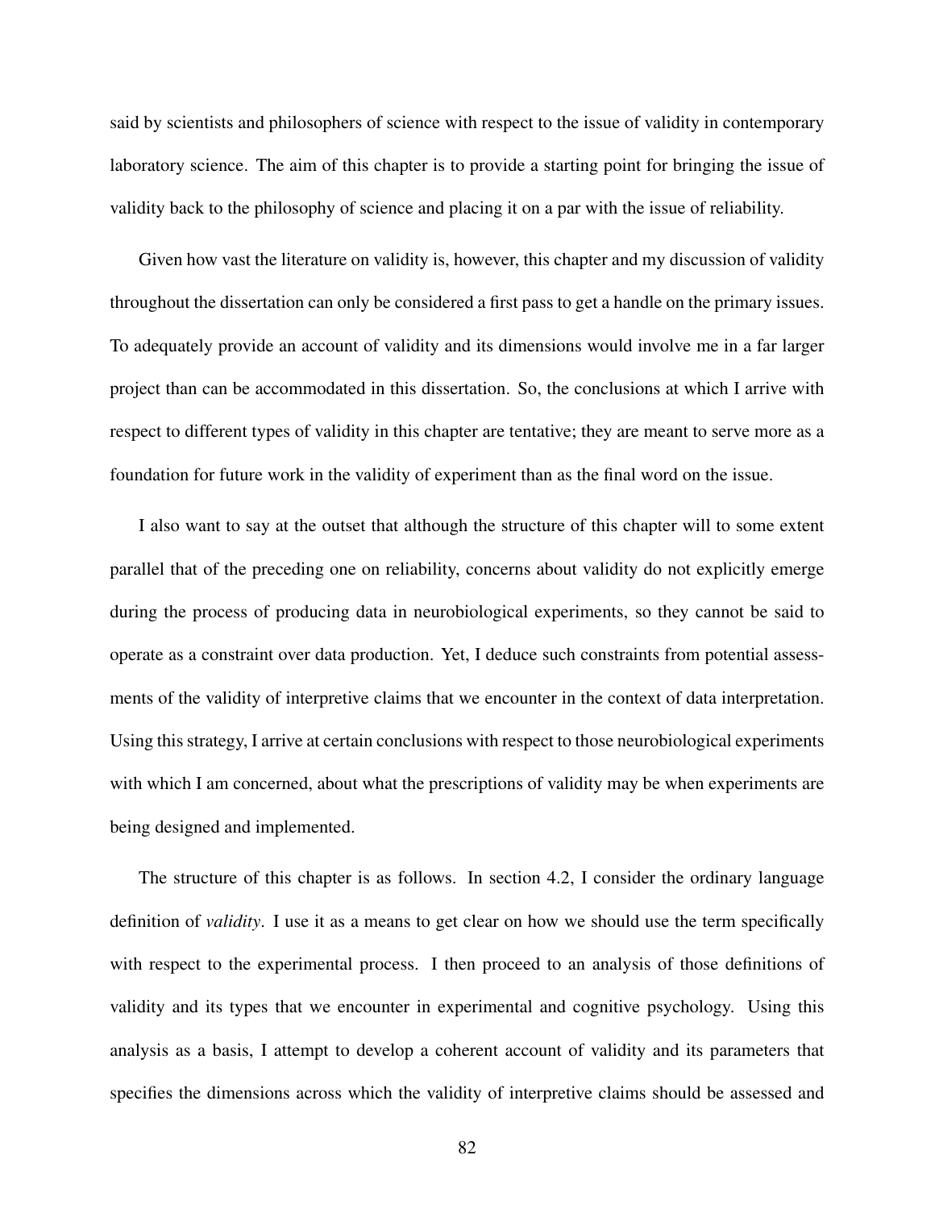said by scientists and philosophers of science with respect to the issue of validity in contemporary laboratory science. The aim of this chapter is to provide a starting point for bringing the issue of validity back to the philosophy of science and placing it on a par with the issue of reliability.

Given how vast the literature on validity is, however, this chapter and my discussion of validity throughout the dissertation can only be considered a first pass to get a handle on the primary issues. To adequately provide an account of validity and its dimensions would involve me in a far larger project than can be accommodated in this dissertation. So, the conclusions at which I arrive with respect to different types of validity in this chapter are tentative; they are meant to serve more as a foundation for future work in the validity of experiment than as the final word on the issue.

I also want to say at the outset that although the structure of this chapter will to some extent parallel that of the preceding one on reliability, concerns about validity do not explicitly emerge during the process of producing data in neurobiological experiments, so they cannot be said to operate as a constraint over data production. Yet, I deduce such constraints from potential assessments of the validity of interpretive claims that we encounter in the context of data interpretation. Using this strategy, I arrive at certain conclusions with respect to those neurobiological experiments with which I am concerned, about what the prescriptions of validity may be when experiments are being designed and implemented.

The structure of this chapter is as follows. In section 4.2, I consider the ordinary language definition of *validity*. I use it as a means to get clear on how we should use the term specifically with respect to the experimental process. I then proceed to an analysis of those definitions of validity and its types that we encounter in experimental and cognitive psychology. Using this analysis as a basis, I attempt to develop a coherent account of validity and its parameters that specifies the dimensions across which the validity of interpretive claims should be assessed and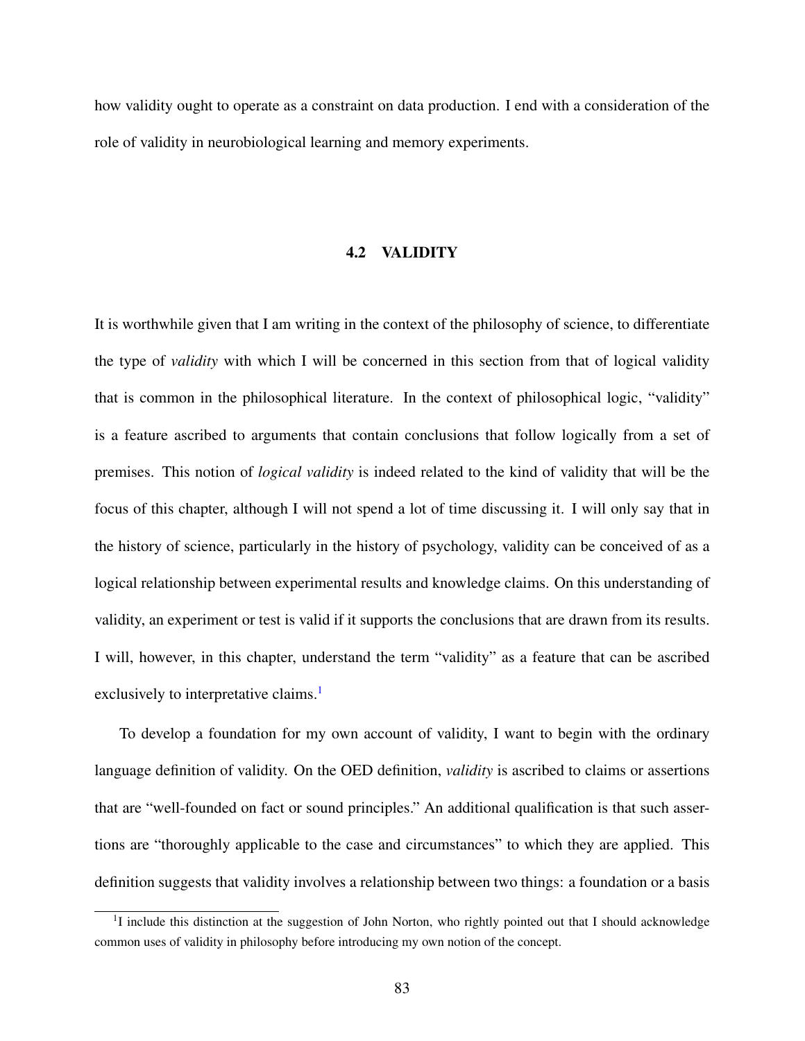how validity ought to operate as a constraint on data production. I end with a consideration of the role of validity in neurobiological learning and memory experiments.

## 4.2 VALIDITY

It is worthwhile given that I am writing in the context of the philosophy of science, to differentiate the type of *validity* with which I will be concerned in this section from that of logical validity that is common in the philosophical literature. In the context of philosophical logic, "validity" is a feature ascribed to arguments that contain conclusions that follow logically from a set of premises. This notion of *logical validity* is indeed related to the kind of validity that will be the focus of this chapter, although I will not spend a lot of time discussing it. I will only say that in the history of science, particularly in the history of psychology, validity can be conceived of as a logical relationship between experimental results and knowledge claims. On this understanding of validity, an experiment or test is valid if it supports the conclusions that are drawn from its results. I will, however, in this chapter, understand the term "validity" as a feature that can be ascribed exclusively to interpretative claims.[1]

To develop a foundation for my own account of validity, I want to begin with the ordinary language definition of validity. On the OED definition, *validity* is ascribed to claims or assertions that are "well-founded on fact or sound principles." An additional qualification is that such assertions are "thoroughly applicable to the case and circumstances" to which they are applied. This definition suggests that validity involves a relationship between two things: a foundation or a basis

[1] I include this distinction at the suggestion of John Norton, who rightly pointed out that I should acknowledge common uses of validity in philosophy before introducing my own notion of the concept.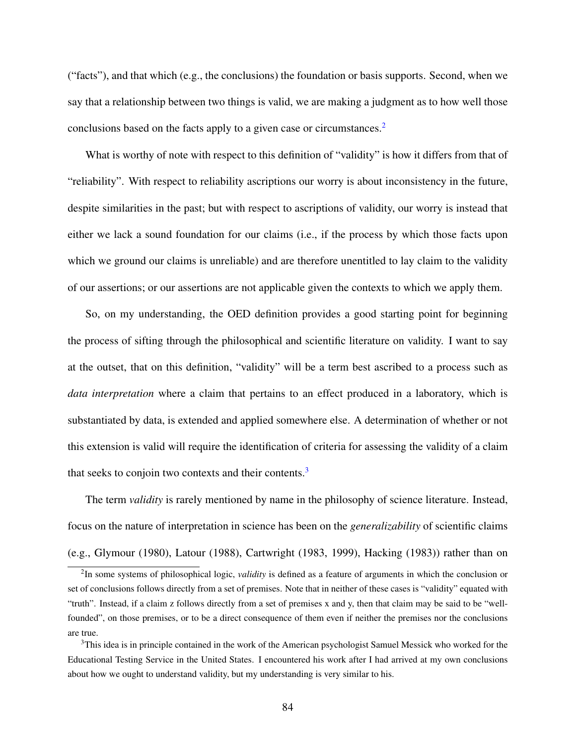("facts"), and that which (e.g., the conclusions) the foundation or basis supports. Second, when we say that a relationship between two things is valid, we are making a judgment as to how well those conclusions based on the facts apply to a given case or circumstances.[2]

What is worthy of note with respect to this definition of "validity" is how it differs from that of "reliability". With respect to reliability ascriptions our worry is about inconsistency in the future, despite similarities in the past; but with respect to ascriptions of validity, our worry is instead that either we lack a sound foundation for our claims (i.e., if the process by which those facts upon which we ground our claims is unreliable) and are therefore unentitled to lay claim to the validity of our assertions; or our assertions are not applicable given the contexts to which we apply them.

So, on my understanding, the OED definition provides a good starting point for beginning the process of sifting through the philosophical and scientific literature on validity. I want to say at the outset, that on this definition, "validity" will be a term best ascribed to a process such as *data interpretation* where a claim that pertains to an effect produced in a laboratory, which is substantiated by data, is extended and applied somewhere else. A determination of whether or not this extension is valid will require the identification of criteria for assessing the validity of a claim that seeks to conjoin two contexts and their contents.[3]

The term *validity* is rarely mentioned by name in the philosophy of science literature. Instead, focus on the nature of interpretation in science has been on the *generalizability* of scientific claims (e.g., Glymour (1980), Latour (1988), Cartwright (1983, 1999), Hacking (1983)) rather than on

[2]In some systems of philosophical logic, *validity* is defined as a feature of arguments in which the conclusion or set of conclusions follows directly from a set of premises. Note that in neither of these cases is "validity" equated with "truth". Instead, if a claim z follows directly from a set of premises x and y, then that claim may be said to be "well-founded", on those premises, or to be a direct consequence of them even if neither the premises nor the conclusions are true.

[3]This idea is in principle contained in the work of the American psychologist Samuel Messick who worked for the Educational Testing Service in the United States. I encountered his work after I had arrived at my own conclusions about how we ought to understand validity, but my understanding is very similar to his.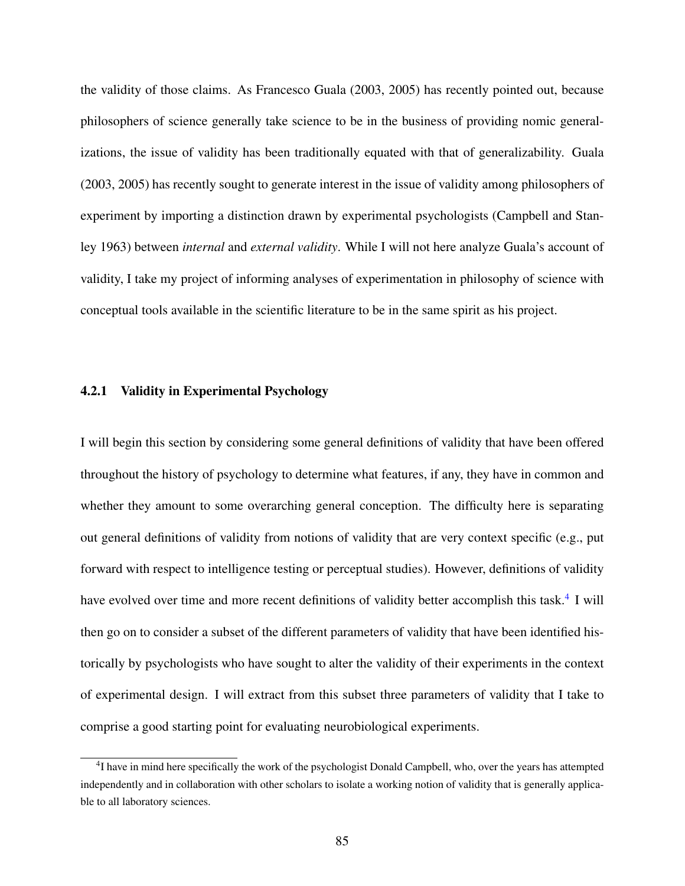the validity of those claims. As Francesco Guala (2003, 2005) has recently pointed out, because philosophers of science generally take science to be in the business of providing nomic generalizations, the issue of validity has been traditionally equated with that of generalizability. Guala (2003, 2005) has recently sought to generate interest in the issue of validity among philosophers of experiment by importing a distinction drawn by experimental psychologists (Campbell and Stanley 1963) between *internal* and *external validity*. While I will not here analyze Guala's account of validity, I take my project of informing analyses of experimentation in philosophy of science with conceptual tools available in the scientific literature to be in the same spirit as his project.

### 4.2.1 Validity in Experimental Psychology

I will begin this section by considering some general definitions of validity that have been offered throughout the history of psychology to determine what features, if any, they have in common and whether they amount to some overarching general conception. The difficulty here is separating out general definitions of validity from notions of validity that are very context specific (e.g., put forward with respect to intelligence testing or perceptual studies). However, definitions of validity have evolved over time and more recent definitions of validity better accomplish this task.[4] I will then go on to consider a subset of the different parameters of validity that have been identified historically by psychologists who have sought to alter the validity of their experiments in the context of experimental design. I will extract from this subset three parameters of validity that I take to comprise a good starting point for evaluating neurobiological experiments.

[4] I have in mind here specifically the work of the psychologist Donald Campbell, who, over the years has attempted independently and in collaboration with other scholars to isolate a working notion of validity that is generally applicable to all laboratory sciences.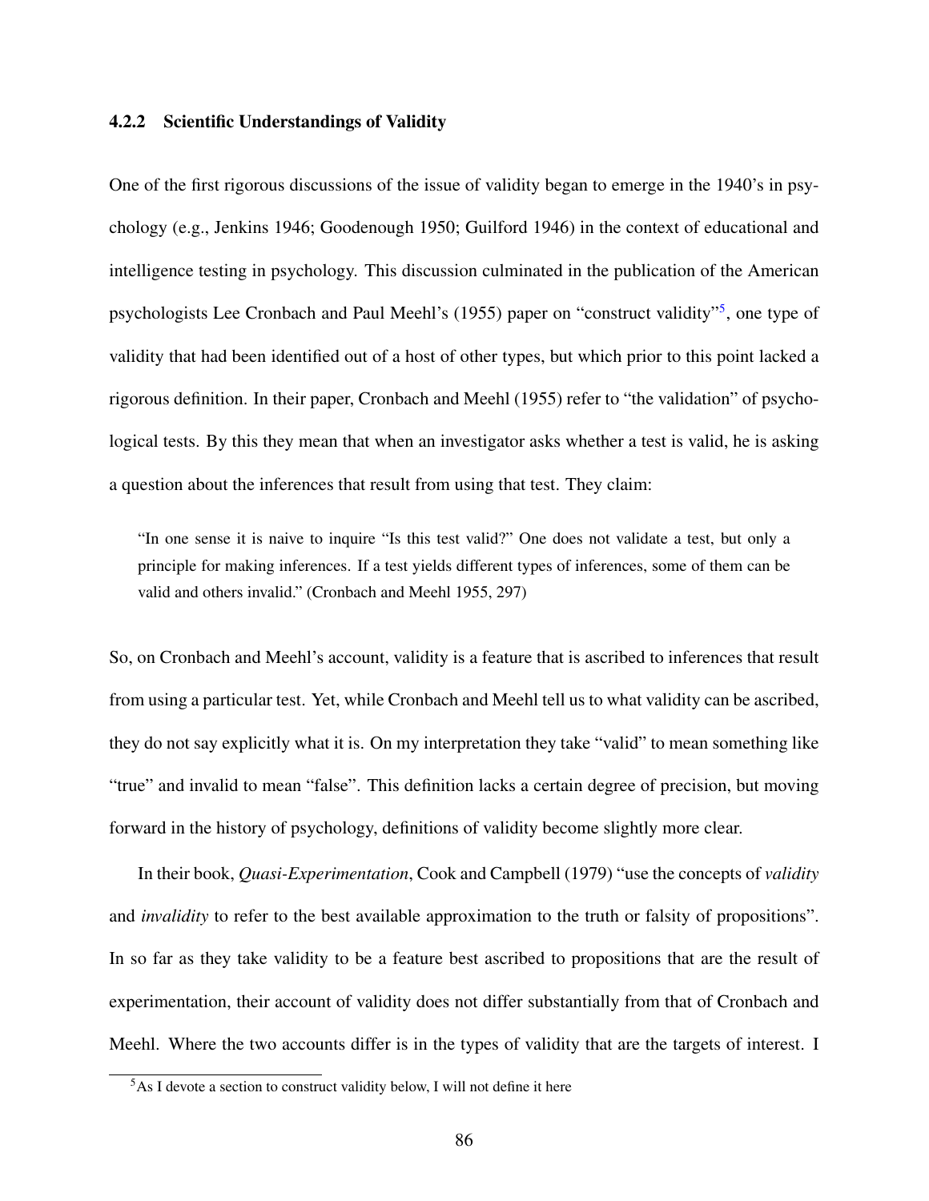### 4.2.2 Scientific Understandings of Validity

One of the first rigorous discussions of the issue of validity began to emerge in the 1940's in psychology (e.g., Jenkins 1946; Goodenough 1950; Guilford 1946) in the context of educational and intelligence testing in psychology. This discussion culminated in the publication of the American psychologists Lee Cronbach and Paul Meehl's (1955) paper on "construct validity"[5], one type of validity that had been identified out of a host of other types, but which prior to this point lacked a rigorous definition. In their paper, Cronbach and Meehl (1955) refer to "the validation" of psychological tests. By this they mean that when an investigator asks whether a test is valid, he is asking a question about the inferences that result from using that test. They claim:

> "In one sense it is naive to inquire "Is this test valid?" One does not validate a test, but only a principle for making inferences. If a test yields different types of inferences, some of them can be valid and others invalid." (Cronbach and Meehl 1955, 297)

So, on Cronbach and Meehl's account, validity is a feature that is ascribed to inferences that result from using a particular test. Yet, while Cronbach and Meehl tell us to what validity can be ascribed, they do not say explicitly what it is. On my interpretation they take "valid" to mean something like "true" and invalid to mean "false". This definition lacks a certain degree of precision, but moving forward in the history of psychology, definitions of validity become slightly more clear.

In their book, *Quasi-Experimentation*, Cook and Campbell (1979) "use the concepts of *validity* and *invalidity* to refer to the best available approximation to the truth or falsity of propositions". In so far as they take validity to be a feature best ascribed to propositions that are the result of experimentation, their account of validity does not differ substantially from that of Cronbach and Meehl. Where the two accounts differ is in the types of validity that are the targets of interest. I

[5] As I devote a section to construct validity below, I will not define it here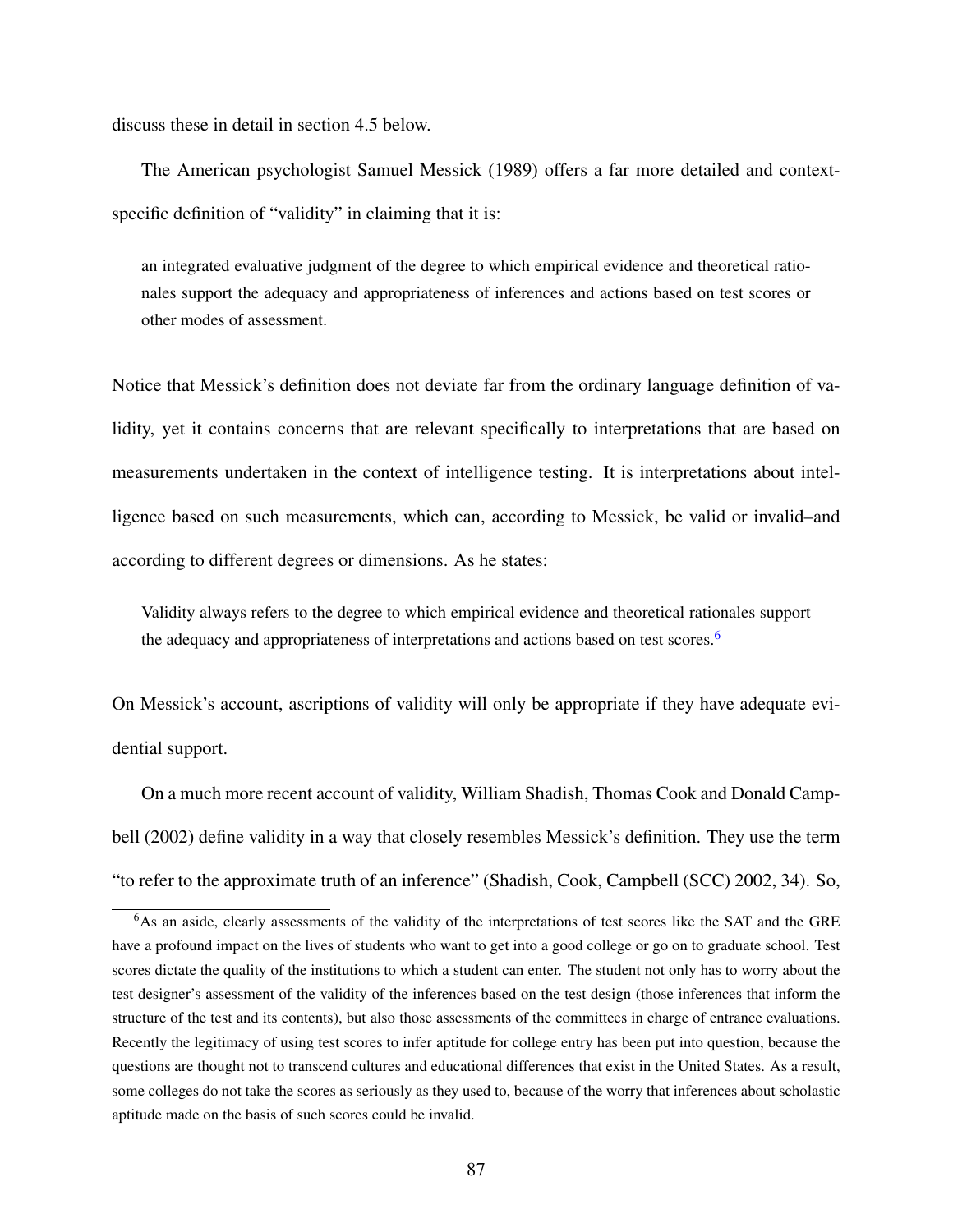discuss these in detail in section 4.5 below.

The American psychologist Samuel Messick (1989) offers a far more detailed and context-specific definition of "validity" in claiming that it is:

> an integrated evaluative judgment of the degree to which empirical evidence and theoretical rationales support the adequacy and appropriateness of inferences and actions based on test scores or other modes of assessment.

Notice that Messick's definition does not deviate far from the ordinary language definition of validity, yet it contains concerns that are relevant specifically to interpretations that are based on measurements undertaken in the context of intelligence testing. It is interpretations about intelligence based on such measurements, which can, according to Messick, be valid or invalid–and according to different degrees or dimensions. As he states:

> Validity always refers to the degree to which empirical evidence and theoretical rationales support the adequacy and appropriateness of interpretations and actions based on test scores.[6]

On Messick's account, ascriptions of validity will only be appropriate if they have adequate evidential support.

On a much more recent account of validity, William Shadish, Thomas Cook and Donald Campbell (2002) define validity in a way that closely resembles Messick's definition. They use the term "to refer to the approximate truth of an inference" (Shadish, Cook, Campbell (SCC) 2002, 34). So,

[6]As an aside, clearly assessments of the validity of the interpretations of test scores like the SAT and the GRE have a profound impact on the lives of students who want to get into a good college or go on to graduate school. Test scores dictate the quality of the institutions to which a student can enter. The student not only has to worry about the test designer's assessment of the validity of the inferences based on the test design (those inferences that inform the structure of the test and its contents), but also those assessments of the committees in charge of entrance evaluations. Recently the legitimacy of using test scores to infer aptitude for college entry has been put into question, because the questions are thought not to transcend cultures and educational differences that exist in the United States. As a result, some colleges do not take the scores as seriously as they used to, because of the worry that inferences about scholastic aptitude made on the basis of such scores could be invalid.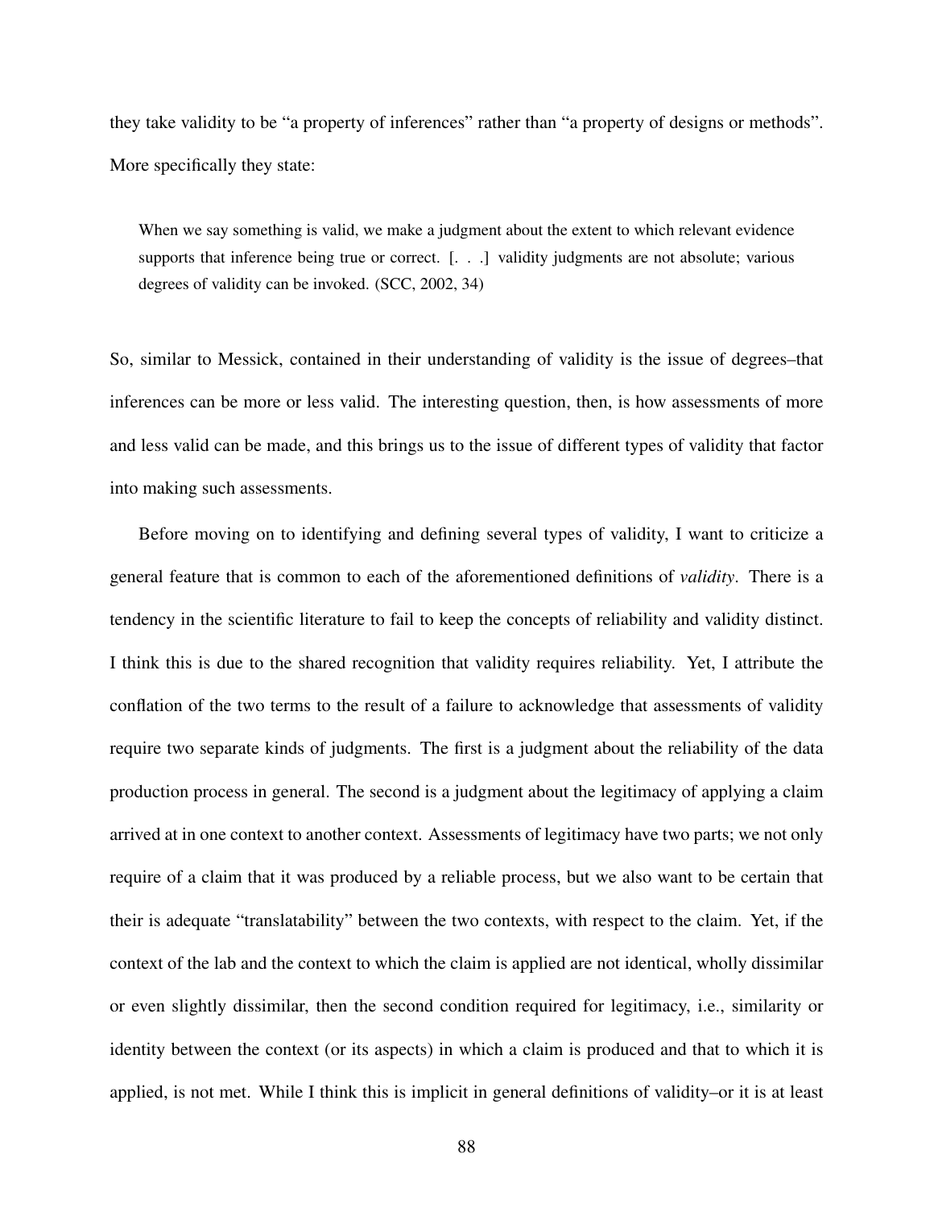they take validity to be "a property of inferences" rather than "a property of designs or methods". More specifically they state:

> When we say something is valid, we make a judgment about the extent to which relevant evidence supports that inference being true or correct. [. . .] validity judgments are not absolute; various degrees of validity can be invoked. (SCC, 2002, 34)

So, similar to Messick, contained in their understanding of validity is the issue of degrees–that inferences can be more or less valid. The interesting question, then, is how assessments of more and less valid can be made, and this brings us to the issue of different types of validity that factor into making such assessments.

Before moving on to identifying and defining several types of validity, I want to criticize a general feature that is common to each of the aforementioned definitions of *validity*. There is a tendency in the scientific literature to fail to keep the concepts of reliability and validity distinct. I think this is due to the shared recognition that validity requires reliability. Yet, I attribute the conflation of the two terms to the result of a failure to acknowledge that assessments of validity require two separate kinds of judgments. The first is a judgment about the reliability of the data production process in general. The second is a judgment about the legitimacy of applying a claim arrived at in one context to another context. Assessments of legitimacy have two parts; we not only require of a claim that it was produced by a reliable process, but we also want to be certain that their is adequate "translatability" between the two contexts, with respect to the claim. Yet, if the context of the lab and the context to which the claim is applied are not identical, wholly dissimilar or even slightly dissimilar, then the second condition required for legitimacy, i.e., similarity or identity between the context (or its aspects) in which a claim is produced and that to which it is applied, is not met. While I think this is implicit in general definitions of validity–or it is at least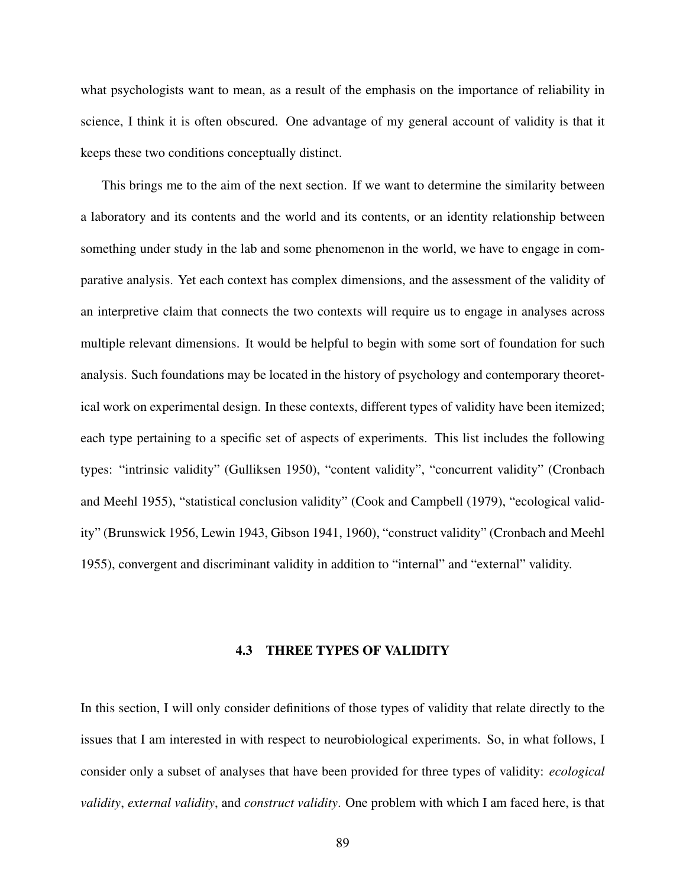what psychologists want to mean, as a result of the emphasis on the importance of reliability in science, I think it is often obscured. One advantage of my general account of validity is that it keeps these two conditions conceptually distinct.

This brings me to the aim of the next section. If we want to determine the similarity between a laboratory and its contents and the world and its contents, or an identity relationship between something under study in the lab and some phenomenon in the world, we have to engage in comparative analysis. Yet each context has complex dimensions, and the assessment of the validity of an interpretive claim that connects the two contexts will require us to engage in analyses across multiple relevant dimensions. It would be helpful to begin with some sort of foundation for such analysis. Such foundations may be located in the history of psychology and contemporary theoretical work on experimental design. In these contexts, different types of validity have been itemized; each type pertaining to a specific set of aspects of experiments. This list includes the following types: "intrinsic validity" (Gulliksen 1950), "content validity", "concurrent validity" (Cronbach and Meehl 1955), "statistical conclusion validity" (Cook and Campbell (1979), "ecological validity" (Brunswick 1956, Lewin 1943, Gibson 1941, 1960), "construct validity" (Cronbach and Meehl 1955), convergent and discriminant validity in addition to "internal" and "external" validity.

## 4.3 THREE TYPES OF VALIDITY

In this section, I will only consider definitions of those types of validity that relate directly to the issues that I am interested in with respect to neurobiological experiments. So, in what follows, I consider only a subset of analyses that have been provided for three types of validity: *ecological validity*, *external validity*, and *construct validity*. One problem with which I am faced here, is that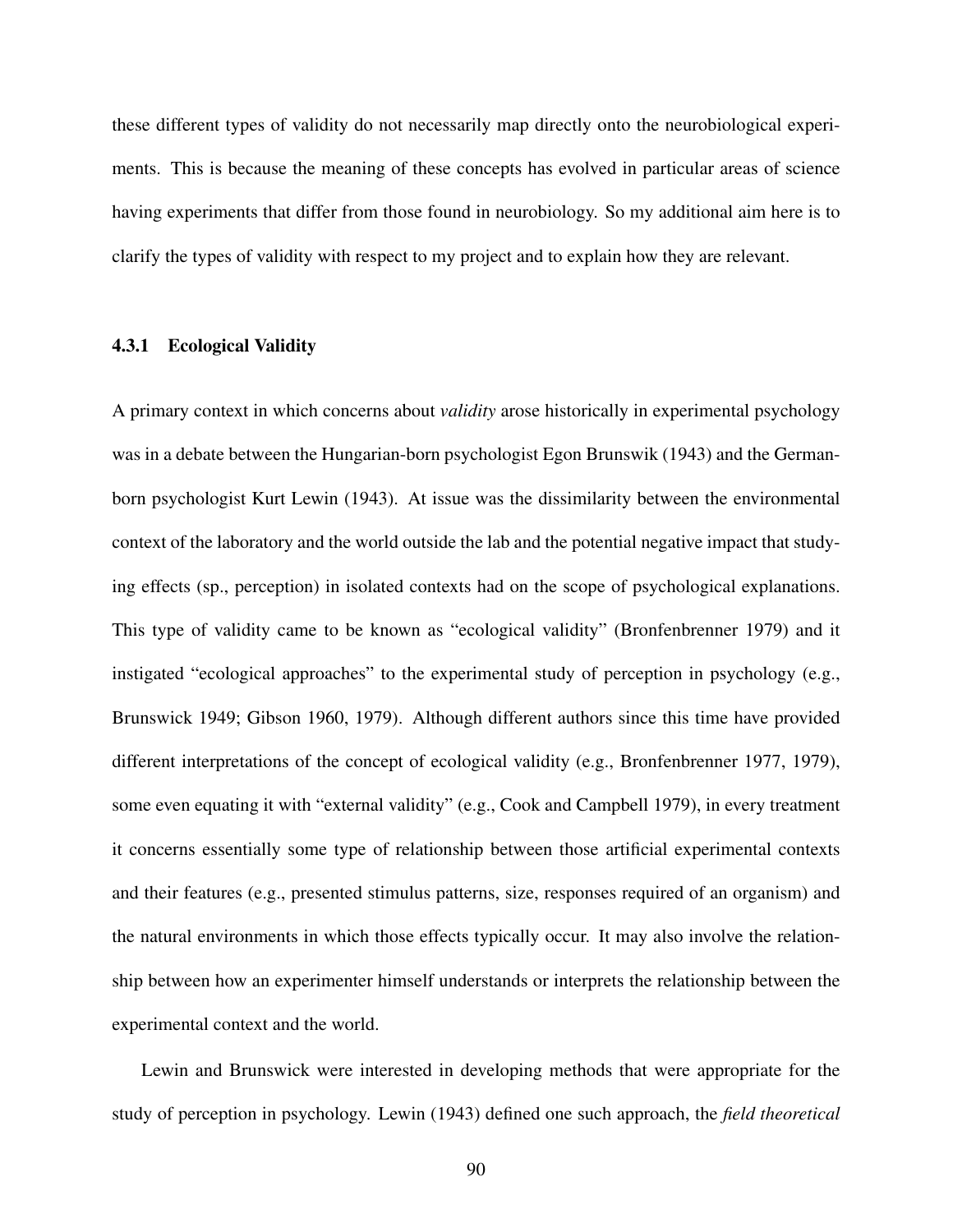these different types of validity do not necessarily map directly onto the neurobiological experiments. This is because the meaning of these concepts has evolved in particular areas of science having experiments that differ from those found in neurobiology. So my additional aim here is to clarify the types of validity with respect to my project and to explain how they are relevant.

### 4.3.1 Ecological Validity

A primary context in which concerns about *validity* arose historically in experimental psychology was in a debate between the Hungarian-born psychologist Egon Brunswik (1943) and the German-born psychologist Kurt Lewin (1943). At issue was the dissimilarity between the environmental context of the laboratory and the world outside the lab and the potential negative impact that studying effects (sp., perception) in isolated contexts had on the scope of psychological explanations. This type of validity came to be known as "ecological validity" (Bronfenbrenner 1979) and it instigated "ecological approaches" to the experimental study of perception in psychology (e.g., Brunswick 1949; Gibson 1960, 1979). Although different authors since this time have provided different interpretations of the concept of ecological validity (e.g., Bronfenbrenner 1977, 1979), some even equating it with "external validity" (e.g., Cook and Campbell 1979), in every treatment it concerns essentially some type of relationship between those artificial experimental contexts and their features (e.g., presented stimulus patterns, size, responses required of an organism) and the natural environments in which those effects typically occur. It may also involve the relationship between how an experimenter himself understands or interprets the relationship between the experimental context and the world.

Lewin and Brunswick were interested in developing methods that were appropriate for the study of perception in psychology. Lewin (1943) defined one such approach, the *field theoretical*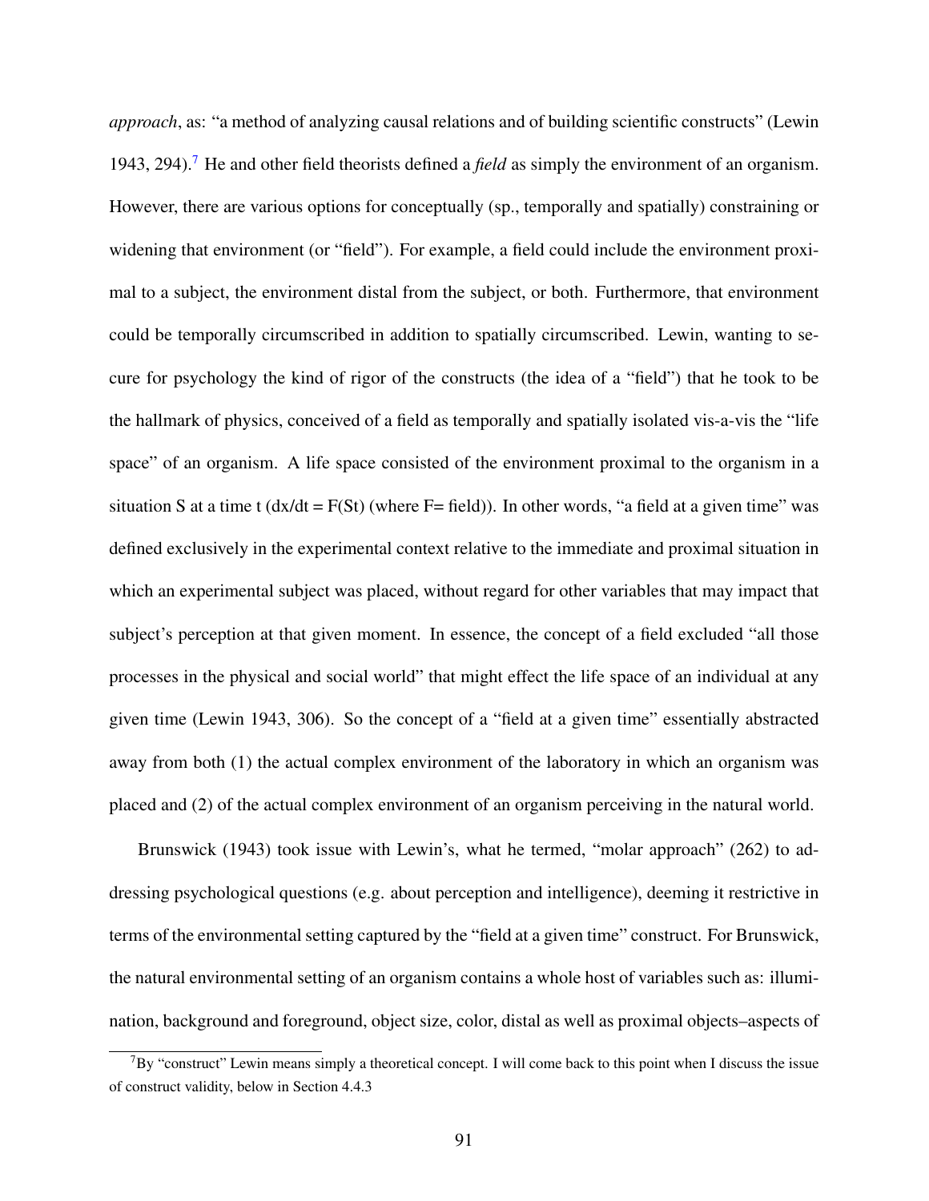*approach*, as: "a method of analyzing causal relations and of building scientific constructs" (Lewin 1943, 294).[7] He and other field theorists defined a *field* as simply the environment of an organism. However, there are various options for conceptually (sp., temporally and spatially) constraining or widening that environment (or "field"). For example, a field could include the environment proximal to a subject, the environment distal from the subject, or both. Furthermore, that environment could be temporally circumscribed in addition to spatially circumscribed. Lewin, wanting to secure for psychology the kind of rigor of the constructs (the idea of a "field") that he took to be the hallmark of physics, conceived of a field as temporally and spatially isolated vis-a-vis the "life space" of an organism. A life space consisted of the environment proximal to the organism in a situation S at a time t ($dx/dt = F(St)$ (where F= field)). In other words, "a field at a given time" was defined exclusively in the experimental context relative to the immediate and proximal situation in which an experimental subject was placed, without regard for other variables that may impact that subject's perception at that given moment. In essence, the concept of a field excluded "all those processes in the physical and social world" that might effect the life space of an individual at any given time (Lewin 1943, 306). So the concept of a "field at a given time" essentially abstracted away from both (1) the actual complex environment of the laboratory in which an organism was placed and (2) of the actual complex environment of an organism perceiving in the natural world.

Brunswick (1943) took issue with Lewin's, what he termed, "molar approach" (262) to addressing psychological questions (e.g. about perception and intelligence), deeming it restrictive in terms of the environmental setting captured by the "field at a given time" construct. For Brunswick, the natural environmental setting of an organism contains a whole host of variables such as: illumination, background and foreground, object size, color, distal as well as proximal objects–aspects of

[7] By "construct" Lewin means simply a theoretical concept. I will come back to this point when I discuss the issue of construct validity, below in Section 4.4.3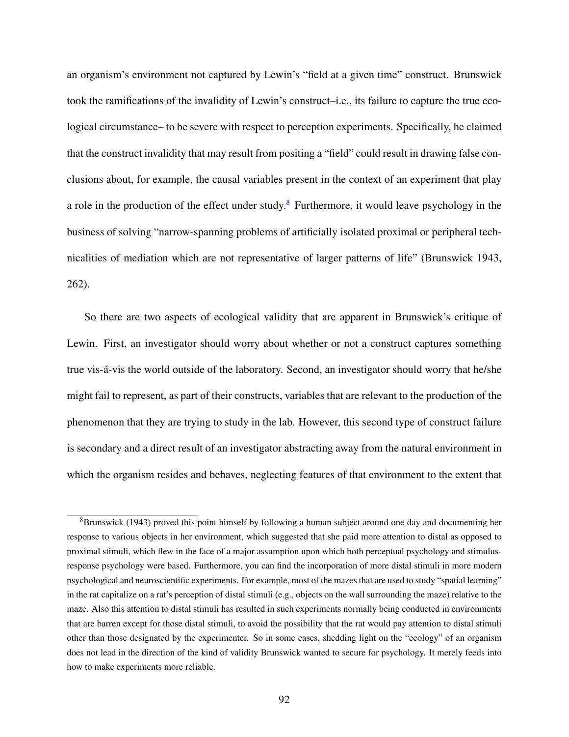an organism's environment not captured by Lewin's "field at a given time" construct. Brunswick took the ramifications of the invalidity of Lewin's construct–i.e., its failure to capture the true ecological circumstance– to be severe with respect to perception experiments. Specifically, he claimed that the construct invalidity that may result from positing a "field" could result in drawing false conclusions about, for example, the causal variables present in the context of an experiment that play a role in the production of the effect under study.[8] Furthermore, it would leave psychology in the business of solving "narrow-spanning problems of artificially isolated proximal or peripheral technicalities of mediation which are not representative of larger patterns of life" (Brunswick 1943, 262).

So there are two aspects of ecological validity that are apparent in Brunswick's critique of Lewin. First, an investigator should worry about whether or not a construct captures something true vis-á-vis the world outside of the laboratory. Second, an investigator should worry that he/she might fail to represent, as part of their constructs, variables that are relevant to the production of the phenomenon that they are trying to study in the lab. However, this second type of construct failure is secondary and a direct result of an investigator abstracting away from the natural environment in which the organism resides and behaves, neglecting features of that environment to the extent that

[8] Brunswick (1943) proved this point himself by following a human subject around one day and documenting her response to various objects in her environment, which suggested that she paid more attention to distal as opposed to proximal stimuli, which flew in the face of a major assumption upon which both perceptual psychology and stimulus-response psychology were based. Furthermore, you can find the incorporation of more distal stimuli in more modern psychological and neuroscientific experiments. For example, most of the mazes that are used to study "spatial learning" in the rat capitalize on a rat's perception of distal stimuli (e.g., objects on the wall surrounding the maze) relative to the maze. Also this attention to distal stimuli has resulted in such experiments normally being conducted in environments that are barren except for those distal stimuli, to avoid the possibility that the rat would pay attention to distal stimuli other than those designated by the experimenter. So in some cases, shedding light on the "ecology" of an organism does not lead in the direction of the kind of validity Brunswick wanted to secure for psychology. It merely feeds into how to make experiments more reliable.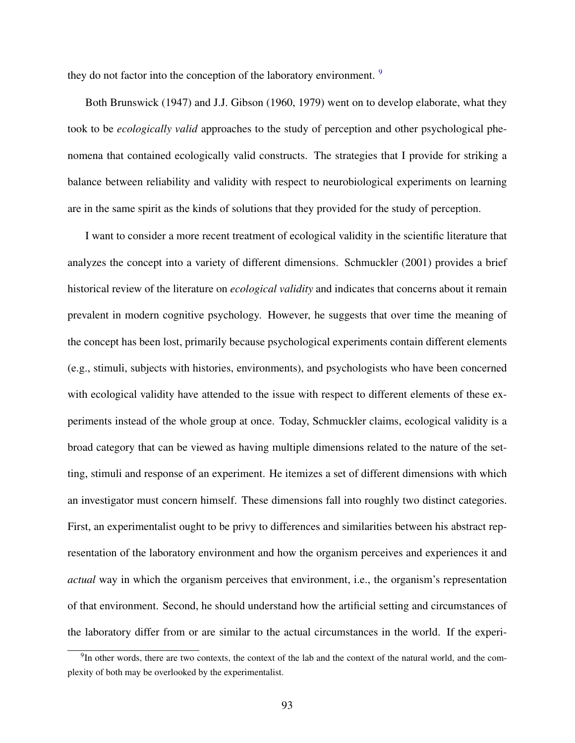they do not factor into the conception of the laboratory environment. [9]

Both Brunswick (1947) and J.J. Gibson (1960, 1979) went on to develop elaborate, what they took to be *ecologically valid* approaches to the study of perception and other psychological phenomena that contained ecologically valid constructs. The strategies that I provide for striking a balance between reliability and validity with respect to neurobiological experiments on learning are in the same spirit as the kinds of solutions that they provided for the study of perception.

I want to consider a more recent treatment of ecological validity in the scientific literature that analyzes the concept into a variety of different dimensions. Schmuckler (2001) provides a brief historical review of the literature on *ecological validity* and indicates that concerns about it remain prevalent in modern cognitive psychology. However, he suggests that over time the meaning of the concept has been lost, primarily because psychological experiments contain different elements (e.g., stimuli, subjects with histories, environments), and psychologists who have been concerned with ecological validity have attended to the issue with respect to different elements of these experiments instead of the whole group at once. Today, Schmuckler claims, ecological validity is a broad category that can be viewed as having multiple dimensions related to the nature of the setting, stimuli and response of an experiment. He itemizes a set of different dimensions with which an investigator must concern himself. These dimensions fall into roughly two distinct categories. First, an experimentalist ought to be privy to differences and similarities between his abstract representation of the laboratory environment and how the organism perceives and experiences it and *actual* way in which the organism perceives that environment, i.e., the organism's representation of that environment. Second, he should understand how the artificial setting and circumstances of the laboratory differ from or are similar to the actual circumstances in the world. If the experi-

[9] In other words, there are two contexts, the context of the lab and the context of the natural world, and the complexity of both may be overlooked by the experimentalist.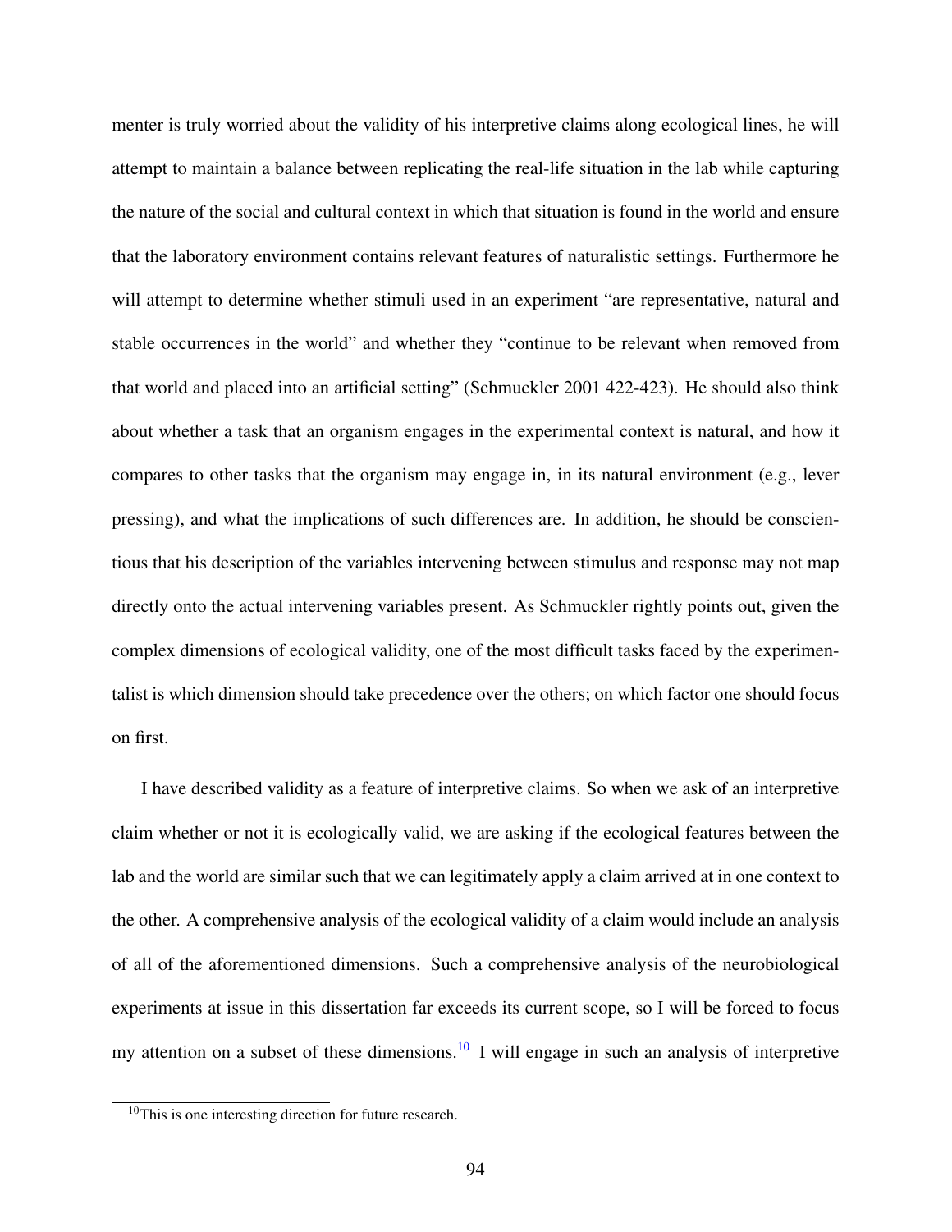menter is truly worried about the validity of his interpretive claims along ecological lines, he will attempt to maintain a balance between replicating the real-life situation in the lab while capturing the nature of the social and cultural context in which that situation is found in the world and ensure that the laboratory environment contains relevant features of naturalistic settings. Furthermore he will attempt to determine whether stimuli used in an experiment "are representative, natural and stable occurrences in the world" and whether they "continue to be relevant when removed from that world and placed into an artificial setting" (Schmuckler 2001 422-423). He should also think about whether a task that an organism engages in the experimental context is natural, and how it compares to other tasks that the organism may engage in, in its natural environment (e.g., lever pressing), and what the implications of such differences are. In addition, he should be conscientious that his description of the variables intervening between stimulus and response may not map directly onto the actual intervening variables present. As Schmuckler rightly points out, given the complex dimensions of ecological validity, one of the most difficult tasks faced by the experimentalist is which dimension should take precedence over the others; on which factor one should focus on first.

I have described validity as a feature of interpretive claims. So when we ask of an interpretive claim whether or not it is ecologically valid, we are asking if the ecological features between the lab and the world are similar such that we can legitimately apply a claim arrived at in one context to the other. A comprehensive analysis of the ecological validity of a claim would include an analysis of all of the aforementioned dimensions. Such a comprehensive analysis of the neurobiological experiments at issue in this dissertation far exceeds its current scope, so I will be forced to focus my attention on a subset of these dimensions.[10] I will engage in such an analysis of interpretive

[10] This is one interesting direction for future research.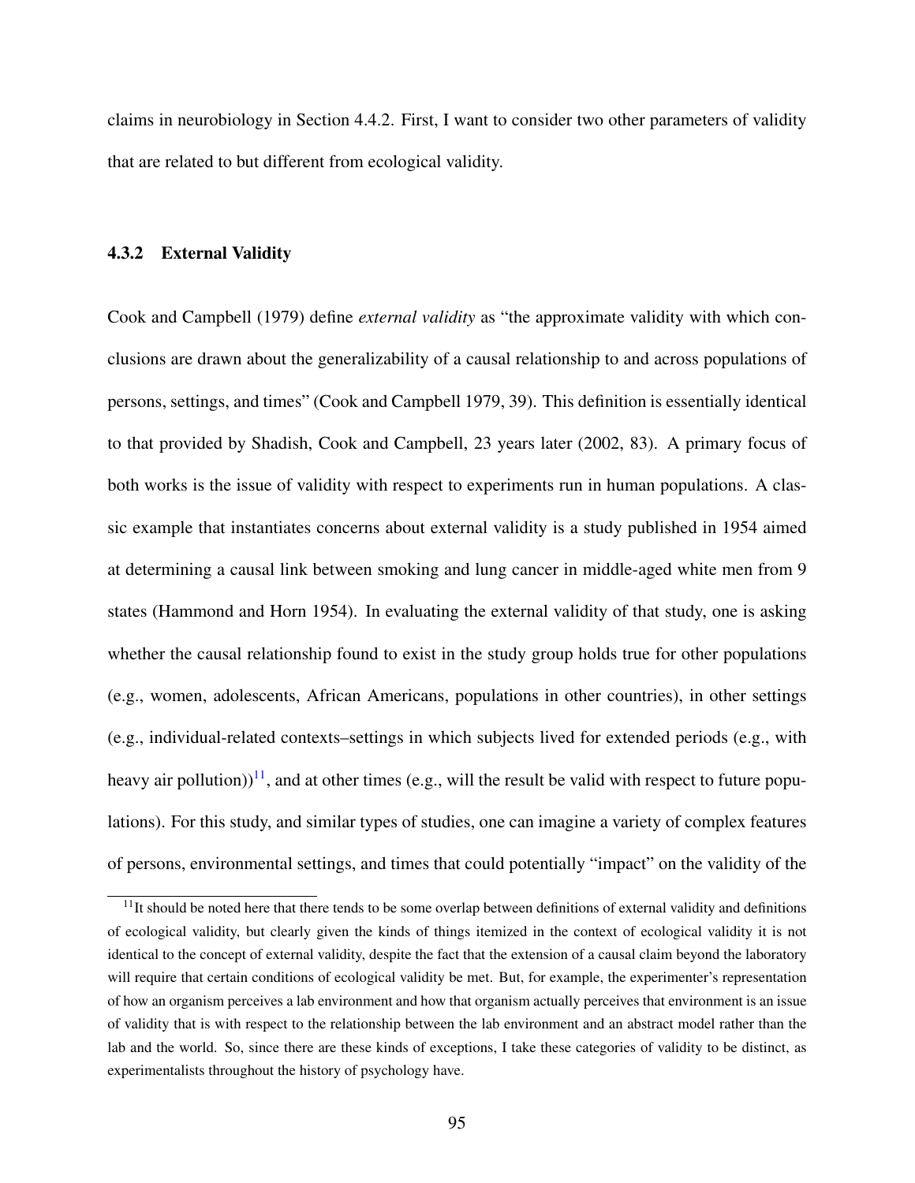claims in neurobiology in Section 4.4.2. First, I want to consider two other parameters of validity that are related to but different from ecological validity.

### 4.3.2 External Validity

Cook and Campbell (1979) define *external validity* as "the approximate validity with which conclusions are drawn about the generalizability of a causal relationship to and across populations of persons, settings, and times" (Cook and Campbell 1979, 39). This definition is essentially identical to that provided by Shadish, Cook and Campbell, 23 years later (2002, 83). A primary focus of both works is the issue of validity with respect to experiments run in human populations. A classic example that instantiates concerns about external validity is a study published in 1954 aimed at determining a causal link between smoking and lung cancer in middle-aged white men from 9 states (Hammond and Horn 1954). In evaluating the external validity of that study, one is asking whether the causal relationship found to exist in the study group holds true for other populations (e.g., women, adolescents, African Americans, populations in other countries), in other settings (e.g., individual-related contexts–settings in which subjects lived for extended periods (e.g., with heavy air pollution))[11], and at other times (e.g., will the result be valid with respect to future populations). For this study, and similar types of studies, one can imagine a variety of complex features of persons, environmental settings, and times that could potentially "impact" on the validity of the

[11] It should be noted here that there tends to be some overlap between definitions of external validity and definitions of ecological validity, but clearly given the kinds of things itemized in the context of ecological validity it is not identical to the concept of external validity, despite the fact that the extension of a causal claim beyond the laboratory will require that certain conditions of ecological validity be met. But, for example, the experimenter's representation of how an organism perceives a lab environment and how that organism actually perceives that environment is an issue of validity that is with respect to the relationship between the lab environment and an abstract model rather than the lab and the world. So, since there are these kinds of exceptions, I take these categories of validity to be distinct, as experimentalists throughout the history of psychology have.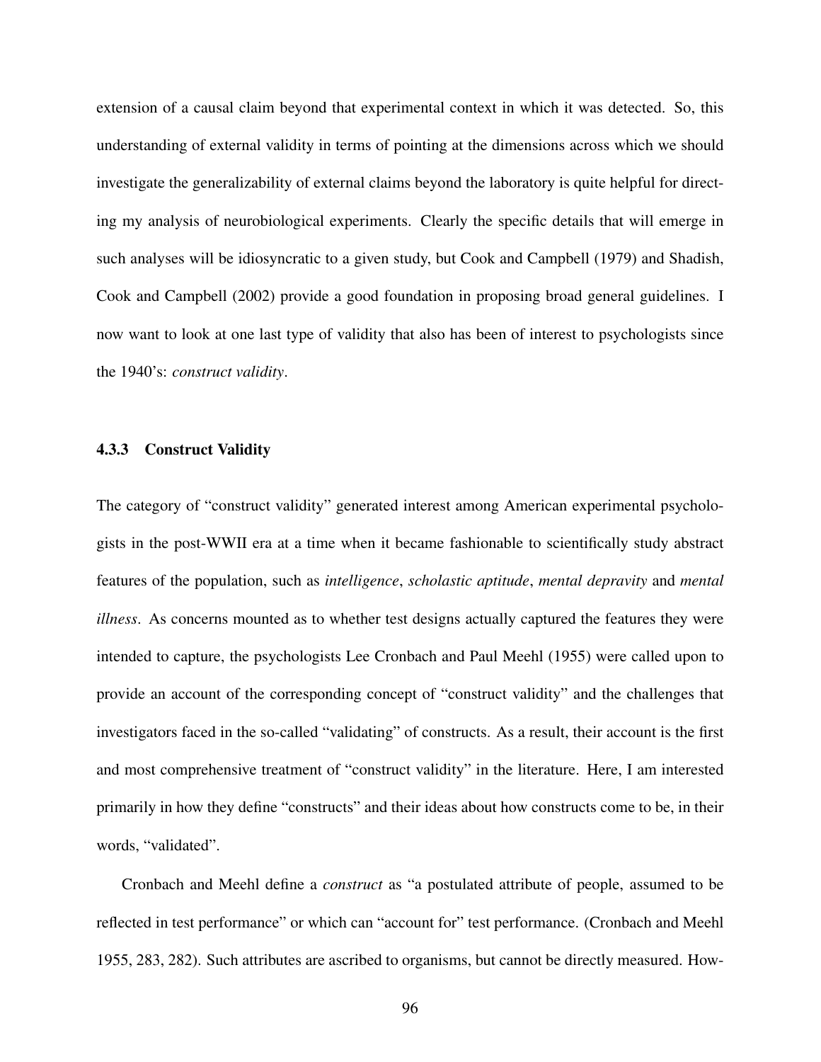extension of a causal claim beyond that experimental context in which it was detected. So, this understanding of external validity in terms of pointing at the dimensions across which we should investigate the generalizability of external claims beyond the laboratory is quite helpful for directing my analysis of neurobiological experiments. Clearly the specific details that will emerge in such analyses will be idiosyncratic to a given study, but Cook and Campbell (1979) and Shadish, Cook and Campbell (2002) provide a good foundation in proposing broad general guidelines. I now want to look at one last type of validity that also has been of interest to psychologists since the 1940's: *construct validity*.

### 4.3.3 Construct Validity

The category of "construct validity" generated interest among American experimental psychologists in the post-WWII era at a time when it became fashionable to scientifically study abstract features of the population, such as *intelligence*, *scholastic aptitude*, *mental depravity* and *mental illness*. As concerns mounted as to whether test designs actually captured the features they were intended to capture, the psychologists Lee Cronbach and Paul Meehl (1955) were called upon to provide an account of the corresponding concept of "construct validity" and the challenges that investigators faced in the so-called "validating" of constructs. As a result, their account is the first and most comprehensive treatment of "construct validity" in the literature. Here, I am interested primarily in how they define "constructs" and their ideas about how constructs come to be, in their words, "validated".

Cronbach and Meehl define a *construct* as "a postulated attribute of people, assumed to be reflected in test performance" or which can "account for" test performance. (Cronbach and Meehl 1955, 283, 282). Such attributes are ascribed to organisms, but cannot be directly measured. How-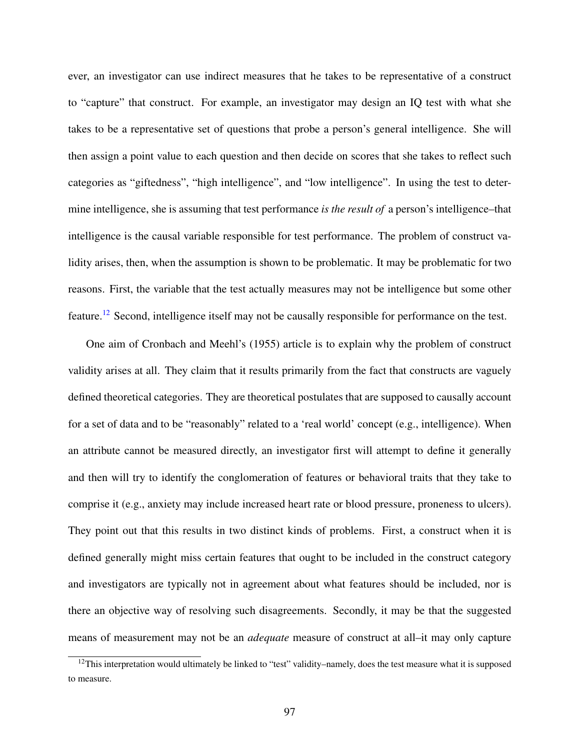ever, an investigator can use indirect measures that he takes to be representative of a construct to "capture" that construct. For example, an investigator may design an IQ test with what she takes to be a representative set of questions that probe a person's general intelligence. She will then assign a point value to each question and then decide on scores that she takes to reflect such categories as "giftedness", "high intelligence", and "low intelligence". In using the test to determine intelligence, she is assuming that test performance *is the result of* a person's intelligence–that intelligence is the causal variable responsible for test performance. The problem of construct validity arises, then, when the assumption is shown to be problematic. It may be problematic for two reasons. First, the variable that the test actually measures may not be intelligence but some other feature.[12] Second, intelligence itself may not be causally responsible for performance on the test.

One aim of Cronbach and Meehl's (1955) article is to explain why the problem of construct validity arises at all. They claim that it results primarily from the fact that constructs are vaguely defined theoretical categories. They are theoretical postulates that are supposed to causally account for a set of data and to be "reasonably" related to a 'real world' concept (e.g., intelligence). When an attribute cannot be measured directly, an investigator first will attempt to define it generally and then will try to identify the conglomeration of features or behavioral traits that they take to comprise it (e.g., anxiety may include increased heart rate or blood pressure, proneness to ulcers). They point out that this results in two distinct kinds of problems. First, a construct when it is defined generally might miss certain features that ought to be included in the construct category and investigators are typically not in agreement about what features should be included, nor is there an objective way of resolving such disagreements. Secondly, it may be that the suggested means of measurement may not be an *adequate* measure of construct at all–it may only capture

[12] This interpretation would ultimately be linked to "test" validity–namely, does the test measure what it is supposed to measure.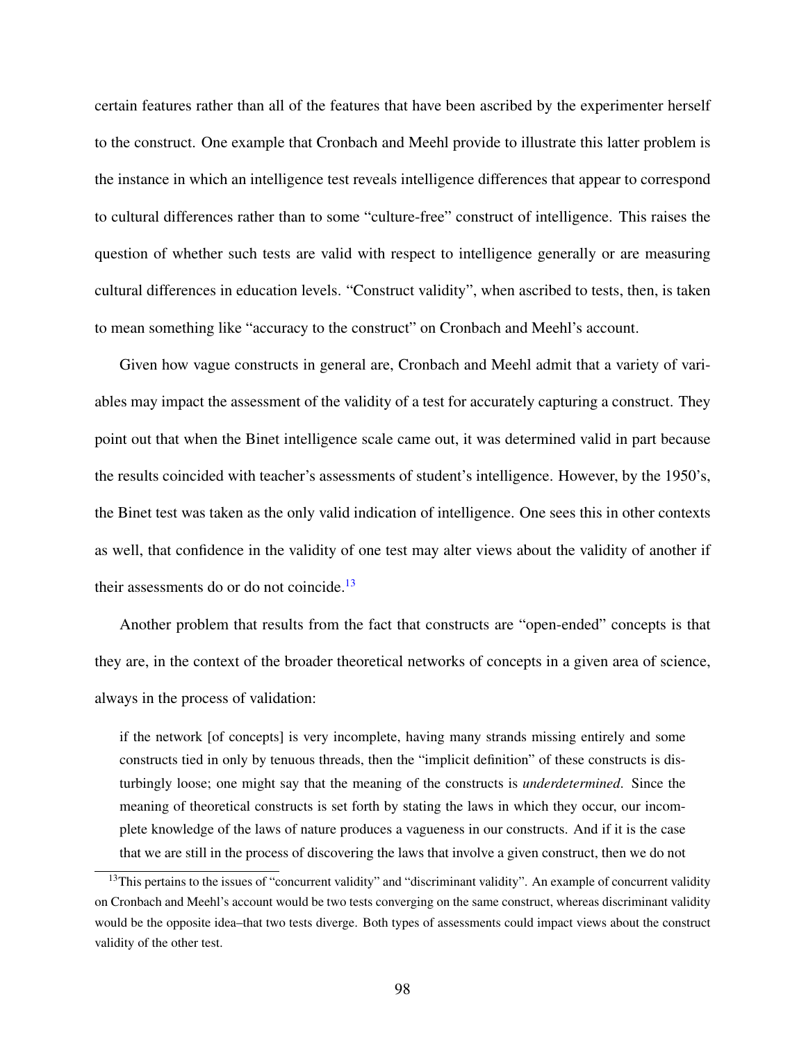certain features rather than all of the features that have been ascribed by the experimenter herself to the construct. One example that Cronbach and Meehl provide to illustrate this latter problem is the instance in which an intelligence test reveals intelligence differences that appear to correspond to cultural differences rather than to some "culture-free" construct of intelligence. This raises the question of whether such tests are valid with respect to intelligence generally or are measuring cultural differences in education levels. "Construct validity", when ascribed to tests, then, is taken to mean something like "accuracy to the construct" on Cronbach and Meehl's account.

Given how vague constructs in general are, Cronbach and Meehl admit that a variety of variables may impact the assessment of the validity of a test for accurately capturing a construct. They point out that when the Binet intelligence scale came out, it was determined valid in part because the results coincided with teacher's assessments of student's intelligence. However, by the 1950's, the Binet test was taken as the only valid indication of intelligence. One sees this in other contexts as well, that confidence in the validity of one test may alter views about the validity of another if their assessments do or do not coincide.[13]

Another problem that results from the fact that constructs are "open-ended" concepts is that they are, in the context of the broader theoretical networks of concepts in a given area of science, always in the process of validation:

> if the network [of concepts] is very incomplete, having many strands missing entirely and some constructs tied in only by tenuous threads, then the "implicit definition" of these constructs is disturbingly loose; one might say that the meaning of the constructs is *underdetermined*. Since the meaning of theoretical constructs is set forth by stating the laws in which they occur, our incomplete knowledge of the laws of nature produces a vagueness in our constructs. And if it is the case that we are still in the process of discovering the laws that involve a given construct, then we do not

[13] This pertains to the issues of "concurrent validity" and "discriminant validity". An example of concurrent validity on Cronbach and Meehl's account would be two tests converging on the same construct, whereas discriminant validity would be the opposite idea–that two tests diverge. Both types of assessments could impact views about the construct validity of the other test.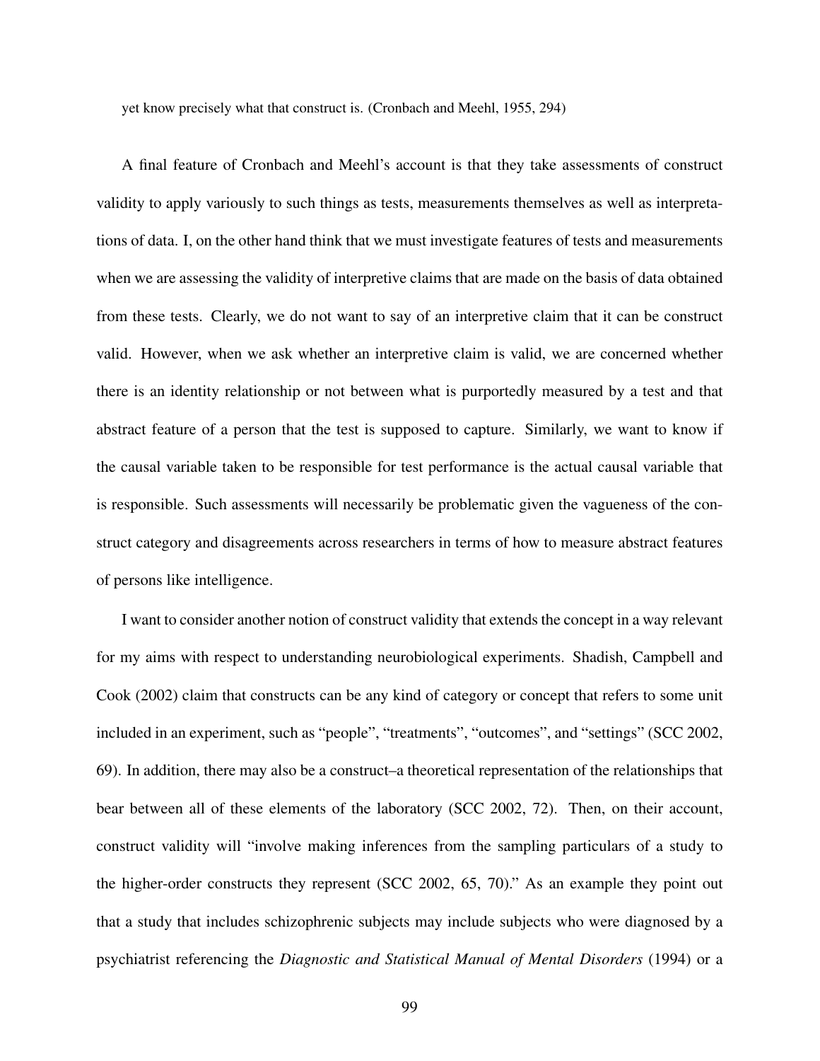yet know precisely what that construct is. (Cronbach and Meehl, 1955, 294)

A final feature of Cronbach and Meehl's account is that they take assessments of construct validity to apply variously to such things as tests, measurements themselves as well as interpretations of data. I, on the other hand think that we must investigate features of tests and measurements when we are assessing the validity of interpretive claims that are made on the basis of data obtained from these tests. Clearly, we do not want to say of an interpretive claim that it can be construct valid. However, when we ask whether an interpretive claim is valid, we are concerned whether there is an identity relationship or not between what is purportedly measured by a test and that abstract feature of a person that the test is supposed to capture. Similarly, we want to know if the causal variable taken to be responsible for test performance is the actual causal variable that is responsible. Such assessments will necessarily be problematic given the vagueness of the construct category and disagreements across researchers in terms of how to measure abstract features of persons like intelligence.

I want to consider another notion of construct validity that extends the concept in a way relevant for my aims with respect to understanding neurobiological experiments. Shadish, Campbell and Cook (2002) claim that constructs can be any kind of category or concept that refers to some unit included in an experiment, such as "people", "treatments", "outcomes", and "settings" (SCC 2002, 69). In addition, there may also be a construct–a theoretical representation of the relationships that bear between all of these elements of the laboratory (SCC 2002, 72). Then, on their account, construct validity will "involve making inferences from the sampling particulars of a study to the higher-order constructs they represent (SCC 2002, 65, 70)." As an example they point out that a study that includes schizophrenic subjects may include subjects who were diagnosed by a psychiatrist referencing the *Diagnostic and Statistical Manual of Mental Disorders* (1994) or a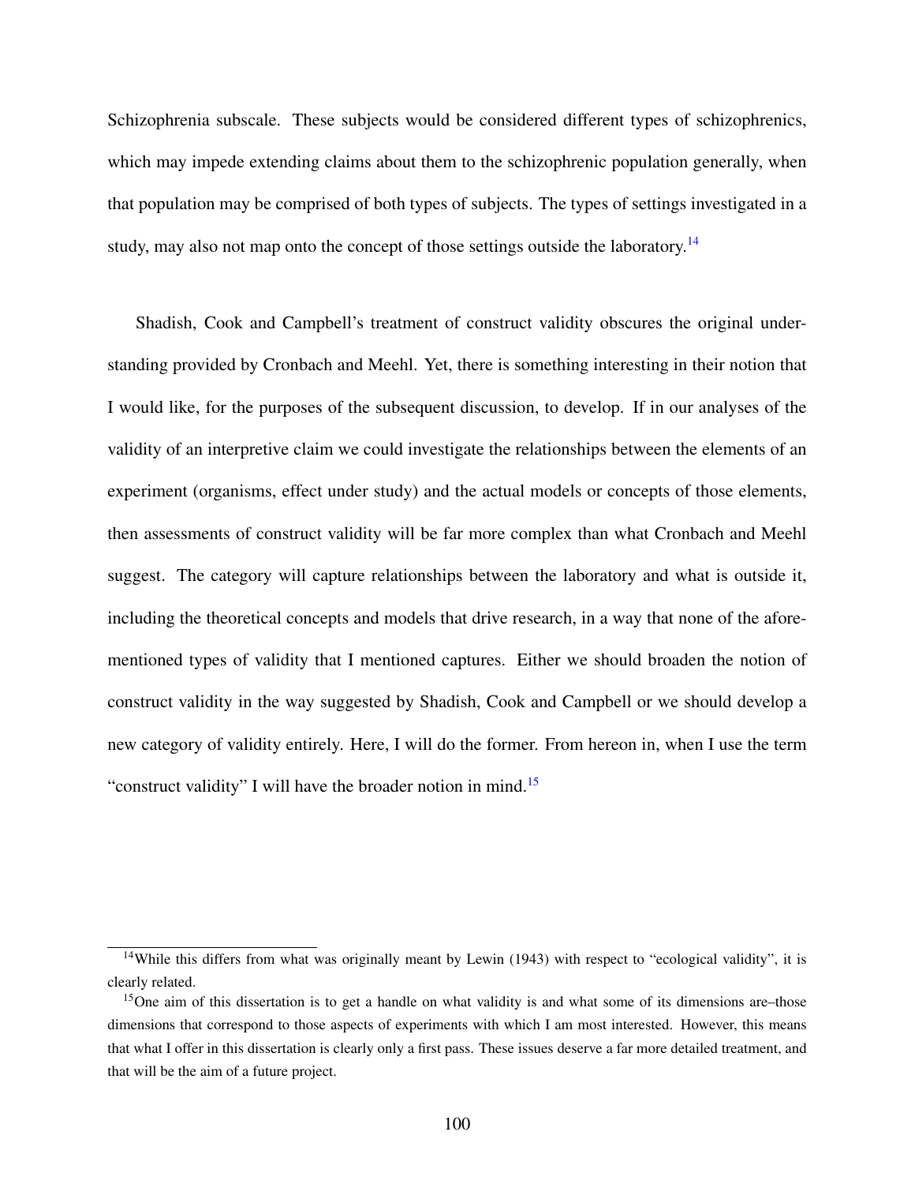Schizophrenia subscale. These subjects would be considered different types of schizophrenics, which may impede extending claims about them to the schizophrenic population generally, when that population may be comprised of both types of subjects. The types of settings investigated in a study, may also not map onto the concept of those settings outside the laboratory.[14]

Shadish, Cook and Campbell's treatment of construct validity obscures the original understanding provided by Cronbach and Meehl. Yet, there is something interesting in their notion that I would like, for the purposes of the subsequent discussion, to develop. If in our analyses of the validity of an interpretive claim we could investigate the relationships between the elements of an experiment (organisms, effect under study) and the actual models or concepts of those elements, then assessments of construct validity will be far more complex than what Cronbach and Meehl suggest. The category will capture relationships between the laboratory and what is outside it, including the theoretical concepts and models that drive research, in a way that none of the aforementioned types of validity that I mentioned captures. Either we should broaden the notion of construct validity in the way suggested by Shadish, Cook and Campbell or we should develop a new category of validity entirely. Here, I will do the former. From hereon in, when I use the term "construct validity" I will have the broader notion in mind.[15]

---

[14] While this differs from what was originally meant by Lewin (1943) with respect to "ecological validity", it is clearly related.

[15] One aim of this dissertation is to get a handle on what validity is and what some of its dimensions are–those dimensions that correspond to those aspects of experiments with which I am most interested. However, this means that what I offer in this dissertation is clearly only a first pass. These issues deserve a far more detailed treatment, and that will be the aim of a future project.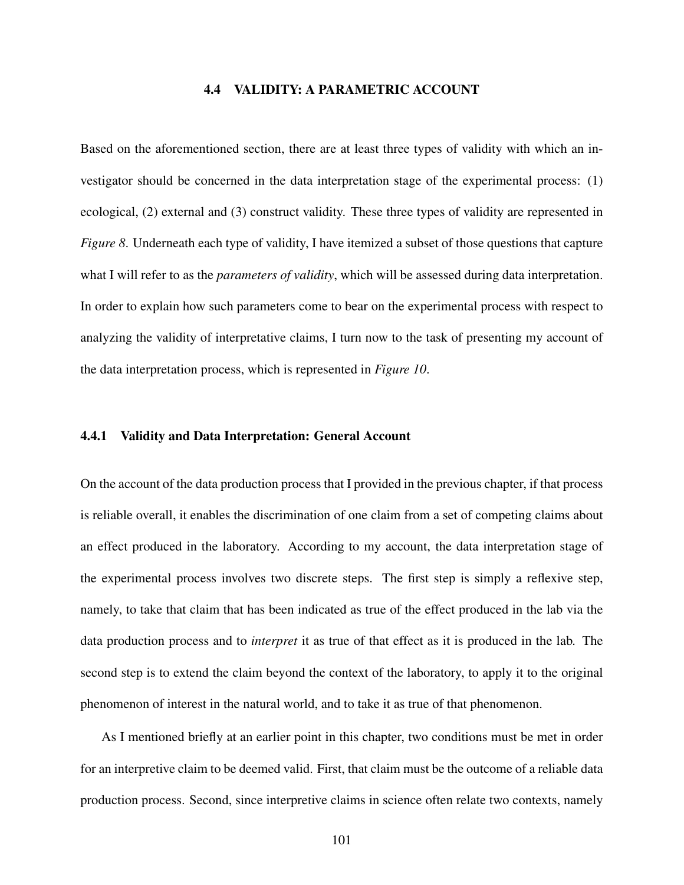### 4.4 VALIDITY: A PARAMETRIC ACCOUNT

Based on the aforementioned section, there are at least three types of validity with which an investigator should be concerned in the data interpretation stage of the experimental process: (1) ecological, (2) external and (3) construct validity. These three types of validity are represented in *Figure 8*. Underneath each type of validity, I have itemized a subset of those questions that capture what I will refer to as the *parameters of validity*, which will be assessed during data interpretation. In order to explain how such parameters come to bear on the experimental process with respect to analyzing the validity of interpretative claims, I turn now to the task of presenting my account of the data interpretation process, which is represented in *Figure 10*.

#### 4.4.1 Validity and Data Interpretation: General Account

On the account of the data production process that I provided in the previous chapter, if that process is reliable overall, it enables the discrimination of one claim from a set of competing claims about an effect produced in the laboratory. According to my account, the data interpretation stage of the experimental process involves two discrete steps. The first step is simply a reflexive step, namely, to take that claim that has been indicated as true of the effect produced in the lab via the data production process and to *interpret* it as true of that effect as it is produced in the lab. The second step is to extend the claim beyond the context of the laboratory, to apply it to the original phenomenon of interest in the natural world, and to take it as true of that phenomenon.

As I mentioned briefly at an earlier point in this chapter, two conditions must be met in order for an interpretive claim to be deemed valid. First, that claim must be the outcome of a reliable data production process. Second, since interpretive claims in science often relate two contexts, namely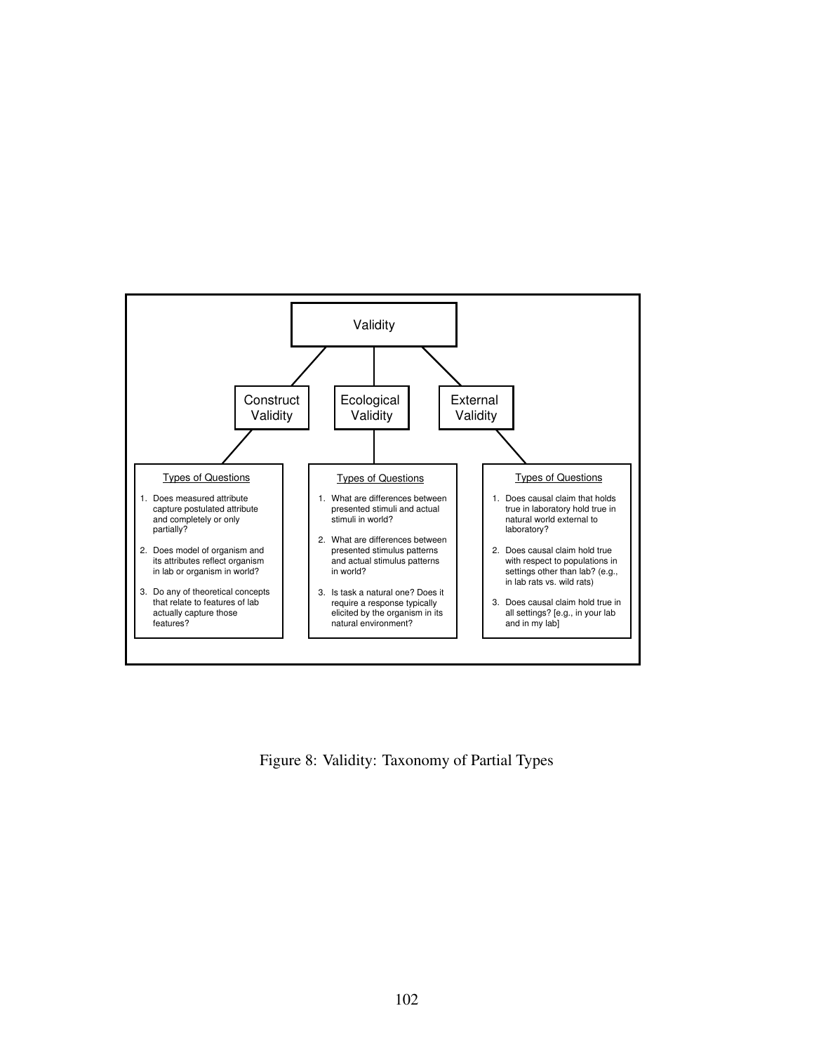Validity

Construct Validity

Ecological Validity

External Validity

Types of Questions

1. Does measured attribute capture postulated attribute and completely or only partially?
2. Does model of organism and its attributes reflect organism in lab or organism in world?
3. Do any of theoretical concepts that relate to features of lab actually capture those features?

Types of Questions

1. What are differences between presented stimuli and actual stimuli in world?
2. What are differences between presented stimulus patterns and actual stimulus patterns in world?
3. Is task a natural one? Does it require a response typically elicited by the organism in its natural environment?

Types of Questions

1. Does causal claim that holds true in laboratory hold true in natural world external to laboratory?
2. Does causal claim hold true with respect to populations in settings other than lab? (e.g., in lab rats vs. wild rats)
3. Does causal claim hold true in all settings? [e.g., in your lab and in my lab]

Figure 8: Validity: Taxonomy of Partial Types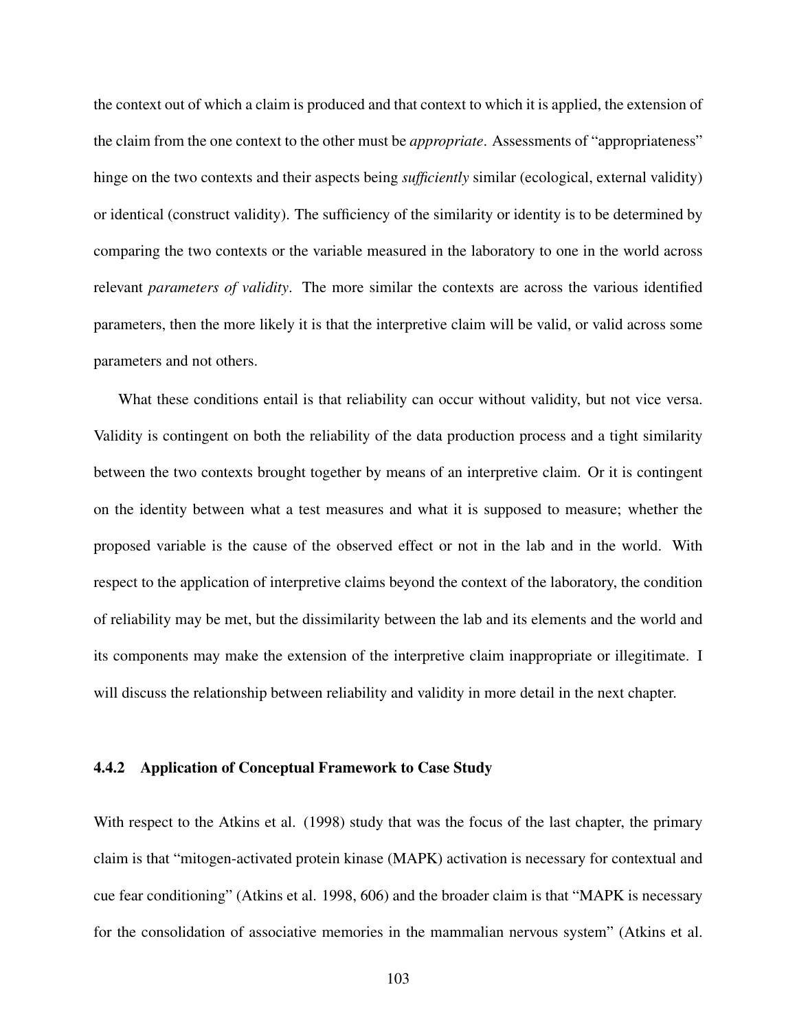the context out of which a claim is produced and that context to which it is applied, the extension of the claim from the one context to the other must be *appropriate*. Assessments of "appropriateness" hinge on the two contexts and their aspects being *sufficiently* similar (ecological, external validity) or identical (construct validity). The sufficiency of the similarity or identity is to be determined by comparing the two contexts or the variable measured in the laboratory to one in the world across relevant *parameters of validity*. The more similar the contexts are across the various identified parameters, then the more likely it is that the interpretive claim will be valid, or valid across some parameters and not others.

What these conditions entail is that reliability can occur without validity, but not vice versa. Validity is contingent on both the reliability of the data production process and a tight similarity between the two contexts brought together by means of an interpretive claim. Or it is contingent on the identity between what a test measures and what it is supposed to measure; whether the proposed variable is the cause of the observed effect or not in the lab and in the world. With respect to the application of interpretive claims beyond the context of the laboratory, the condition of reliability may be met, but the dissimilarity between the lab and its elements and the world and its components may make the extension of the interpretive claim inappropriate or illegitimate. I will discuss the relationship between reliability and validity in more detail in the next chapter.

### 4.4.2 Application of Conceptual Framework to Case Study

With respect to the Atkins et al. (1998) study that was the focus of the last chapter, the primary claim is that "mitogen-activated protein kinase (MAPK) activation is necessary for contextual and cue fear conditioning" (Atkins et al. 1998, 606) and the broader claim is that "MAPK is necessary for the consolidation of associative memories in the mammalian nervous system" (Atkins et al.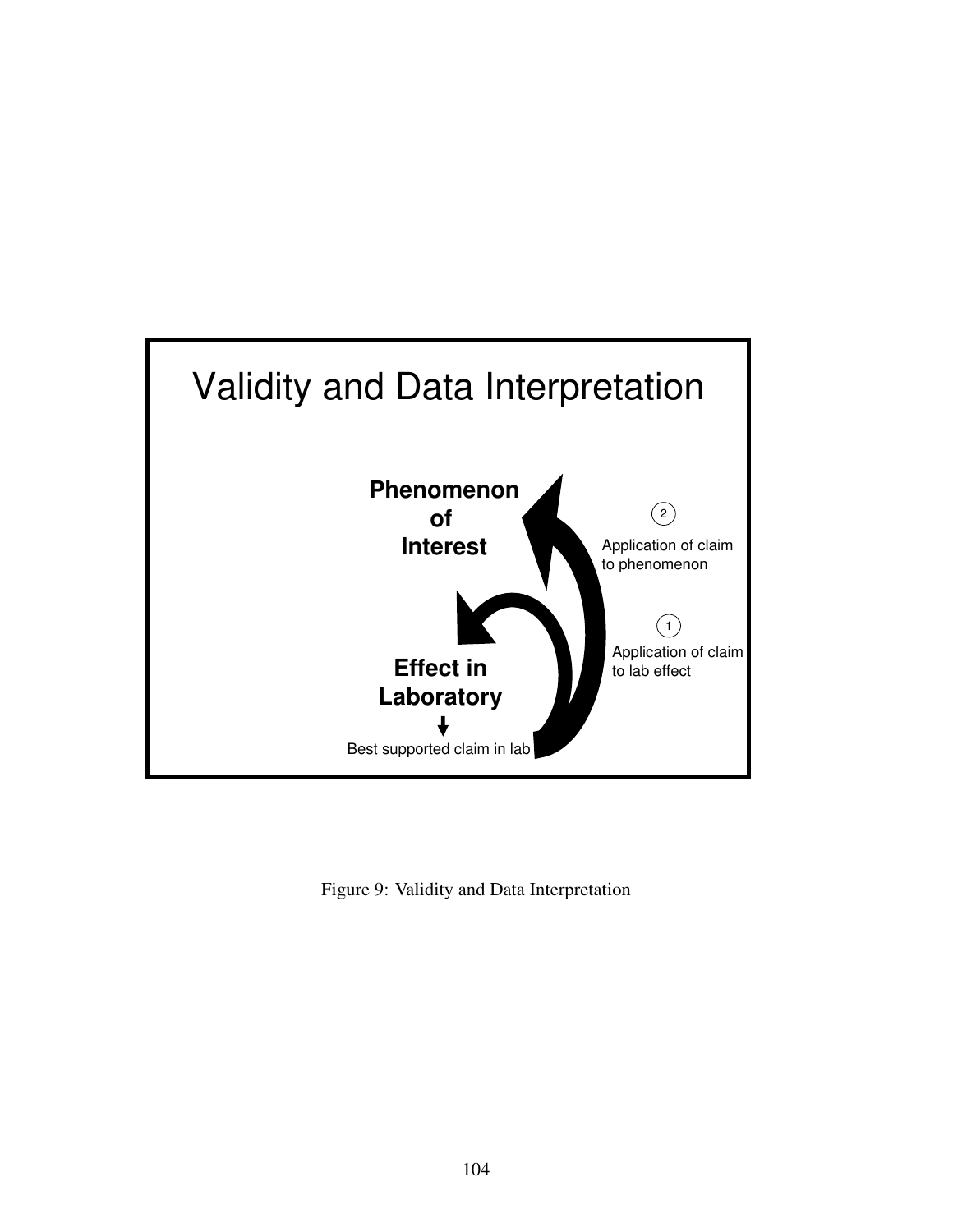Validity and Data Interpretation

Phenomenon of Interest

Effect in Laboratory

Best supported claim in lab

2 Application of claim to phenomenon

1 Application of claim to lab effect

Figure 9: Validity and Data Interpretation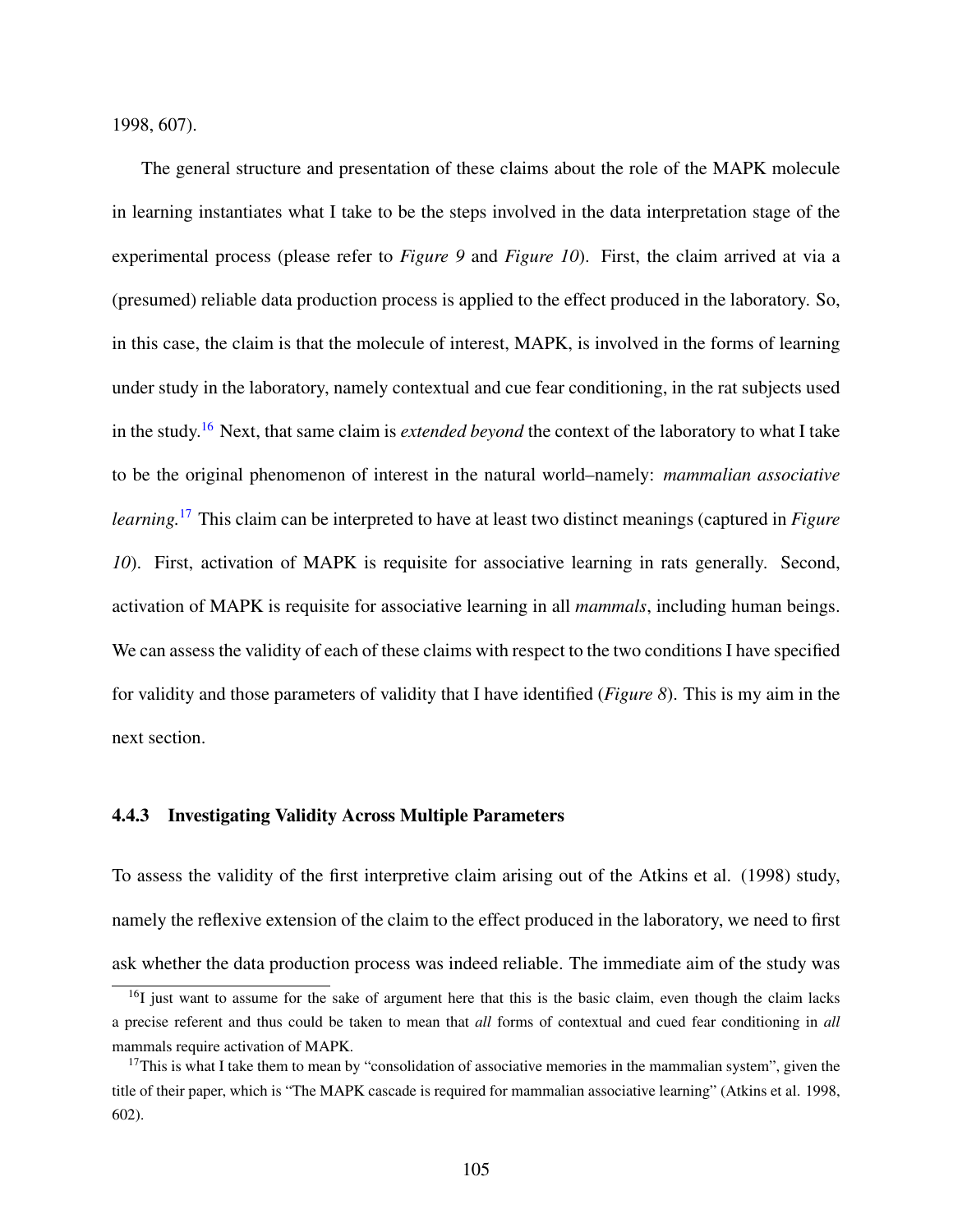1998, 607).

The general structure and presentation of these claims about the role of the MAPK molecule in learning instantiates what I take to be the steps involved in the data interpretation stage of the experimental process (please refer to *Figure 9* and *Figure 10*). First, the claim arrived at via a (presumed) reliable data production process is applied to the effect produced in the laboratory. So, in this case, the claim is that the molecule of interest, MAPK, is involved in the forms of learning under study in the laboratory, namely contextual and cue fear conditioning, in the rat subjects used in the study.[16] Next, that same claim is *extended beyond* the context of the laboratory to what I take to be the original phenomenon of interest in the natural world–namely: *mammalian associative learning*.[17] This claim can be interpreted to have at least two distinct meanings (captured in *Figure 10*). First, activation of MAPK is requisite for associative learning in rats generally. Second, activation of MAPK is requisite for associative learning in all *mammals*, including human beings. We can assess the validity of each of these claims with respect to the two conditions I have specified for validity and those parameters of validity that I have identified (*Figure 8*). This is my aim in the next section.

### 4.4.3 Investigating Validity Across Multiple Parameters

To assess the validity of the first interpretive claim arising out of the Atkins et al. (1998) study, namely the reflexive extension of the claim to the effect produced in the laboratory, we need to first ask whether the data production process was indeed reliable. The immediate aim of the study was

[16] I just want to assume for the sake of argument here that this is the basic claim, even though the claim lacks a precise referent and thus could be taken to mean that *all* forms of contextual and cued fear conditioning in *all* mammals require activation of MAPK.

[17] This is what I take them to mean by "consolidation of associative memories in the mammalian system", given the title of their paper, which is "The MAPK cascade is required for mammalian associative learning" (Atkins et al. 1998, 602).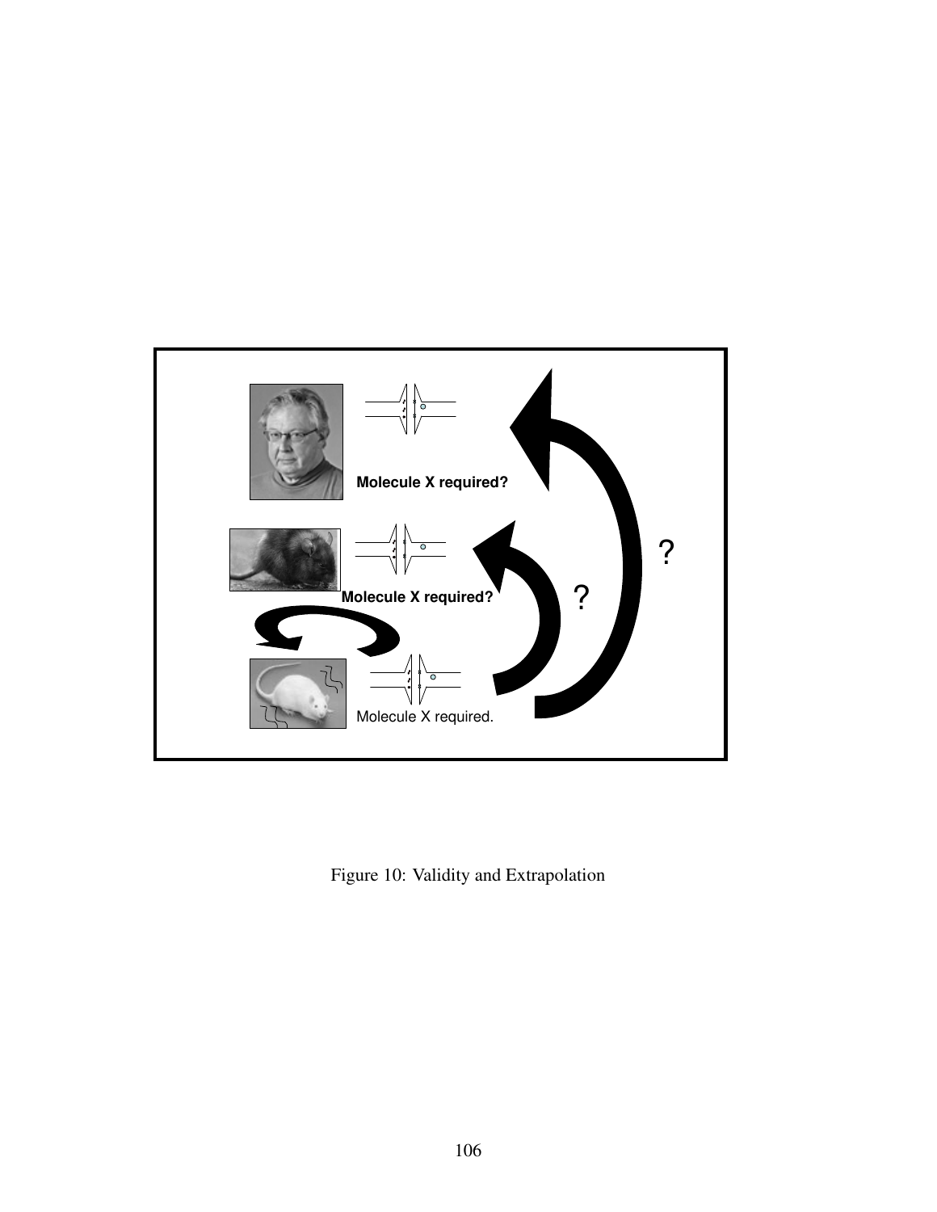Figure 10: Validity and Extrapolation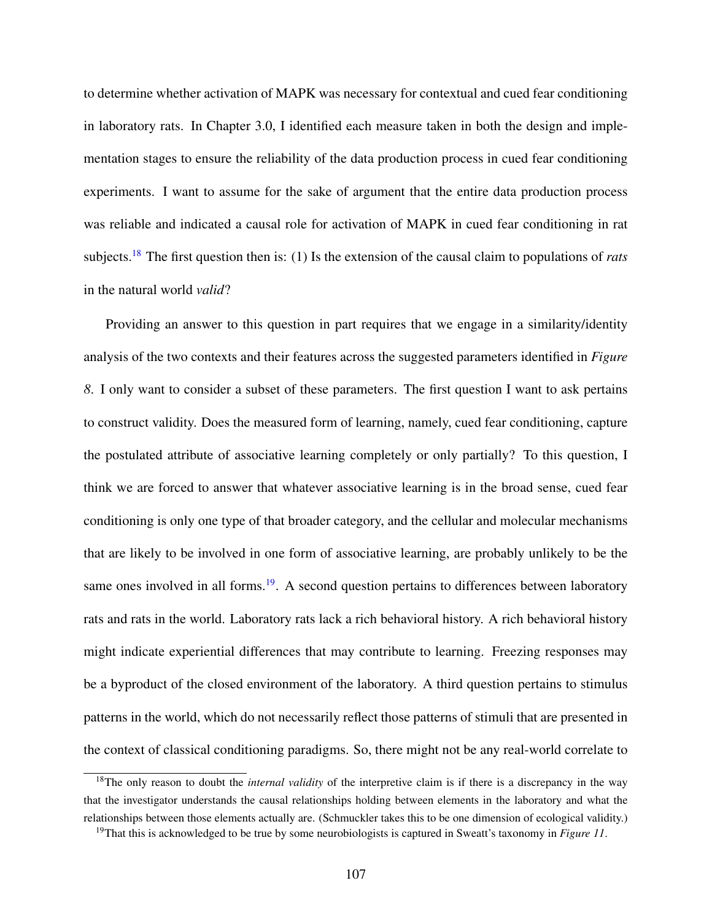to determine whether activation of MAPK was necessary for contextual and cued fear conditioning in laboratory rats. In Chapter 3.0, I identified each measure taken in both the design and implementation stages to ensure the reliability of the data production process in cued fear conditioning experiments. I want to assume for the sake of argument that the entire data production process was reliable and indicated a causal role for activation of MAPK in cued fear conditioning in rat subjects.[18] The first question then is: (1) Is the extension of the causal claim to populations of *rats* in the natural world *valid*?

Providing an answer to this question in part requires that we engage in a similarity/identity analysis of the two contexts and their features across the suggested parameters identified in *Figure 8*. I only want to consider a subset of these parameters. The first question I want to ask pertains to construct validity. Does the measured form of learning, namely, cued fear conditioning, capture the postulated attribute of associative learning completely or only partially? To this question, I think we are forced to answer that whatever associative learning is in the broad sense, cued fear conditioning is only one type of that broader category, and the cellular and molecular mechanisms that are likely to be involved in one form of associative learning, are probably unlikely to be the same ones involved in all forms.[19]. A second question pertains to differences between laboratory rats and rats in the world. Laboratory rats lack a rich behavioral history. A rich behavioral history might indicate experiential differences that may contribute to learning. Freezing responses may be a byproduct of the closed environment of the laboratory. A third question pertains to stimulus patterns in the world, which do not necessarily reflect those patterns of stimuli that are presented in the context of classical conditioning paradigms. So, there might not be any real-world correlate to

[18] The only reason to doubt the *internal validity* of the interpretive claim is if there is a discrepancy in the way that the investigator understands the causal relationships holding between elements in the laboratory and what the relationships between those elements actually are. (Schmuckler takes this to be one dimension of ecological validity.)

[19] That this is acknowledged to be true by some neurobiologists is captured in Sweatt's taxonomy in *Figure 11*.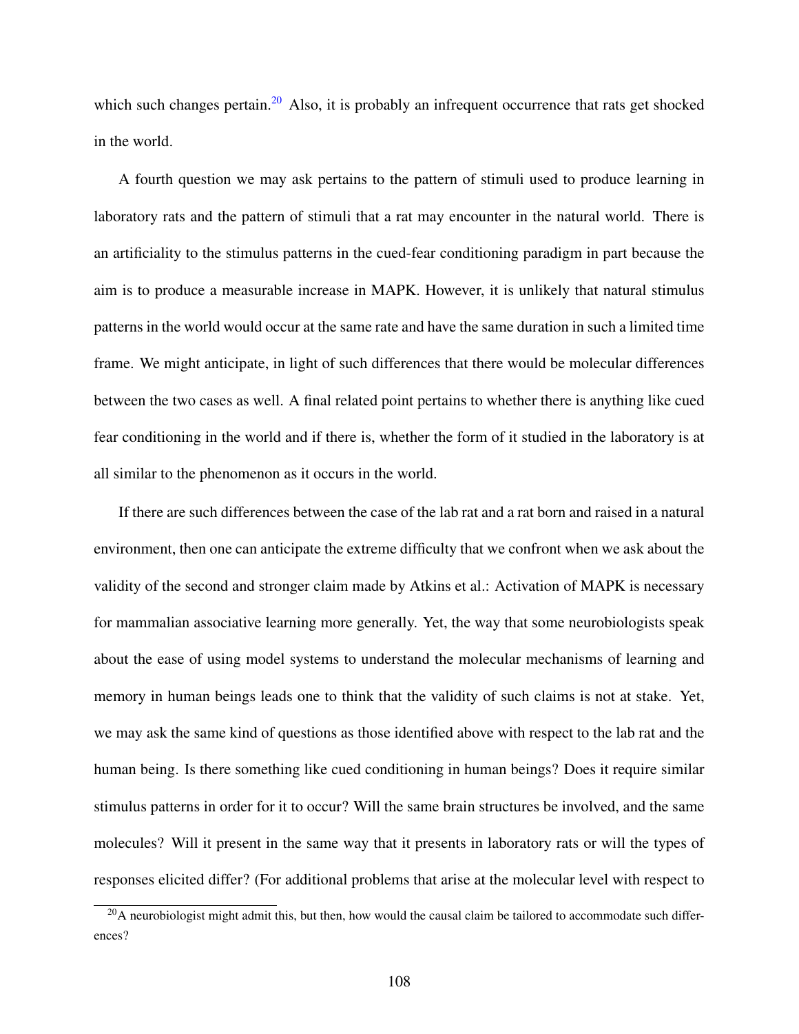which such changes pertain.[20] Also, it is probably an infrequent occurrence that rats get shocked in the world.

A fourth question we may ask pertains to the pattern of stimuli used to produce learning in laboratory rats and the pattern of stimuli that a rat may encounter in the natural world. There is an artificiality to the stimulus patterns in the cued-fear conditioning paradigm in part because the aim is to produce a measurable increase in MAPK. However, it is unlikely that natural stimulus patterns in the world would occur at the same rate and have the same duration in such a limited time frame. We might anticipate, in light of such differences that there would be molecular differences between the two cases as well. A final related point pertains to whether there is anything like cued fear conditioning in the world and if there is, whether the form of it studied in the laboratory is at all similar to the phenomenon as it occurs in the world.

If there are such differences between the case of the lab rat and a rat born and raised in a natural environment, then one can anticipate the extreme difficulty that we confront when we ask about the validity of the second and stronger claim made by Atkins et al.: Activation of MAPK is necessary for mammalian associative learning more generally. Yet, the way that some neurobiologists speak about the ease of using model systems to understand the molecular mechanisms of learning and memory in human beings leads one to think that the validity of such claims is not at stake. Yet, we may ask the same kind of questions as those identified above with respect to the lab rat and the human being. Is there something like cued conditioning in human beings? Does it require similar stimulus patterns in order for it to occur? Will the same brain structures be involved, and the same molecules? Will it present in the same way that it presents in laboratory rats or will the types of responses elicited differ? (For additional problems that arise at the molecular level with respect to

[20] A neurobiologist might admit this, but then, how would the causal claim be tailored to accommodate such differences?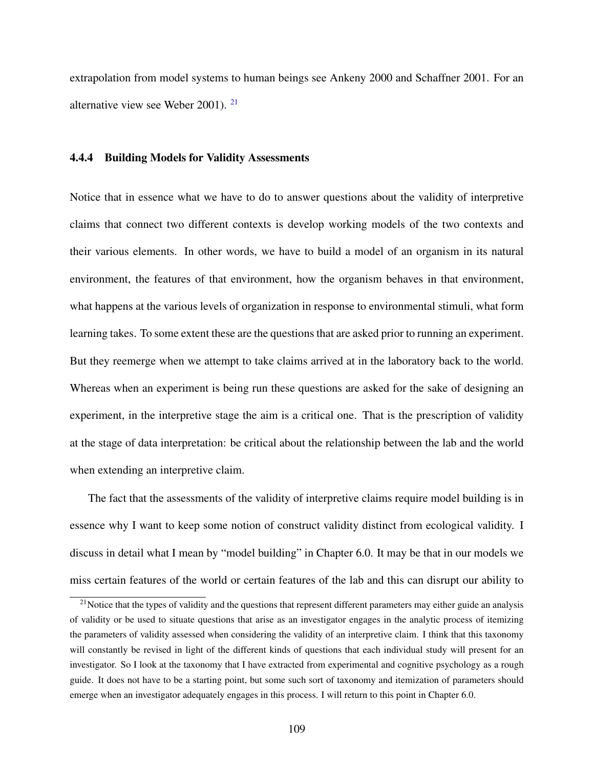extrapolation from model systems to human beings see Ankeny 2000 and Schaffner 2001. For an alternative view see Weber 2001). [21]

### 4.4.4 Building Models for Validity Assessments

Notice that in essence what we have to do to answer questions about the validity of interpretive claims that connect two different contexts is develop working models of the two contexts and their various elements. In other words, we have to build a model of an organism in its natural environment, the features of that environment, how the organism behaves in that environment, what happens at the various levels of organization in response to environmental stimuli, what form learning takes. To some extent these are the questions that are asked prior to running an experiment. But they reemerge when we attempt to take claims arrived at in the laboratory back to the world. Whereas when an experiment is being run these questions are asked for the sake of designing an experiment, in the interpretive stage the aim is a critical one. That is the prescription of validity at the stage of data interpretation: be critical about the relationship between the lab and the world when extending an interpretive claim.

The fact that the assessments of the validity of interpretive claims require model building is in essence why I want to keep some notion of construct validity distinct from ecological validity. I discuss in detail what I mean by "model building" in Chapter 6.0. It may be that in our models we miss certain features of the world or certain features of the lab and this can disrupt our ability to

[21]Notice that the types of validity and the questions that represent different parameters may either guide an analysis of validity or be used to situate questions that arise as an investigator engages in the analytic process of itemizing the parameters of validity assessed when considering the validity of an interpretive claim. I think that this taxonomy will constantly be revised in light of the different kinds of questions that each individual study will present for an investigator. So I look at the taxonomy that I have extracted from experimental and cognitive psychology as a rough guide. It does not have to be a starting point, but some such sort of taxonomy and itemization of parameters should emerge when an investigator adequately engages in this process. I will return to this point in Chapter 6.0.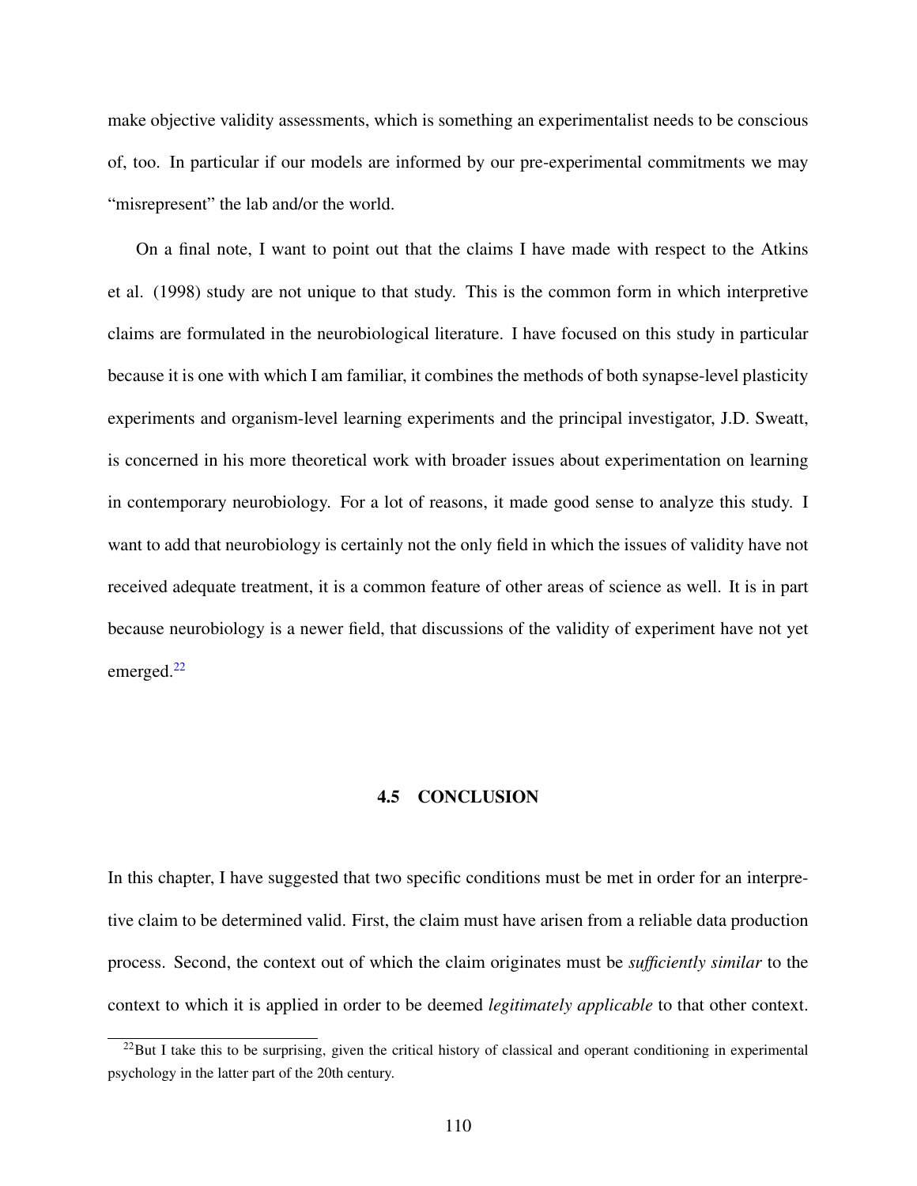make objective validity assessments, which is something an experimentalist needs to be conscious of, too. In particular if our models are informed by our pre-experimental commitments we may "misrepresent" the lab and/or the world.

On a final note, I want to point out that the claims I have made with respect to the Atkins et al. (1998) study are not unique to that study. This is the common form in which interpretive claims are formulated in the neurobiological literature. I have focused on this study in particular because it is one with which I am familiar, it combines the methods of both synapse-level plasticity experiments and organism-level learning experiments and the principal investigator, J.D. Sweatt, is concerned in his more theoretical work with broader issues about experimentation on learning in contemporary neurobiology. For a lot of reasons, it made good sense to analyze this study. I want to add that neurobiology is certainly not the only field in which the issues of validity have not received adequate treatment, it is a common feature of other areas of science as well. It is in part because neurobiology is a newer field, that discussions of the validity of experiment have not yet emerged.[22]

## 4.5 CONCLUSION

In this chapter, I have suggested that two specific conditions must be met in order for an interpretive claim to be determined valid. First, the claim must have arisen from a reliable data production process. Second, the context out of which the claim originates must be *sufficiently similar* to the context to which it is applied in order to be deemed *legitimately applicable* to that other context.

[22] But I take this to be surprising, given the critical history of classical and operant conditioning in experimental psychology in the latter part of the 20th century.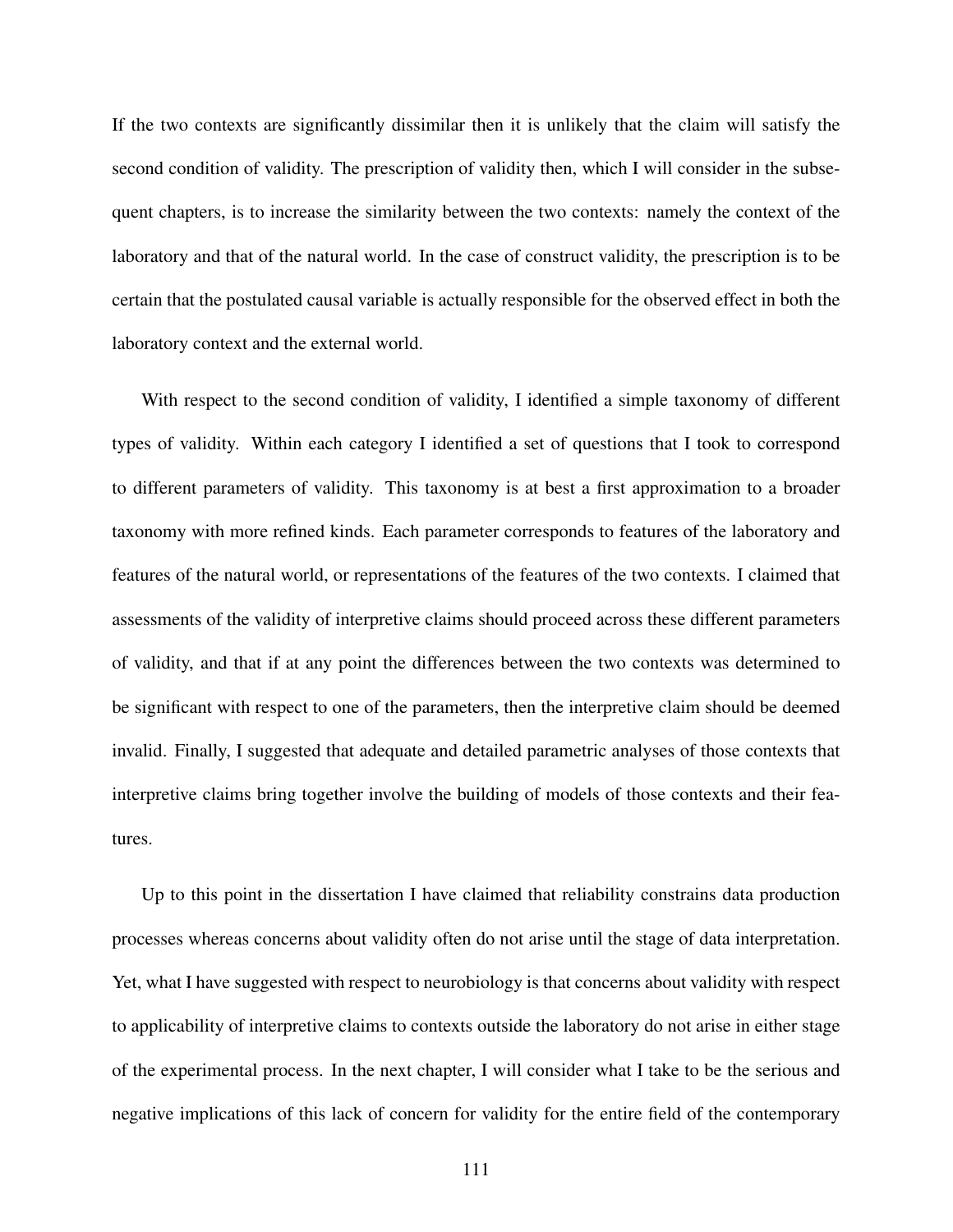If the two contexts are significantly dissimilar then it is unlikely that the claim will satisfy the second condition of validity. The prescription of validity then, which I will consider in the subsequent chapters, is to increase the similarity between the two contexts: namely the context of the laboratory and that of the natural world. In the case of construct validity, the prescription is to be certain that the postulated causal variable is actually responsible for the observed effect in both the laboratory context and the external world.

With respect to the second condition of validity, I identified a simple taxonomy of different types of validity. Within each category I identified a set of questions that I took to correspond to different parameters of validity. This taxonomy is at best a first approximation to a broader taxonomy with more refined kinds. Each parameter corresponds to features of the laboratory and features of the natural world, or representations of the features of the two contexts. I claimed that assessments of the validity of interpretive claims should proceed across these different parameters of validity, and that if at any point the differences between the two contexts was determined to be significant with respect to one of the parameters, then the interpretive claim should be deemed invalid. Finally, I suggested that adequate and detailed parametric analyses of those contexts that interpretive claims bring together involve the building of models of those contexts and their features.

Up to this point in the dissertation I have claimed that reliability constrains data production processes whereas concerns about validity often do not arise until the stage of data interpretation. Yet, what I have suggested with respect to neurobiology is that concerns about validity with respect to applicability of interpretive claims to contexts outside the laboratory do not arise in either stage of the experimental process. In the next chapter, I will consider what I take to be the serious and negative implications of this lack of concern for validity for the entire field of the contemporary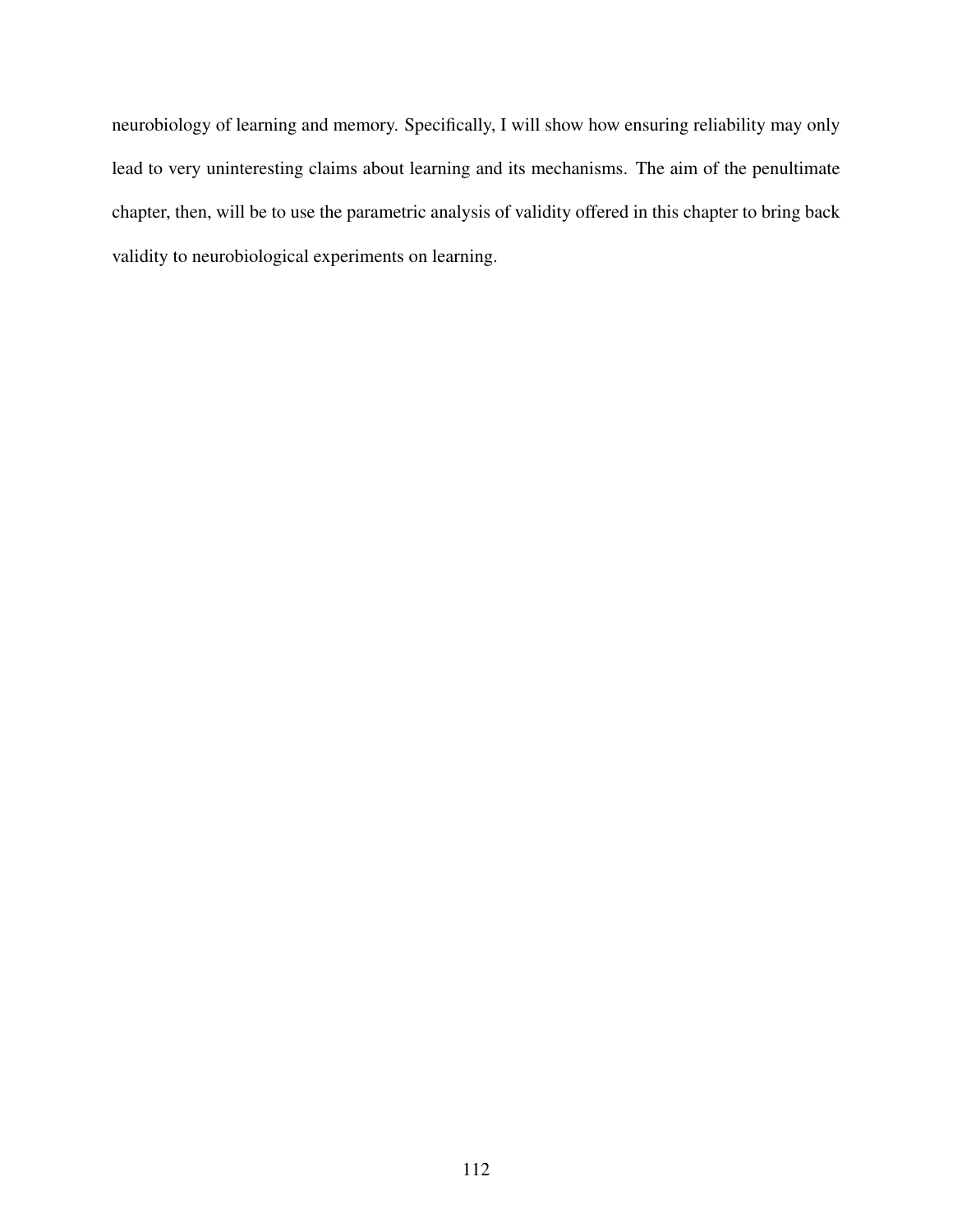neurobiology of learning and memory. Specifically, I will show how ensuring reliability may only lead to very uninteresting claims about learning and its mechanisms. The aim of the penultimate chapter, then, will be to use the parametric analysis of validity offered in this chapter to bring back validity to neurobiological experiments on learning.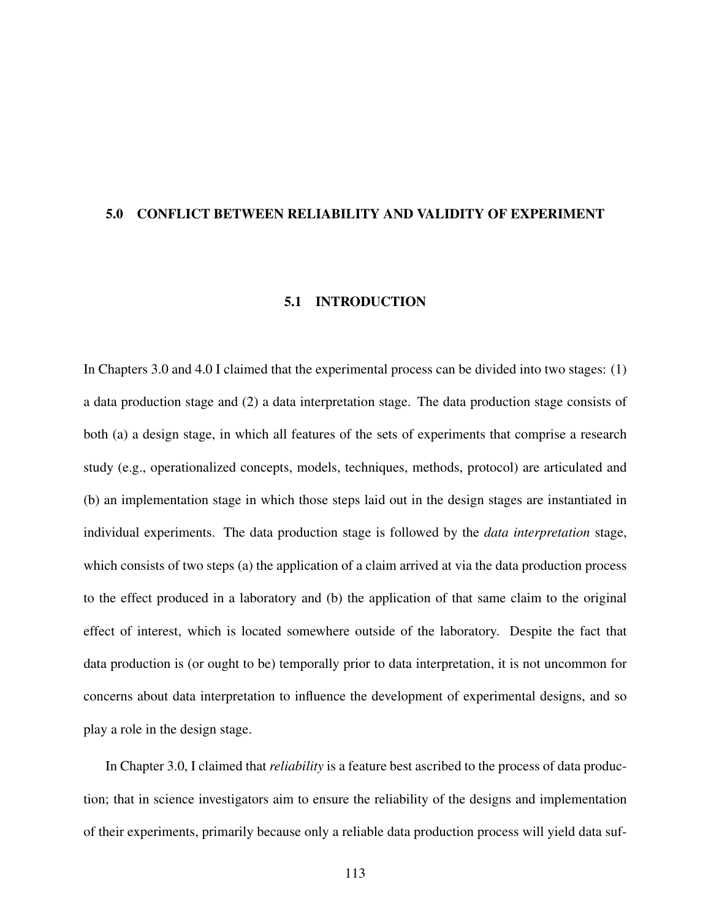# 5.0 CONFLICT BETWEEN RELIABILITY AND VALIDITY OF EXPERIMENT

## 5.1 INTRODUCTION

In Chapters 3.0 and 4.0 I claimed that the experimental process can be divided into two stages: (1) a data production stage and (2) a data interpretation stage. The data production stage consists of both (a) a design stage, in which all features of the sets of experiments that comprise a research study (e.g., operationalized concepts, models, techniques, methods, protocol) are articulated and (b) an implementation stage in which those steps laid out in the design stages are instantiated in individual experiments. The data production stage is followed by the *data interpretation* stage, which consists of two steps (a) the application of a claim arrived at via the data production process to the effect produced in a laboratory and (b) the application of that same claim to the original effect of interest, which is located somewhere outside of the laboratory. Despite the fact that data production is (or ought to be) temporally prior to data interpretation, it is not uncommon for concerns about data interpretation to influence the development of experimental designs, and so play a role in the design stage.

In Chapter 3.0, I claimed that *reliability* is a feature best ascribed to the process of data production; that in science investigators aim to ensure the reliability of the designs and implementation of their experiments, primarily because only a reliable data production process will yield data suf-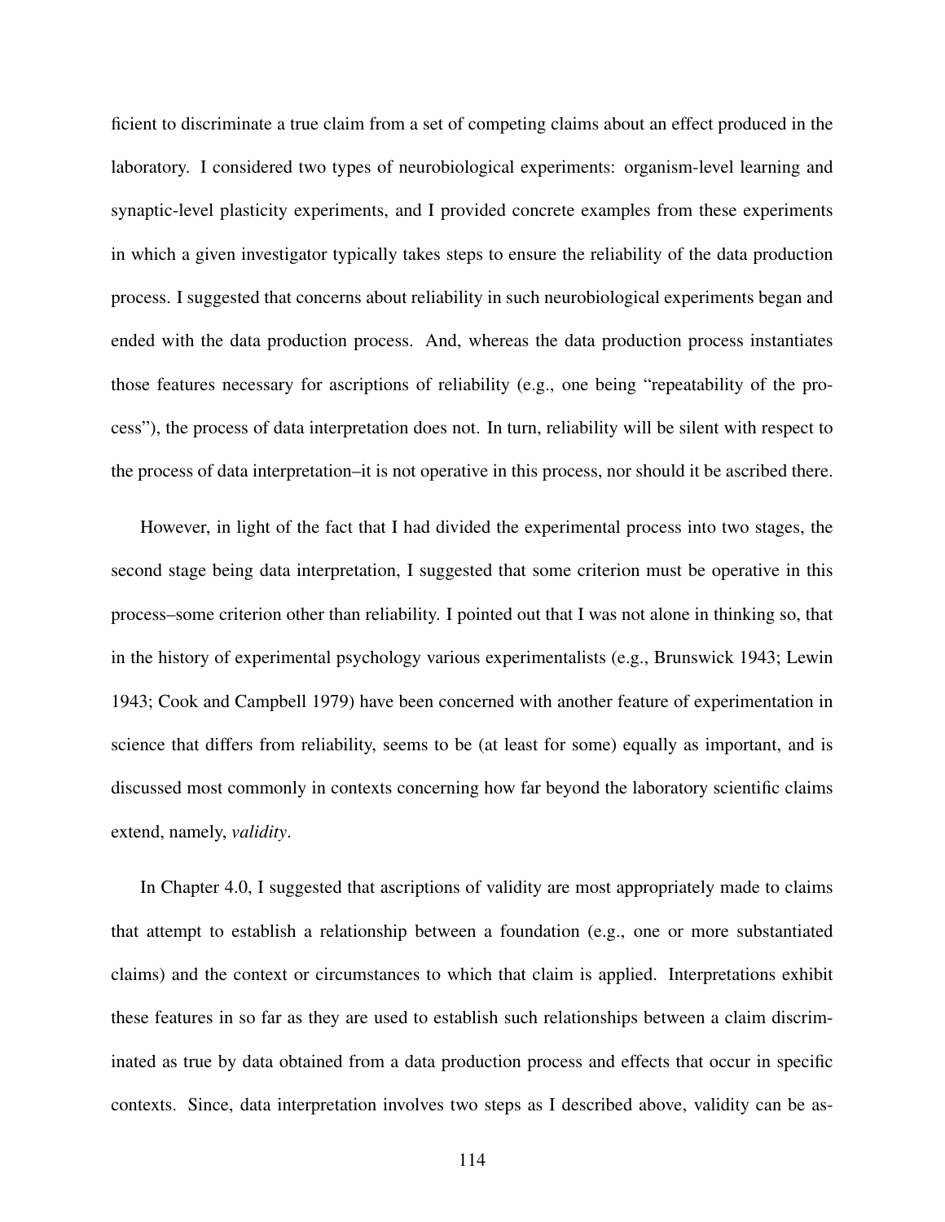ficient to discriminate a true claim from a set of competing claims about an effect produced in the laboratory. I considered two types of neurobiological experiments: organism-level learning and synaptic-level plasticity experiments, and I provided concrete examples from these experiments in which a given investigator typically takes steps to ensure the reliability of the data production process. I suggested that concerns about reliability in such neurobiological experiments began and ended with the data production process. And, whereas the data production process instantiates those features necessary for ascriptions of reliability (e.g., one being "repeatability of the process"), the process of data interpretation does not. In turn, reliability will be silent with respect to the process of data interpretation–it is not operative in this process, nor should it be ascribed there.

However, in light of the fact that I had divided the experimental process into two stages, the second stage being data interpretation, I suggested that some criterion must be operative in this process–some criterion other than reliability. I pointed out that I was not alone in thinking so, that in the history of experimental psychology various experimentalists (e.g., Brunswick 1943; Lewin 1943; Cook and Campbell 1979) have been concerned with another feature of experimentation in science that differs from reliability, seems to be (at least for some) equally as important, and is discussed most commonly in contexts concerning how far beyond the laboratory scientific claims extend, namely, *validity*.

In Chapter 4.0, I suggested that ascriptions of validity are most appropriately made to claims that attempt to establish a relationship between a foundation (e.g., one or more substantiated claims) and the context or circumstances to which that claim is applied. Interpretations exhibit these features in so far as they are used to establish such relationships between a claim discriminated as true by data obtained from a data production process and effects that occur in specific contexts. Since, data interpretation involves two steps as I described above, validity can be as-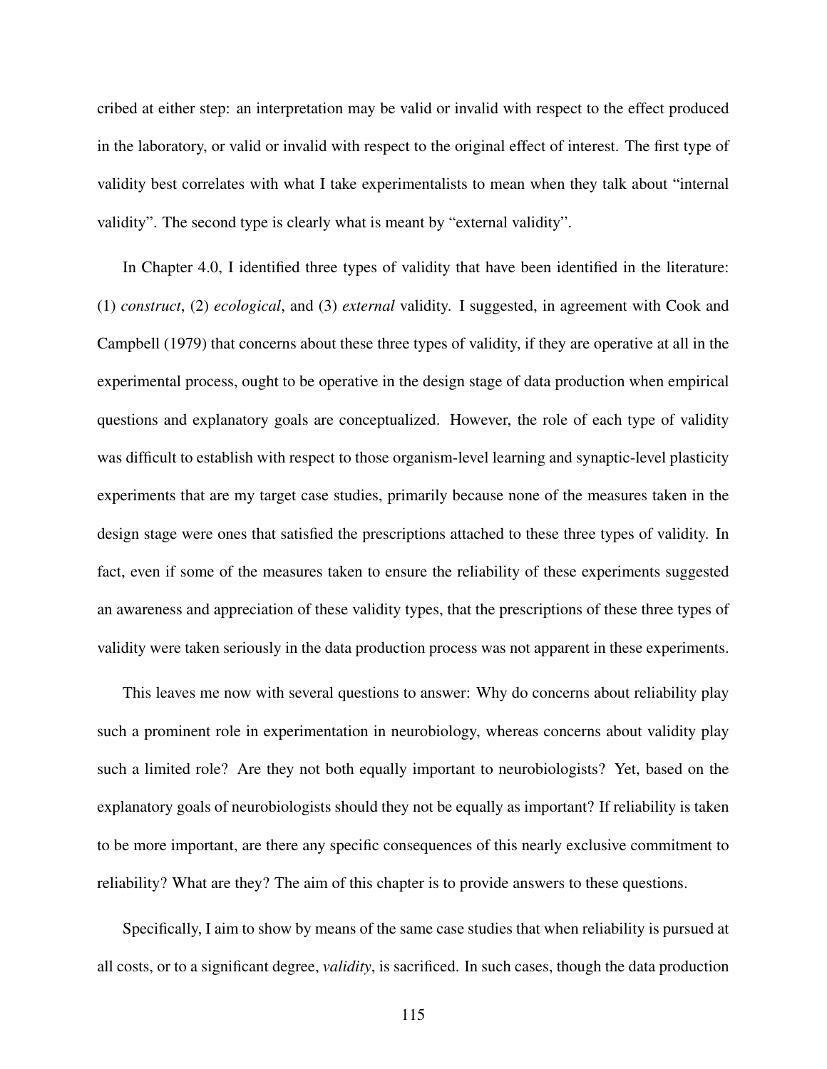cribed at either step: an interpretation may be valid or invalid with respect to the effect produced in the laboratory, or valid or invalid with respect to the original effect of interest. The first type of validity best correlates with what I take experimentalists to mean when they talk about "internal validity". The second type is clearly what is meant by "external validity".

In Chapter 4.0, I identified three types of validity that have been identified in the literature: (1) *construct*, (2) *ecological*, and (3) *external* validity. I suggested, in agreement with Cook and Campbell (1979) that concerns about these three types of validity, if they are operative at all in the experimental process, ought to be operative in the design stage of data production when empirical questions and explanatory goals are conceptualized. However, the role of each type of validity was difficult to establish with respect to those organism-level learning and synaptic-level plasticity experiments that are my target case studies, primarily because none of the measures taken in the design stage were ones that satisfied the prescriptions attached to these three types of validity. In fact, even if some of the measures taken to ensure the reliability of these experiments suggested an awareness and appreciation of these validity types, that the prescriptions of these three types of validity were taken seriously in the data production process was not apparent in these experiments.

This leaves me now with several questions to answer: Why do concerns about reliability play such a prominent role in experimentation in neurobiology, whereas concerns about validity play such a limited role? Are they not both equally important to neurobiologists? Yet, based on the explanatory goals of neurobiologists should they not be equally as important? If reliability is taken to be more important, are there any specific consequences of this nearly exclusive commitment to reliability? What are they? The aim of this chapter is to provide answers to these questions.

Specifically, I aim to show by means of the same case studies that when reliability is pursued at all costs, or to a significant degree, *validity*, is sacrificed. In such cases, though the data production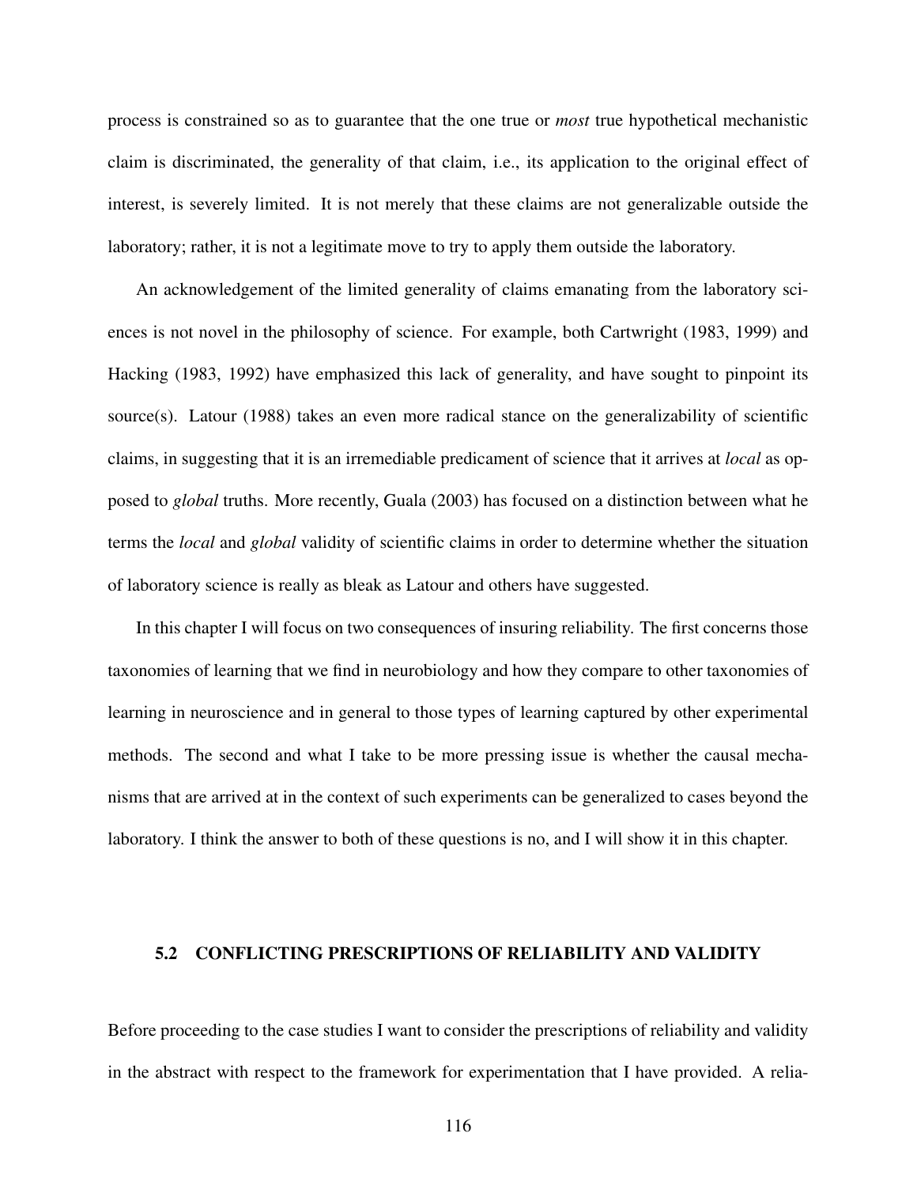process is constrained so as to guarantee that the one true or *most* true hypothetical mechanistic claim is discriminated, the generality of that claim, i.e., its application to the original effect of interest, is severely limited. It is not merely that these claims are not generalizable outside the laboratory; rather, it is not a legitimate move to try to apply them outside the laboratory.

An acknowledgement of the limited generality of claims emanating from the laboratory sciences is not novel in the philosophy of science. For example, both Cartwright (1983, 1999) and Hacking (1983, 1992) have emphasized this lack of generality, and have sought to pinpoint its source(s). Latour (1988) takes an even more radical stance on the generalizability of scientific claims, in suggesting that it is an irremediable predicament of science that it arrives at *local* as opposed to *global* truths. More recently, Guala (2003) has focused on a distinction between what he terms the *local* and *global* validity of scientific claims in order to determine whether the situation of laboratory science is really as bleak as Latour and others have suggested.

In this chapter I will focus on two consequences of insuring reliability. The first concerns those taxonomies of learning that we find in neurobiology and how they compare to other taxonomies of learning in neuroscience and in general to those types of learning captured by other experimental methods. The second and what I take to be more pressing issue is whether the causal mechanisms that are arrived at in the context of such experiments can be generalized to cases beyond the laboratory. I think the answer to both of these questions is no, and I will show it in this chapter.

## 5.2 CONFLICTING PRESCRIPTIONS OF RELIABILITY AND VALIDITY

Before proceeding to the case studies I want to consider the prescriptions of reliability and validity in the abstract with respect to the framework for experimentation that I have provided. A relia-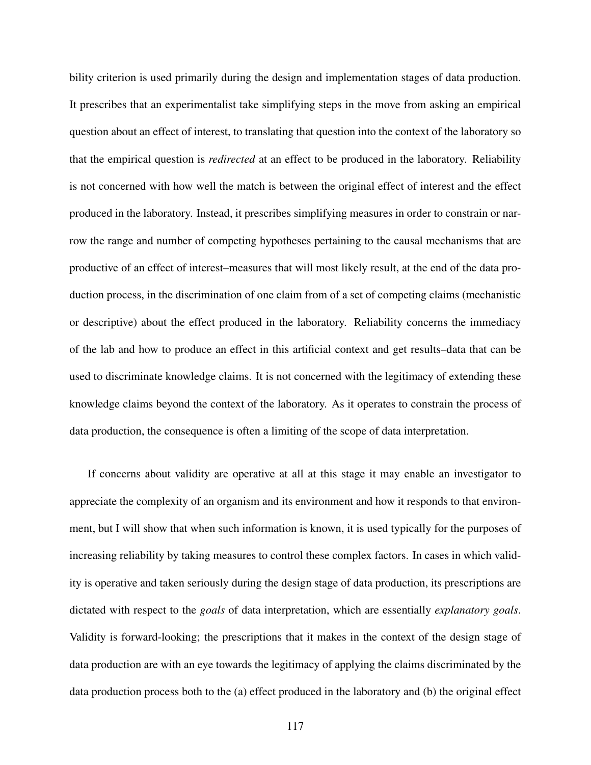bility criterion is used primarily during the design and implementation stages of data production. It prescribes that an experimentalist take simplifying steps in the move from asking an empirical question about an effect of interest, to translating that question into the context of the laboratory so that the empirical question is *redirected* at an effect to be produced in the laboratory. Reliability is not concerned with how well the match is between the original effect of interest and the effect produced in the laboratory. Instead, it prescribes simplifying measures in order to constrain or narrow the range and number of competing hypotheses pertaining to the causal mechanisms that are productive of an effect of interest–measures that will most likely result, at the end of the data production process, in the discrimination of one claim from of a set of competing claims (mechanistic or descriptive) about the effect produced in the laboratory. Reliability concerns the immediacy of the lab and how to produce an effect in this artificial context and get results–data that can be used to discriminate knowledge claims. It is not concerned with the legitimacy of extending these knowledge claims beyond the context of the laboratory. As it operates to constrain the process of data production, the consequence is often a limiting of the scope of data interpretation.

If concerns about validity are operative at all at this stage it may enable an investigator to appreciate the complexity of an organism and its environment and how it responds to that environment, but I will show that when such information is known, it is used typically for the purposes of increasing reliability by taking measures to control these complex factors. In cases in which validity is operative and taken seriously during the design stage of data production, its prescriptions are dictated with respect to the *goals* of data interpretation, which are essentially *explanatory goals*. Validity is forward-looking; the prescriptions that it makes in the context of the design stage of data production are with an eye towards the legitimacy of applying the claims discriminated by the data production process both to the (a) effect produced in the laboratory and (b) the original effect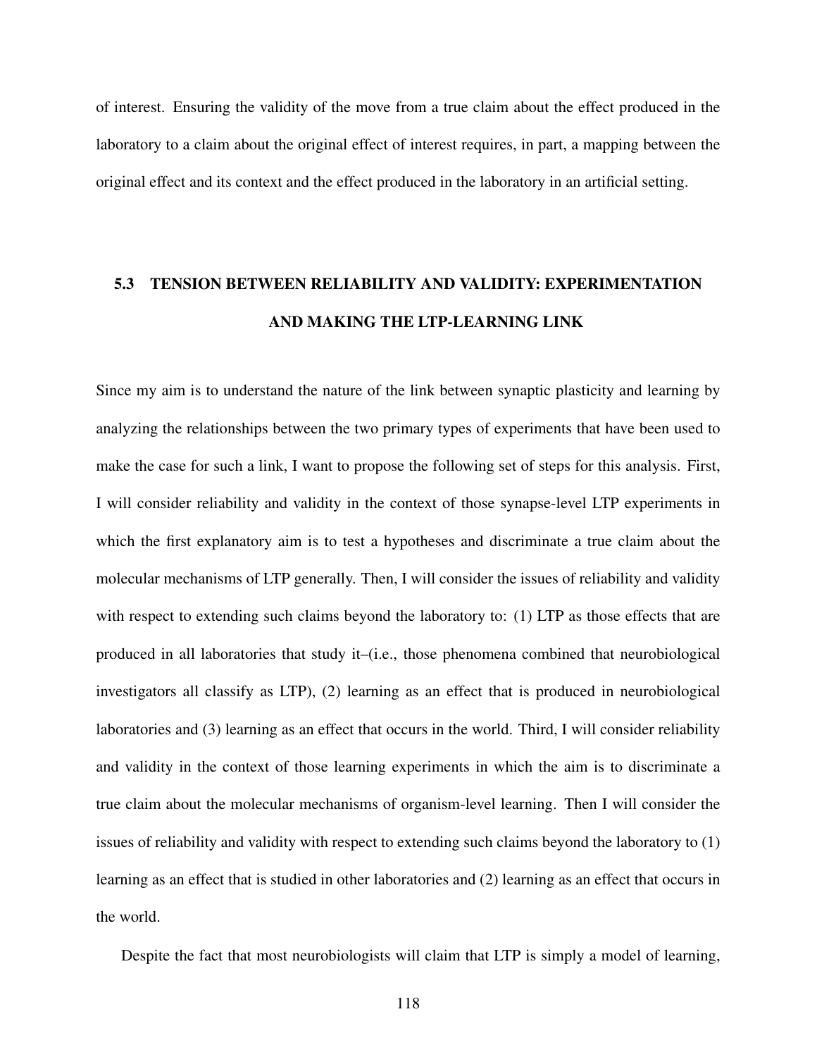of interest. Ensuring the validity of the move from a true claim about the effect produced in the laboratory to a claim about the original effect of interest requires, in part, a mapping between the original effect and its context and the effect produced in the laboratory in an artificial setting.

## 5.3 TENSION BETWEEN RELIABILITY AND VALIDITY: EXPERIMENTATION AND MAKING THE LTP-LEARNING LINK

Since my aim is to understand the nature of the link between synaptic plasticity and learning by analyzing the relationships between the two primary types of experiments that have been used to make the case for such a link, I want to propose the following set of steps for this analysis. First, I will consider reliability and validity in the context of those synapse-level LTP experiments in which the first explanatory aim is to test a hypotheses and discriminate a true claim about the molecular mechanisms of LTP generally. Then, I will consider the issues of reliability and validity with respect to extending such claims beyond the laboratory to: (1) LTP as those effects that are produced in all laboratories that study it–(i.e., those phenomena combined that neurobiological investigators all classify as LTP), (2) learning as an effect that is produced in neurobiological laboratories and (3) learning as an effect that occurs in the world. Third, I will consider reliability and validity in the context of those learning experiments in which the aim is to discriminate a true claim about the molecular mechanisms of organism-level learning. Then I will consider the issues of reliability and validity with respect to extending such claims beyond the laboratory to (1) learning as an effect that is studied in other laboratories and (2) learning as an effect that occurs in the world.

Despite the fact that most neurobiologists will claim that LTP is simply a model of learning,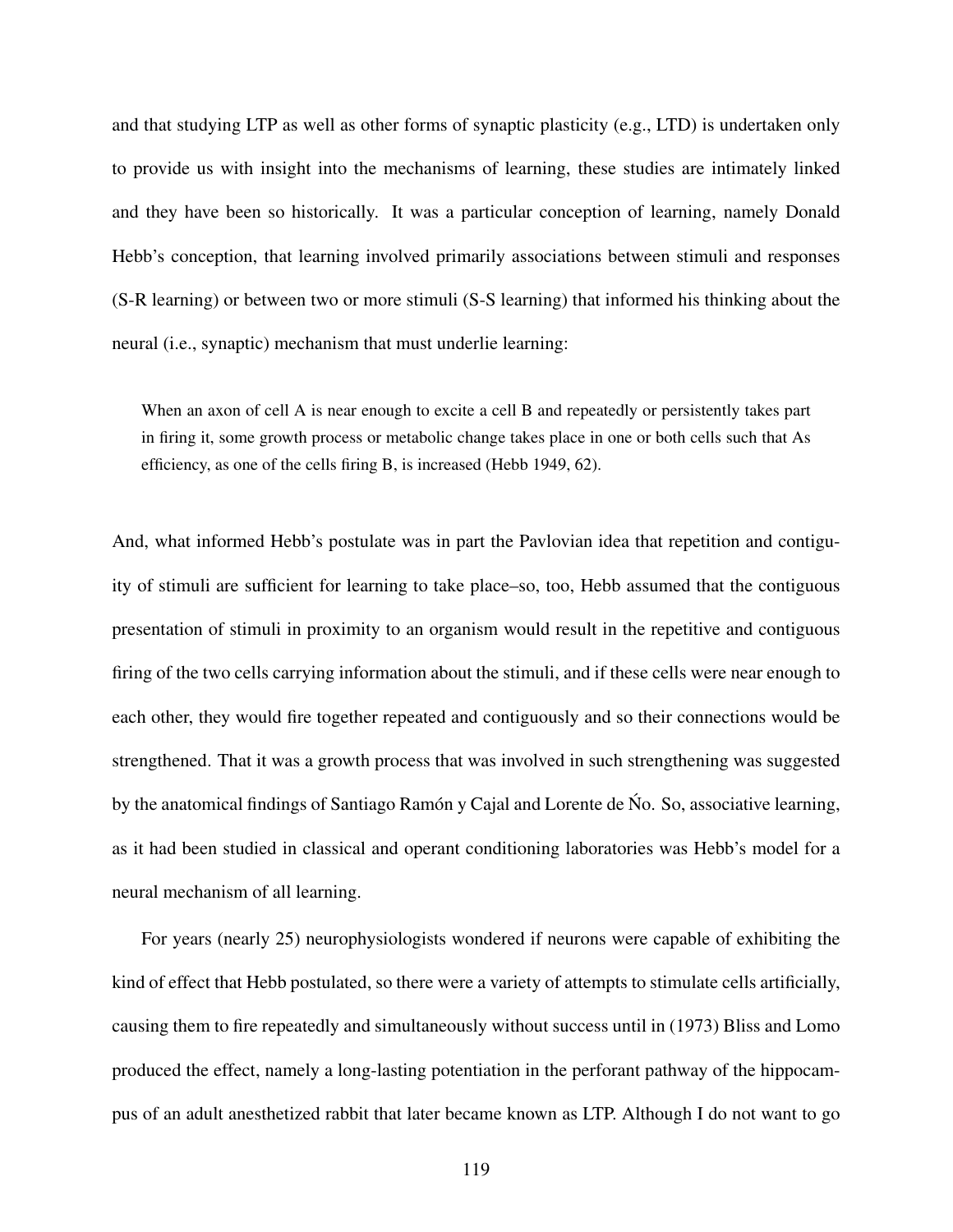and that studying LTP as well as other forms of synaptic plasticity (e.g., LTD) is undertaken only to provide us with insight into the mechanisms of learning, these studies are intimately linked and they have been so historically. It was a particular conception of learning, namely Donald Hebb's conception, that learning involved primarily associations between stimuli and responses (S-R learning) or between two or more stimuli (S-S learning) that informed his thinking about the neural (i.e., synaptic) mechanism that must underlie learning:

> When an axon of cell A is near enough to excite a cell B and repeatedly or persistently takes part in firing it, some growth process or metabolic change takes place in one or both cells such that As efficiency, as one of the cells firing B, is increased (Hebb 1949, 62).

And, what informed Hebb's postulate was in part the Pavlovian idea that repetition and contiguity of stimuli are sufficient for learning to take place–so, too, Hebb assumed that the contiguous presentation of stimuli in proximity to an organism would result in the repetitive and contiguous firing of the two cells carrying information about the stimuli, and if these cells were near enough to each other, they would fire together repeated and contiguously and so their connections would be strengthened. That it was a growth process that was involved in such strengthening was suggested by the anatomical findings of Santiago Ramón y Cajal and Lorente de Ńo. So, associative learning, as it had been studied in classical and operant conditioning laboratories was Hebb's model for a neural mechanism of all learning.

For years (nearly 25) neurophysiologists wondered if neurons were capable of exhibiting the kind of effect that Hebb postulated, so there were a variety of attempts to stimulate cells artificially, causing them to fire repeatedly and simultaneously without success until in (1973) Bliss and Lomo produced the effect, namely a long-lasting potentiation in the perforant pathway of the hippocampus of an adult anesthetized rabbit that later became known as LTP. Although I do not want to go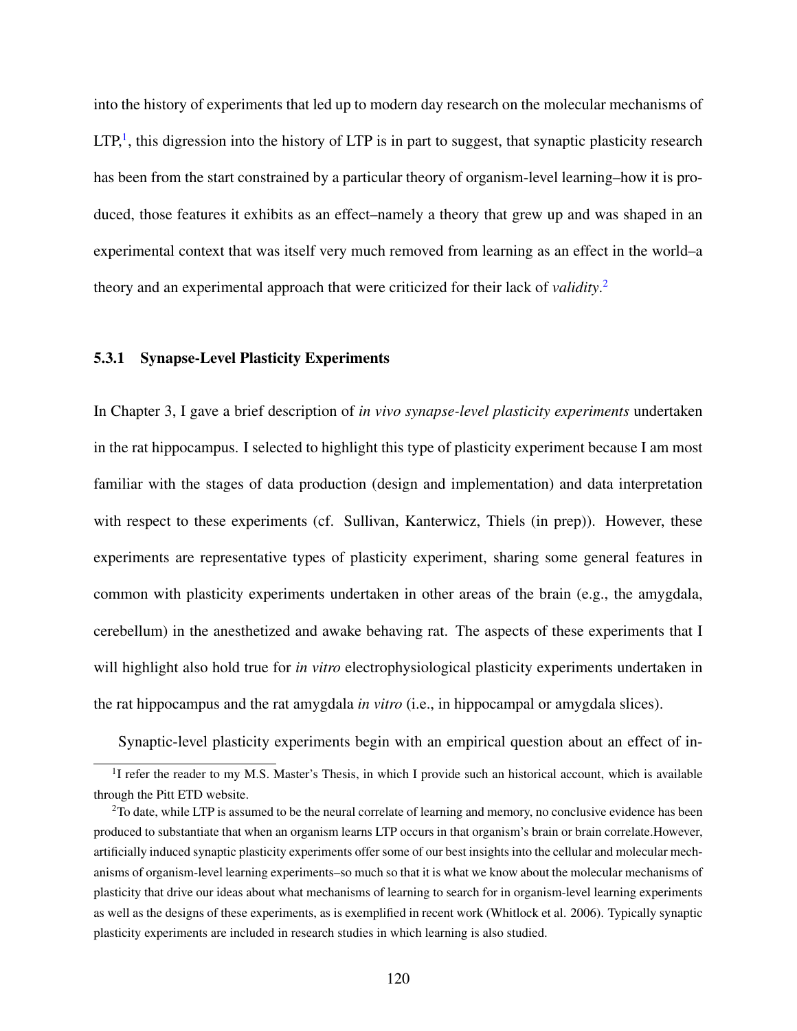into the history of experiments that led up to modern day research on the molecular mechanisms of LTP,[1], this digression into the history of LTP is in part to suggest, that synaptic plasticity research has been from the start constrained by a particular theory of organism-level learning–how it is produced, those features it exhibits as an effect–namely a theory that grew up and was shaped in an experimental context that was itself very much removed from learning as an effect in the world–a theory and an experimental approach that were criticized for their lack of *validity*.[2]

### 5.3.1 Synapse-Level Plasticity Experiments

In Chapter 3, I gave a brief description of *in vivo synapse-level plasticity experiments* undertaken in the rat hippocampus. I selected to highlight this type of plasticity experiment because I am most familiar with the stages of data production (design and implementation) and data interpretation with respect to these experiments (cf. Sullivan, Kanterwicz, Thiels (in prep)). However, these experiments are representative types of plasticity experiment, sharing some general features in common with plasticity experiments undertaken in other areas of the brain (e.g., the amygdala, cerebellum) in the anesthetized and awake behaving rat. The aspects of these experiments that I will highlight also hold true for *in vitro* electrophysiological plasticity experiments undertaken in the rat hippocampus and the rat amygdala *in vitro* (i.e., in hippocampal or amygdala slices).

Synaptic-level plasticity experiments begin with an empirical question about an effect of in-

---

[1] I refer the reader to my M.S. Master's Thesis, in which I provide such an historical account, which is available through the Pitt ETD website.

[2] To date, while LTP is assumed to be the neural correlate of learning and memory, no conclusive evidence has been produced to substantiate that when an organism learns LTP occurs in that organism's brain or brain correlate.However, artificially induced synaptic plasticity experiments offer some of our best insights into the cellular and molecular mechanisms of organism-level learning experiments–so much so that it is what we know about the molecular mechanisms of plasticity that drive our ideas about what mechanisms of learning to search for in organism-level learning experiments as well as the designs of these experiments, as is exemplified in recent work (Whitlock et al. 2006). Typically synaptic plasticity experiments are included in research studies in which learning is also studied.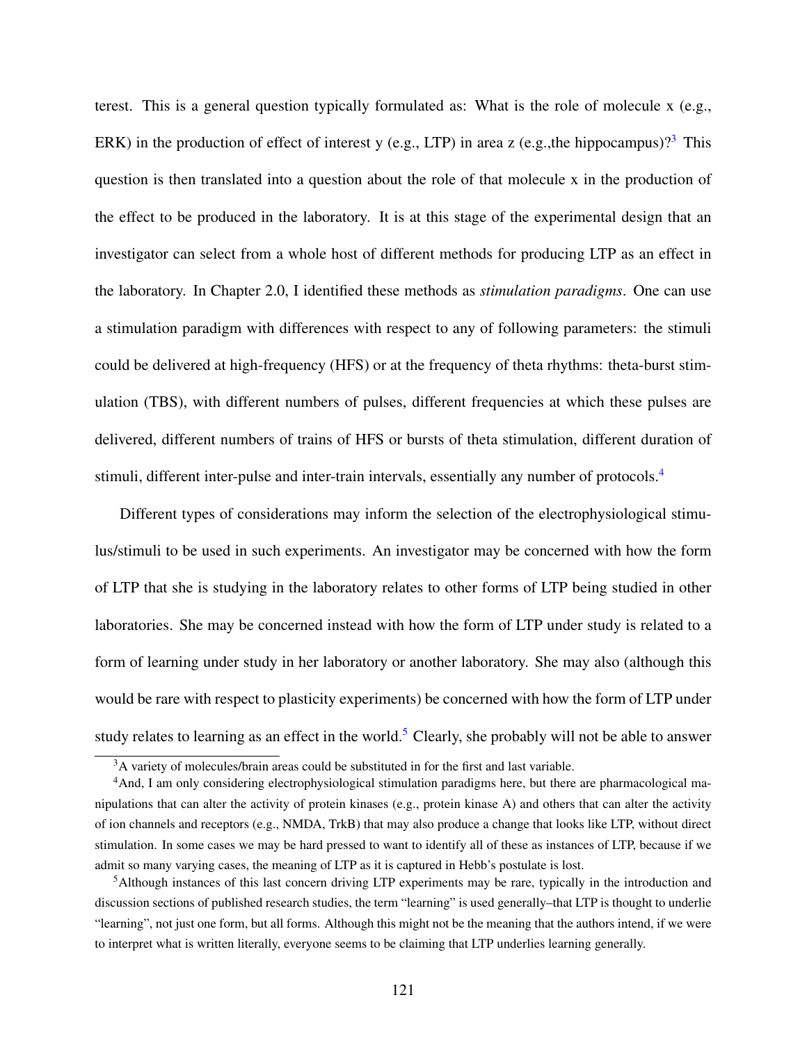terest. This is a general question typically formulated as: What is the role of molecule x (e.g., ERK) in the production of effect of interest y (e.g., LTP) in area z (e.g.,the hippocampus)?[3] This question is then translated into a question about the role of that molecule x in the production of the effect to be produced in the laboratory. It is at this stage of the experimental design that an investigator can select from a whole host of different methods for producing LTP as an effect in the laboratory. In Chapter 2.0, I identified these methods as *stimulation paradigms*. One can use a stimulation paradigm with differences with respect to any of following parameters: the stimuli could be delivered at high-frequency (HFS) or at the frequency of theta rhythms: theta-burst stimulation (TBS), with different numbers of pulses, different frequencies at which these pulses are delivered, different numbers of trains of HFS or bursts of theta stimulation, different duration of stimuli, different inter-pulse and inter-train intervals, essentially any number of protocols.[4]

Different types of considerations may inform the selection of the electrophysiological stimulus/stimuli to be used in such experiments. An investigator may be concerned with how the form of LTP that she is studying in the laboratory relates to other forms of LTP being studied in other laboratories. She may be concerned instead with how the form of LTP under study is related to a form of learning under study in her laboratory or another laboratory. She may also (although this would be rare with respect to plasticity experiments) be concerned with how the form of LTP under study relates to learning as an effect in the world.[5] Clearly, she probably will not be able to answer

[3] A variety of molecules/brain areas could be substituted in for the first and last variable.

[4] And, I am only considering electrophysiological stimulation paradigms here, but there are pharmacological manipulations that can alter the activity of protein kinases (e.g., protein kinase A) and others that can alter the activity of ion channels and receptors (e.g., NMDA, TrkB) that may also produce a change that looks like LTP, without direct stimulation. In some cases we may be hard pressed to want to identify all of these as instances of LTP, because if we admit so many varying cases, the meaning of LTP as it is captured in Hebb's postulate is lost.

[5] Although instances of this last concern driving LTP experiments may be rare, typically in the introduction and discussion sections of published research studies, the term "learning" is used generally–that LTP is thought to underlie "learning", not just one form, but all forms. Although this might not be the meaning that the authors intend, if we were to interpret what is written literally, everyone seems to be claiming that LTP underlies learning generally.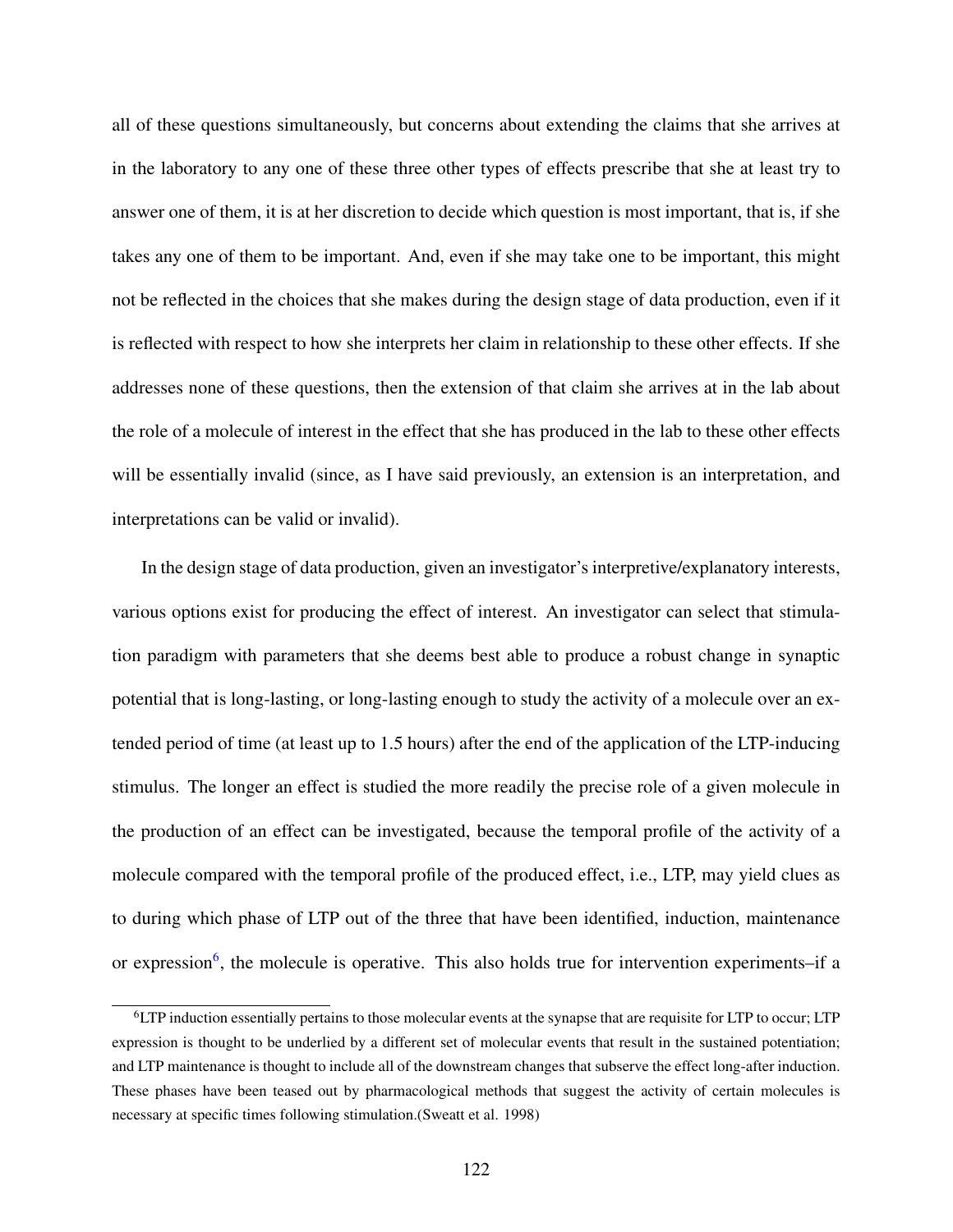all of these questions simultaneously, but concerns about extending the claims that she arrives at in the laboratory to any one of these three other types of effects prescribe that she at least try to answer one of them, it is at her discretion to decide which question is most important, that is, if she takes any one of them to be important. And, even if she may take one to be important, this might not be reflected in the choices that she makes during the design stage of data production, even if it is reflected with respect to how she interprets her claim in relationship to these other effects. If she addresses none of these questions, then the extension of that claim she arrives at in the lab about the role of a molecule of interest in the effect that she has produced in the lab to these other effects will be essentially invalid (since, as I have said previously, an extension is an interpretation, and interpretations can be valid or invalid).

In the design stage of data production, given an investigator's interpretive/explanatory interests, various options exist for producing the effect of interest. An investigator can select that stimulation paradigm with parameters that she deems best able to produce a robust change in synaptic potential that is long-lasting, or long-lasting enough to study the activity of a molecule over an extended period of time (at least up to 1.5 hours) after the end of the application of the LTP-inducing stimulus. The longer an effect is studied the more readily the precise role of a given molecule in the production of an effect can be investigated, because the temporal profile of the activity of a molecule compared with the temporal profile of the produced effect, i.e., LTP, may yield clues as to during which phase of LTP out of the three that have been identified, induction, maintenance or expression[6], the molecule is operative. This also holds true for intervention experiments–if a

[6] LTP induction essentially pertains to those molecular events at the synapse that are requisite for LTP to occur; LTP expression is thought to be underlied by a different set of molecular events that result in the sustained potentiation; and LTP maintenance is thought to include all of the downstream changes that subserve the effect long-after induction. These phases have been teased out by pharmacological methods that suggest the activity of certain molecules is necessary at specific times following stimulation.(Sweatt et al. 1998)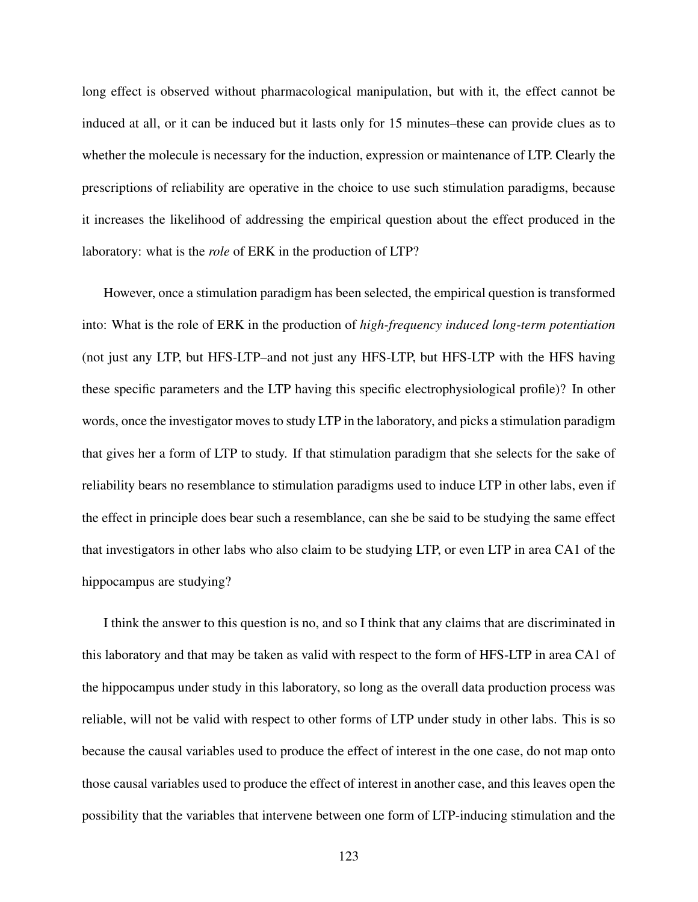long effect is observed without pharmacological manipulation, but with it, the effect cannot be induced at all, or it can be induced but it lasts only for 15 minutes–these can provide clues as to whether the molecule is necessary for the induction, expression or maintenance of LTP. Clearly the prescriptions of reliability are operative in the choice to use such stimulation paradigms, because it increases the likelihood of addressing the empirical question about the effect produced in the laboratory: what is the *role* of ERK in the production of LTP?

However, once a stimulation paradigm has been selected, the empirical question is transformed into: What is the role of ERK in the production of *high-frequency induced long-term potentiation* (not just any LTP, but HFS-LTP–and not just any HFS-LTP, but HFS-LTP with the HFS having these specific parameters and the LTP having this specific electrophysiological profile)? In other words, once the investigator moves to study LTP in the laboratory, and picks a stimulation paradigm that gives her a form of LTP to study. If that stimulation paradigm that she selects for the sake of reliability bears no resemblance to stimulation paradigms used to induce LTP in other labs, even if the effect in principle does bear such a resemblance, can she be said to be studying the same effect that investigators in other labs who also claim to be studying LTP, or even LTP in area CA1 of the hippocampus are studying?

I think the answer to this question is no, and so I think that any claims that are discriminated in this laboratory and that may be taken as valid with respect to the form of HFS-LTP in area CA1 of the hippocampus under study in this laboratory, so long as the overall data production process was reliable, will not be valid with respect to other forms of LTP under study in other labs. This is so because the causal variables used to produce the effect of interest in the one case, do not map onto those causal variables used to produce the effect of interest in another case, and this leaves open the possibility that the variables that intervene between one form of LTP-inducing stimulation and the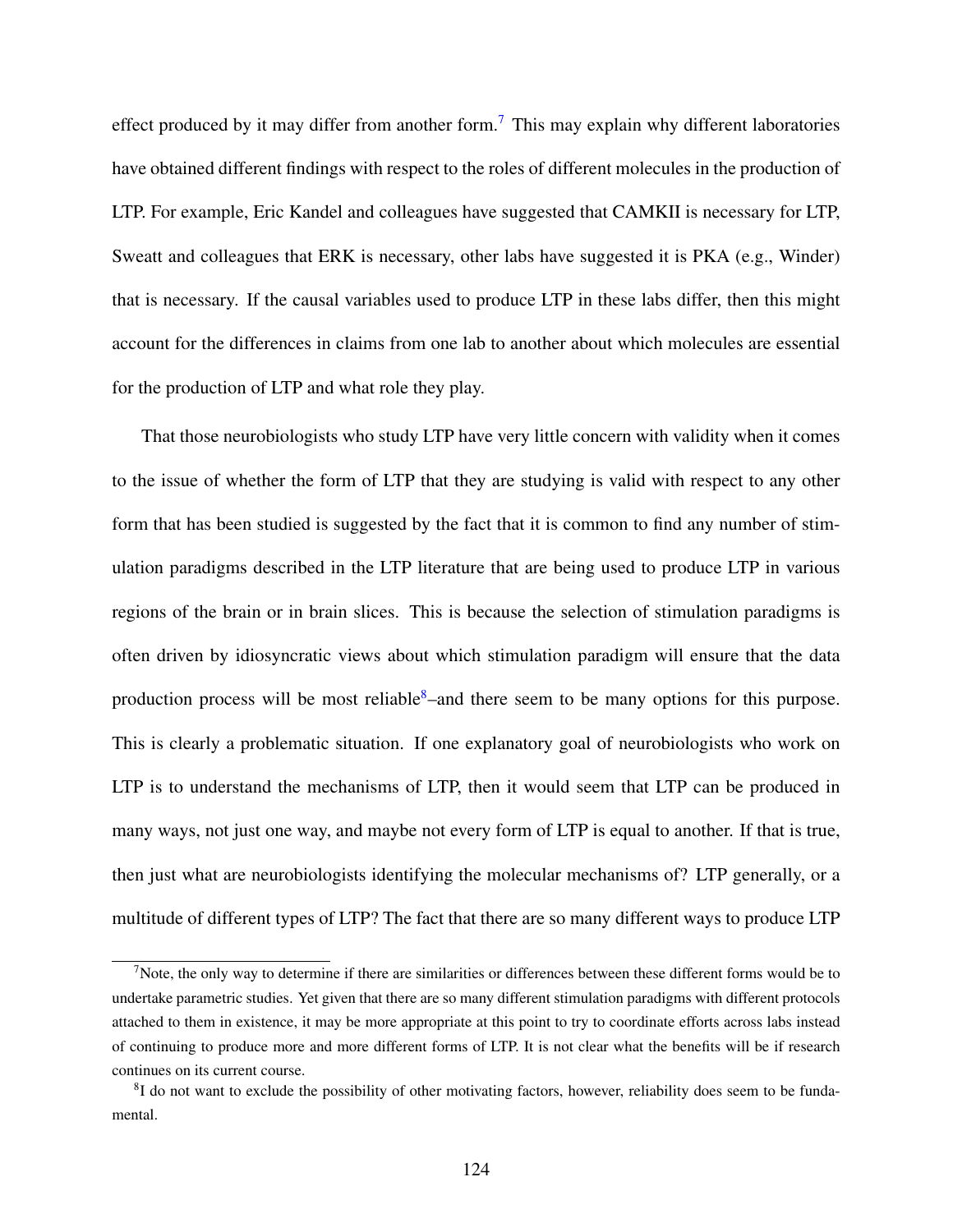effect produced by it may differ from another form.[7] This may explain why different laboratories have obtained different findings with respect to the roles of different molecules in the production of LTP. For example, Eric Kandel and colleagues have suggested that CAMKII is necessary for LTP, Sweatt and colleagues that ERK is necessary, other labs have suggested it is PKA (e.g., Winder) that is necessary. If the causal variables used to produce LTP in these labs differ, then this might account for the differences in claims from one lab to another about which molecules are essential for the production of LTP and what role they play.

That those neurobiologists who study LTP have very little concern with validity when it comes to the issue of whether the form of LTP that they are studying is valid with respect to any other form that has been studied is suggested by the fact that it is common to find any number of stimulation paradigms described in the LTP literature that are being used to produce LTP in various regions of the brain or in brain slices. This is because the selection of stimulation paradigms is often driven by idiosyncratic views about which stimulation paradigm will ensure that the data production process will be most reliable[8]–and there seem to be many options for this purpose. This is clearly a problematic situation. If one explanatory goal of neurobiologists who work on LTP is to understand the mechanisms of LTP, then it would seem that LTP can be produced in many ways, not just one way, and maybe not every form of LTP is equal to another. If that is true, then just what are neurobiologists identifying the molecular mechanisms of? LTP generally, or a multitude of different types of LTP? The fact that there are so many different ways to produce LTP

---

[7] Note, the only way to determine if there are similarities or differences between these different forms would be to undertake parametric studies. Yet given that there are so many different stimulation paradigms with different protocols attached to them in existence, it may be more appropriate at this point to try to coordinate efforts across labs instead of continuing to produce more and more different forms of LTP. It is not clear what the benefits will be if research continues on its current course.

[8] I do not want to exclude the possibility of other motivating factors, however, reliability does seem to be fundamental.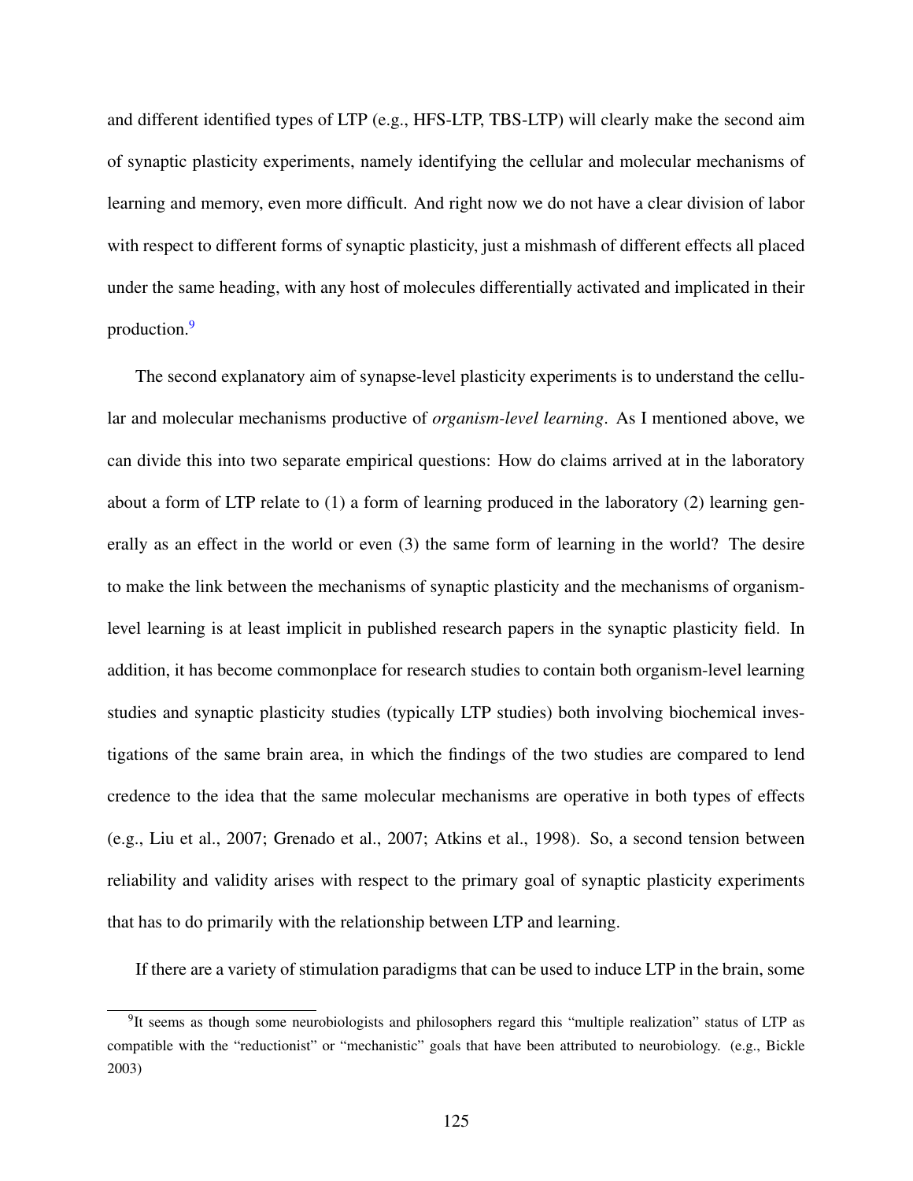and different identified types of LTP (e.g., HFS-LTP, TBS-LTP) will clearly make the second aim of synaptic plasticity experiments, namely identifying the cellular and molecular mechanisms of learning and memory, even more difficult. And right now we do not have a clear division of labor with respect to different forms of synaptic plasticity, just a mishmash of different effects all placed under the same heading, with any host of molecules differentially activated and implicated in their production.[9]

The second explanatory aim of synapse-level plasticity experiments is to understand the cellular and molecular mechanisms productive of *organism-level learning*. As I mentioned above, we can divide this into two separate empirical questions: How do claims arrived at in the laboratory about a form of LTP relate to (1) a form of learning produced in the laboratory (2) learning generally as an effect in the world or even (3) the same form of learning in the world? The desire to make the link between the mechanisms of synaptic plasticity and the mechanisms of organism-level learning is at least implicit in published research papers in the synaptic plasticity field. In addition, it has become commonplace for research studies to contain both organism-level learning studies and synaptic plasticity studies (typically LTP studies) both involving biochemical investigations of the same brain area, in which the findings of the two studies are compared to lend credence to the idea that the same molecular mechanisms are operative in both types of effects (e.g., Liu et al., 2007; Grenado et al., 2007; Atkins et al., 1998). So, a second tension between reliability and validity arises with respect to the primary goal of synaptic plasticity experiments that has to do primarily with the relationship between LTP and learning.

If there are a variety of stimulation paradigms that can be used to induce LTP in the brain, some

[9] It seems as though some neurobiologists and philosophers regard this "multiple realization" status of LTP as compatible with the "reductionist" or "mechanistic" goals that have been attributed to neurobiology. (e.g., Bickle 2003)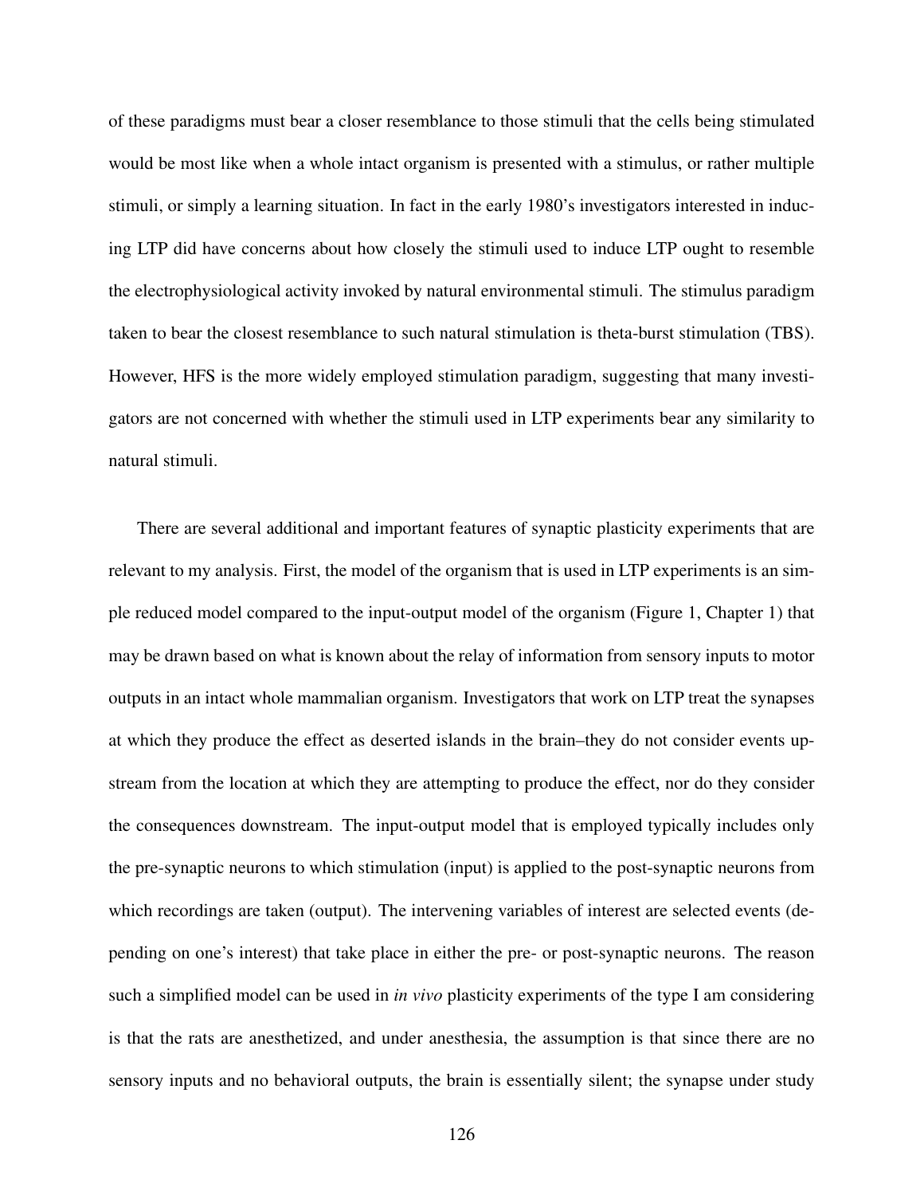of these paradigms must bear a closer resemblance to those stimuli that the cells being stimulated would be most like when a whole intact organism is presented with a stimulus, or rather multiple stimuli, or simply a learning situation. In fact in the early 1980's investigators interested in inducing LTP did have concerns about how closely the stimuli used to induce LTP ought to resemble the electrophysiological activity invoked by natural environmental stimuli. The stimulus paradigm taken to bear the closest resemblance to such natural stimulation is theta-burst stimulation (TBS). However, HFS is the more widely employed stimulation paradigm, suggesting that many investigators are not concerned with whether the stimuli used in LTP experiments bear any similarity to natural stimuli.

There are several additional and important features of synaptic plasticity experiments that are relevant to my analysis. First, the model of the organism that is used in LTP experiments is an simple reduced model compared to the input-output model of the organism (Figure 1, Chapter 1) that may be drawn based on what is known about the relay of information from sensory inputs to motor outputs in an intact whole mammalian organism. Investigators that work on LTP treat the synapses at which they produce the effect as deserted islands in the brain–they do not consider events upstream from the location at which they are attempting to produce the effect, nor do they consider the consequences downstream. The input-output model that is employed typically includes only the pre-synaptic neurons to which stimulation (input) is applied to the post-synaptic neurons from which recordings are taken (output). The intervening variables of interest are selected events (depending on one's interest) that take place in either the pre- or post-synaptic neurons. The reason such a simplified model can be used in *in vivo* plasticity experiments of the type I am considering is that the rats are anesthetized, and under anesthesia, the assumption is that since there are no sensory inputs and no behavioral outputs, the brain is essentially silent; the synapse under study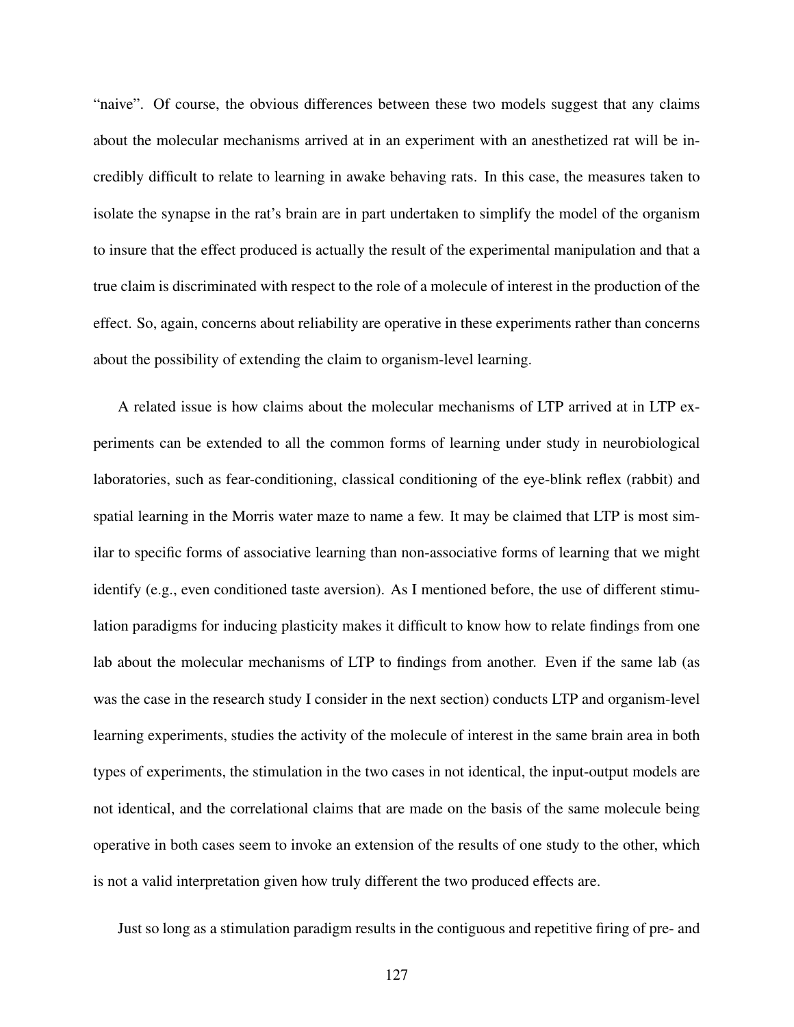"naive". Of course, the obvious differences between these two models suggest that any claims about the molecular mechanisms arrived at in an experiment with an anesthetized rat will be incredibly difficult to relate to learning in awake behaving rats. In this case, the measures taken to isolate the synapse in the rat's brain are in part undertaken to simplify the model of the organism to insure that the effect produced is actually the result of the experimental manipulation and that a true claim is discriminated with respect to the role of a molecule of interest in the production of the effect. So, again, concerns about reliability are operative in these experiments rather than concerns about the possibility of extending the claim to organism-level learning.

A related issue is how claims about the molecular mechanisms of LTP arrived at in LTP experiments can be extended to all the common forms of learning under study in neurobiological laboratories, such as fear-conditioning, classical conditioning of the eye-blink reflex (rabbit) and spatial learning in the Morris water maze to name a few. It may be claimed that LTP is most similar to specific forms of associative learning than non-associative forms of learning that we might identify (e.g., even conditioned taste aversion). As I mentioned before, the use of different stimulation paradigms for inducing plasticity makes it difficult to know how to relate findings from one lab about the molecular mechanisms of LTP to findings from another. Even if the same lab (as was the case in the research study I consider in the next section) conducts LTP and organism-level learning experiments, studies the activity of the molecule of interest in the same brain area in both types of experiments, the stimulation in the two cases in not identical, the input-output models are not identical, and the correlational claims that are made on the basis of the same molecule being operative in both cases seem to invoke an extension of the results of one study to the other, which is not a valid interpretation given how truly different the two produced effects are.

Just so long as a stimulation paradigm results in the contiguous and repetitive firing of pre- and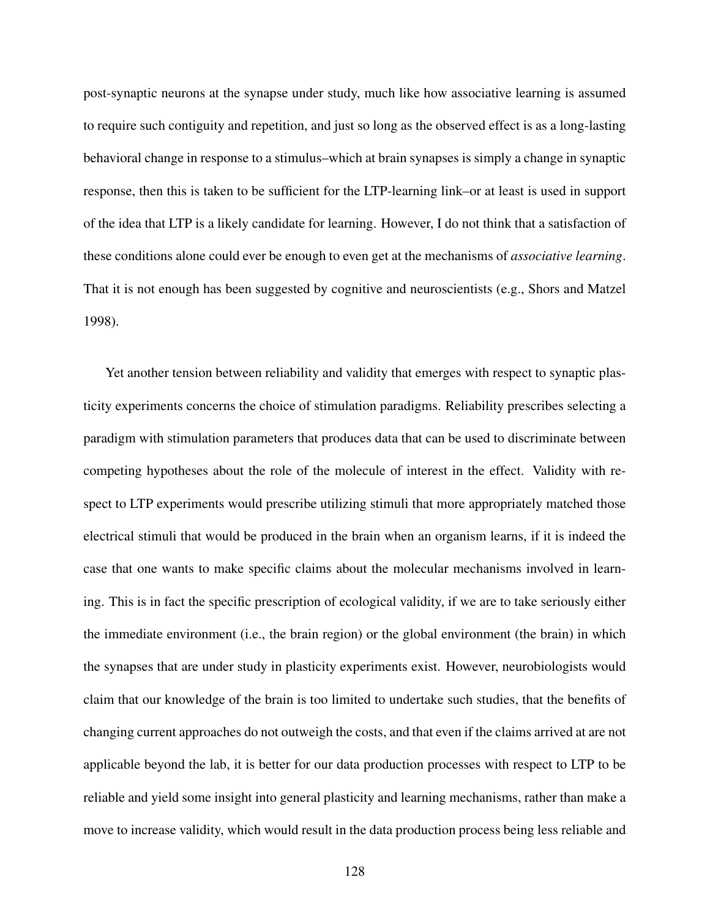post-synaptic neurons at the synapse under study, much like how associative learning is assumed to require such contiguity and repetition, and just so long as the observed effect is as a long-lasting behavioral change in response to a stimulus–which at brain synapses is simply a change in synaptic response, then this is taken to be sufficient for the LTP-learning link–or at least is used in support of the idea that LTP is a likely candidate for learning. However, I do not think that a satisfaction of these conditions alone could ever be enough to even get at the mechanisms of *associative learning*. That it is not enough has been suggested by cognitive and neuroscientists (e.g., Shors and Matzel 1998).

Yet another tension between reliability and validity that emerges with respect to synaptic plasticity experiments concerns the choice of stimulation paradigms. Reliability prescribes selecting a paradigm with stimulation parameters that produces data that can be used to discriminate between competing hypotheses about the role of the molecule of interest in the effect. Validity with respect to LTP experiments would prescribe utilizing stimuli that more appropriately matched those electrical stimuli that would be produced in the brain when an organism learns, if it is indeed the case that one wants to make specific claims about the molecular mechanisms involved in learning. This is in fact the specific prescription of ecological validity, if we are to take seriously either the immediate environment (i.e., the brain region) or the global environment (the brain) in which the synapses that are under study in plasticity experiments exist. However, neurobiologists would claim that our knowledge of the brain is too limited to undertake such studies, that the benefits of changing current approaches do not outweigh the costs, and that even if the claims arrived at are not applicable beyond the lab, it is better for our data production processes with respect to LTP to be reliable and yield some insight into general plasticity and learning mechanisms, rather than make a move to increase validity, which would result in the data production process being less reliable and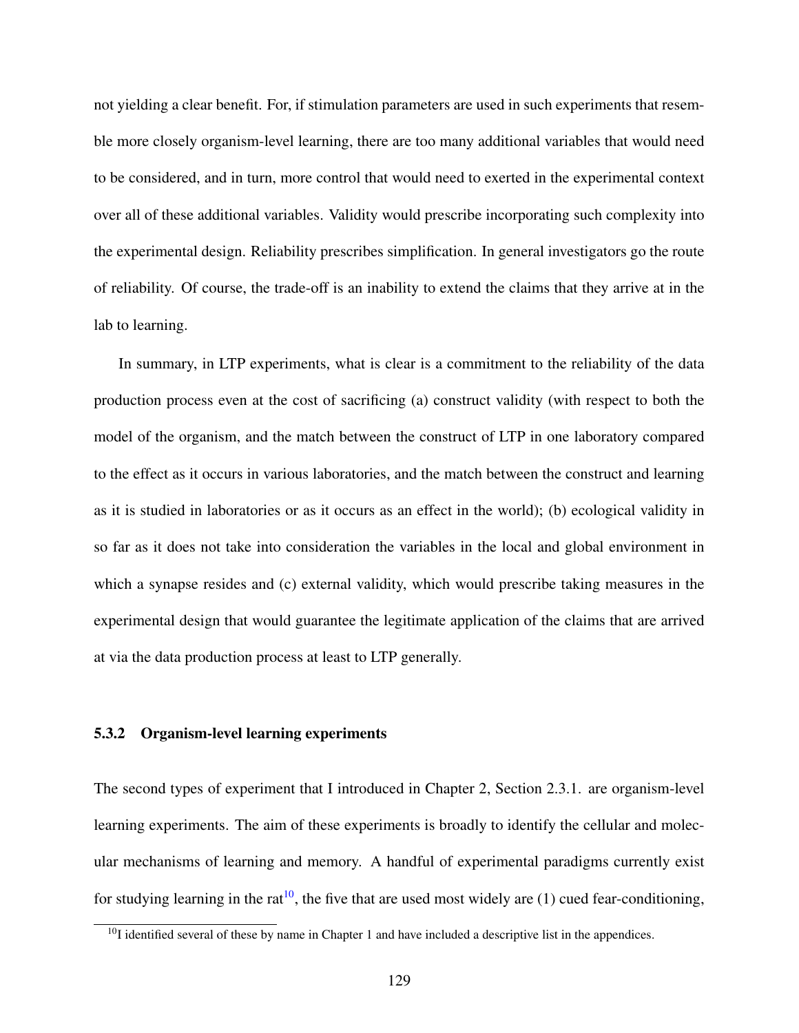not yielding a clear benefit. For, if stimulation parameters are used in such experiments that resemble more closely organism-level learning, there are too many additional variables that would need to be considered, and in turn, more control that would need to exerted in the experimental context over all of these additional variables. Validity would prescribe incorporating such complexity into the experimental design. Reliability prescribes simplification. In general investigators go the route of reliability. Of course, the trade-off is an inability to extend the claims that they arrive at in the lab to learning.

In summary, in LTP experiments, what is clear is a commitment to the reliability of the data production process even at the cost of sacrificing (a) construct validity (with respect to both the model of the organism, and the match between the construct of LTP in one laboratory compared to the effect as it occurs in various laboratories, and the match between the construct and learning as it is studied in laboratories or as it occurs as an effect in the world); (b) ecological validity in so far as it does not take into consideration the variables in the local and global environment in which a synapse resides and (c) external validity, which would prescribe taking measures in the experimental design that would guarantee the legitimate application of the claims that are arrived at via the data production process at least to LTP generally.

### 5.3.2 Organism-level learning experiments

The second types of experiment that I introduced in Chapter 2, Section 2.3.1. are organism-level learning experiments. The aim of these experiments is broadly to identify the cellular and molecular mechanisms of learning and memory. A handful of experimental paradigms currently exist for studying learning in the rat[10], the five that are used most widely are (1) cued fear-conditioning,

[10] I identified several of these by name in Chapter 1 and have included a descriptive list in the appendices.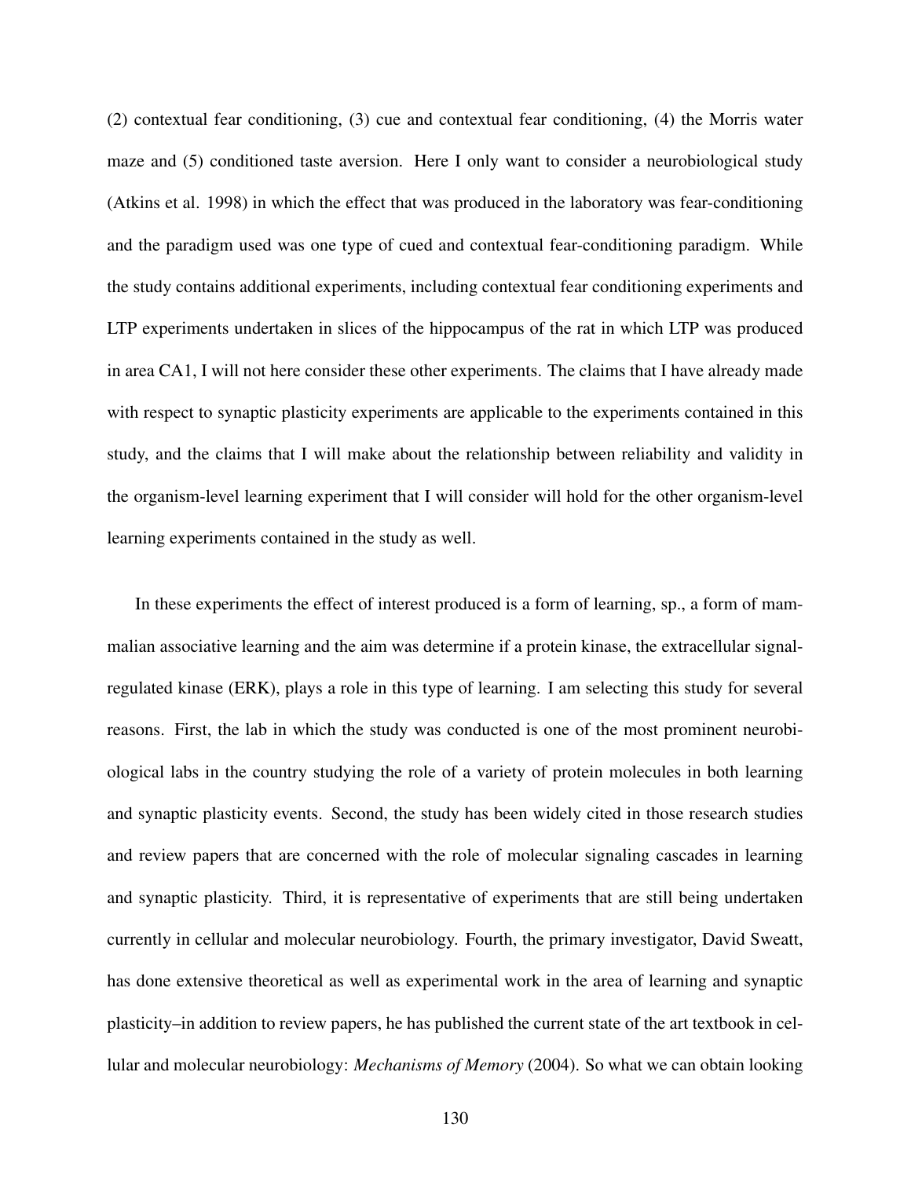(2) contextual fear conditioning, (3) cue and contextual fear conditioning, (4) the Morris water maze and (5) conditioned taste aversion. Here I only want to consider a neurobiological study (Atkins et al. 1998) in which the effect that was produced in the laboratory was fear-conditioning and the paradigm used was one type of cued and contextual fear-conditioning paradigm. While the study contains additional experiments, including contextual fear conditioning experiments and LTP experiments undertaken in slices of the hippocampus of the rat in which LTP was produced in area CA1, I will not here consider these other experiments. The claims that I have already made with respect to synaptic plasticity experiments are applicable to the experiments contained in this study, and the claims that I will make about the relationship between reliability and validity in the organism-level learning experiment that I will consider will hold for the other organism-level learning experiments contained in the study as well.

In these experiments the effect of interest produced is a form of learning, sp., a form of mammalian associative learning and the aim was determine if a protein kinase, the extracellular signal-regulated kinase (ERK), plays a role in this type of learning. I am selecting this study for several reasons. First, the lab in which the study was conducted is one of the most prominent neurobiological labs in the country studying the role of a variety of protein molecules in both learning and synaptic plasticity events. Second, the study has been widely cited in those research studies and review papers that are concerned with the role of molecular signaling cascades in learning and synaptic plasticity. Third, it is representative of experiments that are still being undertaken currently in cellular and molecular neurobiology. Fourth, the primary investigator, David Sweatt, has done extensive theoretical as well as experimental work in the area of learning and synaptic plasticity–in addition to review papers, he has published the current state of the art textbook in cellular and molecular neurobiology: *Mechanisms of Memory* (2004). So what we can obtain looking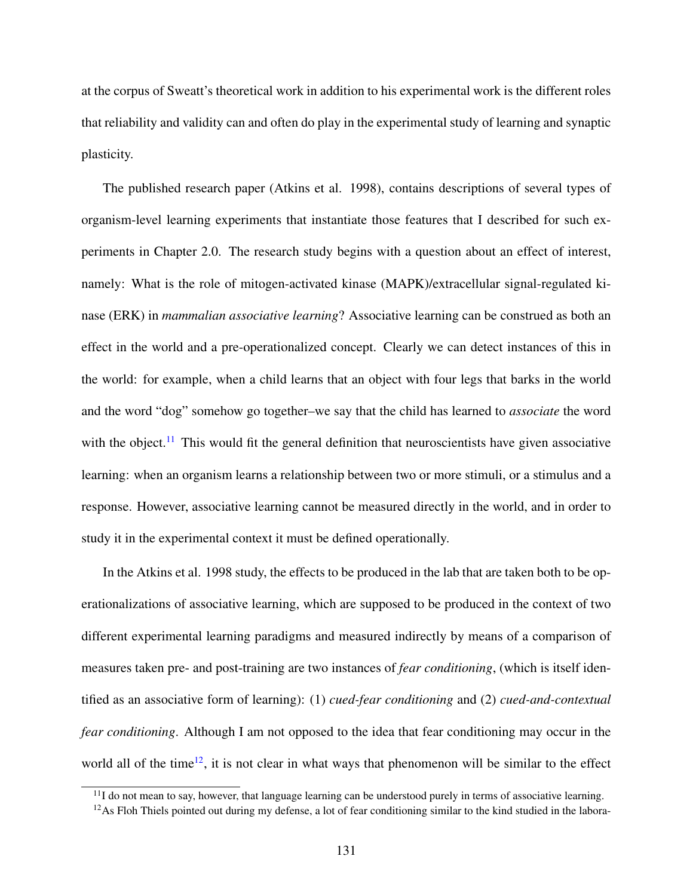at the corpus of Sweatt's theoretical work in addition to his experimental work is the different roles that reliability and validity can and often do play in the experimental study of learning and synaptic plasticity.

The published research paper (Atkins et al. 1998), contains descriptions of several types of organism-level learning experiments that instantiate those features that I described for such experiments in Chapter 2.0. The research study begins with a question about an effect of interest, namely: What is the role of mitogen-activated kinase (MAPK)/extracellular signal-regulated kinase (ERK) in *mammalian associative learning*? Associative learning can be construed as both an effect in the world and a pre-operationalized concept. Clearly we can detect instances of this in the world: for example, when a child learns that an object with four legs that barks in the world and the word "dog" somehow go together–we say that the child has learned to *associate* the word with the object.[11] This would fit the general definition that neuroscientists have given associative learning: when an organism learns a relationship between two or more stimuli, or a stimulus and a response. However, associative learning cannot be measured directly in the world, and in order to study it in the experimental context it must be defined operationally.

In the Atkins et al. 1998 study, the effects to be produced in the lab that are taken both to be operationalizations of associative learning, which are supposed to be produced in the context of two different experimental learning paradigms and measured indirectly by means of a comparison of measures taken pre- and post-training are two instances of *fear conditioning*, (which is itself identified as an associative form of learning): (1) *cued-fear conditioning* and (2) *cued-and-contextual fear conditioning*. Although I am not opposed to the idea that fear conditioning may occur in the world all of the time[12], it is not clear in what ways that phenomenon will be similar to the effect

[11] I do not mean to say, however, that language learning can be understood purely in terms of associative learning.

[12] As Floh Thiels pointed out during my defense, a lot of fear conditioning similar to the kind studied in the labora-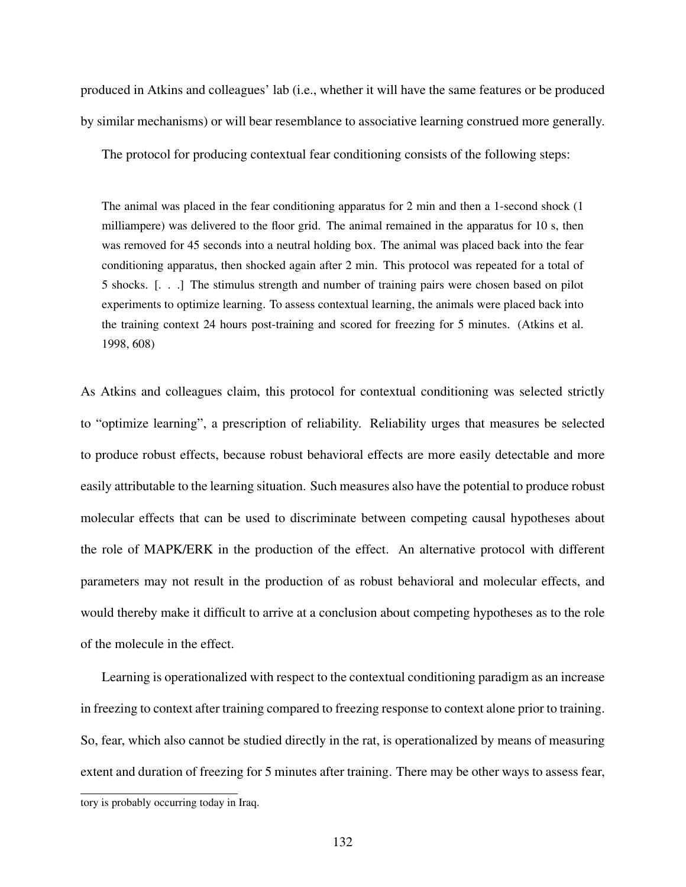produced in Atkins and colleagues' lab (i.e., whether it will have the same features or be produced by similar mechanisms) or will bear resemblance to associative learning construed more generally.

The protocol for producing contextual fear conditioning consists of the following steps:

> The animal was placed in the fear conditioning apparatus for 2 min and then a 1-second shock (1 milliampere) was delivered to the floor grid. The animal remained in the apparatus for 10 s, then was removed for 45 seconds into a neutral holding box. The animal was placed back into the fear conditioning apparatus, then shocked again after 2 min. This protocol was repeated for a total of 5 shocks. [. . .] The stimulus strength and number of training pairs were chosen based on pilot experiments to optimize learning. To assess contextual learning, the animals were placed back into the training context 24 hours post-training and scored for freezing for 5 minutes. (Atkins et al. 1998, 608)

As Atkins and colleagues claim, this protocol for contextual conditioning was selected strictly to "optimize learning", a prescription of reliability. Reliability urges that measures be selected to produce robust effects, because robust behavioral effects are more easily detectable and more easily attributable to the learning situation. Such measures also have the potential to produce robust molecular effects that can be used to discriminate between competing causal hypotheses about the role of MAPK/ERK in the production of the effect. An alternative protocol with different parameters may not result in the production of as robust behavioral and molecular effects, and would thereby make it difficult to arrive at a conclusion about competing hypotheses as to the role of the molecule in the effect.

Learning is operationalized with respect to the contextual conditioning paradigm as an increase in freezing to context after training compared to freezing response to context alone prior to training. So, fear, which also cannot be studied directly in the rat, is operationalized by means of measuring extent and duration of freezing for 5 minutes after training. There may be other ways to assess fear,

tory is probably occurring today in Iraq.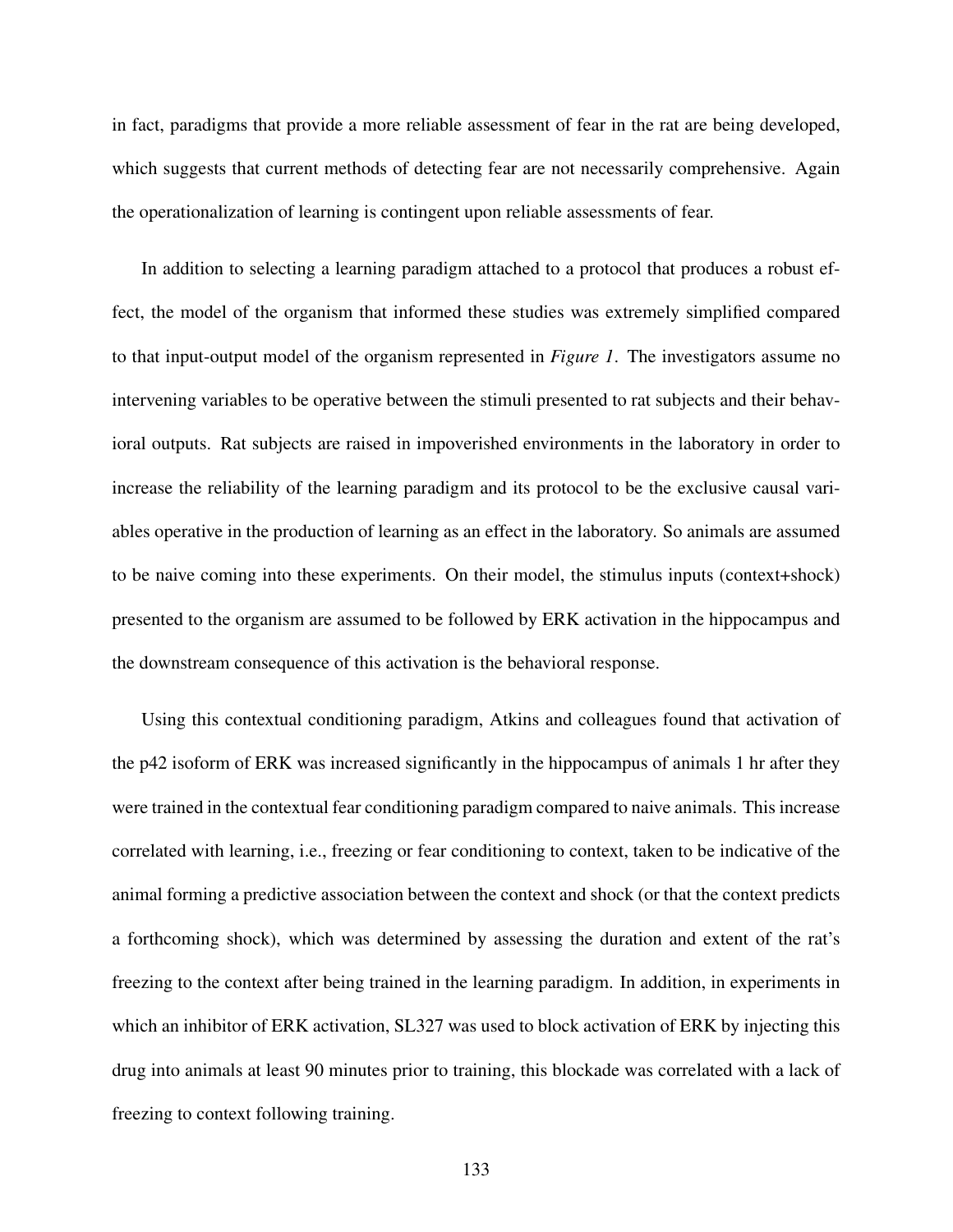in fact, paradigms that provide a more reliable assessment of fear in the rat are being developed, which suggests that current methods of detecting fear are not necessarily comprehensive. Again the operationalization of learning is contingent upon reliable assessments of fear.

In addition to selecting a learning paradigm attached to a protocol that produces a robust effect, the model of the organism that informed these studies was extremely simplified compared to that input-output model of the organism represented in *Figure 1*. The investigators assume no intervening variables to be operative between the stimuli presented to rat subjects and their behavioral outputs. Rat subjects are raised in impoverished environments in the laboratory in order to increase the reliability of the learning paradigm and its protocol to be the exclusive causal variables operative in the production of learning as an effect in the laboratory. So animals are assumed to be naive coming into these experiments. On their model, the stimulus inputs (context+shock) presented to the organism are assumed to be followed by ERK activation in the hippocampus and the downstream consequence of this activation is the behavioral response.

Using this contextual conditioning paradigm, Atkins and colleagues found that activation of the p42 isoform of ERK was increased significantly in the hippocampus of animals 1 hr after they were trained in the contextual fear conditioning paradigm compared to naive animals. This increase correlated with learning, i.e., freezing or fear conditioning to context, taken to be indicative of the animal forming a predictive association between the context and shock (or that the context predicts a forthcoming shock), which was determined by assessing the duration and extent of the rat's freezing to the context after being trained in the learning paradigm. In addition, in experiments in which an inhibitor of ERK activation, SL327 was used to block activation of ERK by injecting this drug into animals at least 90 minutes prior to training, this blockade was correlated with a lack of freezing to context following training.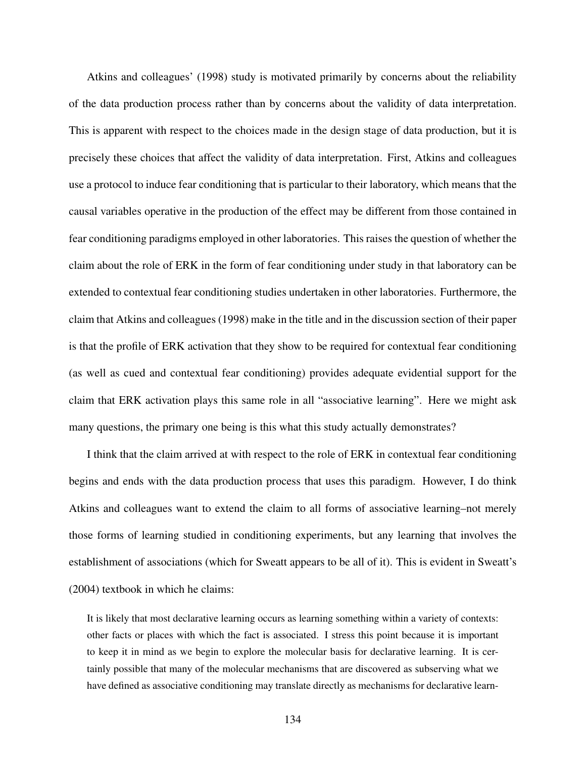Atkins and colleagues' (1998) study is motivated primarily by concerns about the reliability of the data production process rather than by concerns about the validity of data interpretation. This is apparent with respect to the choices made in the design stage of data production, but it is precisely these choices that affect the validity of data interpretation. First, Atkins and colleagues use a protocol to induce fear conditioning that is particular to their laboratory, which means that the causal variables operative in the production of the effect may be different from those contained in fear conditioning paradigms employed in other laboratories. This raises the question of whether the claim about the role of ERK in the form of fear conditioning under study in that laboratory can be extended to contextual fear conditioning studies undertaken in other laboratories. Furthermore, the claim that Atkins and colleagues (1998) make in the title and in the discussion section of their paper is that the profile of ERK activation that they show to be required for contextual fear conditioning (as well as cued and contextual fear conditioning) provides adequate evidential support for the claim that ERK activation plays this same role in all "associative learning". Here we might ask many questions, the primary one being is this what this study actually demonstrates?

I think that the claim arrived at with respect to the role of ERK in contextual fear conditioning begins and ends with the data production process that uses this paradigm. However, I do think Atkins and colleagues want to extend the claim to all forms of associative learning–not merely those forms of learning studied in conditioning experiments, but any learning that involves the establishment of associations (which for Sweatt appears to be all of it). This is evident in Sweatt's (2004) textbook in which he claims:

> It is likely that most declarative learning occurs as learning something within a variety of contexts: other facts or places with which the fact is associated. I stress this point because it is important to keep it in mind as we begin to explore the molecular basis for declarative learning. It is certainly possible that many of the molecular mechanisms that are discovered as subserving what we have defined as associative conditioning may translate directly as mechanisms for declarative learn-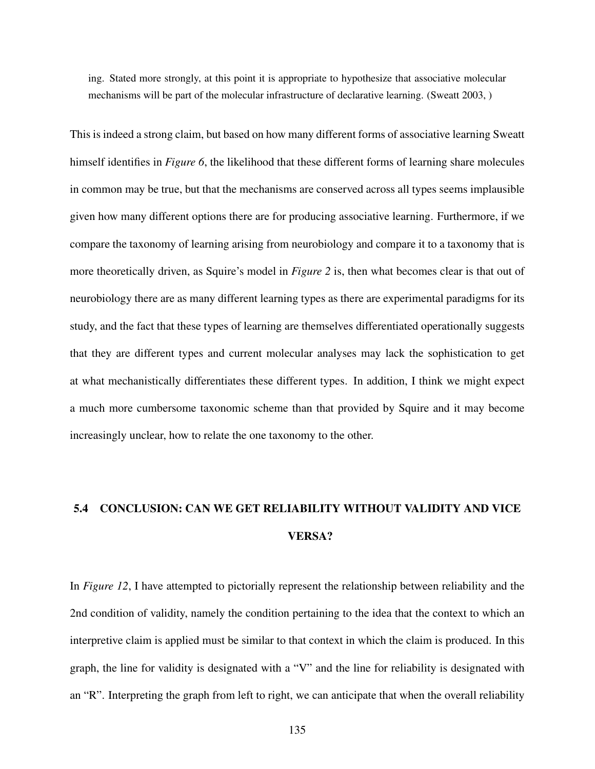ing. Stated more strongly, at this point it is appropriate to hypothesize that associative molecular mechanisms will be part of the molecular infrastructure of declarative learning. (Sweatt 2003, )

This is indeed a strong claim, but based on how many different forms of associative learning Sweatt himself identifies in *Figure 6*, the likelihood that these different forms of learning share molecules in common may be true, but that the mechanisms are conserved across all types seems implausible given how many different options there are for producing associative learning. Furthermore, if we compare the taxonomy of learning arising from neurobiology and compare it to a taxonomy that is more theoretically driven, as Squire's model in *Figure 2* is, then what becomes clear is that out of neurobiology there are as many different learning types as there are experimental paradigms for its study, and the fact that these types of learning are themselves differentiated operationally suggests that they are different types and current molecular analyses may lack the sophistication to get at what mechanistically differentiates these different types. In addition, I think we might expect a much more cumbersome taxonomic scheme than that provided by Squire and it may become increasingly unclear, how to relate the one taxonomy to the other.

## 5.4 CONCLUSION: CAN WE GET RELIABILITY WITHOUT VALIDITY AND VICE VERSA?

In *Figure 12*, I have attempted to pictorially represent the relationship between reliability and the 2nd condition of validity, namely the condition pertaining to the idea that the context to which an interpretive claim is applied must be similar to that context in which the claim is produced. In this graph, the line for validity is designated with a "V" and the line for reliability is designated with an "R". Interpreting the graph from left to right, we can anticipate that when the overall reliability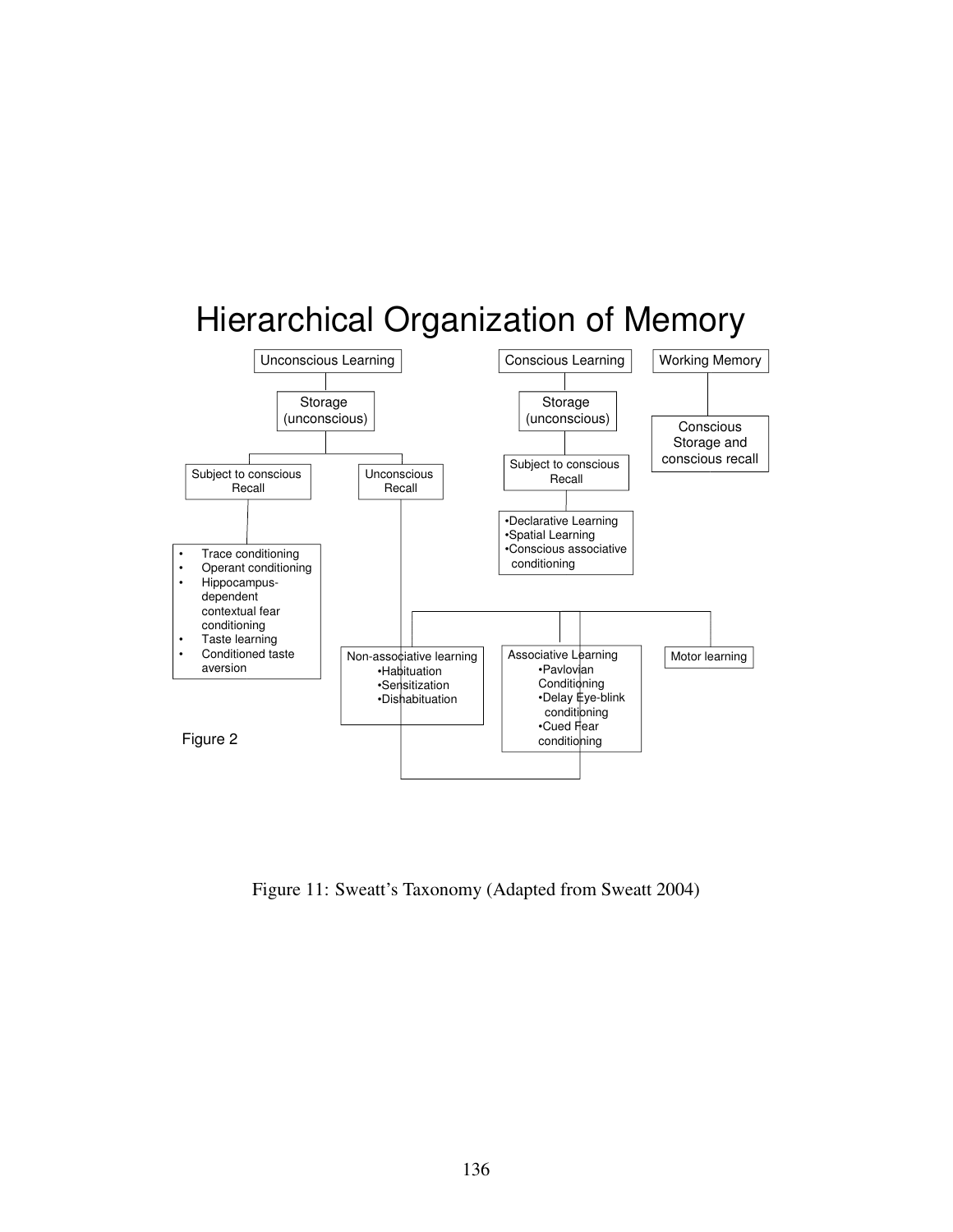# Hierarchical Organization of Memory

- Unconscious Learning
  - Storage (unconscious)
    - Subject to conscious Recall
      - Trace conditioning
      - Operant conditioning
      - Hippocampus-dependent contextual fear conditioning
      - Taste learning
      - Conditioned taste aversion
    - Unconscious Recall
      - Non-associative learning
        - Habituation
        - Sensitization
        - Dishabituation
      - Associative Learning
        - Pavlovian Conditioning
        - Delay Eye-blink conditioning
        - Cued Fear conditioning
      - Motor learning
- Conscious Learning
  - Storage (unconscious)
    - Subject to conscious Recall
      - Declarative Learning
      - Spatial Learning
      - Conscious associative conditioning
- Working Memory
  - Conscious Storage and conscious recall

Figure 2

Figure 11: Sweatt's Taxonomy (Adapted from Sweatt 2004)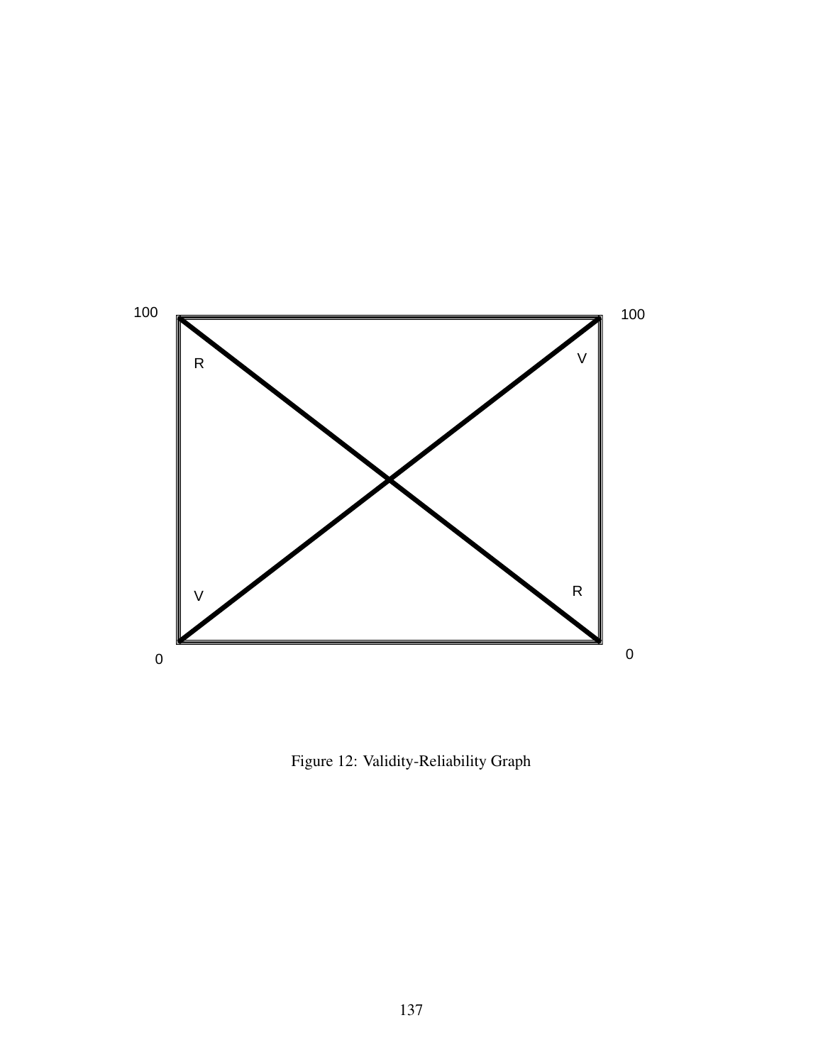100

R

V

V

R

0

100

0

Figure 12: Validity-Reliability Graph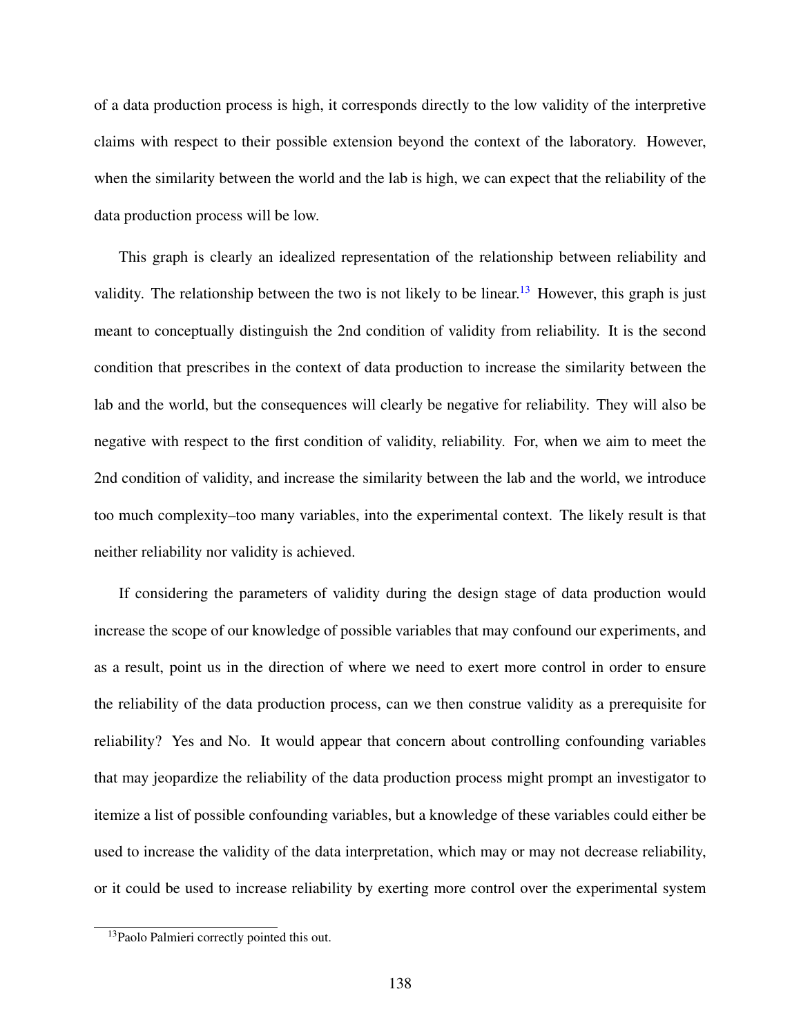of a data production process is high, it corresponds directly to the low validity of the interpretive claims with respect to their possible extension beyond the context of the laboratory. However, when the similarity between the world and the lab is high, we can expect that the reliability of the data production process will be low.

This graph is clearly an idealized representation of the relationship between reliability and validity. The relationship between the two is not likely to be linear.[13] However, this graph is just meant to conceptually distinguish the 2nd condition of validity from reliability. It is the second condition that prescribes in the context of data production to increase the similarity between the lab and the world, but the consequences will clearly be negative for reliability. They will also be negative with respect to the first condition of validity, reliability. For, when we aim to meet the 2nd condition of validity, and increase the similarity between the lab and the world, we introduce too much complexity–too many variables, into the experimental context. The likely result is that neither reliability nor validity is achieved.

If considering the parameters of validity during the design stage of data production would increase the scope of our knowledge of possible variables that may confound our experiments, and as a result, point us in the direction of where we need to exert more control in order to ensure the reliability of the data production process, can we then construe validity as a prerequisite for reliability? Yes and No. It would appear that concern about controlling confounding variables that may jeopardize the reliability of the data production process might prompt an investigator to itemize a list of possible confounding variables, but a knowledge of these variables could either be used to increase the validity of the data interpretation, which may or may not decrease reliability, or it could be used to increase reliability by exerting more control over the experimental system

[13] Paolo Palmieri correctly pointed this out.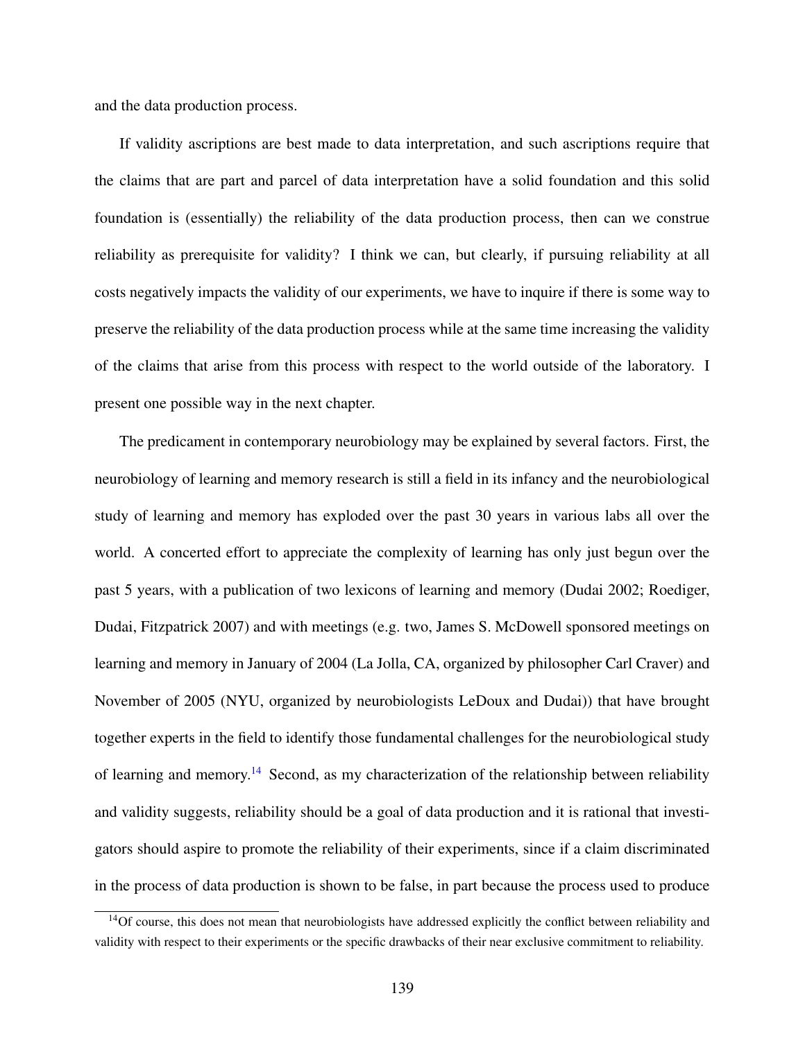and the data production process.

If validity ascriptions are best made to data interpretation, and such ascriptions require that the claims that are part and parcel of data interpretation have a solid foundation and this solid foundation is (essentially) the reliability of the data production process, then can we construe reliability as prerequisite for validity? I think we can, but clearly, if pursuing reliability at all costs negatively impacts the validity of our experiments, we have to inquire if there is some way to preserve the reliability of the data production process while at the same time increasing the validity of the claims that arise from this process with respect to the world outside of the laboratory. I present one possible way in the next chapter.

The predicament in contemporary neurobiology may be explained by several factors. First, the neurobiology of learning and memory research is still a field in its infancy and the neurobiological study of learning and memory has exploded over the past 30 years in various labs all over the world. A concerted effort to appreciate the complexity of learning has only just begun over the past 5 years, with a publication of two lexicons of learning and memory (Dudai 2002; Roediger, Dudai, Fitzpatrick 2007) and with meetings (e.g. two, James S. McDowell sponsored meetings on learning and memory in January of 2004 (La Jolla, CA, organized by philosopher Carl Craver) and November of 2005 (NYU, organized by neurobiologists LeDoux and Dudai)) that have brought together experts in the field to identify those fundamental challenges for the neurobiological study of learning and memory.[14] Second, as my characterization of the relationship between reliability and validity suggests, reliability should be a goal of data production and it is rational that investigators should aspire to promote the reliability of their experiments, since if a claim discriminated in the process of data production is shown to be false, in part because the process used to produce

[14] Of course, this does not mean that neurobiologists have addressed explicitly the conflict between reliability and validity with respect to their experiments or the specific drawbacks of their near exclusive commitment to reliability.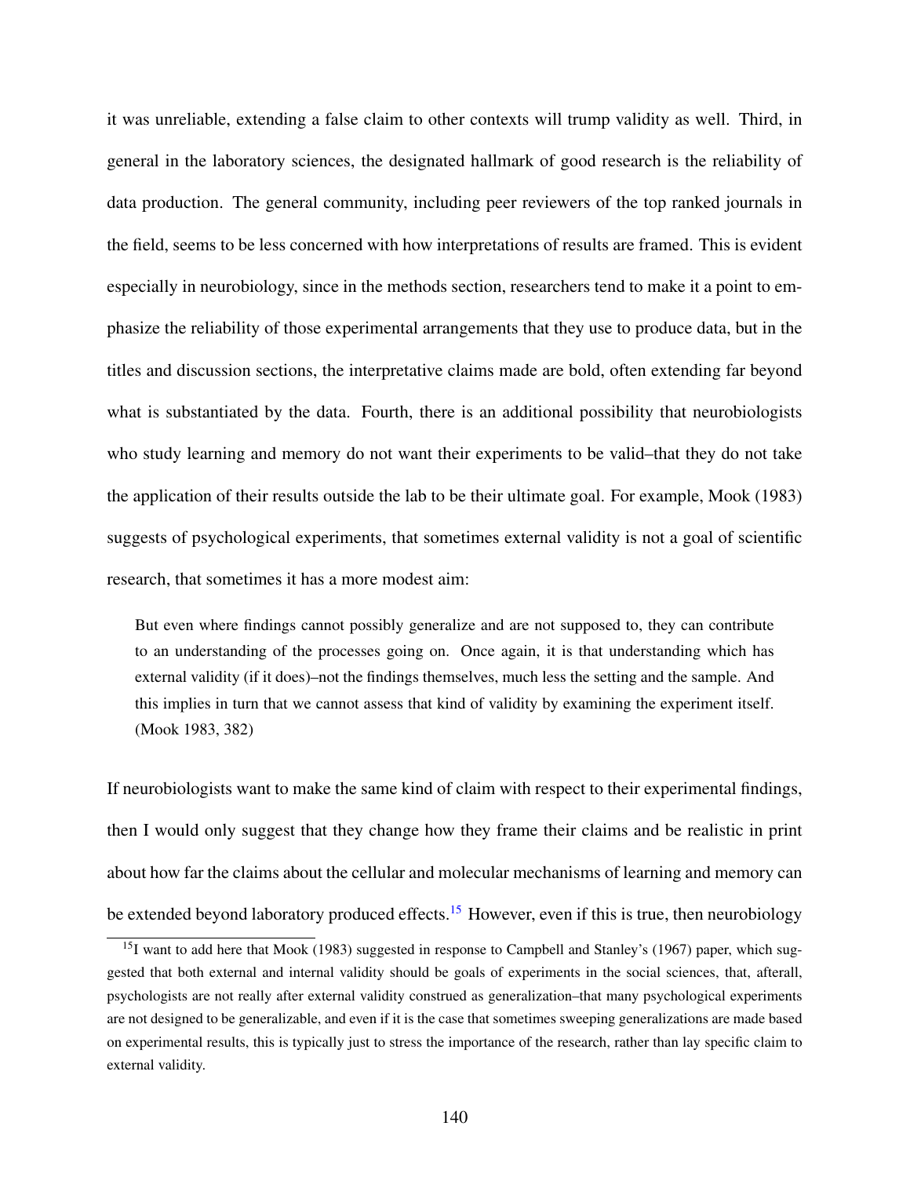it was unreliable, extending a false claim to other contexts will trump validity as well. Third, in general in the laboratory sciences, the designated hallmark of good research is the reliability of data production. The general community, including peer reviewers of the top ranked journals in the field, seems to be less concerned with how interpretations of results are framed. This is evident especially in neurobiology, since in the methods section, researchers tend to make it a point to emphasize the reliability of those experimental arrangements that they use to produce data, but in the titles and discussion sections, the interpretative claims made are bold, often extending far beyond what is substantiated by the data. Fourth, there is an additional possibility that neurobiologists who study learning and memory do not want their experiments to be valid–that they do not take the application of their results outside the lab to be their ultimate goal. For example, Mook (1983) suggests of psychological experiments, that sometimes external validity is not a goal of scientific research, that sometimes it has a more modest aim:

> But even where findings cannot possibly generalize and are not supposed to, they can contribute to an understanding of the processes going on. Once again, it is that understanding which has external validity (if it does)–not the findings themselves, much less the setting and the sample. And this implies in turn that we cannot assess that kind of validity by examining the experiment itself. (Mook 1983, 382)

If neurobiologists want to make the same kind of claim with respect to their experimental findings, then I would only suggest that they change how they frame their claims and be realistic in print about how far the claims about the cellular and molecular mechanisms of learning and memory can be extended beyond laboratory produced effects.[15] However, even if this is true, then neurobiology

[15] I want to add here that Mook (1983) suggested in response to Campbell and Stanley's (1967) paper, which suggested that both external and internal validity should be goals of experiments in the social sciences, that, afterall, psychologists are not really after external validity construed as generalization–that many psychological experiments are not designed to be generalizable, and even if it is the case that sometimes sweeping generalizations are made based on experimental results, this is typically just to stress the importance of the research, rather than lay specific claim to external validity.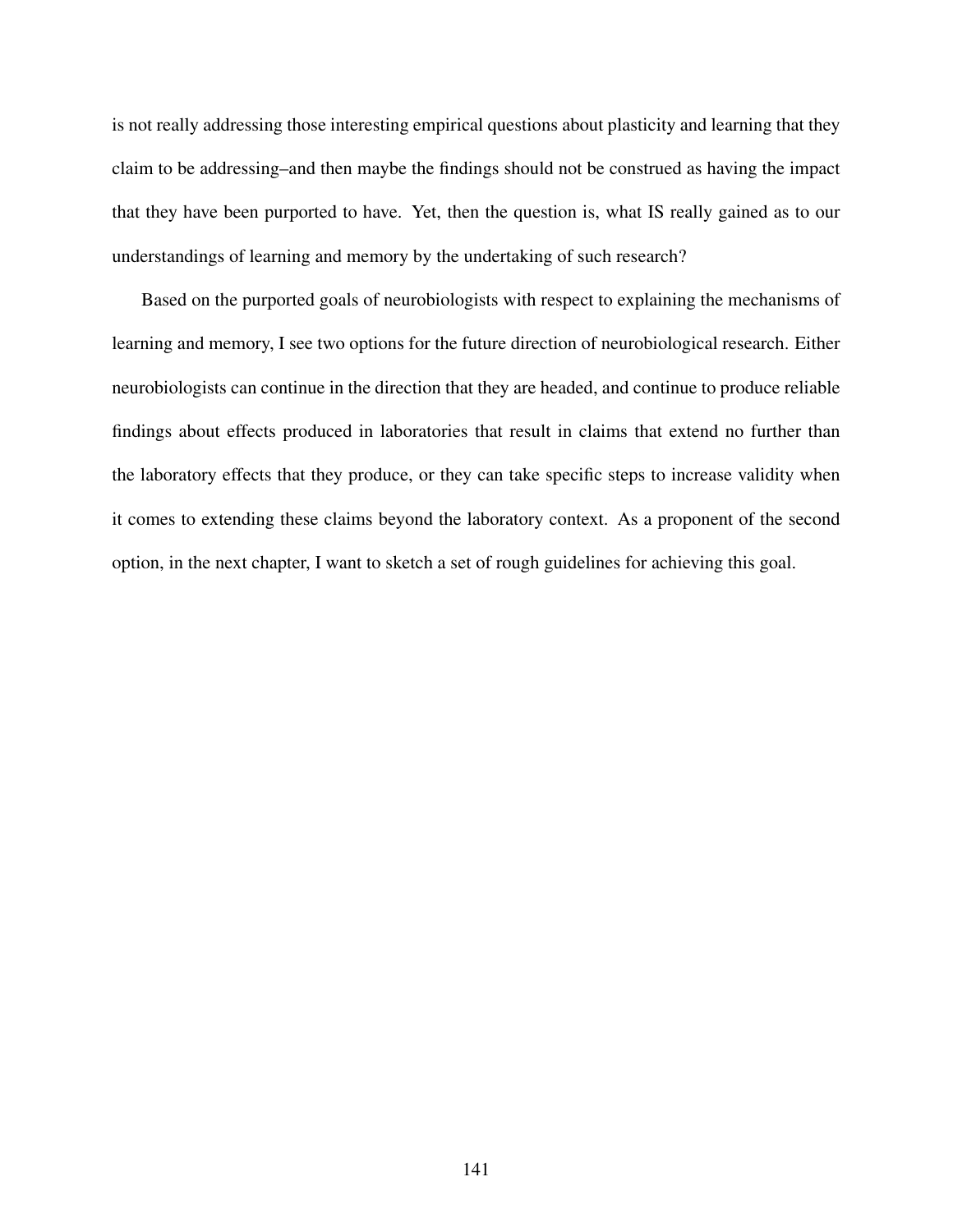is not really addressing those interesting empirical questions about plasticity and learning that they claim to be addressing–and then maybe the findings should not be construed as having the impact that they have been purported to have. Yet, then the question is, what IS really gained as to our understandings of learning and memory by the undertaking of such research?

Based on the purported goals of neurobiologists with respect to explaining the mechanisms of learning and memory, I see two options for the future direction of neurobiological research. Either neurobiologists can continue in the direction that they are headed, and continue to produce reliable findings about effects produced in laboratories that result in claims that extend no further than the laboratory effects that they produce, or they can take specific steps to increase validity when it comes to extending these claims beyond the laboratory context. As a proponent of the second option, in the next chapter, I want to sketch a set of rough guidelines for achieving this goal.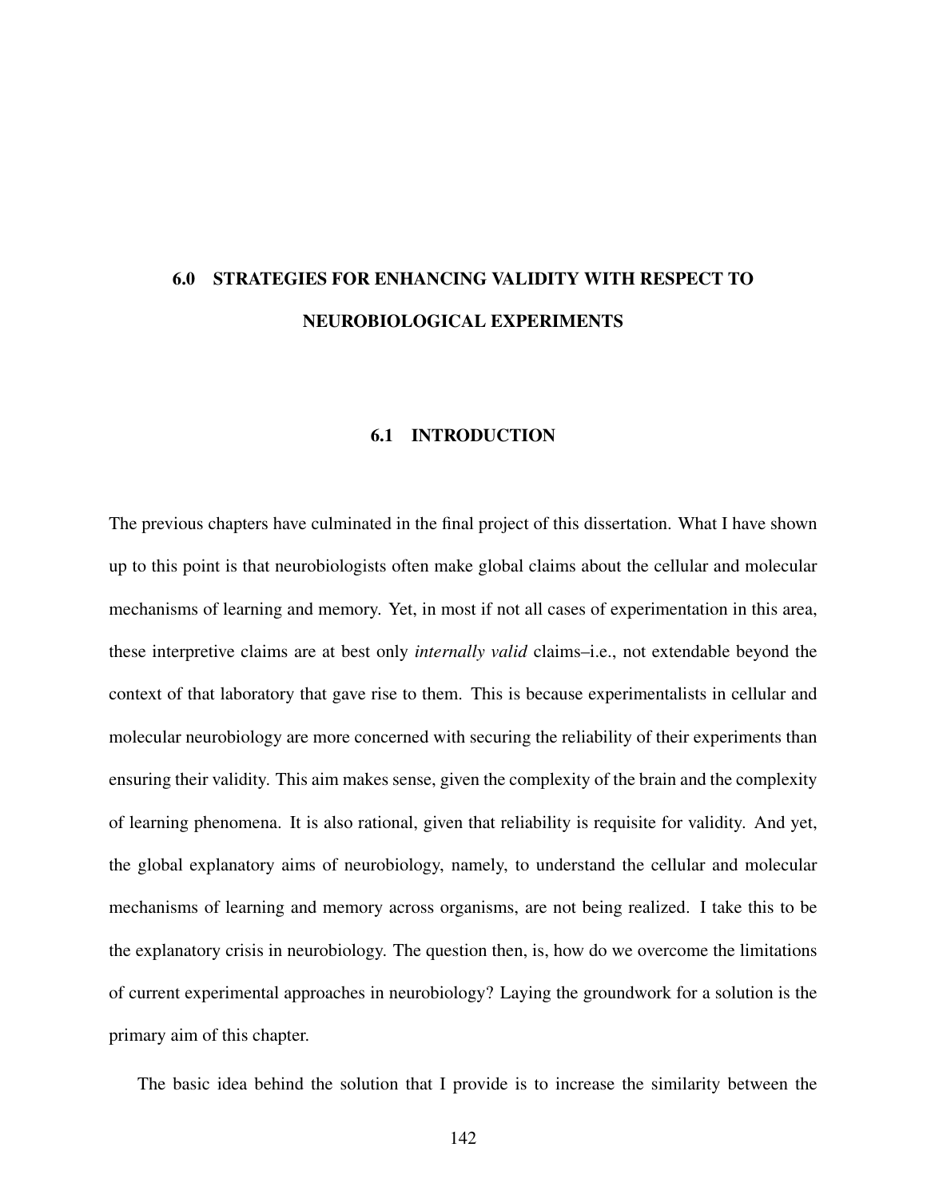# 6.0 STRATEGIES FOR ENHANCING VALIDITY WITH RESPECT TO NEUROBIOLOGICAL EXPERIMENTS

## 6.1 INTRODUCTION

The previous chapters have culminated in the final project of this dissertation. What I have shown up to this point is that neurobiologists often make global claims about the cellular and molecular mechanisms of learning and memory. Yet, in most if not all cases of experimentation in this area, these interpretive claims are at best only *internally valid* claims–i.e., not extendable beyond the context of that laboratory that gave rise to them. This is because experimentalists in cellular and molecular neurobiology are more concerned with securing the reliability of their experiments than ensuring their validity. This aim makes sense, given the complexity of the brain and the complexity of learning phenomena. It is also rational, given that reliability is requisite for validity. And yet, the global explanatory aims of neurobiology, namely, to understand the cellular and molecular mechanisms of learning and memory across organisms, are not being realized. I take this to be the explanatory crisis in neurobiology. The question then, is, how do we overcome the limitations of current experimental approaches in neurobiology? Laying the groundwork for a solution is the primary aim of this chapter.

The basic idea behind the solution that I provide is to increase the similarity between the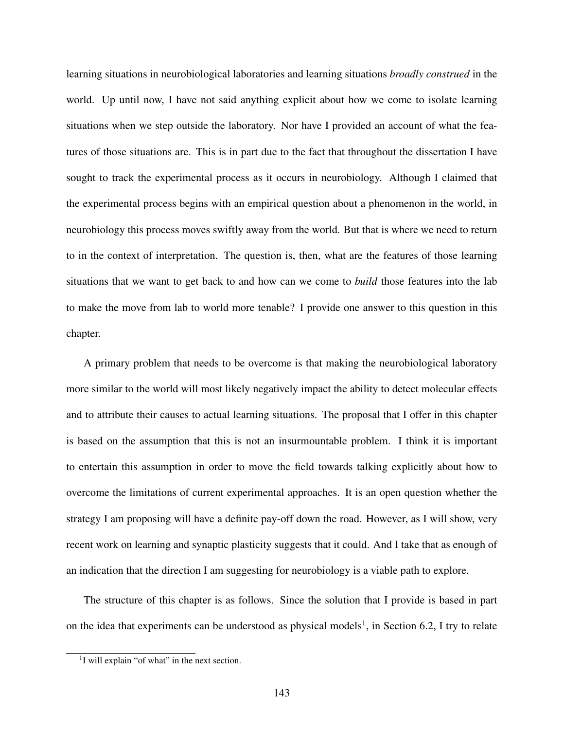learning situations in neurobiological laboratories and learning situations *broadly construed* in the world. Up until now, I have not said anything explicit about how we come to isolate learning situations when we step outside the laboratory. Nor have I provided an account of what the features of those situations are. This is in part due to the fact that throughout the dissertation I have sought to track the experimental process as it occurs in neurobiology. Although I claimed that the experimental process begins with an empirical question about a phenomenon in the world, in neurobiology this process moves swiftly away from the world. But that is where we need to return to in the context of interpretation. The question is, then, what are the features of those learning situations that we want to get back to and how can we come to *build* those features into the lab to make the move from lab to world more tenable? I provide one answer to this question in this chapter.

A primary problem that needs to be overcome is that making the neurobiological laboratory more similar to the world will most likely negatively impact the ability to detect molecular effects and to attribute their causes to actual learning situations. The proposal that I offer in this chapter is based on the assumption that this is not an insurmountable problem. I think it is important to entertain this assumption in order to move the field towards talking explicitly about how to overcome the limitations of current experimental approaches. It is an open question whether the strategy I am proposing will have a definite pay-off down the road. However, as I will show, very recent work on learning and synaptic plasticity suggests that it could. And I take that as enough of an indication that the direction I am suggesting for neurobiology is a viable path to explore.

The structure of this chapter is as follows. Since the solution that I provide is based in part on the idea that experiments can be understood as physical models[1], in Section 6.2, I try to relate

[1] I will explain "of what" in the next section.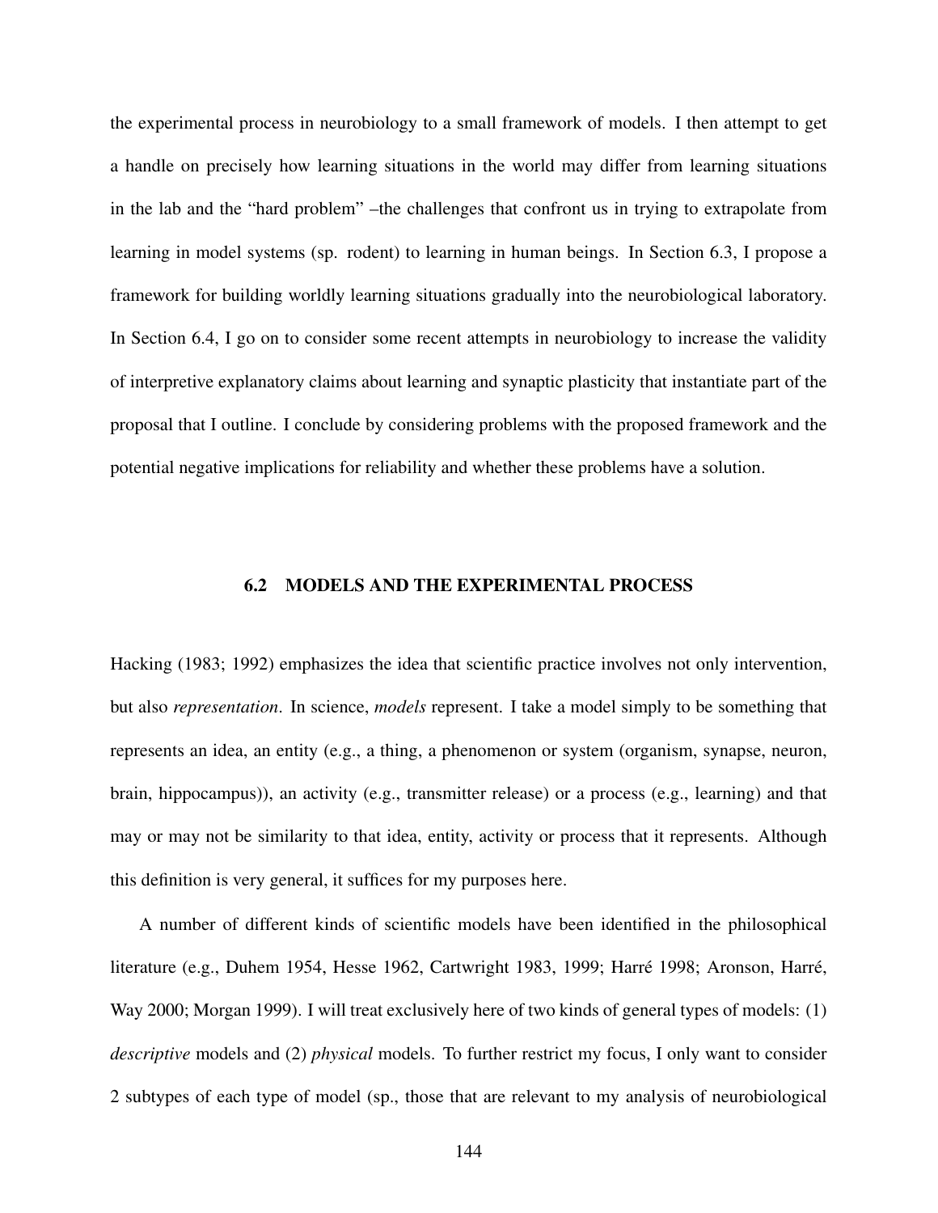the experimental process in neurobiology to a small framework of models. I then attempt to get a handle on precisely how learning situations in the world may differ from learning situations in the lab and the "hard problem" –the challenges that confront us in trying to extrapolate from learning in model systems (sp. rodent) to learning in human beings. In Section 6.3, I propose a framework for building worldly learning situations gradually into the neurobiological laboratory. In Section 6.4, I go on to consider some recent attempts in neurobiology to increase the validity of interpretive explanatory claims about learning and synaptic plasticity that instantiate part of the proposal that I outline. I conclude by considering problems with the proposed framework and the potential negative implications for reliability and whether these problems have a solution.

## 6.2 MODELS AND THE EXPERIMENTAL PROCESS

Hacking (1983; 1992) emphasizes the idea that scientific practice involves not only intervention, but also *representation*. In science, *models* represent. I take a model simply to be something that represents an idea, an entity (e.g., a thing, a phenomenon or system (organism, synapse, neuron, brain, hippocampus)), an activity (e.g., transmitter release) or a process (e.g., learning) and that may or may not be similarity to that idea, entity, activity or process that it represents. Although this definition is very general, it suffices for my purposes here.

A number of different kinds of scientific models have been identified in the philosophical literature (e.g., Duhem 1954, Hesse 1962, Cartwright 1983, 1999; Harré 1998; Aronson, Harré, Way 2000; Morgan 1999). I will treat exclusively here of two kinds of general types of models: (1) *descriptive* models and (2) *physical* models. To further restrict my focus, I only want to consider 2 subtypes of each type of model (sp., those that are relevant to my analysis of neurobiological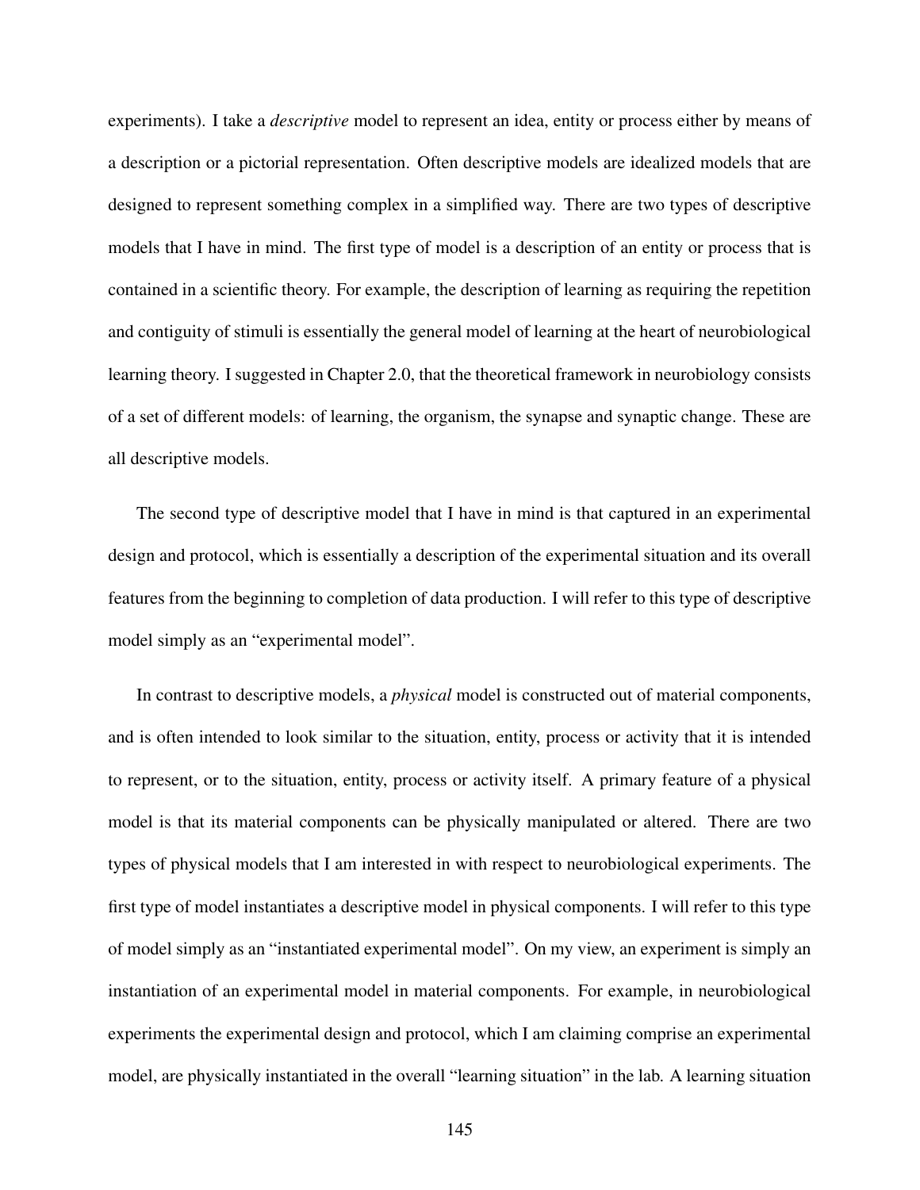experiments). I take a *descriptive* model to represent an idea, entity or process either by means of a description or a pictorial representation. Often descriptive models are idealized models that are designed to represent something complex in a simplified way. There are two types of descriptive models that I have in mind. The first type of model is a description of an entity or process that is contained in a scientific theory. For example, the description of learning as requiring the repetition and contiguity of stimuli is essentially the general model of learning at the heart of neurobiological learning theory. I suggested in Chapter 2.0, that the theoretical framework in neurobiology consists of a set of different models: of learning, the organism, the synapse and synaptic change. These are all descriptive models.

The second type of descriptive model that I have in mind is that captured in an experimental design and protocol, which is essentially a description of the experimental situation and its overall features from the beginning to completion of data production. I will refer to this type of descriptive model simply as an "experimental model".

In contrast to descriptive models, a *physical* model is constructed out of material components, and is often intended to look similar to the situation, entity, process or activity that it is intended to represent, or to the situation, entity, process or activity itself. A primary feature of a physical model is that its material components can be physically manipulated or altered. There are two types of physical models that I am interested in with respect to neurobiological experiments. The first type of model instantiates a descriptive model in physical components. I will refer to this type of model simply as an "instantiated experimental model". On my view, an experiment is simply an instantiation of an experimental model in material components. For example, in neurobiological experiments the experimental design and protocol, which I am claiming comprise an experimental model, are physically instantiated in the overall "learning situation" in the lab. A learning situation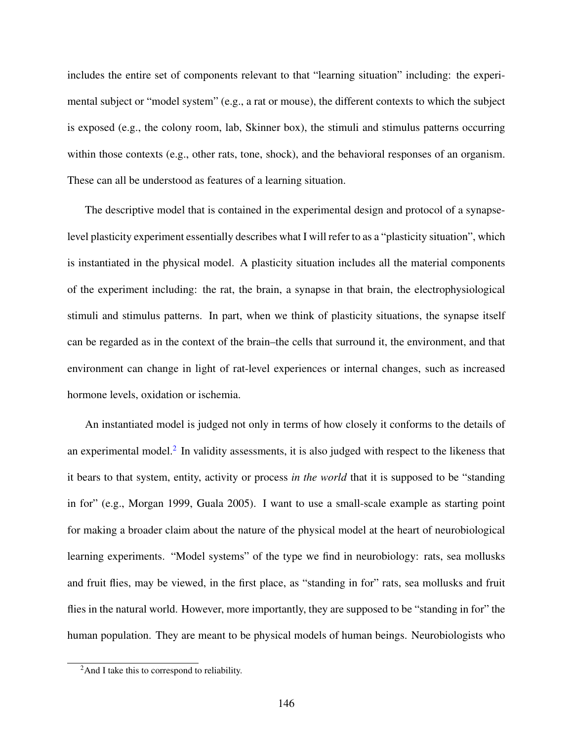includes the entire set of components relevant to that "learning situation" including: the experimental subject or "model system" (e.g., a rat or mouse), the different contexts to which the subject is exposed (e.g., the colony room, lab, Skinner box), the stimuli and stimulus patterns occurring within those contexts (e.g., other rats, tone, shock), and the behavioral responses of an organism. These can all be understood as features of a learning situation.

The descriptive model that is contained in the experimental design and protocol of a synapse-level plasticity experiment essentially describes what I will refer to as a "plasticity situation", which is instantiated in the physical model. A plasticity situation includes all the material components of the experiment including: the rat, the brain, a synapse in that brain, the electrophysiological stimuli and stimulus patterns. In part, when we think of plasticity situations, the synapse itself can be regarded as in the context of the brain–the cells that surround it, the environment, and that environment can change in light of rat-level experiences or internal changes, such as increased hormone levels, oxidation or ischemia.

An instantiated model is judged not only in terms of how closely it conforms to the details of an experimental model.[2] In validity assessments, it is also judged with respect to the likeness that it bears to that system, entity, activity or process *in the world* that it is supposed to be "standing in for" (e.g., Morgan 1999, Guala 2005). I want to use a small-scale example as starting point for making a broader claim about the nature of the physical model at the heart of neurobiological learning experiments. "Model systems" of the type we find in neurobiology: rats, sea mollusks and fruit flies, may be viewed, in the first place, as "standing in for" rats, sea mollusks and fruit flies in the natural world. However, more importantly, they are supposed to be "standing in for" the human population. They are meant to be physical models of human beings. Neurobiologists who

[2] And I take this to correspond to reliability.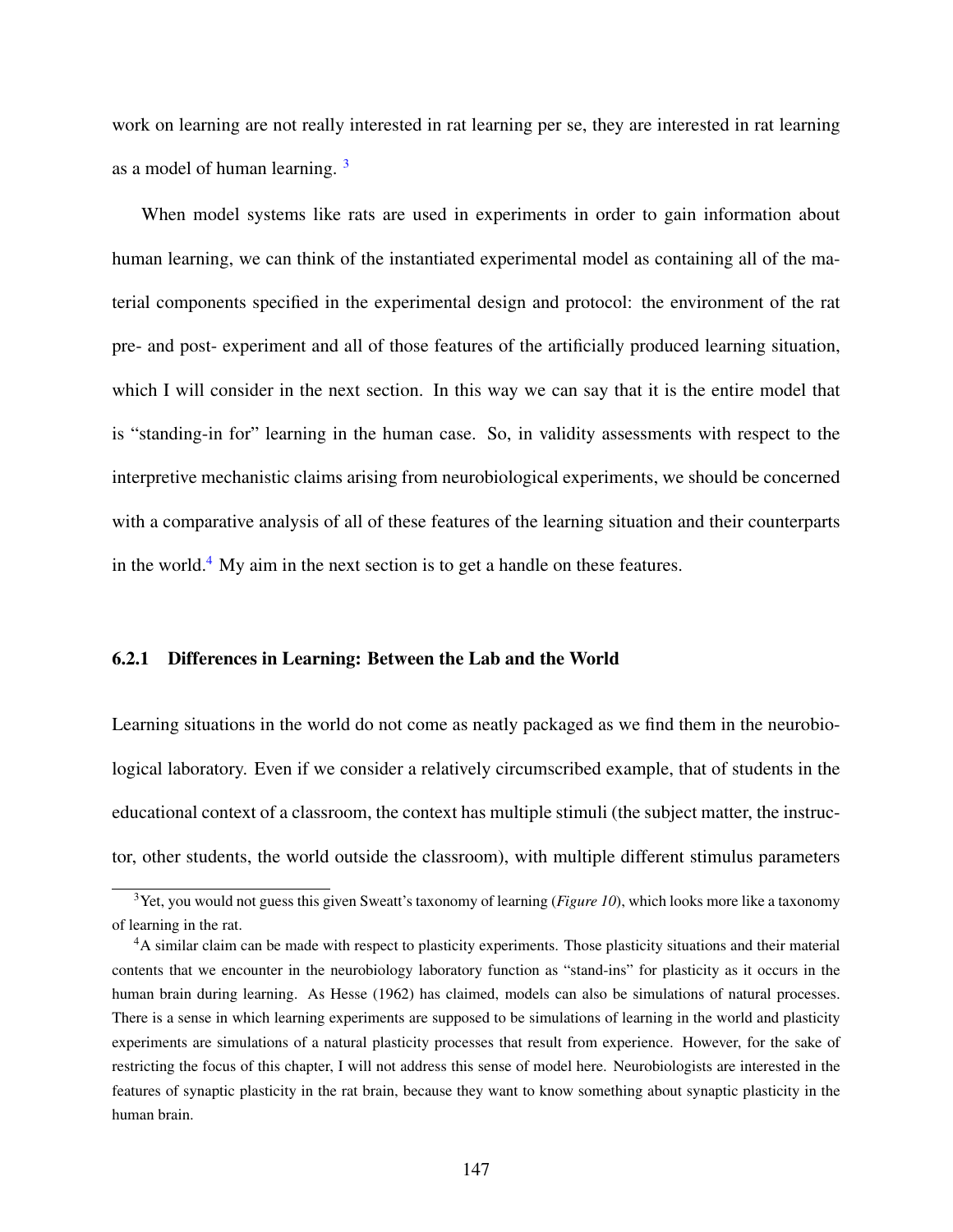work on learning are not really interested in rat learning per se, they are interested in rat learning as a model of human learning. [3]

When model systems like rats are used in experiments in order to gain information about human learning, we can think of the instantiated experimental model as containing all of the material components specified in the experimental design and protocol: the environment of the rat pre- and post- experiment and all of those features of the artificially produced learning situation, which I will consider in the next section. In this way we can say that it is the entire model that is "standing-in for" learning in the human case. So, in validity assessments with respect to the interpretive mechanistic claims arising from neurobiological experiments, we should be concerned with a comparative analysis of all of these features of the learning situation and their counterparts in the world.[4] My aim in the next section is to get a handle on these features.

### 6.2.1 Differences in Learning: Between the Lab and the World

Learning situations in the world do not come as neatly packaged as we find them in the neurobiological laboratory. Even if we consider a relatively circumscribed example, that of students in the educational context of a classroom, the context has multiple stimuli (the subject matter, the instructor, other students, the world outside the classroom), with multiple different stimulus parameters

---

[3] Yet, you would not guess this given Sweatt's taxonomy of learning (*Figure 10*), which looks more like a taxonomy of learning in the rat.

[4] A similar claim can be made with respect to plasticity experiments. Those plasticity situations and their material contents that we encounter in the neurobiology laboratory function as "stand-ins" for plasticity as it occurs in the human brain during learning. As Hesse (1962) has claimed, models can also be simulations of natural processes. There is a sense in which learning experiments are supposed to be simulations of learning in the world and plasticity experiments are simulations of a natural plasticity processes that result from experience. However, for the sake of restricting the focus of this chapter, I will not address this sense of model here. Neurobiologists are interested in the features of synaptic plasticity in the rat brain, because they want to know something about synaptic plasticity in the human brain.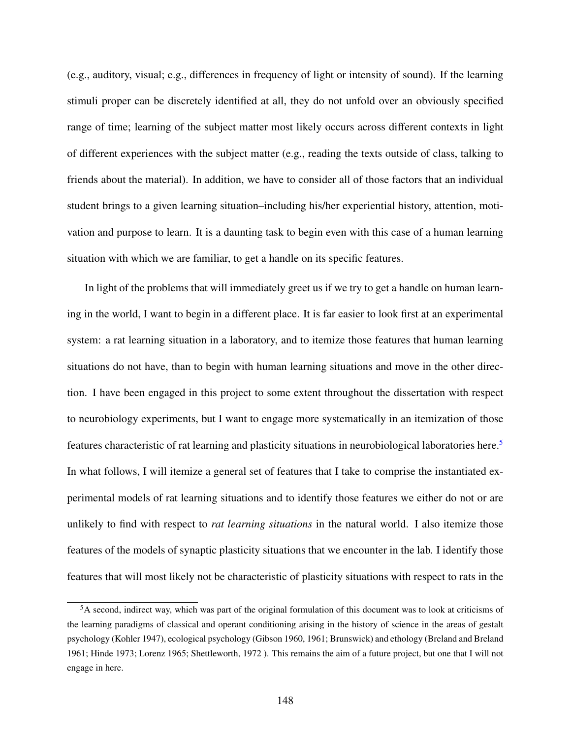(e.g., auditory, visual; e.g., differences in frequency of light or intensity of sound). If the learning stimuli proper can be discretely identified at all, they do not unfold over an obviously specified range of time; learning of the subject matter most likely occurs across different contexts in light of different experiences with the subject matter (e.g., reading the texts outside of class, talking to friends about the material). In addition, we have to consider all of those factors that an individual student brings to a given learning situation–including his/her experiential history, attention, motivation and purpose to learn. It is a daunting task to begin even with this case of a human learning situation with which we are familiar, to get a handle on its specific features.

In light of the problems that will immediately greet us if we try to get a handle on human learning in the world, I want to begin in a different place. It is far easier to look first at an experimental system: a rat learning situation in a laboratory, and to itemize those features that human learning situations do not have, than to begin with human learning situations and move in the other direction. I have been engaged in this project to some extent throughout the dissertation with respect to neurobiology experiments, but I want to engage more systematically in an itemization of those features characteristic of rat learning and plasticity situations in neurobiological laboratories here.[5] In what follows, I will itemize a general set of features that I take to comprise the instantiated experimental models of rat learning situations and to identify those features we either do not or are unlikely to find with respect to *rat learning situations* in the natural world. I also itemize those features of the models of synaptic plasticity situations that we encounter in the lab. I identify those features that will most likely not be characteristic of plasticity situations with respect to rats in the

[5] A second, indirect way, which was part of the original formulation of this document was to look at criticisms of the learning paradigms of classical and operant conditioning arising in the history of science in the areas of gestalt psychology (Kohler 1947), ecological psychology (Gibson 1960, 1961; Brunswick) and ethology (Breland and Breland 1961; Hinde 1973; Lorenz 1965; Shettleworth, 1972 ). This remains the aim of a future project, but one that I will not engage in here.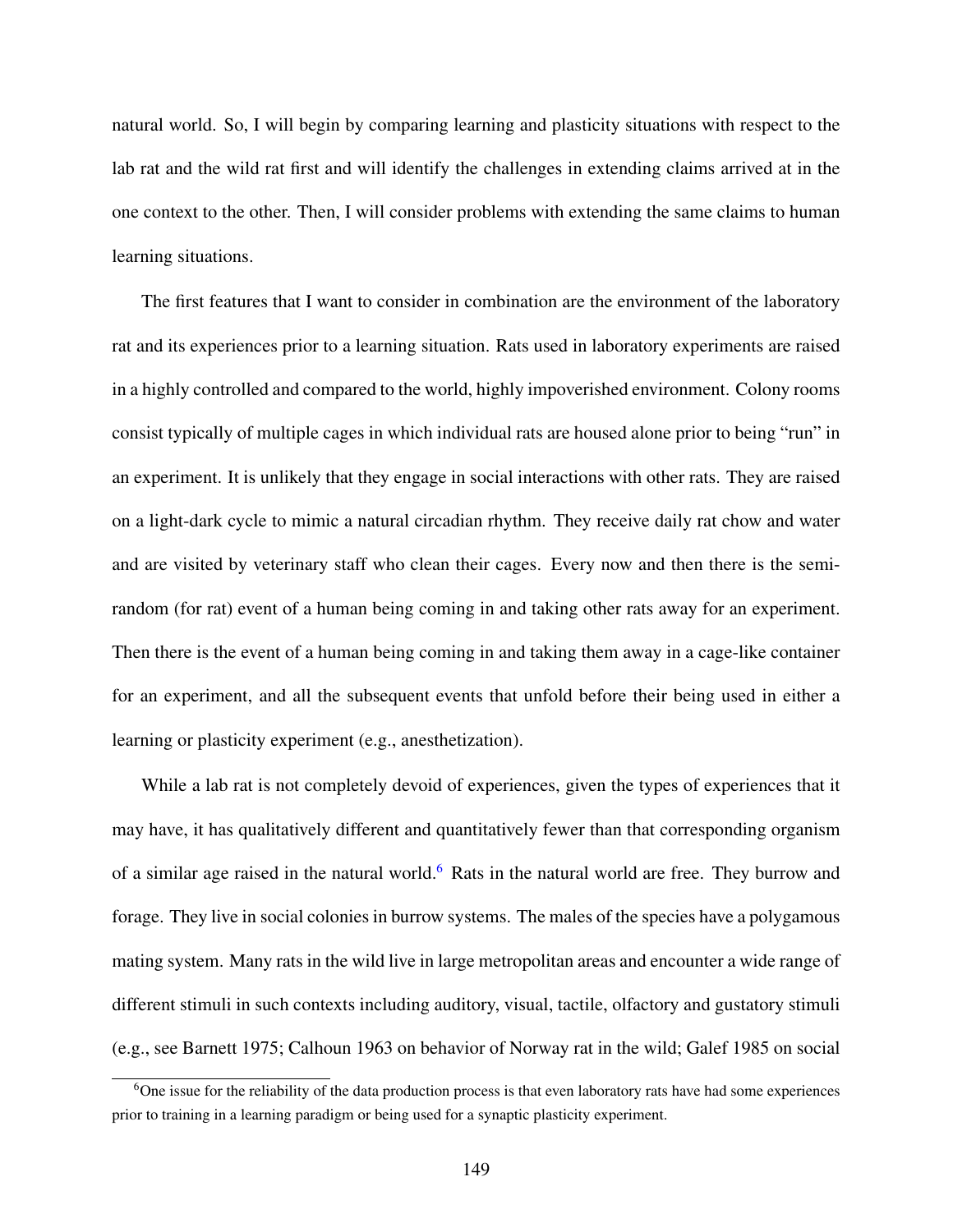natural world. So, I will begin by comparing learning and plasticity situations with respect to the lab rat and the wild rat first and will identify the challenges in extending claims arrived at in the one context to the other. Then, I will consider problems with extending the same claims to human learning situations.

The first features that I want to consider in combination are the environment of the laboratory rat and its experiences prior to a learning situation. Rats used in laboratory experiments are raised in a highly controlled and compared to the world, highly impoverished environment. Colony rooms consist typically of multiple cages in which individual rats are housed alone prior to being "run" in an experiment. It is unlikely that they engage in social interactions with other rats. They are raised on a light-dark cycle to mimic a natural circadian rhythm. They receive daily rat chow and water and are visited by veterinary staff who clean their cages. Every now and then there is the semi-random (for rat) event of a human being coming in and taking other rats away for an experiment. Then there is the event of a human being coming in and taking them away in a cage-like container for an experiment, and all the subsequent events that unfold before their being used in either a learning or plasticity experiment (e.g., anesthetization).

While a lab rat is not completely devoid of experiences, given the types of experiences that it may have, it has qualitatively different and quantitatively fewer than that corresponding organism of a similar age raised in the natural world.[6] Rats in the natural world are free. They burrow and forage. They live in social colonies in burrow systems. The males of the species have a polygamous mating system. Many rats in the wild live in large metropolitan areas and encounter a wide range of different stimuli in such contexts including auditory, visual, tactile, olfactory and gustatory stimuli (e.g., see Barnett 1975; Calhoun 1963 on behavior of Norway rat in the wild; Galef 1985 on social

[6] One issue for the reliability of the data production process is that even laboratory rats have had some experiences prior to training in a learning paradigm or being used for a synaptic plasticity experiment.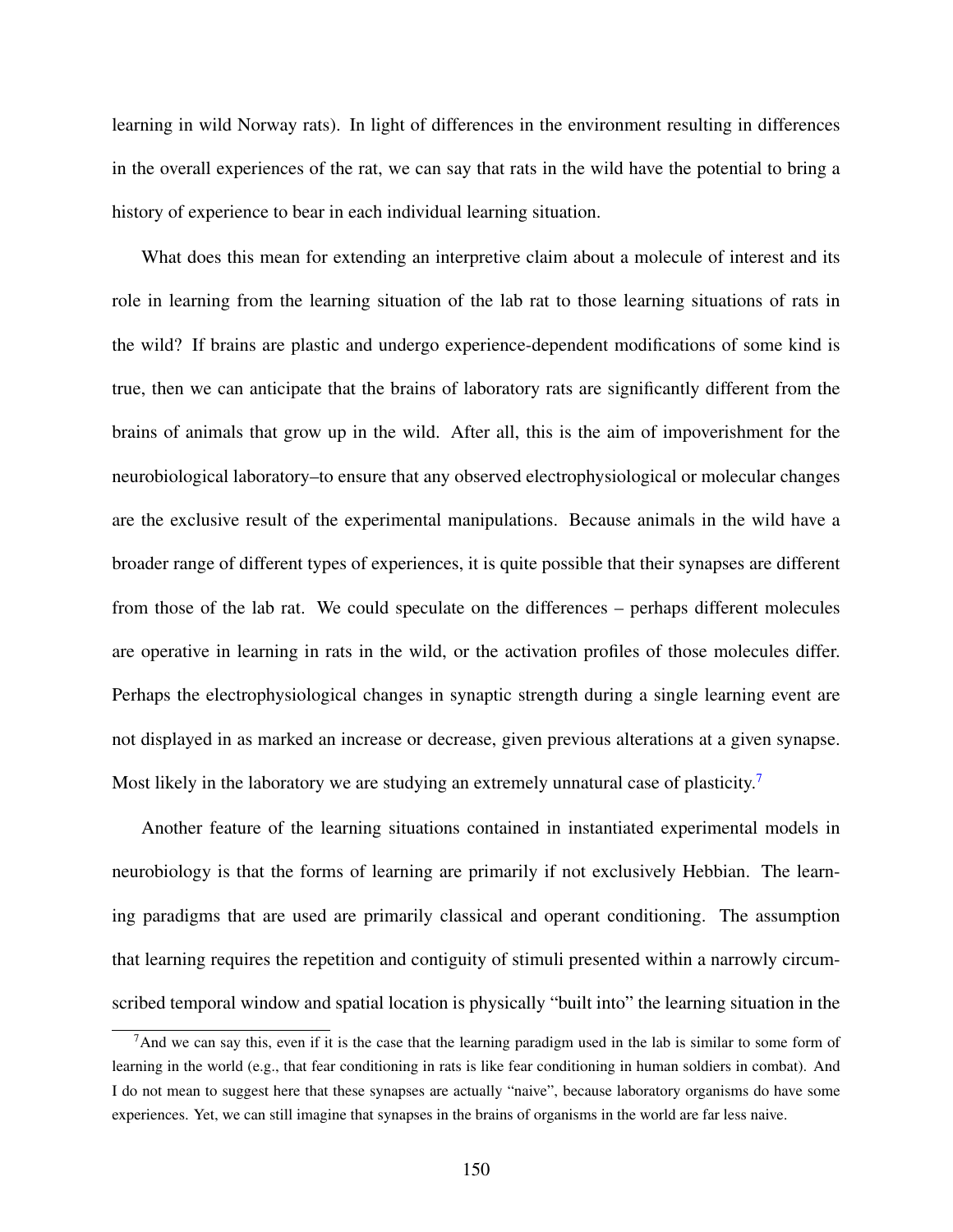learning in wild Norway rats). In light of differences in the environment resulting in differences in the overall experiences of the rat, we can say that rats in the wild have the potential to bring a history of experience to bear in each individual learning situation.

What does this mean for extending an interpretive claim about a molecule of interest and its role in learning from the learning situation of the lab rat to those learning situations of rats in the wild? If brains are plastic and undergo experience-dependent modifications of some kind is true, then we can anticipate that the brains of laboratory rats are significantly different from the brains of animals that grow up in the wild. After all, this is the aim of impoverishment for the neurobiological laboratory–to ensure that any observed electrophysiological or molecular changes are the exclusive result of the experimental manipulations. Because animals in the wild have a broader range of different types of experiences, it is quite possible that their synapses are different from those of the lab rat. We could speculate on the differences – perhaps different molecules are operative in learning in rats in the wild, or the activation profiles of those molecules differ. Perhaps the electrophysiological changes in synaptic strength during a single learning event are not displayed in as marked an increase or decrease, given previous alterations at a given synapse. Most likely in the laboratory we are studying an extremely unnatural case of plasticity.[7]

Another feature of the learning situations contained in instantiated experimental models in neurobiology is that the forms of learning are primarily if not exclusively Hebbian. The learning paradigms that are used are primarily classical and operant conditioning. The assumption that learning requires the repetition and contiguity of stimuli presented within a narrowly circumscribed temporal window and spatial location is physically "built into" the learning situation in the

[7] And we can say this, even if it is the case that the learning paradigm used in the lab is similar to some form of learning in the world (e.g., that fear conditioning in rats is like fear conditioning in human soldiers in combat). And I do not mean to suggest here that these synapses are actually "naive", because laboratory organisms do have some experiences. Yet, we can still imagine that synapses in the brains of organisms in the world are far less naive.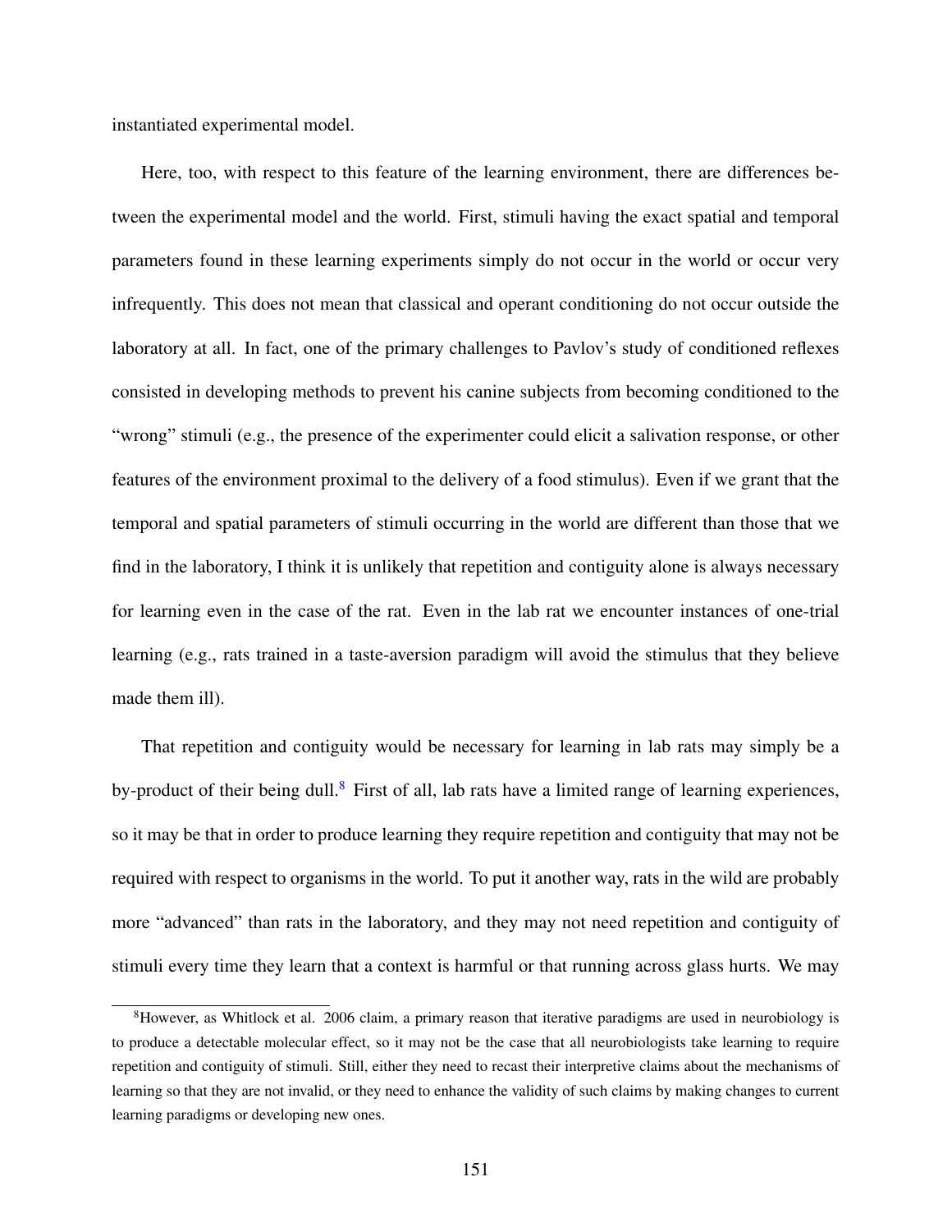instantiated experimental model.

Here, too, with respect to this feature of the learning environment, there are differences between the experimental model and the world. First, stimuli having the exact spatial and temporal parameters found in these learning experiments simply do not occur in the world or occur very infrequently. This does not mean that classical and operant conditioning do not occur outside the laboratory at all. In fact, one of the primary challenges to Pavlov's study of conditioned reflexes consisted in developing methods to prevent his canine subjects from becoming conditioned to the "wrong" stimuli (e.g., the presence of the experimenter could elicit a salivation response, or other features of the environment proximal to the delivery of a food stimulus). Even if we grant that the temporal and spatial parameters of stimuli occurring in the world are different than those that we find in the laboratory, I think it is unlikely that repetition and contiguity alone is always necessary for learning even in the case of the rat. Even in the lab rat we encounter instances of one-trial learning (e.g., rats trained in a taste-aversion paradigm will avoid the stimulus that they believe made them ill).

That repetition and contiguity would be necessary for learning in lab rats may simply be a by-product of their being dull.[8] First of all, lab rats have a limited range of learning experiences, so it may be that in order to produce learning they require repetition and contiguity that may not be required with respect to organisms in the world. To put it another way, rats in the wild are probably more "advanced" than rats in the laboratory, and they may not need repetition and contiguity of stimuli every time they learn that a context is harmful or that running across glass hurts. We may

[8]However, as Whitlock et al. 2006 claim, a primary reason that iterative paradigms are used in neurobiology is to produce a detectable molecular effect, so it may not be the case that all neurobiologists take learning to require repetition and contiguity of stimuli. Still, either they need to recast their interpretive claims about the mechanisms of learning so that they are not invalid, or they need to enhance the validity of such claims by making changes to current learning paradigms or developing new ones.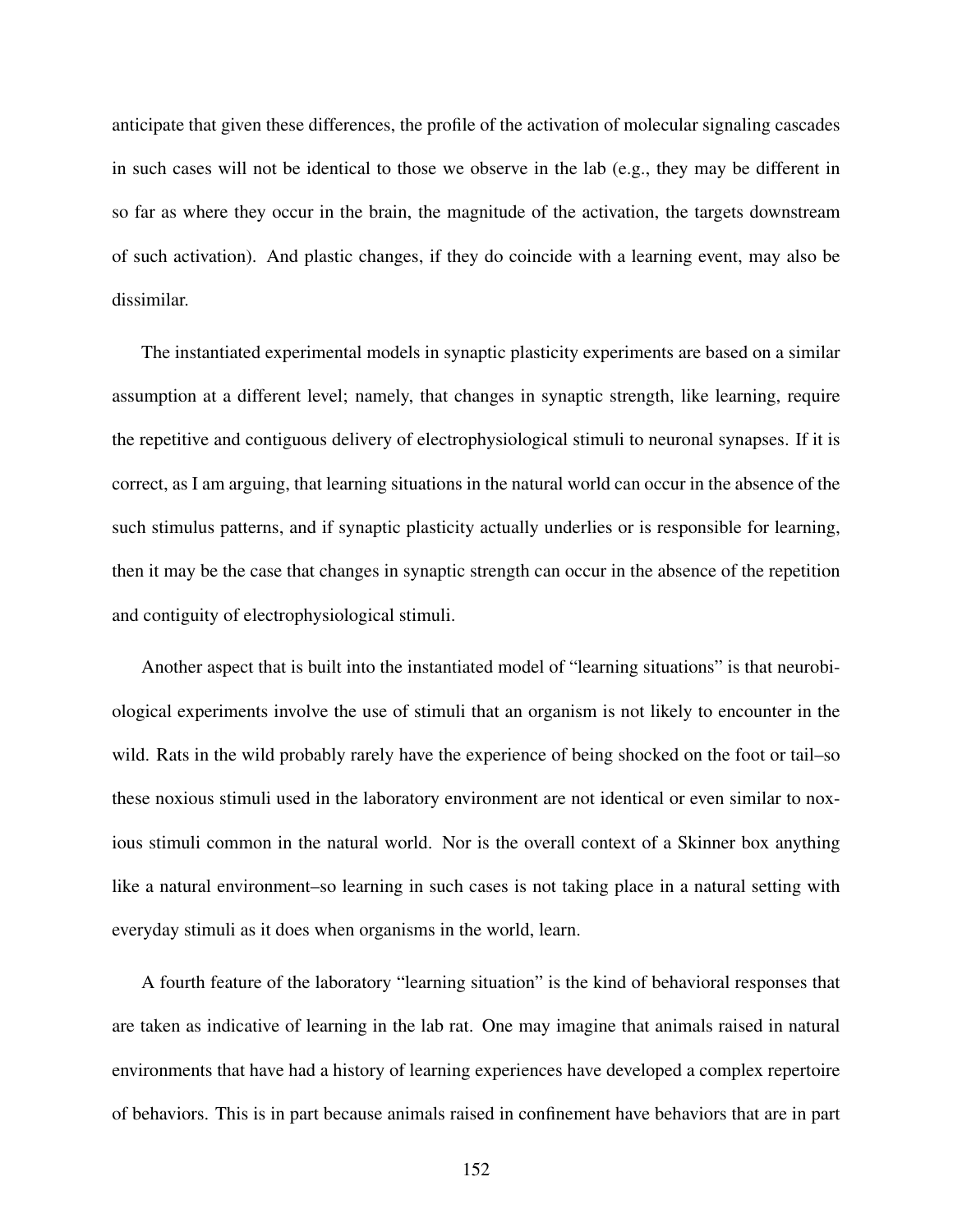anticipate that given these differences, the profile of the activation of molecular signaling cascades in such cases will not be identical to those we observe in the lab (e.g., they may be different in so far as where they occur in the brain, the magnitude of the activation, the targets downstream of such activation). And plastic changes, if they do coincide with a learning event, may also be dissimilar.

The instantiated experimental models in synaptic plasticity experiments are based on a similar assumption at a different level; namely, that changes in synaptic strength, like learning, require the repetitive and contiguous delivery of electrophysiological stimuli to neuronal synapses. If it is correct, as I am arguing, that learning situations in the natural world can occur in the absence of the such stimulus patterns, and if synaptic plasticity actually underlies or is responsible for learning, then it may be the case that changes in synaptic strength can occur in the absence of the repetition and contiguity of electrophysiological stimuli.

Another aspect that is built into the instantiated model of "learning situations" is that neurobiological experiments involve the use of stimuli that an organism is not likely to encounter in the wild. Rats in the wild probably rarely have the experience of being shocked on the foot or tail–so these noxious stimuli used in the laboratory environment are not identical or even similar to noxious stimuli common in the natural world. Nor is the overall context of a Skinner box anything like a natural environment–so learning in such cases is not taking place in a natural setting with everyday stimuli as it does when organisms in the world, learn.

A fourth feature of the laboratory "learning situation" is the kind of behavioral responses that are taken as indicative of learning in the lab rat. One may imagine that animals raised in natural environments that have had a history of learning experiences have developed a complex repertoire of behaviors. This is in part because animals raised in confinement have behaviors that are in part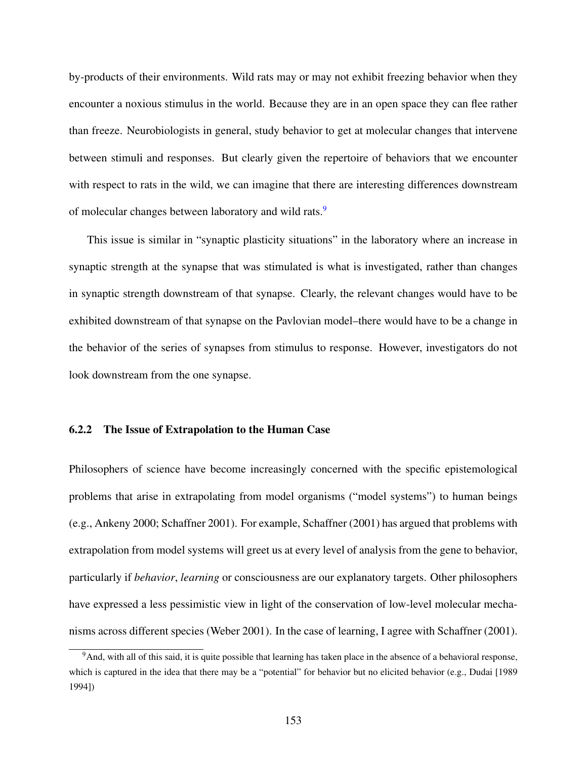by-products of their environments. Wild rats may or may not exhibit freezing behavior when they encounter a noxious stimulus in the world. Because they are in an open space they can flee rather than freeze. Neurobiologists in general, study behavior to get at molecular changes that intervene between stimuli and responses. But clearly given the repertoire of behaviors that we encounter with respect to rats in the wild, we can imagine that there are interesting differences downstream of molecular changes between laboratory and wild rats.[9]

This issue is similar in "synaptic plasticity situations" in the laboratory where an increase in synaptic strength at the synapse that was stimulated is what is investigated, rather than changes in synaptic strength downstream of that synapse. Clearly, the relevant changes would have to be exhibited downstream of that synapse on the Pavlovian model–there would have to be a change in the behavior of the series of synapses from stimulus to response. However, investigators do not look downstream from the one synapse.

### 6.2.2 The Issue of Extrapolation to the Human Case

Philosophers of science have become increasingly concerned with the specific epistemological problems that arise in extrapolating from model organisms ("model systems") to human beings (e.g., Ankeny 2000; Schaffner 2001). For example, Schaffner (2001) has argued that problems with extrapolation from model systems will greet us at every level of analysis from the gene to behavior, particularly if *behavior*, *learning* or consciousness are our explanatory targets. Other philosophers have expressed a less pessimistic view in light of the conservation of low-level molecular mechanisms across different species (Weber 2001). In the case of learning, I agree with Schaffner (2001).

[9] And, with all of this said, it is quite possible that learning has taken place in the absence of a behavioral response, which is captured in the idea that there may be a "potential" for behavior but no elicited behavior (e.g., Dudai [1989 1994])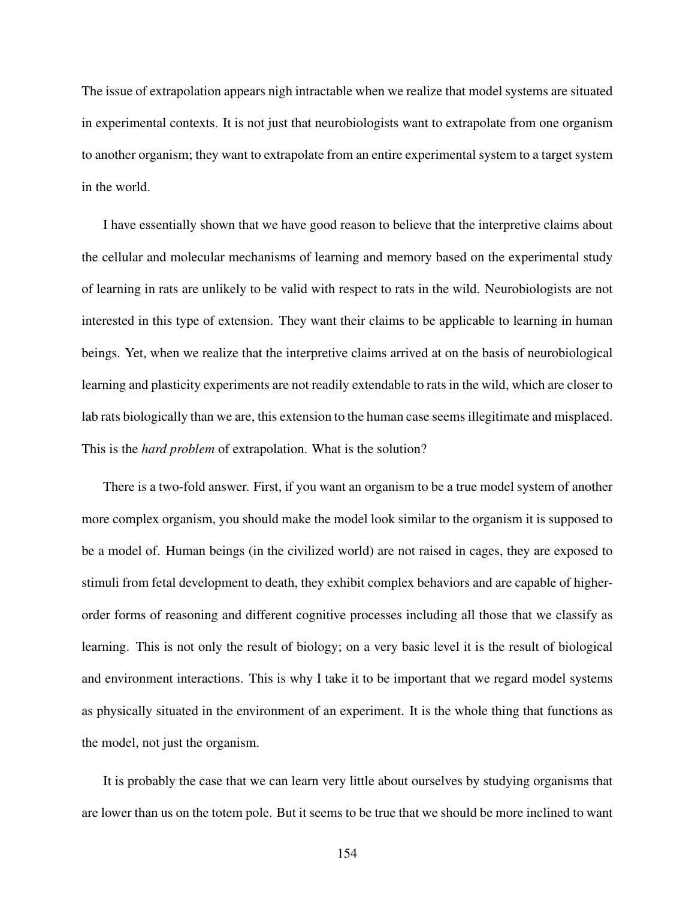The issue of extrapolation appears nigh intractable when we realize that model systems are situated in experimental contexts. It is not just that neurobiologists want to extrapolate from one organism to another organism; they want to extrapolate from an entire experimental system to a target system in the world.

I have essentially shown that we have good reason to believe that the interpretive claims about the cellular and molecular mechanisms of learning and memory based on the experimental study of learning in rats are unlikely to be valid with respect to rats in the wild. Neurobiologists are not interested in this type of extension. They want their claims to be applicable to learning in human beings. Yet, when we realize that the interpretive claims arrived at on the basis of neurobiological learning and plasticity experiments are not readily extendable to rats in the wild, which are closer to lab rats biologically than we are, this extension to the human case seems illegitimate and misplaced. This is the *hard problem* of extrapolation. What is the solution?

There is a two-fold answer. First, if you want an organism to be a true model system of another more complex organism, you should make the model look similar to the organism it is supposed to be a model of. Human beings (in the civilized world) are not raised in cages, they are exposed to stimuli from fetal development to death, they exhibit complex behaviors and are capable of higher-order forms of reasoning and different cognitive processes including all those that we classify as learning. This is not only the result of biology; on a very basic level it is the result of biological and environment interactions. This is why I take it to be important that we regard model systems as physically situated in the environment of an experiment. It is the whole thing that functions as the model, not just the organism.

It is probably the case that we can learn very little about ourselves by studying organisms that are lower than us on the totem pole. But it seems to be true that we should be more inclined to want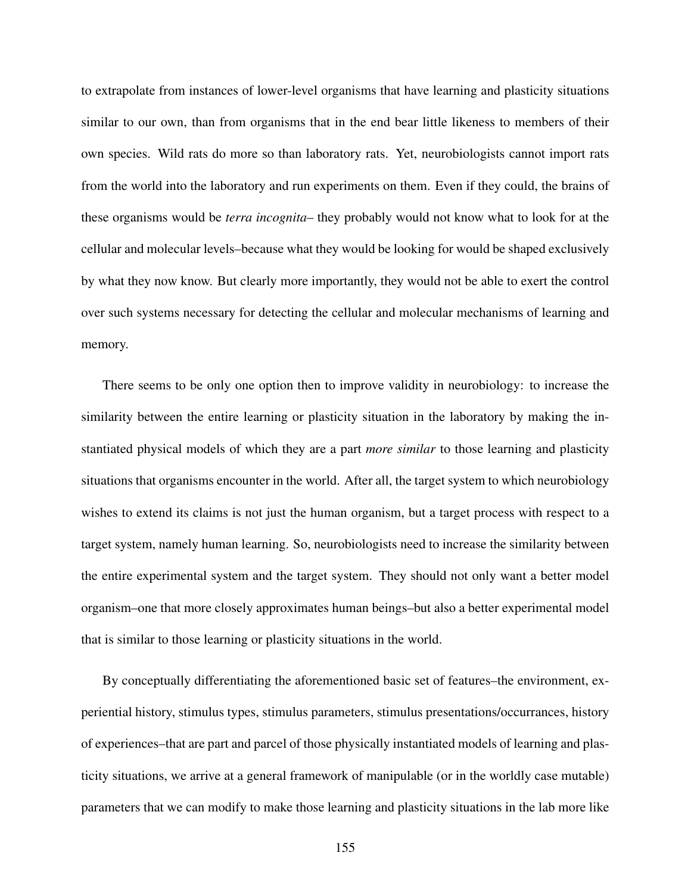to extrapolate from instances of lower-level organisms that have learning and plasticity situations similar to our own, than from organisms that in the end bear little likeness to members of their own species. Wild rats do more so than laboratory rats. Yet, neurobiologists cannot import rats from the world into the laboratory and run experiments on them. Even if they could, the brains of these organisms would be *terra incognita*– they probably would not know what to look for at the cellular and molecular levels–because what they would be looking for would be shaped exclusively by what they now know. But clearly more importantly, they would not be able to exert the control over such systems necessary for detecting the cellular and molecular mechanisms of learning and memory.

There seems to be only one option then to improve validity in neurobiology: to increase the similarity between the entire learning or plasticity situation in the laboratory by making the instantiated physical models of which they are a part *more similar* to those learning and plasticity situations that organisms encounter in the world. After all, the target system to which neurobiology wishes to extend its claims is not just the human organism, but a target process with respect to a target system, namely human learning. So, neurobiologists need to increase the similarity between the entire experimental system and the target system. They should not only want a better model organism–one that more closely approximates human beings–but also a better experimental model that is similar to those learning or plasticity situations in the world.

By conceptually differentiating the aforementioned basic set of features–the environment, experiential history, stimulus types, stimulus parameters, stimulus presentations/occurrances, history of experiences–that are part and parcel of those physically instantiated models of learning and plasticity situations, we arrive at a general framework of manipulable (or in the worldly case mutable) parameters that we can modify to make those learning and plasticity situations in the lab more like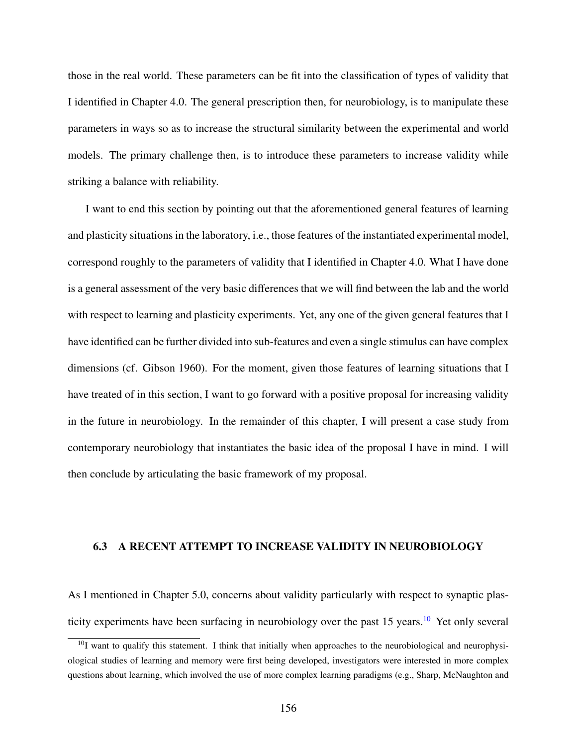those in the real world. These parameters can be fit into the classification of types of validity that I identified in Chapter 4.0. The general prescription then, for neurobiology, is to manipulate these parameters in ways so as to increase the structural similarity between the experimental and world models. The primary challenge then, is to introduce these parameters to increase validity while striking a balance with reliability.

I want to end this section by pointing out that the aforementioned general features of learning and plasticity situations in the laboratory, i.e., those features of the instantiated experimental model, correspond roughly to the parameters of validity that I identified in Chapter 4.0. What I have done is a general assessment of the very basic differences that we will find between the lab and the world with respect to learning and plasticity experiments. Yet, any one of the given general features that I have identified can be further divided into sub-features and even a single stimulus can have complex dimensions (cf. Gibson 1960). For the moment, given those features of learning situations that I have treated of in this section, I want to go forward with a positive proposal for increasing validity in the future in neurobiology. In the remainder of this chapter, I will present a case study from contemporary neurobiology that instantiates the basic idea of the proposal I have in mind. I will then conclude by articulating the basic framework of my proposal.

## 6.3 A RECENT ATTEMPT TO INCREASE VALIDITY IN NEUROBIOLOGY

As I mentioned in Chapter 5.0, concerns about validity particularly with respect to synaptic plasticity experiments have been surfacing in neurobiology over the past 15 years.[10] Yet only several

[10] I want to qualify this statement. I think that initially when approaches to the neurobiological and neurophysiological studies of learning and memory were first being developed, investigators were interested in more complex questions about learning, which involved the use of more complex learning paradigms (e.g., Sharp, McNaughton and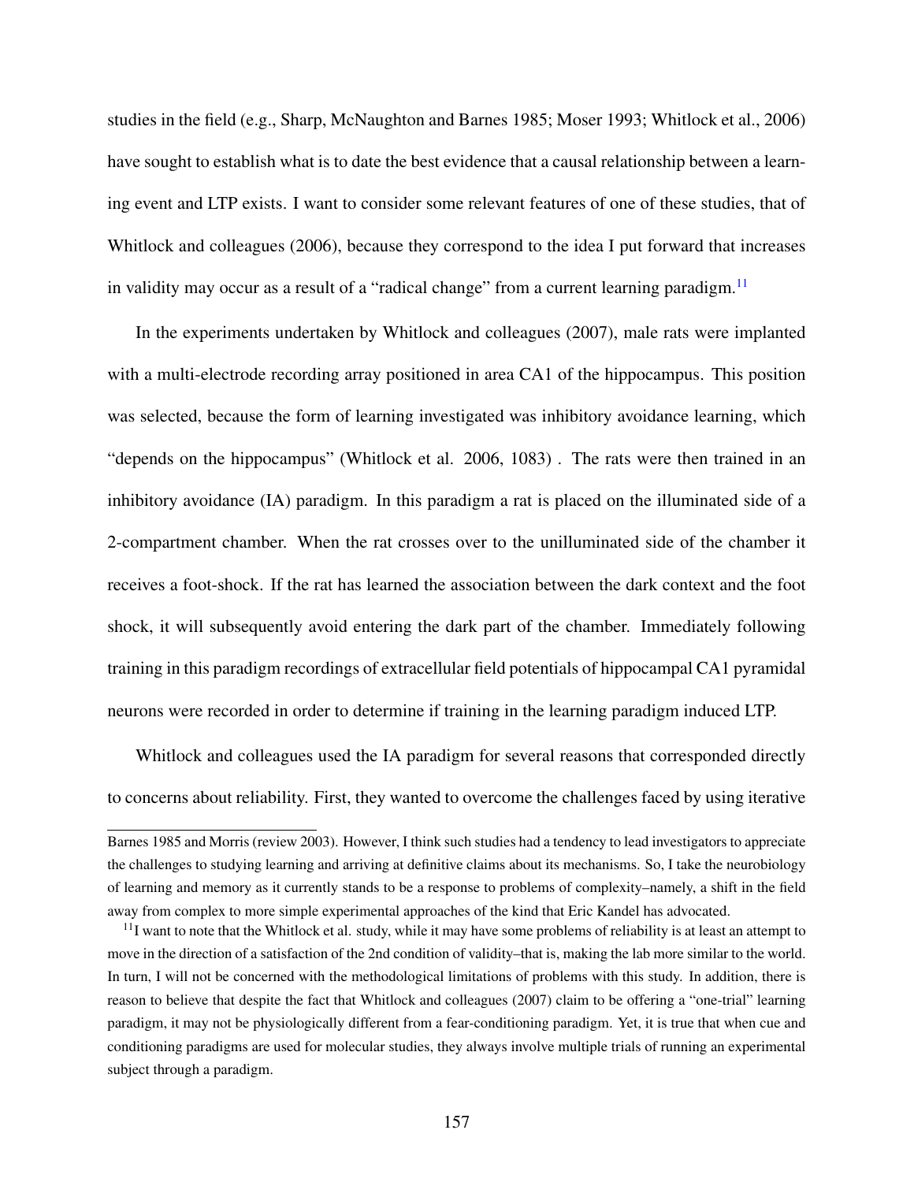studies in the field (e.g., Sharp, McNaughton and Barnes 1985; Moser 1993; Whitlock et al., 2006) have sought to establish what is to date the best evidence that a causal relationship between a learning event and LTP exists. I want to consider some relevant features of one of these studies, that of Whitlock and colleagues (2006), because they correspond to the idea I put forward that increases in validity may occur as a result of a "radical change" from a current learning paradigm.[11]

In the experiments undertaken by Whitlock and colleagues (2007), male rats were implanted with a multi-electrode recording array positioned in area CA1 of the hippocampus. This position was selected, because the form of learning investigated was inhibitory avoidance learning, which "depends on the hippocampus" (Whitlock et al. 2006, 1083) . The rats were then trained in an inhibitory avoidance (IA) paradigm. In this paradigm a rat is placed on the illuminated side of a 2-compartment chamber. When the rat crosses over to the unilluminated side of the chamber it receives a foot-shock. If the rat has learned the association between the dark context and the foot shock, it will subsequently avoid entering the dark part of the chamber. Immediately following training in this paradigm recordings of extracellular field potentials of hippocampal CA1 pyramidal neurons were recorded in order to determine if training in the learning paradigm induced LTP.

Whitlock and colleagues used the IA paradigm for several reasons that corresponded directly to concerns about reliability. First, they wanted to overcome the challenges faced by using iterative

---

Barnes 1985 and Morris (review 2003). However, I think such studies had a tendency to lead investigators to appreciate the challenges to studying learning and arriving at definitive claims about its mechanisms. So, I take the neurobiology of learning and memory as it currently stands to be a response to problems of complexity–namely, a shift in the field away from complex to more simple experimental approaches of the kind that Eric Kandel has advocated.

[11] I want to note that the Whitlock et al. study, while it may have some problems of reliability is at least an attempt to move in the direction of a satisfaction of the 2nd condition of validity–that is, making the lab more similar to the world. In turn, I will not be concerned with the methodological limitations of problems with this study. In addition, there is reason to believe that despite the fact that Whitlock and colleagues (2007) claim to be offering a "one-trial" learning paradigm, it may not be physiologically different from a fear-conditioning paradigm. Yet, it is true that when cue and conditioning paradigms are used for molecular studies, they always involve multiple trials of running an experimental subject through a paradigm.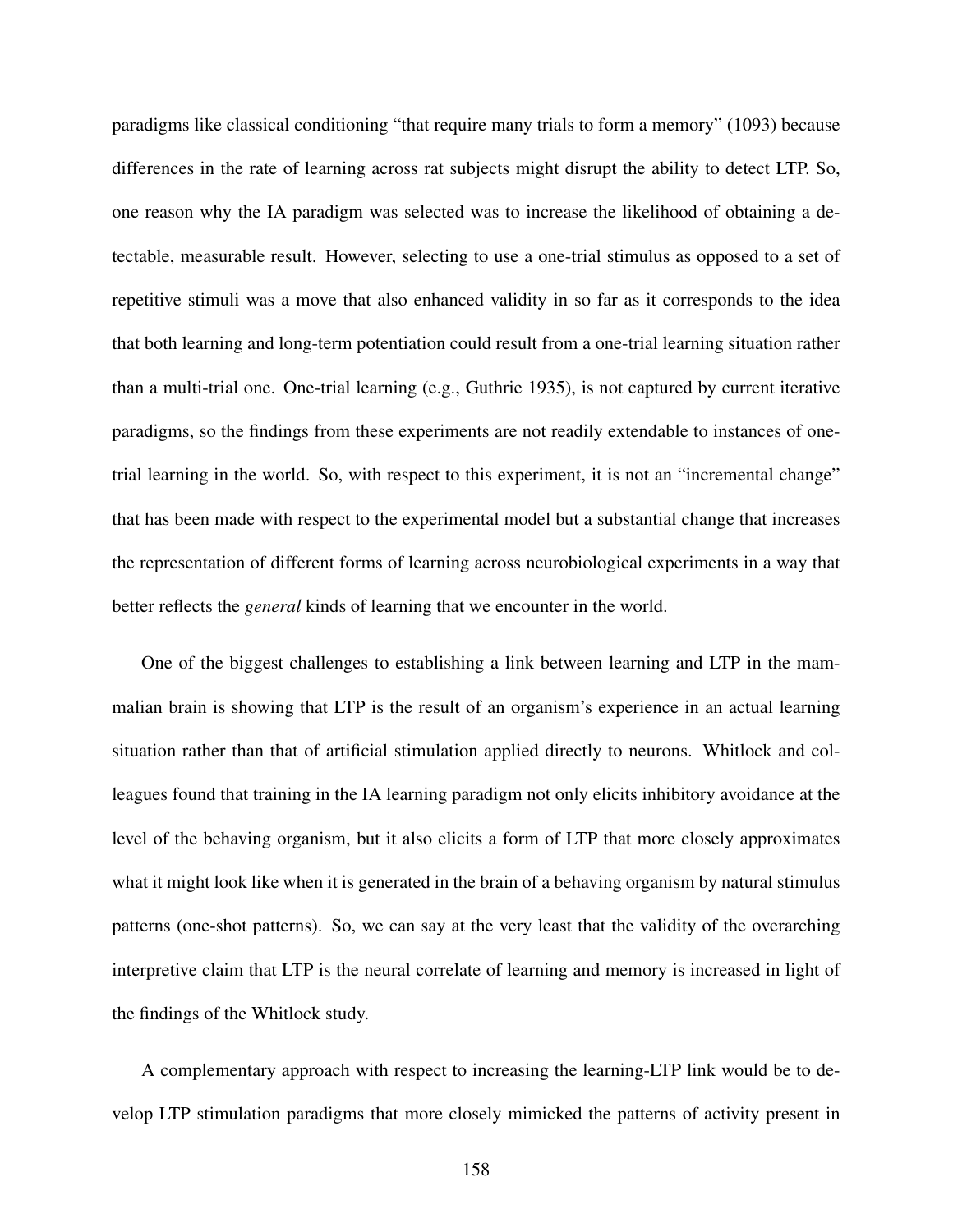paradigms like classical conditioning "that require many trials to form a memory" (1093) because differences in the rate of learning across rat subjects might disrupt the ability to detect LTP. So, one reason why the IA paradigm was selected was to increase the likelihood of obtaining a detectable, measurable result. However, selecting to use a one-trial stimulus as opposed to a set of repetitive stimuli was a move that also enhanced validity in so far as it corresponds to the idea that both learning and long-term potentiation could result from a one-trial learning situation rather than a multi-trial one. One-trial learning (e.g., Guthrie 1935), is not captured by current iterative paradigms, so the findings from these experiments are not readily extendable to instances of one-trial learning in the world. So, with respect to this experiment, it is not an "incremental change" that has been made with respect to the experimental model but a substantial change that increases the representation of different forms of learning across neurobiological experiments in a way that better reflects the *general* kinds of learning that we encounter in the world.

One of the biggest challenges to establishing a link between learning and LTP in the mammalian brain is showing that LTP is the result of an organism's experience in an actual learning situation rather than that of artificial stimulation applied directly to neurons. Whitlock and colleagues found that training in the IA learning paradigm not only elicits inhibitory avoidance at the level of the behaving organism, but it also elicits a form of LTP that more closely approximates what it might look like when it is generated in the brain of a behaving organism by natural stimulus patterns (one-shot patterns). So, we can say at the very least that the validity of the overarching interpretive claim that LTP is the neural correlate of learning and memory is increased in light of the findings of the Whitlock study.

A complementary approach with respect to increasing the learning-LTP link would be to develop LTP stimulation paradigms that more closely mimicked the patterns of activity present in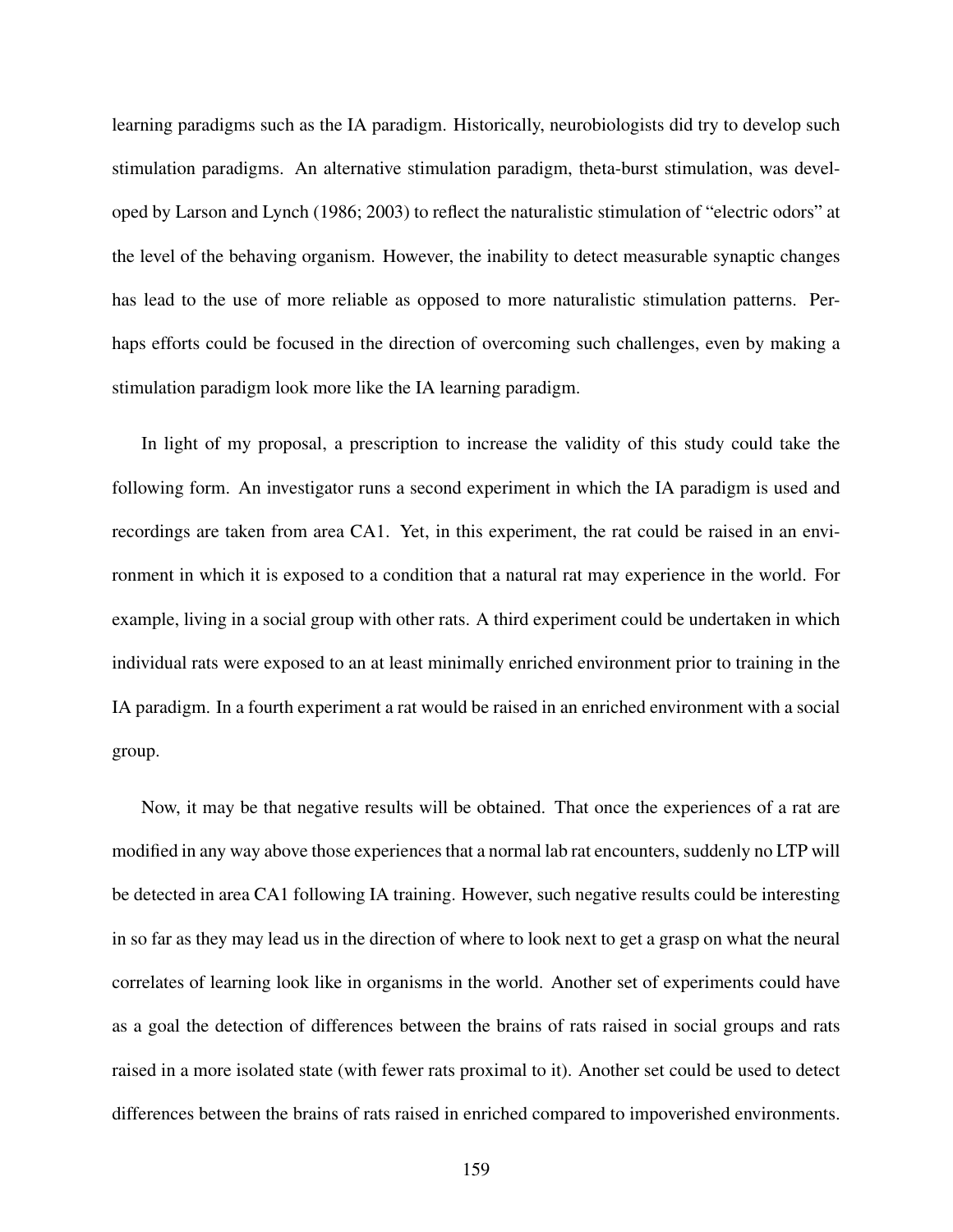learning paradigms such as the IA paradigm. Historically, neurobiologists did try to develop such stimulation paradigms. An alternative stimulation paradigm, theta-burst stimulation, was developed by Larson and Lynch (1986; 2003) to reflect the naturalistic stimulation of "electric odors" at the level of the behaving organism. However, the inability to detect measurable synaptic changes has lead to the use of more reliable as opposed to more naturalistic stimulation patterns. Perhaps efforts could be focused in the direction of overcoming such challenges, even by making a stimulation paradigm look more like the IA learning paradigm.

In light of my proposal, a prescription to increase the validity of this study could take the following form. An investigator runs a second experiment in which the IA paradigm is used and recordings are taken from area CA1. Yet, in this experiment, the rat could be raised in an environment in which it is exposed to a condition that a natural rat may experience in the world. For example, living in a social group with other rats. A third experiment could be undertaken in which individual rats were exposed to an at least minimally enriched environment prior to training in the IA paradigm. In a fourth experiment a rat would be raised in an enriched environment with a social group.

Now, it may be that negative results will be obtained. That once the experiences of a rat are modified in any way above those experiences that a normal lab rat encounters, suddenly no LTP will be detected in area CA1 following IA training. However, such negative results could be interesting in so far as they may lead us in the direction of where to look next to get a grasp on what the neural correlates of learning look like in organisms in the world. Another set of experiments could have as a goal the detection of differences between the brains of rats raised in social groups and rats raised in a more isolated state (with fewer rats proximal to it). Another set could be used to detect differences between the brains of rats raised in enriched compared to impoverished environments.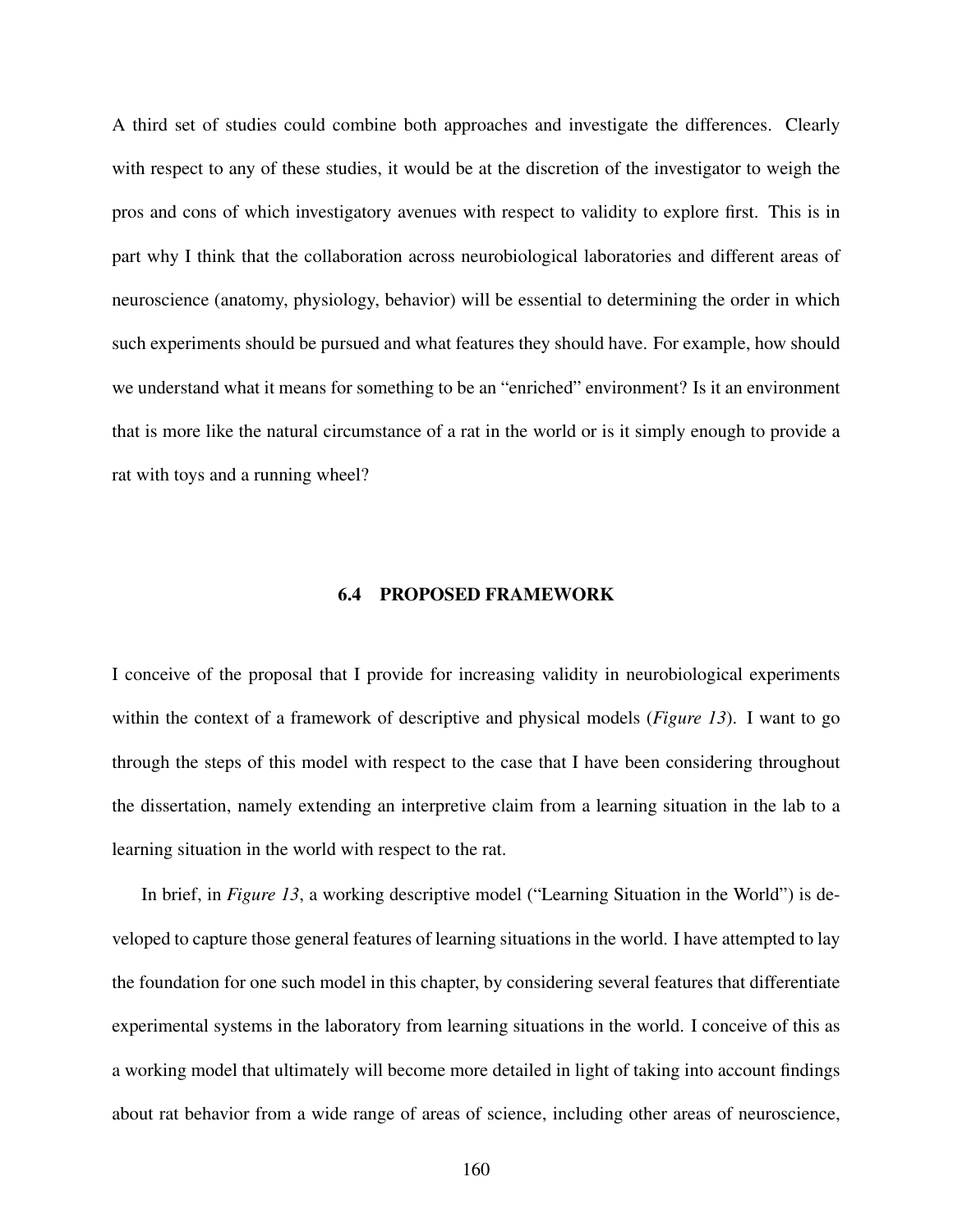A third set of studies could combine both approaches and investigate the differences. Clearly with respect to any of these studies, it would be at the discretion of the investigator to weigh the pros and cons of which investigatory avenues with respect to validity to explore first. This is in part why I think that the collaboration across neurobiological laboratories and different areas of neuroscience (anatomy, physiology, behavior) will be essential to determining the order in which such experiments should be pursued and what features they should have. For example, how should we understand what it means for something to be an "enriched" environment? Is it an environment that is more like the natural circumstance of a rat in the world or is it simply enough to provide a rat with toys and a running wheel?

## 6.4 PROPOSED FRAMEWORK

I conceive of the proposal that I provide for increasing validity in neurobiological experiments within the context of a framework of descriptive and physical models (*Figure 13*). I want to go through the steps of this model with respect to the case that I have been considering throughout the dissertation, namely extending an interpretive claim from a learning situation in the lab to a learning situation in the world with respect to the rat.

In brief, in *Figure 13*, a working descriptive model ("Learning Situation in the World") is developed to capture those general features of learning situations in the world. I have attempted to lay the foundation for one such model in this chapter, by considering several features that differentiate experimental systems in the laboratory from learning situations in the world. I conceive of this as a working model that ultimately will become more detailed in light of taking into account findings about rat behavior from a wide range of areas of science, including other areas of neuroscience,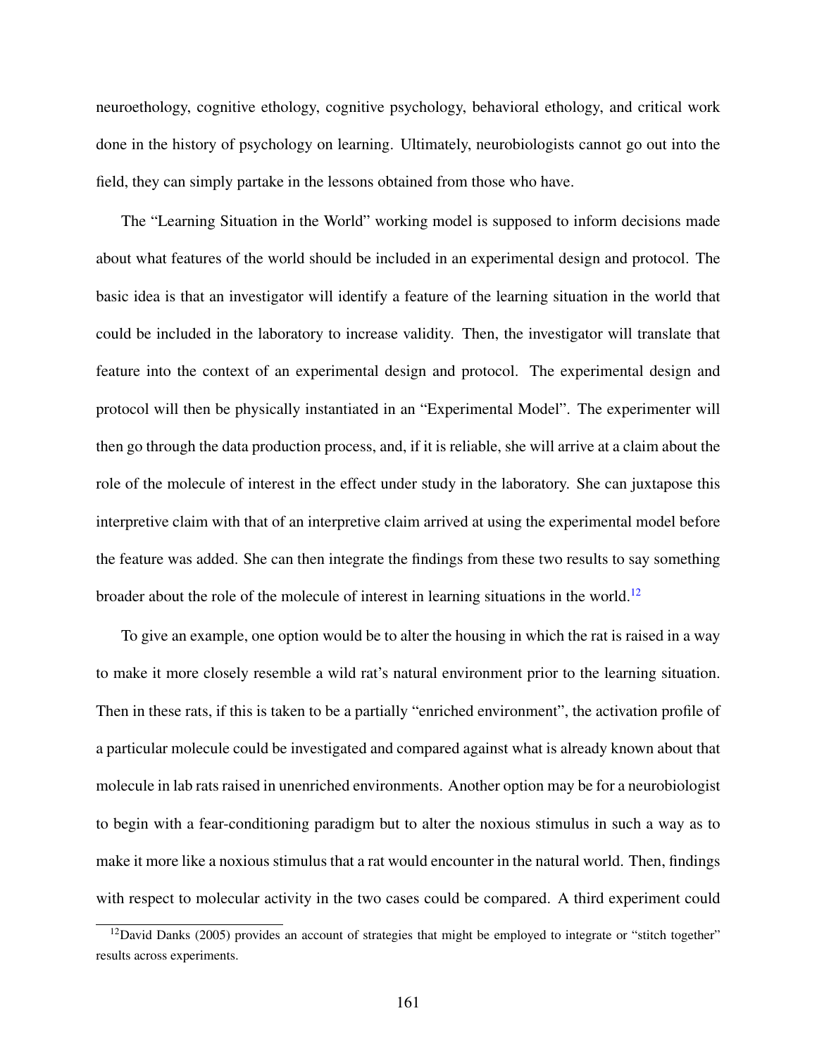neuroethology, cognitive ethology, cognitive psychology, behavioral ethology, and critical work done in the history of psychology on learning. Ultimately, neurobiologists cannot go out into the field, they can simply partake in the lessons obtained from those who have.

The "Learning Situation in the World" working model is supposed to inform decisions made about what features of the world should be included in an experimental design and protocol. The basic idea is that an investigator will identify a feature of the learning situation in the world that could be included in the laboratory to increase validity. Then, the investigator will translate that feature into the context of an experimental design and protocol. The experimental design and protocol will then be physically instantiated in an "Experimental Model". The experimenter will then go through the data production process, and, if it is reliable, she will arrive at a claim about the role of the molecule of interest in the effect under study in the laboratory. She can juxtapose this interpretive claim with that of an interpretive claim arrived at using the experimental model before the feature was added. She can then integrate the findings from these two results to say something broader about the role of the molecule of interest in learning situations in the world.[12]

To give an example, one option would be to alter the housing in which the rat is raised in a way to make it more closely resemble a wild rat's natural environment prior to the learning situation. Then in these rats, if this is taken to be a partially "enriched environment", the activation profile of a particular molecule could be investigated and compared against what is already known about that molecule in lab rats raised in unenriched environments. Another option may be for a neurobiologist to begin with a fear-conditioning paradigm but to alter the noxious stimulus in such a way as to make it more like a noxious stimulus that a rat would encounter in the natural world. Then, findings with respect to molecular activity in the two cases could be compared. A third experiment could

[12] David Danks (2005) provides an account of strategies that might be employed to integrate or "stitch together" results across experiments.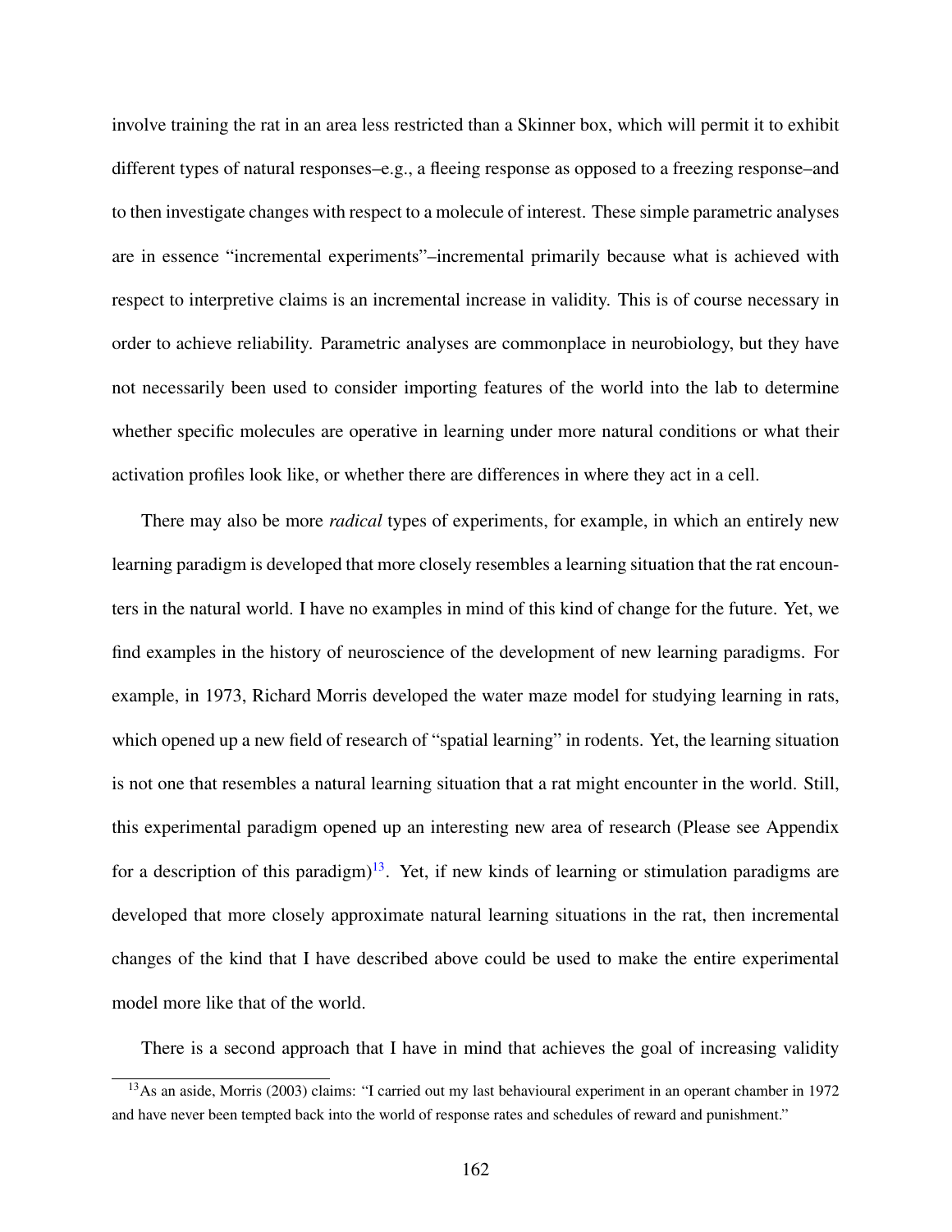involve training the rat in an area less restricted than a Skinner box, which will permit it to exhibit different types of natural responses–e.g., a fleeing response as opposed to a freezing response–and to then investigate changes with respect to a molecule of interest. These simple parametric analyses are in essence "incremental experiments"–incremental primarily because what is achieved with respect to interpretive claims is an incremental increase in validity. This is of course necessary in order to achieve reliability. Parametric analyses are commonplace in neurobiology, but they have not necessarily been used to consider importing features of the world into the lab to determine whether specific molecules are operative in learning under more natural conditions or what their activation profiles look like, or whether there are differences in where they act in a cell.

There may also be more *radical* types of experiments, for example, in which an entirely new learning paradigm is developed that more closely resembles a learning situation that the rat encounters in the natural world. I have no examples in mind of this kind of change for the future. Yet, we find examples in the history of neuroscience of the development of new learning paradigms. For example, in 1973, Richard Morris developed the water maze model for studying learning in rats, which opened up a new field of research of "spatial learning" in rodents. Yet, the learning situation is not one that resembles a natural learning situation that a rat might encounter in the world. Still, this experimental paradigm opened up an interesting new area of research (Please see Appendix for a description of this paradigm)[13]. Yet, if new kinds of learning or stimulation paradigms are developed that more closely approximate natural learning situations in the rat, then incremental changes of the kind that I have described above could be used to make the entire experimental model more like that of the world.

There is a second approach that I have in mind that achieves the goal of increasing validity

[13] As an aside, Morris (2003) claims: "I carried out my last behavioural experiment in an operant chamber in 1972 and have never been tempted back into the world of response rates and schedules of reward and punishment."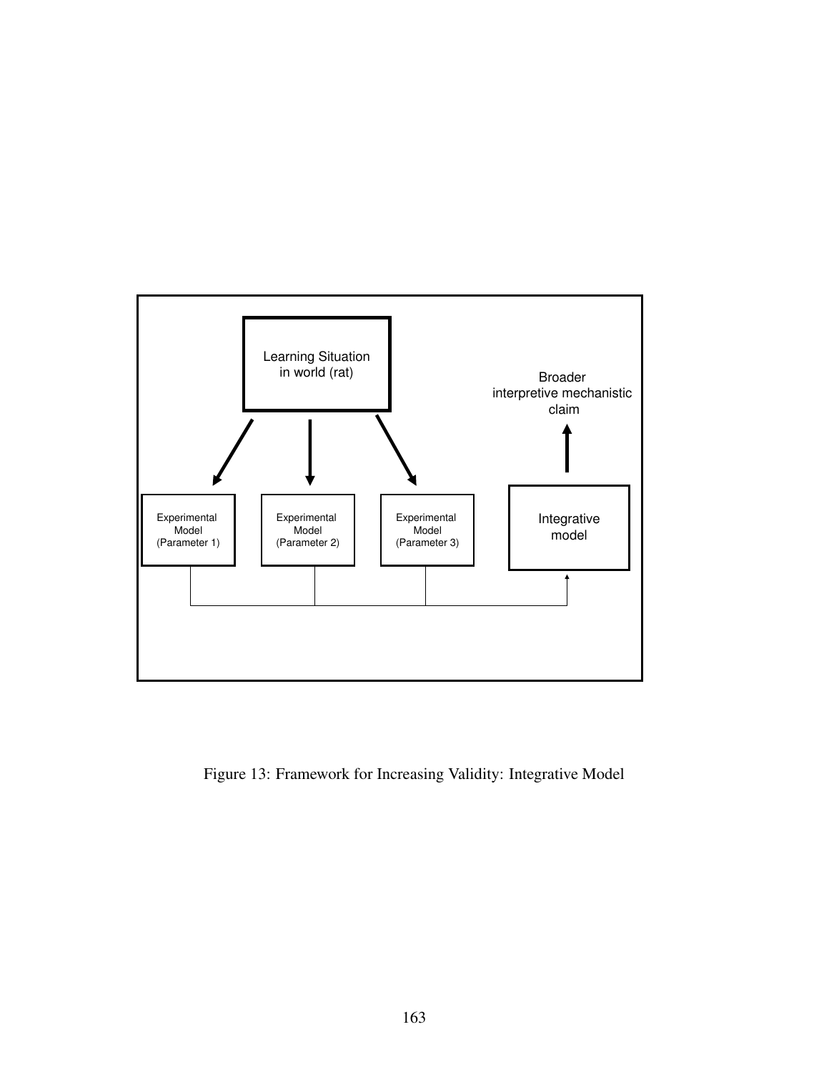Learning Situation in world (rat)

Broader interpretive mechanistic claim

Experimental Model (Parameter 1)

Experimental Model (Parameter 2)

Experimental Model (Parameter 3)

Integrative model

Figure 13: Framework for Increasing Validity: Integrative Model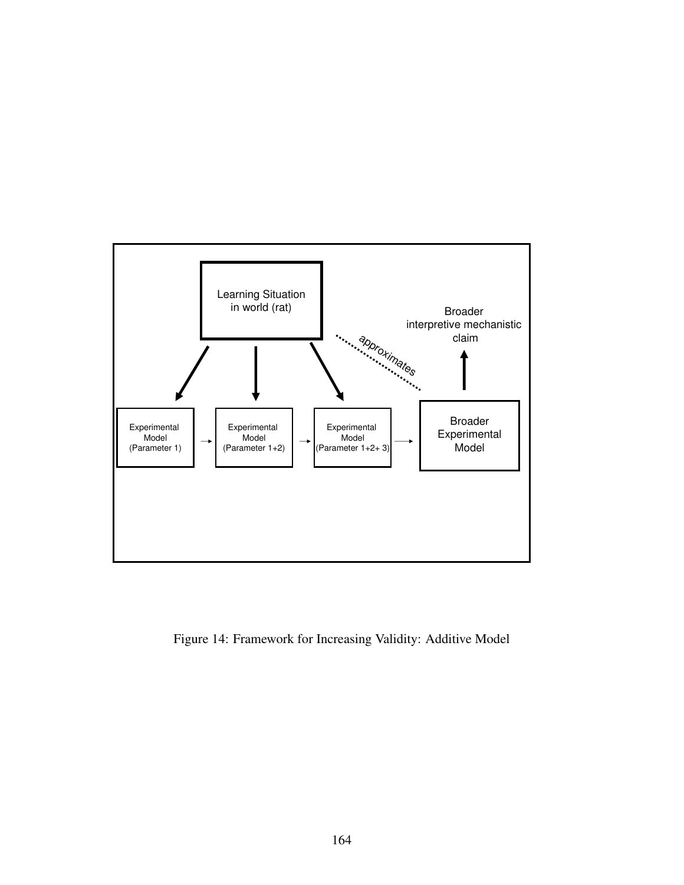Learning Situation in world (rat)

Broader interpretive mechanistic claim

approximates

Experimental Model (Parameter 1)

Experimental Model (Parameter 1+2)

Experimental Model (Parameter 1+2+ 3)

Broader Experimental Model

Figure 14: Framework for Increasing Validity: Additive Model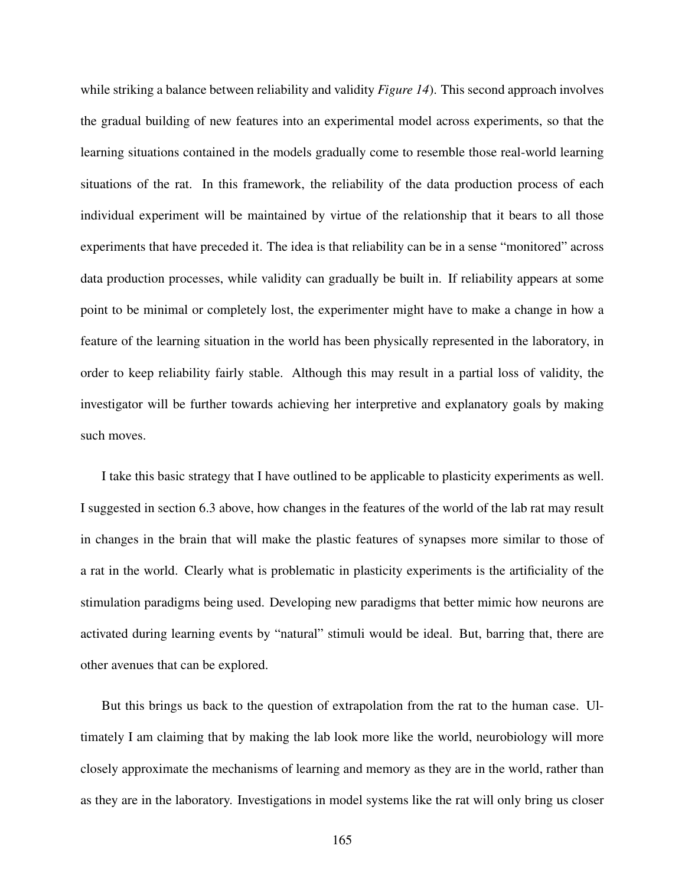while striking a balance between reliability and validity *Figure 14*). This second approach involves the gradual building of new features into an experimental model across experiments, so that the learning situations contained in the models gradually come to resemble those real-world learning situations of the rat. In this framework, the reliability of the data production process of each individual experiment will be maintained by virtue of the relationship that it bears to all those experiments that have preceded it. The idea is that reliability can be in a sense "monitored" across data production processes, while validity can gradually be built in. If reliability appears at some point to be minimal or completely lost, the experimenter might have to make a change in how a feature of the learning situation in the world has been physically represented in the laboratory, in order to keep reliability fairly stable. Although this may result in a partial loss of validity, the investigator will be further towards achieving her interpretive and explanatory goals by making such moves.

I take this basic strategy that I have outlined to be applicable to plasticity experiments as well. I suggested in section 6.3 above, how changes in the features of the world of the lab rat may result in changes in the brain that will make the plastic features of synapses more similar to those of a rat in the world. Clearly what is problematic in plasticity experiments is the artificiality of the stimulation paradigms being used. Developing new paradigms that better mimic how neurons are activated during learning events by "natural" stimuli would be ideal. But, barring that, there are other avenues that can be explored.

But this brings us back to the question of extrapolation from the rat to the human case. Ultimately I am claiming that by making the lab look more like the world, neurobiology will more closely approximate the mechanisms of learning and memory as they are in the world, rather than as they are in the laboratory. Investigations in model systems like the rat will only bring us closer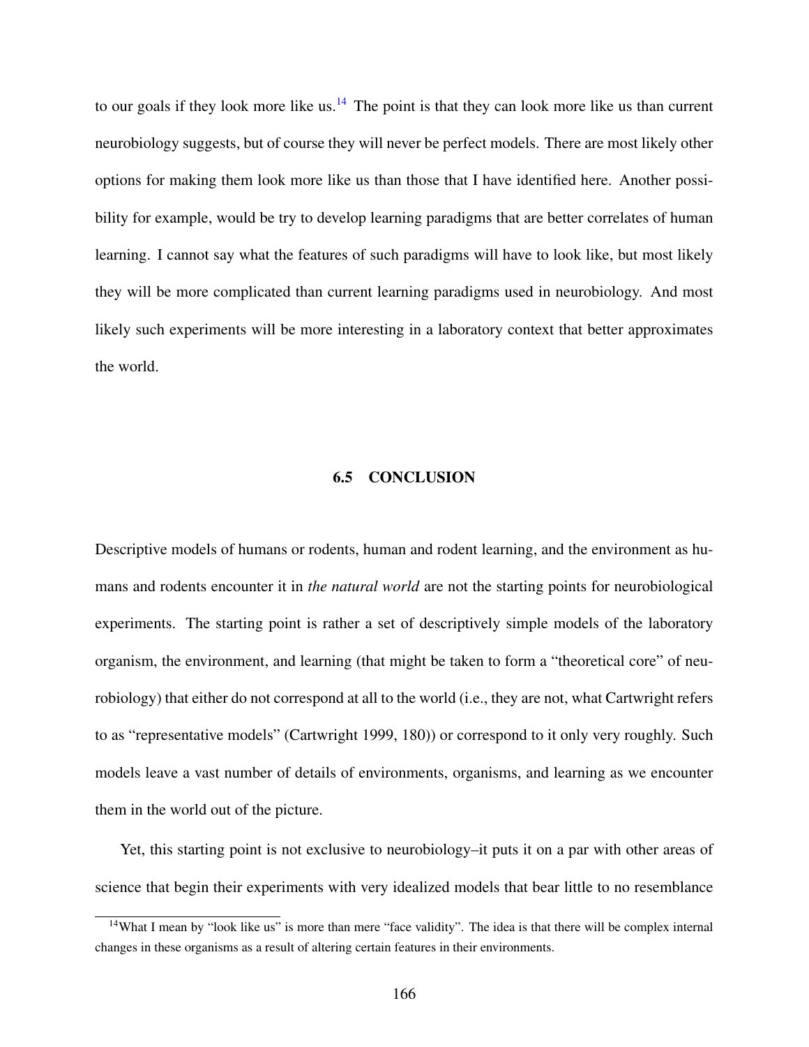to our goals if they look more like us.[14] The point is that they can look more like us than current neurobiology suggests, but of course they will never be perfect models. There are most likely other options for making them look more like us than those that I have identified here. Another possibility for example, would be try to develop learning paradigms that are better correlates of human learning. I cannot say what the features of such paradigms will have to look like, but most likely they will be more complicated than current learning paradigms used in neurobiology. And most likely such experiments will be more interesting in a laboratory context that better approximates the world.

## 6.5 CONCLUSION

Descriptive models of humans or rodents, human and rodent learning, and the environment as humans and rodents encounter it in *the natural world* are not the starting points for neurobiological experiments. The starting point is rather a set of descriptively simple models of the laboratory organism, the environment, and learning (that might be taken to form a "theoretical core" of neurobiology) that either do not correspond at all to the world (i.e., they are not, what Cartwright refers to as "representative models" (Cartwright 1999, 180)) or correspond to it only very roughly. Such models leave a vast number of details of environments, organisms, and learning as we encounter them in the world out of the picture.

Yet, this starting point is not exclusive to neurobiology–it puts it on a par with other areas of science that begin their experiments with very idealized models that bear little to no resemblance

[14] What I mean by "look like us" is more than mere "face validity". The idea is that there will be complex internal changes in these organisms as a result of altering certain features in their environments.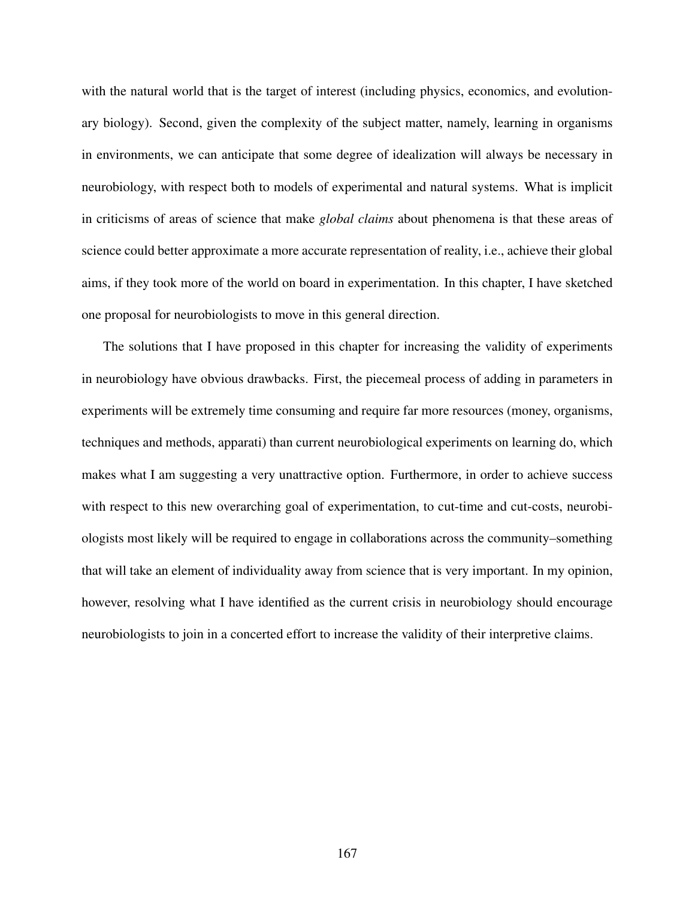with the natural world that is the target of interest (including physics, economics, and evolutionary biology). Second, given the complexity of the subject matter, namely, learning in organisms in environments, we can anticipate that some degree of idealization will always be necessary in neurobiology, with respect both to models of experimental and natural systems. What is implicit in criticisms of areas of science that make *global claims* about phenomena is that these areas of science could better approximate a more accurate representation of reality, i.e., achieve their global aims, if they took more of the world on board in experimentation. In this chapter, I have sketched one proposal for neurobiologists to move in this general direction.

The solutions that I have proposed in this chapter for increasing the validity of experiments in neurobiology have obvious drawbacks. First, the piecemeal process of adding in parameters in experiments will be extremely time consuming and require far more resources (money, organisms, techniques and methods, apparati) than current neurobiological experiments on learning do, which makes what I am suggesting a very unattractive option. Furthermore, in order to achieve success with respect to this new overarching goal of experimentation, to cut-time and cut-costs, neurobiologists most likely will be required to engage in collaborations across the community–something that will take an element of individuality away from science that is very important. In my opinion, however, resolving what I have identified as the current crisis in neurobiology should encourage neurobiologists to join in a concerted effort to increase the validity of their interpretive claims.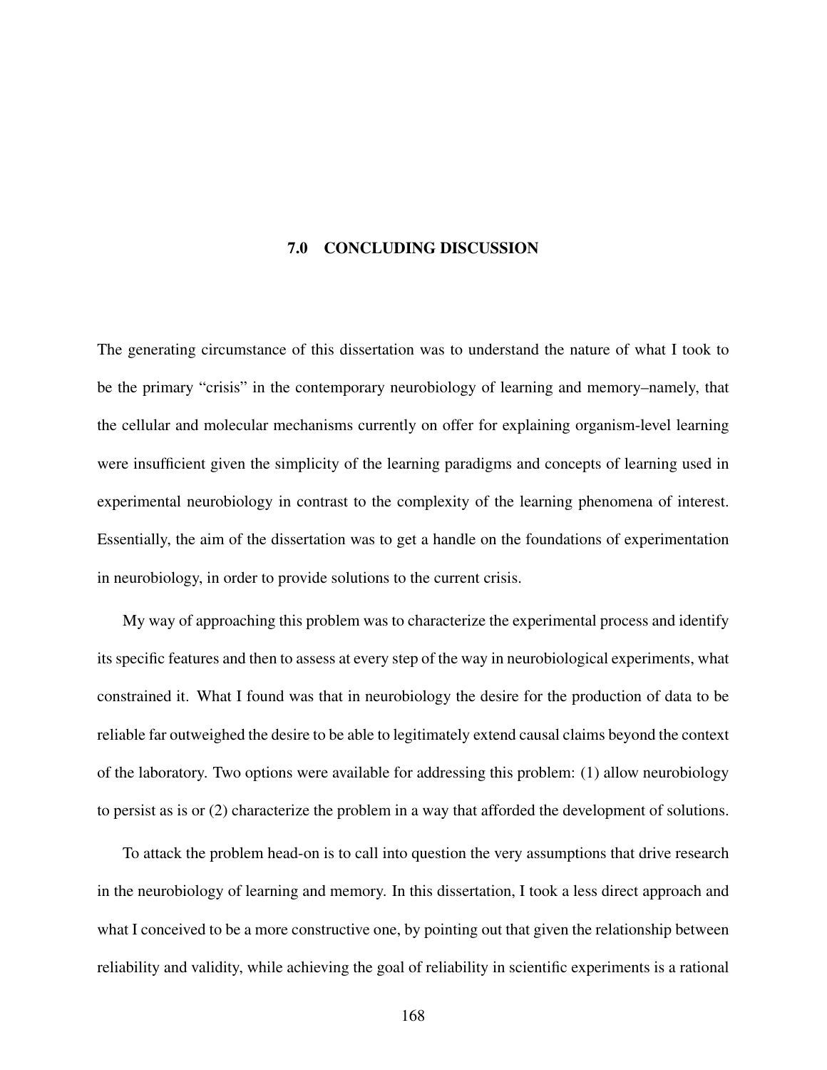# 7.0 CONCLUDING DISCUSSION

The generating circumstance of this dissertation was to understand the nature of what I took to be the primary "crisis" in the contemporary neurobiology of learning and memory–namely, that the cellular and molecular mechanisms currently on offer for explaining organism-level learning were insufficient given the simplicity of the learning paradigms and concepts of learning used in experimental neurobiology in contrast to the complexity of the learning phenomena of interest. Essentially, the aim of the dissertation was to get a handle on the foundations of experimentation in neurobiology, in order to provide solutions to the current crisis.

My way of approaching this problem was to characterize the experimental process and identify its specific features and then to assess at every step of the way in neurobiological experiments, what constrained it. What I found was that in neurobiology the desire for the production of data to be reliable far outweighed the desire to be able to legitimately extend causal claims beyond the context of the laboratory. Two options were available for addressing this problem: (1) allow neurobiology to persist as is or (2) characterize the problem in a way that afforded the development of solutions.

To attack the problem head-on is to call into question the very assumptions that drive research in the neurobiology of learning and memory. In this dissertation, I took a less direct approach and what I conceived to be a more constructive one, by pointing out that given the relationship between reliability and validity, while achieving the goal of reliability in scientific experiments is a rational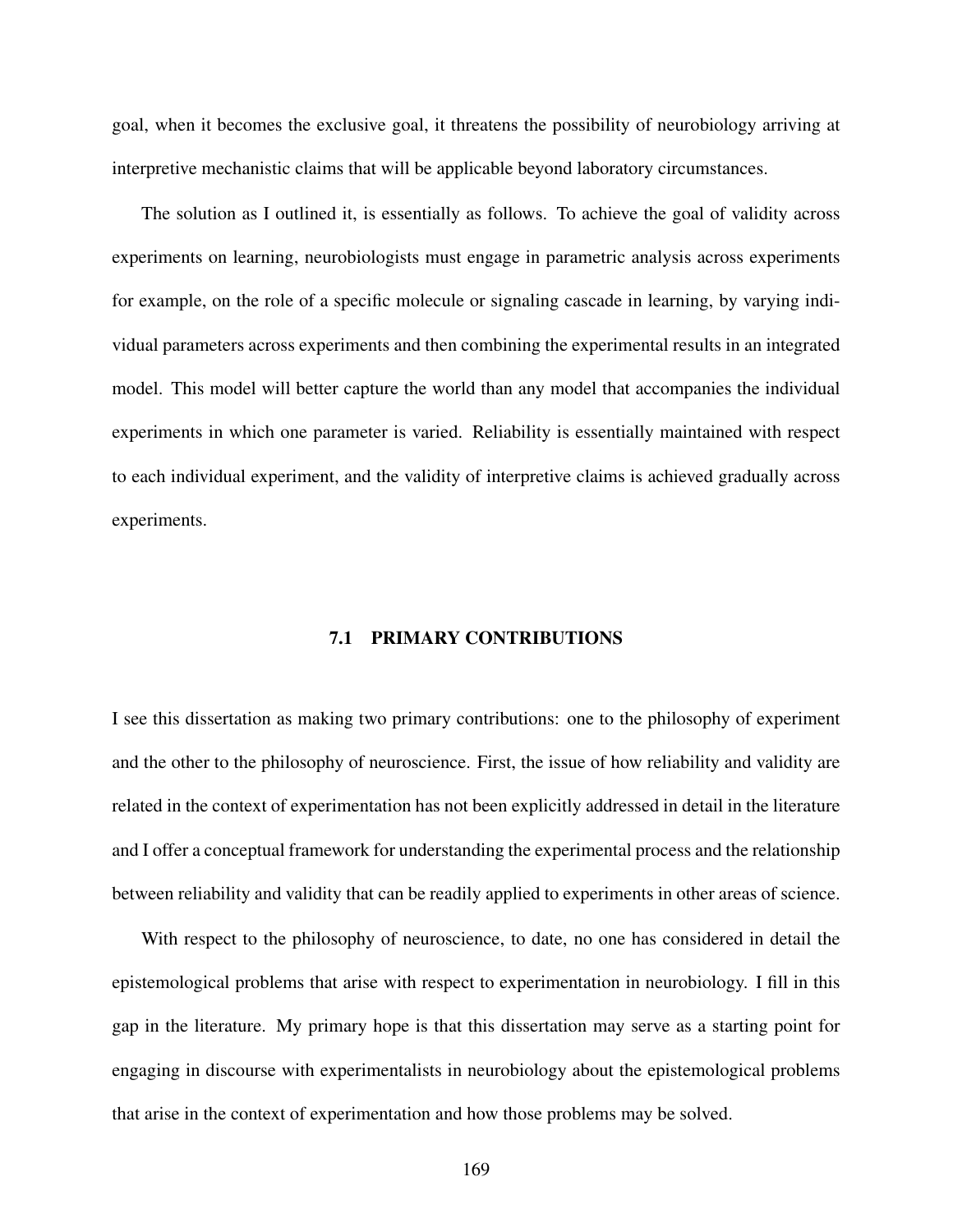goal, when it becomes the exclusive goal, it threatens the possibility of neurobiology arriving at interpretive mechanistic claims that will be applicable beyond laboratory circumstances.

The solution as I outlined it, is essentially as follows. To achieve the goal of validity across experiments on learning, neurobiologists must engage in parametric analysis across experiments for example, on the role of a specific molecule or signaling cascade in learning, by varying individual parameters across experiments and then combining the experimental results in an integrated model. This model will better capture the world than any model that accompanies the individual experiments in which one parameter is varied. Reliability is essentially maintained with respect to each individual experiment, and the validity of interpretive claims is achieved gradually across experiments.

## 7.1 PRIMARY CONTRIBUTIONS

I see this dissertation as making two primary contributions: one to the philosophy of experiment and the other to the philosophy of neuroscience. First, the issue of how reliability and validity are related in the context of experimentation has not been explicitly addressed in detail in the literature and I offer a conceptual framework for understanding the experimental process and the relationship between reliability and validity that can be readily applied to experiments in other areas of science.

With respect to the philosophy of neuroscience, to date, no one has considered in detail the epistemological problems that arise with respect to experimentation in neurobiology. I fill in this gap in the literature. My primary hope is that this dissertation may serve as a starting point for engaging in discourse with experimentalists in neurobiology about the epistemological problems that arise in the context of experimentation and how those problems may be solved.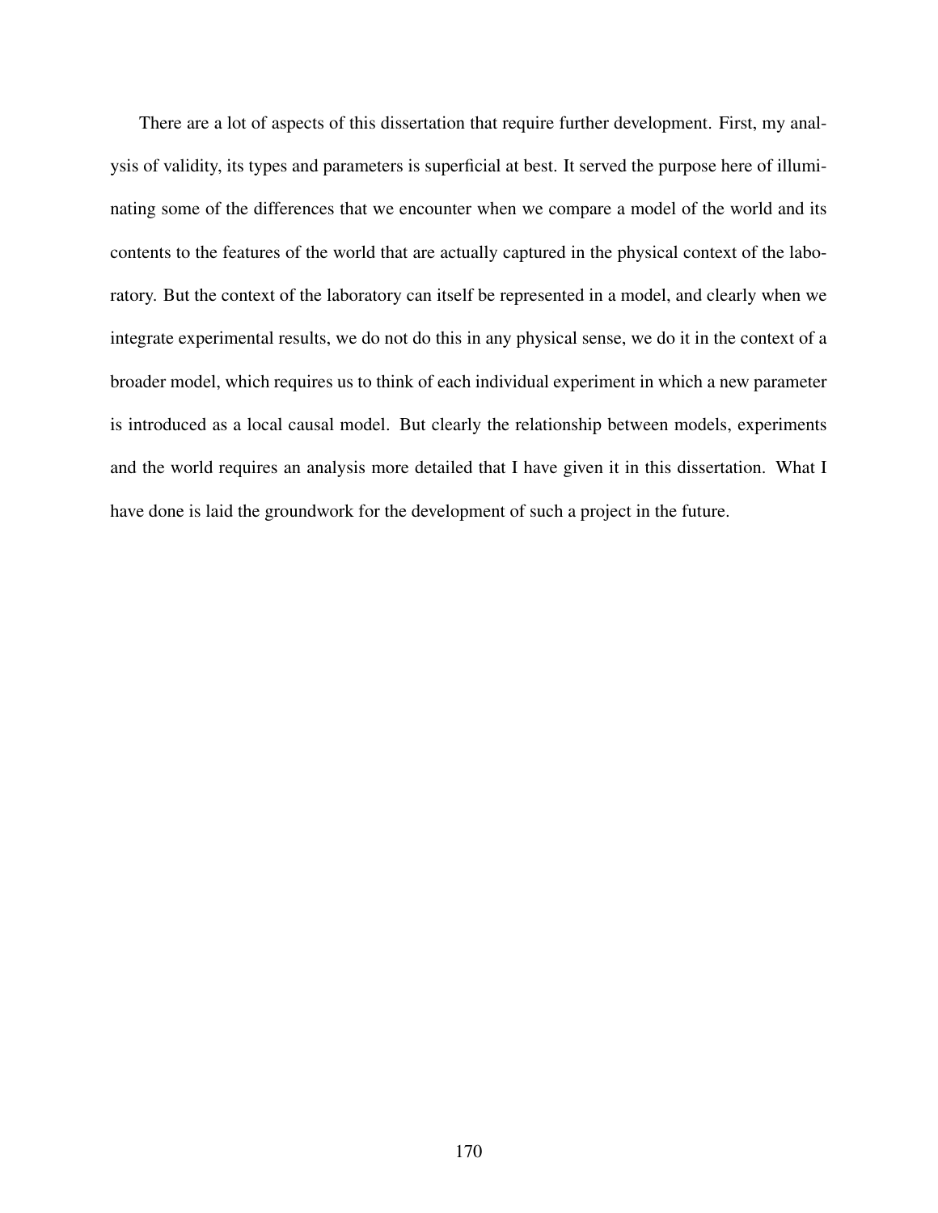There are a lot of aspects of this dissertation that require further development. First, my analysis of validity, its types and parameters is superficial at best. It served the purpose here of illuminating some of the differences that we encounter when we compare a model of the world and its contents to the features of the world that are actually captured in the physical context of the laboratory. But the context of the laboratory can itself be represented in a model, and clearly when we integrate experimental results, we do not do this in any physical sense, we do it in the context of a broader model, which requires us to think of each individual experiment in which a new parameter is introduced as a local causal model. But clearly the relationship between models, experiments and the world requires an analysis more detailed that I have given it in this dissertation. What I have done is laid the groundwork for the development of such a project in the future.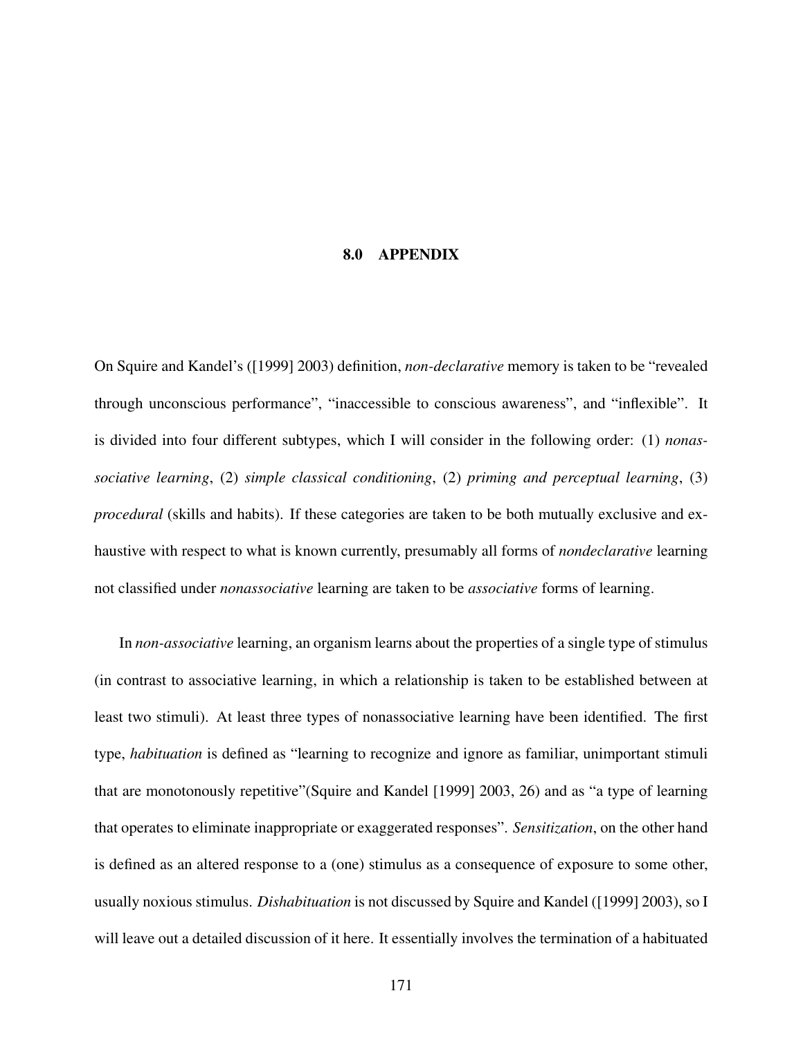# 8.0 APPENDIX

On Squire and Kandel's ([1999] 2003) definition, *non-declarative* memory is taken to be "revealed through unconscious performance", "inaccessible to conscious awareness", and "inflexible". It is divided into four different subtypes, which I will consider in the following order: (1) *nonassociative learning*, (2) *simple classical conditioning*, (2) *priming and perceptual learning*, (3) *procedural* (skills and habits). If these categories are taken to be both mutually exclusive and exhaustive with respect to what is known currently, presumably all forms of *nondeclarative* learning not classified under *nonassociative* learning are taken to be *associative* forms of learning.

In *non-associative* learning, an organism learns about the properties of a single type of stimulus (in contrast to associative learning, in which a relationship is taken to be established between at least two stimuli). At least three types of nonassociative learning have been identified. The first type, *habituation* is defined as "learning to recognize and ignore as familiar, unimportant stimuli that are monotonously repetitive"(Squire and Kandel [1999] 2003, 26) and as "a type of learning that operates to eliminate inappropriate or exaggerated responses". *Sensitization*, on the other hand is defined as an altered response to a (one) stimulus as a consequence of exposure to some other, usually noxious stimulus. *Dishabituation* is not discussed by Squire and Kandel ([1999] 2003), so I will leave out a detailed discussion of it here. It essentially involves the termination of a habituated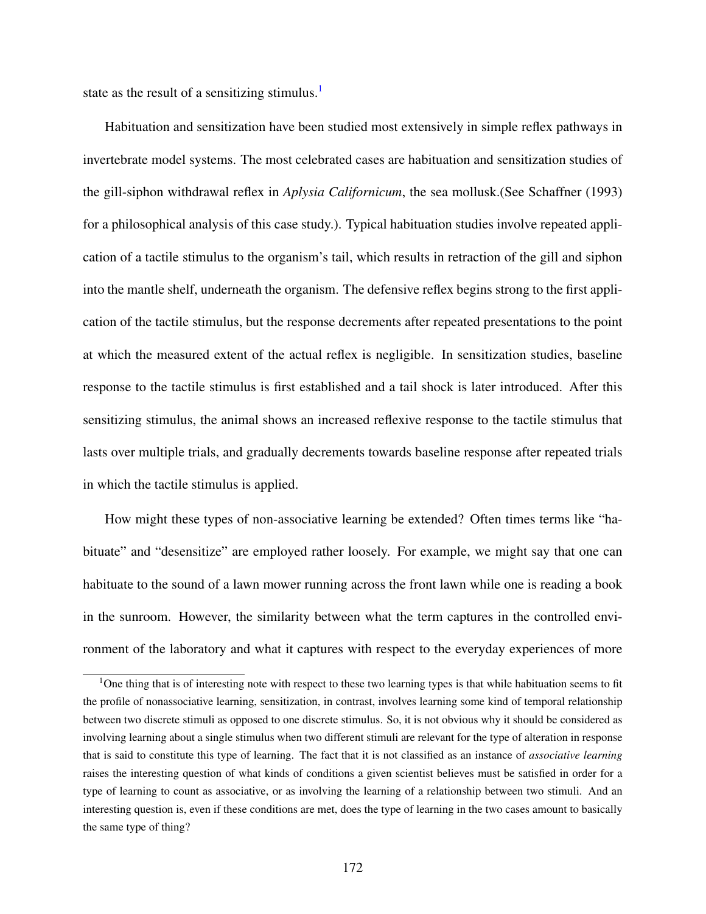state as the result of a sensitizing stimulus.[1]

Habituation and sensitization have been studied most extensively in simple reflex pathways in invertebrate model systems. The most celebrated cases are habituation and sensitization studies of the gill-siphon withdrawal reflex in *Aplysia Californicum*, the sea mollusk.(See Schaffner (1993) for a philosophical analysis of this case study.). Typical habituation studies involve repeated application of a tactile stimulus to the organism's tail, which results in retraction of the gill and siphon into the mantle shelf, underneath the organism. The defensive reflex begins strong to the first application of the tactile stimulus, but the response decrements after repeated presentations to the point at which the measured extent of the actual reflex is negligible. In sensitization studies, baseline response to the tactile stimulus is first established and a tail shock is later introduced. After this sensitizing stimulus, the animal shows an increased reflexive response to the tactile stimulus that lasts over multiple trials, and gradually decrements towards baseline response after repeated trials in which the tactile stimulus is applied.

How might these types of non-associative learning be extended? Often times terms like "habituate" and "desensitize" are employed rather loosely. For example, we might say that one can habituate to the sound of a lawn mower running across the front lawn while one is reading a book in the sunroom. However, the similarity between what the term captures in the controlled environment of the laboratory and what it captures with respect to the everyday experiences of more

[1] One thing that is of interesting note with respect to these two learning types is that while habituation seems to fit the profile of nonassociative learning, sensitization, in contrast, involves learning some kind of temporal relationship between two discrete stimuli as opposed to one discrete stimulus. So, it is not obvious why it should be considered as involving learning about a single stimulus when two different stimuli are relevant for the type of alteration in response that is said to constitute this type of learning. The fact that it is not classified as an instance of *associative learning* raises the interesting question of what kinds of conditions a given scientist believes must be satisfied in order for a type of learning to count as associative, or as involving the learning of a relationship between two stimuli. And an interesting question is, even if these conditions are met, does the type of learning in the two cases amount to basically the same type of thing?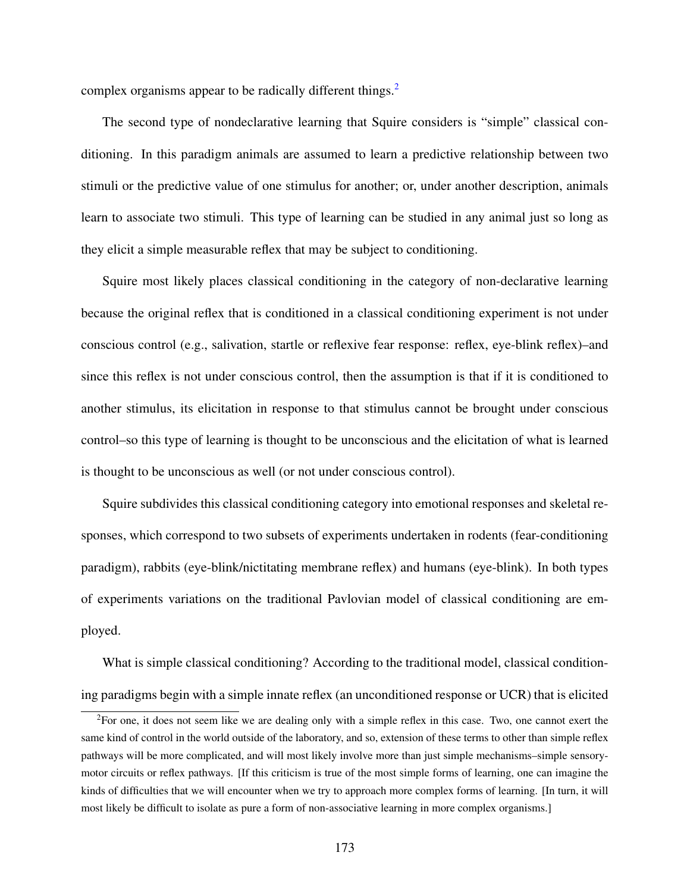complex organisms appear to be radically different things.[2]

The second type of nondeclarative learning that Squire considers is "simple" classical conditioning. In this paradigm animals are assumed to learn a predictive relationship between two stimuli or the predictive value of one stimulus for another; or, under another description, animals learn to associate two stimuli. This type of learning can be studied in any animal just so long as they elicit a simple measurable reflex that may be subject to conditioning.

Squire most likely places classical conditioning in the category of non-declarative learning because the original reflex that is conditioned in a classical conditioning experiment is not under conscious control (e.g., salivation, startle or reflexive fear response: reflex, eye-blink reflex)–and since this reflex is not under conscious control, then the assumption is that if it is conditioned to another stimulus, its elicitation in response to that stimulus cannot be brought under conscious control–so this type of learning is thought to be unconscious and the elicitation of what is learned is thought to be unconscious as well (or not under conscious control).

Squire subdivides this classical conditioning category into emotional responses and skeletal responses, which correspond to two subsets of experiments undertaken in rodents (fear-conditioning paradigm), rabbits (eye-blink/nictitating membrane reflex) and humans (eye-blink). In both types of experiments variations on the traditional Pavlovian model of classical conditioning are employed.

What is simple classical conditioning? According to the traditional model, classical conditioning paradigms begin with a simple innate reflex (an unconditioned response or UCR) that is elicited

[2] For one, it does not seem like we are dealing only with a simple reflex in this case. Two, one cannot exert the same kind of control in the world outside of the laboratory, and so, extension of these terms to other than simple reflex pathways will be more complicated, and will most likely involve more than just simple mechanisms–simple sensory-motor circuits or reflex pathways. [If this criticism is true of the most simple forms of learning, one can imagine the kinds of difficulties that we will encounter when we try to approach more complex forms of learning. [In turn, it will most likely be difficult to isolate as pure a form of non-associative learning in more complex organisms.]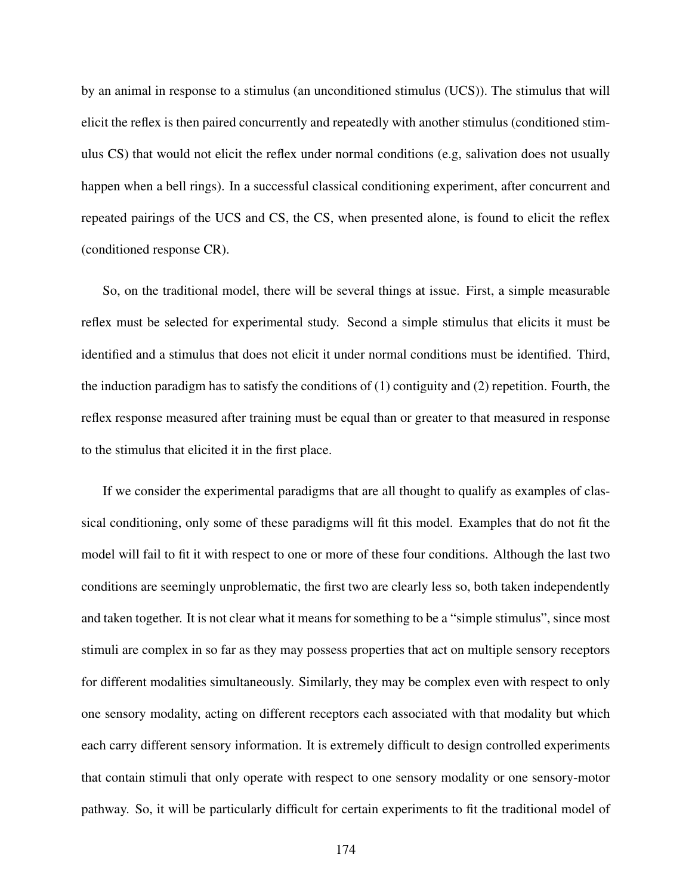by an animal in response to a stimulus (an unconditioned stimulus (UCS)). The stimulus that will elicit the reflex is then paired concurrently and repeatedly with another stimulus (conditioned stimulus CS) that would not elicit the reflex under normal conditions (e.g, salivation does not usually happen when a bell rings). In a successful classical conditioning experiment, after concurrent and repeated pairings of the UCS and CS, the CS, when presented alone, is found to elicit the reflex (conditioned response CR).

So, on the traditional model, there will be several things at issue. First, a simple measurable reflex must be selected for experimental study. Second a simple stimulus that elicits it must be identified and a stimulus that does not elicit it under normal conditions must be identified. Third, the induction paradigm has to satisfy the conditions of (1) contiguity and (2) repetition. Fourth, the reflex response measured after training must be equal than or greater to that measured in response to the stimulus that elicited it in the first place.

If we consider the experimental paradigms that are all thought to qualify as examples of classical conditioning, only some of these paradigms will fit this model. Examples that do not fit the model will fail to fit it with respect to one or more of these four conditions. Although the last two conditions are seemingly unproblematic, the first two are clearly less so, both taken independently and taken together. It is not clear what it means for something to be a "simple stimulus", since most stimuli are complex in so far as they may possess properties that act on multiple sensory receptors for different modalities simultaneously. Similarly, they may be complex even with respect to only one sensory modality, acting on different receptors each associated with that modality but which each carry different sensory information. It is extremely difficult to design controlled experiments that contain stimuli that only operate with respect to one sensory modality or one sensory-motor pathway. So, it will be particularly difficult for certain experiments to fit the traditional model of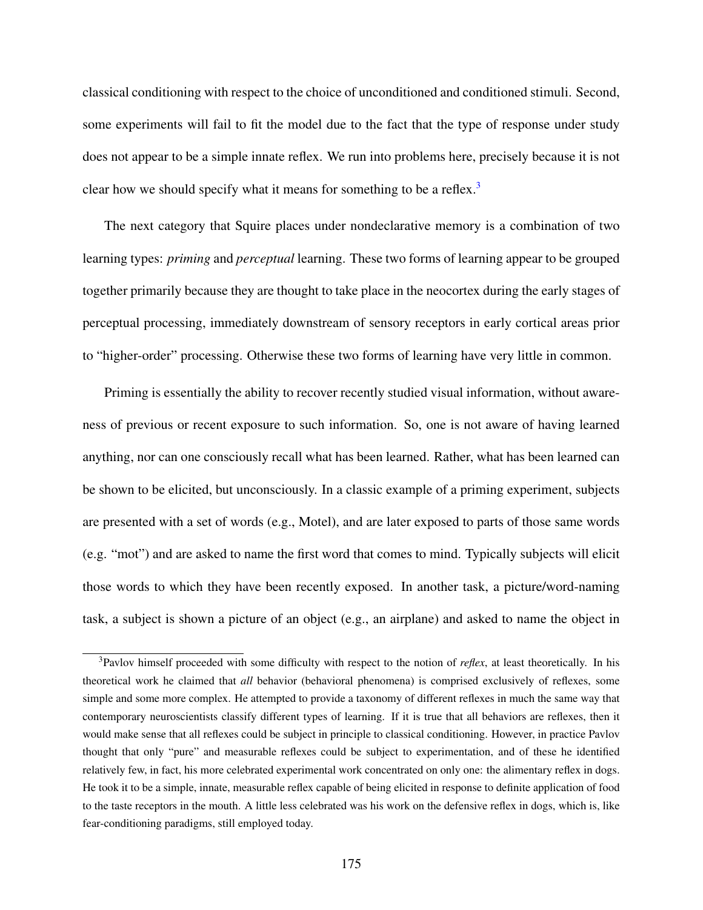classical conditioning with respect to the choice of unconditioned and conditioned stimuli. Second, some experiments will fail to fit the model due to the fact that the type of response under study does not appear to be a simple innate reflex. We run into problems here, precisely because it is not clear how we should specify what it means for something to be a reflex.[3]

The next category that Squire places under nondeclarative memory is a combination of two learning types: *priming* and *perceptual* learning. These two forms of learning appear to be grouped together primarily because they are thought to take place in the neocortex during the early stages of perceptual processing, immediately downstream of sensory receptors in early cortical areas prior to "higher-order" processing. Otherwise these two forms of learning have very little in common.

Priming is essentially the ability to recover recently studied visual information, without awareness of previous or recent exposure to such information. So, one is not aware of having learned anything, nor can one consciously recall what has been learned. Rather, what has been learned can be shown to be elicited, but unconsciously. In a classic example of a priming experiment, subjects are presented with a set of words (e.g., Motel), and are later exposed to parts of those same words (e.g. "mot") and are asked to name the first word that comes to mind. Typically subjects will elicit those words to which they have been recently exposed. In another task, a picture/word-naming task, a subject is shown a picture of an object (e.g., an airplane) and asked to name the object in

[3] Pavlov himself proceeded with some difficulty with respect to the notion of *reflex*, at least theoretically. In his theoretical work he claimed that *all* behavior (behavioral phenomena) is comprised exclusively of reflexes, some simple and some more complex. He attempted to provide a taxonomy of different reflexes in much the same way that contemporary neuroscientists classify different types of learning. If it is true that all behaviors are reflexes, then it would make sense that all reflexes could be subject in principle to classical conditioning. However, in practice Pavlov thought that only "pure" and measurable reflexes could be subject to experimentation, and of these he identified relatively few, in fact, his more celebrated experimental work concentrated on only one: the alimentary reflex in dogs. He took it to be a simple, innate, measurable reflex capable of being elicited in response to definite application of food to the taste receptors in the mouth. A little less celebrated was his work on the defensive reflex in dogs, which is, like fear-conditioning paradigms, still employed today.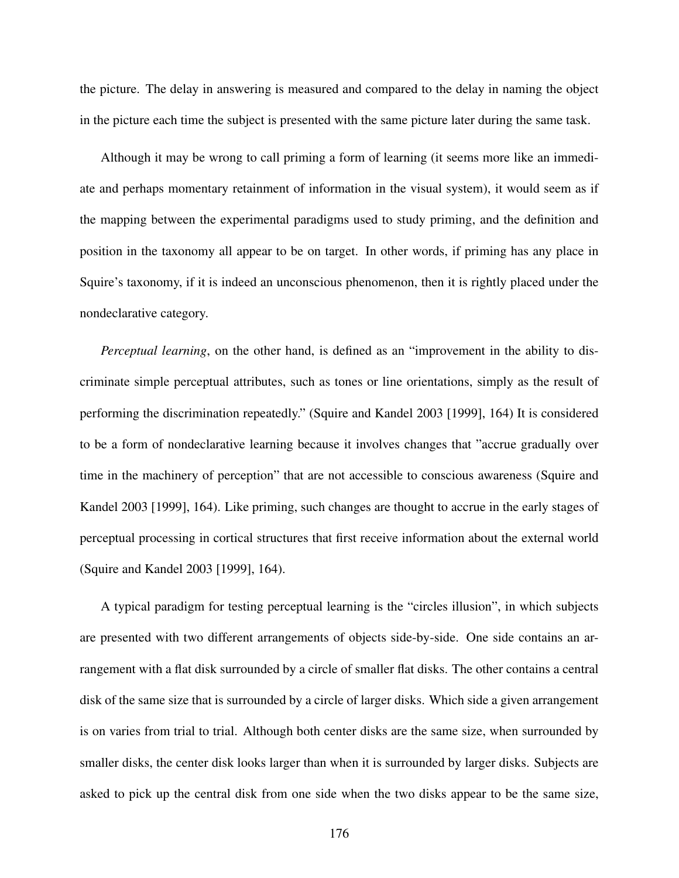the picture. The delay in answering is measured and compared to the delay in naming the object in the picture each time the subject is presented with the same picture later during the same task.

Although it may be wrong to call priming a form of learning (it seems more like an immediate and perhaps momentary retainment of information in the visual system), it would seem as if the mapping between the experimental paradigms used to study priming, and the definition and position in the taxonomy all appear to be on target. In other words, if priming has any place in Squire's taxonomy, if it is indeed an unconscious phenomenon, then it is rightly placed under the nondeclarative category.

*Perceptual learning*, on the other hand, is defined as an "improvement in the ability to discriminate simple perceptual attributes, such as tones or line orientations, simply as the result of performing the discrimination repeatedly." (Squire and Kandel 2003 [1999], 164) It is considered to be a form of nondeclarative learning because it involves changes that "accrue gradually over time in the machinery of perception" that are not accessible to conscious awareness (Squire and Kandel 2003 [1999], 164). Like priming, such changes are thought to accrue in the early stages of perceptual processing in cortical structures that first receive information about the external world (Squire and Kandel 2003 [1999], 164).

A typical paradigm for testing perceptual learning is the "circles illusion", in which subjects are presented with two different arrangements of objects side-by-side. One side contains an arrangement with a flat disk surrounded by a circle of smaller flat disks. The other contains a central disk of the same size that is surrounded by a circle of larger disks. Which side a given arrangement is on varies from trial to trial. Although both center disks are the same size, when surrounded by smaller disks, the center disk looks larger than when it is surrounded by larger disks. Subjects are asked to pick up the central disk from one side when the two disks appear to be the same size,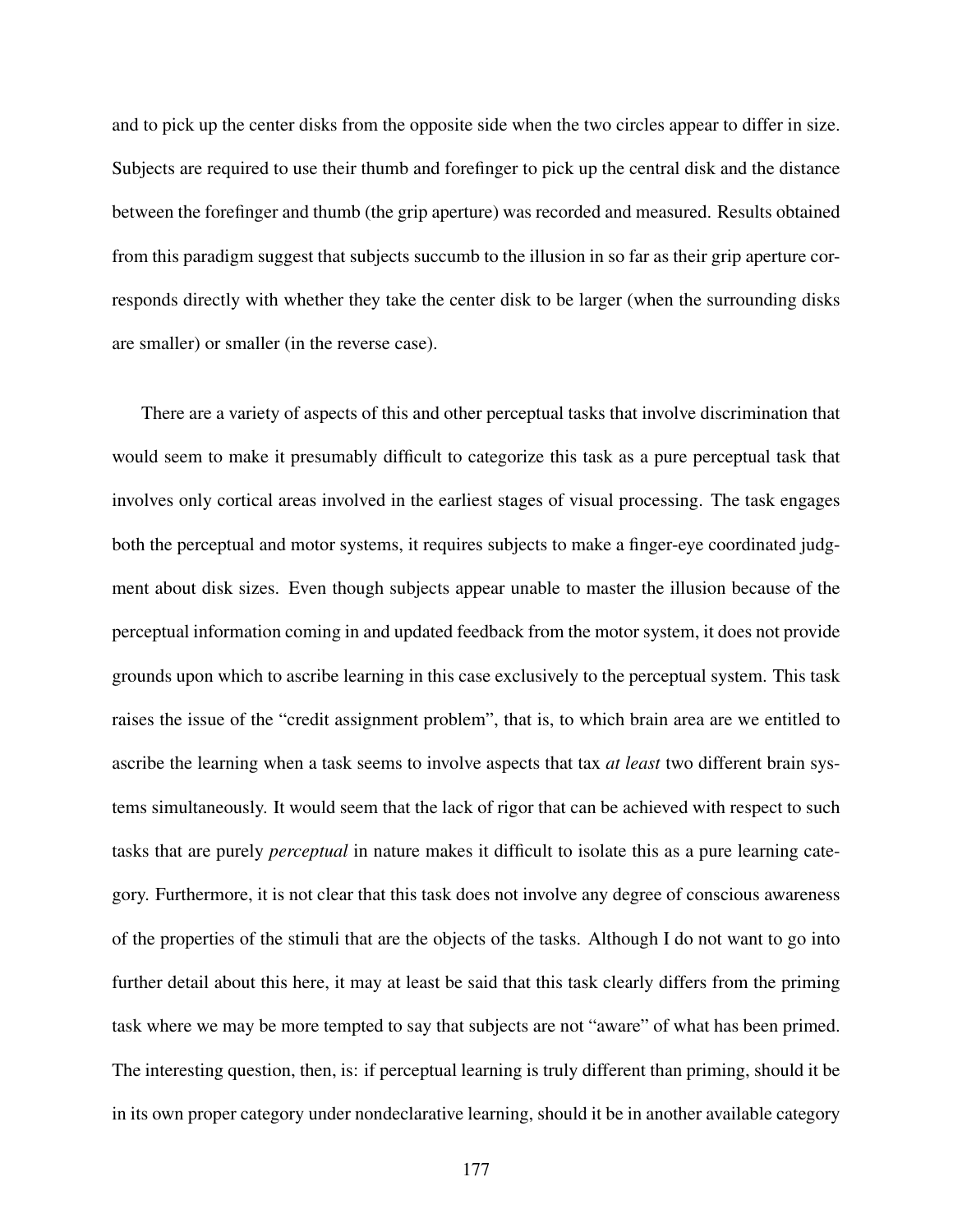and to pick up the center disks from the opposite side when the two circles appear to differ in size. Subjects are required to use their thumb and forefinger to pick up the central disk and the distance between the forefinger and thumb (the grip aperture) was recorded and measured. Results obtained from this paradigm suggest that subjects succumb to the illusion in so far as their grip aperture corresponds directly with whether they take the center disk to be larger (when the surrounding disks are smaller) or smaller (in the reverse case).

There are a variety of aspects of this and other perceptual tasks that involve discrimination that would seem to make it presumably difficult to categorize this task as a pure perceptual task that involves only cortical areas involved in the earliest stages of visual processing. The task engages both the perceptual and motor systems, it requires subjects to make a finger-eye coordinated judgment about disk sizes. Even though subjects appear unable to master the illusion because of the perceptual information coming in and updated feedback from the motor system, it does not provide grounds upon which to ascribe learning in this case exclusively to the perceptual system. This task raises the issue of the "credit assignment problem", that is, to which brain area are we entitled to ascribe the learning when a task seems to involve aspects that tax *at least* two different brain systems simultaneously. It would seem that the lack of rigor that can be achieved with respect to such tasks that are purely *perceptual* in nature makes it difficult to isolate this as a pure learning category. Furthermore, it is not clear that this task does not involve any degree of conscious awareness of the properties of the stimuli that are the objects of the tasks. Although I do not want to go into further detail about this here, it may at least be said that this task clearly differs from the priming task where we may be more tempted to say that subjects are not "aware" of what has been primed. The interesting question, then, is: if perceptual learning is truly different than priming, should it be in its own proper category under nondeclarative learning, should it be in another available category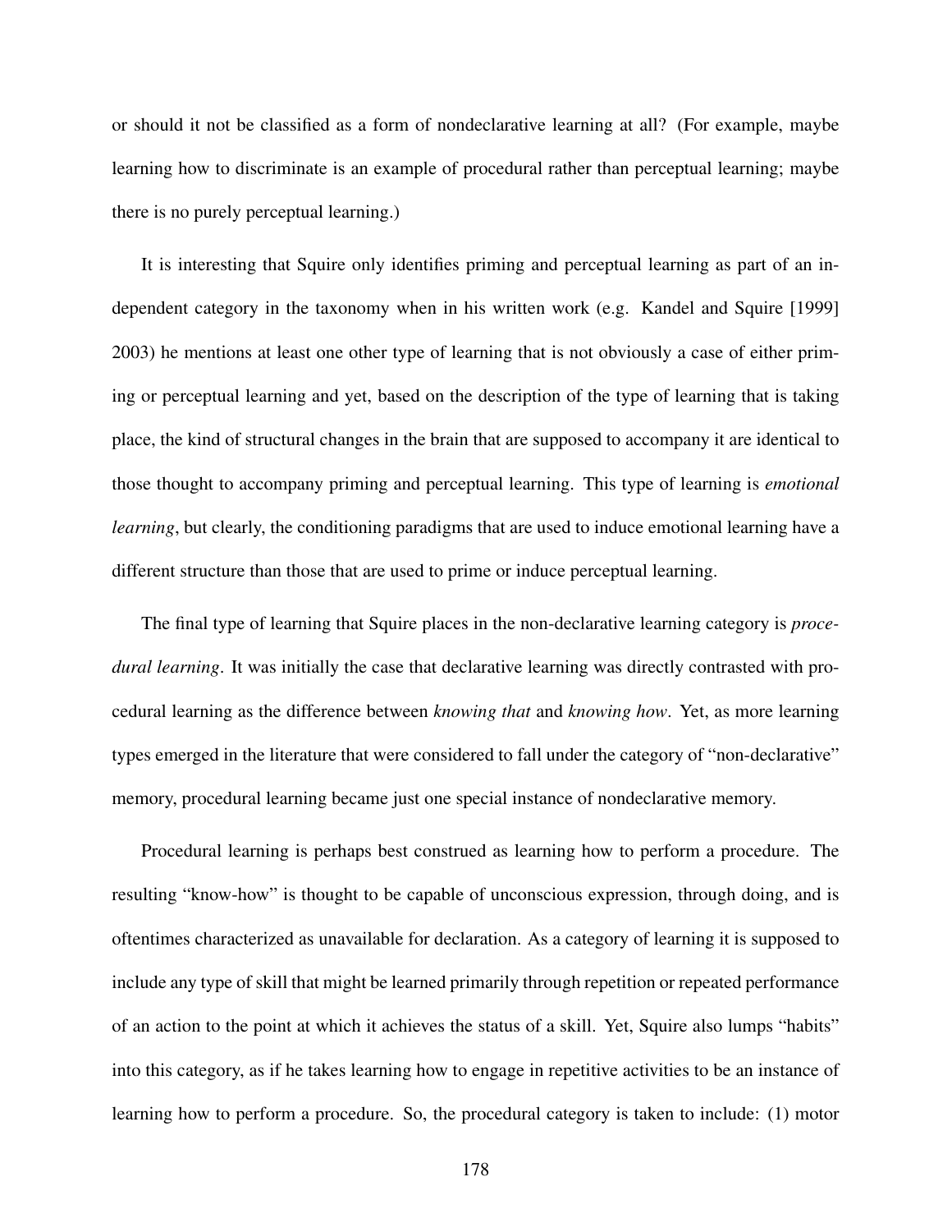or should it not be classified as a form of nondeclarative learning at all? (For example, maybe learning how to discriminate is an example of procedural rather than perceptual learning; maybe there is no purely perceptual learning.)

It is interesting that Squire only identifies priming and perceptual learning as part of an independent category in the taxonomy when in his written work (e.g. Kandel and Squire [1999] 2003) he mentions at least one other type of learning that is not obviously a case of either priming or perceptual learning and yet, based on the description of the type of learning that is taking place, the kind of structural changes in the brain that are supposed to accompany it are identical to those thought to accompany priming and perceptual learning. This type of learning is *emotional learning*, but clearly, the conditioning paradigms that are used to induce emotional learning have a different structure than those that are used to prime or induce perceptual learning.

The final type of learning that Squire places in the non-declarative learning category is *procedural learning*. It was initially the case that declarative learning was directly contrasted with procedural learning as the difference between *knowing that* and *knowing how*. Yet, as more learning types emerged in the literature that were considered to fall under the category of "non-declarative" memory, procedural learning became just one special instance of nondeclarative memory.

Procedural learning is perhaps best construed as learning how to perform a procedure. The resulting "know-how" is thought to be capable of unconscious expression, through doing, and is oftentimes characterized as unavailable for declaration. As a category of learning it is supposed to include any type of skill that might be learned primarily through repetition or repeated performance of an action to the point at which it achieves the status of a skill. Yet, Squire also lumps "habits" into this category, as if he takes learning how to engage in repetitive activities to be an instance of learning how to perform a procedure. So, the procedural category is taken to include: (1) motor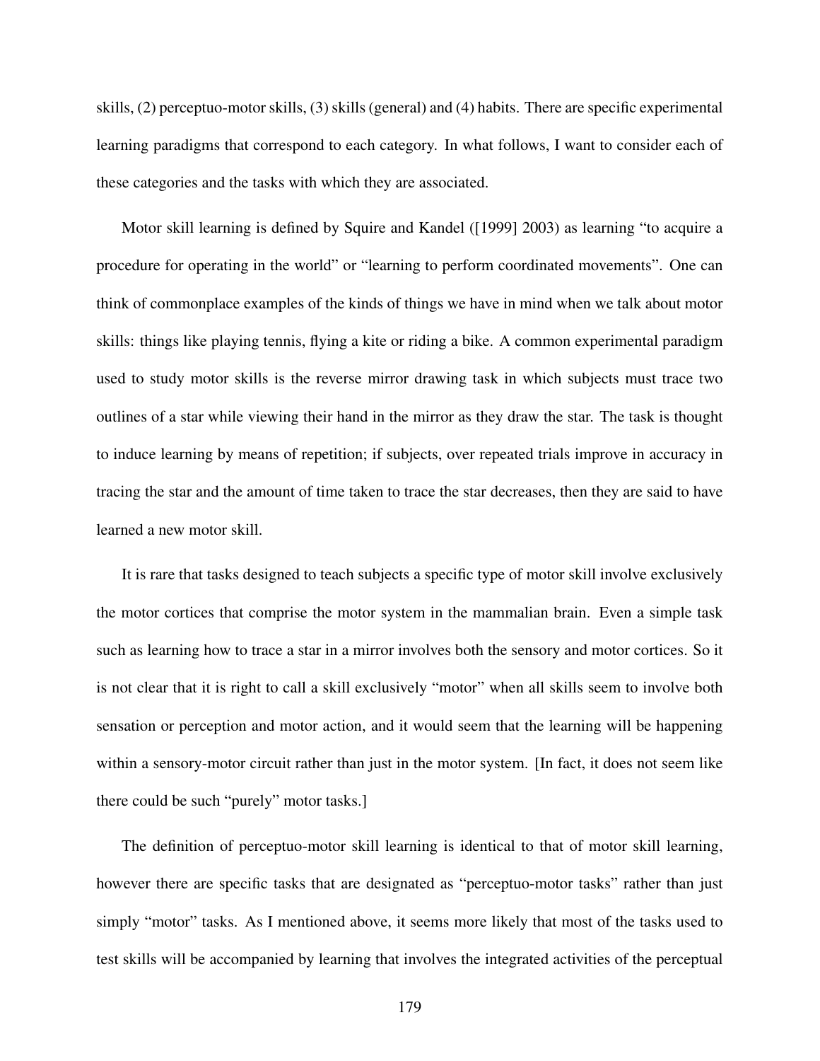skills, (2) perceptuo-motor skills, (3) skills (general) and (4) habits. There are specific experimental learning paradigms that correspond to each category. In what follows, I want to consider each of these categories and the tasks with which they are associated.

Motor skill learning is defined by Squire and Kandel ([1999] 2003) as learning "to acquire a procedure for operating in the world" or "learning to perform coordinated movements". One can think of commonplace examples of the kinds of things we have in mind when we talk about motor skills: things like playing tennis, flying a kite or riding a bike. A common experimental paradigm used to study motor skills is the reverse mirror drawing task in which subjects must trace two outlines of a star while viewing their hand in the mirror as they draw the star. The task is thought to induce learning by means of repetition; if subjects, over repeated trials improve in accuracy in tracing the star and the amount of time taken to trace the star decreases, then they are said to have learned a new motor skill.

It is rare that tasks designed to teach subjects a specific type of motor skill involve exclusively the motor cortices that comprise the motor system in the mammalian brain. Even a simple task such as learning how to trace a star in a mirror involves both the sensory and motor cortices. So it is not clear that it is right to call a skill exclusively "motor" when all skills seem to involve both sensation or perception and motor action, and it would seem that the learning will be happening within a sensory-motor circuit rather than just in the motor system. [In fact, it does not seem like there could be such "purely" motor tasks.]

The definition of perceptuo-motor skill learning is identical to that of motor skill learning, however there are specific tasks that are designated as "perceptuo-motor tasks" rather than just simply "motor" tasks. As I mentioned above, it seems more likely that most of the tasks used to test skills will be accompanied by learning that involves the integrated activities of the perceptual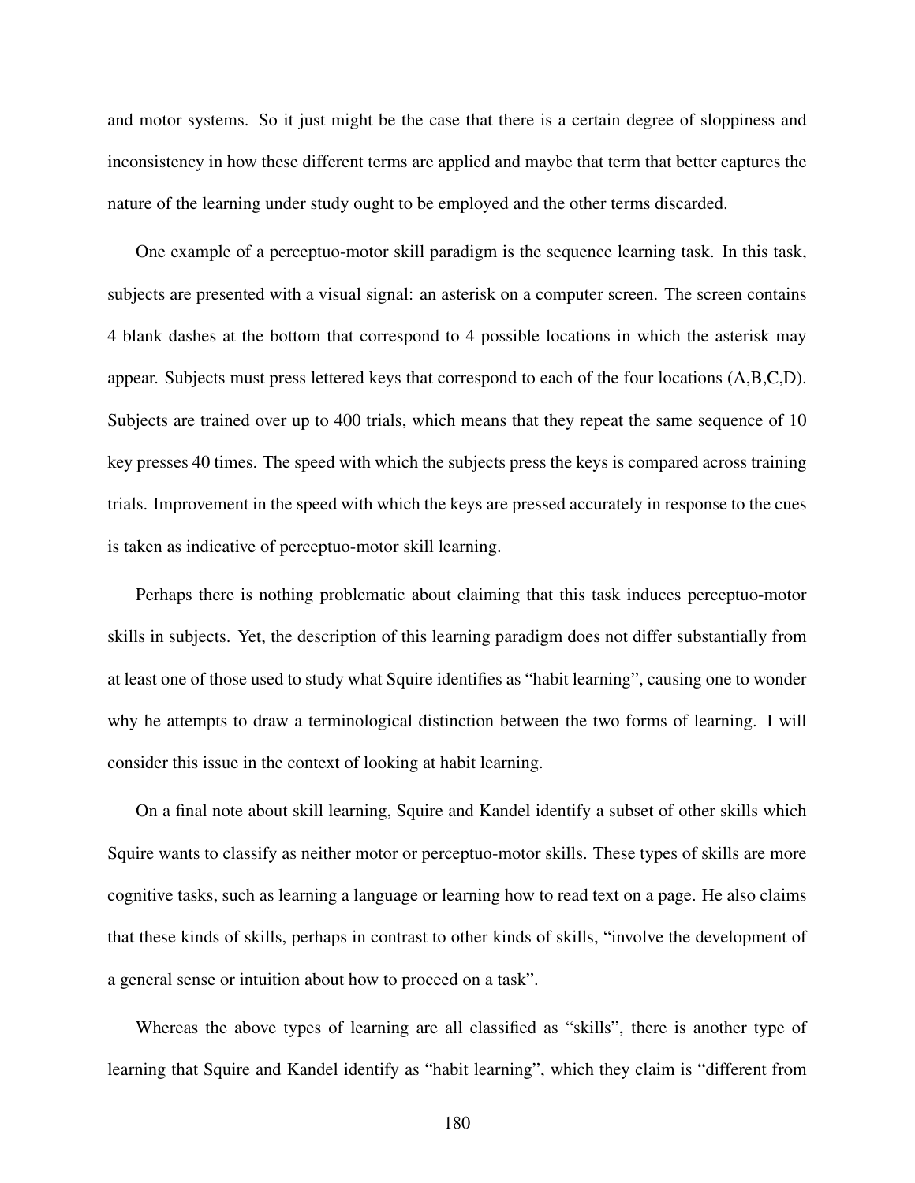and motor systems. So it just might be the case that there is a certain degree of sloppiness and inconsistency in how these different terms are applied and maybe that term that better captures the nature of the learning under study ought to be employed and the other terms discarded.

One example of a perceptuo-motor skill paradigm is the sequence learning task. In this task, subjects are presented with a visual signal: an asterisk on a computer screen. The screen contains 4 blank dashes at the bottom that correspond to 4 possible locations in which the asterisk may appear. Subjects must press lettered keys that correspond to each of the four locations (A,B,C,D). Subjects are trained over up to 400 trials, which means that they repeat the same sequence of 10 key presses 40 times. The speed with which the subjects press the keys is compared across training trials. Improvement in the speed with which the keys are pressed accurately in response to the cues is taken as indicative of perceptuo-motor skill learning.

Perhaps there is nothing problematic about claiming that this task induces perceptuo-motor skills in subjects. Yet, the description of this learning paradigm does not differ substantially from at least one of those used to study what Squire identifies as "habit learning", causing one to wonder why he attempts to draw a terminological distinction between the two forms of learning. I will consider this issue in the context of looking at habit learning.

On a final note about skill learning, Squire and Kandel identify a subset of other skills which Squire wants to classify as neither motor or perceptuo-motor skills. These types of skills are more cognitive tasks, such as learning a language or learning how to read text on a page. He also claims that these kinds of skills, perhaps in contrast to other kinds of skills, "involve the development of a general sense or intuition about how to proceed on a task".

Whereas the above types of learning are all classified as "skills", there is another type of learning that Squire and Kandel identify as "habit learning", which they claim is "different from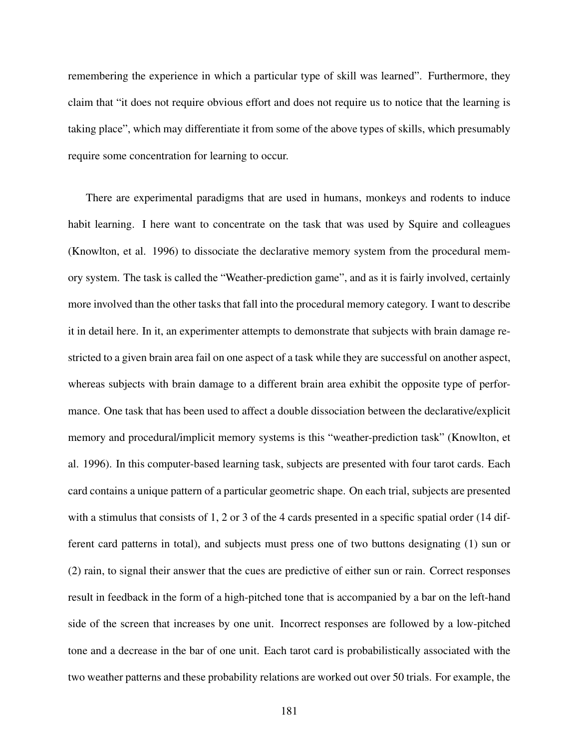remembering the experience in which a particular type of skill was learned". Furthermore, they claim that "it does not require obvious effort and does not require us to notice that the learning is taking place", which may differentiate it from some of the above types of skills, which presumably require some concentration for learning to occur.

There are experimental paradigms that are used in humans, monkeys and rodents to induce habit learning. I here want to concentrate on the task that was used by Squire and colleagues (Knowlton, et al. 1996) to dissociate the declarative memory system from the procedural memory system. The task is called the "Weather-prediction game", and as it is fairly involved, certainly more involved than the other tasks that fall into the procedural memory category. I want to describe it in detail here. In it, an experimenter attempts to demonstrate that subjects with brain damage restricted to a given brain area fail on one aspect of a task while they are successful on another aspect, whereas subjects with brain damage to a different brain area exhibit the opposite type of performance. One task that has been used to affect a double dissociation between the declarative/explicit memory and procedural/implicit memory systems is this "weather-prediction task" (Knowlton, et al. 1996). In this computer-based learning task, subjects are presented with four tarot cards. Each card contains a unique pattern of a particular geometric shape. On each trial, subjects are presented with a stimulus that consists of 1, 2 or 3 of the 4 cards presented in a specific spatial order (14 different card patterns in total), and subjects must press one of two buttons designating (1) sun or (2) rain, to signal their answer that the cues are predictive of either sun or rain. Correct responses result in feedback in the form of a high-pitched tone that is accompanied by a bar on the left-hand side of the screen that increases by one unit. Incorrect responses are followed by a low-pitched tone and a decrease in the bar of one unit. Each tarot card is probabilistically associated with the two weather patterns and these probability relations are worked out over 50 trials. For example, the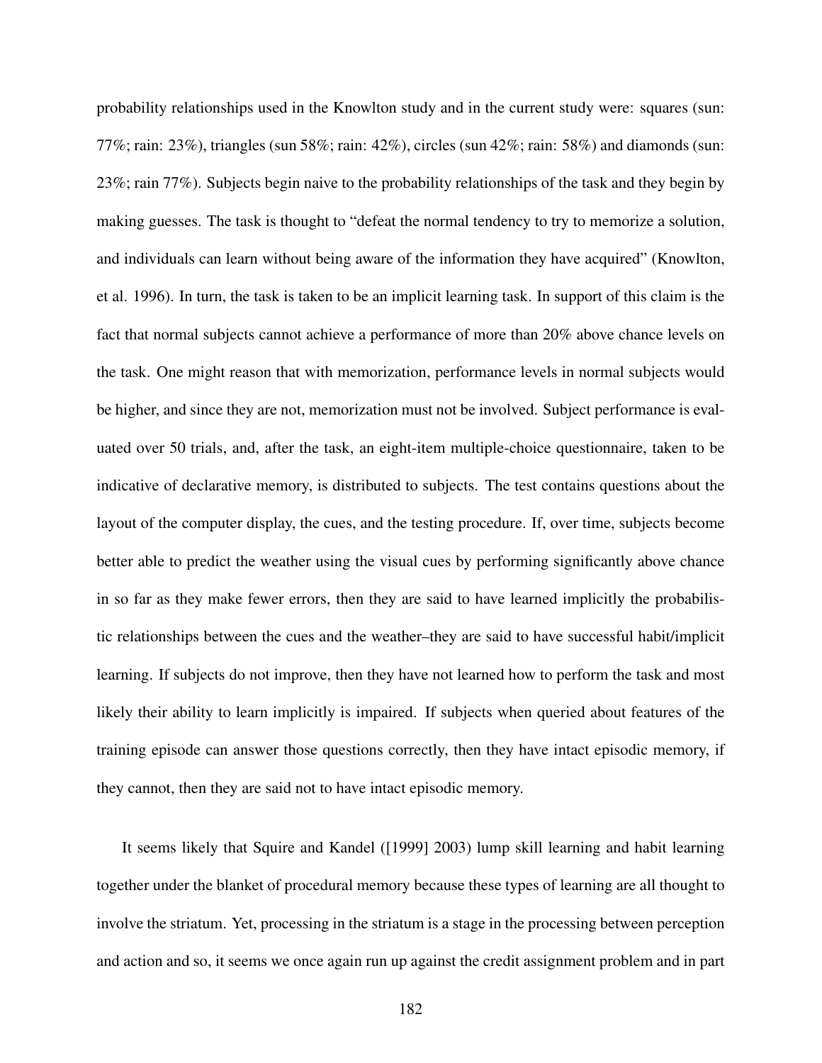probability relationships used in the Knowlton study and in the current study were: squares (sun: 77%; rain: 23%), triangles (sun 58%; rain: 42%), circles (sun 42%; rain: 58%) and diamonds (sun: 23%; rain 77%). Subjects begin naive to the probability relationships of the task and they begin by making guesses. The task is thought to "defeat the normal tendency to try to memorize a solution, and individuals can learn without being aware of the information they have acquired" (Knowlton, et al. 1996). In turn, the task is taken to be an implicit learning task. In support of this claim is the fact that normal subjects cannot achieve a performance of more than 20% above chance levels on the task. One might reason that with memorization, performance levels in normal subjects would be higher, and since they are not, memorization must not be involved. Subject performance is evaluated over 50 trials, and, after the task, an eight-item multiple-choice questionnaire, taken to be indicative of declarative memory, is distributed to subjects. The test contains questions about the layout of the computer display, the cues, and the testing procedure. If, over time, subjects become better able to predict the weather using the visual cues by performing significantly above chance in so far as they make fewer errors, then they are said to have learned implicitly the probabilistic relationships between the cues and the weather–they are said to have successful habit/implicit learning. If subjects do not improve, then they have not learned how to perform the task and most likely their ability to learn implicitly is impaired. If subjects when queried about features of the training episode can answer those questions correctly, then they have intact episodic memory, if they cannot, then they are said not to have intact episodic memory.

It seems likely that Squire and Kandel ([1999] 2003) lump skill learning and habit learning together under the blanket of procedural memory because these types of learning are all thought to involve the striatum. Yet, processing in the striatum is a stage in the processing between perception and action and so, it seems we once again run up against the credit assignment problem and in part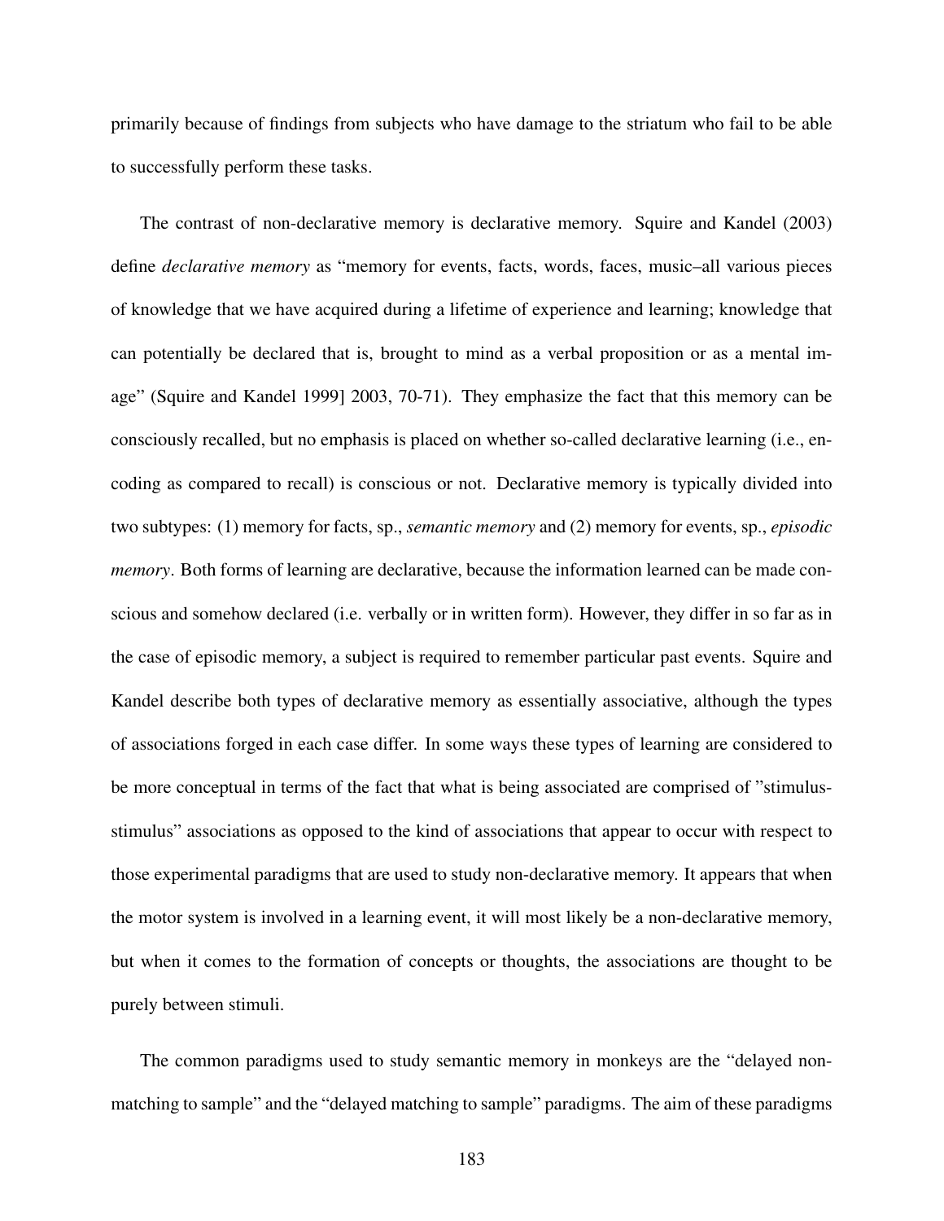primarily because of findings from subjects who have damage to the striatum who fail to be able to successfully perform these tasks.

The contrast of non-declarative memory is declarative memory. Squire and Kandel (2003) define *declarative memory* as "memory for events, facts, words, faces, music–all various pieces of knowledge that we have acquired during a lifetime of experience and learning; knowledge that can potentially be declared that is, brought to mind as a verbal proposition or as a mental image" (Squire and Kandel 1999] 2003, 70-71). They emphasize the fact that this memory can be consciously recalled, but no emphasis is placed on whether so-called declarative learning (i.e., encoding as compared to recall) is conscious or not. Declarative memory is typically divided into two subtypes: (1) memory for facts, sp., *semantic memory* and (2) memory for events, sp., *episodic memory*. Both forms of learning are declarative, because the information learned can be made conscious and somehow declared (i.e. verbally or in written form). However, they differ in so far as in the case of episodic memory, a subject is required to remember particular past events. Squire and Kandel describe both types of declarative memory as essentially associative, although the types of associations forged in each case differ. In some ways these types of learning are considered to be more conceptual in terms of the fact that what is being associated are comprised of "stimulus-stimulus" associations as opposed to the kind of associations that appear to occur with respect to those experimental paradigms that are used to study non-declarative memory. It appears that when the motor system is involved in a learning event, it will most likely be a non-declarative memory, but when it comes to the formation of concepts or thoughts, the associations are thought to be purely between stimuli.

The common paradigms used to study semantic memory in monkeys are the "delayed non-matching to sample" and the "delayed matching to sample" paradigms. The aim of these paradigms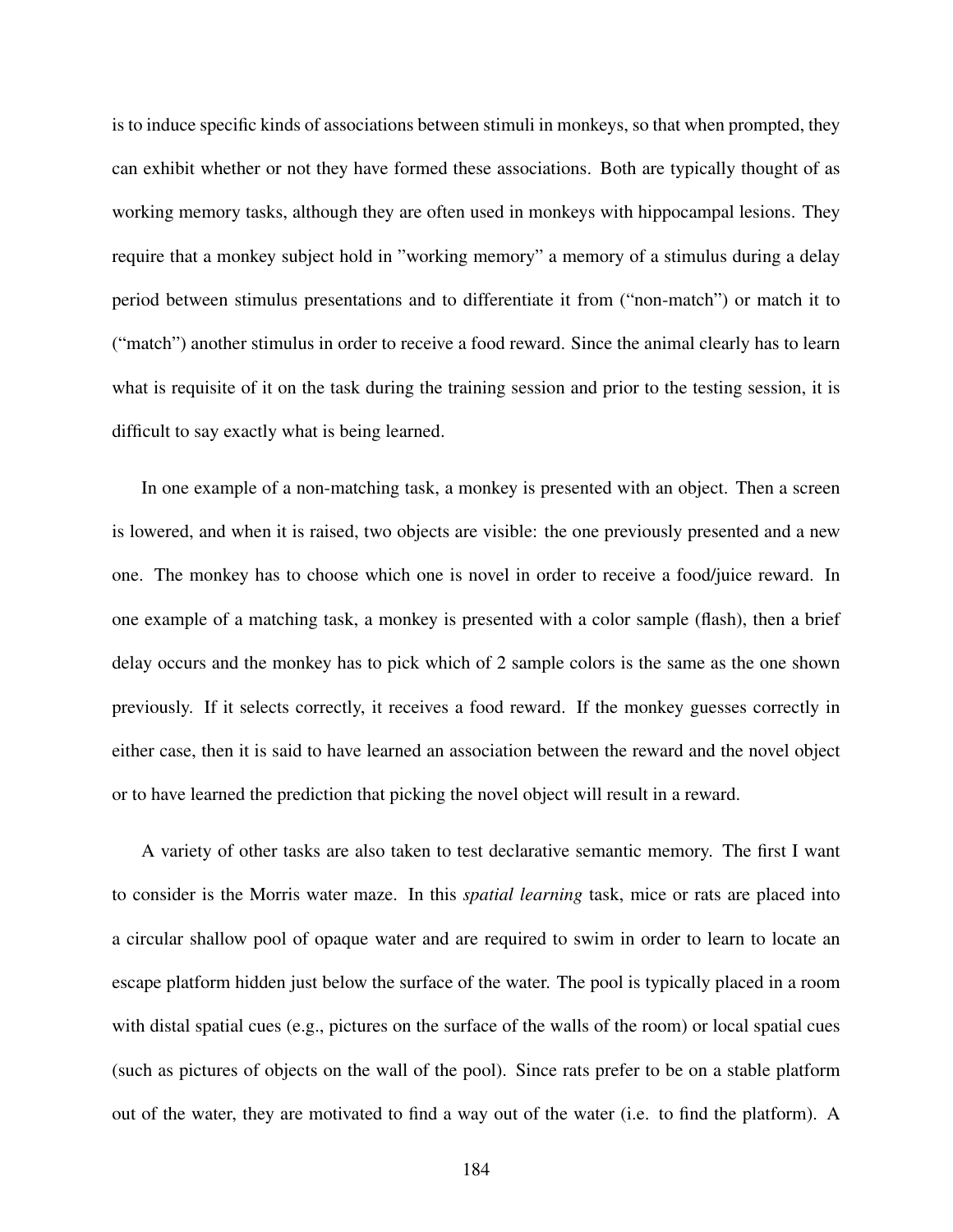is to induce specific kinds of associations between stimuli in monkeys, so that when prompted, they can exhibit whether or not they have formed these associations. Both are typically thought of as working memory tasks, although they are often used in monkeys with hippocampal lesions. They require that a monkey subject hold in "working memory" a memory of a stimulus during a delay period between stimulus presentations and to differentiate it from ("non-match") or match it to ("match") another stimulus in order to receive a food reward. Since the animal clearly has to learn what is requisite of it on the task during the training session and prior to the testing session, it is difficult to say exactly what is being learned.

In one example of a non-matching task, a monkey is presented with an object. Then a screen is lowered, and when it is raised, two objects are visible: the one previously presented and a new one. The monkey has to choose which one is novel in order to receive a food/juice reward. In one example of a matching task, a monkey is presented with a color sample (flash), then a brief delay occurs and the monkey has to pick which of 2 sample colors is the same as the one shown previously. If it selects correctly, it receives a food reward. If the monkey guesses correctly in either case, then it is said to have learned an association between the reward and the novel object or to have learned the prediction that picking the novel object will result in a reward.

A variety of other tasks are also taken to test declarative semantic memory. The first I want to consider is the Morris water maze. In this *spatial learning* task, mice or rats are placed into a circular shallow pool of opaque water and are required to swim in order to learn to locate an escape platform hidden just below the surface of the water. The pool is typically placed in a room with distal spatial cues (e.g., pictures on the surface of the walls of the room) or local spatial cues (such as pictures of objects on the wall of the pool). Since rats prefer to be on a stable platform out of the water, they are motivated to find a way out of the water (i.e. to find the platform). A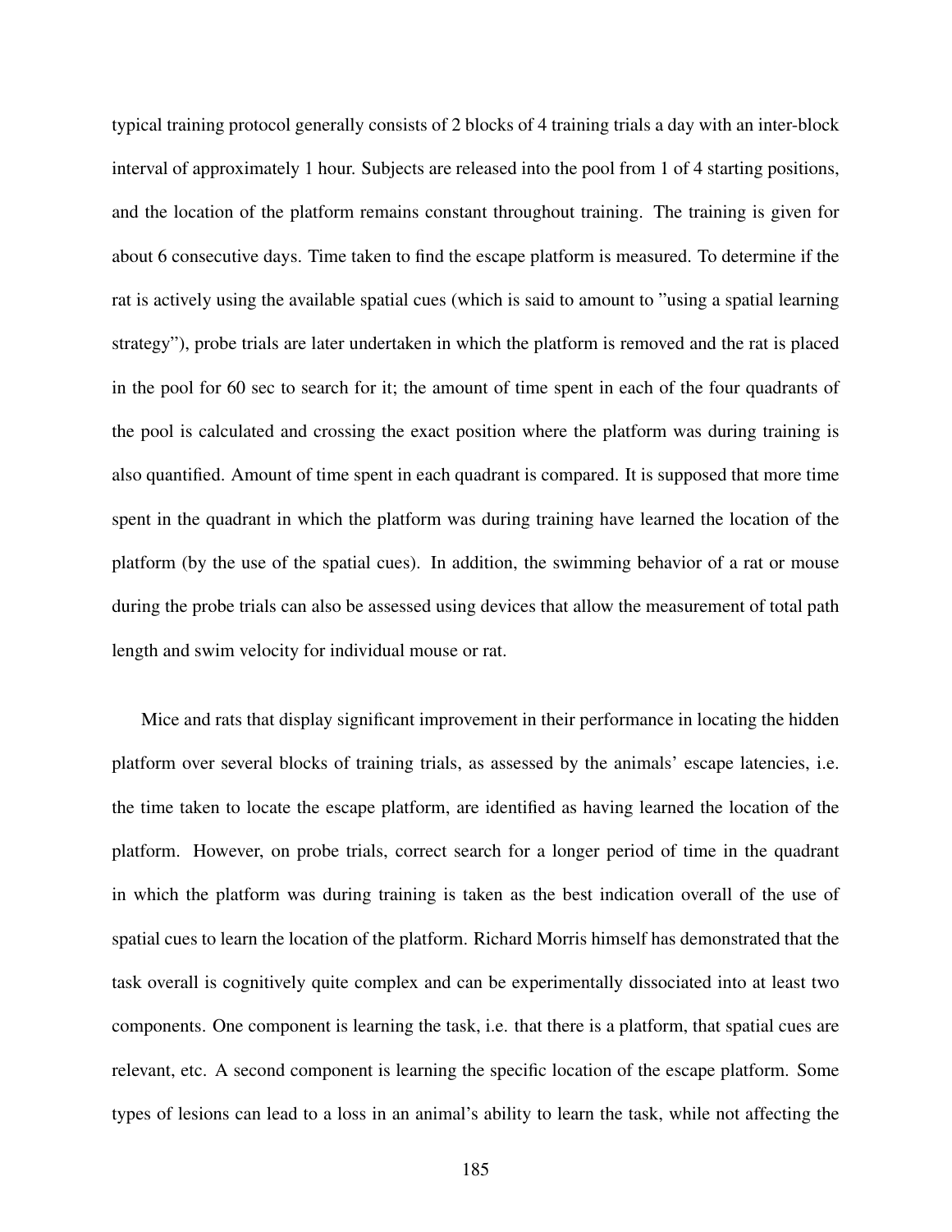typical training protocol generally consists of 2 blocks of 4 training trials a day with an inter-block interval of approximately 1 hour. Subjects are released into the pool from 1 of 4 starting positions, and the location of the platform remains constant throughout training. The training is given for about 6 consecutive days. Time taken to find the escape platform is measured. To determine if the rat is actively using the available spatial cues (which is said to amount to "using a spatial learning strategy"), probe trials are later undertaken in which the platform is removed and the rat is placed in the pool for 60 sec to search for it; the amount of time spent in each of the four quadrants of the pool is calculated and crossing the exact position where the platform was during training is also quantified. Amount of time spent in each quadrant is compared. It is supposed that more time spent in the quadrant in which the platform was during training have learned the location of the platform (by the use of the spatial cues). In addition, the swimming behavior of a rat or mouse during the probe trials can also be assessed using devices that allow the measurement of total path length and swim velocity for individual mouse or rat.

Mice and rats that display significant improvement in their performance in locating the hidden platform over several blocks of training trials, as assessed by the animals' escape latencies, i.e. the time taken to locate the escape platform, are identified as having learned the location of the platform. However, on probe trials, correct search for a longer period of time in the quadrant in which the platform was during training is taken as the best indication overall of the use of spatial cues to learn the location of the platform. Richard Morris himself has demonstrated that the task overall is cognitively quite complex and can be experimentally dissociated into at least two components. One component is learning the task, i.e. that there is a platform, that spatial cues are relevant, etc. A second component is learning the specific location of the escape platform. Some types of lesions can lead to a loss in an animal's ability to learn the task, while not affecting the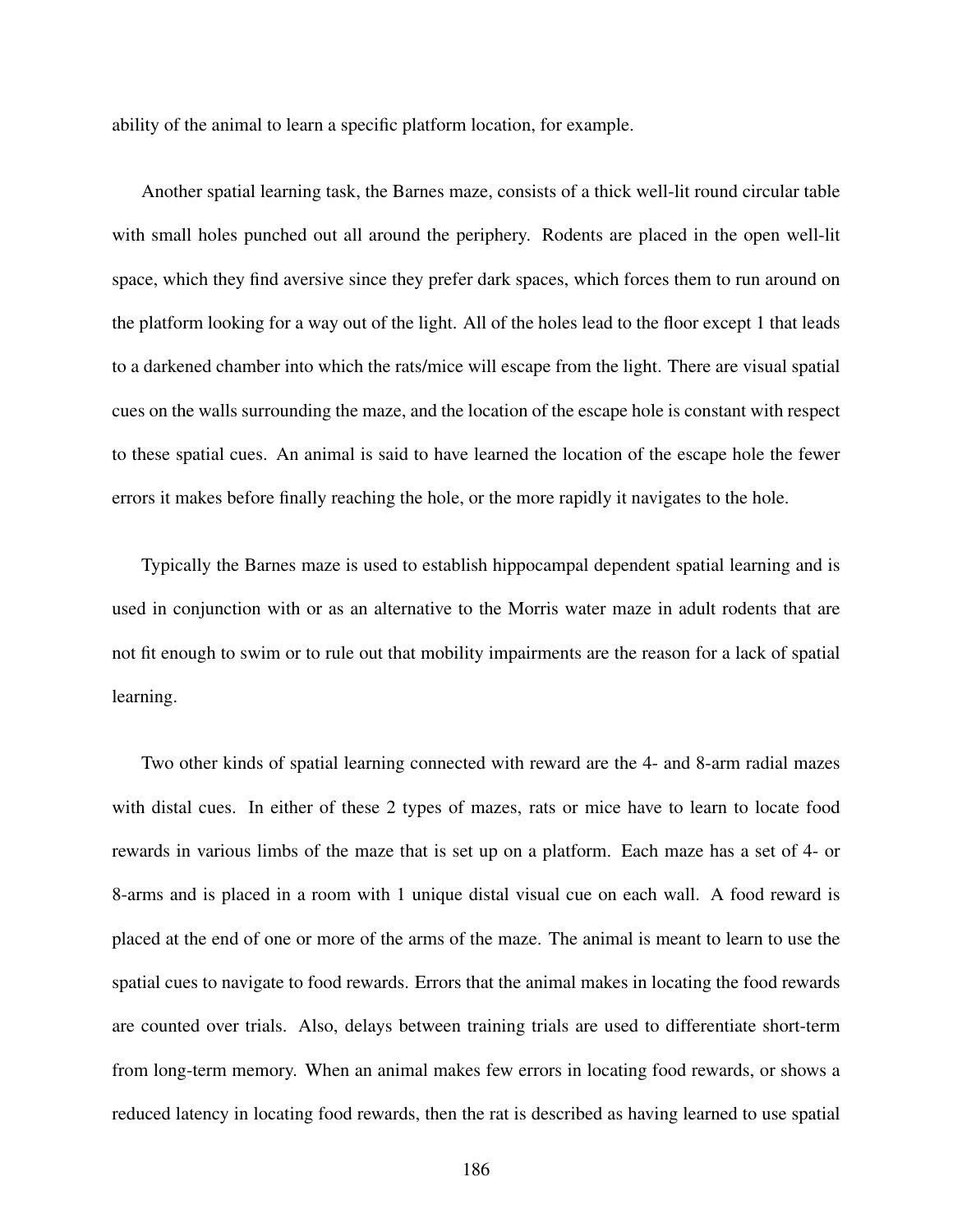ability of the animal to learn a specific platform location, for example.

Another spatial learning task, the Barnes maze, consists of a thick well-lit round circular table with small holes punched out all around the periphery. Rodents are placed in the open well-lit space, which they find aversive since they prefer dark spaces, which forces them to run around on the platform looking for a way out of the light. All of the holes lead to the floor except 1 that leads to a darkened chamber into which the rats/mice will escape from the light. There are visual spatial cues on the walls surrounding the maze, and the location of the escape hole is constant with respect to these spatial cues. An animal is said to have learned the location of the escape hole the fewer errors it makes before finally reaching the hole, or the more rapidly it navigates to the hole.

Typically the Barnes maze is used to establish hippocampal dependent spatial learning and is used in conjunction with or as an alternative to the Morris water maze in adult rodents that are not fit enough to swim or to rule out that mobility impairments are the reason for a lack of spatial learning.

Two other kinds of spatial learning connected with reward are the 4- and 8-arm radial mazes with distal cues. In either of these 2 types of mazes, rats or mice have to learn to locate food rewards in various limbs of the maze that is set up on a platform. Each maze has a set of 4- or 8-arms and is placed in a room with 1 unique distal visual cue on each wall. A food reward is placed at the end of one or more of the arms of the maze. The animal is meant to learn to use the spatial cues to navigate to food rewards. Errors that the animal makes in locating the food rewards are counted over trials. Also, delays between training trials are used to differentiate short-term from long-term memory. When an animal makes few errors in locating food rewards, or shows a reduced latency in locating food rewards, then the rat is described as having learned to use spatial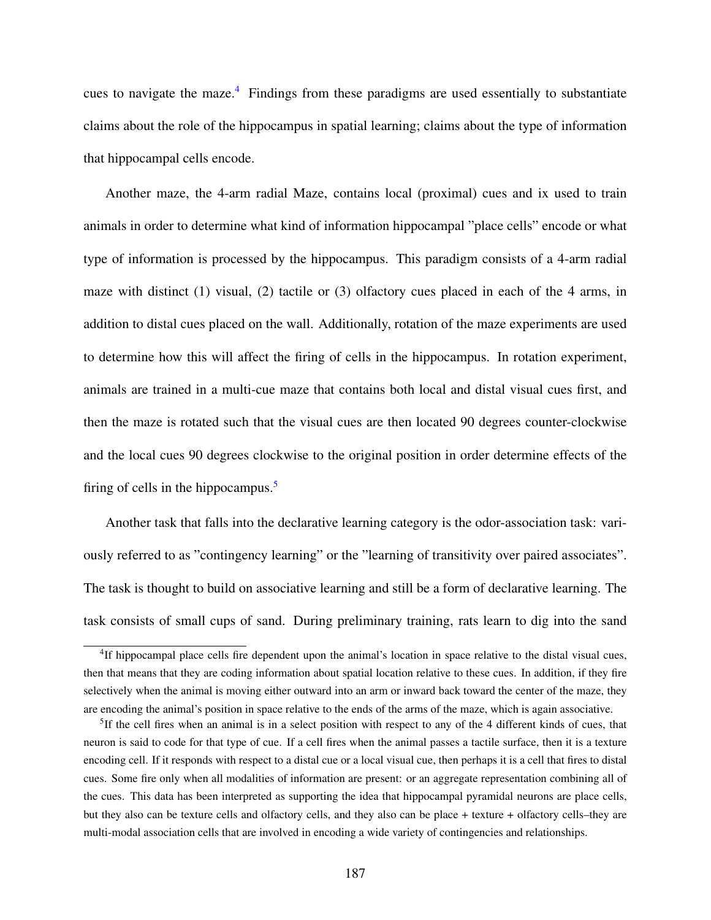cues to navigate the maze.[4] Findings from these paradigms are used essentially to substantiate claims about the role of the hippocampus in spatial learning; claims about the type of information that hippocampal cells encode.

Another maze, the 4-arm radial Maze, contains local (proximal) cues and ix used to train animals in order to determine what kind of information hippocampal "place cells" encode or what type of information is processed by the hippocampus. This paradigm consists of a 4-arm radial maze with distinct (1) visual, (2) tactile or (3) olfactory cues placed in each of the 4 arms, in addition to distal cues placed on the wall. Additionally, rotation of the maze experiments are used to determine how this will affect the firing of cells in the hippocampus. In rotation experiment, animals are trained in a multi-cue maze that contains both local and distal visual cues first, and then the maze is rotated such that the visual cues are then located 90 degrees counter-clockwise and the local cues 90 degrees clockwise to the original position in order determine effects of the firing of cells in the hippocampus.[5]

Another task that falls into the declarative learning category is the odor-association task: variously referred to as "contingency learning" or the "learning of transitivity over paired associates". The task is thought to build on associative learning and still be a form of declarative learning. The task consists of small cups of sand. During preliminary training, rats learn to dig into the sand

---

[4] If hippocampal place cells fire dependent upon the animal's location in space relative to the distal visual cues, then that means that they are coding information about spatial location relative to these cues. In addition, if they fire selectively when the animal is moving either outward into an arm or inward back toward the center of the maze, they are encoding the animal's position in space relative to the ends of the arms of the maze, which is again associative.

[5] If the cell fires when an animal is in a select position with respect to any of the 4 different kinds of cues, that neuron is said to code for that type of cue. If a cell fires when the animal passes a tactile surface, then it is a texture encoding cell. If it responds with respect to a distal cue or a local visual cue, then perhaps it is a cell that fires to distal cues. Some fire only when all modalities of information are present: or an aggregate representation combining all of the cues. This data has been interpreted as supporting the idea that hippocampal pyramidal neurons are place cells, but they also can be texture cells and olfactory cells, and they also can be place + texture + olfactory cells–they are multi-modal association cells that are involved in encoding a wide variety of contingencies and relationships.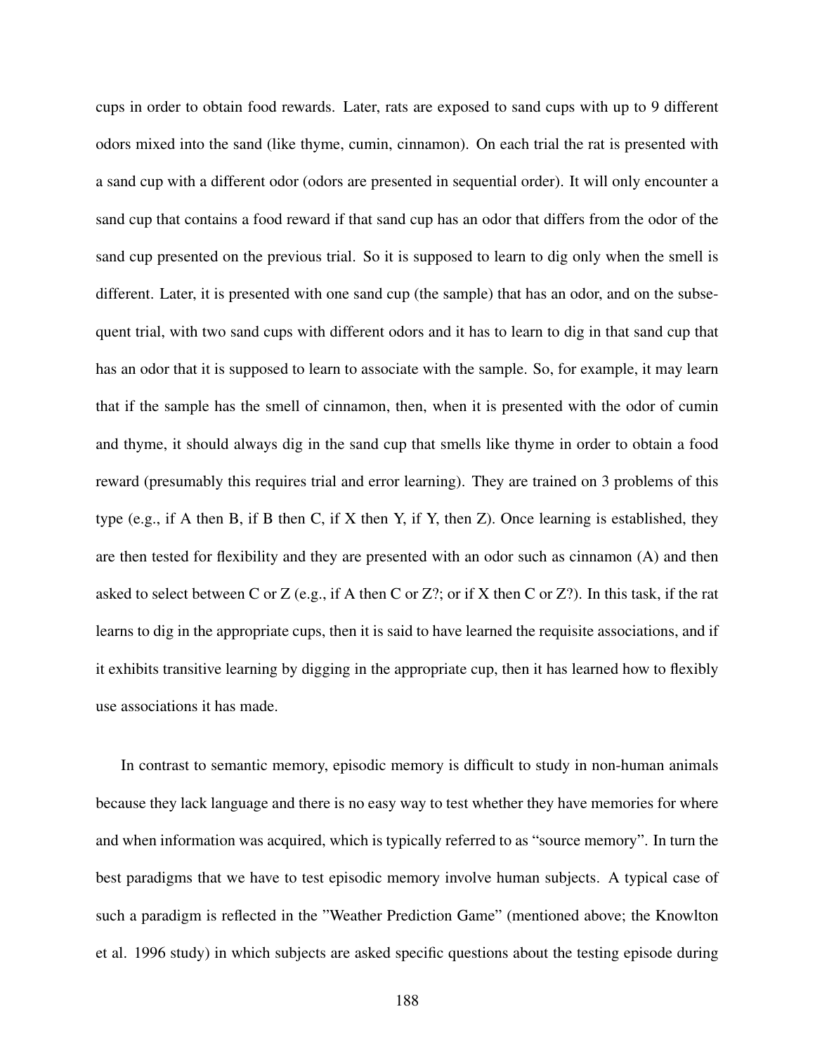cups in order to obtain food rewards. Later, rats are exposed to sand cups with up to 9 different odors mixed into the sand (like thyme, cumin, cinnamon). On each trial the rat is presented with a sand cup with a different odor (odors are presented in sequential order). It will only encounter a sand cup that contains a food reward if that sand cup has an odor that differs from the odor of the sand cup presented on the previous trial. So it is supposed to learn to dig only when the smell is different. Later, it is presented with one sand cup (the sample) that has an odor, and on the subsequent trial, with two sand cups with different odors and it has to learn to dig in that sand cup that has an odor that it is supposed to learn to associate with the sample. So, for example, it may learn that if the sample has the smell of cinnamon, then, when it is presented with the odor of cumin and thyme, it should always dig in the sand cup that smells like thyme in order to obtain a food reward (presumably this requires trial and error learning). They are trained on 3 problems of this type (e.g., if A then B, if B then C, if X then Y, if Y, then Z). Once learning is established, they are then tested for flexibility and they are presented with an odor such as cinnamon (A) and then asked to select between C or Z (e.g., if A then C or Z?; or if X then C or Z?). In this task, if the rat learns to dig in the appropriate cups, then it is said to have learned the requisite associations, and if it exhibits transitive learning by digging in the appropriate cup, then it has learned how to flexibly use associations it has made.

In contrast to semantic memory, episodic memory is difficult to study in non-human animals because they lack language and there is no easy way to test whether they have memories for where and when information was acquired, which is typically referred to as "source memory". In turn the best paradigms that we have to test episodic memory involve human subjects. A typical case of such a paradigm is reflected in the "Weather Prediction Game" (mentioned above; the Knowlton et al. 1996 study) in which subjects are asked specific questions about the testing episode during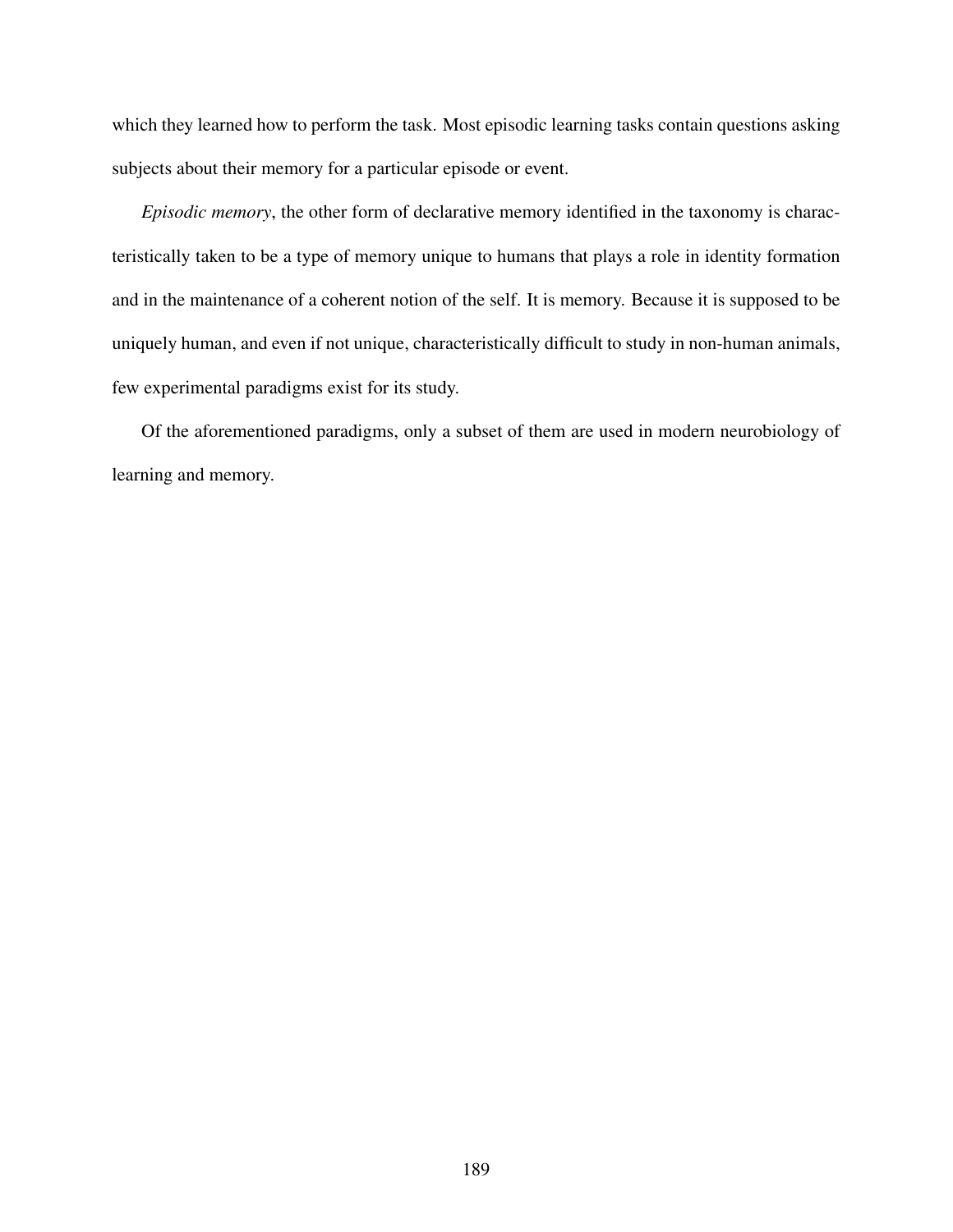which they learned how to perform the task. Most episodic learning tasks contain questions asking subjects about their memory for a particular episode or event.

*Episodic memory*, the other form of declarative memory identified in the taxonomy is characteristically taken to be a type of memory unique to humans that plays a role in identity formation and in the maintenance of a coherent notion of the self. It is memory. Because it is supposed to be uniquely human, and even if not unique, characteristically difficult to study in non-human animals, few experimental paradigms exist for its study.

Of the aforementioned paradigms, only a subset of them are used in modern neurobiology of learning and memory.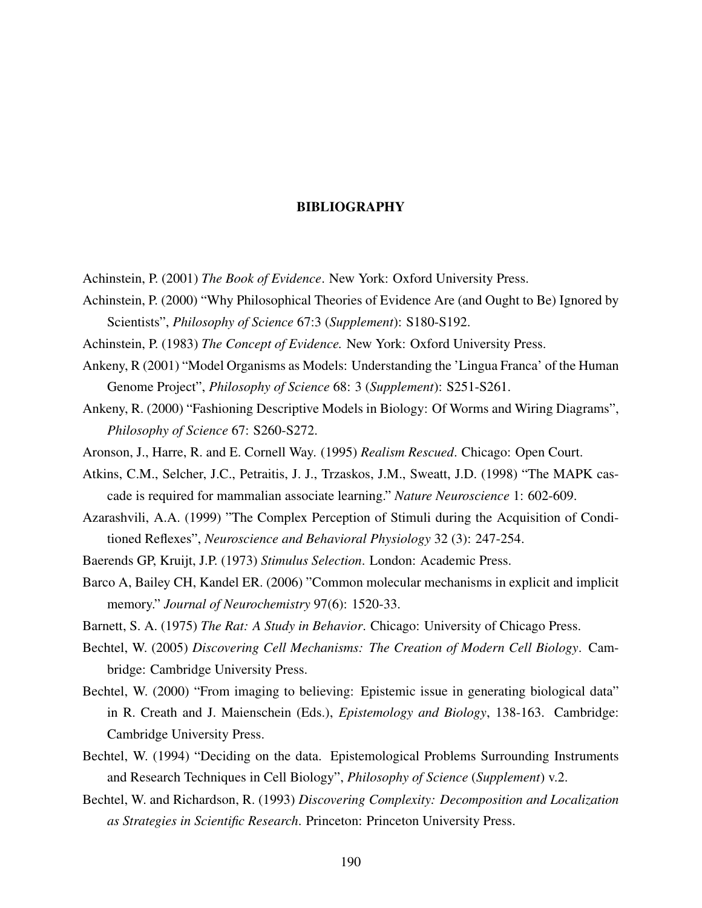# BIBLIOGRAPHY

Achinstein, P. (2001) *The Book of Evidence*. New York: Oxford University Press.

Achinstein, P. (2000) "Why Philosophical Theories of Evidence Are (and Ought to Be) Ignored by Scientists", *Philosophy of Science* 67:3 (*Supplement*): S180-S192.

Achinstein, P. (1983) *The Concept of Evidence.* New York: Oxford University Press.

Ankeny, R (2001) "Model Organisms as Models: Understanding the 'Lingua Franca' of the Human Genome Project", *Philosophy of Science* 68: 3 (*Supplement*): S251-S261.

Ankeny, R. (2000) "Fashioning Descriptive Models in Biology: Of Worms and Wiring Diagrams", *Philosophy of Science* 67: S260-S272.

Aronson, J., Harre, R. and E. Cornell Way. (1995) *Realism Rescued*. Chicago: Open Court.

Atkins, C.M., Selcher, J.C., Petraitis, J. J., Trzaskos, J.M., Sweatt, J.D. (1998) "The MAPK cascade is required for mammalian associate learning." *Nature Neuroscience* 1: 602-609.

Azarashvili, A.A. (1999) "The Complex Perception of Stimuli during the Acquisition of Conditioned Reflexes", *Neuroscience and Behavioral Physiology* 32 (3): 247-254.

Baerends GP, Kruijt, J.P. (1973) *Stimulus Selection*. London: Academic Press.

Barco A, Bailey CH, Kandel ER. (2006) "Common molecular mechanisms in explicit and implicit memory." *Journal of Neurochemistry* 97(6): 1520-33.

Barnett, S. A. (1975) *The Rat: A Study in Behavior*. Chicago: University of Chicago Press.

Bechtel, W. (2005) *Discovering Cell Mechanisms: The Creation of Modern Cell Biology*. Cambridge: Cambridge University Press.

Bechtel, W. (2000) "From imaging to believing: Epistemic issue in generating biological data" in R. Creath and J. Maienschein (Eds.), *Epistemology and Biology*, 138-163. Cambridge: Cambridge University Press.

Bechtel, W. (1994) "Deciding on the data. Epistemological Problems Surrounding Instruments and Research Techniques in Cell Biology", *Philosophy of Science* (*Supplement*) v.2.

Bechtel, W. and Richardson, R. (1993) *Discovering Complexity: Decomposition and Localization as Strategies in Scientific Research*. Princeton: Princeton University Press.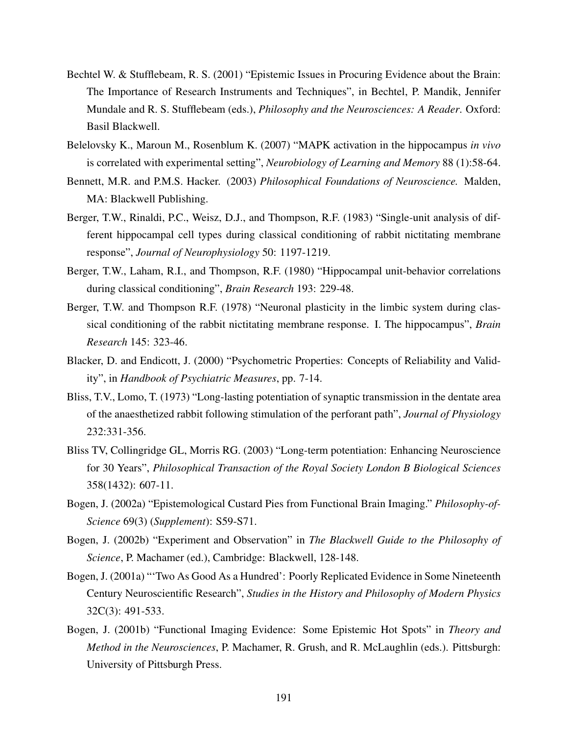Bechtel W. & Stufflebeam, R. S. (2001) "Epistemic Issues in Procuring Evidence about the Brain: The Importance of Research Instruments and Techniques", in Bechtel, P. Mandik, Jennifer Mundale and R. S. Stufflebeam (eds.), *Philosophy and the Neurosciences: A Reader*. Oxford: Basil Blackwell.

Belelovsky K., Maroun M., Rosenblum K. (2007) "MAPK activation in the hippocampus *in vivo* is correlated with experimental setting", *Neurobiology of Learning and Memory* 88 (1):58-64.

Bennett, M.R. and P.M.S. Hacker. (2003) *Philosophical Foundations of Neuroscience.* Malden, MA: Blackwell Publishing.

Berger, T.W., Rinaldi, P.C., Weisz, D.J., and Thompson, R.F. (1983) "Single-unit analysis of different hippocampal cell types during classical conditioning of rabbit nictitating membrane response", *Journal of Neurophysiology* 50: 1197-1219.

Berger, T.W., Laham, R.I., and Thompson, R.F. (1980) "Hippocampal unit-behavior correlations during classical conditioning", *Brain Research* 193: 229-48.

Berger, T.W. and Thompson R.F. (1978) "Neuronal plasticity in the limbic system during classical conditioning of the rabbit nictitating membrane response. I. The hippocampus", *Brain Research* 145: 323-46.

Blacker, D. and Endicott, J. (2000) "Psychometric Properties: Concepts of Reliability and Validity", in *Handbook of Psychiatric Measures*, pp. 7-14.

Bliss, T.V., Lomo, T. (1973) "Long-lasting potentiation of synaptic transmission in the dentate area of the anaesthetized rabbit following stimulation of the perforant path", *Journal of Physiology* 232:331-356.

Bliss TV, Collingridge GL, Morris RG. (2003) "Long-term potentiation: Enhancing Neuroscience for 30 Years", *Philosophical Transaction of the Royal Society London B Biological Sciences* 358(1432): 607-11.

Bogen, J. (2002a) "Epistemological Custard Pies from Functional Brain Imaging." *Philosophy-of-Science* 69(3) (*Supplement*): S59-S71.

Bogen, J. (2002b) "Experiment and Observation" in *The Blackwell Guide to the Philosophy of Science*, P. Machamer (ed.), Cambridge: Blackwell, 128-148.

Bogen, J. (2001a) "'Two As Good As a Hundred': Poorly Replicated Evidence in Some Nineteenth Century Neuroscientific Research", *Studies in the History and Philosophy of Modern Physics* 32C(3): 491-533.

Bogen, J. (2001b) "Functional Imaging Evidence: Some Epistemic Hot Spots" in *Theory and Method in the Neurosciences*, P. Machamer, R. Grush, and R. McLaughlin (eds.). Pittsburgh: University of Pittsburgh Press.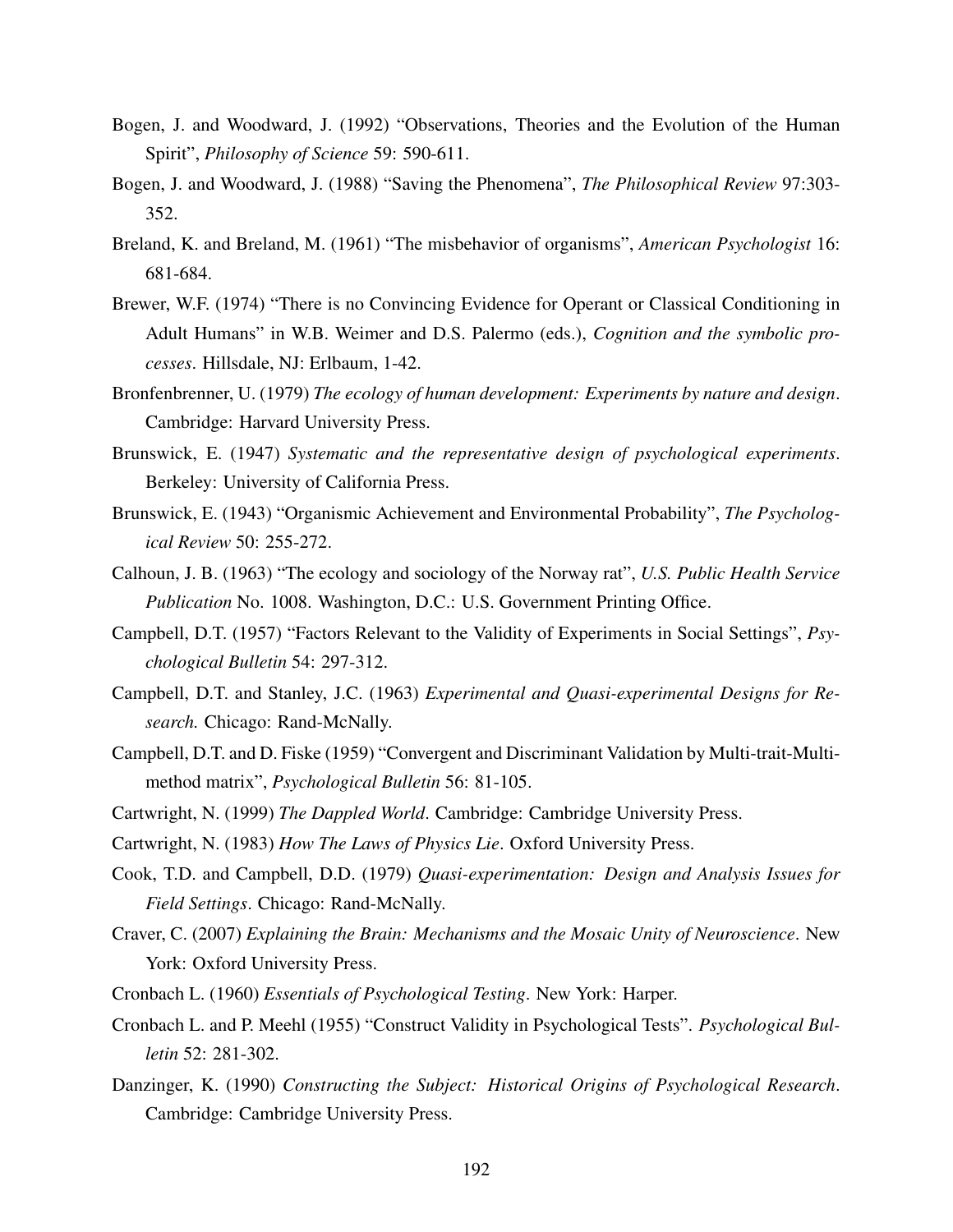Bogen, J. and Woodward, J. (1992) “Observations, Theories and the Evolution of the Human Spirit”, *Philosophy of Science* 59: 590-611.

Bogen, J. and Woodward, J. (1988) “Saving the Phenomena”, *The Philosophical Review* 97:303-352.

Breland, K. and Breland, M. (1961) “The misbehavior of organisms”, *American Psychologist* 16: 681-684.

Brewer, W.F. (1974) “There is no Convincing Evidence for Operant or Classical Conditioning in Adult Humans” in W.B. Weimer and D.S. Palermo (eds.), *Cognition and the symbolic processes*. Hillsdale, NJ: Erlbaum, 1-42.

Bronfenbrenner, U. (1979) *The ecology of human development: Experiments by nature and design*. Cambridge: Harvard University Press.

Brunswick, E. (1947) *Systematic and the representative design of psychological experiments*. Berkeley: University of California Press.

Brunswick, E. (1943) “Organismic Achievement and Environmental Probability”, *The Psychological Review* 50: 255-272.

Calhoun, J. B. (1963) “The ecology and sociology of the Norway rat”, *U.S. Public Health Service Publication* No. 1008. Washington, D.C.: U.S. Government Printing Office.

Campbell, D.T. (1957) “Factors Relevant to the Validity of Experiments in Social Settings”, *Psychological Bulletin* 54: 297-312.

Campbell, D.T. and Stanley, J.C. (1963) *Experimental and Quasi-experimental Designs for Research.* Chicago: Rand-McNally.

Campbell, D.T. and D. Fiske (1959) “Convergent and Discriminant Validation by Multi-trait-Multi-method matrix”, *Psychological Bulletin* 56: 81-105.

Cartwright, N. (1999) *The Dappled World*. Cambridge: Cambridge University Press.

Cartwright, N. (1983) *How The Laws of Physics Lie*. Oxford University Press.

Cook, T.D. and Campbell, D.D. (1979) *Quasi-experimentation: Design and Analysis Issues for Field Settings*. Chicago: Rand-McNally.

Craver, C. (2007) *Explaining the Brain: Mechanisms and the Mosaic Unity of Neuroscience*. New York: Oxford University Press.

Cronbach L. (1960) *Essentials of Psychological Testing*. New York: Harper.

Cronbach L. and P. Meehl (1955) “Construct Validity in Psychological Tests”. *Psychological Bulletin* 52: 281-302.

Danzinger, K. (1990) *Constructing the Subject: Historical Origins of Psychological Research*. Cambridge: Cambridge University Press.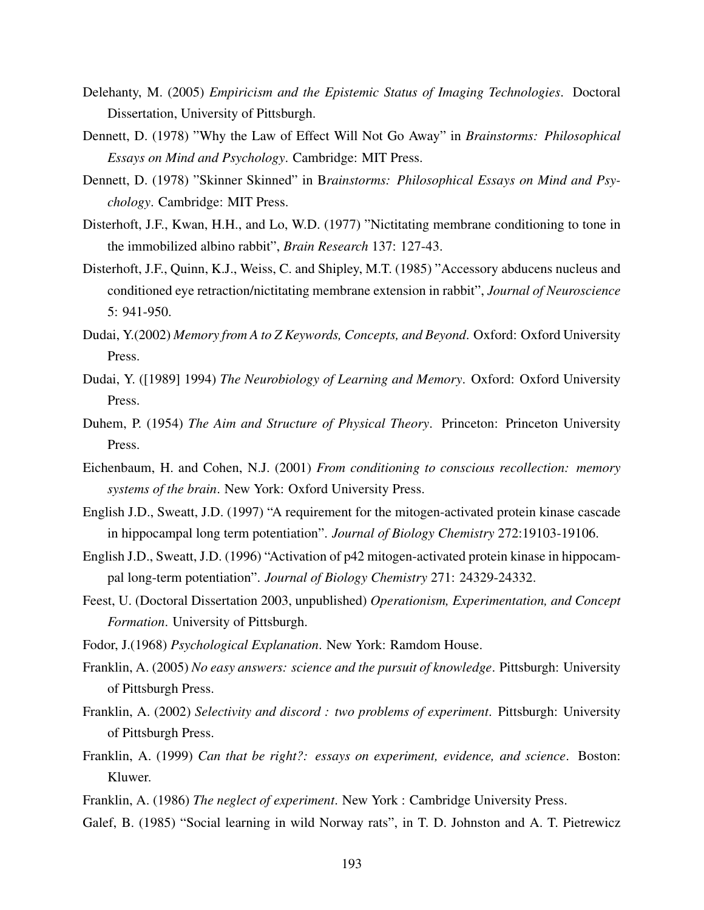Delehanty, M. (2005) *Empiricism and the Epistemic Status of Imaging Technologies*. Doctoral Dissertation, University of Pittsburgh.

Dennett, D. (1978) "Why the Law of Effect Will Not Go Away" in *Brainstorms: Philosophical Essays on Mind and Psychology*. Cambridge: MIT Press.

Dennett, D. (1978) "Skinner Skinned" in B*rainstorms: Philosophical Essays on Mind and Psychology*. Cambridge: MIT Press.

Disterhoft, J.F., Kwan, H.H., and Lo, W.D. (1977) "Nictitating membrane conditioning to tone in the immobilized albino rabbit", *Brain Research* 137: 127-43.

Disterhoft, J.F., Quinn, K.J., Weiss, C. and Shipley, M.T. (1985) "Accessory abducens nucleus and conditioned eye retraction/nictitating membrane extension in rabbit", *Journal of Neuroscience* 5: 941-950.

Dudai, Y.(2002) *Memory from A to Z Keywords, Concepts, and Beyond*. Oxford: Oxford University Press.

Dudai, Y. ([1989] 1994) *The Neurobiology of Learning and Memory*. Oxford: Oxford University Press.

Duhem, P. (1954) *The Aim and Structure of Physical Theory*. Princeton: Princeton University Press.

Eichenbaum, H. and Cohen, N.J. (2001) *From conditioning to conscious recollection: memory systems of the brain*. New York: Oxford University Press.

English J.D., Sweatt, J.D. (1997) "A requirement for the mitogen-activated protein kinase cascade in hippocampal long term potentiation". *Journal of Biology Chemistry* 272:19103-19106.

English J.D., Sweatt, J.D. (1996) "Activation of p42 mitogen-activated protein kinase in hippocampal long-term potentiation". *Journal of Biology Chemistry* 271: 24329-24332.

Feest, U. (Doctoral Dissertation 2003, unpublished) *Operationism, Experimentation, and Concept Formation*. University of Pittsburgh.

Fodor, J.(1968) *Psychological Explanation*. New York: Ramdom House.

Franklin, A. (2005) *No easy answers: science and the pursuit of knowledge*. Pittsburgh: University of Pittsburgh Press.

Franklin, A. (2002) *Selectivity and discord : two problems of experiment*. Pittsburgh: University of Pittsburgh Press.

Franklin, A. (1999) *Can that be right?: essays on experiment, evidence, and science*. Boston: Kluwer.

Franklin, A. (1986) *The neglect of experiment*. New York : Cambridge University Press.

Galef, B. (1985) "Social learning in wild Norway rats", in T. D. Johnston and A. T. Pietrewicz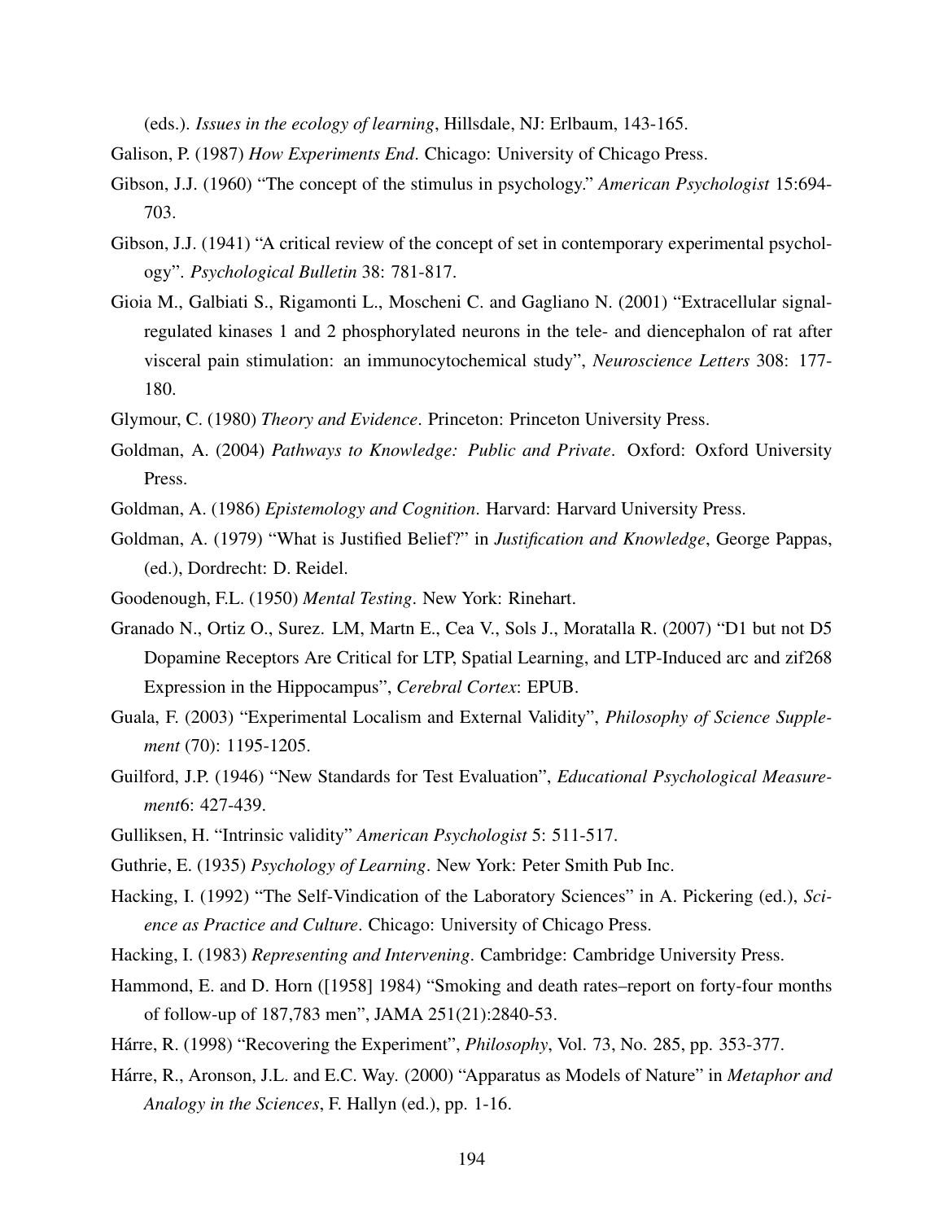(eds.). *Issues in the ecology of learning*, Hillsdale, NJ: Erlbaum, 143-165.

Galison, P. (1987) *How Experiments End*. Chicago: University of Chicago Press.

Gibson, J.J. (1960) "The concept of the stimulus in psychology." *American Psychologist* 15:694-703.

Gibson, J.J. (1941) "A critical review of the concept of set in contemporary experimental psychology". *Psychological Bulletin* 38: 781-817.

Gioia M., Galbiati S., Rigamonti L., Moscheni C. and Gagliano N. (2001) "Extracellular signal-regulated kinases 1 and 2 phosphorylated neurons in the tele- and diencephalon of rat after visceral pain stimulation: an immunocytochemical study", *Neuroscience Letters* 308: 177-180.

Glymour, C. (1980) *Theory and Evidence*. Princeton: Princeton University Press.

Goldman, A. (2004) *Pathways to Knowledge: Public and Private*. Oxford: Oxford University Press.

Goldman, A. (1986) *Epistemology and Cognition*. Harvard: Harvard University Press.

Goldman, A. (1979) "What is Justified Belief?" in *Justification and Knowledge*, George Pappas, (ed.), Dordrecht: D. Reidel.

Goodenough, F.L. (1950) *Mental Testing*. New York: Rinehart.

Granado N., Ortiz O., Surez. LM, Martn E., Cea V., Sols J., Moratalla R. (2007) "D1 but not D5 Dopamine Receptors Are Critical for LTP, Spatial Learning, and LTP-Induced arc and zif268 Expression in the Hippocampus", *Cerebral Cortex*: EPUB.

Guala, F. (2003) "Experimental Localism and External Validity", *Philosophy of Science Supplement* (70): 1195-1205.

Guilford, J.P. (1946) "New Standards for Test Evaluation", *Educational Psychological Measurement*6: 427-439.

Gulliksen, H. "Intrinsic validity" *American Psychologist* 5: 511-517.

Guthrie, E. (1935) *Psychology of Learning*. New York: Peter Smith Pub Inc.

Hacking, I. (1992) "The Self-Vindication of the Laboratory Sciences" in A. Pickering (ed.), *Science as Practice and Culture*. Chicago: University of Chicago Press.

Hacking, I. (1983) *Representing and Intervening*. Cambridge: Cambridge University Press.

Hammond, E. and D. Horn ([1958] 1984) "Smoking and death rates–report on forty-four months of follow-up of 187,783 men", JAMA 251(21):2840-53.

Hárre, R. (1998) "Recovering the Experiment", *Philosophy*, Vol. 73, No. 285, pp. 353-377.

Hárre, R., Aronson, J.L. and E.C. Way. (2000) "Apparatus as Models of Nature" in *Metaphor and Analogy in the Sciences*, F. Hallyn (ed.), pp. 1-16.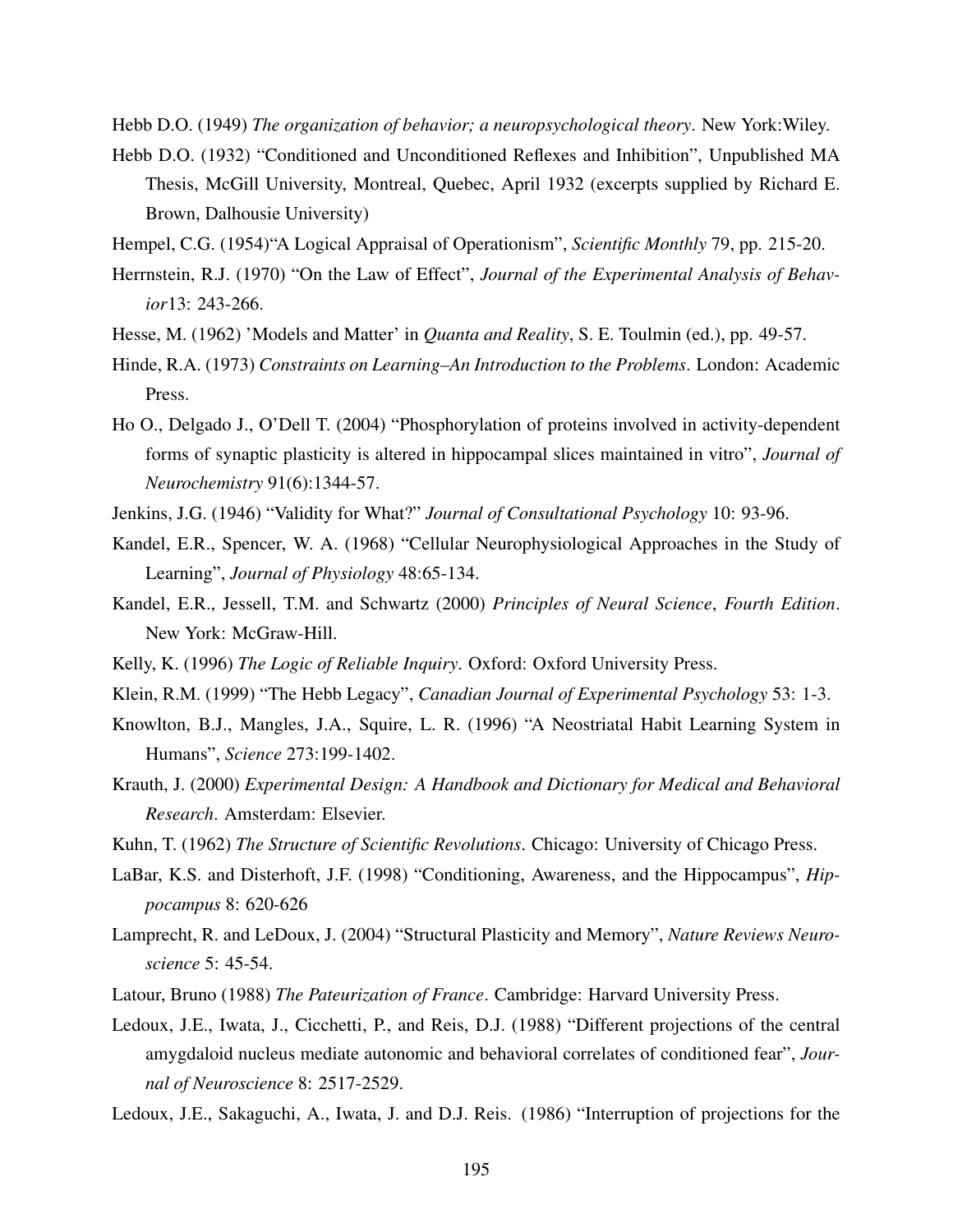Hebb D.O. (1949) *The organization of behavior; a neuropsychological theory*. New York:Wiley.

Hebb D.O. (1932) "Conditioned and Unconditioned Reflexes and Inhibition", Unpublished MA Thesis, McGill University, Montreal, Quebec, April 1932 (excerpts supplied by Richard E. Brown, Dalhousie University)

Hempel, C.G. (1954)"A Logical Appraisal of Operationism", *Scientific Monthly* 79, pp. 215-20.

Herrnstein, R.J. (1970) "On the Law of Effect", *Journal of the Experimental Analysis of Behavior*13: 243-266.

Hesse, M. (1962) 'Models and Matter' in *Quanta and Reality*, S. E. Toulmin (ed.), pp. 49-57.

Hinde, R.A. (1973) *Constraints on Learning–An Introduction to the Problems*. London: Academic Press.

Ho O., Delgado J., O'Dell T. (2004) "Phosphorylation of proteins involved in activity-dependent forms of synaptic plasticity is altered in hippocampal slices maintained in vitro", *Journal of Neurochemistry* 91(6):1344-57.

Jenkins, J.G. (1946) "Validity for What?" *Journal of Consultational Psychology* 10: 93-96.

Kandel, E.R., Spencer, W. A. (1968) "Cellular Neurophysiological Approaches in the Study of Learning", *Journal of Physiology* 48:65-134.

Kandel, E.R., Jessell, T.M. and Schwartz (2000) *Principles of Neural Science*, *Fourth Edition*. New York: McGraw-Hill.

Kelly, K. (1996) *The Logic of Reliable Inquiry*. Oxford: Oxford University Press.

Klein, R.M. (1999) "The Hebb Legacy", *Canadian Journal of Experimental Psychology* 53: 1-3.

Knowlton, B.J., Mangles, J.A., Squire, L. R. (1996) "A Neostriatal Habit Learning System in Humans", *Science* 273:199-1402.

Krauth, J. (2000) *Experimental Design: A Handbook and Dictionary for Medical and Behavioral Research*. Amsterdam: Elsevier.

Kuhn, T. (1962) *The Structure of Scientific Revolutions*. Chicago: University of Chicago Press.

LaBar, K.S. and Disterhoft, J.F. (1998) "Conditioning, Awareness, and the Hippocampus", *Hippocampus* 8: 620-626

Lamprecht, R. and LeDoux, J. (2004) "Structural Plasticity and Memory", *Nature Reviews Neuroscience* 5: 45-54.

Latour, Bruno (1988) *The Pateurization of France*. Cambridge: Harvard University Press.

Ledoux, J.E., Iwata, J., Cicchetti, P., and Reis, D.J. (1988) "Different projections of the central amygdaloid nucleus mediate autonomic and behavioral correlates of conditioned fear", *Journal of Neuroscience* 8: 2517-2529.

Ledoux, J.E., Sakaguchi, A., Iwata, J. and D.J. Reis. (1986) "Interruption of projections for the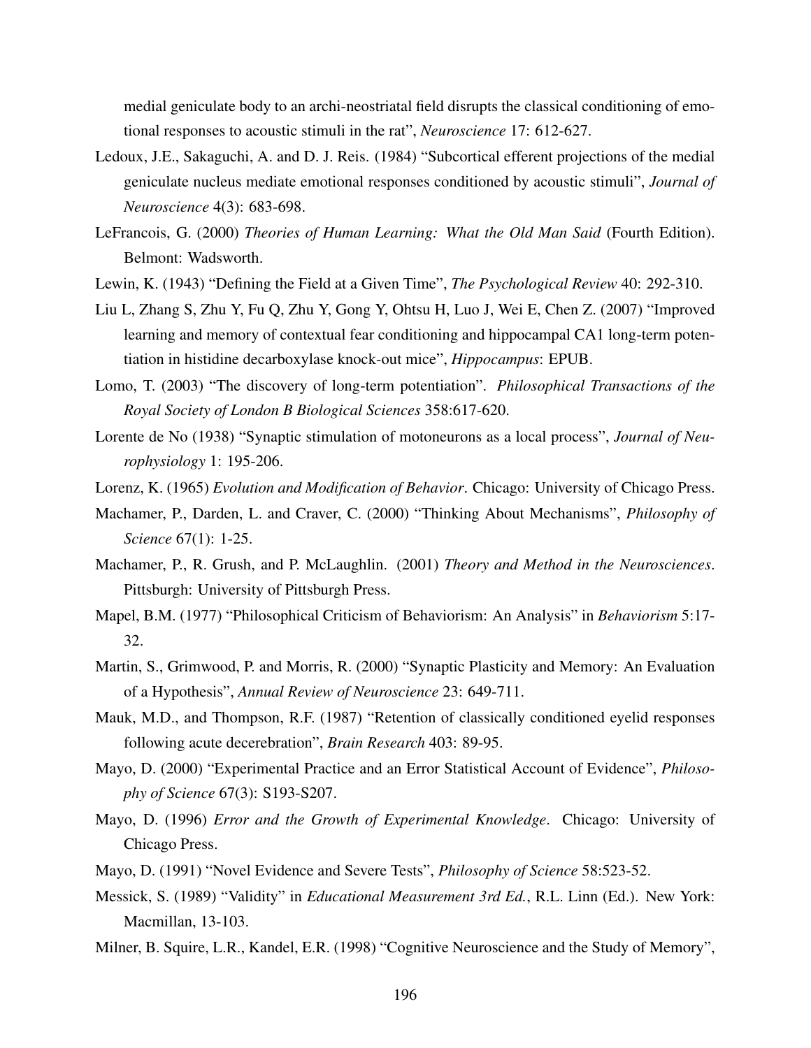medial geniculate body to an archi-neostriatal field disrupts the classical conditioning of emotional responses to acoustic stimuli in the rat", *Neuroscience* 17: 612-627.

Ledoux, J.E., Sakaguchi, A. and D. J. Reis. (1984) "Subcortical efferent projections of the medial geniculate nucleus mediate emotional responses conditioned by acoustic stimuli", *Journal of Neuroscience* 4(3): 683-698.

LeFrancois, G. (2000) *Theories of Human Learning: What the Old Man Said* (Fourth Edition). Belmont: Wadsworth.

Lewin, K. (1943) "Defining the Field at a Given Time", *The Psychological Review* 40: 292-310.

Liu L, Zhang S, Zhu Y, Fu Q, Zhu Y, Gong Y, Ohtsu H, Luo J, Wei E, Chen Z. (2007) "Improved learning and memory of contextual fear conditioning and hippocampal CA1 long-term potentiation in histidine decarboxylase knock-out mice", *Hippocampus*: EPUB.

Lomo, T. (2003) "The discovery of long-term potentiation". *Philosophical Transactions of the Royal Society of London B Biological Sciences* 358:617-620.

Lorente de No (1938) "Synaptic stimulation of motoneurons as a local process", *Journal of Neurophysiology* 1: 195-206.

Lorenz, K. (1965) *Evolution and Modification of Behavior*. Chicago: University of Chicago Press.

Machamer, P., Darden, L. and Craver, C. (2000) "Thinking About Mechanisms", *Philosophy of Science* 67(1): 1-25.

Machamer, P., R. Grush, and P. McLaughlin. (2001) *Theory and Method in the Neurosciences*. Pittsburgh: University of Pittsburgh Press.

Mapel, B.M. (1977) "Philosophical Criticism of Behaviorism: An Analysis" in *Behaviorism* 5:17-32.

Martin, S., Grimwood, P. and Morris, R. (2000) "Synaptic Plasticity and Memory: An Evaluation of a Hypothesis", *Annual Review of Neuroscience* 23: 649-711.

Mauk, M.D., and Thompson, R.F. (1987) "Retention of classically conditioned eyelid responses following acute decerebration", *Brain Research* 403: 89-95.

Mayo, D. (2000) "Experimental Practice and an Error Statistical Account of Evidence", *Philosophy of Science* 67(3): S193-S207.

Mayo, D. (1996) *Error and the Growth of Experimental Knowledge*. Chicago: University of Chicago Press.

Mayo, D. (1991) "Novel Evidence and Severe Tests", *Philosophy of Science* 58:523-52.

Messick, S. (1989) "Validity" in *Educational Measurement 3rd Ed.*, R.L. Linn (Ed.). New York: Macmillan, 13-103.

Milner, B. Squire, L.R., Kandel, E.R. (1998) "Cognitive Neuroscience and the Study of Memory",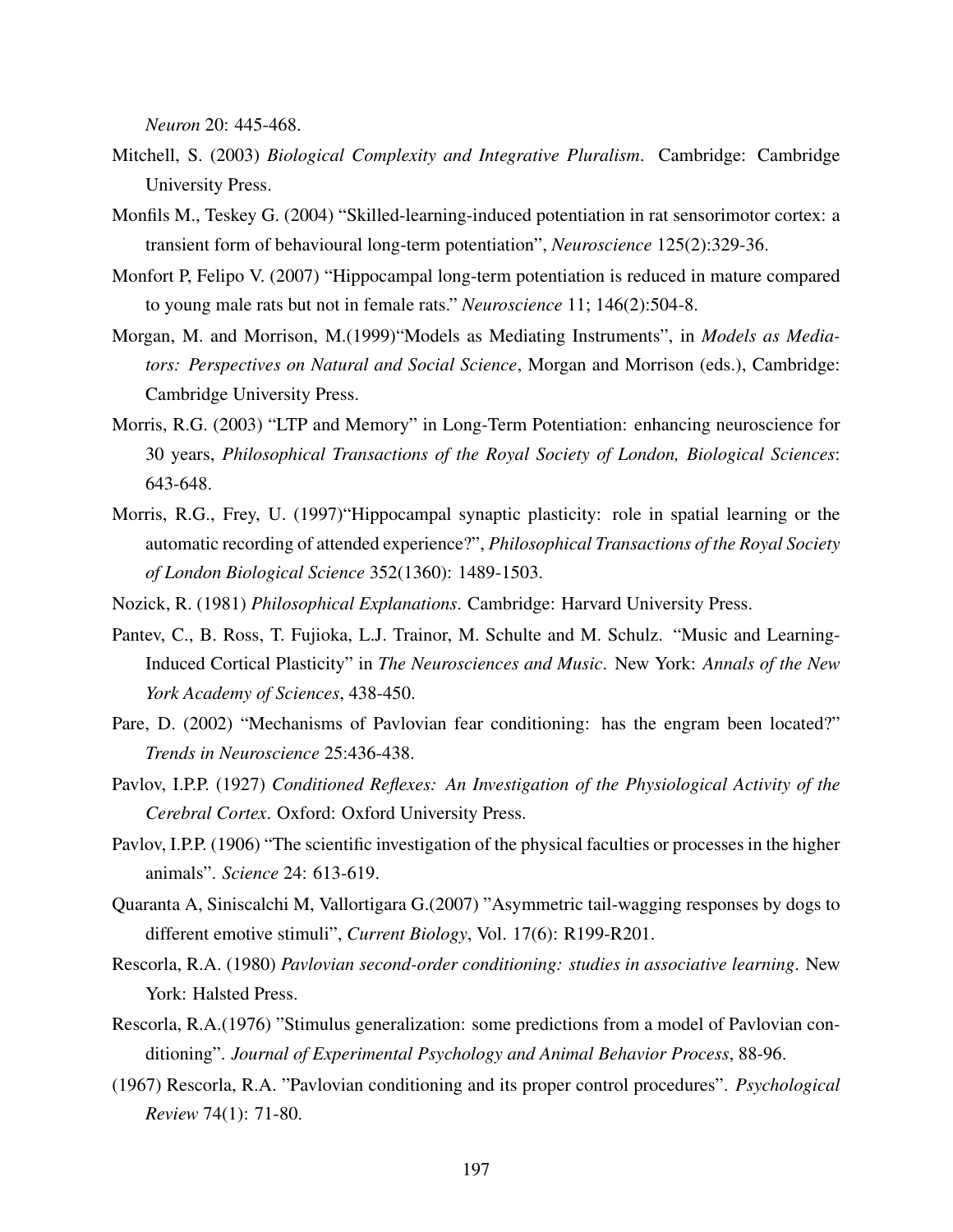*Neuron* 20: 445-468.

Mitchell, S. (2003) *Biological Complexity and Integrative Pluralism*. Cambridge: Cambridge University Press.

Monfils M., Teskey G. (2004) "Skilled-learning-induced potentiation in rat sensorimotor cortex: a transient form of behavioural long-term potentiation", *Neuroscience* 125(2):329-36.

Monfort P, Felipo V. (2007) "Hippocampal long-term potentiation is reduced in mature compared to young male rats but not in female rats." *Neuroscience* 11; 146(2):504-8.

Morgan, M. and Morrison, M.(1999)"Models as Mediating Instruments", in *Models as Mediators: Perspectives on Natural and Social Science*, Morgan and Morrison (eds.), Cambridge: Cambridge University Press.

Morris, R.G. (2003) "LTP and Memory" in Long-Term Potentiation: enhancing neuroscience for 30 years, *Philosophical Transactions of the Royal Society of London, Biological Sciences*: 643-648.

Morris, R.G., Frey, U. (1997)"Hippocampal synaptic plasticity: role in spatial learning or the automatic recording of attended experience?", *Philosophical Transactions of the Royal Society of London Biological Science* 352(1360): 1489-1503.

Nozick, R. (1981) *Philosophical Explanations*. Cambridge: Harvard University Press.

Pantev, C., B. Ross, T. Fujioka, L.J. Trainor, M. Schulte and M. Schulz. "Music and Learning-Induced Cortical Plasticity" in *The Neurosciences and Music*. New York: *Annals of the New York Academy of Sciences*, 438-450.

Pare, D. (2002) "Mechanisms of Pavlovian fear conditioning: has the engram been located?" *Trends in Neuroscience* 25:436-438.

Pavlov, I.P.P. (1927) *Conditioned Reflexes: An Investigation of the Physiological Activity of the Cerebral Cortex*. Oxford: Oxford University Press.

Pavlov, I.P.P. (1906) "The scientific investigation of the physical faculties or processes in the higher animals". *Science* 24: 613-619.

Quaranta A, Siniscalchi M, Vallortigara G.(2007) "Asymmetric tail-wagging responses by dogs to different emotive stimuli", *Current Biology*, Vol. 17(6): R199-R201.

Rescorla, R.A. (1980) *Pavlovian second-order conditioning: studies in associative learning*. New York: Halsted Press.

Rescorla, R.A.(1976) "Stimulus generalization: some predictions from a model of Pavlovian conditioning". *Journal of Experimental Psychology and Animal Behavior Process*, 88-96.

(1967) Rescorla, R.A. "Pavlovian conditioning and its proper control procedures". *Psychological Review* 74(1): 71-80.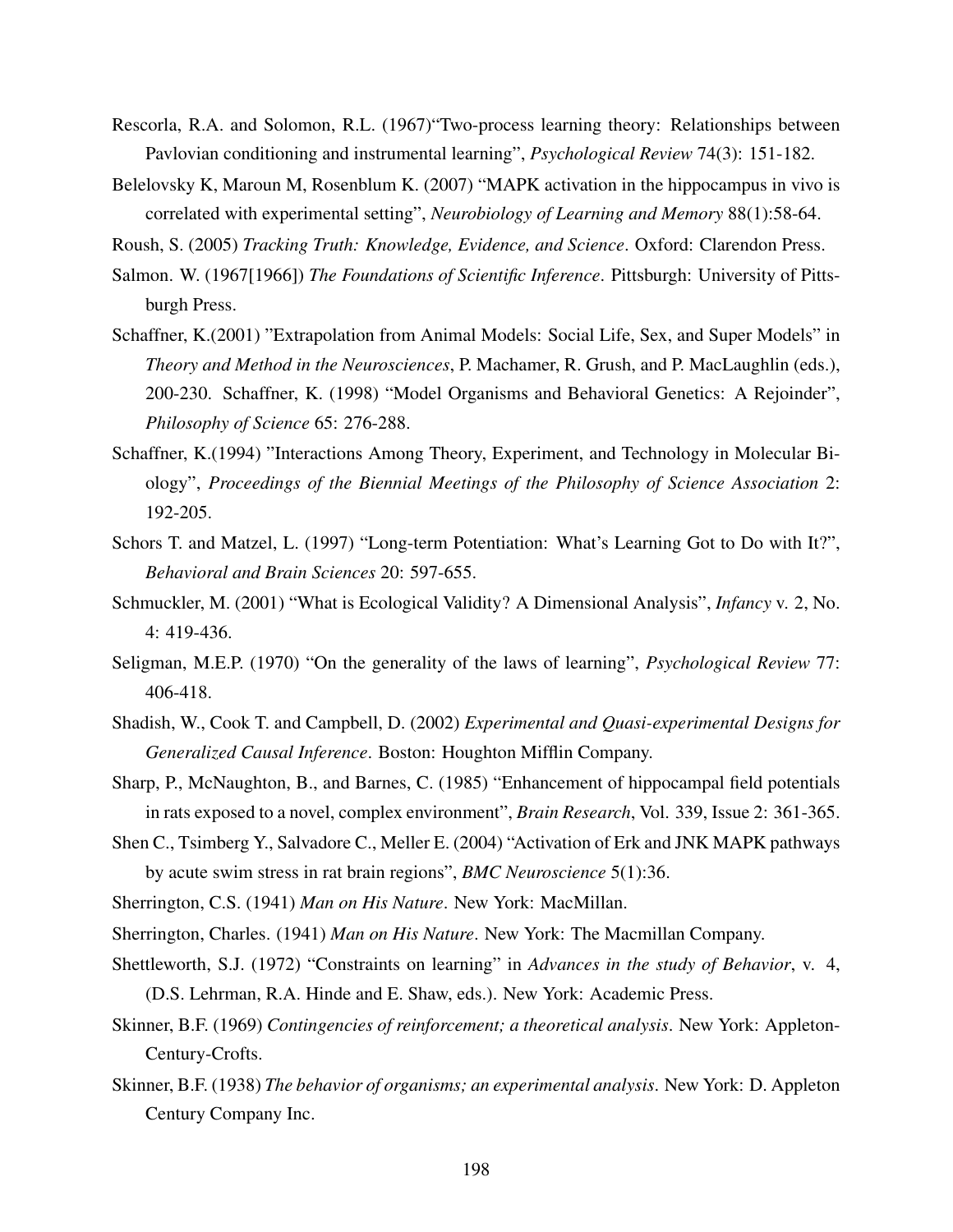Rescorla, R.A. and Solomon, R.L. (1967)"Two-process learning theory: Relationships between Pavlovian conditioning and instrumental learning", *Psychological Review* 74(3): 151-182.

Belelovsky K, Maroun M, Rosenblum K. (2007) "MAPK activation in the hippocampus in vivo is correlated with experimental setting", *Neurobiology of Learning and Memory* 88(1):58-64.

Roush, S. (2005) *Tracking Truth: Knowledge, Evidence, and Science*. Oxford: Clarendon Press.

Salmon. W. (1967[1966]) *The Foundations of Scientific Inference*. Pittsburgh: University of Pittsburgh Press.

Schaffner, K.(2001) "Extrapolation from Animal Models: Social Life, Sex, and Super Models" in *Theory and Method in the Neurosciences*, P. Machamer, R. Grush, and P. MacLaughlin (eds.), 200-230. Schaffner, K. (1998) "Model Organisms and Behavioral Genetics: A Rejoinder", *Philosophy of Science* 65: 276-288.

Schaffner, K.(1994) "Interactions Among Theory, Experiment, and Technology in Molecular Biology", *Proceedings of the Biennial Meetings of the Philosophy of Science Association* 2: 192-205.

Schors T. and Matzel, L. (1997) "Long-term Potentiation: What's Learning Got to Do with It?", *Behavioral and Brain Sciences* 20: 597-655.

Schmuckler, M. (2001) "What is Ecological Validity? A Dimensional Analysis", *Infancy* v. 2, No. 4: 419-436.

Seligman, M.E.P. (1970) "On the generality of the laws of learning", *Psychological Review* 77: 406-418.

Shadish, W., Cook T. and Campbell, D. (2002) *Experimental and Quasi-experimental Designs for Generalized Causal Inference*. Boston: Houghton Mifflin Company.

Sharp, P., McNaughton, B., and Barnes, C. (1985) "Enhancement of hippocampal field potentials in rats exposed to a novel, complex environment", *Brain Research*, Vol. 339, Issue 2: 361-365.

Shen C., Tsimberg Y., Salvadore C., Meller E. (2004) "Activation of Erk and JNK MAPK pathways by acute swim stress in rat brain regions", *BMC Neuroscience* 5(1):36.

Sherrington, C.S. (1941) *Man on His Nature*. New York: MacMillan.

Sherrington, Charles. (1941) *Man on His Nature*. New York: The Macmillan Company.

Shettleworth, S.J. (1972) "Constraints on learning" in *Advances in the study of Behavior*, v. 4, (D.S. Lehrman, R.A. Hinde and E. Shaw, eds.). New York: Academic Press.

Skinner, B.F. (1969) *Contingencies of reinforcement; a theoretical analysis*. New York: Appleton-Century-Crofts.

Skinner, B.F. (1938) *The behavior of organisms; an experimental analysis*. New York: D. Appleton Century Company Inc.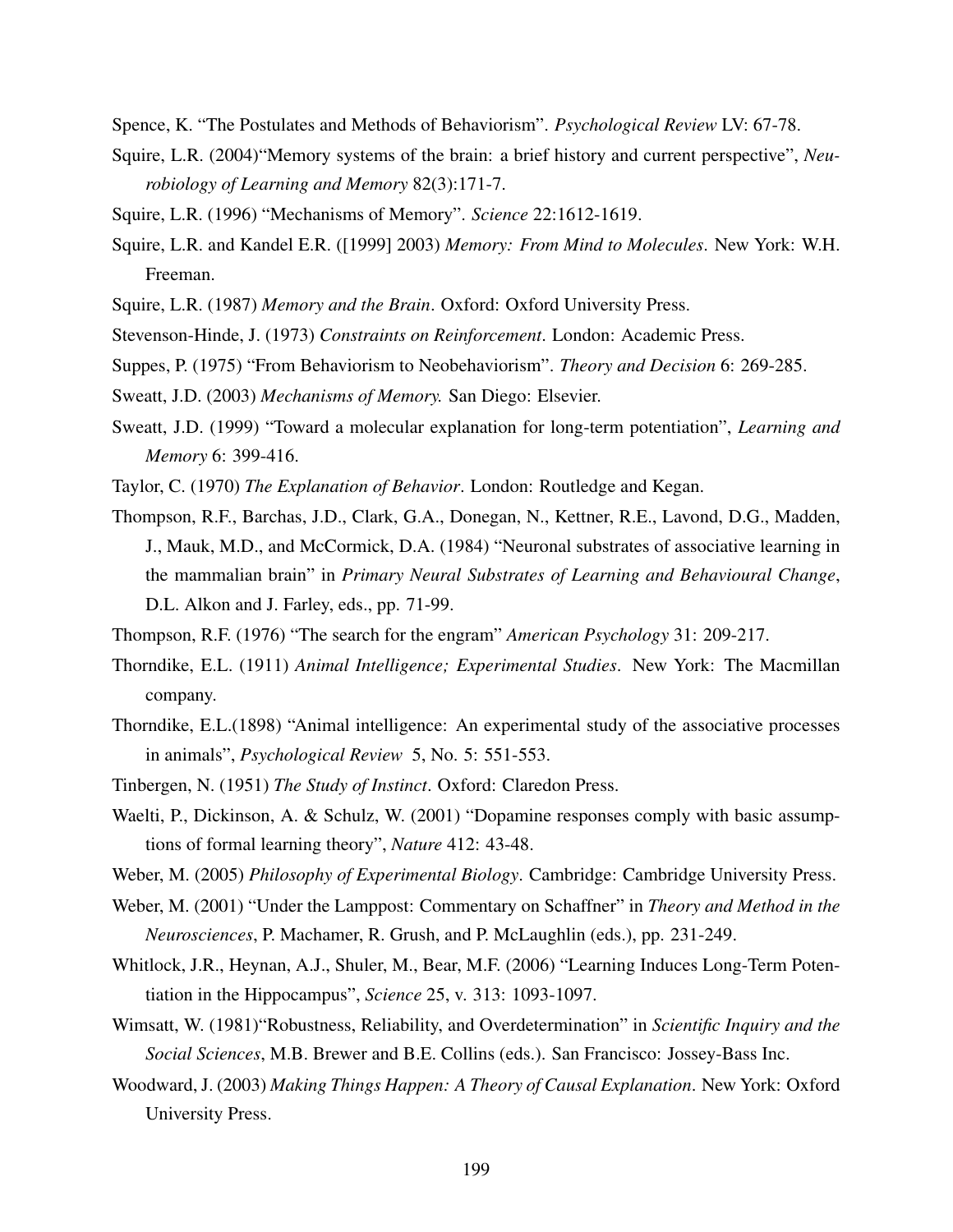Spence, K. "The Postulates and Methods of Behaviorism". *Psychological Review* LV: 67-78.

Squire, L.R. (2004)"Memory systems of the brain: a brief history and current perspective", *Neurobiology of Learning and Memory* 82(3):171-7.

Squire, L.R. (1996) "Mechanisms of Memory". *Science* 22:1612-1619.

Squire, L.R. and Kandel E.R. ([1999] 2003) *Memory: From Mind to Molecules*. New York: W.H. Freeman.

Squire, L.R. (1987) *Memory and the Brain*. Oxford: Oxford University Press.

Stevenson-Hinde, J. (1973) *Constraints on Reinforcement*. London: Academic Press.

Suppes, P. (1975) "From Behaviorism to Neobehaviorism". *Theory and Decision* 6: 269-285.

Sweatt, J.D. (2003) *Mechanisms of Memory.* San Diego: Elsevier.

Sweatt, J.D. (1999) "Toward a molecular explanation for long-term potentiation", *Learning and Memory* 6: 399-416.

Taylor, C. (1970) *The Explanation of Behavior*. London: Routledge and Kegan.

Thompson, R.F., Barchas, J.D., Clark, G.A., Donegan, N., Kettner, R.E., Lavond, D.G., Madden, J., Mauk, M.D., and McCormick, D.A. (1984) "Neuronal substrates of associative learning in the mammalian brain" in *Primary Neural Substrates of Learning and Behavioural Change*, D.L. Alkon and J. Farley, eds., pp. 71-99.

Thompson, R.F. (1976) "The search for the engram" *American Psychology* 31: 209-217.

Thorndike, E.L. (1911) *Animal Intelligence; Experimental Studies*. New York: The Macmillan company.

Thorndike, E.L.(1898) "Animal intelligence: An experimental study of the associative processes in animals", *Psychological Review* 5, No. 5: 551-553.

Tinbergen, N. (1951) *The Study of Instinct*. Oxford: Claredon Press.

Waelti, P., Dickinson, A. & Schulz, W. (2001) "Dopamine responses comply with basic assumptions of formal learning theory", *Nature* 412: 43-48.

Weber, M. (2005) *Philosophy of Experimental Biology*. Cambridge: Cambridge University Press.

Weber, M. (2001) "Under the Lamppost: Commentary on Schaffner" in *Theory and Method in the Neurosciences*, P. Machamer, R. Grush, and P. McLaughlin (eds.), pp. 231-249.

Whitlock, J.R., Heynan, A.J., Shuler, M., Bear, M.F. (2006) "Learning Induces Long-Term Potentiation in the Hippocampus", *Science* 25, v. 313: 1093-1097.

Wimsatt, W. (1981)"Robustness, Reliability, and Overdetermination" in *Scientific Inquiry and the Social Sciences*, M.B. Brewer and B.E. Collins (eds.). San Francisco: Jossey-Bass Inc.

Woodward, J. (2003) *Making Things Happen: A Theory of Causal Explanation*. New York: Oxford University Press.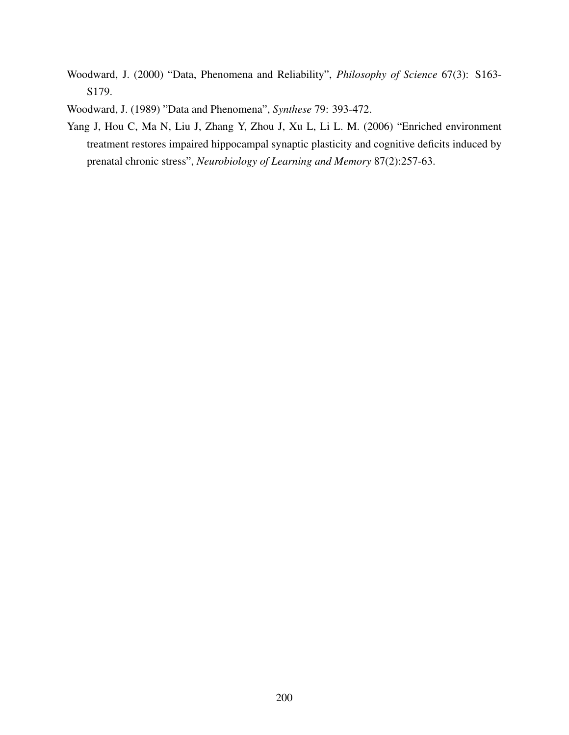Woodward, J. (2000) "Data, Phenomena and Reliability", *Philosophy of Science* 67(3): S163-S179.

Woodward, J. (1989) "Data and Phenomena", *Synthese* 79: 393-472.

Yang J, Hou C, Ma N, Liu J, Zhang Y, Zhou J, Xu L, Li L. M. (2006) "Enriched environment treatment restores impaired hippocampal synaptic plasticity and cognitive deficits induced by prenatal chronic stress", *Neurobiology of Learning and Memory* 87(2):257-63.